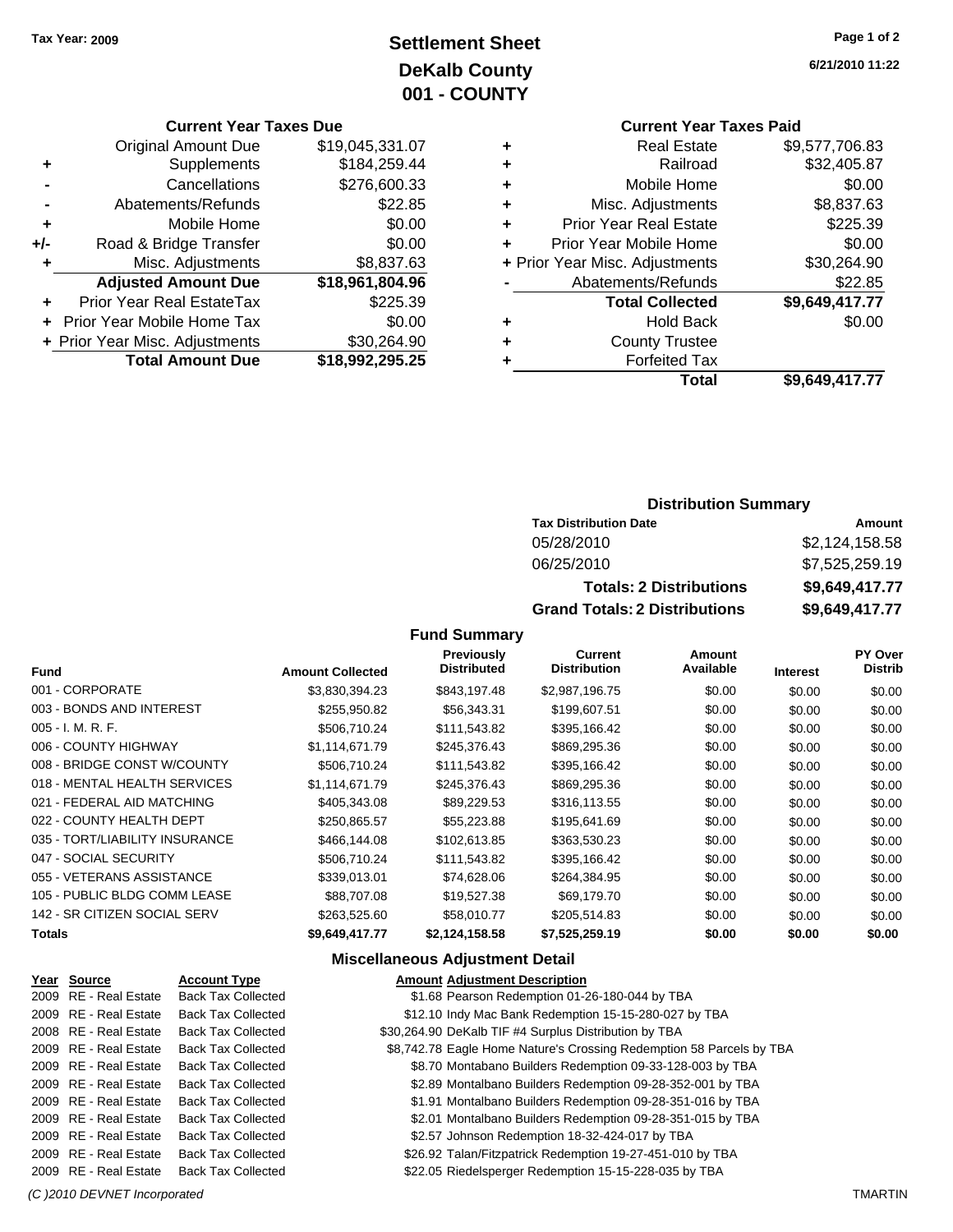Tax Year: 2009

# Settlement Sheet
## DeKalb County
## 001 - COUNTY

6/21/2010 11:22

### Current Year Taxes Due

| | | |
|---|---|---|
| | Original Amount Due | $19,045,331.07 |
| + | Supplements | $184,259.44 |
| - | Cancellations | $276,600.33 |
| - | Abatements/Refunds | $22.85 |
| + | Mobile Home | $0.00 |
| +/- | Road & Bridge Transfer | $0.00 |
| + | Misc. Adjustments | $8,837.63 |
| | **Adjusted Amount Due** | **$18,961,804.96** |
| + | Prior Year Real EstateTax | $225.39 |
| + | Prior Year Mobile Home Tax | $0.00 |
| + | Prior Year Misc. Adjustments | $30,264.90 |
| | **Total Amount Due** | **$18,992,295.25** |

### Current Year Taxes Paid

| | | |
|---|---|---|
| + | Real Estate | $9,577,706.83 |
| + | Railroad | $32,405.87 |
| + | Mobile Home | $0.00 |
| + | Misc. Adjustments | $8,837.63 |
| + | Prior Year Real Estate | $225.39 |
| + | Prior Year Mobile Home | $0.00 |
| + | Prior Year Misc. Adjustments | $30,264.90 |
| - | Abatements/Refunds | $22.85 |
| | **Total Collected** | **$9,649,417.77** |
| + | Hold Back | $0.00 |
| + | County Trustee | |
| + | Forfeited Tax | |
| | **Total** | **$9,649,417.77** |

### Distribution Summary

| Tax Distribution Date | Amount |
|---|---|
| 05/28/2010 | $2,124,158.58 |
| 06/25/2010 | $7,525,259.19 |
| **Totals: 2 Distributions** | **$9,649,417.77** |
| **Grand Totals: 2 Distributions** | **$9,649,417.77** |

### Fund Summary

| Fund | Amount Collected | Previously Distributed | Current Distribution | Amount Available | Interest | PY Over Distrib |
|---|---|---|---|---|---|---|
| 001 - CORPORATE | $3,830,394.23 | $843,197.48 | $2,987,196.75 | $0.00 | $0.00 | $0.00 |
| 003 - BONDS AND INTEREST | $255,950.82 | $56,343.31 | $199,607.51 | $0.00 | $0.00 | $0.00 |
| 005 - I. M. R. F. | $506,710.24 | $111,543.82 | $395,166.42 | $0.00 | $0.00 | $0.00 |
| 006 - COUNTY HIGHWAY | $1,114,671.79 | $245,376.43 | $869,295.36 | $0.00 | $0.00 | $0.00 |
| 008 - BRIDGE CONST W/COUNTY | $506,710.24 | $111,543.82 | $395,166.42 | $0.00 | $0.00 | $0.00 |
| 018 - MENTAL HEALTH SERVICES | $1,114,671.79 | $245,376.43 | $869,295.36 | $0.00 | $0.00 | $0.00 |
| 021 - FEDERAL AID MATCHING | $405,343.08 | $89,229.53 | $316,113.55 | $0.00 | $0.00 | $0.00 |
| 022 - COUNTY HEALTH DEPT | $250,865.57 | $55,223.88 | $195,641.69 | $0.00 | $0.00 | $0.00 |
| 035 - TORT/LIABILITY INSURANCE | $466,144.08 | $102,613.85 | $363,530.23 | $0.00 | $0.00 | $0.00 |
| 047 - SOCIAL SECURITY | $506,710.24 | $111,543.82 | $395,166.42 | $0.00 | $0.00 | $0.00 |
| 055 - VETERANS ASSISTANCE | $339,013.01 | $74,628.06 | $264,384.95 | $0.00 | $0.00 | $0.00 |
| 105 - PUBLIC BLDG COMM LEASE | $88,707.08 | $19,527.38 | $69,179.70 | $0.00 | $0.00 | $0.00 |
| 142 - SR CITIZEN SOCIAL SERV | $263,525.60 | $58,010.77 | $205,514.83 | $0.00 | $0.00 | $0.00 |
| **Totals** | **$9,649,417.77** | **$2,124,158.58** | **$7,525,259.19** | **$0.00** | **$0.00** | **$0.00** |

### Miscellaneous Adjustment Detail

| Year | Source | Account Type | Amount | Adjustment Description |
|---|---|---|---|---|
| 2009 | RE - Real Estate | Back Tax Collected | $1.68 | Pearson Redemption 01-26-180-044 by TBA |
| 2009 | RE - Real Estate | Back Tax Collected | $12.10 | Indy Mac Bank Redemption 15-15-280-027 by TBA |
| 2008 | RE - Real Estate | Back Tax Collected | $30,264.90 | DeKalb TIF #4 Surplus Distribution by TBA |
| 2009 | RE - Real Estate | Back Tax Collected | $8,742.78 | Eagle Home Nature's Crossing Redemption 58 Parcels by TBA |
| 2009 | RE - Real Estate | Back Tax Collected | $8.70 | Montabano Builders Redemption 09-33-128-003 by TBA |
| 2009 | RE - Real Estate | Back Tax Collected | $2.89 | Montalbano Builders Redemption 09-28-352-001 by TBA |
| 2009 | RE - Real Estate | Back Tax Collected | $1.91 | Montalbano Builders Redemption 09-28-351-016 by TBA |
| 2009 | RE - Real Estate | Back Tax Collected | $2.01 | Montalbano Builders Redemption 09-28-351-015 by TBA |
| 2009 | RE - Real Estate | Back Tax Collected | $2.57 | Johnson Redemption 18-32-424-017 by TBA |
| 2009 | RE - Real Estate | Back Tax Collected | $26.92 | Talan/Fitzpatrick Redemption 19-27-451-010 by TBA |
| 2009 | RE - Real Estate | Back Tax Collected | $22.05 | Riedelsperger Redemption 15-15-228-035 by TBA |

(C )2010 DEVNET Incorporated　　TMARTIN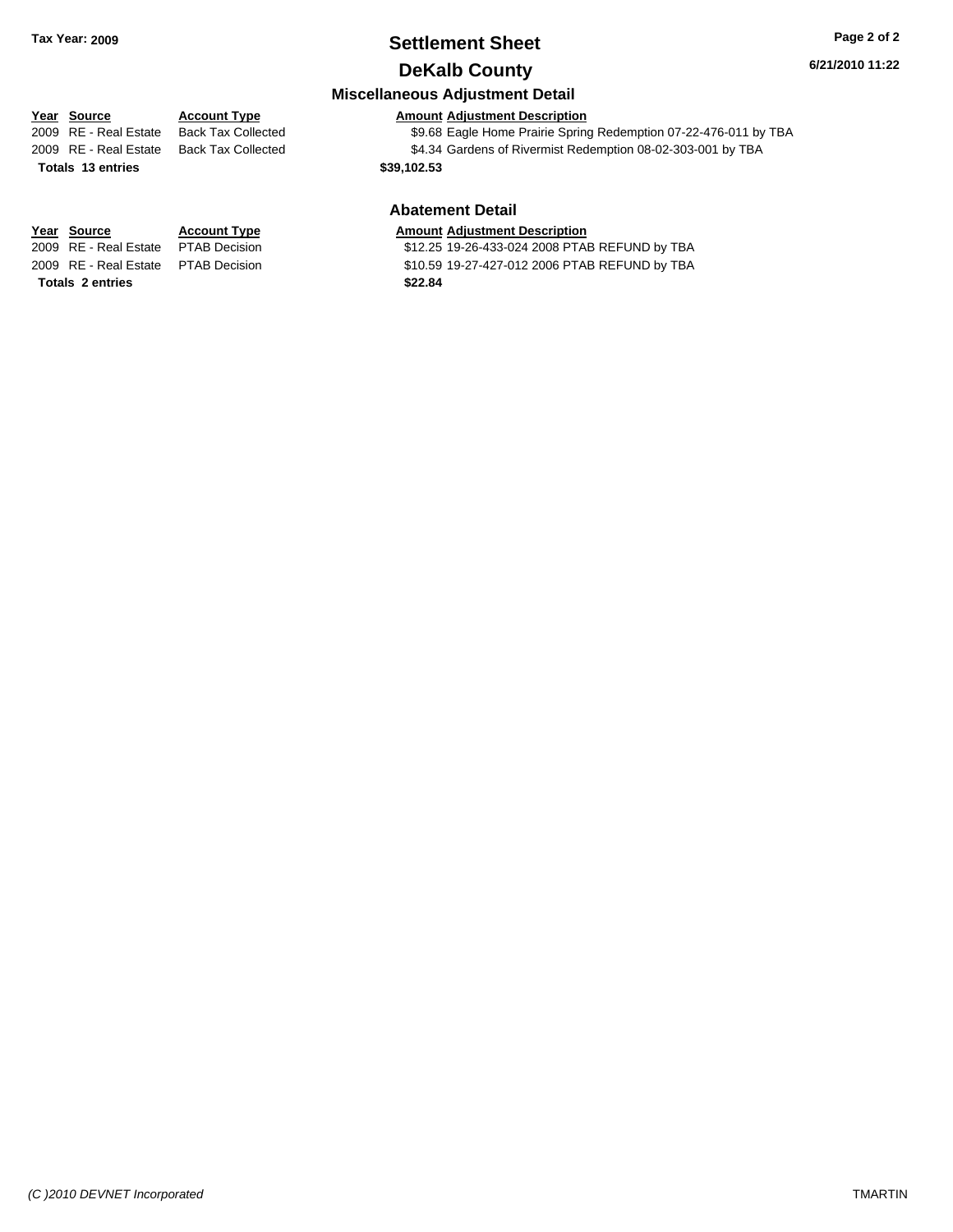**Tax Year: 2009**

# Settlement Sheet

## DeKalb County

**6/21/2010 11:22**

### Miscellaneous Adjustment Detail

| Year | Source | Account Type | Amount | Adjustment Description |
|---|---|---|---|---|
| 2009 | RE - Real Estate | Back Tax Collected | $9.68 | Eagle Home Prairie Spring Redemption 07-22-476-011 by TBA |
| 2009 | RE - Real Estate | Back Tax Collected | $4.34 | Gardens of Rivermist Redemption 08-02-303-001 by TBA |
| **Totals 13 entries** | | | **$39,102.53** | |

### Abatement Detail

| Year | Source | Account Type | Amount | Adjustment Description |
|---|---|---|---|---|
| 2009 | RE - Real Estate | PTAB Decision | $12.25 | 19-26-433-024 2008 PTAB REFUND by TBA |
| 2009 | RE - Real Estate | PTAB Decision | $10.59 | 19-27-427-012 2006 PTAB REFUND by TBA |
| **Totals 2 entries** | | | **$22.84** | |

*(C )2010 DEVNET Incorporated* TMARTIN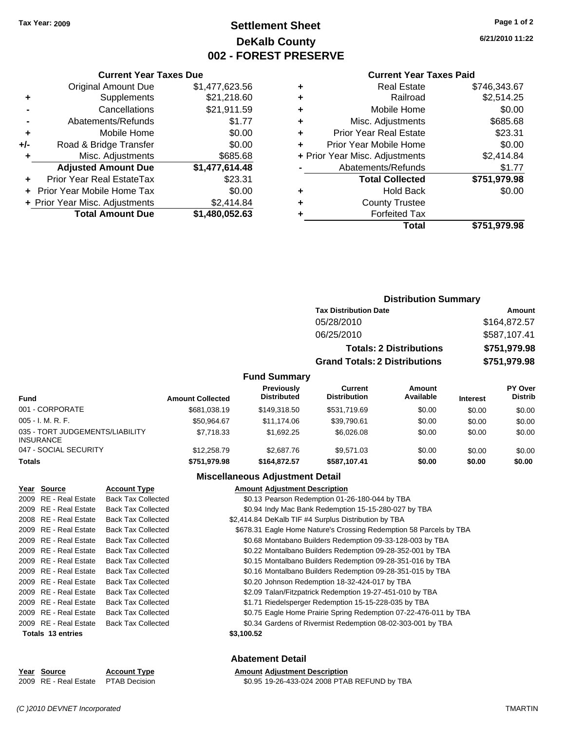Tax Year: 2009

# Settlement Sheet
## DeKalb County
## 002 - FOREST PRESERVE

6/21/2010 11:22

### Current Year Taxes Due

| | | |
|---|---|---|
| | Original Amount Due | $1,477,623.56 |
| + | Supplements | $21,218.60 |
| - | Cancellations | $21,911.59 |
| - | Abatements/Refunds | $1.77 |
| + | Mobile Home | $0.00 |
| +/- | Road & Bridge Transfer | $0.00 |
| + | Misc. Adjustments | $685.68 |
| | **Adjusted Amount Due** | **$1,477,614.48** |
| + | Prior Year Real EstateTax | $23.31 |
| + | Prior Year Mobile Home Tax | $0.00 |
| + | Prior Year Misc. Adjustments | $2,414.84 |
| | **Total Amount Due** | **$1,480,052.63** |

### Current Year Taxes Paid

| | | |
|---|---|---|
| + | Real Estate | $746,343.67 |
| + | Railroad | $2,514.25 |
| + | Mobile Home | $0.00 |
| + | Misc. Adjustments | $685.68 |
| + | Prior Year Real Estate | $23.31 |
| + | Prior Year Mobile Home | $0.00 |
| + | Prior Year Misc. Adjustments | $2,414.84 |
| - | Abatements/Refunds | $1.77 |
| | **Total Collected** | **$751,979.98** |
| + | Hold Back | $0.00 |
| + | County Trustee | |
| + | Forfeited Tax | |
| | **Total** | **$751,979.98** |

### Distribution Summary

| Tax Distribution Date | Amount |
|---|---|
| 05/28/2010 | $164,872.57 |
| 06/25/2010 | $587,107.41 |
| **Totals: 2 Distributions** | **$751,979.98** |
| **Grand Totals: 2 Distributions** | **$751,979.98** |

### Fund Summary

| Fund | Amount Collected | Previously Distributed | Current Distribution | Amount Available | Interest | PY Over Distrib |
|---|---|---|---|---|---|---|
| 001 - CORPORATE | $681,038.19 | $149,318.50 | $531,719.69 | $0.00 | $0.00 | $0.00 |
| 005 - I. M. R. F. | $50,964.67 | $11,174.06 | $39,790.61 | $0.00 | $0.00 | $0.00 |
| 035 - TORT JUDGEMENTS/LIABILITY INSURANCE | $7,718.33 | $1,692.25 | $6,026.08 | $0.00 | $0.00 | $0.00 |
| 047 - SOCIAL SECURITY | $12,258.79 | $2,687.76 | $9,571.03 | $0.00 | $0.00 | $0.00 |
| **Totals** | **$751,979.98** | **$164,872.57** | **$587,107.41** | **$0.00** | **$0.00** | **$0.00** |

### Miscellaneous Adjustment Detail

| Year | Source | Account Type | Amount | Adjustment Description |
|---|---|---|---|---|
| 2009 | RE - Real Estate | Back Tax Collected | $0.13 | Pearson Redemption 01-26-180-044 by TBA |
| 2009 | RE - Real Estate | Back Tax Collected | $0.94 | Indy Mac Bank Redemption 15-15-280-027 by TBA |
| 2008 | RE - Real Estate | Back Tax Collected | $2,414.84 | DeKalb TIF #4 Surplus Distribution by TBA |
| 2009 | RE - Real Estate | Back Tax Collected | $678.31 | Eagle Home Nature's Crossing Redemption 58 Parcels by TBA |
| 2009 | RE - Real Estate | Back Tax Collected | $0.68 | Montabano Builders Redemption 09-33-128-003 by TBA |
| 2009 | RE - Real Estate | Back Tax Collected | $0.22 | Montalbano Builders Redemption 09-28-352-001 by TBA |
| 2009 | RE - Real Estate | Back Tax Collected | $0.15 | Montalbano Builders Redemption 09-28-351-016 by TBA |
| 2009 | RE - Real Estate | Back Tax Collected | $0.16 | Montalbano Builders Redemption 09-28-351-015 by TBA |
| 2009 | RE - Real Estate | Back Tax Collected | $0.20 | Johnson Redemption 18-32-424-017 by TBA |
| 2009 | RE - Real Estate | Back Tax Collected | $2.09 | Talan/Fitzpatrick Redemption 19-27-451-010 by TBA |
| 2009 | RE - Real Estate | Back Tax Collected | $1.71 | Riedelsperger Redemption 15-15-228-035 by TBA |
| 2009 | RE - Real Estate | Back Tax Collected | $0.75 | Eagle Home Prairie Spring Redemption 07-22-476-011 by TBA |
| 2009 | RE - Real Estate | Back Tax Collected | $0.34 | Gardens of Rivermist Redemption 08-02-303-001 by TBA |
| **Totals 13 entries** | | | **$3,100.52** | |

### Abatement Detail

| Year | Source | Account Type | Amount | Adjustment Description |
|---|---|---|---|---|
| 2009 | RE - Real Estate | PTAB Decision | $0.95 | 19-26-433-024 2008 PTAB REFUND by TBA |

(C )2010 DEVNET Incorporated — TMARTIN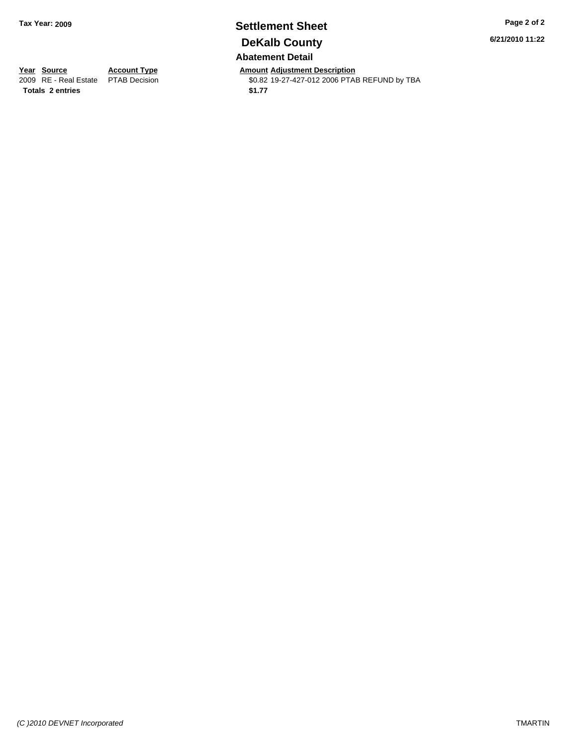Tax Year: 2009

# Settlement Sheet

## DeKalb County

6/21/2010 11:22

### Abatement Detail

| Year | Source | Account Type | Amount | Adjustment Description |
| --- | --- | --- | --- | --- |
| 2009 | RE - Real Estate | PTAB Decision | $0.82 | 19-27-427-012 2006 PTAB REFUND by TBA |
| **Totals** | **2 entries** | | **$1.77** | |

*(C )2010 DEVNET Incorporated*

TMARTIN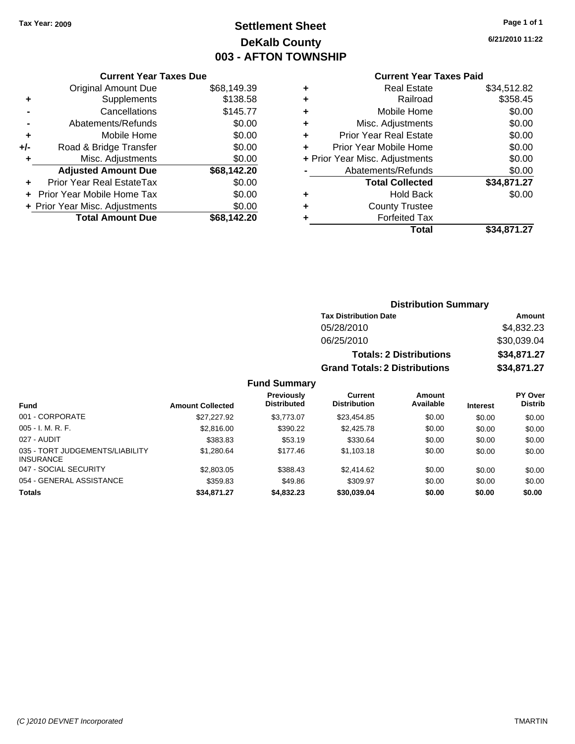Tax Year: 2009

# Settlement Sheet
## DeKalb County
## 003 - AFTON TOWNSHIP

6/21/2010 11:22

### Current Year Taxes Due

| | | |
|---|---|---|
| | Original Amount Due | $68,149.39 |
| + | Supplements | $138.58 |
| - | Cancellations | $145.77 |
| - | Abatements/Refunds | $0.00 |
| + | Mobile Home | $0.00 |
| +/- | Road & Bridge Transfer | $0.00 |
| + | Misc. Adjustments | $0.00 |
| | **Adjusted Amount Due** | **$68,142.20** |
| + | Prior Year Real EstateTax | $0.00 |
| + | Prior Year Mobile Home Tax | $0.00 |
| + | Prior Year Misc. Adjustments | $0.00 |
| | **Total Amount Due** | **$68,142.20** |

### Current Year Taxes Paid

| | | |
|---|---|---|
| + | Real Estate | $34,512.82 |
| + | Railroad | $358.45 |
| + | Mobile Home | $0.00 |
| + | Misc. Adjustments | $0.00 |
| + | Prior Year Real Estate | $0.00 |
| + | Prior Year Mobile Home | $0.00 |
| + | Prior Year Misc. Adjustments | $0.00 |
| - | Abatements/Refunds | $0.00 |
| | **Total Collected** | **$34,871.27** |
| + | Hold Back | $0.00 |
| + | County Trustee | |
| + | Forfeited Tax | |
| | **Total** | **$34,871.27** |

### Distribution Summary

| Tax Distribution Date | Amount |
|---|---|
| 05/28/2010 | $4,832.23 |
| 06/25/2010 | $30,039.04 |
| **Totals: 2 Distributions** | **$34,871.27** |
| **Grand Totals: 2 Distributions** | **$34,871.27** |

### Fund Summary

| Fund | Amount Collected | Previously Distributed | Current Distribution | Amount Available | Interest | PY Over Distrib |
|---|---|---|---|---|---|---|
| 001 - CORPORATE | $27,227.92 | $3,773.07 | $23,454.85 | $0.00 | $0.00 | $0.00 |
| 005 - I. M. R. F. | $2,816.00 | $390.22 | $2,425.78 | $0.00 | $0.00 | $0.00 |
| 027 - AUDIT | $383.83 | $53.19 | $330.64 | $0.00 | $0.00 | $0.00 |
| 035 - TORT JUDGEMENTS/LIABILITY INSURANCE | $1,280.64 | $177.46 | $1,103.18 | $0.00 | $0.00 | $0.00 |
| 047 - SOCIAL SECURITY | $2,803.05 | $388.43 | $2,414.62 | $0.00 | $0.00 | $0.00 |
| 054 - GENERAL ASSISTANCE | $359.83 | $49.86 | $309.97 | $0.00 | $0.00 | $0.00 |
| **Totals** | **$34,871.27** | **$4,832.23** | **$30,039.04** | **$0.00** | **$0.00** | **$0.00** |

(C )2010 DEVNET Incorporated — TMARTIN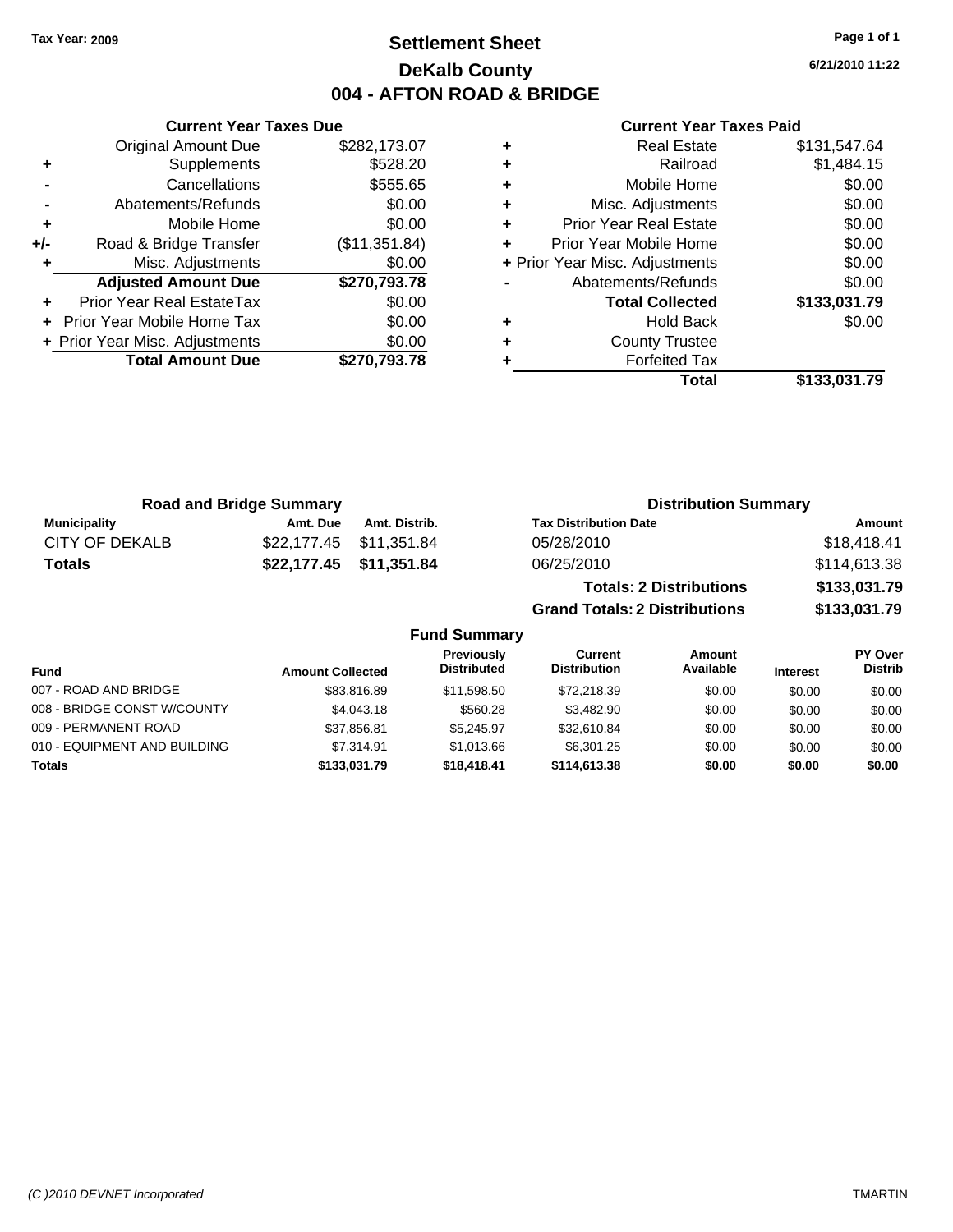**Tax Year: 2009**

# Settlement Sheet
## DeKalb County
## 004 - AFTON ROAD & BRIDGE

6/21/2010 11:22

### Current Year Taxes Due

| | | |
|---|---|---|
| | Original Amount Due | $282,173.07 |
| + | Supplements | $528.20 |
| - | Cancellations | $555.65 |
| - | Abatements/Refunds | $0.00 |
| + | Mobile Home | $0.00 |
| +/- | Road & Bridge Transfer | ($11,351.84) |
| + | Misc. Adjustments | $0.00 |
| | **Adjusted Amount Due** | **$270,793.78** |
| + | Prior Year Real EstateTax | $0.00 |
| + | Prior Year Mobile Home Tax | $0.00 |
| + | Prior Year Misc. Adjustments | $0.00 |
| | **Total Amount Due** | **$270,793.78** |

### Current Year Taxes Paid

| | | |
|---|---|---|
| + | Real Estate | $131,547.64 |
| + | Railroad | $1,484.15 |
| + | Mobile Home | $0.00 |
| + | Misc. Adjustments | $0.00 |
| + | Prior Year Real Estate | $0.00 |
| + | Prior Year Mobile Home | $0.00 |
| + | Prior Year Misc. Adjustments | $0.00 |
| - | Abatements/Refunds | $0.00 |
| | **Total Collected** | **$133,031.79** |
| + | Hold Back | $0.00 |
| + | County Trustee | |
| + | Forfeited Tax | |
| | **Total** | **$133,031.79** |

### Road and Bridge Summary

| Municipality | Amt. Due | Amt. Distrib. |
|---|---|---|
| CITY OF DEKALB | $22,177.45 | $11,351.84 |
| **Totals** | **$22,177.45** | **$11,351.84** |

### Distribution Summary

| Tax Distribution Date | Amount |
|---|---|
| 05/28/2010 | $18,418.41 |
| 06/25/2010 | $114,613.38 |
| **Totals: 2 Distributions** | **$133,031.79** |
| **Grand Totals: 2 Distributions** | **$133,031.79** |

### Fund Summary

| Fund | Amount Collected | Previously Distributed | Current Distribution | Amount Available | Interest | PY Over Distrib |
|---|---|---|---|---|---|---|
| 007 - ROAD AND BRIDGE | $83,816.89 | $11,598.50 | $72,218.39 | $0.00 | $0.00 | $0.00 |
| 008 - BRIDGE CONST W/COUNTY | $4,043.18 | $560.28 | $3,482.90 | $0.00 | $0.00 | $0.00 |
| 009 - PERMANENT ROAD | $37,856.81 | $5,245.97 | $32,610.84 | $0.00 | $0.00 | $0.00 |
| 010 - EQUIPMENT AND BUILDING | $7,314.91 | $1,013.66 | $6,301.25 | $0.00 | $0.00 | $0.00 |
| **Totals** | **$133,031.79** | **$18,418.41** | **$114,613.38** | **$0.00** | **$0.00** | **$0.00** |

(C )2010 DEVNET Incorporated — TMARTIN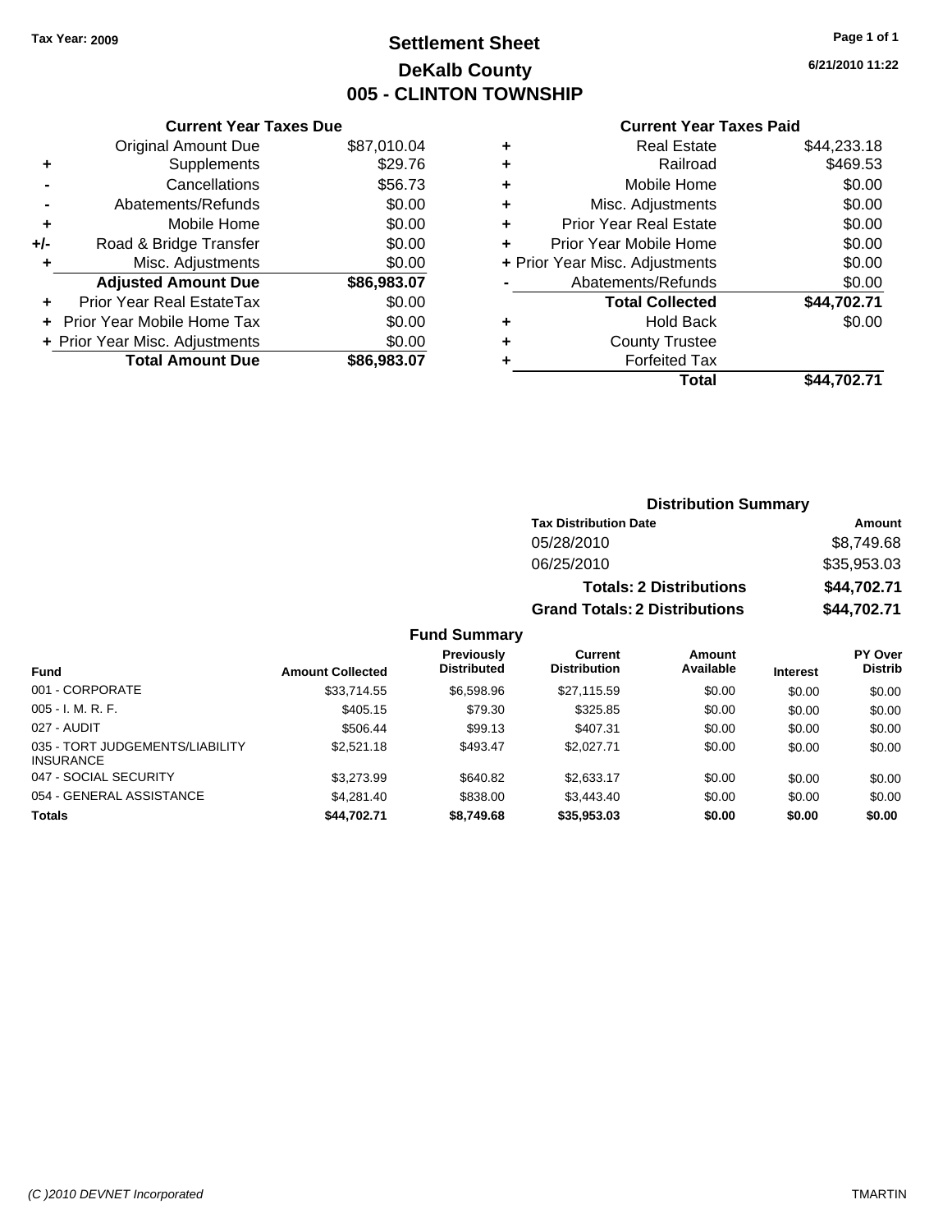Tax Year: 2009

# Settlement Sheet
## DeKalb County
## 005 - CLINTON TOWNSHIP

6/21/2010 11:22

### Current Year Taxes Due

| | | |
|---|---|---|
| | Original Amount Due | $87,010.04 |
| + | Supplements | $29.76 |
| - | Cancellations | $56.73 |
| - | Abatements/Refunds | $0.00 |
| + | Mobile Home | $0.00 |
| +/- | Road & Bridge Transfer | $0.00 |
| + | Misc. Adjustments | $0.00 |
| | **Adjusted Amount Due** | **$86,983.07** |
| + | Prior Year Real EstateTax | $0.00 |
| + | Prior Year Mobile Home Tax | $0.00 |
| + | Prior Year Misc. Adjustments | $0.00 |
| | **Total Amount Due** | **$86,983.07** |

### Current Year Taxes Paid

| | | |
|---|---|---|
| + | Real Estate | $44,233.18 |
| + | Railroad | $469.53 |
| + | Mobile Home | $0.00 |
| + | Misc. Adjustments | $0.00 |
| + | Prior Year Real Estate | $0.00 |
| + | Prior Year Mobile Home | $0.00 |
| + | Prior Year Misc. Adjustments | $0.00 |
| - | Abatements/Refunds | $0.00 |
| | **Total Collected** | **$44,702.71** |
| + | Hold Back | $0.00 |
| + | County Trustee | |
| + | Forfeited Tax | |
| | **Total** | **$44,702.71** |

### Distribution Summary

| Tax Distribution Date | Amount |
|---|---|
| 05/28/2010 | $8,749.68 |
| 06/25/2010 | $35,953.03 |
| **Totals: 2 Distributions** | **$44,702.71** |
| **Grand Totals: 2 Distributions** | **$44,702.71** |

### Fund Summary

| Fund | Amount Collected | Previously Distributed | Current Distribution | Amount Available | Interest | PY Over Distrib |
|---|---|---|---|---|---|---|
| 001 - CORPORATE | $33,714.55 | $6,598.96 | $27,115.59 | $0.00 | $0.00 | $0.00 |
| 005 - I. M. R. F. | $405.15 | $79.30 | $325.85 | $0.00 | $0.00 | $0.00 |
| 027 - AUDIT | $506.44 | $99.13 | $407.31 | $0.00 | $0.00 | $0.00 |
| 035 - TORT JUDGEMENTS/LIABILITY INSURANCE | $2,521.18 | $493.47 | $2,027.71 | $0.00 | $0.00 | $0.00 |
| 047 - SOCIAL SECURITY | $3,273.99 | $640.82 | $2,633.17 | $0.00 | $0.00 | $0.00 |
| 054 - GENERAL ASSISTANCE | $4,281.40 | $838.00 | $3,443.40 | $0.00 | $0.00 | $0.00 |
| **Totals** | **$44,702.71** | **$8,749.68** | **$35,953.03** | **$0.00** | **$0.00** | **$0.00** |

(C )2010 DEVNET Incorporated — TMARTIN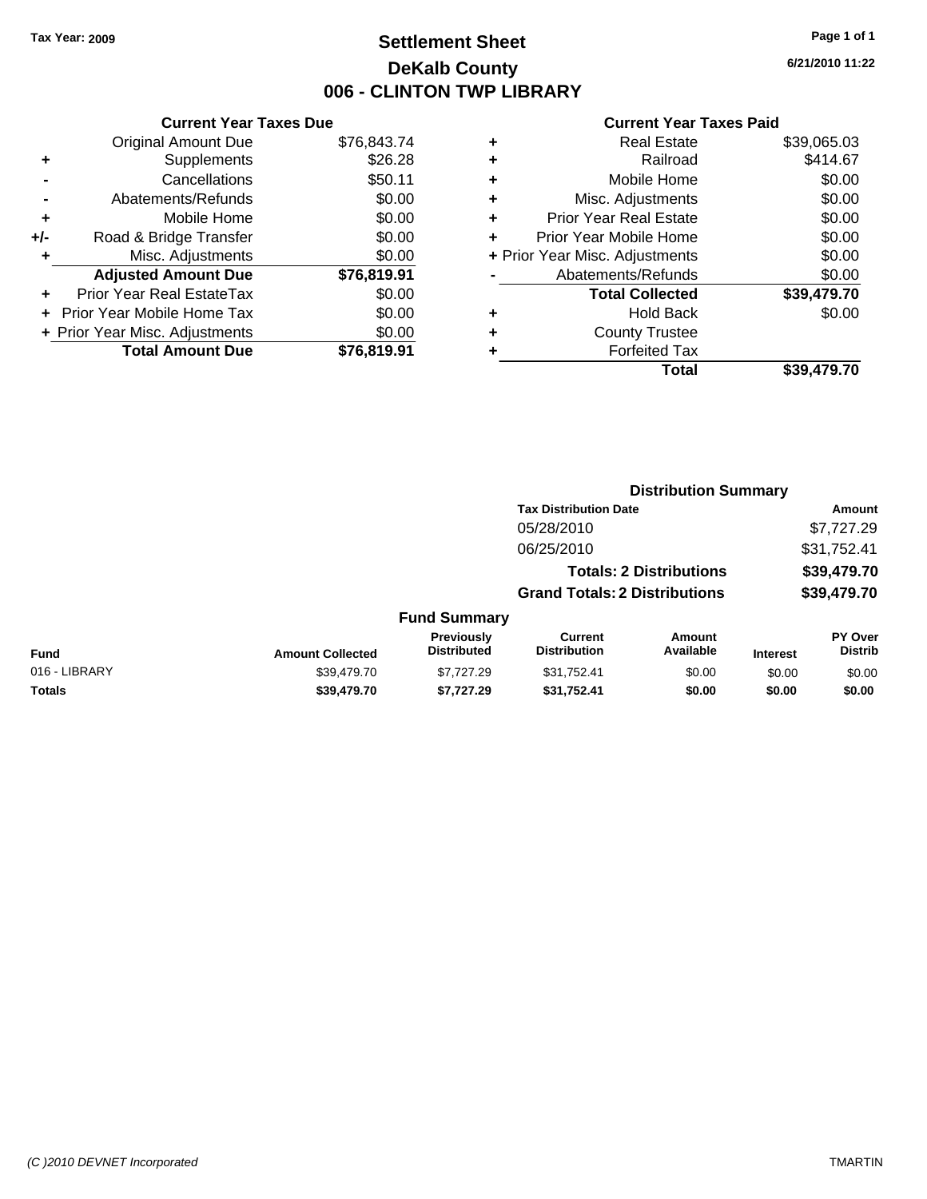**Tax Year: 2009**

# Settlement Sheet
## DeKalb County
## 006 - CLINTON TWP LIBRARY

6/21/2010 11:22

### Current Year Taxes Due

| | | |
|---|---|---|
| | Original Amount Due | $76,843.74 |
| + | Supplements | $26.28 |
| - | Cancellations | $50.11 |
| - | Abatements/Refunds | $0.00 |
| + | Mobile Home | $0.00 |
| +/- | Road & Bridge Transfer | $0.00 |
| + | Misc. Adjustments | $0.00 |
| | **Adjusted Amount Due** | **$76,819.91** |
| + | Prior Year Real EstateTax | $0.00 |
| + | Prior Year Mobile Home Tax | $0.00 |
| + | Prior Year Misc. Adjustments | $0.00 |
| | **Total Amount Due** | **$76,819.91** |

### Current Year Taxes Paid

| | | |
|---|---|---|
| + | Real Estate | $39,065.03 |
| + | Railroad | $414.67 |
| + | Mobile Home | $0.00 |
| + | Misc. Adjustments | $0.00 |
| + | Prior Year Real Estate | $0.00 |
| + | Prior Year Mobile Home | $0.00 |
| + | Prior Year Misc. Adjustments | $0.00 |
| - | Abatements/Refunds | $0.00 |
| | **Total Collected** | **$39,479.70** |
| + | Hold Back | $0.00 |
| + | County Trustee | |
| + | Forfeited Tax | |
| | **Total** | **$39,479.70** |

### Distribution Summary

| Tax Distribution Date | Amount |
|---|---|
| 05/28/2010 | $7,727.29 |
| 06/25/2010 | $31,752.41 |
| **Totals: 2 Distributions** | **$39,479.70** |
| **Grand Totals: 2 Distributions** | **$39,479.70** |

### Fund Summary

| Fund | Amount Collected | Previously Distributed | Current Distribution | Amount Available | Interest | PY Over Distrib |
|---|---|---|---|---|---|---|
| 016 - LIBRARY | $39,479.70 | $7,727.29 | $31,752.41 | $0.00 | $0.00 | $0.00 |
| **Totals** | **$39,479.70** | **$7,727.29** | **$31,752.41** | **$0.00** | **$0.00** | **$0.00** |

*(C )2010 DEVNET Incorporated* TMARTIN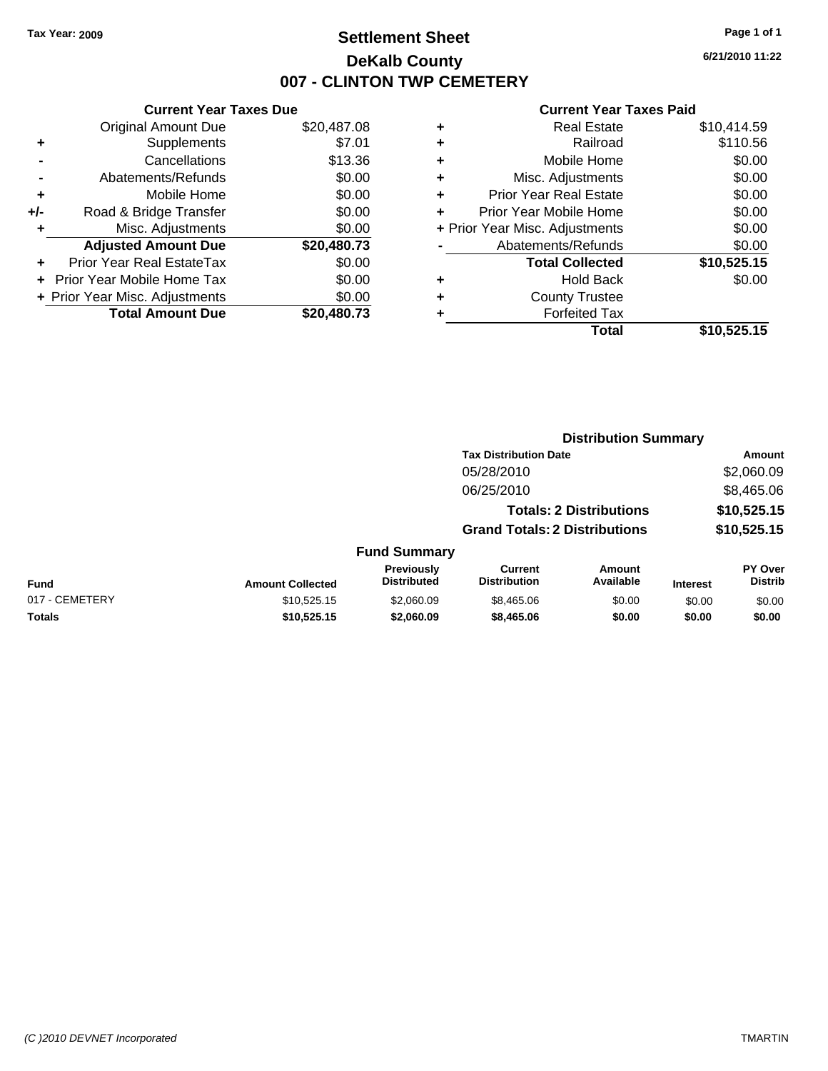Tax Year: 2009

# Settlement Sheet
## DeKalb County
## 007 - CLINTON TWP CEMETERY

6/21/2010 11:22

**Current Year Taxes Due**

| | | |
|---|---|---|
| | Original Amount Due | $20,487.08 |
| + | Supplements | $7.01 |
| - | Cancellations | $13.36 |
| - | Abatements/Refunds | $0.00 |
| + | Mobile Home | $0.00 |
| +/- | Road & Bridge Transfer | $0.00 |
| + | Misc. Adjustments | $0.00 |
| | **Adjusted Amount Due** | **$20,480.73** |
| + | Prior Year Real EstateTax | $0.00 |
| + | Prior Year Mobile Home Tax | $0.00 |
| + | Prior Year Misc. Adjustments | $0.00 |
| | **Total Amount Due** | **$20,480.73** |

**Current Year Taxes Paid**

| | | |
|---|---|---|
| + | Real Estate | $10,414.59 |
| + | Railroad | $110.56 |
| + | Mobile Home | $0.00 |
| + | Misc. Adjustments | $0.00 |
| + | Prior Year Real Estate | $0.00 |
| + | Prior Year Mobile Home | $0.00 |
| + | Prior Year Misc. Adjustments | $0.00 |
| - | Abatements/Refunds | $0.00 |
| | **Total Collected** | **$10,525.15** |
| + | Hold Back | $0.00 |
| + | County Trustee | |
| + | Forfeited Tax | |
| | **Total** | **$10,525.15** |

**Distribution Summary**

| Tax Distribution Date | Amount |
|---|---|
| 05/28/2010 | $2,060.09 |
| 06/25/2010 | $8,465.06 |
| **Totals: 2 Distributions** | **$10,525.15** |
| **Grand Totals: 2 Distributions** | **$10,525.15** |

**Fund Summary**

| Fund | Amount Collected | Previously Distributed | Current Distribution | Amount Available | Interest | PY Over Distrib |
|---|---|---|---|---|---|---|
| 017 - CEMETERY | $10,525.15 | $2,060.09 | $8,465.06 | $0.00 | $0.00 | $0.00 |
| **Totals** | **$10,525.15** | **$2,060.09** | **$8,465.06** | **$0.00** | **$0.00** | **$0.00** |

(C )2010 DEVNET Incorporated

TMARTIN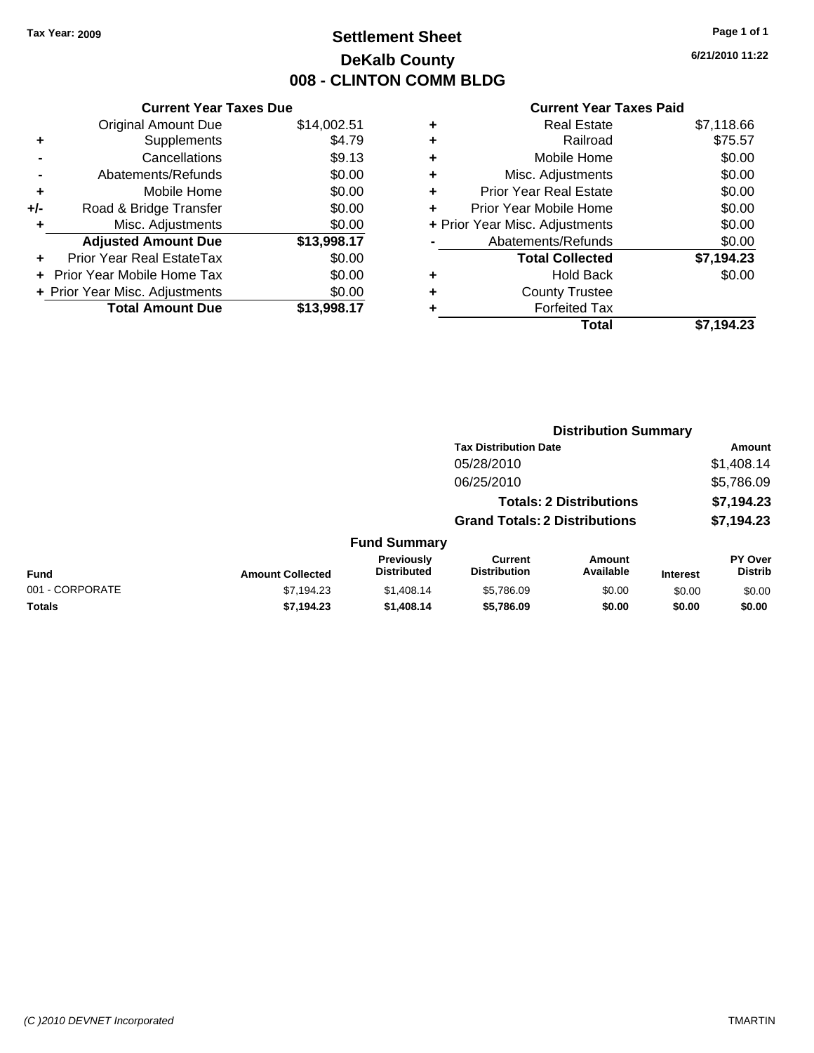Tax Year: 2009

# Settlement Sheet
## DeKalb County
## 008 - CLINTON COMM BLDG

6/21/2010 11:22

### Current Year Taxes Due

| | | |
|---|---|---|
| | Original Amount Due | $14,002.51 |
| + | Supplements | $4.79 |
| - | Cancellations | $9.13 |
| - | Abatements/Refunds | $0.00 |
| + | Mobile Home | $0.00 |
| +/- | Road & Bridge Transfer | $0.00 |
| + | Misc. Adjustments | $0.00 |
| | **Adjusted Amount Due** | **$13,998.17** |
| + | Prior Year Real EstateTax | $0.00 |
| + | Prior Year Mobile Home Tax | $0.00 |
| + | Prior Year Misc. Adjustments | $0.00 |
| | **Total Amount Due** | **$13,998.17** |

### Current Year Taxes Paid

| | | |
|---|---|---|
| + | Real Estate | $7,118.66 |
| + | Railroad | $75.57 |
| + | Mobile Home | $0.00 |
| + | Misc. Adjustments | $0.00 |
| + | Prior Year Real Estate | $0.00 |
| + | Prior Year Mobile Home | $0.00 |
| + | Prior Year Misc. Adjustments | $0.00 |
| - | Abatements/Refunds | $0.00 |
| | **Total Collected** | **$7,194.23** |
| + | Hold Back | $0.00 |
| + | County Trustee | |
| + | Forfeited Tax | |
| | **Total** | **$7,194.23** |

### Distribution Summary

| Tax Distribution Date | Amount |
|---|---|
| 05/28/2010 | $1,408.14 |
| 06/25/2010 | $5,786.09 |
| **Totals: 2 Distributions** | **$7,194.23** |
| **Grand Totals: 2 Distributions** | **$7,194.23** |

### Fund Summary

| Fund | Amount Collected | Previously Distributed | Current Distribution | Amount Available | Interest | PY Over Distrib |
|---|---|---|---|---|---|---|
| 001 - CORPORATE | $7,194.23 | $1,408.14 | $5,786.09 | $0.00 | $0.00 | $0.00 |
| **Totals** | **$7,194.23** | **$1,408.14** | **$5,786.09** | **$0.00** | **$0.00** | **$0.00** |

(C )2010 DEVNET Incorporated — TMARTIN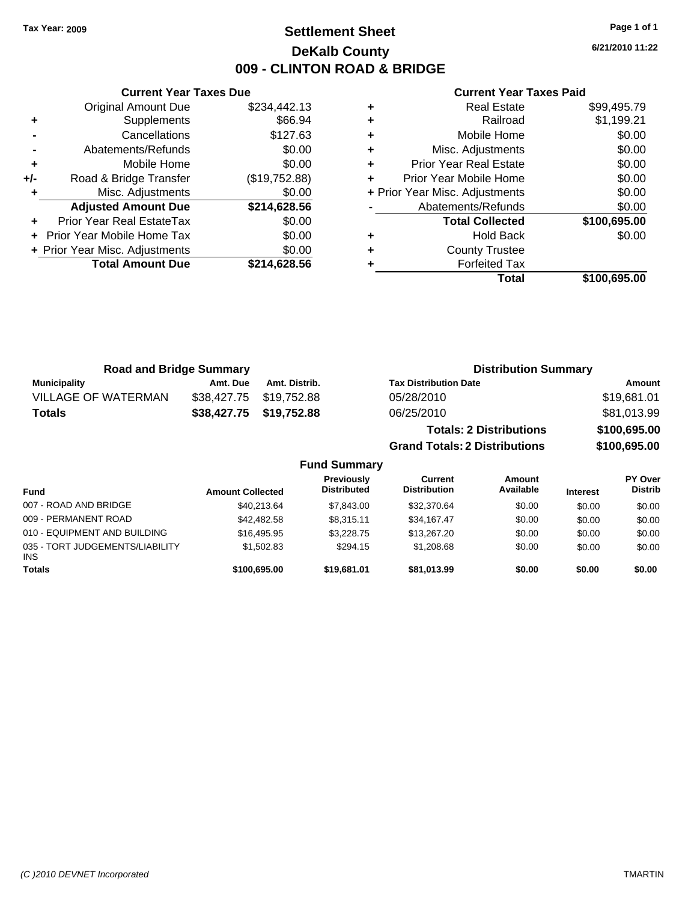Tax Year: 2009

# Settlement Sheet

## DeKalb County

## 009 - CLINTON ROAD & BRIDGE

6/21/2010 11:22

### Current Year Taxes Due

| | | |
|---|---|---|
| | Original Amount Due | $234,442.13 |
| + | Supplements | $66.94 |
| - | Cancellations | $127.63 |
| - | Abatements/Refunds | $0.00 |
| + | Mobile Home | $0.00 |
| +/- | Road & Bridge Transfer | ($19,752.88) |
| + | Misc. Adjustments | $0.00 |
| | **Adjusted Amount Due** | **$214,628.56** |
| + | Prior Year Real EstateTax | $0.00 |
| + | Prior Year Mobile Home Tax | $0.00 |
| + | Prior Year Misc. Adjustments | $0.00 |
| | **Total Amount Due** | **$214,628.56** |

### Current Year Taxes Paid

| | | |
|---|---|---|
| + | Real Estate | $99,495.79 |
| + | Railroad | $1,199.21 |
| + | Mobile Home | $0.00 |
| + | Misc. Adjustments | $0.00 |
| + | Prior Year Real Estate | $0.00 |
| + | Prior Year Mobile Home | $0.00 |
| + | Prior Year Misc. Adjustments | $0.00 |
| - | Abatements/Refunds | $0.00 |
| | **Total Collected** | **$100,695.00** |
| + | Hold Back | $0.00 |
| + | County Trustee | |
| + | Forfeited Tax | |
| | **Total** | **$100,695.00** |

### Road and Bridge Summary

| Municipality | Amt. Due | Amt. Distrib. |
|---|---|---|
| VILLAGE OF WATERMAN | $38,427.75 | $19,752.88 |
| **Totals** | **$38,427.75** | **$19,752.88** |

### Distribution Summary

| Tax Distribution Date | Amount |
|---|---|
| 05/28/2010 | $19,681.01 |
| 06/25/2010 | $81,013.99 |
| **Totals: 2 Distributions** | **$100,695.00** |
| **Grand Totals: 2 Distributions** | **$100,695.00** |

### Fund Summary

| Fund | Amount Collected | Previously Distributed | Current Distribution | Amount Available | Interest | PY Over Distrib |
|---|---|---|---|---|---|---|
| 007 - ROAD AND BRIDGE | $40,213.64 | $7,843.00 | $32,370.64 | $0.00 | $0.00 | $0.00 |
| 009 - PERMANENT ROAD | $42,482.58 | $8,315.11 | $34,167.47 | $0.00 | $0.00 | $0.00 |
| 010 - EQUIPMENT AND BUILDING | $16,495.95 | $3,228.75 | $13,267.20 | $0.00 | $0.00 | $0.00 |
| 035 - TORT JUDGEMENTS/LIABILITY INS | $1,502.83 | $294.15 | $1,208.68 | $0.00 | $0.00 | $0.00 |
| **Totals** | **$100,695.00** | **$19,681.01** | **$81,013.99** | **$0.00** | **$0.00** | **$0.00** |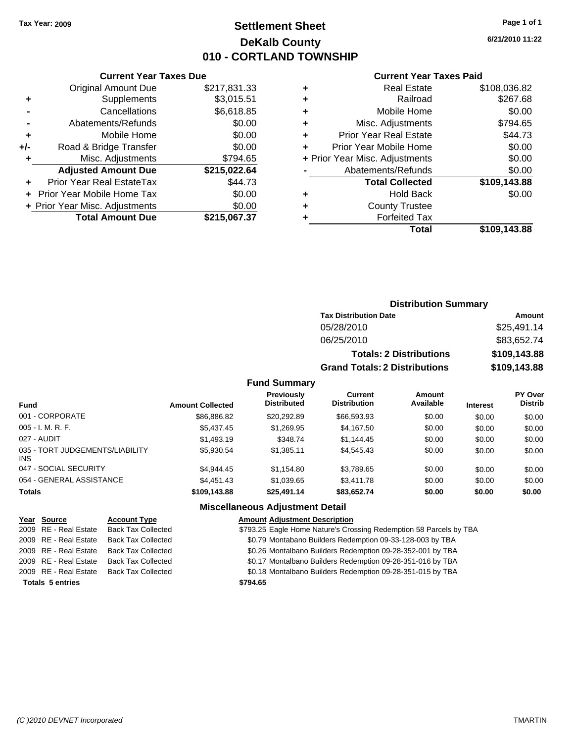Tax Year: 2009

# Settlement Sheet
## DeKalb County
## 010 - CORTLAND TOWNSHIP

6/21/2010 11:22

### Current Year Taxes Due

| | | |
|---|---|---|
| | Original Amount Due | $217,831.33 |
| + | Supplements | $3,015.51 |
| - | Cancellations | $6,618.85 |
| - | Abatements/Refunds | $0.00 |
| + | Mobile Home | $0.00 |
| +/- | Road & Bridge Transfer | $0.00 |
| + | Misc. Adjustments | $794.65 |
| | **Adjusted Amount Due** | **$215,022.64** |
| + | Prior Year Real EstateTax | $44.73 |
| + | Prior Year Mobile Home Tax | $0.00 |
| + | Prior Year Misc. Adjustments | $0.00 |
| | **Total Amount Due** | **$215,067.37** |

### Current Year Taxes Paid

| | | |
|---|---|---|
| + | Real Estate | $108,036.82 |
| + | Railroad | $267.68 |
| + | Mobile Home | $0.00 |
| + | Misc. Adjustments | $794.65 |
| + | Prior Year Real Estate | $44.73 |
| + | Prior Year Mobile Home | $0.00 |
| + | Prior Year Misc. Adjustments | $0.00 |
| - | Abatements/Refunds | $0.00 |
| | **Total Collected** | **$109,143.88** |
| + | Hold Back | $0.00 |
| + | County Trustee | |
| + | Forfeited Tax | |
| | **Total** | **$109,143.88** |

### Distribution Summary

| Tax Distribution Date | Amount |
|---|---|
| 05/28/2010 | $25,491.14 |
| 06/25/2010 | $83,652.74 |
| **Totals: 2 Distributions** | **$109,143.88** |
| **Grand Totals: 2 Distributions** | **$109,143.88** |

### Fund Summary

| Fund | Amount Collected | Previously Distributed | Current Distribution | Amount Available | Interest | PY Over Distrib |
|---|---|---|---|---|---|---|
| 001 - CORPORATE | $86,886.82 | $20,292.89 | $66,593.93 | $0.00 | $0.00 | $0.00 |
| 005 - I. M. R. F. | $5,437.45 | $1,269.95 | $4,167.50 | $0.00 | $0.00 | $0.00 |
| 027 - AUDIT | $1,493.19 | $348.74 | $1,144.45 | $0.00 | $0.00 | $0.00 |
| 035 - TORT JUDGEMENTS/LIABILITY INS | $5,930.54 | $1,385.11 | $4,545.43 | $0.00 | $0.00 | $0.00 |
| 047 - SOCIAL SECURITY | $4,944.45 | $1,154.80 | $3,789.65 | $0.00 | $0.00 | $0.00 |
| 054 - GENERAL ASSISTANCE | $4,451.43 | $1,039.65 | $3,411.78 | $0.00 | $0.00 | $0.00 |
| **Totals** | **$109,143.88** | **$25,491.14** | **$83,652.74** | **$0.00** | **$0.00** | **$0.00** |

### Miscellaneous Adjustment Detail

| Year | Source | Account Type | Amount | Adjustment Description |
|---|---|---|---|---|
| 2009 | RE - Real Estate | Back Tax Collected | $793.25 | Eagle Home Nature's Crossing Redemption 58 Parcels by TBA |
| 2009 | RE - Real Estate | Back Tax Collected | $0.79 | Montabano Builders Redemption 09-33-128-003 by TBA |
| 2009 | RE - Real Estate | Back Tax Collected | $0.26 | Montalbano Builders Redemption 09-28-352-001 by TBA |
| 2009 | RE - Real Estate | Back Tax Collected | $0.17 | Montalbano Builders Redemption 09-28-351-016 by TBA |
| 2009 | RE - Real Estate | Back Tax Collected | $0.18 | Montalbano Builders Redemption 09-28-351-015 by TBA |
| **Totals 5 entries** | | | **$794.65** | |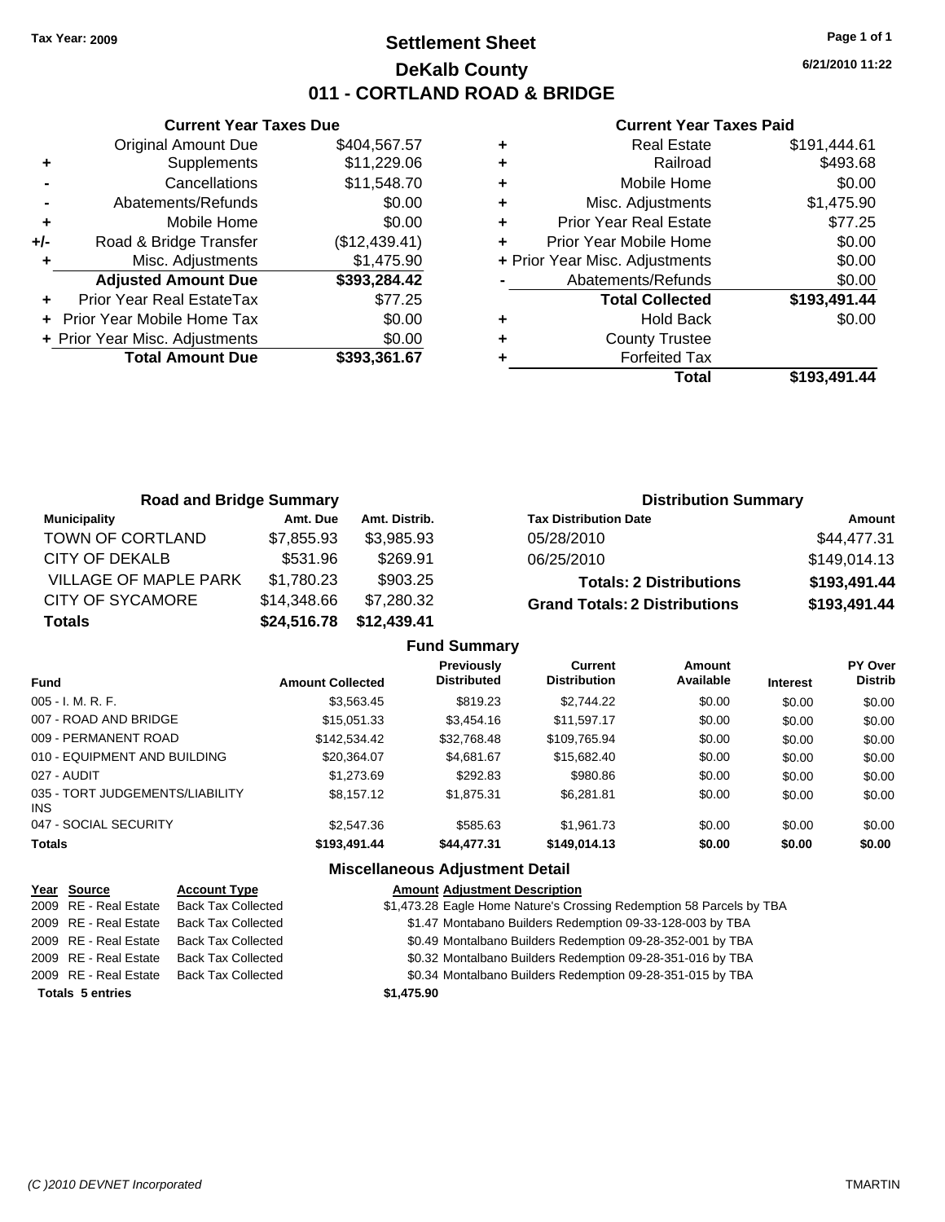Tax Year: 2009

# Settlement Sheet
## DeKalb County
## 011 - CORTLAND ROAD & BRIDGE

6/21/2010 11:22

### Current Year Taxes Due

| | | |
|---|---|---|
| | Original Amount Due | $404,567.57 |
| + | Supplements | $11,229.06 |
| - | Cancellations | $11,548.70 |
| - | Abatements/Refunds | $0.00 |
| + | Mobile Home | $0.00 |
| +/- | Road & Bridge Transfer | ($12,439.41) |
| + | Misc. Adjustments | $1,475.90 |
| | **Adjusted Amount Due** | **$393,284.42** |
| + | Prior Year Real EstateTax | $77.25 |
| + | Prior Year Mobile Home Tax | $0.00 |
| + | Prior Year Misc. Adjustments | $0.00 |
| | **Total Amount Due** | **$393,361.67** |

### Current Year Taxes Paid

| | | |
|---|---|---|
| + | Real Estate | $191,444.61 |
| + | Railroad | $493.68 |
| + | Mobile Home | $0.00 |
| + | Misc. Adjustments | $1,475.90 |
| + | Prior Year Real Estate | $77.25 |
| + | Prior Year Mobile Home | $0.00 |
| + | Prior Year Misc. Adjustments | $0.00 |
| - | Abatements/Refunds | $0.00 |
| | **Total Collected** | **$193,491.44** |
| + | Hold Back | $0.00 |
| + | County Trustee | |
| + | Forfeited Tax | |
| | **Total** | **$193,491.44** |

### Road and Bridge Summary

| Municipality | Amt. Due | Amt. Distrib. |
|---|---|---|
| TOWN OF CORTLAND | $7,855.93 | $3,985.93 |
| CITY OF DEKALB | $531.96 | $269.91 |
| VILLAGE OF MAPLE PARK | $1,780.23 | $903.25 |
| CITY OF SYCAMORE | $14,348.66 | $7,280.32 |
| **Totals** | **$24,516.78** | **$12,439.41** |

### Distribution Summary

| Tax Distribution Date | Amount |
|---|---|
| 05/28/2010 | $44,477.31 |
| 06/25/2010 | $149,014.13 |
| **Totals: 2 Distributions** | **$193,491.44** |
| **Grand Totals: 2 Distributions** | **$193,491.44** |

### Fund Summary

| Fund | Amount Collected | Previously Distributed | Current Distribution | Amount Available | Interest | PY Over Distrib |
|---|---|---|---|---|---|---|
| 005 - I. M. R. F. | $3,563.45 | $819.23 | $2,744.22 | $0.00 | $0.00 | $0.00 |
| 007 - ROAD AND BRIDGE | $15,051.33 | $3,454.16 | $11,597.17 | $0.00 | $0.00 | $0.00 |
| 009 - PERMANENT ROAD | $142,534.42 | $32,768.48 | $109,765.94 | $0.00 | $0.00 | $0.00 |
| 010 - EQUIPMENT AND BUILDING | $20,364.07 | $4,681.67 | $15,682.40 | $0.00 | $0.00 | $0.00 |
| 027 - AUDIT | $1,273.69 | $292.83 | $980.86 | $0.00 | $0.00 | $0.00 |
| 035 - TORT JUDGEMENTS/LIABILITY INS | $8,157.12 | $1,875.31 | $6,281.81 | $0.00 | $0.00 | $0.00 |
| 047 - SOCIAL SECURITY | $2,547.36 | $585.63 | $1,961.73 | $0.00 | $0.00 | $0.00 |
| **Totals** | **$193,491.44** | **$44,477.31** | **$149,014.13** | **$0.00** | **$0.00** | **$0.00** |

### Miscellaneous Adjustment Detail

| Year | Source | Account Type | Amount | Adjustment Description |
|---|---|---|---|---|
| 2009 | RE - Real Estate | Back Tax Collected | $1,473.28 | Eagle Home Nature's Crossing Redemption 58 Parcels by TBA |
| 2009 | RE - Real Estate | Back Tax Collected | $1.47 | Montabano Builders Redemption 09-33-128-003 by TBA |
| 2009 | RE - Real Estate | Back Tax Collected | $0.49 | Montalbano Builders Redemption 09-28-352-001 by TBA |
| 2009 | RE - Real Estate | Back Tax Collected | $0.32 | Montalbano Builders Redemption 09-28-351-016 by TBA |
| 2009 | RE - Real Estate | Back Tax Collected | $0.34 | Montalbano Builders Redemption 09-28-351-015 by TBA |
| **Totals 5 entries** | | | **$1,475.90** | |

(C )2010 DEVNET Incorporated — TMARTIN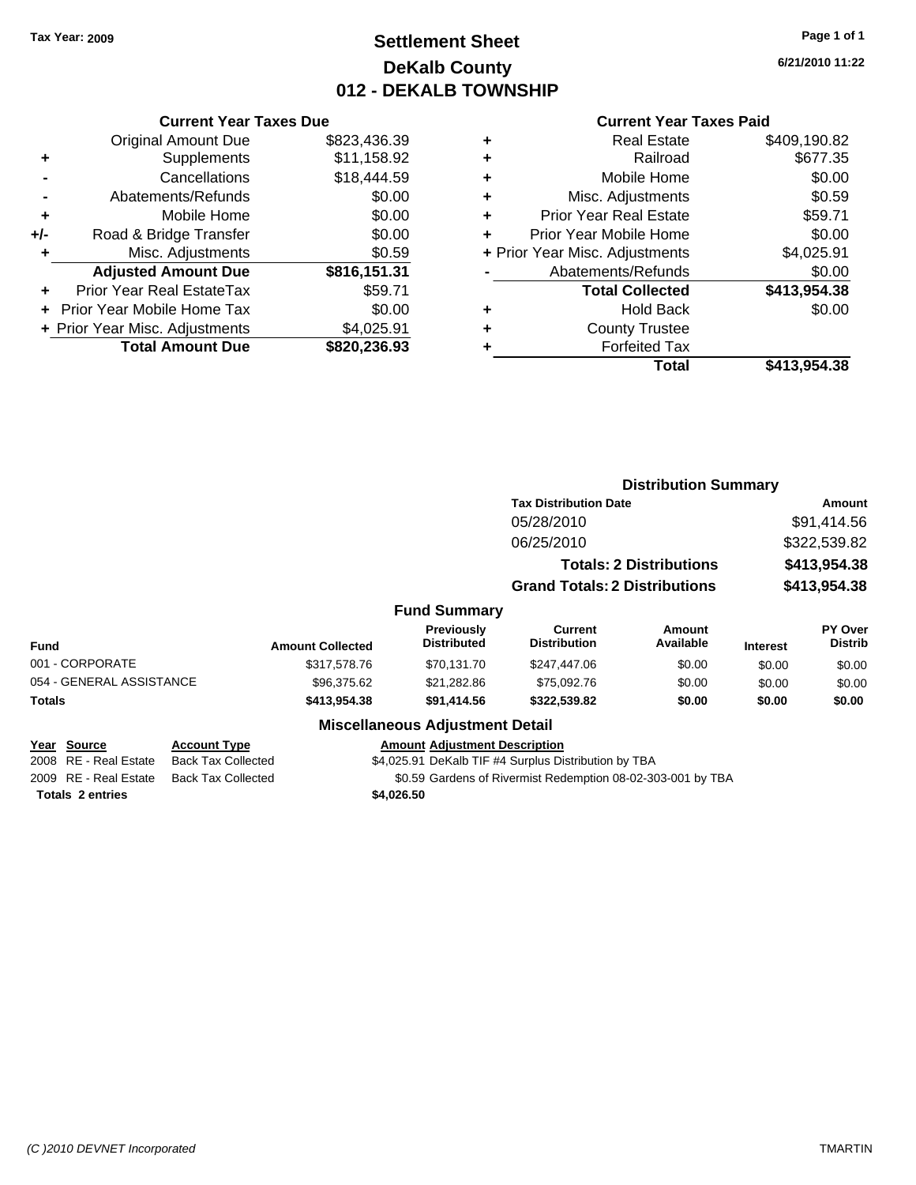**Tax Year: 2009**

# Settlement Sheet
## DeKalb County
## 012 - DEKALB TOWNSHIP

6/21/2010 11:22

### Current Year Taxes Due

| | | |
|---|---|---|
| | Original Amount Due | $823,436.39 |
| + | Supplements | $11,158.92 |
| - | Cancellations | $18,444.59 |
| - | Abatements/Refunds | $0.00 |
| + | Mobile Home | $0.00 |
| +/- | Road & Bridge Transfer | $0.00 |
| + | Misc. Adjustments | $0.59 |
| | **Adjusted Amount Due** | **$816,151.31** |
| + | Prior Year Real EstateTax | $59.71 |
| + | Prior Year Mobile Home Tax | $0.00 |
| + | Prior Year Misc. Adjustments | $4,025.91 |
| | **Total Amount Due** | **$820,236.93** |

### Current Year Taxes Paid

| | | |
|---|---|---|
| + | Real Estate | $409,190.82 |
| + | Railroad | $677.35 |
| + | Mobile Home | $0.00 |
| + | Misc. Adjustments | $0.59 |
| + | Prior Year Real Estate | $59.71 |
| + | Prior Year Mobile Home | $0.00 |
| + | Prior Year Misc. Adjustments | $4,025.91 |
| - | Abatements/Refunds | $0.00 |
| | **Total Collected** | **$413,954.38** |
| + | Hold Back | $0.00 |
| + | County Trustee | |
| + | Forfeited Tax | |
| | **Total** | **$413,954.38** |

### Distribution Summary

| Tax Distribution Date | Amount |
|---|---|
| 05/28/2010 | $91,414.56 |
| 06/25/2010 | $322,539.82 |
| **Totals: 2 Distributions** | **$413,954.38** |
| **Grand Totals: 2 Distributions** | **$413,954.38** |

### Fund Summary

| Fund | Amount Collected | Previously Distributed | Current Distribution | Amount Available | Interest | PY Over Distrib |
|---|---|---|---|---|---|---|
| 001 - CORPORATE | $317,578.76 | $70,131.70 | $247,447.06 | $0.00 | $0.00 | $0.00 |
| 054 - GENERAL ASSISTANCE | $96,375.62 | $21,282.86 | $75,092.76 | $0.00 | $0.00 | $0.00 |
| **Totals** | **$413,954.38** | **$91,414.56** | **$322,539.82** | **$0.00** | **$0.00** | **$0.00** |

### Miscellaneous Adjustment Detail

| Year | Source | Account Type | Amount | Adjustment Description |
|---|---|---|---|---|
| 2008 | RE - Real Estate | Back Tax Collected | $4,025.91 | DeKalb TIF #4 Surplus Distribution by TBA |
| 2009 | RE - Real Estate | Back Tax Collected | $0.59 | Gardens of Rivermist Redemption 08-02-303-001 by TBA |
| **Totals 2 entries** | | | **$4,026.50** | |

*(C )2010 DEVNET Incorporated* TMARTIN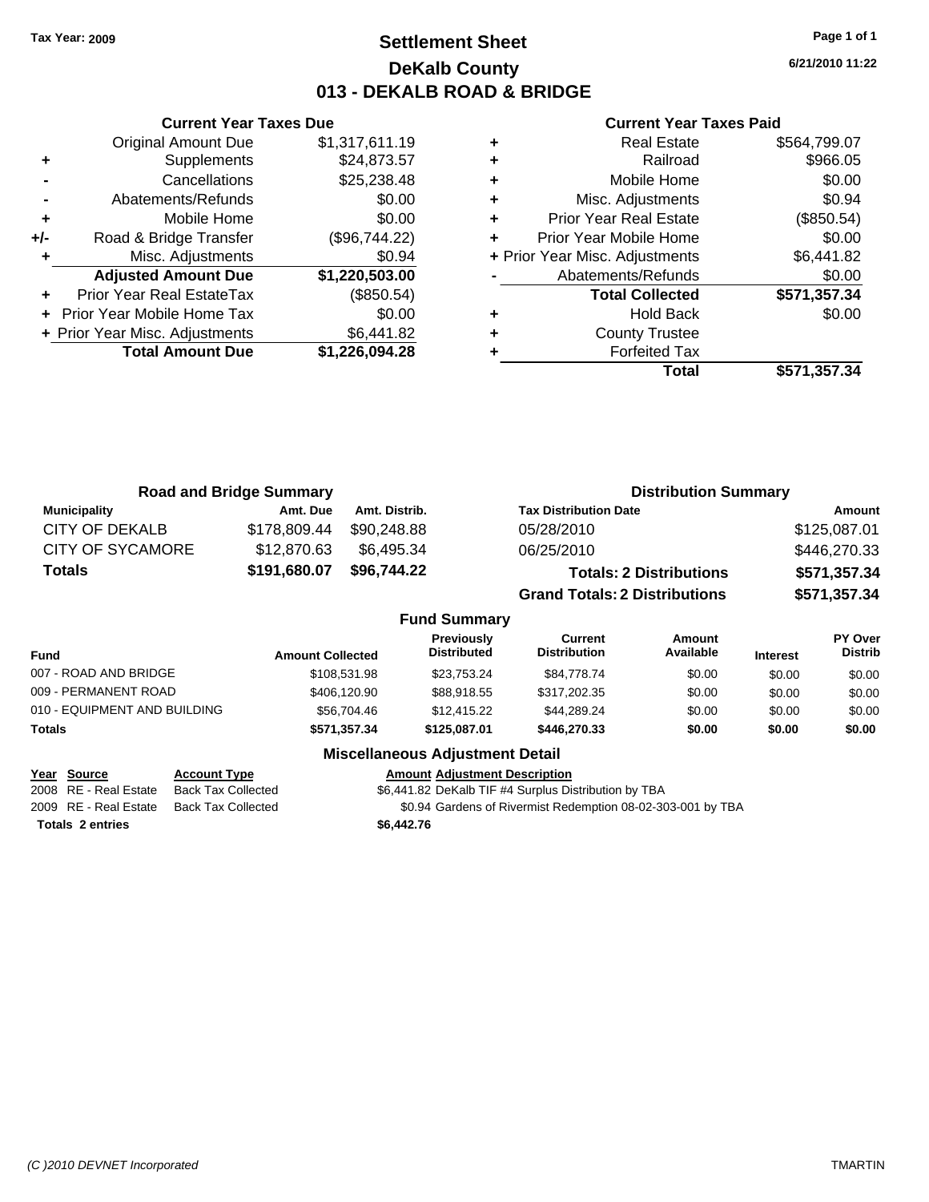Tax Year: 2009

# Settlement Sheet
## DeKalb County
## 013 - DEKALB ROAD & BRIDGE

6/21/2010 11:22

### Current Year Taxes Due

| | | |
|---|---|---|
| | Original Amount Due | $1,317,611.19 |
| + | Supplements | $24,873.57 |
| - | Cancellations | $25,238.48 |
| - | Abatements/Refunds | $0.00 |
| + | Mobile Home | $0.00 |
| +/- | Road & Bridge Transfer | ($96,744.22) |
| + | Misc. Adjustments | $0.94 |
| | **Adjusted Amount Due** | **$1,220,503.00** |
| + | Prior Year Real EstateTax | ($850.54) |
| + | Prior Year Mobile Home Tax | $0.00 |
| + | Prior Year Misc. Adjustments | $6,441.82 |
| | **Total Amount Due** | **$1,226,094.28** |

### Current Year Taxes Paid

| | | |
|---|---|---|
| + | Real Estate | $564,799.07 |
| + | Railroad | $966.05 |
| + | Mobile Home | $0.00 |
| + | Misc. Adjustments | $0.94 |
| + | Prior Year Real Estate | ($850.54) |
| + | Prior Year Mobile Home | $0.00 |
| + | Prior Year Misc. Adjustments | $6,441.82 |
| - | Abatements/Refunds | $0.00 |
| | **Total Collected** | **$571,357.34** |
| + | Hold Back | $0.00 |
| + | County Trustee | |
| + | Forfeited Tax | |
| | **Total** | **$571,357.34** |

### Road and Bridge Summary

| Municipality | Amt. Due | Amt. Distrib. |
|---|---|---|
| CITY OF DEKALB | $178,809.44 | $90,248.88 |
| CITY OF SYCAMORE | $12,870.63 | $6,495.34 |
| **Totals** | **$191,680.07** | **$96,744.22** |

### Distribution Summary

| Tax Distribution Date | Amount |
|---|---|
| 05/28/2010 | $125,087.01 |
| 06/25/2010 | $446,270.33 |
| **Totals: 2 Distributions** | **$571,357.34** |
| **Grand Totals: 2 Distributions** | **$571,357.34** |

### Fund Summary

| Fund | Amount Collected | Previously Distributed | Current Distribution | Amount Available | Interest | PY Over Distrib |
|---|---|---|---|---|---|---|
| 007 - ROAD AND BRIDGE | $108,531.98 | $23,753.24 | $84,778.74 | $0.00 | $0.00 | $0.00 |
| 009 - PERMANENT ROAD | $406,120.90 | $88,918.55 | $317,202.35 | $0.00 | $0.00 | $0.00 |
| 010 - EQUIPMENT AND BUILDING | $56,704.46 | $12,415.22 | $44,289.24 | $0.00 | $0.00 | $0.00 |
| **Totals** | **$571,357.34** | **$125,087.01** | **$446,270.33** | **$0.00** | **$0.00** | **$0.00** |

### Miscellaneous Adjustment Detail

| Year | Source | Account Type | Amount | Adjustment Description |
|---|---|---|---|---|
| 2008 | RE - Real Estate | Back Tax Collected | $6,441.82 | DeKalb TIF #4 Surplus Distribution by TBA |
| 2009 | RE - Real Estate | Back Tax Collected | $0.94 | Gardens of Rivermist Redemption 08-02-303-001 by TBA |
| **Totals** | **2 entries** | | **$6,442.76** | |

(C )2010 DEVNET Incorporated — TMARTIN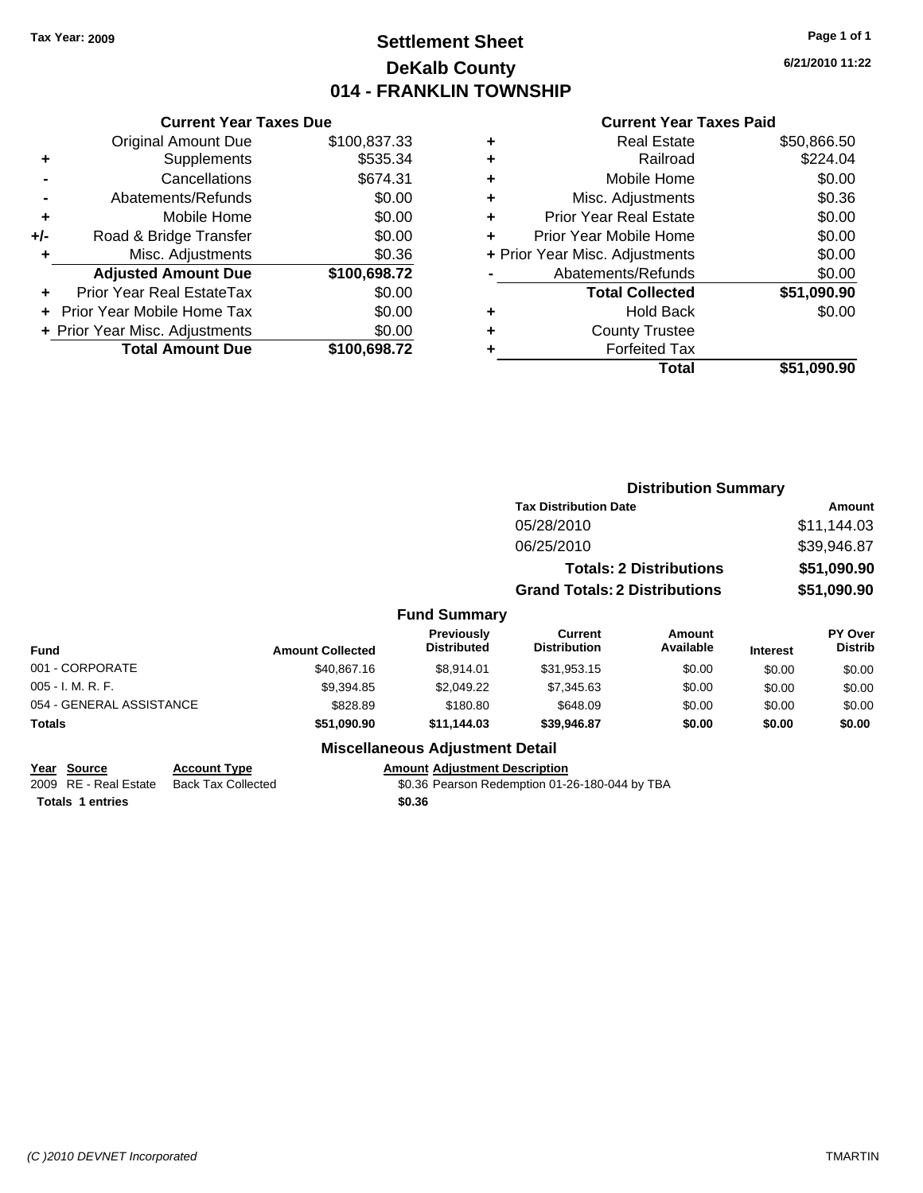**Tax Year: 2009**

# Settlement Sheet
## DeKalb County
## 014 - FRANKLIN TOWNSHIP

6/21/2010 11:22

### Current Year Taxes Due

| | | |
|---|---|---|
| | Original Amount Due | $100,837.33 |
| + | Supplements | $535.34 |
| - | Cancellations | $674.31 |
| - | Abatements/Refunds | $0.00 |
| + | Mobile Home | $0.00 |
| +/- | Road & Bridge Transfer | $0.00 |
| + | Misc. Adjustments | $0.36 |
| | **Adjusted Amount Due** | **$100,698.72** |
| + | Prior Year Real EstateTax | $0.00 |
| + | Prior Year Mobile Home Tax | $0.00 |
| + | Prior Year Misc. Adjustments | $0.00 |
| | **Total Amount Due** | **$100,698.72** |

### Current Year Taxes Paid

| | | |
|---|---|---|
| + | Real Estate | $50,866.50 |
| + | Railroad | $224.04 |
| + | Mobile Home | $0.00 |
| + | Misc. Adjustments | $0.36 |
| + | Prior Year Real Estate | $0.00 |
| + | Prior Year Mobile Home | $0.00 |
| + | Prior Year Misc. Adjustments | $0.00 |
| - | Abatements/Refunds | $0.00 |
| | **Total Collected** | **$51,090.90** |
| + | Hold Back | $0.00 |
| + | County Trustee | |
| + | Forfeited Tax | |
| | **Total** | **$51,090.90** |

### Distribution Summary

| Tax Distribution Date | Amount |
|---|---|
| 05/28/2010 | $11,144.03 |
| 06/25/2010 | $39,946.87 |
| **Totals: 2 Distributions** | **$51,090.90** |
| **Grand Totals: 2 Distributions** | **$51,090.90** |

### Fund Summary

| Fund | Amount Collected | Previously Distributed | Current Distribution | Amount Available | Interest | PY Over Distrib |
|---|---|---|---|---|---|---|
| 001 - CORPORATE | $40,867.16 | $8,914.01 | $31,953.15 | $0.00 | $0.00 | $0.00 |
| 005 - I. M. R. F. | $9,394.85 | $2,049.22 | $7,345.63 | $0.00 | $0.00 | $0.00 |
| 054 - GENERAL ASSISTANCE | $828.89 | $180.80 | $648.09 | $0.00 | $0.00 | $0.00 |
| **Totals** | **$51,090.90** | **$11,144.03** | **$39,946.87** | **$0.00** | **$0.00** | **$0.00** |

### Miscellaneous Adjustment Detail

| Year | Source | Account Type | Amount | Adjustment Description |
|---|---|---|---|---|
| 2009 | RE - Real Estate | Back Tax Collected | $0.36 | Pearson Redemption 01-26-180-044 by TBA |
| **Totals** | **1 entries** | | **$0.36** | |

*(C )2010 DEVNET Incorporated* TMARTIN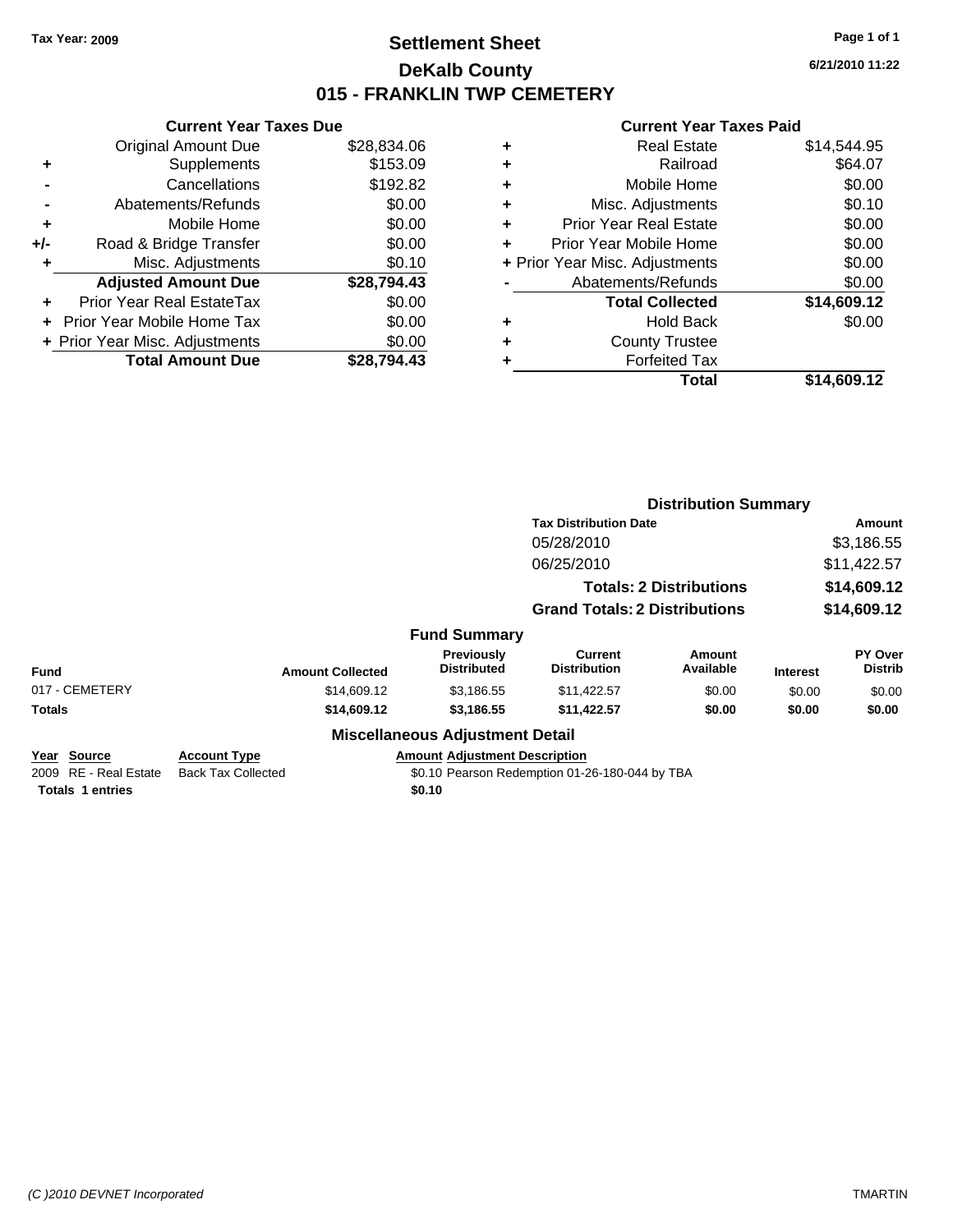Tax Year: 2009

# Settlement Sheet
## DeKalb County
## 015 - FRANKLIN TWP CEMETERY

6/21/2010 11:22

**Current Year Taxes Due**

| | | |
|---|---|---|
| | Original Amount Due | $28,834.06 |
| + | Supplements | $153.09 |
| - | Cancellations | $192.82 |
| - | Abatements/Refunds | $0.00 |
| + | Mobile Home | $0.00 |
| +/- | Road & Bridge Transfer | $0.00 |
| + | Misc. Adjustments | $0.10 |
| | **Adjusted Amount Due** | **$28,794.43** |
| + | Prior Year Real EstateTax | $0.00 |
| + | Prior Year Mobile Home Tax | $0.00 |
| + | Prior Year Misc. Adjustments | $0.00 |
| | **Total Amount Due** | **$28,794.43** |

**Current Year Taxes Paid**

| | | |
|---|---|---|
| + | Real Estate | $14,544.95 |
| + | Railroad | $64.07 |
| + | Mobile Home | $0.00 |
| + | Misc. Adjustments | $0.10 |
| + | Prior Year Real Estate | $0.00 |
| + | Prior Year Mobile Home | $0.00 |
| + | Prior Year Misc. Adjustments | $0.00 |
| - | Abatements/Refunds | $0.00 |
| | **Total Collected** | **$14,609.12** |
| + | Hold Back | $0.00 |
| + | County Trustee | |
| + | Forfeited Tax | |
| | **Total** | **$14,609.12** |

**Distribution Summary**

| Tax Distribution Date | Amount |
|---|---|
| 05/28/2010 | $3,186.55 |
| 06/25/2010 | $11,422.57 |
| **Totals: 2 Distributions** | **$14,609.12** |
| **Grand Totals: 2 Distributions** | **$14,609.12** |

**Fund Summary**

| Fund | Amount Collected | Previously Distributed | Current Distribution | Amount Available | Interest | PY Over Distrib |
|---|---|---|---|---|---|---|
| 017 - CEMETERY | $14,609.12 | $3,186.55 | $11,422.57 | $0.00 | $0.00 | $0.00 |
| **Totals** | **$14,609.12** | **$3,186.55** | **$11,422.57** | **$0.00** | **$0.00** | **$0.00** |

**Miscellaneous Adjustment Detail**

| Year | Source | Account Type | Amount | Adjustment Description |
|---|---|---|---|---|
| 2009 | RE - Real Estate | Back Tax Collected | $0.10 | Pearson Redemption 01-26-180-044 by TBA |
| **Totals** | **1 entries** | | **$0.10** | |

(C )2010 DEVNET Incorporated    TMARTIN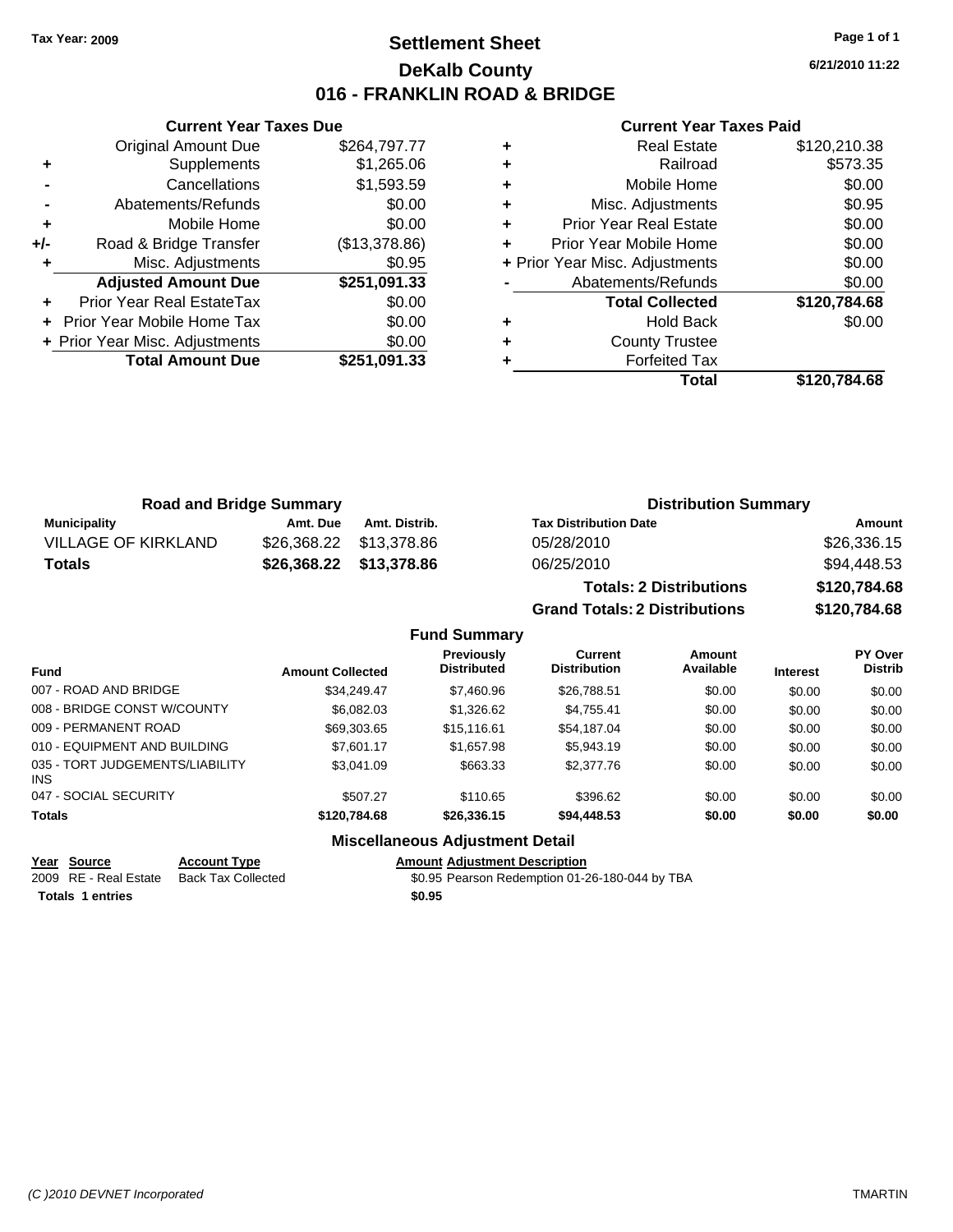**Tax Year: 2009**

# Settlement Sheet
## DeKalb County
## 016 - FRANKLIN ROAD & BRIDGE

6/21/2010 11:22

### Current Year Taxes Due

| | | |
|---|---|---|
| | Original Amount Due | $264,797.77 |
| + | Supplements | $1,265.06 |
| - | Cancellations | $1,593.59 |
| - | Abatements/Refunds | $0.00 |
| + | Mobile Home | $0.00 |
| +/- | Road & Bridge Transfer | ($13,378.86) |
| + | Misc. Adjustments | $0.95 |
| | **Adjusted Amount Due** | **$251,091.33** |
| + | Prior Year Real EstateTax | $0.00 |
| + | Prior Year Mobile Home Tax | $0.00 |
| + | Prior Year Misc. Adjustments | $0.00 |
| | **Total Amount Due** | **$251,091.33** |

### Current Year Taxes Paid

| | | |
|---|---|---|
| + | Real Estate | $120,210.38 |
| + | Railroad | $573.35 |
| + | Mobile Home | $0.00 |
| + | Misc. Adjustments | $0.95 |
| + | Prior Year Real Estate | $0.00 |
| + | Prior Year Mobile Home | $0.00 |
| + | Prior Year Misc. Adjustments | $0.00 |
| - | Abatements/Refunds | $0.00 |
| | **Total Collected** | **$120,784.68** |
| + | Hold Back | $0.00 |
| + | County Trustee | |
| + | Forfeited Tax | |
| | **Total** | **$120,784.68** |

### Road and Bridge Summary

| Municipality | Amt. Due | Amt. Distrib. |
|---|---|---|
| VILLAGE OF KIRKLAND | $26,368.22 | $13,378.86 |
| **Totals** | **$26,368.22** | **$13,378.86** |

### Distribution Summary

| Tax Distribution Date | Amount |
|---|---|
| 05/28/2010 | $26,336.15 |
| 06/25/2010 | $94,448.53 |
| **Totals: 2 Distributions** | **$120,784.68** |
| **Grand Totals: 2 Distributions** | **$120,784.68** |

### Fund Summary

| Fund | Amount Collected | Previously Distributed | Current Distribution | Amount Available | Interest | PY Over Distrib |
|---|---|---|---|---|---|---|
| 007 - ROAD AND BRIDGE | $34,249.47 | $7,460.96 | $26,788.51 | $0.00 | $0.00 | $0.00 |
| 008 - BRIDGE CONST W/COUNTY | $6,082.03 | $1,326.62 | $4,755.41 | $0.00 | $0.00 | $0.00 |
| 009 - PERMANENT ROAD | $69,303.65 | $15,116.61 | $54,187.04 | $0.00 | $0.00 | $0.00 |
| 010 - EQUIPMENT AND BUILDING | $7,601.17 | $1,657.98 | $5,943.19 | $0.00 | $0.00 | $0.00 |
| 035 - TORT JUDGEMENTS/LIABILITY INS | $3,041.09 | $663.33 | $2,377.76 | $0.00 | $0.00 | $0.00 |
| 047 - SOCIAL SECURITY | $507.27 | $110.65 | $396.62 | $0.00 | $0.00 | $0.00 |
| **Totals** | **$120,784.68** | **$26,336.15** | **$94,448.53** | **$0.00** | **$0.00** | **$0.00** |

### Miscellaneous Adjustment Detail

| Year | Source | Account Type | Amount | Adjustment Description |
|---|---|---|---|---|
| 2009 | RE - Real Estate | Back Tax Collected | $0.95 | Pearson Redemption 01-26-180-044 by TBA |
| **Totals** | **1 entries** | | **$0.95** | |

*(C )2010 DEVNET Incorporated* TMARTIN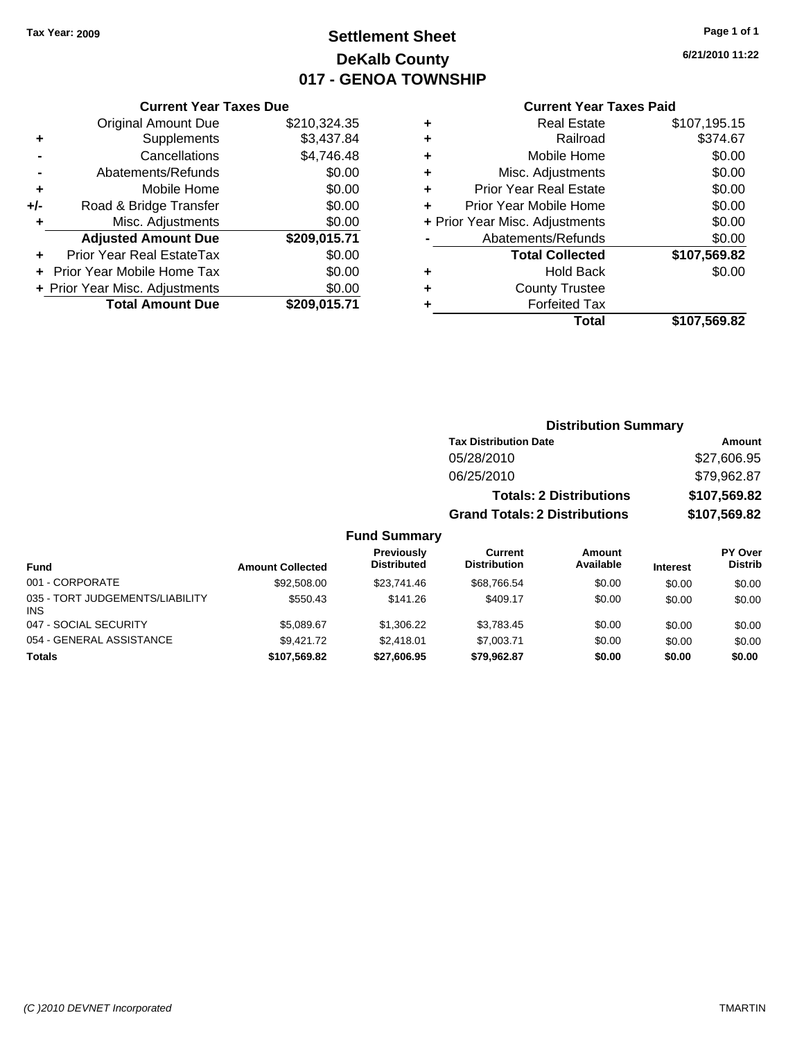Tax Year: 2009

# Settlement Sheet
## DeKalb County
## 017 - GENOA TOWNSHIP

6/21/2010 11:22

### Current Year Taxes Due

| | | |
|---|---|---|
| | Original Amount Due | $210,324.35 |
| + | Supplements | $3,437.84 |
| - | Cancellations | $4,746.48 |
| - | Abatements/Refunds | $0.00 |
| + | Mobile Home | $0.00 |
| +/- | Road & Bridge Transfer | $0.00 |
| + | Misc. Adjustments | $0.00 |
| | **Adjusted Amount Due** | **$209,015.71** |
| + | Prior Year Real EstateTax | $0.00 |
| + | Prior Year Mobile Home Tax | $0.00 |
| + | Prior Year Misc. Adjustments | $0.00 |
| | **Total Amount Due** | **$209,015.71** |

### Current Year Taxes Paid

| | | |
|---|---|---|
| + | Real Estate | $107,195.15 |
| + | Railroad | $374.67 |
| + | Mobile Home | $0.00 |
| + | Misc. Adjustments | $0.00 |
| + | Prior Year Real Estate | $0.00 |
| + | Prior Year Mobile Home | $0.00 |
| + | Prior Year Misc. Adjustments | $0.00 |
| - | Abatements/Refunds | $0.00 |
| | **Total Collected** | **$107,569.82** |
| + | Hold Back | $0.00 |
| + | County Trustee | |
| + | Forfeited Tax | |
| | **Total** | **$107,569.82** |

### Distribution Summary

| Tax Distribution Date | Amount |
|---|---|
| 05/28/2010 | $27,606.95 |
| 06/25/2010 | $79,962.87 |
| **Totals: 2 Distributions** | **$107,569.82** |
| **Grand Totals: 2 Distributions** | **$107,569.82** |

### Fund Summary

| Fund | Amount Collected | Previously Distributed | Current Distribution | Amount Available | Interest | PY Over Distrib |
|---|---|---|---|---|---|---|
| 001 - CORPORATE | $92,508.00 | $23,741.46 | $68,766.54 | $0.00 | $0.00 | $0.00 |
| 035 - TORT JUDGEMENTS/LIABILITY INS | $550.43 | $141.26 | $409.17 | $0.00 | $0.00 | $0.00 |
| 047 - SOCIAL SECURITY | $5,089.67 | $1,306.22 | $3,783.45 | $0.00 | $0.00 | $0.00 |
| 054 - GENERAL ASSISTANCE | $9,421.72 | $2,418.01 | $7,003.71 | $0.00 | $0.00 | $0.00 |
| **Totals** | **$107,569.82** | **$27,606.95** | **$79,962.87** | **$0.00** | **$0.00** | **$0.00** |

(C )2010 DEVNET Incorporated — TMARTIN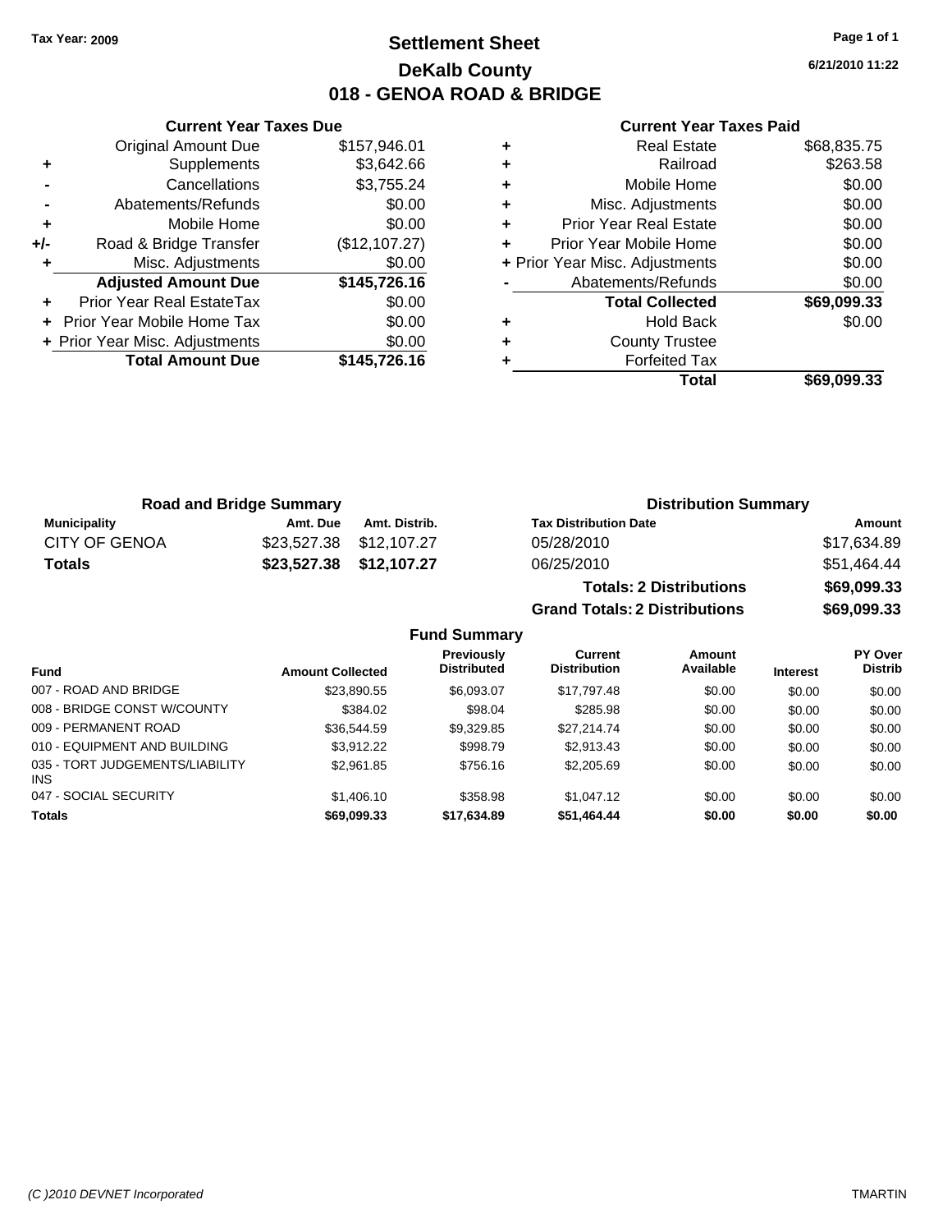Tax Year: 2009

# Settlement Sheet
## DeKalb County
## 018 - GENOA ROAD & BRIDGE

6/21/2010 11:22

### Current Year Taxes Due

| | | |
|---|---|---|
| | Original Amount Due | $157,946.01 |
| + | Supplements | $3,642.66 |
| - | Cancellations | $3,755.24 |
| - | Abatements/Refunds | $0.00 |
| + | Mobile Home | $0.00 |
| +/- | Road & Bridge Transfer | ($12,107.27) |
| + | Misc. Adjustments | $0.00 |
| | **Adjusted Amount Due** | **$145,726.16** |
| + | Prior Year Real EstateTax | $0.00 |
| + | Prior Year Mobile Home Tax | $0.00 |
| + | Prior Year Misc. Adjustments | $0.00 |
| | **Total Amount Due** | **$145,726.16** |

### Current Year Taxes Paid

| | | |
|---|---|---|
| + | Real Estate | $68,835.75 |
| + | Railroad | $263.58 |
| + | Mobile Home | $0.00 |
| + | Misc. Adjustments | $0.00 |
| + | Prior Year Real Estate | $0.00 |
| + | Prior Year Mobile Home | $0.00 |
| + | Prior Year Misc. Adjustments | $0.00 |
| - | Abatements/Refunds | $0.00 |
| | **Total Collected** | **$69,099.33** |
| + | Hold Back | $0.00 |
| + | County Trustee | |
| + | Forfeited Tax | |
| | **Total** | **$69,099.33** |

### Road and Bridge Summary

| Municipality | Amt. Due | Amt. Distrib. |
|---|---|---|
| CITY OF GENOA | $23,527.38 | $12,107.27 |
| **Totals** | **$23,527.38** | **$12,107.27** |

### Distribution Summary

| Tax Distribution Date | Amount |
|---|---|
| 05/28/2010 | $17,634.89 |
| 06/25/2010 | $51,464.44 |
| **Totals: 2 Distributions** | **$69,099.33** |
| **Grand Totals: 2 Distributions** | **$69,099.33** |

### Fund Summary

| Fund | Amount Collected | Previously Distributed | Current Distribution | Amount Available | Interest | PY Over Distrib |
|---|---|---|---|---|---|---|
| 007 - ROAD AND BRIDGE | $23,890.55 | $6,093.07 | $17,797.48 | $0.00 | $0.00 | $0.00 |
| 008 - BRIDGE CONST W/COUNTY | $384.02 | $98.04 | $285.98 | $0.00 | $0.00 | $0.00 |
| 009 - PERMANENT ROAD | $36,544.59 | $9,329.85 | $27,214.74 | $0.00 | $0.00 | $0.00 |
| 010 - EQUIPMENT AND BUILDING | $3,912.22 | $998.79 | $2,913.43 | $0.00 | $0.00 | $0.00 |
| 035 - TORT JUDGEMENTS/LIABILITY INS | $2,961.85 | $756.16 | $2,205.69 | $0.00 | $0.00 | $0.00 |
| 047 - SOCIAL SECURITY | $1,406.10 | $358.98 | $1,047.12 | $0.00 | $0.00 | $0.00 |
| **Totals** | **$69,099.33** | **$17,634.89** | **$51,464.44** | **$0.00** | **$0.00** | **$0.00** |

(C )2010 DEVNET Incorporated — TMARTIN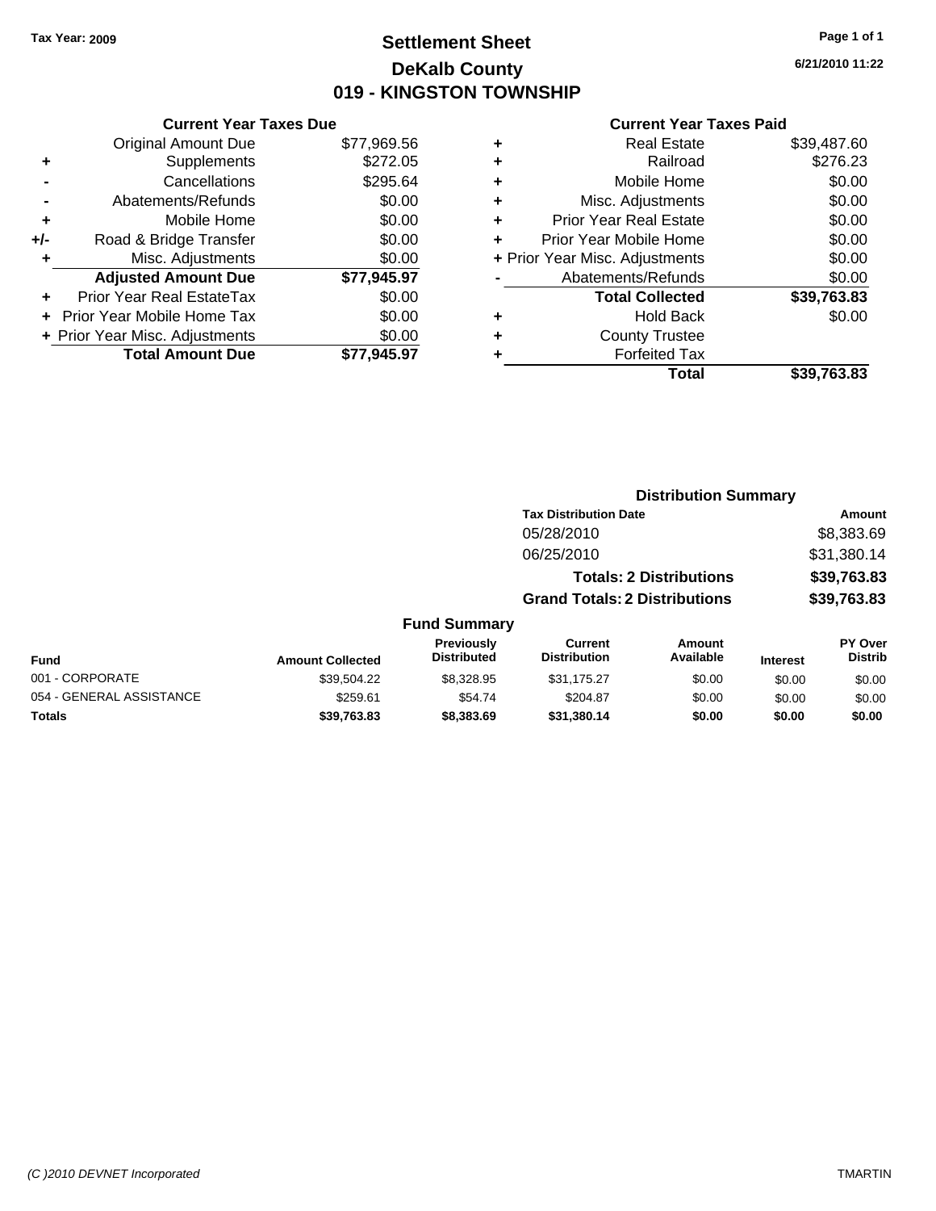Tax Year: 2009

# Settlement Sheet
## DeKalb County
## 019 - KINGSTON TOWNSHIP

6/21/2010 11:22

### Current Year Taxes Due

| | | |
|---|---|---|
| | Original Amount Due | $77,969.56 |
| + | Supplements | $272.05 |
| - | Cancellations | $295.64 |
| - | Abatements/Refunds | $0.00 |
| + | Mobile Home | $0.00 |
| +/- | Road & Bridge Transfer | $0.00 |
| + | Misc. Adjustments | $0.00 |
| | **Adjusted Amount Due** | **$77,945.97** |
| + | Prior Year Real EstateTax | $0.00 |
| + | Prior Year Mobile Home Tax | $0.00 |
| + | Prior Year Misc. Adjustments | $0.00 |
| | **Total Amount Due** | **$77,945.97** |

### Current Year Taxes Paid

| | | |
|---|---|---|
| + | Real Estate | $39,487.60 |
| + | Railroad | $276.23 |
| + | Mobile Home | $0.00 |
| + | Misc. Adjustments | $0.00 |
| + | Prior Year Real Estate | $0.00 |
| + | Prior Year Mobile Home | $0.00 |
| + | Prior Year Misc. Adjustments | $0.00 |
| - | Abatements/Refunds | $0.00 |
| | **Total Collected** | **$39,763.83** |
| + | Hold Back | $0.00 |
| + | County Trustee | |
| + | Forfeited Tax | |
| | **Total** | **$39,763.83** |

### Distribution Summary

| Tax Distribution Date | Amount |
|---|---|
| 05/28/2010 | $8,383.69 |
| 06/25/2010 | $31,380.14 |
| **Totals: 2 Distributions** | **$39,763.83** |
| **Grand Totals: 2 Distributions** | **$39,763.83** |

### Fund Summary

| Fund | Amount Collected | Previously Distributed | Current Distribution | Amount Available | Interest | PY Over Distrib |
|---|---|---|---|---|---|---|
| 001 - CORPORATE | $39,504.22 | $8,328.95 | $31,175.27 | $0.00 | $0.00 | $0.00 |
| 054 - GENERAL ASSISTANCE | $259.61 | $54.74 | $204.87 | $0.00 | $0.00 | $0.00 |
| **Totals** | **$39,763.83** | **$8,383.69** | **$31,380.14** | **$0.00** | **$0.00** | **$0.00** |

(C )2010 DEVNET Incorporated TMARTIN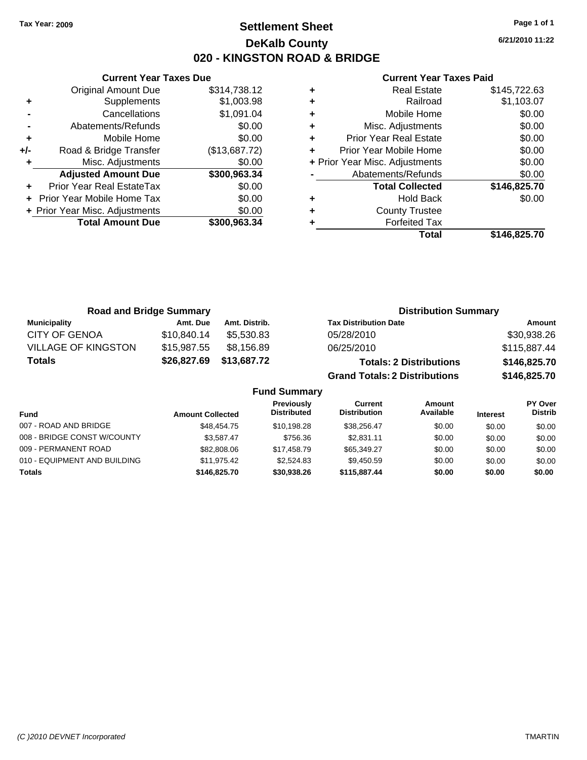Tax Year: 2009

# Settlement Sheet

## DeKalb County

## 020 - KINGSTON ROAD & BRIDGE

6/21/2010 11:22

### Current Year Taxes Due

| | | |
|---|---|---|
| | Original Amount Due | $314,738.12 |
| + | Supplements | $1,003.98 |
| - | Cancellations | $1,091.04 |
| - | Abatements/Refunds | $0.00 |
| + | Mobile Home | $0.00 |
| +/- | Road & Bridge Transfer | ($13,687.72) |
| + | Misc. Adjustments | $0.00 |
| | **Adjusted Amount Due** | **$300,963.34** |
| + | Prior Year Real EstateTax | $0.00 |
| + | Prior Year Mobile Home Tax | $0.00 |
| + | Prior Year Misc. Adjustments | $0.00 |
| | **Total Amount Due** | **$300,963.34** |

### Current Year Taxes Paid

| | | |
|---|---|---|
| + | Real Estate | $145,722.63 |
| + | Railroad | $1,103.07 |
| + | Mobile Home | $0.00 |
| + | Misc. Adjustments | $0.00 |
| + | Prior Year Real Estate | $0.00 |
| + | Prior Year Mobile Home | $0.00 |
| + | Prior Year Misc. Adjustments | $0.00 |
| - | Abatements/Refunds | $0.00 |
| | **Total Collected** | **$146,825.70** |
| + | Hold Back | $0.00 |
| + | County Trustee | |
| + | Forfeited Tax | |
| | **Total** | **$146,825.70** |

### Road and Bridge Summary

| Municipality | Amt. Due | Amt. Distrib. |
|---|---|---|
| CITY OF GENOA | $10,840.14 | $5,530.83 |
| VILLAGE OF KINGSTON | $15,987.55 | $8,156.89 |
| **Totals** | **$26,827.69** | **$13,687.72** |

### Distribution Summary

| Tax Distribution Date | Amount |
|---|---|
| 05/28/2010 | $30,938.26 |
| 06/25/2010 | $115,887.44 |
| **Totals: 2 Distributions** | **$146,825.70** |
| **Grand Totals: 2 Distributions** | **$146,825.70** |

### Fund Summary

| Fund | Amount Collected | Previously Distributed | Current Distribution | Amount Available | Interest | PY Over Distrib |
|---|---|---|---|---|---|---|
| 007 - ROAD AND BRIDGE | $48,454.75 | $10,198.28 | $38,256.47 | $0.00 | $0.00 | $0.00 |
| 008 - BRIDGE CONST W/COUNTY | $3,587.47 | $756.36 | $2,831.11 | $0.00 | $0.00 | $0.00 |
| 009 - PERMANENT ROAD | $82,808.06 | $17,458.79 | $65,349.27 | $0.00 | $0.00 | $0.00 |
| 010 - EQUIPMENT AND BUILDING | $11,975.42 | $2,524.83 | $9,450.59 | $0.00 | $0.00 | $0.00 |
| **Totals** | **$146,825.70** | **$30,938.26** | **$115,887.44** | **$0.00** | **$0.00** | **$0.00** |

(C )2010 DEVNET Incorporated TMARTIN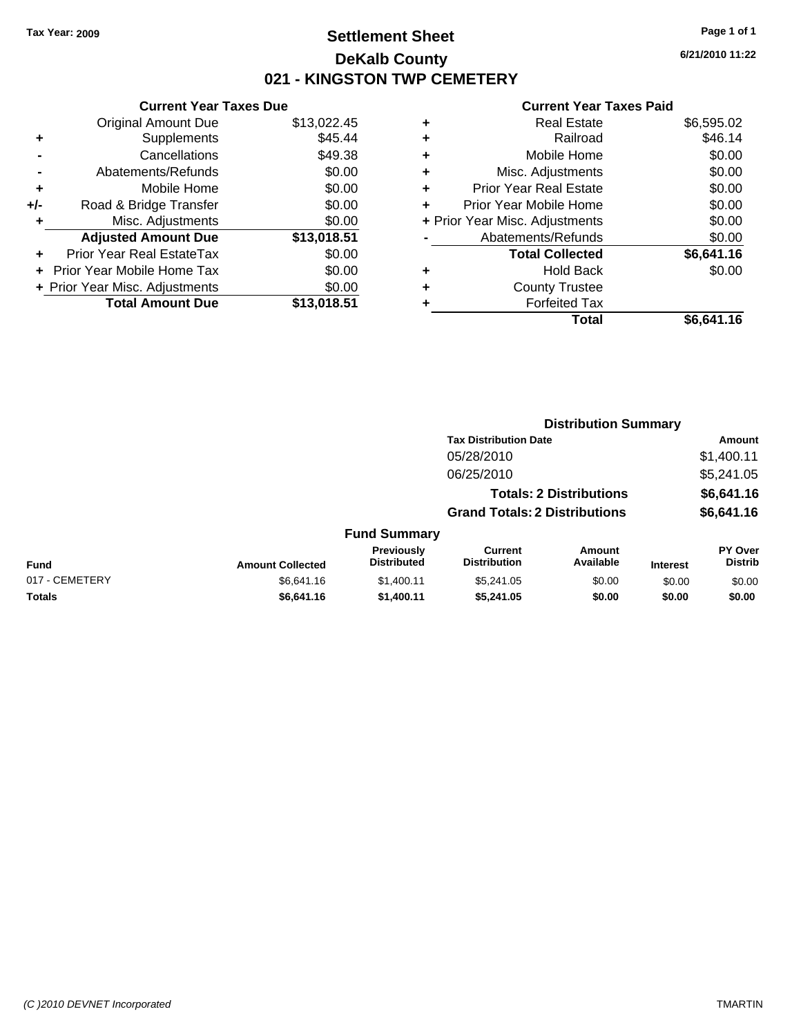Tax Year: 2009

# Settlement Sheet

## DeKalb County

## 021 - KINGSTON TWP CEMETERY

6/21/2010 11:22

### Current Year Taxes Due

| | | |
|---|---|---|
| | Original Amount Due | $13,022.45 |
| + | Supplements | $45.44 |
| - | Cancellations | $49.38 |
| - | Abatements/Refunds | $0.00 |
| + | Mobile Home | $0.00 |
| +/- | Road & Bridge Transfer | $0.00 |
| + | Misc. Adjustments | $0.00 |
| | **Adjusted Amount Due** | **$13,018.51** |
| + | Prior Year Real EstateTax | $0.00 |
| + | Prior Year Mobile Home Tax | $0.00 |
| + | Prior Year Misc. Adjustments | $0.00 |
| | **Total Amount Due** | **$13,018.51** |

### Current Year Taxes Paid

| | | |
|---|---|---|
| + | Real Estate | $6,595.02 |
| + | Railroad | $46.14 |
| + | Mobile Home | $0.00 |
| + | Misc. Adjustments | $0.00 |
| + | Prior Year Real Estate | $0.00 |
| + | Prior Year Mobile Home | $0.00 |
| + | Prior Year Misc. Adjustments | $0.00 |
| - | Abatements/Refunds | $0.00 |
| | **Total Collected** | **$6,641.16** |
| + | Hold Back | $0.00 |
| + | County Trustee | |
| + | Forfeited Tax | |
| | **Total** | **$6,641.16** |

### Distribution Summary

| Tax Distribution Date | Amount |
|---|---|
| 05/28/2010 | $1,400.11 |
| 06/25/2010 | $5,241.05 |
| **Totals: 2 Distributions** | **$6,641.16** |
| **Grand Totals: 2 Distributions** | **$6,641.16** |

### Fund Summary

| Fund | Amount Collected | Previously Distributed | Current Distribution | Amount Available | Interest | PY Over Distrib |
|---|---|---|---|---|---|---|
| 017 - CEMETERY | $6,641.16 | $1,400.11 | $5,241.05 | $0.00 | $0.00 | $0.00 |
| **Totals** | **$6,641.16** | **$1,400.11** | **$5,241.05** | **$0.00** | **$0.00** | **$0.00** |

(C )2010 DEVNET Incorporated TMARTIN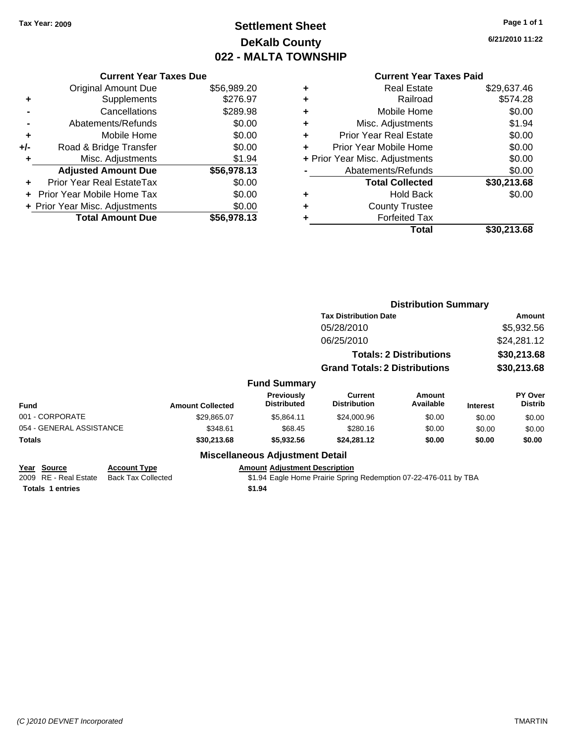**Tax Year: 2009**

# Settlement Sheet
## DeKalb County
## 022 - MALTA TOWNSHIP

6/21/2010 11:22

### Current Year Taxes Due

| | | |
|---|---|---|
| | Original Amount Due | $56,989.20 |
| + | Supplements | $276.97 |
| - | Cancellations | $289.98 |
| - | Abatements/Refunds | $0.00 |
| + | Mobile Home | $0.00 |
| +/- | Road & Bridge Transfer | $0.00 |
| + | Misc. Adjustments | $1.94 |
| | **Adjusted Amount Due** | **$56,978.13** |
| + | Prior Year Real EstateTax | $0.00 |
| + | Prior Year Mobile Home Tax | $0.00 |
| + | Prior Year Misc. Adjustments | $0.00 |
| | **Total Amount Due** | **$56,978.13** |

### Current Year Taxes Paid

| | | |
|---|---|---|
| + | Real Estate | $29,637.46 |
| + | Railroad | $574.28 |
| + | Mobile Home | $0.00 |
| + | Misc. Adjustments | $1.94 |
| + | Prior Year Real Estate | $0.00 |
| + | Prior Year Mobile Home | $0.00 |
| + | Prior Year Misc. Adjustments | $0.00 |
| - | Abatements/Refunds | $0.00 |
| | **Total Collected** | **$30,213.68** |
| + | Hold Back | $0.00 |
| + | County Trustee | |
| + | Forfeited Tax | |
| | **Total** | **$30,213.68** |

### Distribution Summary

| Tax Distribution Date | Amount |
|---|---|
| 05/28/2010 | $5,932.56 |
| 06/25/2010 | $24,281.12 |
| **Totals: 2 Distributions** | **$30,213.68** |
| **Grand Totals: 2 Distributions** | **$30,213.68** |

### Fund Summary

| Fund | Amount Collected | Previously Distributed | Current Distribution | Amount Available | Interest | PY Over Distrib |
|---|---|---|---|---|---|---|
| 001 - CORPORATE | $29,865.07 | $5,864.11 | $24,000.96 | $0.00 | $0.00 | $0.00 |
| 054 - GENERAL ASSISTANCE | $348.61 | $68.45 | $280.16 | $0.00 | $0.00 | $0.00 |
| **Totals** | **$30,213.68** | **$5,932.56** | **$24,281.12** | **$0.00** | **$0.00** | **$0.00** |

### Miscellaneous Adjustment Detail

| Year | Source | Account Type | Amount | Adjustment Description |
|---|---|---|---|---|
| 2009 | RE - Real Estate | Back Tax Collected | $1.94 | Eagle Home Prairie Spring Redemption 07-22-476-011 by TBA |
| **Totals 1 entries** | | | **$1.94** | |

(C )2010 DEVNET Incorporated — TMARTIN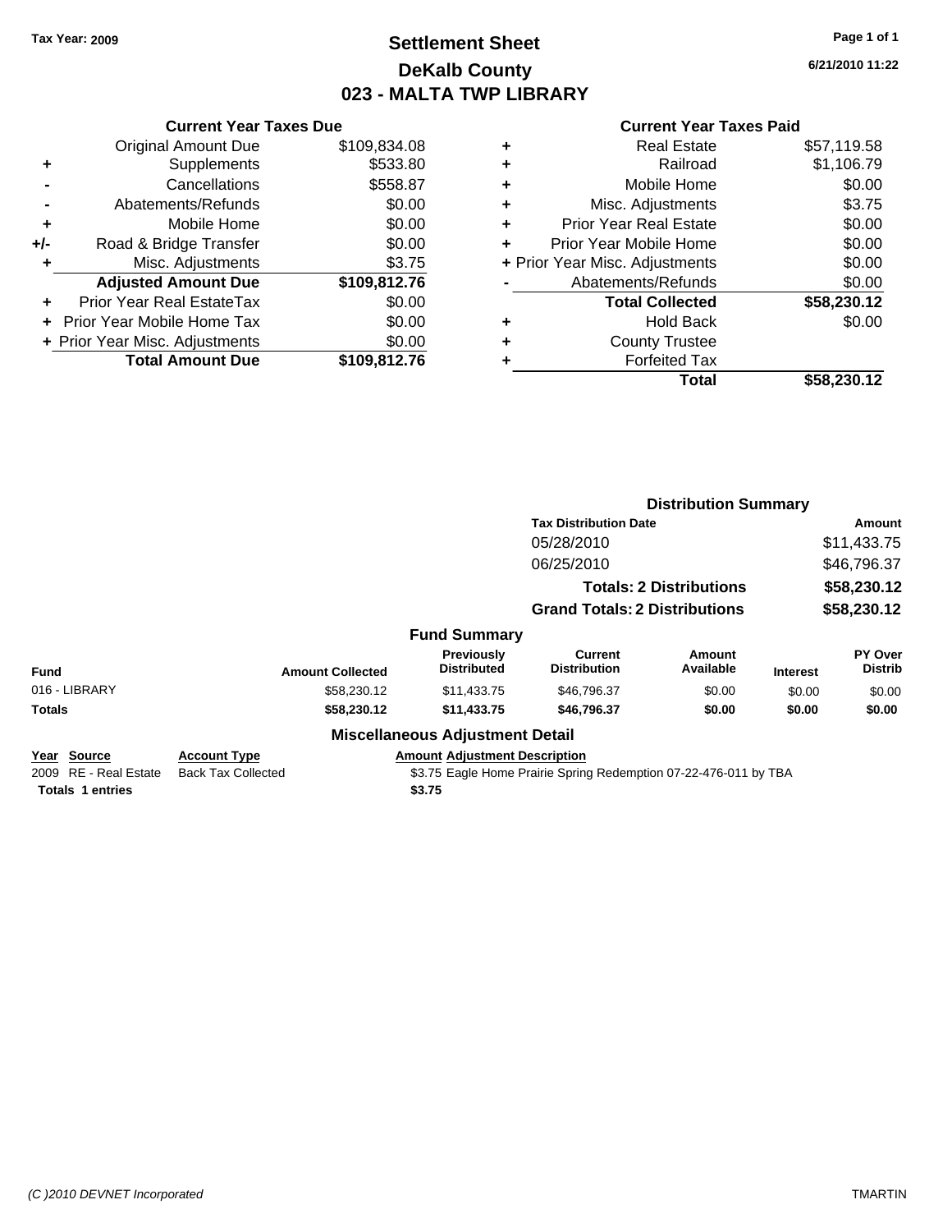Tax Year: 2009

# Settlement Sheet
## DeKalb County
## 023 - MALTA TWP LIBRARY

6/21/2010 11:22

### Current Year Taxes Due

| | | |
|---|---|---|
| | Original Amount Due | $109,834.08 |
| + | Supplements | $533.80 |
| - | Cancellations | $558.87 |
| - | Abatements/Refunds | $0.00 |
| + | Mobile Home | $0.00 |
| +/- | Road & Bridge Transfer | $0.00 |
| + | Misc. Adjustments | $3.75 |
| | **Adjusted Amount Due** | **$109,812.76** |
| + | Prior Year Real EstateTax | $0.00 |
| + | Prior Year Mobile Home Tax | $0.00 |
| + | Prior Year Misc. Adjustments | $0.00 |
| | **Total Amount Due** | **$109,812.76** |

### Current Year Taxes Paid

| | | |
|---|---|---|
| + | Real Estate | $57,119.58 |
| + | Railroad | $1,106.79 |
| + | Mobile Home | $0.00 |
| + | Misc. Adjustments | $3.75 |
| + | Prior Year Real Estate | $0.00 |
| + | Prior Year Mobile Home | $0.00 |
| + | Prior Year Misc. Adjustments | $0.00 |
| - | Abatements/Refunds | $0.00 |
| | **Total Collected** | **$58,230.12** |
| + | Hold Back | $0.00 |
| + | County Trustee | |
| + | Forfeited Tax | |
| | **Total** | **$58,230.12** |

### Distribution Summary

| Tax Distribution Date | Amount |
|---|---|
| 05/28/2010 | $11,433.75 |
| 06/25/2010 | $46,796.37 |
| **Totals: 2 Distributions** | **$58,230.12** |
| **Grand Totals: 2 Distributions** | **$58,230.12** |

### Fund Summary

| Fund | Amount Collected | Previously Distributed | Current Distribution | Amount Available | Interest | PY Over Distrib |
|---|---|---|---|---|---|---|
| 016 - LIBRARY | $58,230.12 | $11,433.75 | $46,796.37 | $0.00 | $0.00 | $0.00 |
| **Totals** | **$58,230.12** | **$11,433.75** | **$46,796.37** | **$0.00** | **$0.00** | **$0.00** |

### Miscellaneous Adjustment Detail

| Year | Source | Account Type | Amount | Adjustment Description |
|---|---|---|---|---|
| 2009 | RE - Real Estate | Back Tax Collected | $3.75 | Eagle Home Prairie Spring Redemption 07-22-476-011 by TBA |
| **Totals** | **1 entries** | | **$3.75** | |

(C )2010 DEVNET Incorporated TMARTIN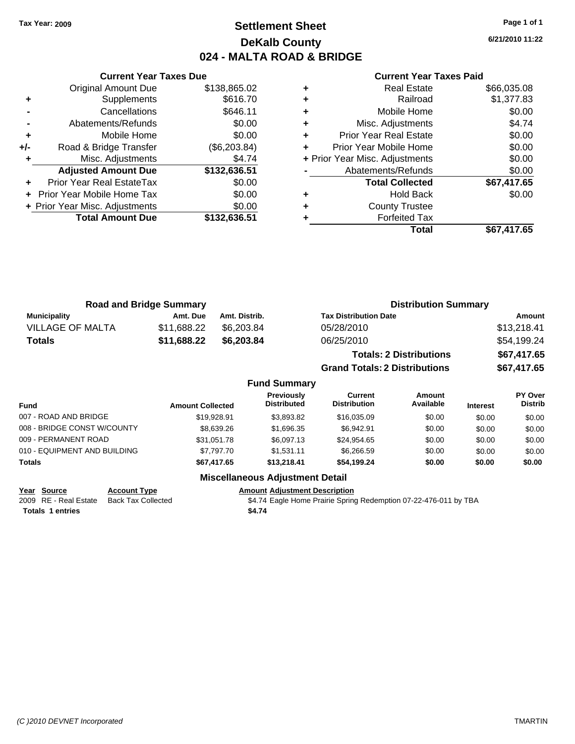Tax Year: 2009

# Settlement Sheet
## DeKalb County
## 024 - MALTA ROAD & BRIDGE

6/21/2010 11:22

### Current Year Taxes Due

| | | |
|---|---|---|
| | Original Amount Due | $138,865.02 |
| + | Supplements | $616.70 |
| - | Cancellations | $646.11 |
| - | Abatements/Refunds | $0.00 |
| + | Mobile Home | $0.00 |
| +/- | Road & Bridge Transfer | ($6,203.84) |
| + | Misc. Adjustments | $4.74 |
| | **Adjusted Amount Due** | **$132,636.51** |
| + | Prior Year Real EstateTax | $0.00 |
| + | Prior Year Mobile Home Tax | $0.00 |
| + | Prior Year Misc. Adjustments | $0.00 |
| | **Total Amount Due** | **$132,636.51** |

### Current Year Taxes Paid

| | | |
|---|---|---|
| + | Real Estate | $66,035.08 |
| + | Railroad | $1,377.83 |
| + | Mobile Home | $0.00 |
| + | Misc. Adjustments | $4.74 |
| + | Prior Year Real Estate | $0.00 |
| + | Prior Year Mobile Home | $0.00 |
| + | Prior Year Misc. Adjustments | $0.00 |
| - | Abatements/Refunds | $0.00 |
| | **Total Collected** | **$67,417.65** |
| + | Hold Back | $0.00 |
| + | County Trustee | |
| + | Forfeited Tax | |
| | **Total** | **$67,417.65** |

### Road and Bridge Summary

| Municipality | Amt. Due | Amt. Distrib. |
|---|---|---|
| VILLAGE OF MALTA | $11,688.22 | $6,203.84 |
| **Totals** | **$11,688.22** | **$6,203.84** |

### Distribution Summary

| Tax Distribution Date | Amount |
|---|---|
| 05/28/2010 | $13,218.41 |
| 06/25/2010 | $54,199.24 |
| **Totals: 2 Distributions** | **$67,417.65** |
| **Grand Totals: 2 Distributions** | **$67,417.65** |

### Fund Summary

| Fund | Amount Collected | Previously Distributed | Current Distribution | Amount Available | Interest | PY Over Distrib |
|---|---|---|---|---|---|---|
| 007 - ROAD AND BRIDGE | $19,928.91 | $3,893.82 | $16,035.09 | $0.00 | $0.00 | $0.00 |
| 008 - BRIDGE CONST W/COUNTY | $8,639.26 | $1,696.35 | $6,942.91 | $0.00 | $0.00 | $0.00 |
| 009 - PERMANENT ROAD | $31,051.78 | $6,097.13 | $24,954.65 | $0.00 | $0.00 | $0.00 |
| 010 - EQUIPMENT AND BUILDING | $7,797.70 | $1,531.11 | $6,266.59 | $0.00 | $0.00 | $0.00 |
| **Totals** | **$67,417.65** | **$13,218.41** | **$54,199.24** | **$0.00** | **$0.00** | **$0.00** |

### Miscellaneous Adjustment Detail

| Year | Source | Account Type | Amount | Adjustment Description |
|---|---|---|---|---|
| 2009 | RE - Real Estate | Back Tax Collected | $4.74 | Eagle Home Prairie Spring Redemption 07-22-476-011 by TBA |
| **Totals** | **1 entries** | | **$4.74** | |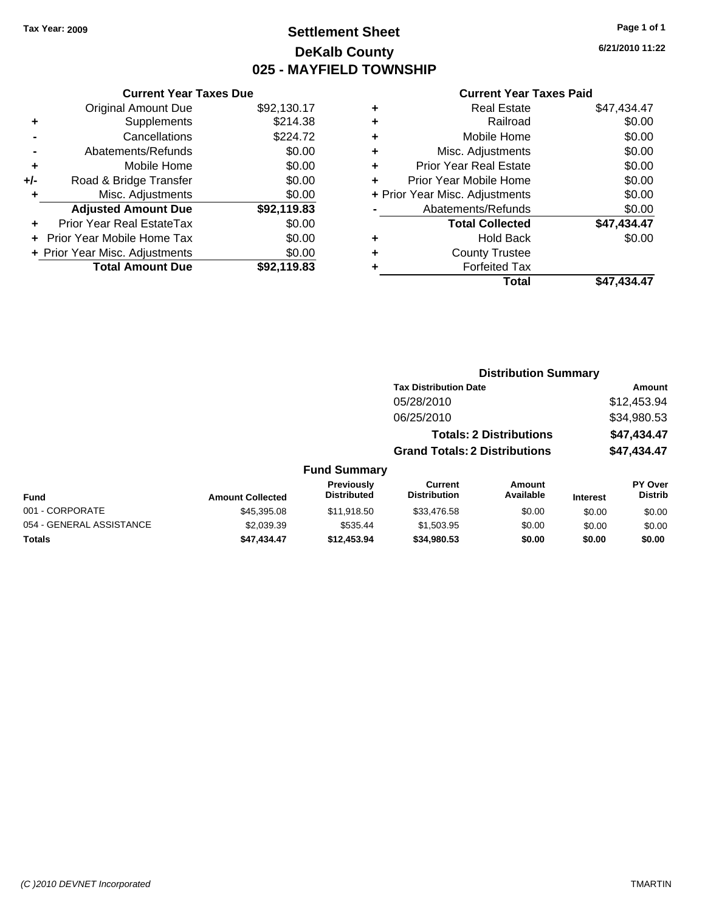Tax Year: 2009

# Settlement Sheet
## DeKalb County
## 025 - MAYFIELD TOWNSHIP

6/21/2010 11:22

### Current Year Taxes Due

| | | |
|---|---|---|
| | Original Amount Due | $92,130.17 |
| + | Supplements | $214.38 |
| - | Cancellations | $224.72 |
| - | Abatements/Refunds | $0.00 |
| + | Mobile Home | $0.00 |
| +/- | Road & Bridge Transfer | $0.00 |
| + | Misc. Adjustments | $0.00 |
| | **Adjusted Amount Due** | **$92,119.83** |
| + | Prior Year Real EstateTax | $0.00 |
| + | Prior Year Mobile Home Tax | $0.00 |
| + | Prior Year Misc. Adjustments | $0.00 |
| | **Total Amount Due** | **$92,119.83** |

### Current Year Taxes Paid

| | | |
|---|---|---|
| + | Real Estate | $47,434.47 |
| + | Railroad | $0.00 |
| + | Mobile Home | $0.00 |
| + | Misc. Adjustments | $0.00 |
| + | Prior Year Real Estate | $0.00 |
| + | Prior Year Mobile Home | $0.00 |
| + | Prior Year Misc. Adjustments | $0.00 |
| - | Abatements/Refunds | $0.00 |
| | **Total Collected** | **$47,434.47** |
| + | Hold Back | $0.00 |
| + | County Trustee | |
| + | Forfeited Tax | |
| | **Total** | **$47,434.47** |

### Distribution Summary

| Tax Distribution Date | Amount |
|---|---|
| 05/28/2010 | $12,453.94 |
| 06/25/2010 | $34,980.53 |
| **Totals: 2 Distributions** | **$47,434.47** |
| **Grand Totals: 2 Distributions** | **$47,434.47** |

### Fund Summary

| Fund | Amount Collected | Previously Distributed | Current Distribution | Amount Available | Interest | PY Over Distrib |
|---|---|---|---|---|---|---|
| 001 - CORPORATE | $45,395.08 | $11,918.50 | $33,476.58 | $0.00 | $0.00 | $0.00 |
| 054 - GENERAL ASSISTANCE | $2,039.39 | $535.44 | $1,503.95 | $0.00 | $0.00 | $0.00 |
| **Totals** | **$47,434.47** | **$12,453.94** | **$34,980.53** | **$0.00** | **$0.00** | **$0.00** |

(C )2010 DEVNET Incorporated TMARTIN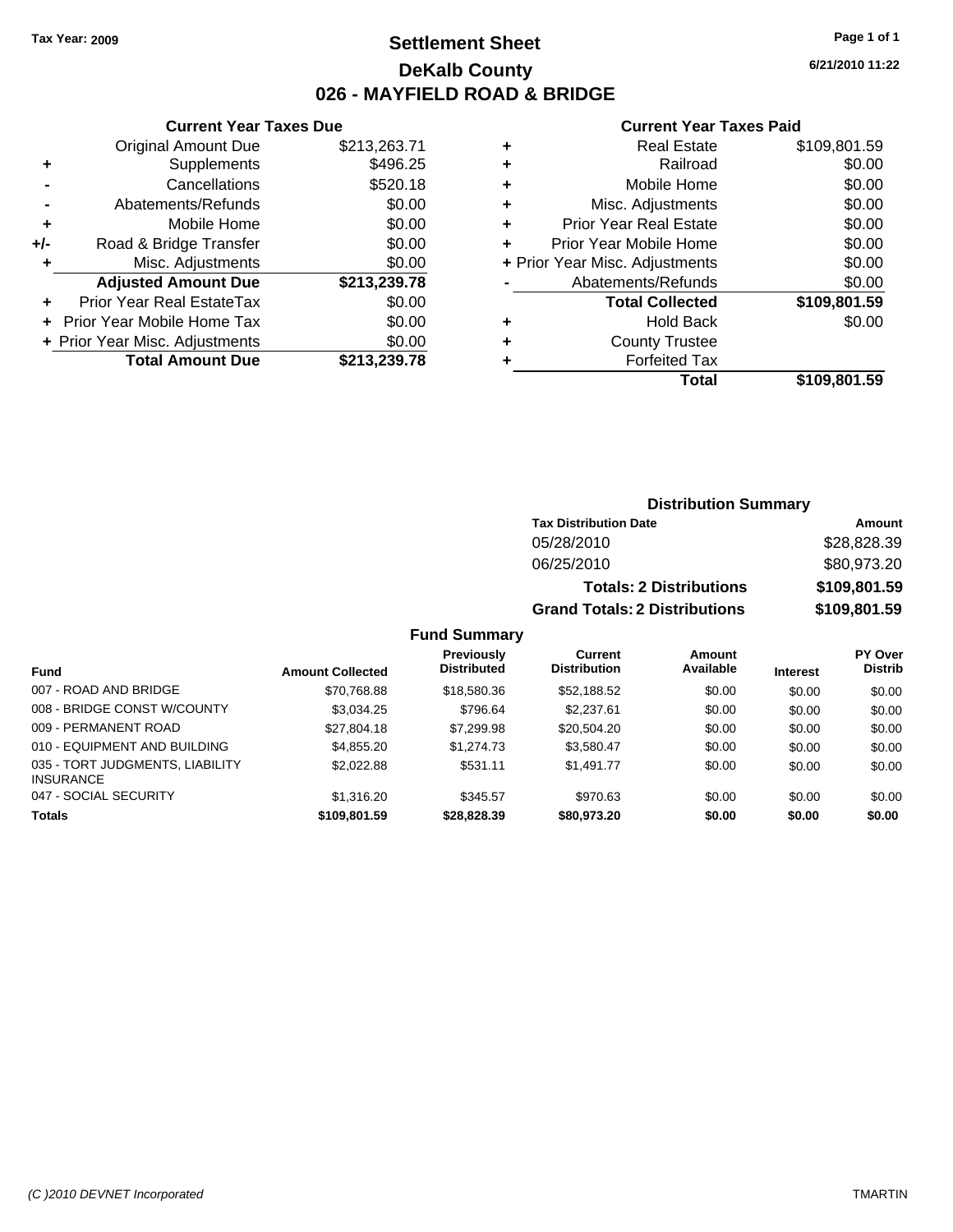Tax Year: 2009

# Settlement Sheet

## DeKalb County

## 026 - MAYFIELD ROAD & BRIDGE

6/21/2010 11:22

### Current Year Taxes Due

| | | |
|---|---|---|
| | Original Amount Due | $213,263.71 |
| + | Supplements | $496.25 |
| - | Cancellations | $520.18 |
| - | Abatements/Refunds | $0.00 |
| + | Mobile Home | $0.00 |
| +/- | Road & Bridge Transfer | $0.00 |
| + | Misc. Adjustments | $0.00 |
| | **Adjusted Amount Due** | **$213,239.78** |
| + | Prior Year Real EstateTax | $0.00 |
| + | Prior Year Mobile Home Tax | $0.00 |
| + | Prior Year Misc. Adjustments | $0.00 |
| | **Total Amount Due** | **$213,239.78** |

### Current Year Taxes Paid

| | | |
|---|---|---|
| + | Real Estate | $109,801.59 |
| + | Railroad | $0.00 |
| + | Mobile Home | $0.00 |
| + | Misc. Adjustments | $0.00 |
| + | Prior Year Real Estate | $0.00 |
| + | Prior Year Mobile Home | $0.00 |
| + | Prior Year Misc. Adjustments | $0.00 |
| - | Abatements/Refunds | $0.00 |
| | **Total Collected** | **$109,801.59** |
| + | Hold Back | $0.00 |
| + | County Trustee | |
| + | Forfeited Tax | |
| | **Total** | **$109,801.59** |

### Distribution Summary

| Tax Distribution Date | Amount |
|---|---|
| 05/28/2010 | $28,828.39 |
| 06/25/2010 | $80,973.20 |
| **Totals: 2 Distributions** | **$109,801.59** |
| **Grand Totals: 2 Distributions** | **$109,801.59** |

### Fund Summary

| Fund | Amount Collected | Previously Distributed | Current Distribution | Amount Available | Interest | PY Over Distrib |
|---|---|---|---|---|---|---|
| 007 - ROAD AND BRIDGE | $70,768.88 | $18,580.36 | $52,188.52 | $0.00 | $0.00 | $0.00 |
| 008 - BRIDGE CONST W/COUNTY | $3,034.25 | $796.64 | $2,237.61 | $0.00 | $0.00 | $0.00 |
| 009 - PERMANENT ROAD | $27,804.18 | $7,299.98 | $20,504.20 | $0.00 | $0.00 | $0.00 |
| 010 - EQUIPMENT AND BUILDING | $4,855.20 | $1,274.73 | $3,580.47 | $0.00 | $0.00 | $0.00 |
| 035 - TORT JUDGMENTS, LIABILITY INSURANCE | $2,022.88 | $531.11 | $1,491.77 | $0.00 | $0.00 | $0.00 |
| 047 - SOCIAL SECURITY | $1,316.20 | $345.57 | $970.63 | $0.00 | $0.00 | $0.00 |
| **Totals** | **$109,801.59** | **$28,828.39** | **$80,973.20** | **$0.00** | **$0.00** | **$0.00** |

(C )2010 DEVNET Incorporated TMARTIN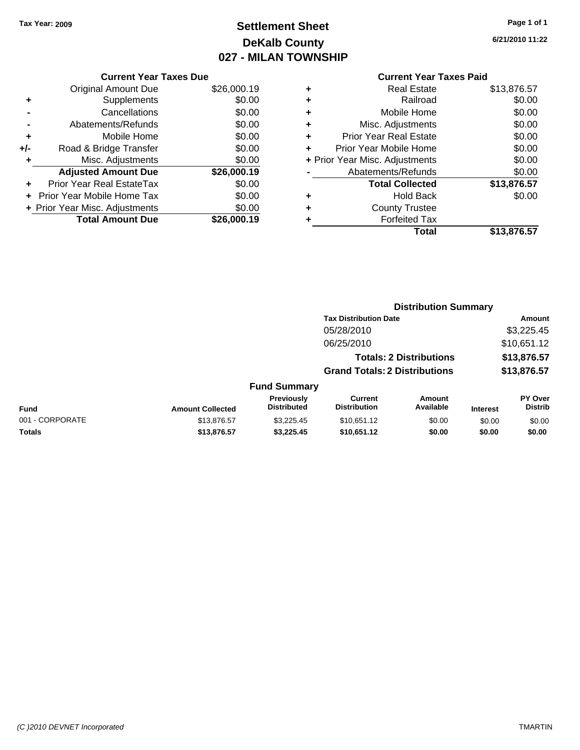Tax Year: 2009

# Settlement Sheet
## DeKalb County
## 027 - MILAN TOWNSHIP

6/21/2010 11:22

### Current Year Taxes Due

| | | |
|---|---|---|
| | Original Amount Due | $26,000.19 |
| + | Supplements | $0.00 |
| - | Cancellations | $0.00 |
| - | Abatements/Refunds | $0.00 |
| + | Mobile Home | $0.00 |
| +/- | Road & Bridge Transfer | $0.00 |
| + | Misc. Adjustments | $0.00 |
| | **Adjusted Amount Due** | **$26,000.19** |
| + | Prior Year Real EstateTax | $0.00 |
| + | Prior Year Mobile Home Tax | $0.00 |
| + | Prior Year Misc. Adjustments | $0.00 |
| | **Total Amount Due** | **$26,000.19** |

### Current Year Taxes Paid

| | | |
|---|---|---|
| + | Real Estate | $13,876.57 |
| + | Railroad | $0.00 |
| + | Mobile Home | $0.00 |
| + | Misc. Adjustments | $0.00 |
| + | Prior Year Real Estate | $0.00 |
| + | Prior Year Mobile Home | $0.00 |
| + | Prior Year Misc. Adjustments | $0.00 |
| - | Abatements/Refunds | $0.00 |
| | **Total Collected** | **$13,876.57** |
| + | Hold Back | $0.00 |
| + | County Trustee | |
| + | Forfeited Tax | |
| | **Total** | **$13,876.57** |

### Distribution Summary

| Tax Distribution Date | Amount |
|---|---|
| 05/28/2010 | $3,225.45 |
| 06/25/2010 | $10,651.12 |
| **Totals: 2 Distributions** | **$13,876.57** |
| **Grand Totals: 2 Distributions** | **$13,876.57** |

### Fund Summary

| Fund | Amount Collected | Previously Distributed | Current Distribution | Amount Available | Interest | PY Over Distrib |
|---|---|---|---|---|---|---|
| 001 - CORPORATE | $13,876.57 | $3,225.45 | $10,651.12 | $0.00 | $0.00 | $0.00 |
| **Totals** | **$13,876.57** | **$3,225.45** | **$10,651.12** | **$0.00** | **$0.00** | **$0.00** |

(C )2010 DEVNET Incorporated — TMARTIN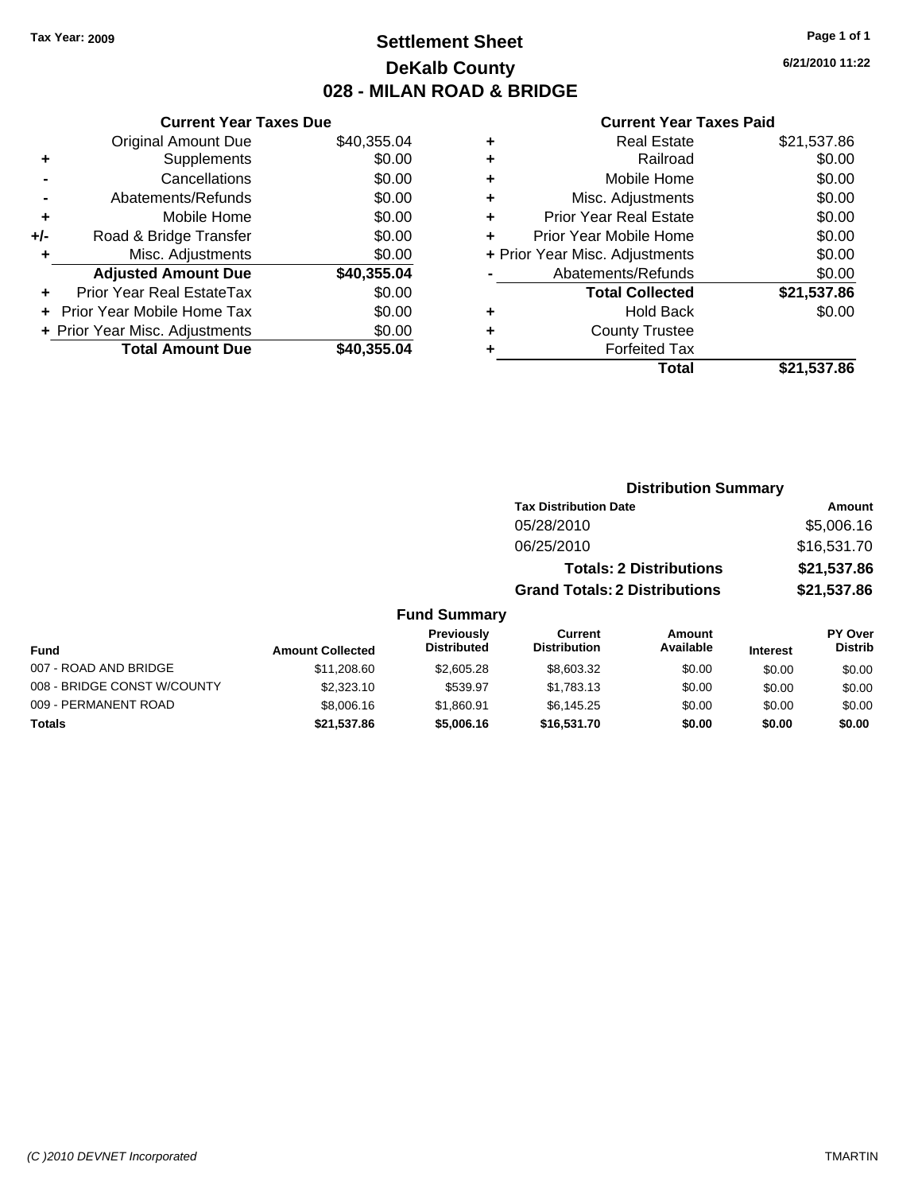Tax Year: 2009

# Settlement Sheet

## DeKalb County

## 028 - MILAN ROAD & BRIDGE

6/21/2010 11:22

### Current Year Taxes Due

| | | |
|---|---|---|
| | Original Amount Due | $40,355.04 |
| + | Supplements | $0.00 |
| - | Cancellations | $0.00 |
| - | Abatements/Refunds | $0.00 |
| + | Mobile Home | $0.00 |
| +/- | Road & Bridge Transfer | $0.00 |
| + | Misc. Adjustments | $0.00 |
| | **Adjusted Amount Due** | **$40,355.04** |
| + | Prior Year Real EstateTax | $0.00 |
| + | Prior Year Mobile Home Tax | $0.00 |
| + | Prior Year Misc. Adjustments | $0.00 |
| | **Total Amount Due** | **$40,355.04** |

### Current Year Taxes Paid

| | | |
|---|---|---|
| + | Real Estate | $21,537.86 |
| + | Railroad | $0.00 |
| + | Mobile Home | $0.00 |
| + | Misc. Adjustments | $0.00 |
| + | Prior Year Real Estate | $0.00 |
| + | Prior Year Mobile Home | $0.00 |
| + | Prior Year Misc. Adjustments | $0.00 |
| - | Abatements/Refunds | $0.00 |
| | **Total Collected** | **$21,537.86** |
| + | Hold Back | $0.00 |
| + | County Trustee | |
| + | Forfeited Tax | |
| | **Total** | **$21,537.86** |

### Distribution Summary

| Tax Distribution Date | Amount |
|---|---|
| 05/28/2010 | $5,006.16 |
| 06/25/2010 | $16,531.70 |
| **Totals: 2 Distributions** | **$21,537.86** |
| **Grand Totals: 2 Distributions** | **$21,537.86** |

### Fund Summary

| Fund | Amount Collected | Previously Distributed | Current Distribution | Amount Available | Interest | PY Over Distrib |
|---|---|---|---|---|---|---|
| 007 - ROAD AND BRIDGE | $11,208.60 | $2,605.28 | $8,603.32 | $0.00 | $0.00 | $0.00 |
| 008 - BRIDGE CONST W/COUNTY | $2,323.10 | $539.97 | $1,783.13 | $0.00 | $0.00 | $0.00 |
| 009 - PERMANENT ROAD | $8,006.16 | $1,860.91 | $6,145.25 | $0.00 | $0.00 | $0.00 |
| **Totals** | **$21,537.86** | **$5,006.16** | **$16,531.70** | **$0.00** | **$0.00** | **$0.00** |

(C )2010 DEVNET Incorporated TMARTIN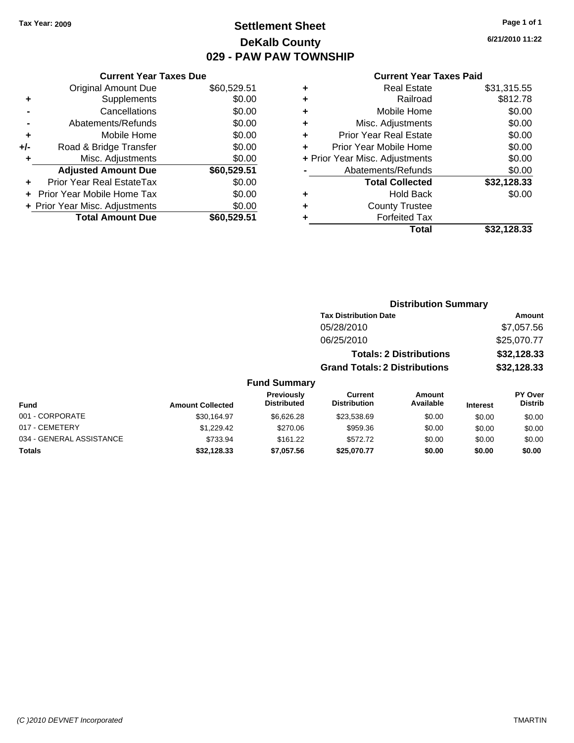Tax Year: 2009

# Settlement Sheet
## DeKalb County
## 029 - PAW PAW TOWNSHIP

6/21/2010 11:22

### Current Year Taxes Due

| | | |
|---|---|---|
| | Original Amount Due | $60,529.51 |
| + | Supplements | $0.00 |
| - | Cancellations | $0.00 |
| - | Abatements/Refunds | $0.00 |
| + | Mobile Home | $0.00 |
| +/- | Road & Bridge Transfer | $0.00 |
| + | Misc. Adjustments | $0.00 |
| | **Adjusted Amount Due** | **$60,529.51** |
| + | Prior Year Real EstateTax | $0.00 |
| + | Prior Year Mobile Home Tax | $0.00 |
| + | Prior Year Misc. Adjustments | $0.00 |
| | **Total Amount Due** | **$60,529.51** |

### Current Year Taxes Paid

| | | |
|---|---|---|
| + | Real Estate | $31,315.55 |
| + | Railroad | $812.78 |
| + | Mobile Home | $0.00 |
| + | Misc. Adjustments | $0.00 |
| + | Prior Year Real Estate | $0.00 |
| + | Prior Year Mobile Home | $0.00 |
| + | Prior Year Misc. Adjustments | $0.00 |
| - | Abatements/Refunds | $0.00 |
| | **Total Collected** | **$32,128.33** |
| + | Hold Back | $0.00 |
| + | County Trustee | |
| + | Forfeited Tax | |
| | **Total** | **$32,128.33** |

### Distribution Summary

| Tax Distribution Date | Amount |
|---|---|
| 05/28/2010 | $7,057.56 |
| 06/25/2010 | $25,070.77 |
| **Totals: 2 Distributions** | **$32,128.33** |
| **Grand Totals: 2 Distributions** | **$32,128.33** |

### Fund Summary

| Fund | Amount Collected | Previously Distributed | Current Distribution | Amount Available | Interest | PY Over Distrib |
|---|---|---|---|---|---|---|
| 001 - CORPORATE | $30,164.97 | $6,626.28 | $23,538.69 | $0.00 | $0.00 | $0.00 |
| 017 - CEMETERY | $1,229.42 | $270.06 | $959.36 | $0.00 | $0.00 | $0.00 |
| 034 - GENERAL ASSISTANCE | $733.94 | $161.22 | $572.72 | $0.00 | $0.00 | $0.00 |
| **Totals** | **$32,128.33** | **$7,057.56** | **$25,070.77** | **$0.00** | **$0.00** | **$0.00** |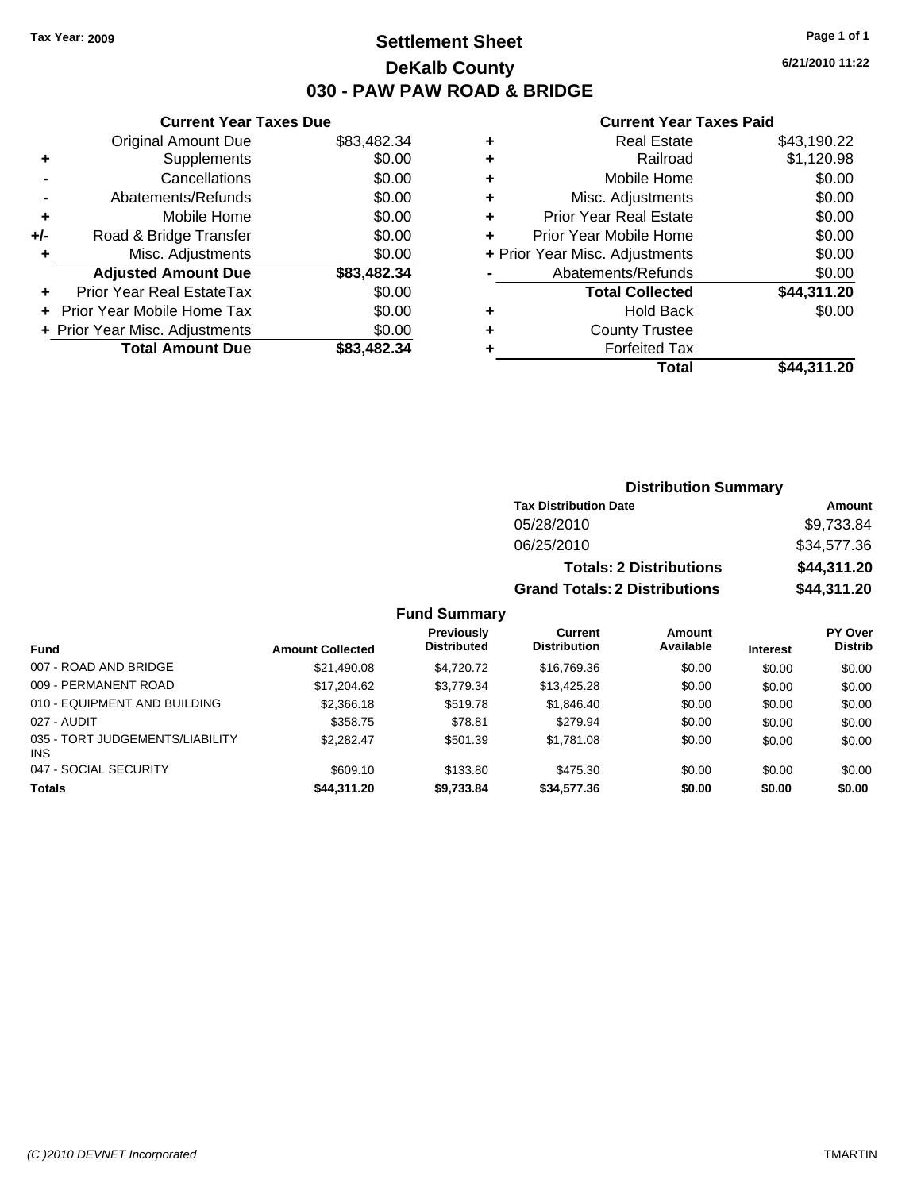Tax Year: 2009

# Settlement Sheet

## DeKalb County

## 030 - PAW PAW ROAD & BRIDGE

6/21/2010 11:22

### Current Year Taxes Due

| | | |
|---|---|---|
| | Original Amount Due | $83,482.34 |
| + | Supplements | $0.00 |
| - | Cancellations | $0.00 |
| - | Abatements/Refunds | $0.00 |
| + | Mobile Home | $0.00 |
| +/- | Road & Bridge Transfer | $0.00 |
| + | Misc. Adjustments | $0.00 |
| | **Adjusted Amount Due** | **$83,482.34** |
| + | Prior Year Real EstateTax | $0.00 |
| + | Prior Year Mobile Home Tax | $0.00 |
| + | Prior Year Misc. Adjustments | $0.00 |
| | **Total Amount Due** | **$83,482.34** |

### Current Year Taxes Paid

| | | |
|---|---|---|
| + | Real Estate | $43,190.22 |
| + | Railroad | $1,120.98 |
| + | Mobile Home | $0.00 |
| + | Misc. Adjustments | $0.00 |
| + | Prior Year Real Estate | $0.00 |
| + | Prior Year Mobile Home | $0.00 |
| + | Prior Year Misc. Adjustments | $0.00 |
| - | Abatements/Refunds | $0.00 |
| | **Total Collected** | **$44,311.20** |
| + | Hold Back | $0.00 |
| + | County Trustee | |
| + | Forfeited Tax | |
| | **Total** | **$44,311.20** |

### Distribution Summary

| Tax Distribution Date | Amount |
|---|---|
| 05/28/2010 | $9,733.84 |
| 06/25/2010 | $34,577.36 |
| **Totals: 2 Distributions** | **$44,311.20** |
| **Grand Totals: 2 Distributions** | **$44,311.20** |

### Fund Summary

| Fund | Amount Collected | Previously Distributed | Current Distribution | Amount Available | Interest | PY Over Distrib |
|---|---|---|---|---|---|---|
| 007 - ROAD AND BRIDGE | $21,490.08 | $4,720.72 | $16,769.36 | $0.00 | $0.00 | $0.00 |
| 009 - PERMANENT ROAD | $17,204.62 | $3,779.34 | $13,425.28 | $0.00 | $0.00 | $0.00 |
| 010 - EQUIPMENT AND BUILDING | $2,366.18 | $519.78 | $1,846.40 | $0.00 | $0.00 | $0.00 |
| 027 - AUDIT | $358.75 | $78.81 | $279.94 | $0.00 | $0.00 | $0.00 |
| 035 - TORT JUDGEMENTS/LIABILITY INS | $2,282.47 | $501.39 | $1,781.08 | $0.00 | $0.00 | $0.00 |
| 047 - SOCIAL SECURITY | $609.10 | $133.80 | $475.30 | $0.00 | $0.00 | $0.00 |
| **Totals** | **$44,311.20** | **$9,733.84** | **$34,577.36** | **$0.00** | **$0.00** | **$0.00** |

(C )2010 DEVNET Incorporated — TMARTIN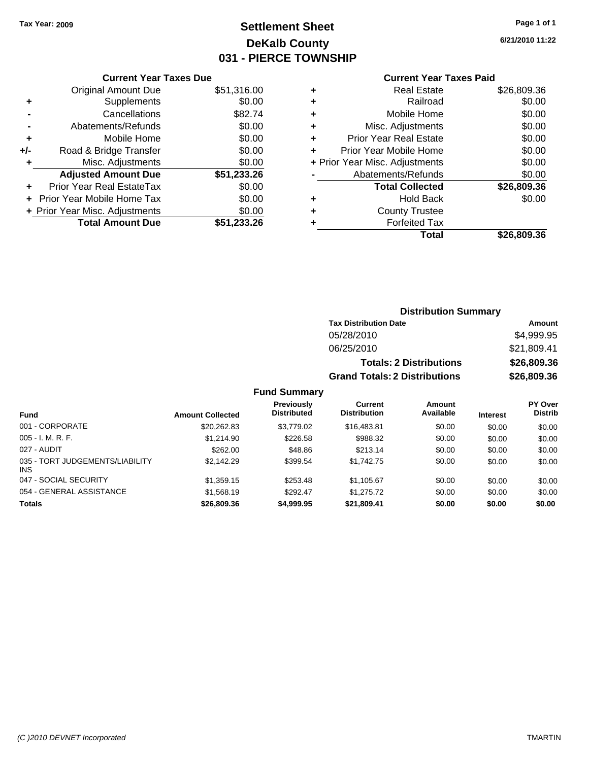Tax Year: 2009

# Settlement Sheet
## DeKalb County
## 031 - PIERCE TOWNSHIP

6/21/2010 11:22

**Current Year Taxes Due**

| | | |
|---|---|---|
| | Original Amount Due | $51,316.00 |
| + | Supplements | $0.00 |
| - | Cancellations | $82.74 |
| - | Abatements/Refunds | $0.00 |
| + | Mobile Home | $0.00 |
| +/- | Road & Bridge Transfer | $0.00 |
| + | Misc. Adjustments | $0.00 |
| | **Adjusted Amount Due** | **$51,233.26** |
| + | Prior Year Real EstateTax | $0.00 |
| + | Prior Year Mobile Home Tax | $0.00 |
| + | Prior Year Misc. Adjustments | $0.00 |
| | **Total Amount Due** | **$51,233.26** |

**Current Year Taxes Paid**

| | | |
|---|---|---|
| + | Real Estate | $26,809.36 |
| + | Railroad | $0.00 |
| + | Mobile Home | $0.00 |
| + | Misc. Adjustments | $0.00 |
| + | Prior Year Real Estate | $0.00 |
| + | Prior Year Mobile Home | $0.00 |
| + | Prior Year Misc. Adjustments | $0.00 |
| - | Abatements/Refunds | $0.00 |
| | **Total Collected** | **$26,809.36** |
| + | Hold Back | $0.00 |
| + | County Trustee | |
| + | Forfeited Tax | |
| | **Total** | **$26,809.36** |

**Distribution Summary**

| Tax Distribution Date | Amount |
|---|---|
| 05/28/2010 | $4,999.95 |
| 06/25/2010 | $21,809.41 |
| **Totals: 2 Distributions** | **$26,809.36** |
| **Grand Totals: 2 Distributions** | **$26,809.36** |

**Fund Summary**

| Fund | Amount Collected | Previously Distributed | Current Distribution | Amount Available | Interest | PY Over Distrib |
|---|---|---|---|---|---|---|
| 001 - CORPORATE | $20,262.83 | $3,779.02 | $16,483.81 | $0.00 | $0.00 | $0.00 |
| 005 - I. M. R. F. | $1,214.90 | $226.58 | $988.32 | $0.00 | $0.00 | $0.00 |
| 027 - AUDIT | $262.00 | $48.86 | $213.14 | $0.00 | $0.00 | $0.00 |
| 035 - TORT JUDGEMENTS/LIABILITY INS | $2,142.29 | $399.54 | $1,742.75 | $0.00 | $0.00 | $0.00 |
| 047 - SOCIAL SECURITY | $1,359.15 | $253.48 | $1,105.67 | $0.00 | $0.00 | $0.00 |
| 054 - GENERAL ASSISTANCE | $1,568.19 | $292.47 | $1,275.72 | $0.00 | $0.00 | $0.00 |
| **Totals** | **$26,809.36** | **$4,999.95** | **$21,809.41** | **$0.00** | **$0.00** | **$0.00** |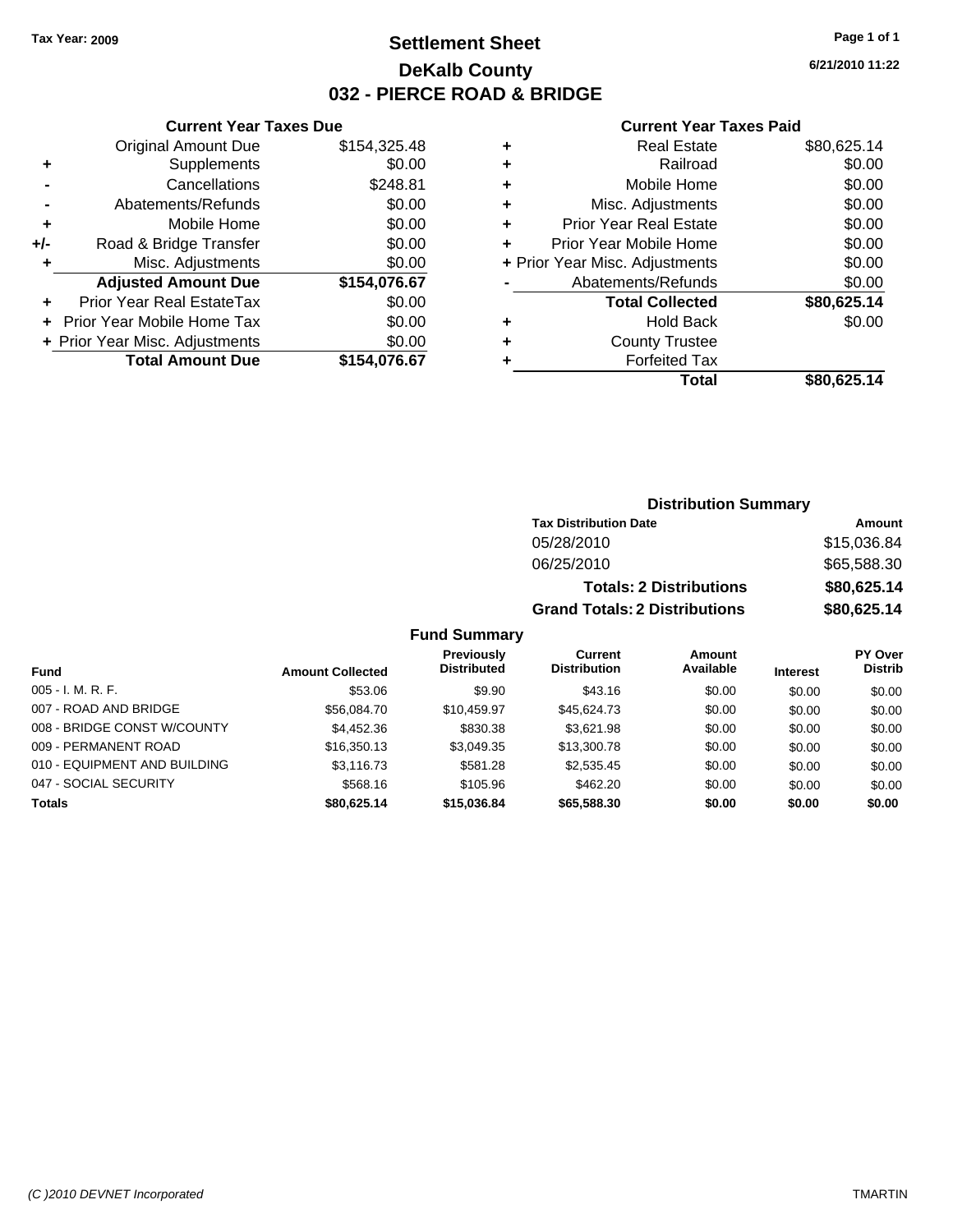**Tax Year: 2009**

# Settlement Sheet

## DeKalb County

## 032 - PIERCE ROAD & BRIDGE

6/21/2010 11:22

### Current Year Taxes Due

| | | |
|---|---|---|
| | Original Amount Due | $154,325.48 |
| + | Supplements | $0.00 |
| - | Cancellations | $248.81 |
| - | Abatements/Refunds | $0.00 |
| + | Mobile Home | $0.00 |
| +/- | Road & Bridge Transfer | $0.00 |
| + | Misc. Adjustments | $0.00 |
| | **Adjusted Amount Due** | **$154,076.67** |
| + | Prior Year Real EstateTax | $0.00 |
| + | Prior Year Mobile Home Tax | $0.00 |
| + | Prior Year Misc. Adjustments | $0.00 |
| | **Total Amount Due** | **$154,076.67** |

### Current Year Taxes Paid

| | | |
|---|---|---|
| + | Real Estate | $80,625.14 |
| + | Railroad | $0.00 |
| + | Mobile Home | $0.00 |
| + | Misc. Adjustments | $0.00 |
| + | Prior Year Real Estate | $0.00 |
| + | Prior Year Mobile Home | $0.00 |
| + | Prior Year Misc. Adjustments | $0.00 |
| - | Abatements/Refunds | $0.00 |
| | **Total Collected** | **$80,625.14** |
| + | Hold Back | $0.00 |
| + | County Trustee | |
| + | Forfeited Tax | |
| | **Total** | **$80,625.14** |

### Distribution Summary

| Tax Distribution Date | Amount |
|---|---|
| 05/28/2010 | $15,036.84 |
| 06/25/2010 | $65,588.30 |
| **Totals: 2 Distributions** | **$80,625.14** |
| **Grand Totals: 2 Distributions** | **$80,625.14** |

### Fund Summary

| Fund | Amount Collected | Previously Distributed | Current Distribution | Amount Available | Interest | PY Over Distrib |
|---|---|---|---|---|---|---|
| 005 - I. M. R. F. | $53.06 | $9.90 | $43.16 | $0.00 | $0.00 | $0.00 |
| 007 - ROAD AND BRIDGE | $56,084.70 | $10,459.97 | $45,624.73 | $0.00 | $0.00 | $0.00 |
| 008 - BRIDGE CONST W/COUNTY | $4,452.36 | $830.38 | $3,621.98 | $0.00 | $0.00 | $0.00 |
| 009 - PERMANENT ROAD | $16,350.13 | $3,049.35 | $13,300.78 | $0.00 | $0.00 | $0.00 |
| 010 - EQUIPMENT AND BUILDING | $3,116.73 | $581.28 | $2,535.45 | $0.00 | $0.00 | $0.00 |
| 047 - SOCIAL SECURITY | $568.16 | $105.96 | $462.20 | $0.00 | $0.00 | $0.00 |
| **Totals** | **$80,625.14** | **$15,036.84** | **$65,588.30** | **$0.00** | **$0.00** | **$0.00** |

(C )2010 DEVNET Incorporated — TMARTIN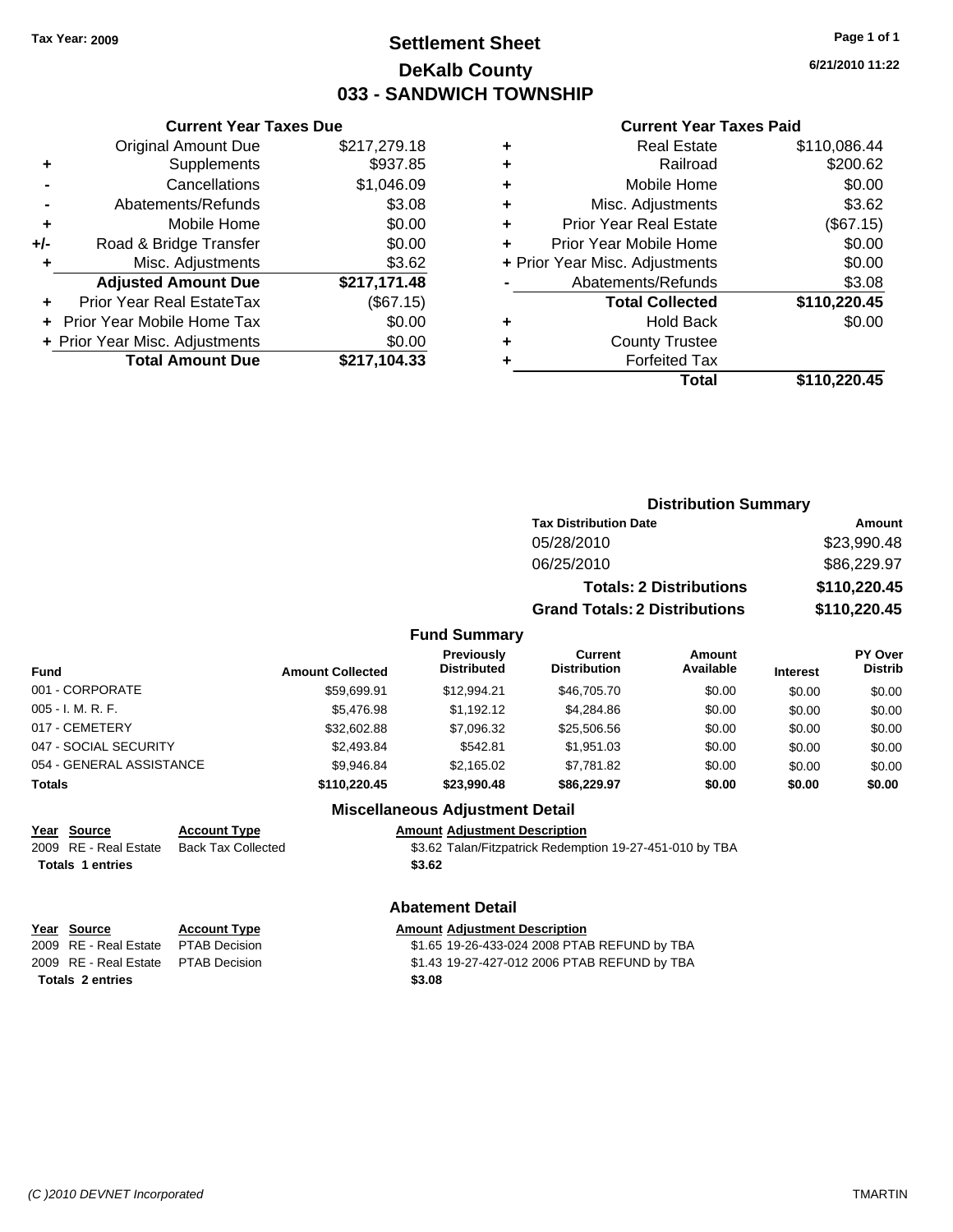Tax Year: 2009

# Settlement Sheet
## DeKalb County
## 033 - SANDWICH TOWNSHIP

6/21/2010 11:22

### Current Year Taxes Due

| | | |
|---|---|---|
| | Original Amount Due | $217,279.18 |
| + | Supplements | $937.85 |
| - | Cancellations | $1,046.09 |
| - | Abatements/Refunds | $3.08 |
| + | Mobile Home | $0.00 |
| +/- | Road & Bridge Transfer | $0.00 |
| + | Misc. Adjustments | $3.62 |
| | **Adjusted Amount Due** | **$217,171.48** |
| + | Prior Year Real EstateTax | ($67.15) |
| + | Prior Year Mobile Home Tax | $0.00 |
| + | Prior Year Misc. Adjustments | $0.00 |
| | **Total Amount Due** | **$217,104.33** |

### Current Year Taxes Paid

| | | |
|---|---|---|
| + | Real Estate | $110,086.44 |
| + | Railroad | $200.62 |
| + | Mobile Home | $0.00 |
| + | Misc. Adjustments | $3.62 |
| + | Prior Year Real Estate | ($67.15) |
| + | Prior Year Mobile Home | $0.00 |
| + | Prior Year Misc. Adjustments | $0.00 |
| - | Abatements/Refunds | $3.08 |
| | **Total Collected** | **$110,220.45** |
| + | Hold Back | $0.00 |
| + | County Trustee | |
| + | Forfeited Tax | |
| | **Total** | **$110,220.45** |

### Distribution Summary

| Tax Distribution Date | Amount |
|---|---|
| 05/28/2010 | $23,990.48 |
| 06/25/2010 | $86,229.97 |
| **Totals: 2 Distributions** | **$110,220.45** |
| **Grand Totals: 2 Distributions** | **$110,220.45** |

### Fund Summary

| Fund | Amount Collected | Previously Distributed | Current Distribution | Amount Available | Interest | PY Over Distrib |
|---|---|---|---|---|---|---|
| 001 - CORPORATE | $59,699.91 | $12,994.21 | $46,705.70 | $0.00 | $0.00 | $0.00 |
| 005 - I. M. R. F. | $5,476.98 | $1,192.12 | $4,284.86 | $0.00 | $0.00 | $0.00 |
| 017 - CEMETERY | $32,602.88 | $7,096.32 | $25,506.56 | $0.00 | $0.00 | $0.00 |
| 047 - SOCIAL SECURITY | $2,493.84 | $542.81 | $1,951.03 | $0.00 | $0.00 | $0.00 |
| 054 - GENERAL ASSISTANCE | $9,946.84 | $2,165.02 | $7,781.82 | $0.00 | $0.00 | $0.00 |
| **Totals** | **$110,220.45** | **$23,990.48** | **$86,229.97** | **$0.00** | **$0.00** | **$0.00** |

### Miscellaneous Adjustment Detail

| Year | Source | Account Type | Amount | Adjustment Description |
|---|---|---|---|---|
| 2009 | RE - Real Estate | Back Tax Collected | $3.62 | Talan/Fitzpatrick Redemption 19-27-451-010 by TBA |
| **Totals** | **1 entries** | | **$3.62** | |

### Abatement Detail

| Year | Source | Account Type | Amount | Adjustment Description |
|---|---|---|---|---|
| 2009 | RE - Real Estate | PTAB Decision | $1.65 | 19-26-433-024 2008 PTAB REFUND by TBA |
| 2009 | RE - Real Estate | PTAB Decision | $1.43 | 19-27-427-012 2006 PTAB REFUND by TBA |
| **Totals** | **2 entries** | | **$3.08** | |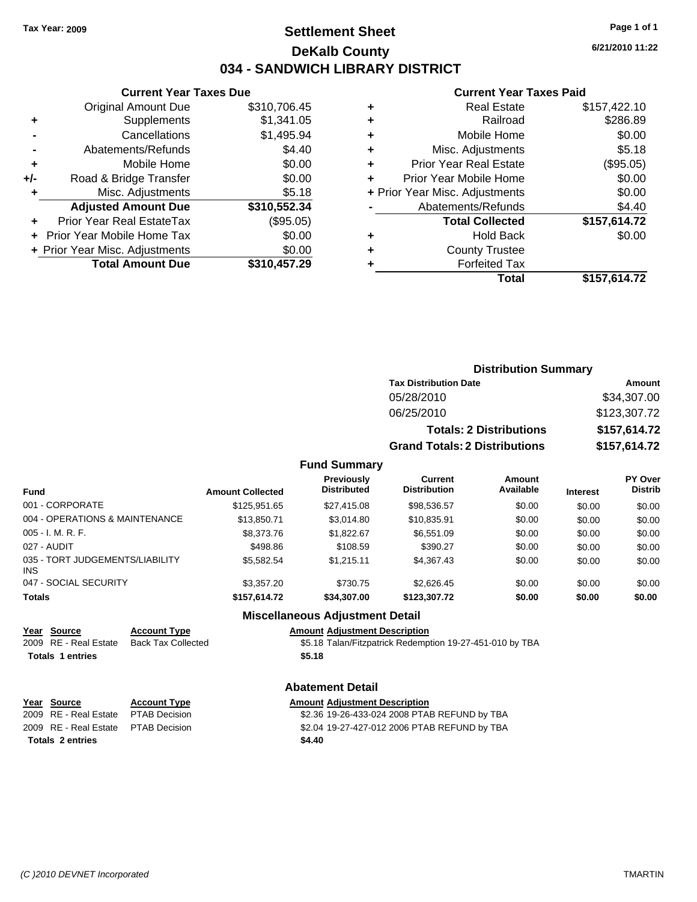**Tax Year: 2009**

# Settlement Sheet
## DeKalb County
## 034 - SANDWICH LIBRARY DISTRICT

6/21/2010 11:22

### Current Year Taxes Due

| | | |
|---|---|---|
| | Original Amount Due | $310,706.45 |
| + | Supplements | $1,341.05 |
| - | Cancellations | $1,495.94 |
| - | Abatements/Refunds | $4.40 |
| + | Mobile Home | $0.00 |
| +/- | Road & Bridge Transfer | $0.00 |
| + | Misc. Adjustments | $5.18 |
| | **Adjusted Amount Due** | **$310,552.34** |
| + | Prior Year Real EstateTax | ($95.05) |
| + | Prior Year Mobile Home Tax | $0.00 |
| + | Prior Year Misc. Adjustments | $0.00 |
| | **Total Amount Due** | **$310,457.29** |

### Current Year Taxes Paid

| | | |
|---|---|---|
| + | Real Estate | $157,422.10 |
| + | Railroad | $286.89 |
| + | Mobile Home | $0.00 |
| + | Misc. Adjustments | $5.18 |
| + | Prior Year Real Estate | ($95.05) |
| + | Prior Year Mobile Home | $0.00 |
| + | Prior Year Misc. Adjustments | $0.00 |
| - | Abatements/Refunds | $4.40 |
| | **Total Collected** | **$157,614.72** |
| + | Hold Back | $0.00 |
| + | County Trustee | |
| + | Forfeited Tax | |
| | **Total** | **$157,614.72** |

### Distribution Summary

| Tax Distribution Date | Amount |
|---|---|
| 05/28/2010 | $34,307.00 |
| 06/25/2010 | $123,307.72 |
| **Totals: 2 Distributions** | **$157,614.72** |
| **Grand Totals: 2 Distributions** | **$157,614.72** |

### Fund Summary

| Fund | Amount Collected | Previously Distributed | Current Distribution | Amount Available | Interest | PY Over Distrib |
|---|---|---|---|---|---|---|
| 001 - CORPORATE | $125,951.65 | $27,415.08 | $98,536.57 | $0.00 | $0.00 | $0.00 |
| 004 - OPERATIONS & MAINTENANCE | $13,850.71 | $3,014.80 | $10,835.91 | $0.00 | $0.00 | $0.00 |
| 005 - I. M. R. F. | $8,373.76 | $1,822.67 | $6,551.09 | $0.00 | $0.00 | $0.00 |
| 027 - AUDIT | $498.86 | $108.59 | $390.27 | $0.00 | $0.00 | $0.00 |
| 035 - TORT JUDGEMENTS/LIABILITY INS | $5,582.54 | $1,215.11 | $4,367.43 | $0.00 | $0.00 | $0.00 |
| 047 - SOCIAL SECURITY | $3,357.20 | $730.75 | $2,626.45 | $0.00 | $0.00 | $0.00 |
| **Totals** | **$157,614.72** | **$34,307.00** | **$123,307.72** | **$0.00** | **$0.00** | **$0.00** |

### Miscellaneous Adjustment Detail

| Year | Source | Account Type | Amount | Adjustment Description |
|---|---|---|---|---|
| 2009 | RE - Real Estate | Back Tax Collected | $5.18 | Talan/Fitzpatrick Redemption 19-27-451-010 by TBA |
| **Totals 1 entries** | | | **$5.18** | |

### Abatement Detail

| Year | Source | Account Type | Amount | Adjustment Description |
|---|---|---|---|---|
| 2009 | RE - Real Estate | PTAB Decision | $2.36 | 19-26-433-024 2008 PTAB REFUND by TBA |
| 2009 | RE - Real Estate | PTAB Decision | $2.04 | 19-27-427-012 2006 PTAB REFUND by TBA |
| **Totals 2 entries** | | | **$4.40** | |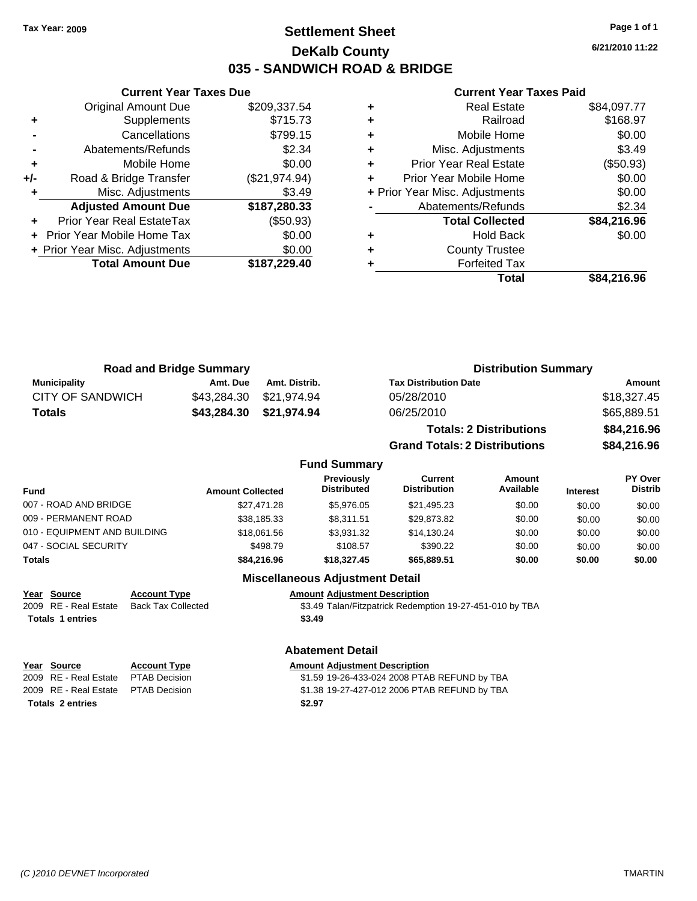Tax Year: 2009

# Settlement Sheet
## DeKalb County
## 035 - SANDWICH ROAD & BRIDGE

6/21/2010 11:22

### Current Year Taxes Due

| | | |
|---|---|---|
| | Original Amount Due | $209,337.54 |
| + | Supplements | $715.73 |
| - | Cancellations | $799.15 |
| - | Abatements/Refunds | $2.34 |
| + | Mobile Home | $0.00 |
| +/- | Road & Bridge Transfer | ($21,974.94) |
| + | Misc. Adjustments | $3.49 |
| | **Adjusted Amount Due** | **$187,280.33** |
| + | Prior Year Real EstateTax | ($50.93) |
| + | Prior Year Mobile Home Tax | $0.00 |
| + | Prior Year Misc. Adjustments | $0.00 |
| | **Total Amount Due** | **$187,229.40** |

### Current Year Taxes Paid

| | | |
|---|---|---|
| + | Real Estate | $84,097.77 |
| + | Railroad | $168.97 |
| + | Mobile Home | $0.00 |
| + | Misc. Adjustments | $3.49 |
| + | Prior Year Real Estate | ($50.93) |
| + | Prior Year Mobile Home | $0.00 |
| + | Prior Year Misc. Adjustments | $0.00 |
| - | Abatements/Refunds | $2.34 |
| | **Total Collected** | **$84,216.96** |
| + | Hold Back | $0.00 |
| + | County Trustee | |
| + | Forfeited Tax | |
| | **Total** | **$84,216.96** |

### Road and Bridge Summary

| Municipality | Amt. Due | Amt. Distrib. |
|---|---|---|
| CITY OF SANDWICH | $43,284.30 | $21,974.94 |
| **Totals** | **$43,284.30** | **$21,974.94** |

### Distribution Summary

| Tax Distribution Date | Amount |
|---|---|
| 05/28/2010 | $18,327.45 |
| 06/25/2010 | $65,889.51 |
| **Totals: 2 Distributions** | **$84,216.96** |
| **Grand Totals: 2 Distributions** | **$84,216.96** |

### Fund Summary

| Fund | Amount Collected | Previously Distributed | Current Distribution | Amount Available | Interest | PY Over Distrib |
|---|---|---|---|---|---|---|
| 007 - ROAD AND BRIDGE | $27,471.28 | $5,976.05 | $21,495.23 | $0.00 | $0.00 | $0.00 |
| 009 - PERMANENT ROAD | $38,185.33 | $8,311.51 | $29,873.82 | $0.00 | $0.00 | $0.00 |
| 010 - EQUIPMENT AND BUILDING | $18,061.56 | $3,931.32 | $14,130.24 | $0.00 | $0.00 | $0.00 |
| 047 - SOCIAL SECURITY | $498.79 | $108.57 | $390.22 | $0.00 | $0.00 | $0.00 |
| **Totals** | **$84,216.96** | **$18,327.45** | **$65,889.51** | **$0.00** | **$0.00** | **$0.00** |

### Miscellaneous Adjustment Detail

| Year | Source | Account Type | Amount | Adjustment Description |
|---|---|---|---|---|
| 2009 | RE - Real Estate | Back Tax Collected | $3.49 | Talan/Fitzpatrick Redemption 19-27-451-010 by TBA |
| **Totals 1 entries** | | | **$3.49** | |

### Abatement Detail

| Year | Source | Account Type | Amount | Adjustment Description |
|---|---|---|---|---|
| 2009 | RE - Real Estate | PTAB Decision | $1.59 | 19-26-433-024 2008 PTAB REFUND by TBA |
| 2009 | RE - Real Estate | PTAB Decision | $1.38 | 19-27-427-012 2006 PTAB REFUND by TBA |
| **Totals 2 entries** | | | **$2.97** | |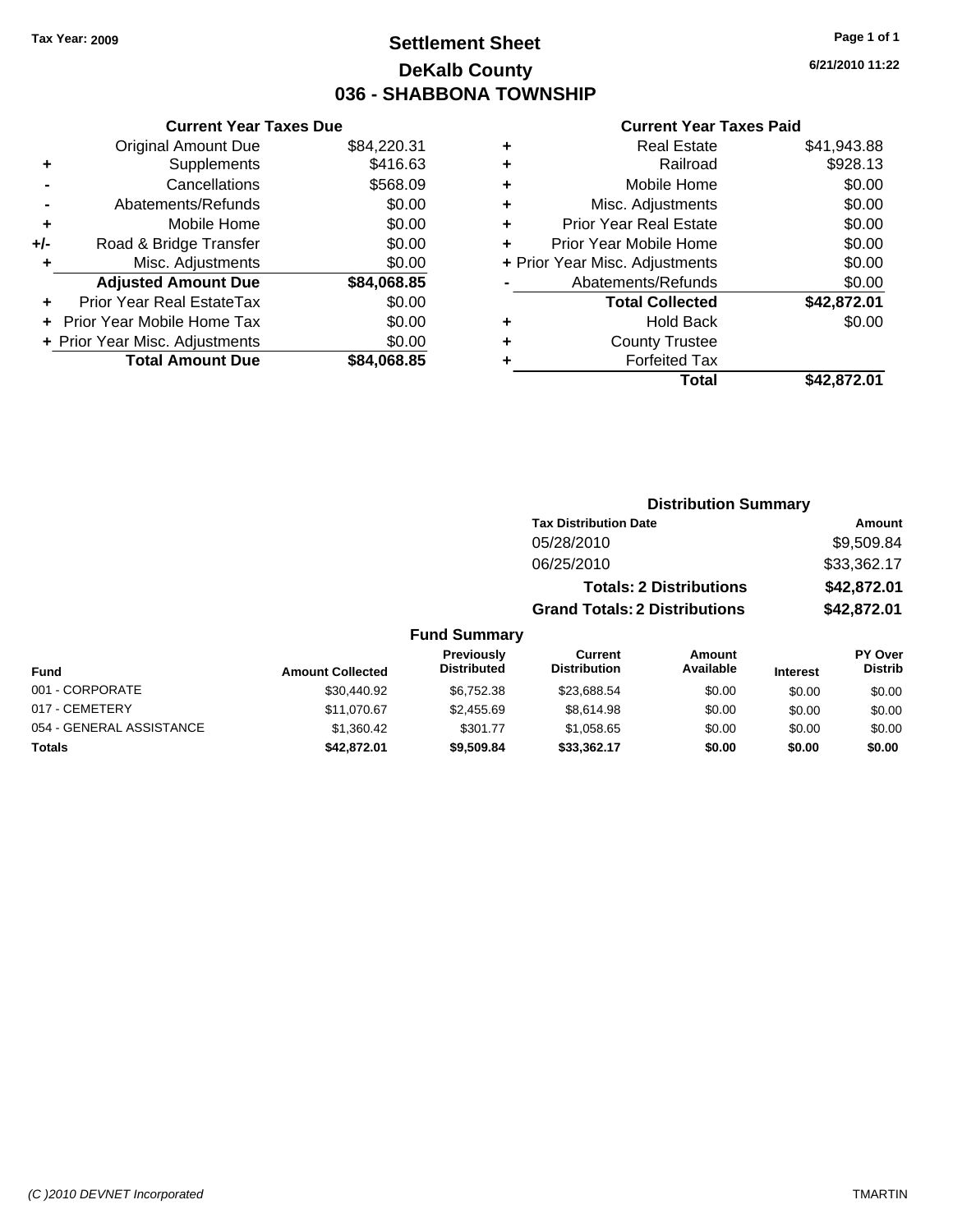Tax Year: 2009

# Settlement Sheet
## DeKalb County
## 036 - SHABBONA TOWNSHIP

6/21/2010 11:22

### Current Year Taxes Due

| | | |
|---|---|---|
| | Original Amount Due | $84,220.31 |
| + | Supplements | $416.63 |
| - | Cancellations | $568.09 |
| - | Abatements/Refunds | $0.00 |
| + | Mobile Home | $0.00 |
| +/- | Road & Bridge Transfer | $0.00 |
| + | Misc. Adjustments | $0.00 |
| | **Adjusted Amount Due** | **$84,068.85** |
| + | Prior Year Real EstateTax | $0.00 |
| + | Prior Year Mobile Home Tax | $0.00 |
| + | Prior Year Misc. Adjustments | $0.00 |
| | **Total Amount Due** | **$84,068.85** |

### Current Year Taxes Paid

| | | |
|---|---|---|
| + | Real Estate | $41,943.88 |
| + | Railroad | $928.13 |
| + | Mobile Home | $0.00 |
| + | Misc. Adjustments | $0.00 |
| + | Prior Year Real Estate | $0.00 |
| + | Prior Year Mobile Home | $0.00 |
| + | Prior Year Misc. Adjustments | $0.00 |
| - | Abatements/Refunds | $0.00 |
| | **Total Collected** | **$42,872.01** |
| + | Hold Back | $0.00 |
| + | County Trustee | |
| + | Forfeited Tax | |
| | **Total** | **$42,872.01** |

### Distribution Summary

| Tax Distribution Date | Amount |
|---|---|
| 05/28/2010 | $9,509.84 |
| 06/25/2010 | $33,362.17 |
| **Totals: 2 Distributions** | **$42,872.01** |
| **Grand Totals: 2 Distributions** | **$42,872.01** |

### Fund Summary

| Fund | Amount Collected | Previously Distributed | Current Distribution | Amount Available | Interest | PY Over Distrib |
|---|---|---|---|---|---|---|
| 001 - CORPORATE | $30,440.92 | $6,752.38 | $23,688.54 | $0.00 | $0.00 | $0.00 |
| 017 - CEMETERY | $11,070.67 | $2,455.69 | $8,614.98 | $0.00 | $0.00 | $0.00 |
| 054 - GENERAL ASSISTANCE | $1,360.42 | $301.77 | $1,058.65 | $0.00 | $0.00 | $0.00 |
| **Totals** | **$42,872.01** | **$9,509.84** | **$33,362.17** | **$0.00** | **$0.00** | **$0.00** |

(C )2010 DEVNET Incorporated TMARTIN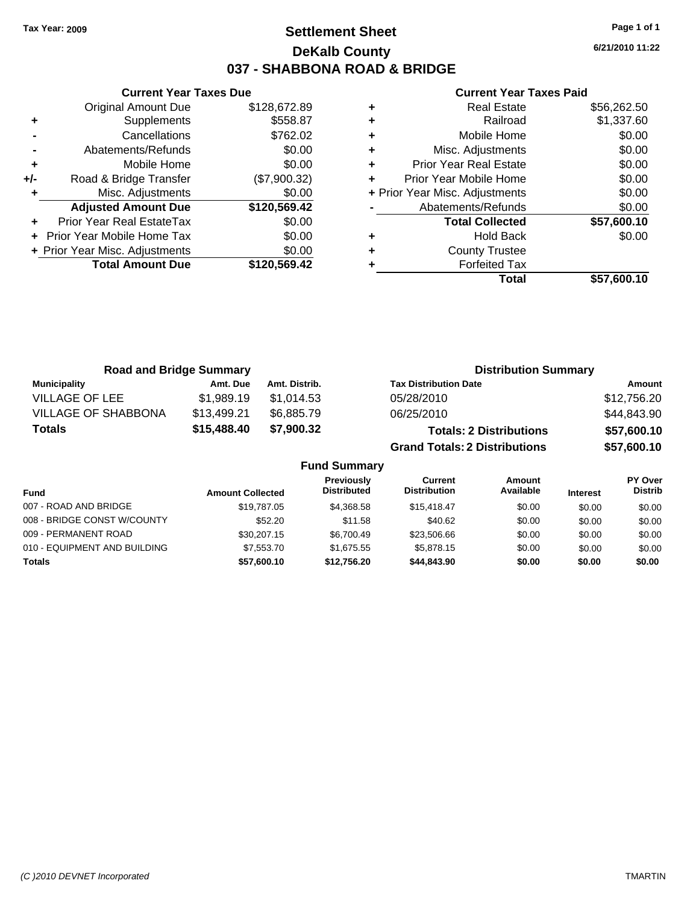Tax Year: 2009

# Settlement Sheet

## DeKalb County

## 037 - SHABBONA ROAD & BRIDGE

6/21/2010 11:22

### Current Year Taxes Due

| | | |
|---|---|---|
| | Original Amount Due | $128,672.89 |
| + | Supplements | $558.87 |
| - | Cancellations | $762.02 |
| - | Abatements/Refunds | $0.00 |
| + | Mobile Home | $0.00 |
| +/- | Road & Bridge Transfer | ($7,900.32) |
| + | Misc. Adjustments | $0.00 |
| | **Adjusted Amount Due** | **$120,569.42** |
| + | Prior Year Real EstateTax | $0.00 |
| + | Prior Year Mobile Home Tax | $0.00 |
| + | Prior Year Misc. Adjustments | $0.00 |
| | **Total Amount Due** | **$120,569.42** |

### Current Year Taxes Paid

| | | |
|---|---|---|
| + | Real Estate | $56,262.50 |
| + | Railroad | $1,337.60 |
| + | Mobile Home | $0.00 |
| + | Misc. Adjustments | $0.00 |
| + | Prior Year Real Estate | $0.00 |
| + | Prior Year Mobile Home | $0.00 |
| + | Prior Year Misc. Adjustments | $0.00 |
| - | Abatements/Refunds | $0.00 |
| | **Total Collected** | **$57,600.10** |
| + | Hold Back | $0.00 |
| + | County Trustee | |
| + | Forfeited Tax | |
| | **Total** | **$57,600.10** |

### Road and Bridge Summary

| Municipality | Amt. Due | Amt. Distrib. |
|---|---|---|
| VILLAGE OF LEE | $1,989.19 | $1,014.53 |
| VILLAGE OF SHABBONA | $13,499.21 | $6,885.79 |
| **Totals** | **$15,488.40** | **$7,900.32** |

### Distribution Summary

| Tax Distribution Date | Amount |
|---|---|
| 05/28/2010 | $12,756.20 |
| 06/25/2010 | $44,843.90 |
| **Totals: 2 Distributions** | **$57,600.10** |
| **Grand Totals: 2 Distributions** | **$57,600.10** |

### Fund Summary

| Fund | Amount Collected | Previously Distributed | Current Distribution | Amount Available | Interest | PY Over Distrib |
|---|---|---|---|---|---|---|
| 007 - ROAD AND BRIDGE | $19,787.05 | $4,368.58 | $15,418.47 | $0.00 | $0.00 | $0.00 |
| 008 - BRIDGE CONST W/COUNTY | $52.20 | $11.58 | $40.62 | $0.00 | $0.00 | $0.00 |
| 009 - PERMANENT ROAD | $30,207.15 | $6,700.49 | $23,506.66 | $0.00 | $0.00 | $0.00 |
| 010 - EQUIPMENT AND BUILDING | $7,553.70 | $1,675.55 | $5,878.15 | $0.00 | $0.00 | $0.00 |
| **Totals** | **$57,600.10** | **$12,756.20** | **$44,843.90** | **$0.00** | **$0.00** | **$0.00** |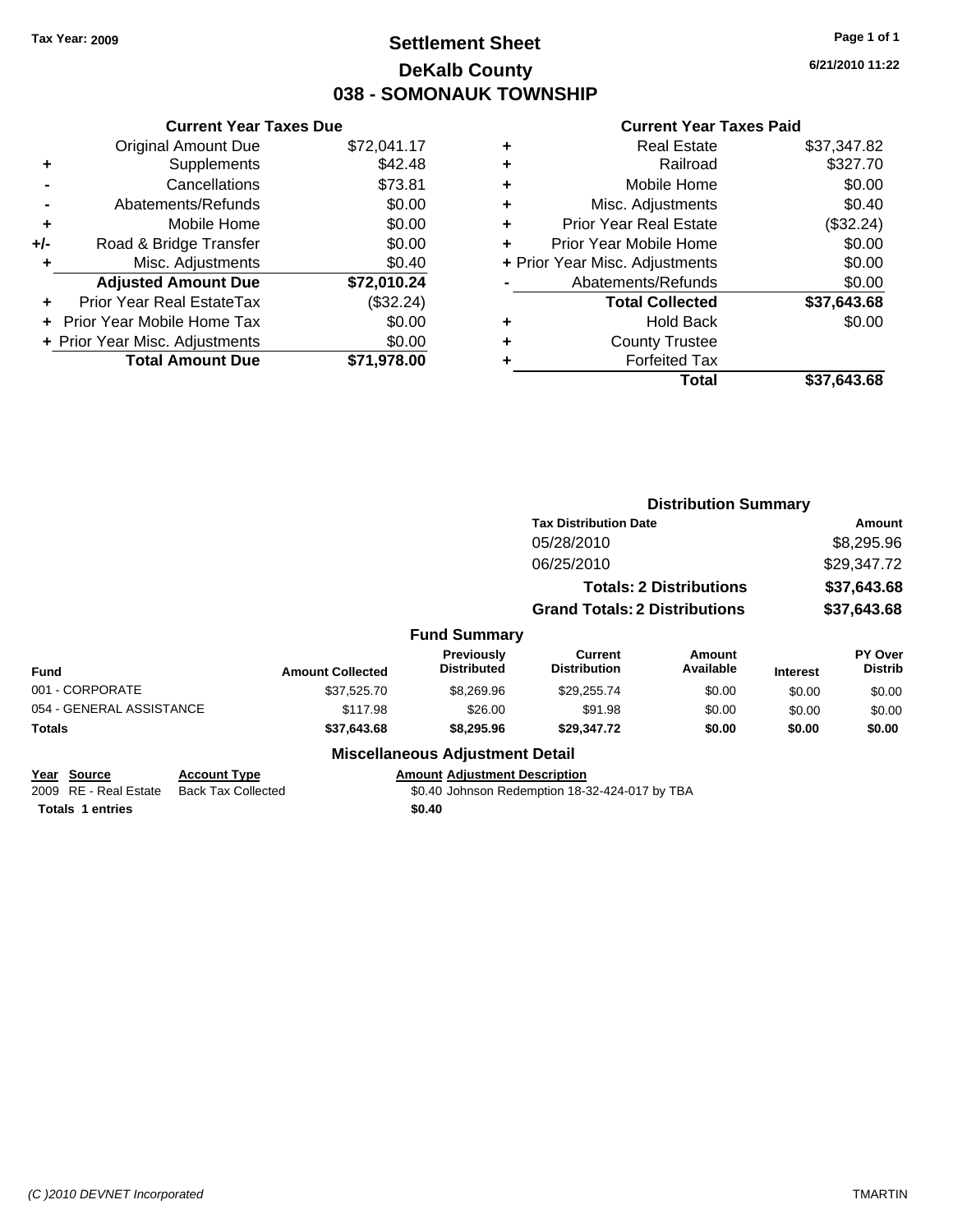**Tax Year: 2009**

# Settlement Sheet
## DeKalb County
## 038 - SOMONAUK TOWNSHIP

6/21/2010 11:22

### Current Year Taxes Due

| | | |
|---|---|---|
| | Original Amount Due | $72,041.17 |
| + | Supplements | $42.48 |
| - | Cancellations | $73.81 |
| - | Abatements/Refunds | $0.00 |
| + | Mobile Home | $0.00 |
| +/- | Road & Bridge Transfer | $0.00 |
| + | Misc. Adjustments | $0.40 |
| | **Adjusted Amount Due** | **$72,010.24** |
| + | Prior Year Real EstateTax | ($32.24) |
| + | Prior Year Mobile Home Tax | $0.00 |
| + | Prior Year Misc. Adjustments | $0.00 |
| | **Total Amount Due** | **$71,978.00** |

### Current Year Taxes Paid

| | | |
|---|---|---|
| + | Real Estate | $37,347.82 |
| + | Railroad | $327.70 |
| + | Mobile Home | $0.00 |
| + | Misc. Adjustments | $0.40 |
| + | Prior Year Real Estate | ($32.24) |
| + | Prior Year Mobile Home | $0.00 |
| + | Prior Year Misc. Adjustments | $0.00 |
| - | Abatements/Refunds | $0.00 |
| | **Total Collected** | **$37,643.68** |
| + | Hold Back | $0.00 |
| + | County Trustee | |
| + | Forfeited Tax | |
| | **Total** | **$37,643.68** |

### Distribution Summary

| Tax Distribution Date | Amount |
|---|---|
| 05/28/2010 | $8,295.96 |
| 06/25/2010 | $29,347.72 |
| **Totals: 2 Distributions** | **$37,643.68** |
| **Grand Totals: 2 Distributions** | **$37,643.68** |

### Fund Summary

| Fund | Amount Collected | Previously Distributed | Current Distribution | Amount Available | Interest | PY Over Distrib |
|---|---|---|---|---|---|---|
| 001 - CORPORATE | $37,525.70 | $8,269.96 | $29,255.74 | $0.00 | $0.00 | $0.00 |
| 054 - GENERAL ASSISTANCE | $117.98 | $26.00 | $91.98 | $0.00 | $0.00 | $0.00 |
| **Totals** | **$37,643.68** | **$8,295.96** | **$29,347.72** | **$0.00** | **$0.00** | **$0.00** |

### Miscellaneous Adjustment Detail

| Year | Source | Account Type | Amount | Adjustment Description |
|---|---|---|---|---|
| 2009 | RE - Real Estate | Back Tax Collected | $0.40 | Johnson Redemption 18-32-424-017 by TBA |
| **Totals** | **1 entries** | | **$0.40** | |

(C )2010 DEVNET Incorporated — TMARTIN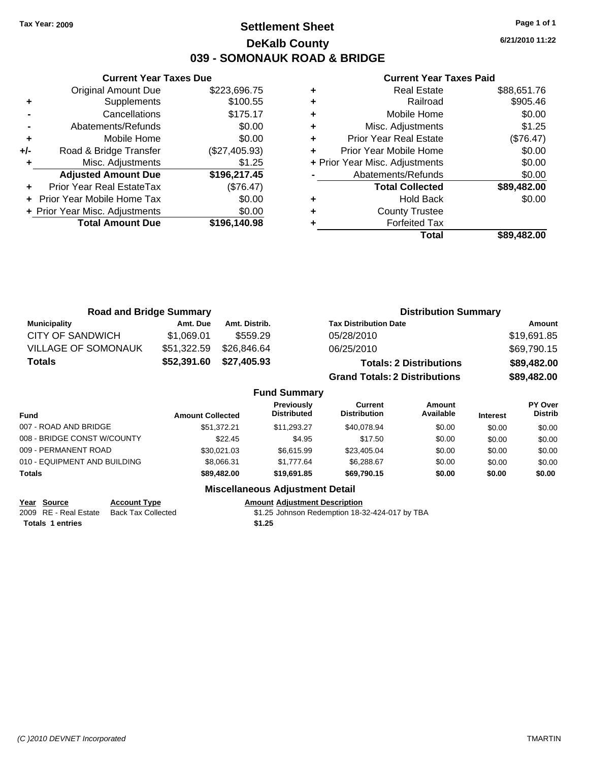Tax Year: 2009

# Settlement Sheet

## DeKalb County

## 039 - SOMONAUK ROAD & BRIDGE

6/21/2010 11:22

### Current Year Taxes Due

| | | |
|---|---|---|
| | Original Amount Due | $223,696.75 |
| + | Supplements | $100.55 |
| - | Cancellations | $175.17 |
| - | Abatements/Refunds | $0.00 |
| + | Mobile Home | $0.00 |
| +/- | Road & Bridge Transfer | ($27,405.93) |
| + | Misc. Adjustments | $1.25 |
| | **Adjusted Amount Due** | **$196,217.45** |
| + | Prior Year Real EstateTax | ($76.47) |
| + | Prior Year Mobile Home Tax | $0.00 |
| + | Prior Year Misc. Adjustments | $0.00 |
| | **Total Amount Due** | **$196,140.98** |

### Current Year Taxes Paid

| | | |
|---|---|---|
| + | Real Estate | $88,651.76 |
| + | Railroad | $905.46 |
| + | Mobile Home | $0.00 |
| + | Misc. Adjustments | $1.25 |
| + | Prior Year Real Estate | ($76.47) |
| + | Prior Year Mobile Home | $0.00 |
| + | Prior Year Misc. Adjustments | $0.00 |
| - | Abatements/Refunds | $0.00 |
| | **Total Collected** | **$89,482.00** |
| + | Hold Back | $0.00 |
| + | County Trustee | |
| + | Forfeited Tax | |
| | **Total** | **$89,482.00** |

### Road and Bridge Summary

| Municipality | Amt. Due | Amt. Distrib. |
|---|---|---|
| CITY OF SANDWICH | $1,069.01 | $559.29 |
| VILLAGE OF SOMONAUK | $51,322.59 | $26,846.64 |
| **Totals** | **$52,391.60** | **$27,405.93** |

### Distribution Summary

| Tax Distribution Date | Amount |
|---|---|
| 05/28/2010 | $19,691.85 |
| 06/25/2010 | $69,790.15 |
| **Totals: 2 Distributions** | **$89,482.00** |
| **Grand Totals: 2 Distributions** | **$89,482.00** |

### Fund Summary

| Fund | Amount Collected | Previously Distributed | Current Distribution | Amount Available | Interest | PY Over Distrib |
|---|---|---|---|---|---|---|
| 007 - ROAD AND BRIDGE | $51,372.21 | $11,293.27 | $40,078.94 | $0.00 | $0.00 | $0.00 |
| 008 - BRIDGE CONST W/COUNTY | $22.45 | $4.95 | $17.50 | $0.00 | $0.00 | $0.00 |
| 009 - PERMANENT ROAD | $30,021.03 | $6,615.99 | $23,405.04 | $0.00 | $0.00 | $0.00 |
| 010 - EQUIPMENT AND BUILDING | $8,066.31 | $1,777.64 | $6,288.67 | $0.00 | $0.00 | $0.00 |
| **Totals** | **$89,482.00** | **$19,691.85** | **$69,790.15** | **$0.00** | **$0.00** | **$0.00** |

### Miscellaneous Adjustment Detail

| Year | Source | Account Type | Amount | Adjustment Description |
|---|---|---|---|---|
| 2009 | RE - Real Estate | Back Tax Collected | $1.25 | Johnson Redemption 18-32-424-017 by TBA |
| **Totals** | **1 entries** | | **$1.25** | |

(C )2010 DEVNET Incorporated — TMARTIN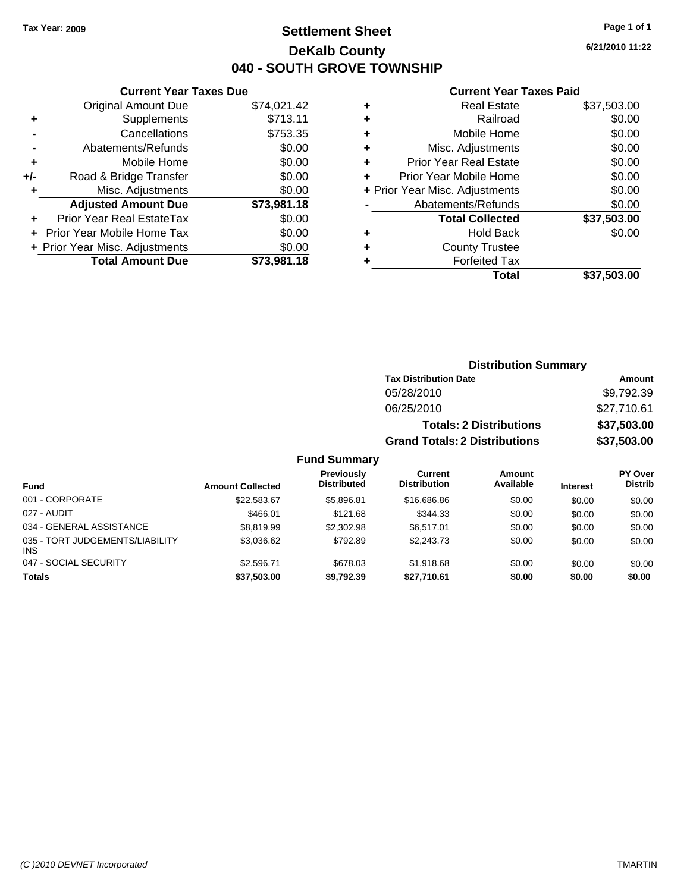Tax Year: 2009

# Settlement Sheet
## DeKalb County
## 040 - SOUTH GROVE TOWNSHIP

6/21/2010 11:22

### Current Year Taxes Due

| | | |
|---|---|---|
| | Original Amount Due | $74,021.42 |
| + | Supplements | $713.11 |
| - | Cancellations | $753.35 |
| - | Abatements/Refunds | $0.00 |
| + | Mobile Home | $0.00 |
| +/- | Road & Bridge Transfer | $0.00 |
| + | Misc. Adjustments | $0.00 |
| | **Adjusted Amount Due** | **$73,981.18** |
| + | Prior Year Real EstateTax | $0.00 |
| + | Prior Year Mobile Home Tax | $0.00 |
| + | Prior Year Misc. Adjustments | $0.00 |
| | **Total Amount Due** | **$73,981.18** |

### Current Year Taxes Paid

| | | |
|---|---|---|
| + | Real Estate | $37,503.00 |
| + | Railroad | $0.00 |
| + | Mobile Home | $0.00 |
| + | Misc. Adjustments | $0.00 |
| + | Prior Year Real Estate | $0.00 |
| + | Prior Year Mobile Home | $0.00 |
| + | Prior Year Misc. Adjustments | $0.00 |
| - | Abatements/Refunds | $0.00 |
| | **Total Collected** | **$37,503.00** |
| + | Hold Back | $0.00 |
| + | County Trustee | |
| + | Forfeited Tax | |
| | **Total** | **$37,503.00** |

### Distribution Summary

| Tax Distribution Date | Amount |
|---|---|
| 05/28/2010 | $9,792.39 |
| 06/25/2010 | $27,710.61 |
| **Totals: 2 Distributions** | **$37,503.00** |
| **Grand Totals: 2 Distributions** | **$37,503.00** |

### Fund Summary

| Fund | Amount Collected | Previously Distributed | Current Distribution | Amount Available | Interest | PY Over Distrib |
|---|---|---|---|---|---|---|
| 001 - CORPORATE | $22,583.67 | $5,896.81 | $16,686.86 | $0.00 | $0.00 | $0.00 |
| 027 - AUDIT | $466.01 | $121.68 | $344.33 | $0.00 | $0.00 | $0.00 |
| 034 - GENERAL ASSISTANCE | $8,819.99 | $2,302.98 | $6,517.01 | $0.00 | $0.00 | $0.00 |
| 035 - TORT JUDGEMENTS/LIABILITY INS | $3,036.62 | $792.89 | $2,243.73 | $0.00 | $0.00 | $0.00 |
| 047 - SOCIAL SECURITY | $2,596.71 | $678.03 | $1,918.68 | $0.00 | $0.00 | $0.00 |
| **Totals** | **$37,503.00** | **$9,792.39** | **$27,710.61** | **$0.00** | **$0.00** | **$0.00** |

(C )2010 DEVNET Incorporated TMARTIN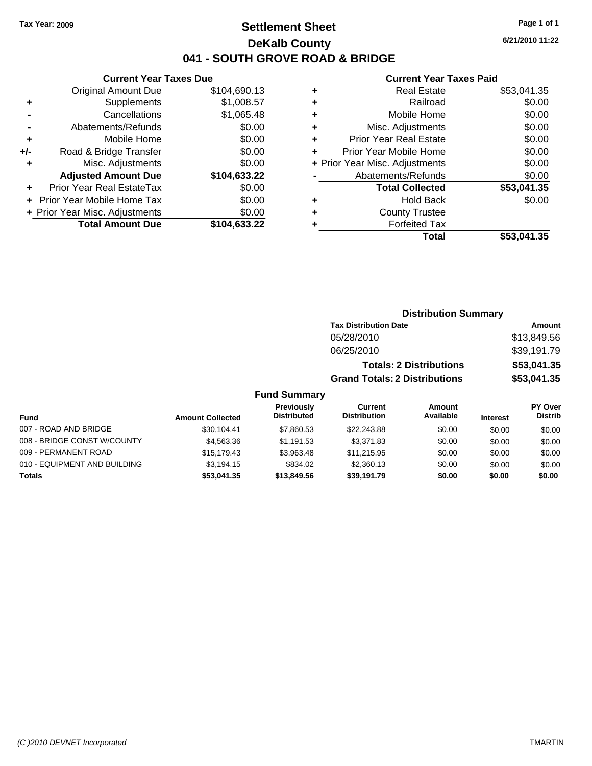Tax Year: 2009

# Settlement Sheet

## DeKalb County

## 041 - SOUTH GROVE ROAD & BRIDGE

6/21/2010 11:22

### Current Year Taxes Due

| | | |
|---|---|---|
| | Original Amount Due | $104,690.13 |
| + | Supplements | $1,008.57 |
| - | Cancellations | $1,065.48 |
| - | Abatements/Refunds | $0.00 |
| + | Mobile Home | $0.00 |
| +/- | Road & Bridge Transfer | $0.00 |
| + | Misc. Adjustments | $0.00 |
| | **Adjusted Amount Due** | **$104,633.22** |
| + | Prior Year Real EstateTax | $0.00 |
| + | Prior Year Mobile Home Tax | $0.00 |
| + | Prior Year Misc. Adjustments | $0.00 |
| | **Total Amount Due** | **$104,633.22** |

### Current Year Taxes Paid

| | | |
|---|---|---|
| + | Real Estate | $53,041.35 |
| + | Railroad | $0.00 |
| + | Mobile Home | $0.00 |
| + | Misc. Adjustments | $0.00 |
| + | Prior Year Real Estate | $0.00 |
| + | Prior Year Mobile Home | $0.00 |
| + | Prior Year Misc. Adjustments | $0.00 |
| - | Abatements/Refunds | $0.00 |
| | **Total Collected** | **$53,041.35** |
| + | Hold Back | $0.00 |
| + | County Trustee | |
| + | Forfeited Tax | |
| | **Total** | **$53,041.35** |

### Distribution Summary

| Tax Distribution Date | Amount |
|---|---|
| 05/28/2010 | $13,849.56 |
| 06/25/2010 | $39,191.79 |
| **Totals: 2 Distributions** | **$53,041.35** |
| **Grand Totals: 2 Distributions** | **$53,041.35** |

### Fund Summary

| Fund | Amount Collected | Previously Distributed | Current Distribution | Amount Available | Interest | PY Over Distrib |
|---|---|---|---|---|---|---|
| 007 - ROAD AND BRIDGE | $30,104.41 | $7,860.53 | $22,243.88 | $0.00 | $0.00 | $0.00 |
| 008 - BRIDGE CONST W/COUNTY | $4,563.36 | $1,191.53 | $3,371.83 | $0.00 | $0.00 | $0.00 |
| 009 - PERMANENT ROAD | $15,179.43 | $3,963.48 | $11,215.95 | $0.00 | $0.00 | $0.00 |
| 010 - EQUIPMENT AND BUILDING | $3,194.15 | $834.02 | $2,360.13 | $0.00 | $0.00 | $0.00 |
| **Totals** | **$53,041.35** | **$13,849.56** | **$39,191.79** | **$0.00** | **$0.00** | **$0.00** |

(C )2010 DEVNET Incorporated TMARTIN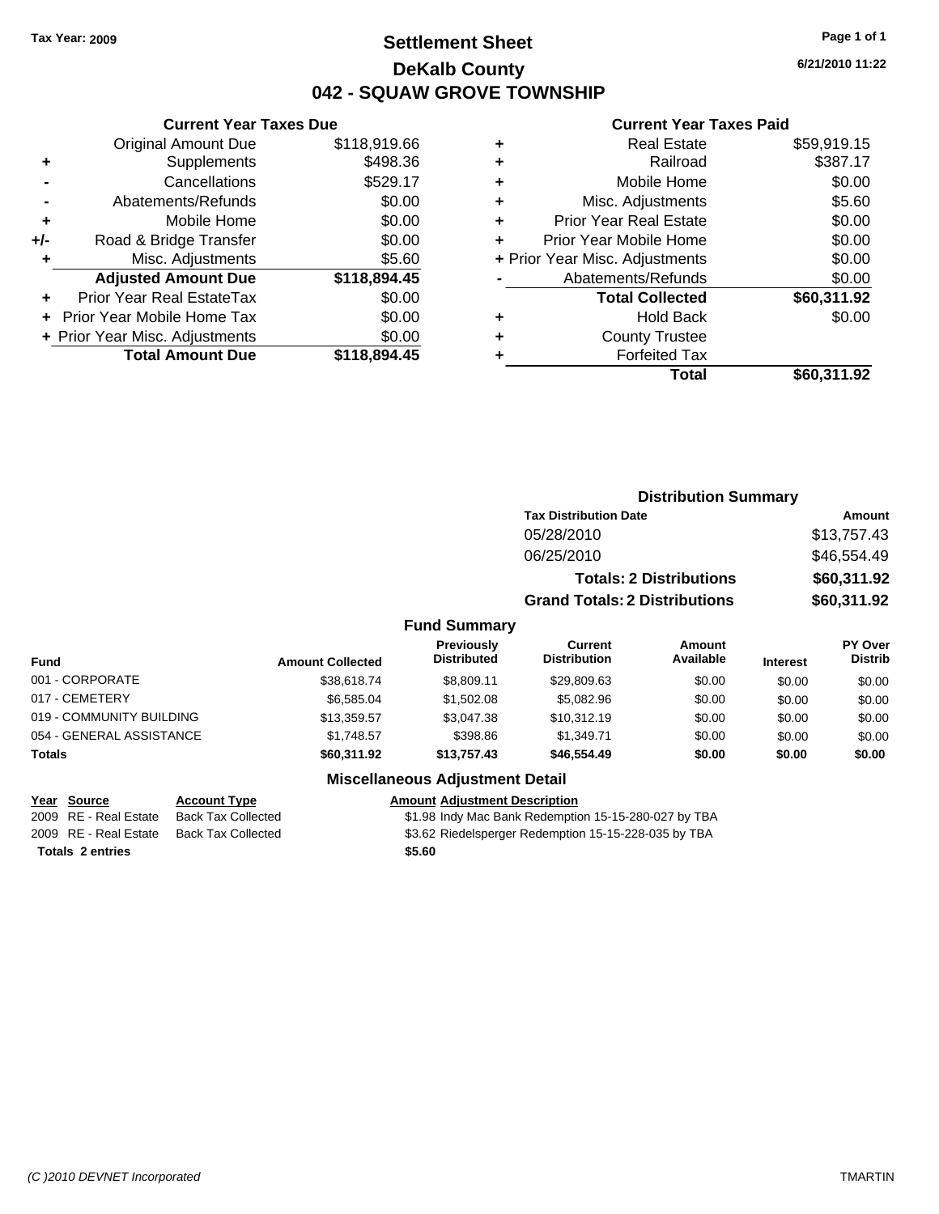Tax Year: 2009

# Settlement Sheet

## DeKalb County

## 042 - SQUAW GROVE TOWNSHIP

6/21/2010 11:22

### Current Year Taxes Due

| | | |
|---|---|---|
| | Original Amount Due | $118,919.66 |
| + | Supplements | $498.36 |
| - | Cancellations | $529.17 |
| - | Abatements/Refunds | $0.00 |
| + | Mobile Home | $0.00 |
| +/- | Road & Bridge Transfer | $0.00 |
| + | Misc. Adjustments | $5.60 |
| | **Adjusted Amount Due** | **$118,894.45** |
| + | Prior Year Real EstateTax | $0.00 |
| + | Prior Year Mobile Home Tax | $0.00 |
| + | Prior Year Misc. Adjustments | $0.00 |
| | **Total Amount Due** | **$118,894.45** |

### Current Year Taxes Paid

| | | |
|---|---|---|
| + | Real Estate | $59,919.15 |
| + | Railroad | $387.17 |
| + | Mobile Home | $0.00 |
| + | Misc. Adjustments | $5.60 |
| + | Prior Year Real Estate | $0.00 |
| + | Prior Year Mobile Home | $0.00 |
| + | Prior Year Misc. Adjustments | $0.00 |
| - | Abatements/Refunds | $0.00 |
| | **Total Collected** | **$60,311.92** |
| + | Hold Back | $0.00 |
| + | County Trustee | |
| + | Forfeited Tax | |
| | **Total** | **$60,311.92** |

### Distribution Summary

| Tax Distribution Date | Amount |
|---|---|
| 05/28/2010 | $13,757.43 |
| 06/25/2010 | $46,554.49 |
| **Totals: 2 Distributions** | **$60,311.92** |
| **Grand Totals: 2 Distributions** | **$60,311.92** |

### Fund Summary

| Fund | Amount Collected | Previously Distributed | Current Distribution | Amount Available | Interest | PY Over Distrib |
|---|---|---|---|---|---|---|
| 001 - CORPORATE | $38,618.74 | $8,809.11 | $29,809.63 | $0.00 | $0.00 | $0.00 |
| 017 - CEMETERY | $6,585.04 | $1,502.08 | $5,082.96 | $0.00 | $0.00 | $0.00 |
| 019 - COMMUNITY BUILDING | $13,359.57 | $3,047.38 | $10,312.19 | $0.00 | $0.00 | $0.00 |
| 054 - GENERAL ASSISTANCE | $1,748.57 | $398.86 | $1,349.71 | $0.00 | $0.00 | $0.00 |
| **Totals** | **$60,311.92** | **$13,757.43** | **$46,554.49** | **$0.00** | **$0.00** | **$0.00** |

### Miscellaneous Adjustment Detail

| Year | Source | Account Type | Amount | Adjustment Description |
|---|---|---|---|---|
| 2009 | RE - Real Estate | Back Tax Collected | $1.98 | Indy Mac Bank Redemption 15-15-280-027 by TBA |
| 2009 | RE - Real Estate | Back Tax Collected | $3.62 | Riedelsperger Redemption 15-15-228-035 by TBA |
| **Totals 2 entries** | | | **$5.60** | |

(C )2010 DEVNET Incorporated

TMARTIN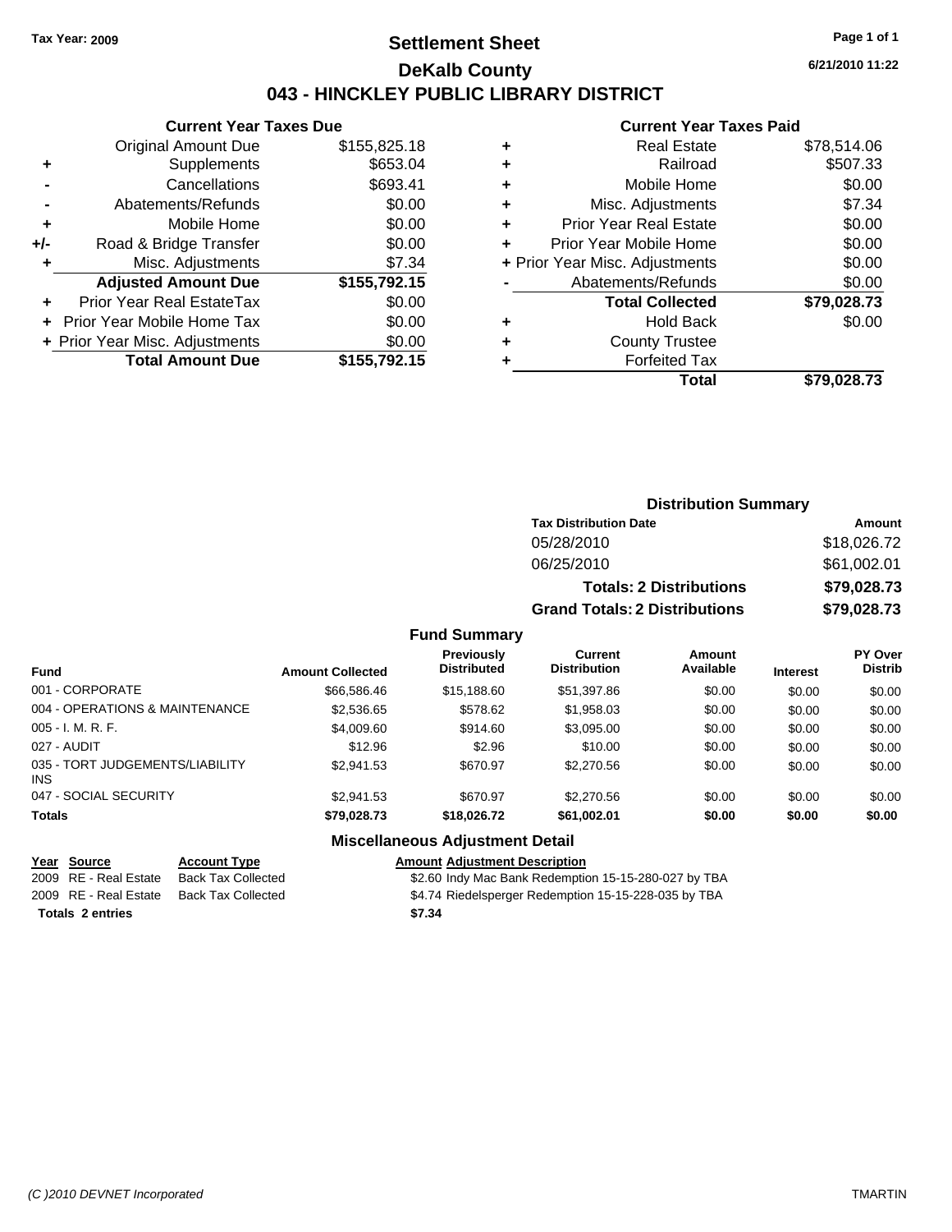Tax Year: 2009

# Settlement Sheet

## DeKalb County

## 043 - HINCKLEY PUBLIC LIBRARY DISTRICT

6/21/2010 11:22

### Current Year Taxes Due

| | | |
|---|---|---|
| | Original Amount Due | $155,825.18 |
| + | Supplements | $653.04 |
| - | Cancellations | $693.41 |
| - | Abatements/Refunds | $0.00 |
| + | Mobile Home | $0.00 |
| +/- | Road & Bridge Transfer | $0.00 |
| + | Misc. Adjustments | $7.34 |
| | **Adjusted Amount Due** | **$155,792.15** |
| + | Prior Year Real EstateTax | $0.00 |
| + | Prior Year Mobile Home Tax | $0.00 |
| + | Prior Year Misc. Adjustments | $0.00 |
| | **Total Amount Due** | **$155,792.15** |

### Current Year Taxes Paid

| | | |
|---|---|---|
| + | Real Estate | $78,514.06 |
| + | Railroad | $507.33 |
| + | Mobile Home | $0.00 |
| + | Misc. Adjustments | $7.34 |
| + | Prior Year Real Estate | $0.00 |
| + | Prior Year Mobile Home | $0.00 |
| + | Prior Year Misc. Adjustments | $0.00 |
| - | Abatements/Refunds | $0.00 |
| | **Total Collected** | **$79,028.73** |
| + | Hold Back | $0.00 |
| + | County Trustee | |
| + | Forfeited Tax | |
| | **Total** | **$79,028.73** |

### Distribution Summary

| Tax Distribution Date | Amount |
|---|---|
| 05/28/2010 | $18,026.72 |
| 06/25/2010 | $61,002.01 |
| **Totals: 2 Distributions** | **$79,028.73** |
| **Grand Totals: 2 Distributions** | **$79,028.73** |

### Fund Summary

| Fund | Amount Collected | Previously Distributed | Current Distribution | Amount Available | Interest | PY Over Distrib |
|---|---|---|---|---|---|---|
| 001 - CORPORATE | $66,586.46 | $15,188.60 | $51,397.86 | $0.00 | $0.00 | $0.00 |
| 004 - OPERATIONS & MAINTENANCE | $2,536.65 | $578.62 | $1,958.03 | $0.00 | $0.00 | $0.00 |
| 005 - I. M. R. F. | $4,009.60 | $914.60 | $3,095.00 | $0.00 | $0.00 | $0.00 |
| 027 - AUDIT | $12.96 | $2.96 | $10.00 | $0.00 | $0.00 | $0.00 |
| 035 - TORT JUDGEMENTS/LIABILITY INS | $2,941.53 | $670.97 | $2,270.56 | $0.00 | $0.00 | $0.00 |
| 047 - SOCIAL SECURITY | $2,941.53 | $670.97 | $2,270.56 | $0.00 | $0.00 | $0.00 |
| **Totals** | **$79,028.73** | **$18,026.72** | **$61,002.01** | **$0.00** | **$0.00** | **$0.00** |

### Miscellaneous Adjustment Detail

| Year | Source | Account Type | Amount | Adjustment Description |
|---|---|---|---|---|
| 2009 | RE - Real Estate | Back Tax Collected | $2.60 | Indy Mac Bank Redemption 15-15-280-027 by TBA |
| 2009 | RE - Real Estate | Back Tax Collected | $4.74 | Riedelsperger Redemption 15-15-228-035 by TBA |
| **Totals** | **2 entries** | | **$7.34** | |

(C )2010 DEVNET Incorporated — TMARTIN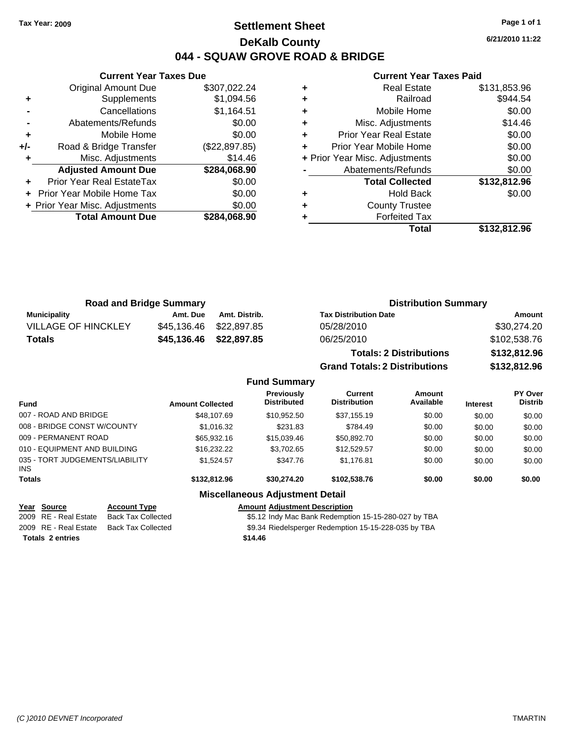Tax Year: 2009

# Settlement Sheet

## DeKalb County

## 044 - SQUAW GROVE ROAD & BRIDGE

6/21/2010 11:22

### Current Year Taxes Due

| | | |
|---|---|---|
| | Original Amount Due | $307,022.24 |
| + | Supplements | $1,094.56 |
| - | Cancellations | $1,164.51 |
| - | Abatements/Refunds | $0.00 |
| + | Mobile Home | $0.00 |
| +/- | Road & Bridge Transfer | ($22,897.85) |
| + | Misc. Adjustments | $14.46 |
| | **Adjusted Amount Due** | **$284,068.90** |
| + | Prior Year Real EstateTax | $0.00 |
| + | Prior Year Mobile Home Tax | $0.00 |
| + | Prior Year Misc. Adjustments | $0.00 |
| | **Total Amount Due** | **$284,068.90** |

### Current Year Taxes Paid

| | | |
|---|---|---|
| + | Real Estate | $131,853.96 |
| + | Railroad | $944.54 |
| + | Mobile Home | $0.00 |
| + | Misc. Adjustments | $14.46 |
| + | Prior Year Real Estate | $0.00 |
| + | Prior Year Mobile Home | $0.00 |
| + | Prior Year Misc. Adjustments | $0.00 |
| - | Abatements/Refunds | $0.00 |
| | **Total Collected** | **$132,812.96** |
| + | Hold Back | $0.00 |
| + | County Trustee | |
| + | Forfeited Tax | |
| | **Total** | **$132,812.96** |

### Road and Bridge Summary

| Municipality | Amt. Due | Amt. Distrib. |
|---|---|---|
| VILLAGE OF HINCKLEY | $45,136.46 | $22,897.85 |
| **Totals** | **$45,136.46** | **$22,897.85** |

### Distribution Summary

| Tax Distribution Date | Amount |
|---|---|
| 05/28/2010 | $30,274.20 |
| 06/25/2010 | $102,538.76 |
| **Totals: 2 Distributions** | **$132,812.96** |
| **Grand Totals: 2 Distributions** | **$132,812.96** |

### Fund Summary

| Fund | Amount Collected | Previously Distributed | Current Distribution | Amount Available | Interest | PY Over Distrib |
|---|---|---|---|---|---|---|
| 007 - ROAD AND BRIDGE | $48,107.69 | $10,952.50 | $37,155.19 | $0.00 | $0.00 | $0.00 |
| 008 - BRIDGE CONST W/COUNTY | $1,016.32 | $231.83 | $784.49 | $0.00 | $0.00 | $0.00 |
| 009 - PERMANENT ROAD | $65,932.16 | $15,039.46 | $50,892.70 | $0.00 | $0.00 | $0.00 |
| 010 - EQUIPMENT AND BUILDING | $16,232.22 | $3,702.65 | $12,529.57 | $0.00 | $0.00 | $0.00 |
| 035 - TORT JUDGEMENTS/LIABILITY INS | $1,524.57 | $347.76 | $1,176.81 | $0.00 | $0.00 | $0.00 |
| **Totals** | **$132,812.96** | **$30,274.20** | **$102,538.76** | **$0.00** | **$0.00** | **$0.00** |

### Miscellaneous Adjustment Detail

| Year | Source | Account Type | Amount | Adjustment Description |
|---|---|---|---|---|
| 2009 | RE - Real Estate | Back Tax Collected | $5.12 | Indy Mac Bank Redemption 15-15-280-027 by TBA |
| 2009 | RE - Real Estate | Back Tax Collected | $9.34 | Riedelsperger Redemption 15-15-228-035 by TBA |
| **Totals 2 entries** | | | **$14.46** | |

(C )2010 DEVNET Incorporated TMARTIN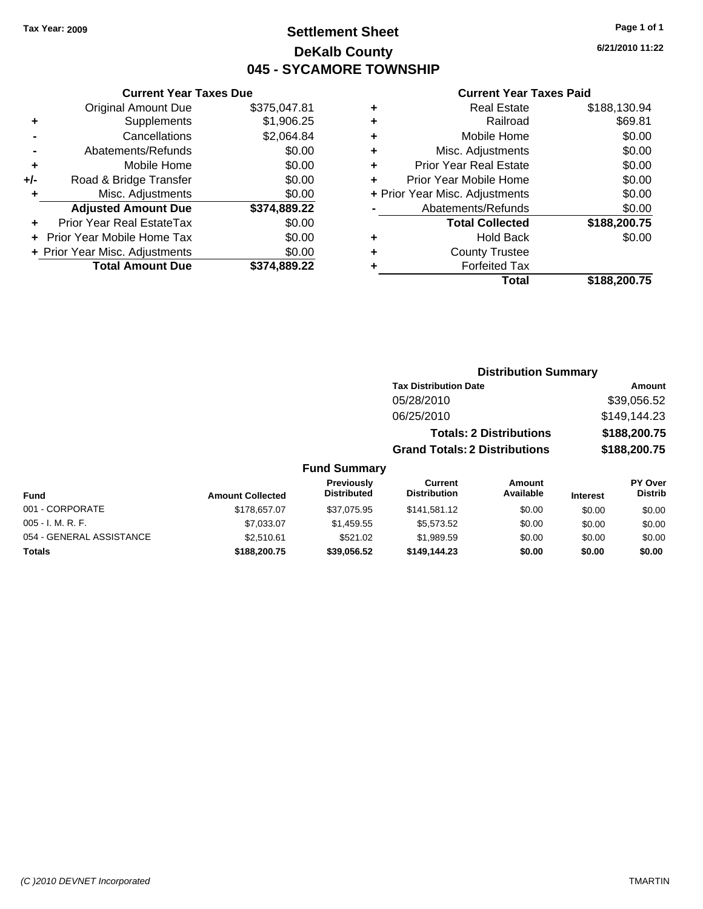Tax Year: 2009

# Settlement Sheet

## DeKalb County

## 045 - SYCAMORE TOWNSHIP

6/21/2010 11:22

### Current Year Taxes Due

| | | |
|---|---|---|
| | Original Amount Due | $375,047.81 |
| + | Supplements | $1,906.25 |
| - | Cancellations | $2,064.84 |
| - | Abatements/Refunds | $0.00 |
| + | Mobile Home | $0.00 |
| +/- | Road & Bridge Transfer | $0.00 |
| + | Misc. Adjustments | $0.00 |
| | **Adjusted Amount Due** | **$374,889.22** |
| + | Prior Year Real EstateTax | $0.00 |
| + | Prior Year Mobile Home Tax | $0.00 |
| + | Prior Year Misc. Adjustments | $0.00 |
| | **Total Amount Due** | **$374,889.22** |

### Current Year Taxes Paid

| | | |
|---|---|---|
| + | Real Estate | $188,130.94 |
| + | Railroad | $69.81 |
| + | Mobile Home | $0.00 |
| + | Misc. Adjustments | $0.00 |
| + | Prior Year Real Estate | $0.00 |
| + | Prior Year Mobile Home | $0.00 |
| + | Prior Year Misc. Adjustments | $0.00 |
| - | Abatements/Refunds | $0.00 |
| | **Total Collected** | **$188,200.75** |
| + | Hold Back | $0.00 |
| + | County Trustee | |
| + | Forfeited Tax | |
| | **Total** | **$188,200.75** |

### Distribution Summary

| Tax Distribution Date | Amount |
|---|---|
| 05/28/2010 | $39,056.52 |
| 06/25/2010 | $149,144.23 |
| **Totals: 2 Distributions** | **$188,200.75** |
| **Grand Totals: 2 Distributions** | **$188,200.75** |

### Fund Summary

| Fund | Amount Collected | Previously Distributed | Current Distribution | Amount Available | Interest | PY Over Distrib |
|---|---|---|---|---|---|---|
| 001 - CORPORATE | $178,657.07 | $37,075.95 | $141,581.12 | $0.00 | $0.00 | $0.00 |
| 005 - I. M. R. F. | $7,033.07 | $1,459.55 | $5,573.52 | $0.00 | $0.00 | $0.00 |
| 054 - GENERAL ASSISTANCE | $2,510.61 | $521.02 | $1,989.59 | $0.00 | $0.00 | $0.00 |
| **Totals** | **$188,200.75** | **$39,056.52** | **$149,144.23** | **$0.00** | **$0.00** | **$0.00** |

(C )2010 DEVNET Incorporated — TMARTIN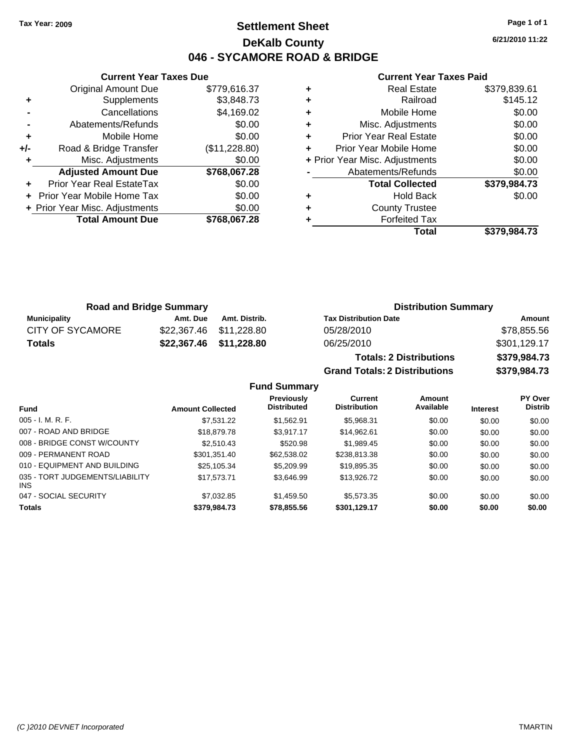Tax Year: 2009

# Settlement Sheet
## DeKalb County
## 046 - SYCAMORE ROAD & BRIDGE

6/21/2010 11:22

### Current Year Taxes Due

| | | |
|---|---|---|
| | Original Amount Due | $779,616.37 |
| + | Supplements | $3,848.73 |
| - | Cancellations | $4,169.02 |
| - | Abatements/Refunds | $0.00 |
| + | Mobile Home | $0.00 |
| +/- | Road & Bridge Transfer | ($11,228.80) |
| + | Misc. Adjustments | $0.00 |
| | **Adjusted Amount Due** | **$768,067.28** |
| + | Prior Year Real EstateTax | $0.00 |
| + | Prior Year Mobile Home Tax | $0.00 |
| + | Prior Year Misc. Adjustments | $0.00 |
| | **Total Amount Due** | **$768,067.28** |

### Current Year Taxes Paid

| | | |
|---|---|---|
| + | Real Estate | $379,839.61 |
| + | Railroad | $145.12 |
| + | Mobile Home | $0.00 |
| + | Misc. Adjustments | $0.00 |
| + | Prior Year Real Estate | $0.00 |
| + | Prior Year Mobile Home | $0.00 |
| + | Prior Year Misc. Adjustments | $0.00 |
| - | Abatements/Refunds | $0.00 |
| | **Total Collected** | **$379,984.73** |
| + | Hold Back | $0.00 |
| + | County Trustee | |
| + | Forfeited Tax | |
| | **Total** | **$379,984.73** |

### Road and Bridge Summary

| Municipality | Amt. Due | Amt. Distrib. |
|---|---|---|
| CITY OF SYCAMORE | $22,367.46 | $11,228.80 |
| **Totals** | **$22,367.46** | **$11,228.80** |

### Distribution Summary

| Tax Distribution Date | Amount |
|---|---|
| 05/28/2010 | $78,855.56 |
| 06/25/2010 | $301,129.17 |
| **Totals: 2 Distributions** | **$379,984.73** |
| **Grand Totals: 2 Distributions** | **$379,984.73** |

### Fund Summary

| Fund | Amount Collected | Previously Distributed | Current Distribution | Amount Available | Interest | PY Over Distrib |
|---|---|---|---|---|---|---|
| 005 - I. M. R. F. | $7,531.22 | $1,562.91 | $5,968.31 | $0.00 | $0.00 | $0.00 |
| 007 - ROAD AND BRIDGE | $18,879.78 | $3,917.17 | $14,962.61 | $0.00 | $0.00 | $0.00 |
| 008 - BRIDGE CONST W/COUNTY | $2,510.43 | $520.98 | $1,989.45 | $0.00 | $0.00 | $0.00 |
| 009 - PERMANENT ROAD | $301,351.40 | $62,538.02 | $238,813.38 | $0.00 | $0.00 | $0.00 |
| 010 - EQUIPMENT AND BUILDING | $25,105.34 | $5,209.99 | $19,895.35 | $0.00 | $0.00 | $0.00 |
| 035 - TORT JUDGEMENTS/LIABILITY INS | $17,573.71 | $3,646.99 | $13,926.72 | $0.00 | $0.00 | $0.00 |
| 047 - SOCIAL SECURITY | $7,032.85 | $1,459.50 | $5,573.35 | $0.00 | $0.00 | $0.00 |
| **Totals** | **$379,984.73** | **$78,855.56** | **$301,129.17** | **$0.00** | **$0.00** | **$0.00** |

(C )2010 DEVNET Incorporated TMARTIN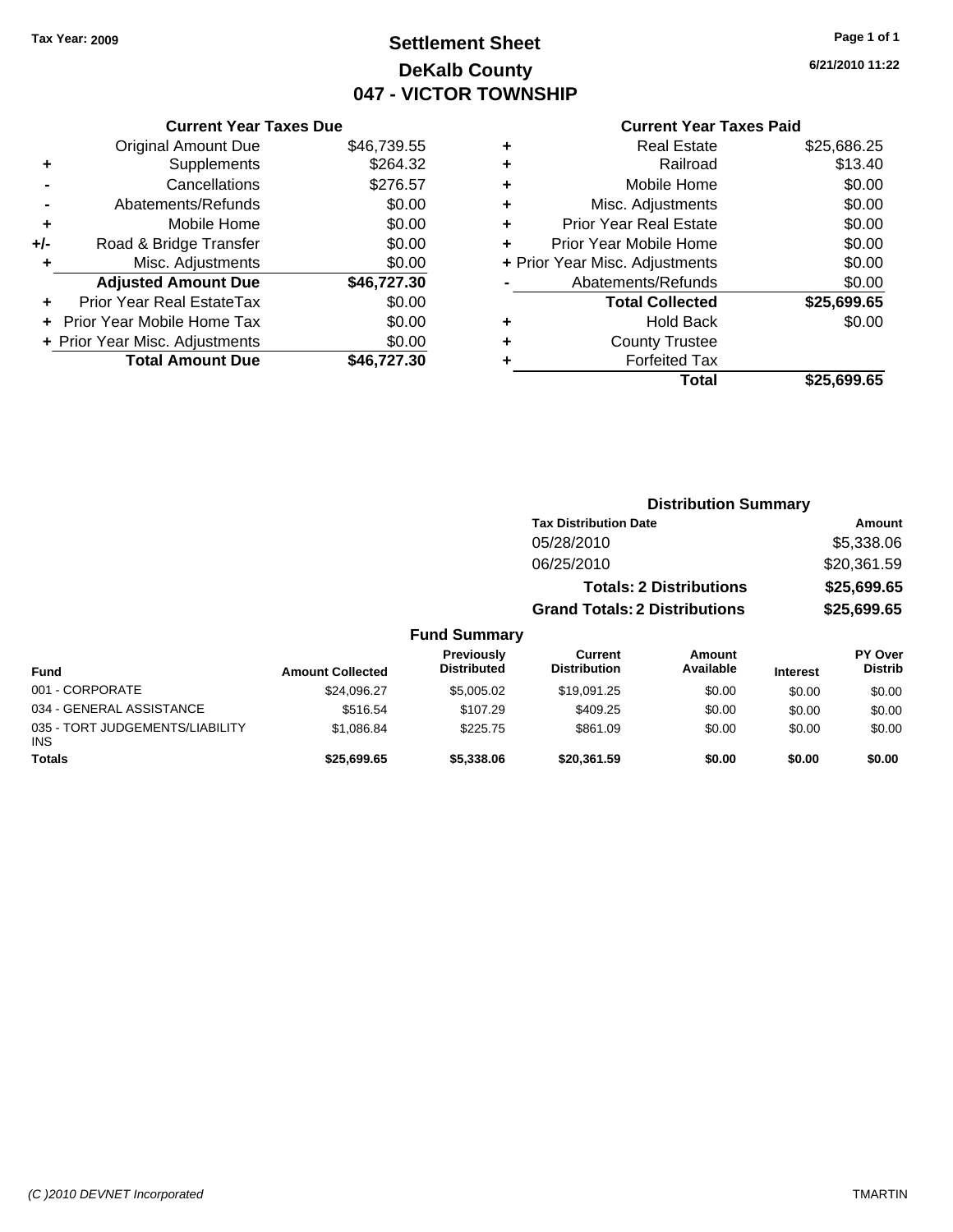Tax Year: 2009

# Settlement Sheet
## DeKalb County
## 047 - VICTOR TOWNSHIP

6/21/2010 11:22

### Current Year Taxes Due

| | | |
|---|---|---|
| | Original Amount Due | $46,739.55 |
| + | Supplements | $264.32 |
| - | Cancellations | $276.57 |
| - | Abatements/Refunds | $0.00 |
| + | Mobile Home | $0.00 |
| +/- | Road & Bridge Transfer | $0.00 |
| + | Misc. Adjustments | $0.00 |
| | **Adjusted Amount Due** | **$46,727.30** |
| + | Prior Year Real EstateTax | $0.00 |
| + | Prior Year Mobile Home Tax | $0.00 |
| + | Prior Year Misc. Adjustments | $0.00 |
| | **Total Amount Due** | **$46,727.30** |

### Current Year Taxes Paid

| | | |
|---|---|---|
| + | Real Estate | $25,686.25 |
| + | Railroad | $13.40 |
| + | Mobile Home | $0.00 |
| + | Misc. Adjustments | $0.00 |
| + | Prior Year Real Estate | $0.00 |
| + | Prior Year Mobile Home | $0.00 |
| + | Prior Year Misc. Adjustments | $0.00 |
| - | Abatements/Refunds | $0.00 |
| | **Total Collected** | **$25,699.65** |
| + | Hold Back | $0.00 |
| + | County Trustee | |
| + | Forfeited Tax | |
| | **Total** | **$25,699.65** |

### Distribution Summary

| Tax Distribution Date | Amount |
|---|---|
| 05/28/2010 | $5,338.06 |
| 06/25/2010 | $20,361.59 |
| **Totals: 2 Distributions** | **$25,699.65** |
| **Grand Totals: 2 Distributions** | **$25,699.65** |

### Fund Summary

| Fund | Amount Collected | Previously Distributed | Current Distribution | Amount Available | Interest | PY Over Distrib |
|---|---|---|---|---|---|---|
| 001 - CORPORATE | $24,096.27 | $5,005.02 | $19,091.25 | $0.00 | $0.00 | $0.00 |
| 034 - GENERAL ASSISTANCE | $516.54 | $107.29 | $409.25 | $0.00 | $0.00 | $0.00 |
| 035 - TORT JUDGEMENTS/LIABILITY INS | $1,086.84 | $225.75 | $861.09 | $0.00 | $0.00 | $0.00 |
| **Totals** | **$25,699.65** | **$5,338.06** | **$20,361.59** | **$0.00** | **$0.00** | **$0.00** |

(C )2010 DEVNET Incorporated — TMARTIN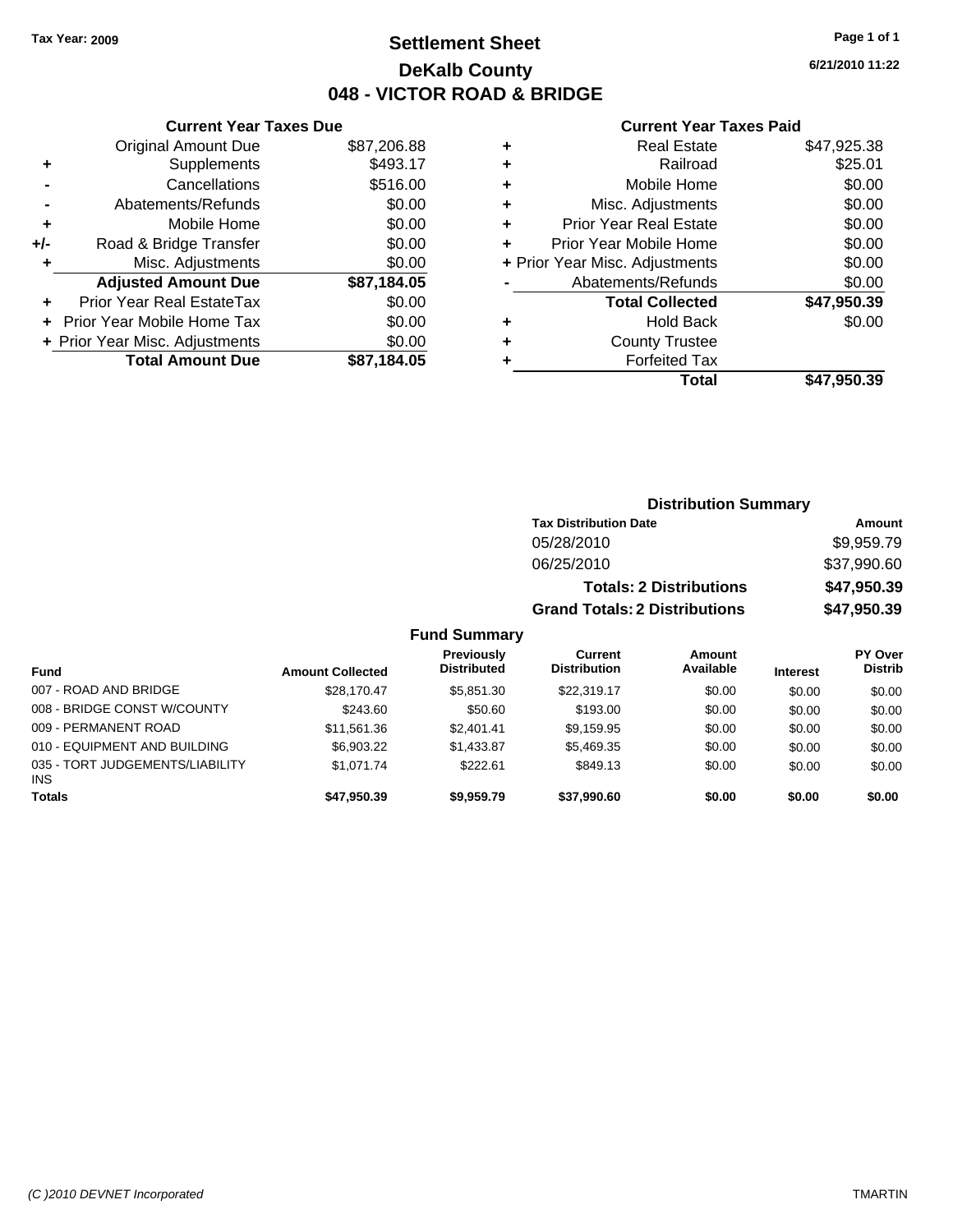Tax Year: 2009

# Settlement Sheet

## DeKalb County

## 048 - VICTOR ROAD & BRIDGE

6/21/2010 11:22

### Current Year Taxes Due

| | | |
|---|---|---|
| | Original Amount Due | $87,206.88 |
| + | Supplements | $493.17 |
| - | Cancellations | $516.00 |
| - | Abatements/Refunds | $0.00 |
| + | Mobile Home | $0.00 |
| +/- | Road & Bridge Transfer | $0.00 |
| + | Misc. Adjustments | $0.00 |
| | **Adjusted Amount Due** | **$87,184.05** |
| + | Prior Year Real EstateTax | $0.00 |
| + | Prior Year Mobile Home Tax | $0.00 |
| + | Prior Year Misc. Adjustments | $0.00 |
| | **Total Amount Due** | **$87,184.05** |

### Current Year Taxes Paid

| | | |
|---|---|---|
| + | Real Estate | $47,925.38 |
| + | Railroad | $25.01 |
| + | Mobile Home | $0.00 |
| + | Misc. Adjustments | $0.00 |
| + | Prior Year Real Estate | $0.00 |
| + | Prior Year Mobile Home | $0.00 |
| + | Prior Year Misc. Adjustments | $0.00 |
| - | Abatements/Refunds | $0.00 |
| | **Total Collected** | **$47,950.39** |
| + | Hold Back | $0.00 |
| + | County Trustee | |
| + | Forfeited Tax | |
| | **Total** | **$47,950.39** |

### Distribution Summary

| Tax Distribution Date | Amount |
|---|---|
| 05/28/2010 | $9,959.79 |
| 06/25/2010 | $37,990.60 |
| **Totals: 2 Distributions** | **$47,950.39** |
| **Grand Totals: 2 Distributions** | **$47,950.39** |

### Fund Summary

| Fund | Amount Collected | Previously Distributed | Current Distribution | Amount Available | Interest | PY Over Distrib |
|---|---|---|---|---|---|---|
| 007 - ROAD AND BRIDGE | $28,170.47 | $5,851.30 | $22,319.17 | $0.00 | $0.00 | $0.00 |
| 008 - BRIDGE CONST W/COUNTY | $243.60 | $50.60 | $193.00 | $0.00 | $0.00 | $0.00 |
| 009 - PERMANENT ROAD | $11,561.36 | $2,401.41 | $9,159.95 | $0.00 | $0.00 | $0.00 |
| 010 - EQUIPMENT AND BUILDING | $6,903.22 | $1,433.87 | $5,469.35 | $0.00 | $0.00 | $0.00 |
| 035 - TORT JUDGEMENTS/LIABILITY INS | $1,071.74 | $222.61 | $849.13 | $0.00 | $0.00 | $0.00 |
| **Totals** | **$47,950.39** | **$9,959.79** | **$37,990.60** | **$0.00** | **$0.00** | **$0.00** |

(C )2010 DEVNET Incorporated — TMARTIN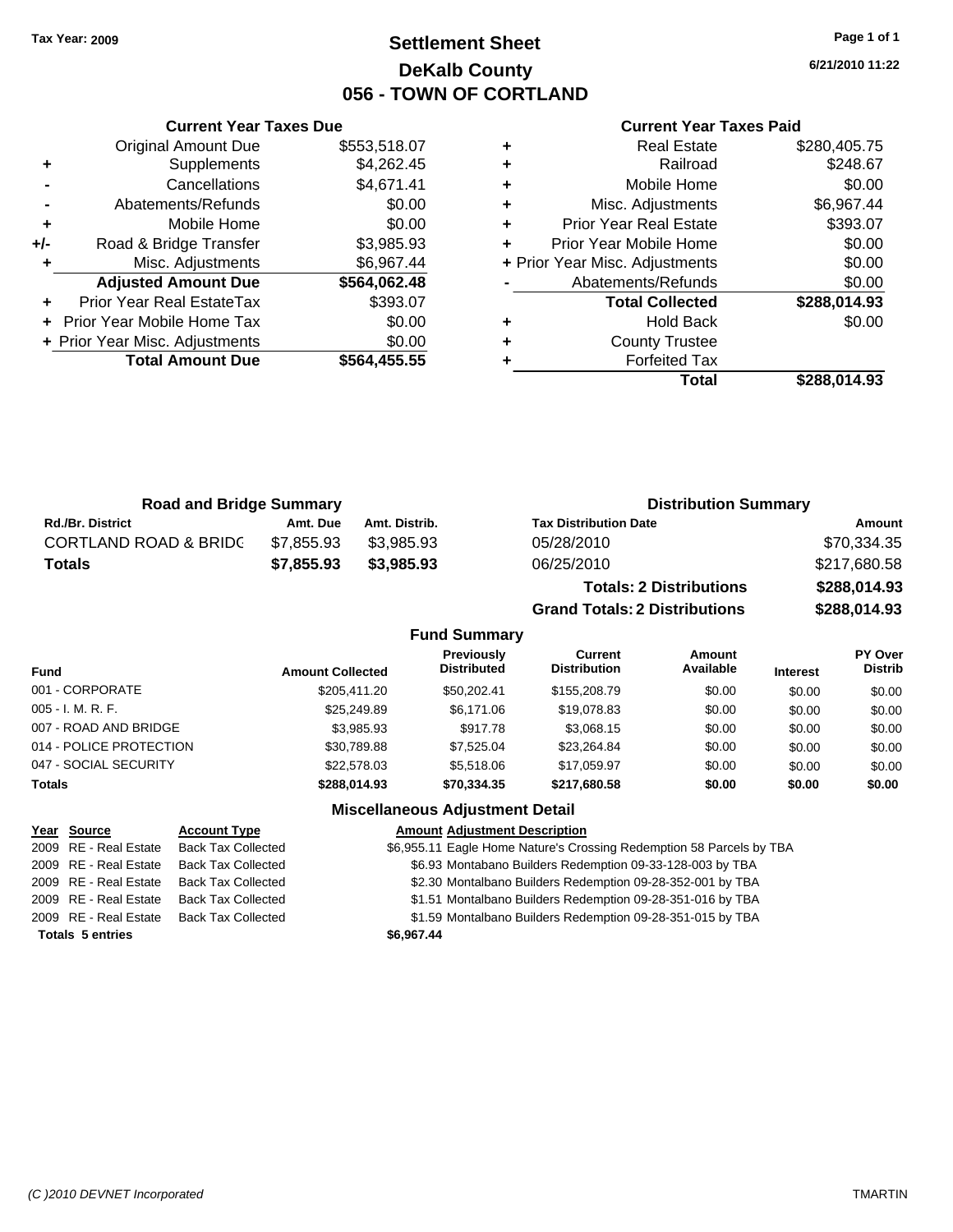Tax Year: 2009

# Settlement Sheet
## DeKalb County
## 056 - TOWN OF CORTLAND

6/21/2010 11:22

### Current Year Taxes Due

| | | |
|---|---|---|
| | Original Amount Due | $553,518.07 |
| + | Supplements | $4,262.45 |
| - | Cancellations | $4,671.41 |
| - | Abatements/Refunds | $0.00 |
| + | Mobile Home | $0.00 |
| +/- | Road & Bridge Transfer | $3,985.93 |
| + | Misc. Adjustments | $6,967.44 |
| | **Adjusted Amount Due** | **$564,062.48** |
| + | Prior Year Real EstateTax | $393.07 |
| + | Prior Year Mobile Home Tax | $0.00 |
| + | Prior Year Misc. Adjustments | $0.00 |
| | **Total Amount Due** | **$564,455.55** |

### Current Year Taxes Paid

| | | |
|---|---|---|
| + | Real Estate | $280,405.75 |
| + | Railroad | $248.67 |
| + | Mobile Home | $0.00 |
| + | Misc. Adjustments | $6,967.44 |
| + | Prior Year Real Estate | $393.07 |
| + | Prior Year Mobile Home | $0.00 |
| + | Prior Year Misc. Adjustments | $0.00 |
| - | Abatements/Refunds | $0.00 |
| | **Total Collected** | **$288,014.93** |
| + | Hold Back | $0.00 |
| + | County Trustee | |
| + | Forfeited Tax | |
| | **Total** | **$288,014.93** |

### Road and Bridge Summary

| Rd./Br. District | Amt. Due | Amt. Distrib. |
|---|---|---|
| CORTLAND ROAD & BRIDG | $7,855.93 | $3,985.93 |
| **Totals** | **$7,855.93** | **$3,985.93** |

### Distribution Summary

| Tax Distribution Date | Amount |
|---|---|
| 05/28/2010 | $70,334.35 |
| 06/25/2010 | $217,680.58 |
| **Totals: 2 Distributions** | **$288,014.93** |
| **Grand Totals: 2 Distributions** | **$288,014.93** |

### Fund Summary

| Fund | Amount Collected | Previously Distributed | Current Distribution | Amount Available | Interest | PY Over Distrib |
|---|---|---|---|---|---|---|
| 001 - CORPORATE | $205,411.20 | $50,202.41 | $155,208.79 | $0.00 | $0.00 | $0.00 |
| 005 - I. M. R. F. | $25,249.89 | $6,171.06 | $19,078.83 | $0.00 | $0.00 | $0.00 |
| 007 - ROAD AND BRIDGE | $3,985.93 | $917.78 | $3,068.15 | $0.00 | $0.00 | $0.00 |
| 014 - POLICE PROTECTION | $30,789.88 | $7,525.04 | $23,264.84 | $0.00 | $0.00 | $0.00 |
| 047 - SOCIAL SECURITY | $22,578.03 | $5,518.06 | $17,059.97 | $0.00 | $0.00 | $0.00 |
| **Totals** | **$288,014.93** | **$70,334.35** | **$217,680.58** | **$0.00** | **$0.00** | **$0.00** |

### Miscellaneous Adjustment Detail

| Year | Source | Account Type | Amount | Adjustment Description |
|---|---|---|---|---|
| 2009 | RE - Real Estate | Back Tax Collected | $6,955.11 | Eagle Home Nature's Crossing Redemption 58 Parcels by TBA |
| 2009 | RE - Real Estate | Back Tax Collected | $6.93 | Montabano Builders Redemption 09-33-128-003 by TBA |
| 2009 | RE - Real Estate | Back Tax Collected | $2.30 | Montalbano Builders Redemption 09-28-352-001 by TBA |
| 2009 | RE - Real Estate | Back Tax Collected | $1.51 | Montalbano Builders Redemption 09-28-351-016 by TBA |
| 2009 | RE - Real Estate | Back Tax Collected | $1.59 | Montalbano Builders Redemption 09-28-351-015 by TBA |
| **Totals 5 entries** | | | **$6,967.44** | |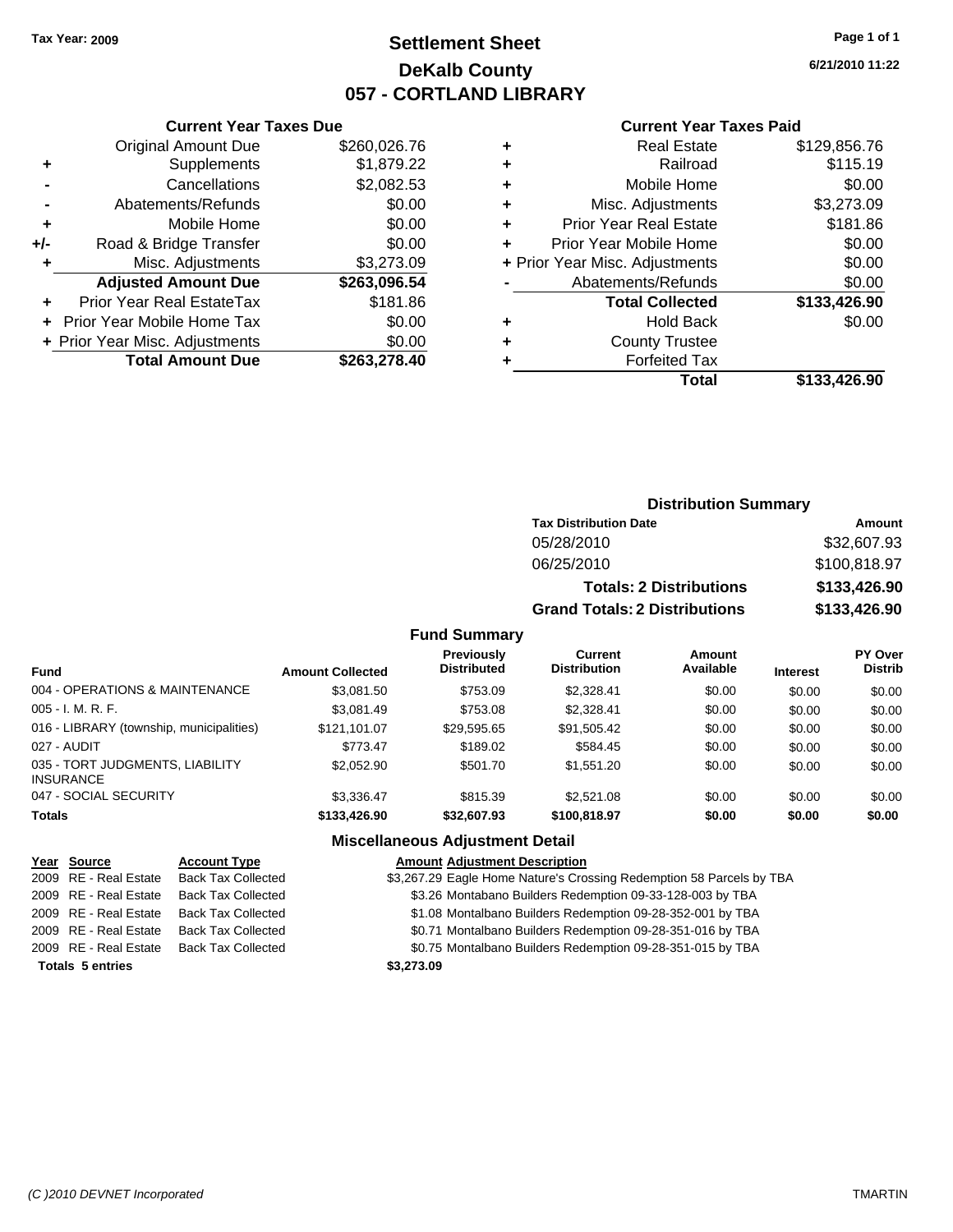**Tax Year: 2009**

# Settlement Sheet
## DeKalb County
## 057 - CORTLAND LIBRARY

6/21/2010 11:22

### Current Year Taxes Due

| | | |
|---|---|---|
| | Original Amount Due | $260,026.76 |
| + | Supplements | $1,879.22 |
| - | Cancellations | $2,082.53 |
| - | Abatements/Refunds | $0.00 |
| + | Mobile Home | $0.00 |
| +/- | Road & Bridge Transfer | $0.00 |
| + | Misc. Adjustments | $3,273.09 |
| | **Adjusted Amount Due** | **$263,096.54** |
| + | Prior Year Real EstateTax | $181.86 |
| + | Prior Year Mobile Home Tax | $0.00 |
| + | Prior Year Misc. Adjustments | $0.00 |
| | **Total Amount Due** | **$263,278.40** |

### Current Year Taxes Paid

| | | |
|---|---|---|
| + | Real Estate | $129,856.76 |
| + | Railroad | $115.19 |
| + | Mobile Home | $0.00 |
| + | Misc. Adjustments | $3,273.09 |
| + | Prior Year Real Estate | $181.86 |
| + | Prior Year Mobile Home | $0.00 |
| + | Prior Year Misc. Adjustments | $0.00 |
| - | Abatements/Refunds | $0.00 |
| | **Total Collected** | **$133,426.90** |
| + | Hold Back | $0.00 |
| + | County Trustee | |
| + | Forfeited Tax | |
| | **Total** | **$133,426.90** |

### Distribution Summary

| Tax Distribution Date | Amount |
|---|---|
| 05/28/2010 | $32,607.93 |
| 06/25/2010 | $100,818.97 |
| **Totals: 2 Distributions** | **$133,426.90** |
| **Grand Totals: 2 Distributions** | **$133,426.90** |

### Fund Summary

| Fund | Amount Collected | Previously Distributed | Current Distribution | Amount Available | Interest | PY Over Distrib |
|---|---|---|---|---|---|---|
| 004 - OPERATIONS & MAINTENANCE | $3,081.50 | $753.09 | $2,328.41 | $0.00 | $0.00 | $0.00 |
| 005 - I. M. R. F. | $3,081.49 | $753.08 | $2,328.41 | $0.00 | $0.00 | $0.00 |
| 016 - LIBRARY (township, municipalities) | $121,101.07 | $29,595.65 | $91,505.42 | $0.00 | $0.00 | $0.00 |
| 027 - AUDIT | $773.47 | $189.02 | $584.45 | $0.00 | $0.00 | $0.00 |
| 035 - TORT JUDGMENTS, LIABILITY INSURANCE | $2,052.90 | $501.70 | $1,551.20 | $0.00 | $0.00 | $0.00 |
| 047 - SOCIAL SECURITY | $3,336.47 | $815.39 | $2,521.08 | $0.00 | $0.00 | $0.00 |
| **Totals** | **$133,426.90** | **$32,607.93** | **$100,818.97** | **$0.00** | **$0.00** | **$0.00** |

### Miscellaneous Adjustment Detail

| Year | Source | Account Type | Amount | Adjustment Description |
|---|---|---|---|---|
| 2009 | RE - Real Estate | Back Tax Collected | $3,267.29 | Eagle Home Nature's Crossing Redemption 58 Parcels by TBA |
| 2009 | RE - Real Estate | Back Tax Collected | $3.26 | Montabano Builders Redemption 09-33-128-003 by TBA |
| 2009 | RE - Real Estate | Back Tax Collected | $1.08 | Montalbano Builders Redemption 09-28-352-001 by TBA |
| 2009 | RE - Real Estate | Back Tax Collected | $0.71 | Montalbano Builders Redemption 09-28-351-016 by TBA |
| 2009 | RE - Real Estate | Back Tax Collected | $0.75 | Montalbano Builders Redemption 09-28-351-015 by TBA |
| **Totals 5 entries** | | | **$3,273.09** | |

(C )2010 DEVNET Incorporated TMARTIN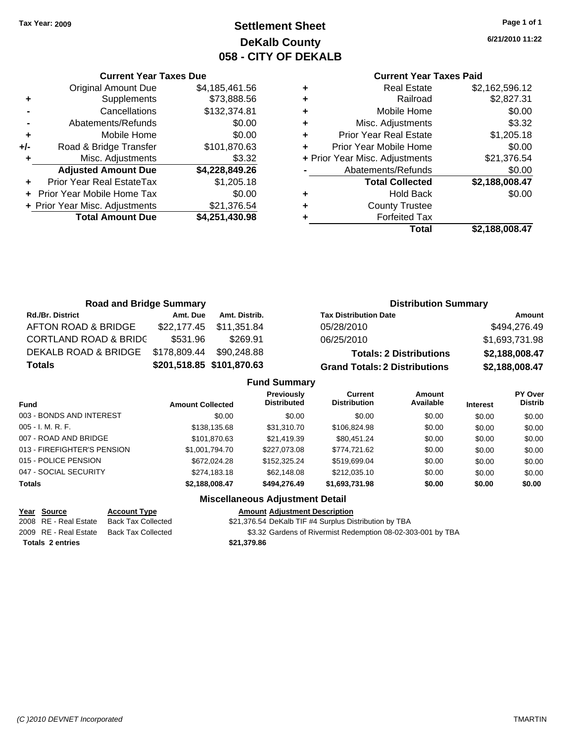Tax Year: 2009

# Settlement Sheet
## DeKalb County
## 058 - CITY OF DEKALB

6/21/2010 11:22

### Current Year Taxes Due

| | | |
|---|---|---|
| | Original Amount Due | $4,185,461.56 |
| + | Supplements | $73,888.56 |
| - | Cancellations | $132,374.81 |
| - | Abatements/Refunds | $0.00 |
| + | Mobile Home | $0.00 |
| +/- | Road & Bridge Transfer | $101,870.63 |
| + | Misc. Adjustments | $3.32 |
| | **Adjusted Amount Due** | **$4,228,849.26** |
| + | Prior Year Real EstateTax | $1,205.18 |
| + | Prior Year Mobile Home Tax | $0.00 |
| + | Prior Year Misc. Adjustments | $21,376.54 |
| | **Total Amount Due** | **$4,251,430.98** |

### Current Year Taxes Paid

| | | |
|---|---|---|
| + | Real Estate | $2,162,596.12 |
| + | Railroad | $2,827.31 |
| + | Mobile Home | $0.00 |
| + | Misc. Adjustments | $3.32 |
| + | Prior Year Real Estate | $1,205.18 |
| + | Prior Year Mobile Home | $0.00 |
| + | Prior Year Misc. Adjustments | $21,376.54 |
| - | Abatements/Refunds | $0.00 |
| | **Total Collected** | **$2,188,008.47** |
| + | Hold Back | $0.00 |
| + | County Trustee | |
| + | Forfeited Tax | |
| | **Total** | **$2,188,008.47** |

### Road and Bridge Summary

| Rd./Br. District | Amt. Due | Amt. Distrib. |
|---|---|---|
| AFTON ROAD & BRIDGE | $22,177.45 | $11,351.84 |
| CORTLAND ROAD & BRIDG | $531.96 | $269.91 |
| DEKALB ROAD & BRIDGE | $178,809.44 | $90,248.88 |
| **Totals** | **$201,518.85** | **$101,870.63** |

### Distribution Summary

| Tax Distribution Date | Amount |
|---|---|
| 05/28/2010 | $494,276.49 |
| 06/25/2010 | $1,693,731.98 |
| **Totals: 2 Distributions** | **$2,188,008.47** |
| **Grand Totals: 2 Distributions** | **$2,188,008.47** |

### Fund Summary

| Fund | Amount Collected | Previously Distributed | Current Distribution | Amount Available | Interest | PY Over Distrib |
|---|---|---|---|---|---|---|
| 003 - BONDS AND INTEREST | $0.00 | $0.00 | $0.00 | $0.00 | $0.00 | $0.00 |
| 005 - I. M. R. F. | $138,135.68 | $31,310.70 | $106,824.98 | $0.00 | $0.00 | $0.00 |
| 007 - ROAD AND BRIDGE | $101,870.63 | $21,419.39 | $80,451.24 | $0.00 | $0.00 | $0.00 |
| 013 - FIREFIGHTER'S PENSION | $1,001,794.70 | $227,073.08 | $774,721.62 | $0.00 | $0.00 | $0.00 |
| 015 - POLICE PENSION | $672,024.28 | $152,325.24 | $519,699.04 | $0.00 | $0.00 | $0.00 |
| 047 - SOCIAL SECURITY | $274,183.18 | $62,148.08 | $212,035.10 | $0.00 | $0.00 | $0.00 |
| **Totals** | **$2,188,008.47** | **$494,276.49** | **$1,693,731.98** | **$0.00** | **$0.00** | **$0.00** |

### Miscellaneous Adjustment Detail

| Year | Source | Account Type | Amount | Adjustment Description |
|---|---|---|---|---|
| 2008 | RE - Real Estate | Back Tax Collected | $21,376.54 | DeKalb TIF #4 Surplus Distribution by TBA |
| 2009 | RE - Real Estate | Back Tax Collected | $3.32 | Gardens of Rivermist Redemption 08-02-303-001 by TBA |
| **Totals 2 entries** | | | **$21,379.86** | |

(C )2010 DEVNET Incorporated — TMARTIN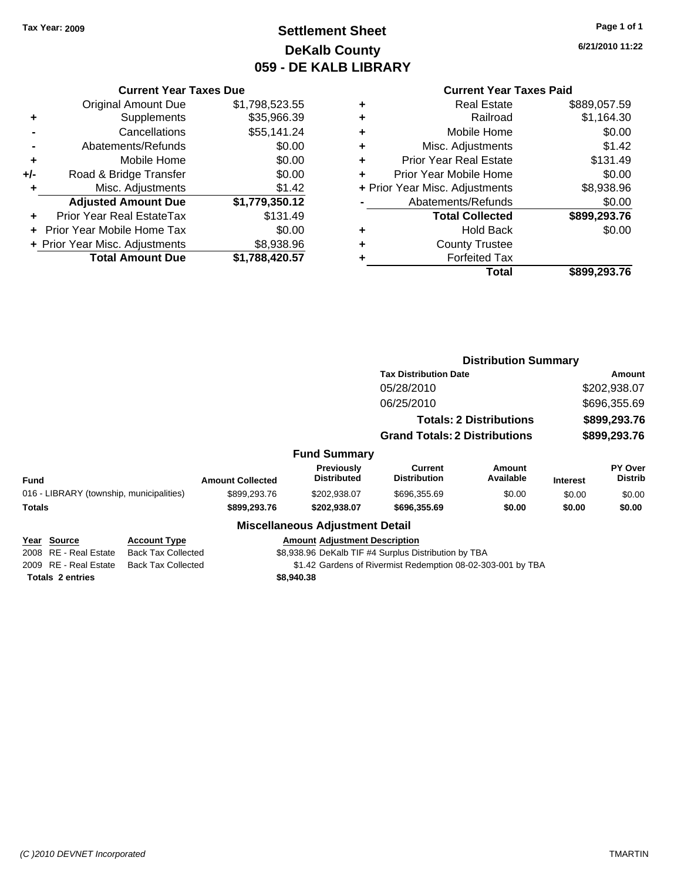Tax Year: 2009

# Settlement Sheet
## DeKalb County
## 059 - DE KALB LIBRARY

6/21/2010 11:22

### Current Year Taxes Due

| | | |
|---|---|---|
| | Original Amount Due | $1,798,523.55 |
| + | Supplements | $35,966.39 |
| - | Cancellations | $55,141.24 |
| - | Abatements/Refunds | $0.00 |
| + | Mobile Home | $0.00 |
| +/- | Road & Bridge Transfer | $0.00 |
| + | Misc. Adjustments | $1.42 |
| | **Adjusted Amount Due** | **$1,779,350.12** |
| + | Prior Year Real EstateTax | $131.49 |
| + | Prior Year Mobile Home Tax | $0.00 |
| + | Prior Year Misc. Adjustments | $8,938.96 |
| | **Total Amount Due** | **$1,788,420.57** |

### Current Year Taxes Paid

| | | |
|---|---|---|
| + | Real Estate | $889,057.59 |
| + | Railroad | $1,164.30 |
| + | Mobile Home | $0.00 |
| + | Misc. Adjustments | $1.42 |
| + | Prior Year Real Estate | $131.49 |
| + | Prior Year Mobile Home | $0.00 |
| + | Prior Year Misc. Adjustments | $8,938.96 |
| - | Abatements/Refunds | $0.00 |
| | **Total Collected** | **$899,293.76** |
| + | Hold Back | $0.00 |
| + | County Trustee | |
| + | Forfeited Tax | |
| | **Total** | **$899,293.76** |

### Distribution Summary

| Tax Distribution Date | Amount |
|---|---|
| 05/28/2010 | $202,938.07 |
| 06/25/2010 | $696,355.69 |
| **Totals: 2 Distributions** | **$899,293.76** |
| **Grand Totals: 2 Distributions** | **$899,293.76** |

### Fund Summary

| Fund | Amount Collected | Previously Distributed | Current Distribution | Amount Available | Interest | PY Over Distrib |
|---|---|---|---|---|---|---|
| 016 - LIBRARY (township, municipalities) | $899,293.76 | $202,938.07 | $696,355.69 | $0.00 | $0.00 | $0.00 |
| **Totals** | **$899,293.76** | **$202,938.07** | **$696,355.69** | **$0.00** | **$0.00** | **$0.00** |

### Miscellaneous Adjustment Detail

| Year | Source | Account Type | Amount | Adjustment Description |
|---|---|---|---|---|
| 2008 | RE - Real Estate | Back Tax Collected | $8,938.96 | DeKalb TIF #4 Surplus Distribution by TBA |
| 2009 | RE - Real Estate | Back Tax Collected | $1.42 | Gardens of Rivermist Redemption 08-02-303-001 by TBA |
| **Totals** | **2 entries** | | **$8,940.38** | |

(C )2010 DEVNET Incorporated

TMARTIN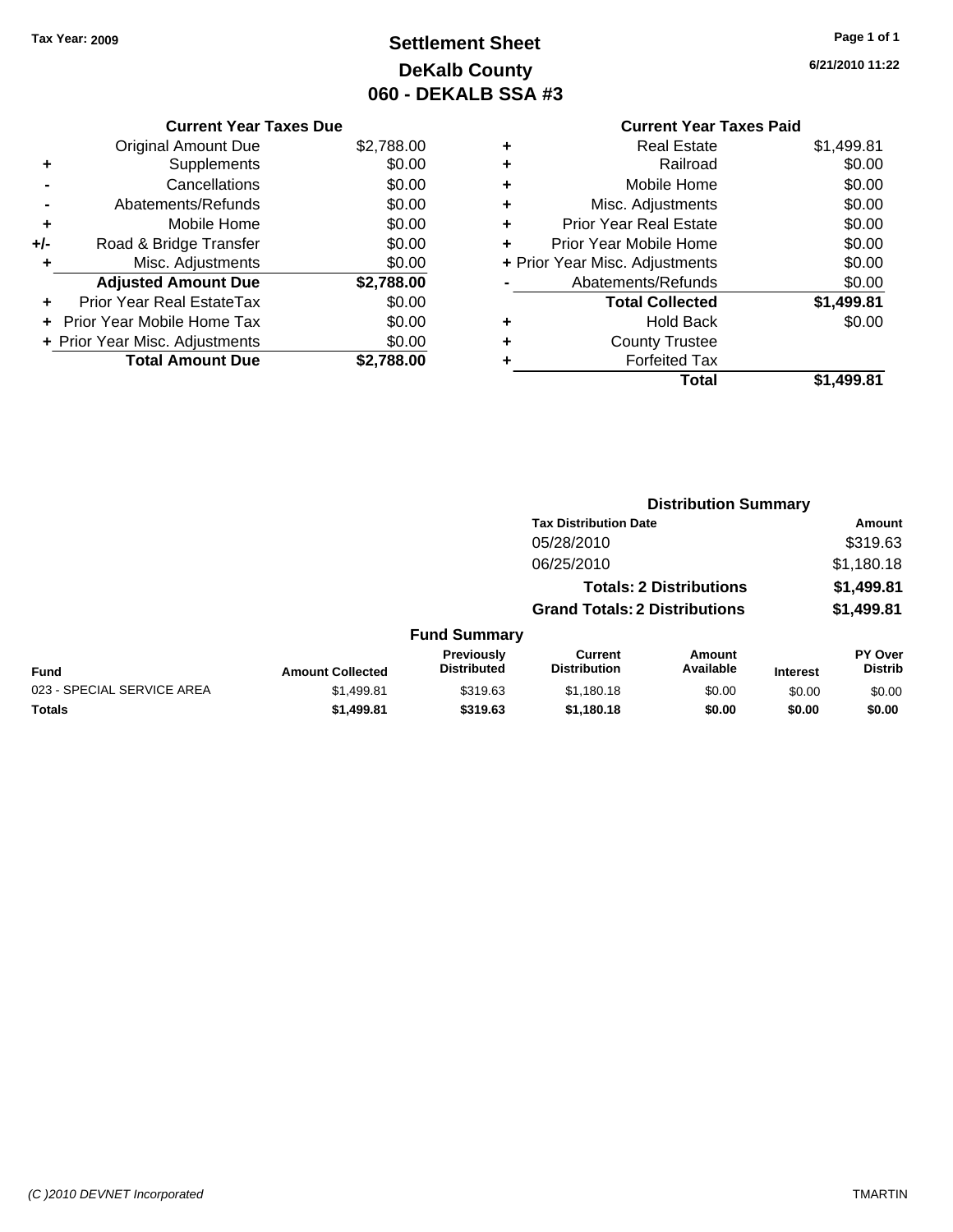Tax Year: 2009

# Settlement Sheet
## DeKalb County
## 060 - DEKALB SSA #3

6/21/2010 11:22

| | Current Year Taxes Due | |
|---|---|---|
| | Original Amount Due | $2,788.00 |
| + | Supplements | $0.00 |
| - | Cancellations | $0.00 |
| - | Abatements/Refunds | $0.00 |
| + | Mobile Home | $0.00 |
| +/- | Road & Bridge Transfer | $0.00 |
| + | Misc. Adjustments | $0.00 |
| | **Adjusted Amount Due** | **$2,788.00** |
| + | Prior Year Real EstateTax | $0.00 |
| + | Prior Year Mobile Home Tax | $0.00 |
| + | Prior Year Misc. Adjustments | $0.00 |
| | **Total Amount Due** | **$2,788.00** |

| | Current Year Taxes Paid | |
|---|---|---|
| + | Real Estate | $1,499.81 |
| + | Railroad | $0.00 |
| + | Mobile Home | $0.00 |
| + | Misc. Adjustments | $0.00 |
| + | Prior Year Real Estate | $0.00 |
| + | Prior Year Mobile Home | $0.00 |
| + | Prior Year Misc. Adjustments | $0.00 |
| - | Abatements/Refunds | $0.00 |
| | **Total Collected** | **$1,499.81** |
| + | Hold Back | $0.00 |
| + | County Trustee | |
| + | Forfeited Tax | |
| | **Total** | **$1,499.81** |

### Distribution Summary

| Tax Distribution Date | Amount |
|---|---|
| 05/28/2010 | $319.63 |
| 06/25/2010 | $1,180.18 |
| **Totals: 2 Distributions** | **$1,499.81** |
| **Grand Totals: 2 Distributions** | **$1,499.81** |

### Fund Summary

| Fund | Amount Collected | Previously Distributed | Current Distribution | Amount Available | Interest | PY Over Distrib |
|---|---|---|---|---|---|---|
| 023 - SPECIAL SERVICE AREA | $1,499.81 | $319.63 | $1,180.18 | $0.00 | $0.00 | $0.00 |
| **Totals** | **$1,499.81** | **$319.63** | **$1,180.18** | **$0.00** | **$0.00** | **$0.00** |

(C )2010 DEVNET Incorporated TMARTIN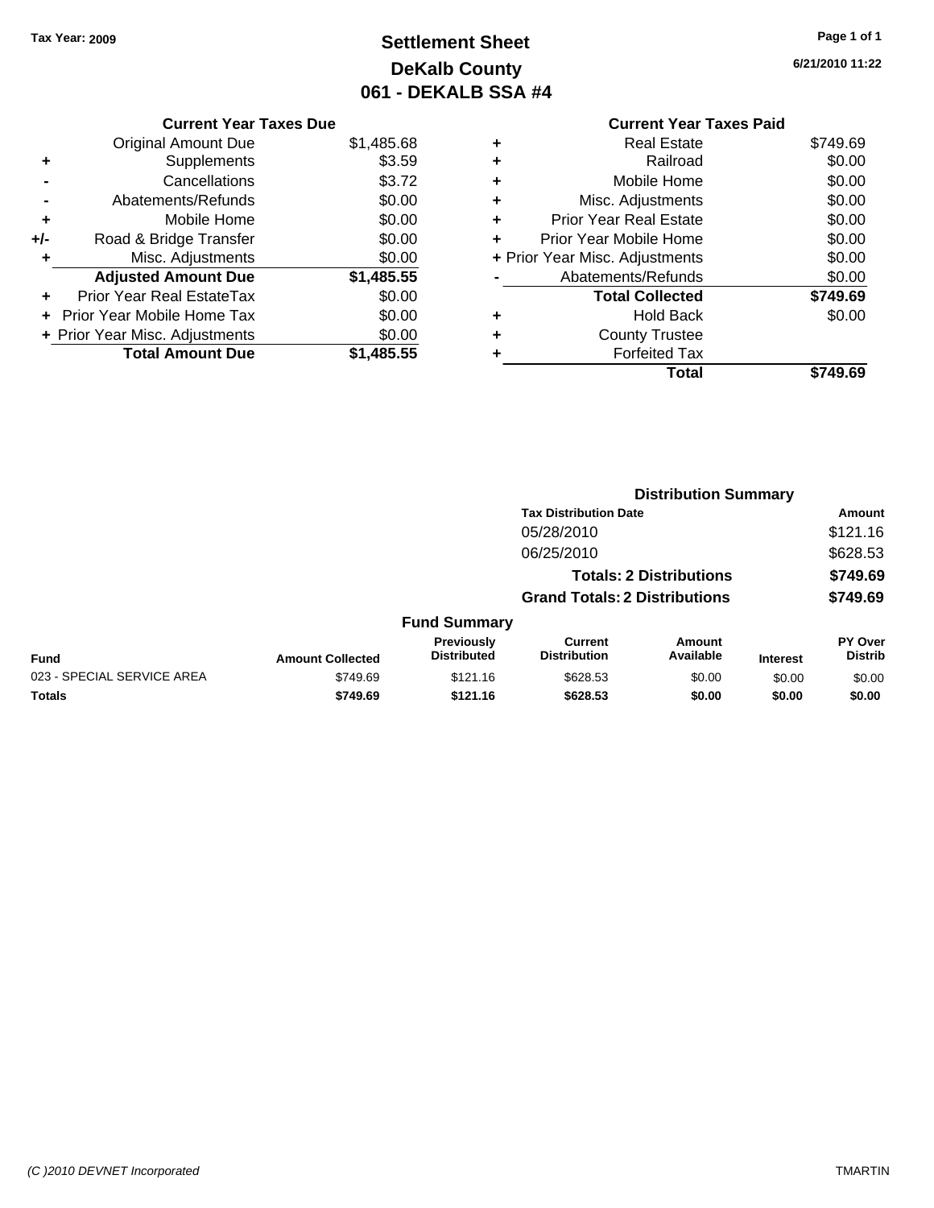Tax Year: 2009

# Settlement Sheet
## DeKalb County
## 061 - DEKALB SSA #4

6/21/2010 11:22

### Current Year Taxes Due

| | | |
|---|---|---|
| | Original Amount Due | $1,485.68 |
| + | Supplements | $3.59 |
| - | Cancellations | $3.72 |
| - | Abatements/Refunds | $0.00 |
| + | Mobile Home | $0.00 |
| +/- | Road & Bridge Transfer | $0.00 |
| + | Misc. Adjustments | $0.00 |
| | **Adjusted Amount Due** | **$1,485.55** |
| + | Prior Year Real EstateTax | $0.00 |
| + | Prior Year Mobile Home Tax | $0.00 |
| + | Prior Year Misc. Adjustments | $0.00 |
| | **Total Amount Due** | **$1,485.55** |

### Current Year Taxes Paid

| | | |
|---|---|---|
| + | Real Estate | $749.69 |
| + | Railroad | $0.00 |
| + | Mobile Home | $0.00 |
| + | Misc. Adjustments | $0.00 |
| + | Prior Year Real Estate | $0.00 |
| + | Prior Year Mobile Home | $0.00 |
| + | Prior Year Misc. Adjustments | $0.00 |
| - | Abatements/Refunds | $0.00 |
| | **Total Collected** | **$749.69** |
| + | Hold Back | $0.00 |
| + | County Trustee | |
| + | Forfeited Tax | |
| | **Total** | **$749.69** |

### Distribution Summary

| Tax Distribution Date | Amount |
|---|---|
| 05/28/2010 | $121.16 |
| 06/25/2010 | $628.53 |
| **Totals: 2 Distributions** | **$749.69** |
| **Grand Totals: 2 Distributions** | **$749.69** |

### Fund Summary

| Fund | Amount Collected | Previously Distributed | Current Distribution | Amount Available | Interest | PY Over Distrib |
|---|---|---|---|---|---|---|
| 023 - SPECIAL SERVICE AREA | $749.69 | $121.16 | $628.53 | $0.00 | $0.00 | $0.00 |
| **Totals** | **$749.69** | **$121.16** | **$628.53** | **$0.00** | **$0.00** | **$0.00** |

(C )2010 DEVNET Incorporated

TMARTIN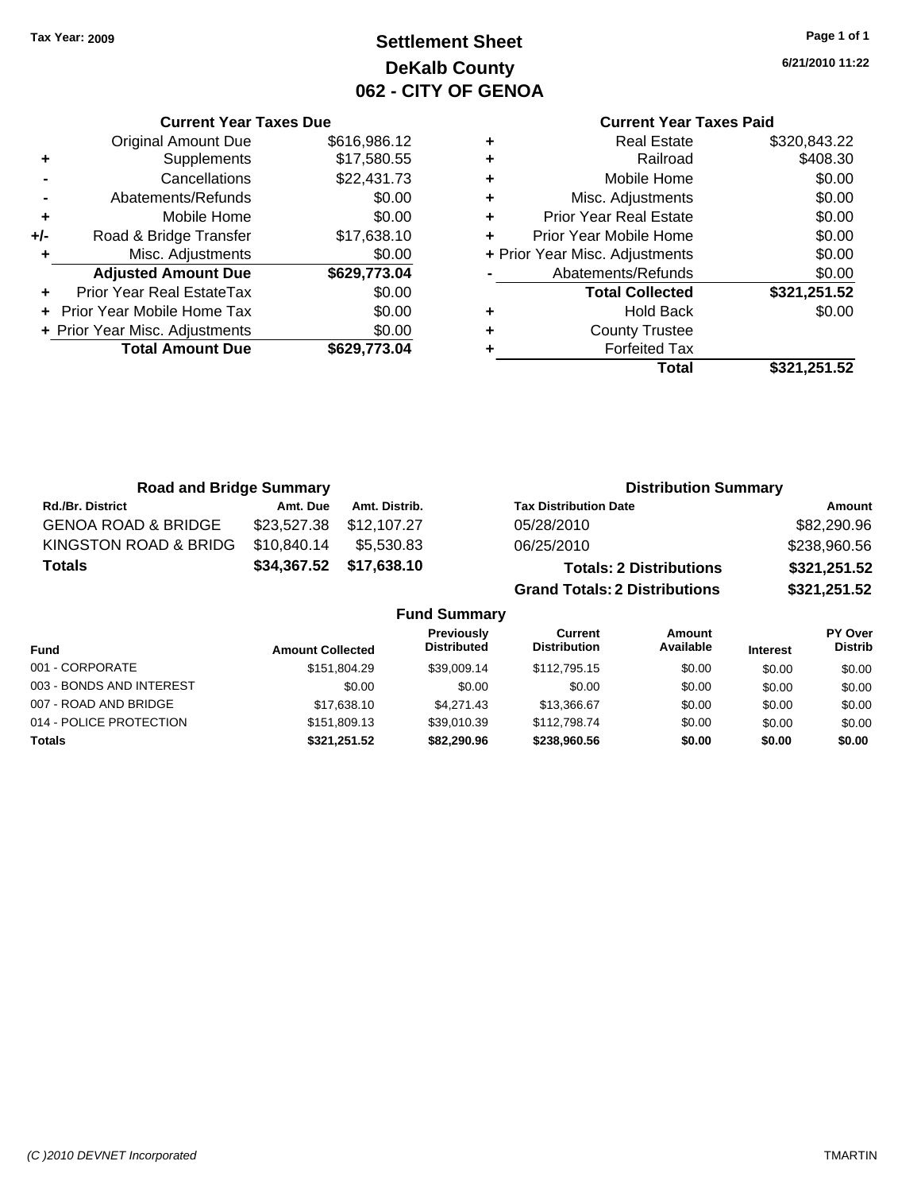Tax Year: 2009

# Settlement Sheet
## DeKalb County
## 062 - CITY OF GENOA

6/21/2010 11:22

### Current Year Taxes Due

| | | |
|---|---|---|
| | Original Amount Due | $616,986.12 |
| + | Supplements | $17,580.55 |
| - | Cancellations | $22,431.73 |
| - | Abatements/Refunds | $0.00 |
| + | Mobile Home | $0.00 |
| +/- | Road & Bridge Transfer | $17,638.10 |
| + | Misc. Adjustments | $0.00 |
| | **Adjusted Amount Due** | **$629,773.04** |
| + | Prior Year Real EstateTax | $0.00 |
| + | Prior Year Mobile Home Tax | $0.00 |
| + | Prior Year Misc. Adjustments | $0.00 |
| | **Total Amount Due** | **$629,773.04** |

### Current Year Taxes Paid

| | | |
|---|---|---|
| + | Real Estate | $320,843.22 |
| + | Railroad | $408.30 |
| + | Mobile Home | $0.00 |
| + | Misc. Adjustments | $0.00 |
| + | Prior Year Real Estate | $0.00 |
| + | Prior Year Mobile Home | $0.00 |
| + | Prior Year Misc. Adjustments | $0.00 |
| - | Abatements/Refunds | $0.00 |
| | **Total Collected** | **$321,251.52** |
| + | Hold Back | $0.00 |
| + | County Trustee | |
| + | Forfeited Tax | |
| | **Total** | **$321,251.52** |

### Road and Bridge Summary

| Rd./Br. District | Amt. Due | Amt. Distrib. |
|---|---|---|
| GENOA ROAD & BRIDGE | $23,527.38 | $12,107.27 |
| KINGSTON ROAD & BRIDG | $10,840.14 | $5,530.83 |
| **Totals** | **$34,367.52** | **$17,638.10** |

### Distribution Summary

| Tax Distribution Date | Amount |
|---|---|
| 05/28/2010 | $82,290.96 |
| 06/25/2010 | $238,960.56 |
| **Totals: 2 Distributions** | **$321,251.52** |
| **Grand Totals: 2 Distributions** | **$321,251.52** |

### Fund Summary

| Fund | Amount Collected | Previously Distributed | Current Distribution | Amount Available | Interest | PY Over Distrib |
|---|---|---|---|---|---|---|
| 001 - CORPORATE | $151,804.29 | $39,009.14 | $112,795.15 | $0.00 | $0.00 | $0.00 |
| 003 - BONDS AND INTEREST | $0.00 | $0.00 | $0.00 | $0.00 | $0.00 | $0.00 |
| 007 - ROAD AND BRIDGE | $17,638.10 | $4,271.43 | $13,366.67 | $0.00 | $0.00 | $0.00 |
| 014 - POLICE PROTECTION | $151,809.13 | $39,010.39 | $112,798.74 | $0.00 | $0.00 | $0.00 |
| **Totals** | **$321,251.52** | **$82,290.96** | **$238,960.56** | **$0.00** | **$0.00** | **$0.00** |

(C )2010 DEVNET Incorporated TMARTIN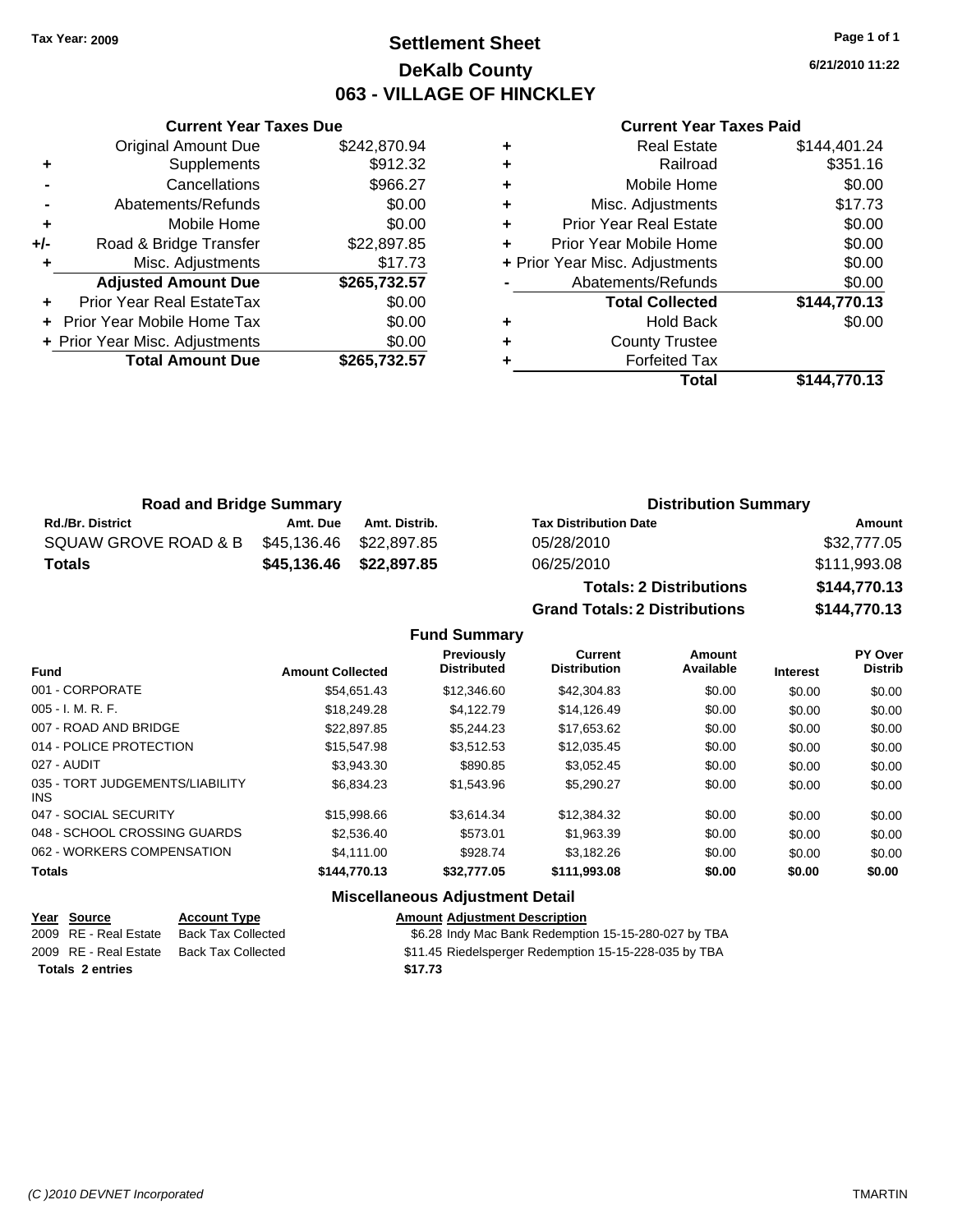Tax Year: 2009

# Settlement Sheet
## DeKalb County
## 063 - VILLAGE OF HINCKLEY

6/21/2010 11:22

### Current Year Taxes Due

| | | |
|---|---|---|
| | Original Amount Due | $242,870.94 |
| + | Supplements | $912.32 |
| - | Cancellations | $966.27 |
| - | Abatements/Refunds | $0.00 |
| + | Mobile Home | $0.00 |
| +/- | Road & Bridge Transfer | $22,897.85 |
| + | Misc. Adjustments | $17.73 |
| | **Adjusted Amount Due** | **$265,732.57** |
| + | Prior Year Real EstateTax | $0.00 |
| + | Prior Year Mobile Home Tax | $0.00 |
| + | Prior Year Misc. Adjustments | $0.00 |
| | **Total Amount Due** | **$265,732.57** |

### Current Year Taxes Paid

| | | |
|---|---|---|
| + | Real Estate | $144,401.24 |
| + | Railroad | $351.16 |
| + | Mobile Home | $0.00 |
| + | Misc. Adjustments | $17.73 |
| + | Prior Year Real Estate | $0.00 |
| + | Prior Year Mobile Home | $0.00 |
| + | Prior Year Misc. Adjustments | $0.00 |
| - | Abatements/Refunds | $0.00 |
| | **Total Collected** | **$144,770.13** |
| + | Hold Back | $0.00 |
| + | County Trustee | |
| + | Forfeited Tax | |
| | **Total** | **$144,770.13** |

### Road and Bridge Summary

| Rd./Br. District | Amt. Due | Amt. Distrib. |
|---|---|---|
| SQUAW GROVE ROAD & B | $45,136.46 | $22,897.85 |
| **Totals** | **$45,136.46** | **$22,897.85** |

### Distribution Summary

| Tax Distribution Date | Amount |
|---|---|
| 05/28/2010 | $32,777.05 |
| 06/25/2010 | $111,993.08 |
| **Totals: 2 Distributions** | **$144,770.13** |
| **Grand Totals: 2 Distributions** | **$144,770.13** |

### Fund Summary

| Fund | Amount Collected | Previously Distributed | Current Distribution | Amount Available | Interest | PY Over Distrib |
|---|---|---|---|---|---|---|
| 001 - CORPORATE | $54,651.43 | $12,346.60 | $42,304.83 | $0.00 | $0.00 | $0.00 |
| 005 - I. M. R. F. | $18,249.28 | $4,122.79 | $14,126.49 | $0.00 | $0.00 | $0.00 |
| 007 - ROAD AND BRIDGE | $22,897.85 | $5,244.23 | $17,653.62 | $0.00 | $0.00 | $0.00 |
| 014 - POLICE PROTECTION | $15,547.98 | $3,512.53 | $12,035.45 | $0.00 | $0.00 | $0.00 |
| 027 - AUDIT | $3,943.30 | $890.85 | $3,052.45 | $0.00 | $0.00 | $0.00 |
| 035 - TORT JUDGEMENTS/LIABILITY INS | $6,834.23 | $1,543.96 | $5,290.27 | $0.00 | $0.00 | $0.00 |
| 047 - SOCIAL SECURITY | $15,998.66 | $3,614.34 | $12,384.32 | $0.00 | $0.00 | $0.00 |
| 048 - SCHOOL CROSSING GUARDS | $2,536.40 | $573.01 | $1,963.39 | $0.00 | $0.00 | $0.00 |
| 062 - WORKERS COMPENSATION | $4,111.00 | $928.74 | $3,182.26 | $0.00 | $0.00 | $0.00 |
| **Totals** | **$144,770.13** | **$32,777.05** | **$111,993.08** | **$0.00** | **$0.00** | **$0.00** |

### Miscellaneous Adjustment Detail

| Year | Source | Account Type | Amount | Adjustment Description |
|---|---|---|---|---|
| 2009 | RE - Real Estate | Back Tax Collected | $6.28 | Indy Mac Bank Redemption 15-15-280-027 by TBA |
| 2009 | RE - Real Estate | Back Tax Collected | $11.45 | Riedelsperger Redemption 15-15-228-035 by TBA |
| **Totals 2 entries** | | | **$17.73** | |

(C )2010 DEVNET Incorporated — TMARTIN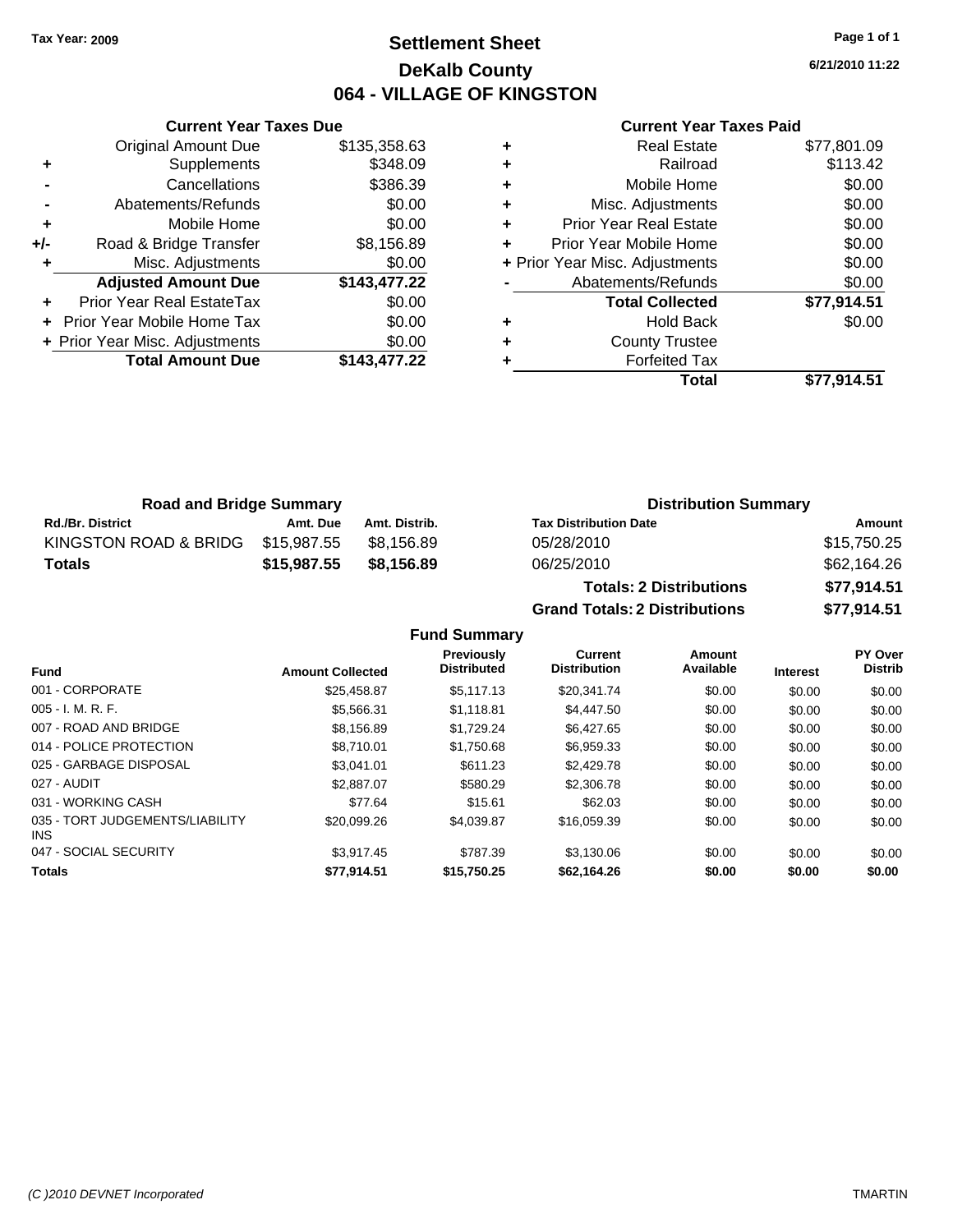Tax Year: 2009

# Settlement Sheet
## DeKalb County
## 064 - VILLAGE OF KINGSTON

6/21/2010 11:22

### Current Year Taxes Due

| | | |
|---|---|---|
| | Original Amount Due | $135,358.63 |
| + | Supplements | $348.09 |
| - | Cancellations | $386.39 |
| - | Abatements/Refunds | $0.00 |
| + | Mobile Home | $0.00 |
| +/- | Road & Bridge Transfer | $8,156.89 |
| + | Misc. Adjustments | $0.00 |
| | **Adjusted Amount Due** | **$143,477.22** |
| + | Prior Year Real EstateTax | $0.00 |
| + | Prior Year Mobile Home Tax | $0.00 |
| + | Prior Year Misc. Adjustments | $0.00 |
| | **Total Amount Due** | **$143,477.22** |

### Current Year Taxes Paid

| | | |
|---|---|---|
| + | Real Estate | $77,801.09 |
| + | Railroad | $113.42 |
| + | Mobile Home | $0.00 |
| + | Misc. Adjustments | $0.00 |
| + | Prior Year Real Estate | $0.00 |
| + | Prior Year Mobile Home | $0.00 |
| + | Prior Year Misc. Adjustments | $0.00 |
| - | Abatements/Refunds | $0.00 |
| | **Total Collected** | **$77,914.51** |
| + | Hold Back | $0.00 |
| + | County Trustee | |
| + | Forfeited Tax | |
| | **Total** | **$77,914.51** |

### Road and Bridge Summary

| Rd./Br. District | Amt. Due | Amt. Distrib. |
|---|---|---|
| KINGSTON ROAD & BRIDG | $15,987.55 | $8,156.89 |
| **Totals** | **$15,987.55** | **$8,156.89** |

### Distribution Summary

| Tax Distribution Date | Amount |
|---|---|
| 05/28/2010 | $15,750.25 |
| 06/25/2010 | $62,164.26 |
| **Totals: 2 Distributions** | **$77,914.51** |
| **Grand Totals: 2 Distributions** | **$77,914.51** |

### Fund Summary

| Fund | Amount Collected | Previously Distributed | Current Distribution | Amount Available | Interest | PY Over Distrib |
|---|---|---|---|---|---|---|
| 001 - CORPORATE | $25,458.87 | $5,117.13 | $20,341.74 | $0.00 | $0.00 | $0.00 |
| 005 - I. M. R. F. | $5,566.31 | $1,118.81 | $4,447.50 | $0.00 | $0.00 | $0.00 |
| 007 - ROAD AND BRIDGE | $8,156.89 | $1,729.24 | $6,427.65 | $0.00 | $0.00 | $0.00 |
| 014 - POLICE PROTECTION | $8,710.01 | $1,750.68 | $6,959.33 | $0.00 | $0.00 | $0.00 |
| 025 - GARBAGE DISPOSAL | $3,041.01 | $611.23 | $2,429.78 | $0.00 | $0.00 | $0.00 |
| 027 - AUDIT | $2,887.07 | $580.29 | $2,306.78 | $0.00 | $0.00 | $0.00 |
| 031 - WORKING CASH | $77.64 | $15.61 | $62.03 | $0.00 | $0.00 | $0.00 |
| 035 - TORT JUDGEMENTS/LIABILITY INS | $20,099.26 | $4,039.87 | $16,059.39 | $0.00 | $0.00 | $0.00 |
| 047 - SOCIAL SECURITY | $3,917.45 | $787.39 | $3,130.06 | $0.00 | $0.00 | $0.00 |
| **Totals** | **$77,914.51** | **$15,750.25** | **$62,164.26** | **$0.00** | **$0.00** | **$0.00** |

(C )2010 DEVNET Incorporated — TMARTIN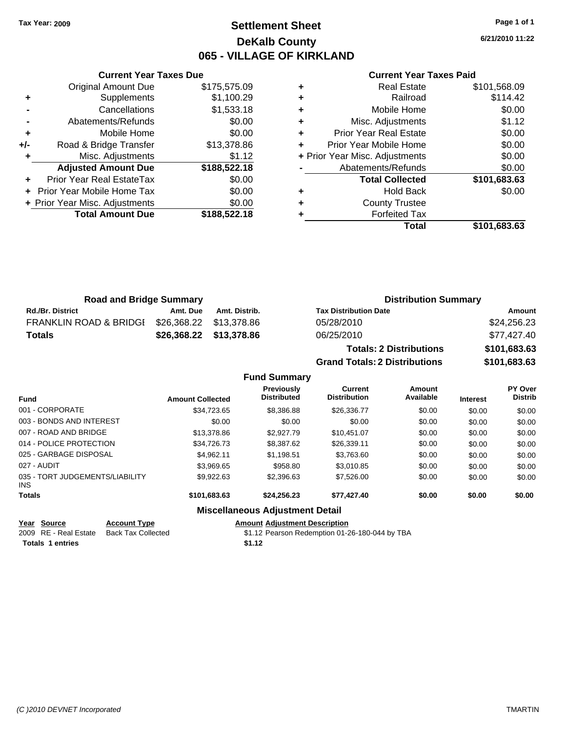Tax Year: 2009

# Settlement Sheet
## DeKalb County
## 065 - VILLAGE OF KIRKLAND

6/21/2010 11:22

### Current Year Taxes Due

| | | |
|---|---|---|
| | Original Amount Due | $175,575.09 |
| + | Supplements | $1,100.29 |
| - | Cancellations | $1,533.18 |
| - | Abatements/Refunds | $0.00 |
| + | Mobile Home | $0.00 |
| +/- | Road & Bridge Transfer | $13,378.86 |
| + | Misc. Adjustments | $1.12 |
| | **Adjusted Amount Due** | **$188,522.18** |
| + | Prior Year Real EstateTax | $0.00 |
| + | Prior Year Mobile Home Tax | $0.00 |
| + | Prior Year Misc. Adjustments | $0.00 |
| | **Total Amount Due** | **$188,522.18** |

### Current Year Taxes Paid

| | | |
|---|---|---|
| + | Real Estate | $101,568.09 |
| + | Railroad | $114.42 |
| + | Mobile Home | $0.00 |
| + | Misc. Adjustments | $1.12 |
| + | Prior Year Real Estate | $0.00 |
| + | Prior Year Mobile Home | $0.00 |
| + | Prior Year Misc. Adjustments | $0.00 |
| - | Abatements/Refunds | $0.00 |
| | **Total Collected** | **$101,683.63** |
| + | Hold Back | $0.00 |
| + | County Trustee | |
| + | Forfeited Tax | |
| | **Total** | **$101,683.63** |

### Road and Bridge Summary

| Rd./Br. District | Amt. Due | Amt. Distrib. |
|---|---|---|
| FRANKLIN ROAD & BRIDGI | $26,368.22 | $13,378.86 |
| **Totals** | **$26,368.22** | **$13,378.86** |

### Distribution Summary

| Tax Distribution Date | Amount |
|---|---|
| 05/28/2010 | $24,256.23 |
| 06/25/2010 | $77,427.40 |
| **Totals: 2 Distributions** | **$101,683.63** |
| **Grand Totals: 2 Distributions** | **$101,683.63** |

### Fund Summary

| Fund | Amount Collected | Previously Distributed | Current Distribution | Amount Available | Interest | PY Over Distrib |
|---|---|---|---|---|---|---|
| 001 - CORPORATE | $34,723.65 | $8,386.88 | $26,336.77 | $0.00 | $0.00 | $0.00 |
| 003 - BONDS AND INTEREST | $0.00 | $0.00 | $0.00 | $0.00 | $0.00 | $0.00 |
| 007 - ROAD AND BRIDGE | $13,378.86 | $2,927.79 | $10,451.07 | $0.00 | $0.00 | $0.00 |
| 014 - POLICE PROTECTION | $34,726.73 | $8,387.62 | $26,339.11 | $0.00 | $0.00 | $0.00 |
| 025 - GARBAGE DISPOSAL | $4,962.11 | $1,198.51 | $3,763.60 | $0.00 | $0.00 | $0.00 |
| 027 - AUDIT | $3,969.65 | $958.80 | $3,010.85 | $0.00 | $0.00 | $0.00 |
| 035 - TORT JUDGEMENTS/LIABILITY INS | $9,922.63 | $2,396.63 | $7,526.00 | $0.00 | $0.00 | $0.00 |
| **Totals** | **$101,683.63** | **$24,256.23** | **$77,427.40** | **$0.00** | **$0.00** | **$0.00** |

### Miscellaneous Adjustment Detail

| Year | Source | Account Type | Amount | Adjustment Description |
|---|---|---|---|---|
| 2009 | RE - Real Estate | Back Tax Collected | $1.12 | Pearson Redemption 01-26-180-044 by TBA |
| **Totals** | **1 entries** | | **$1.12** | |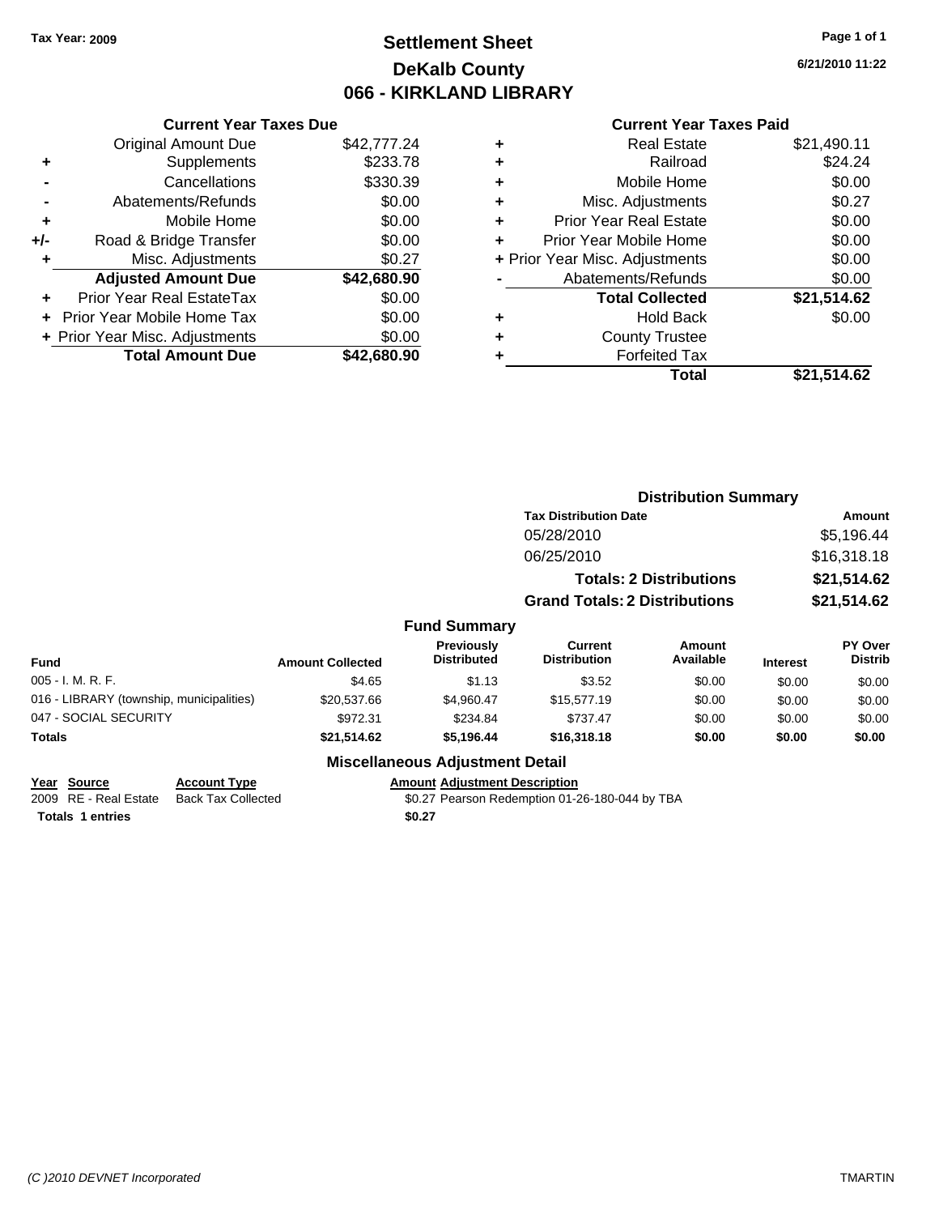Tax Year: 2009

# Settlement Sheet
## DeKalb County
## 066 - KIRKLAND LIBRARY

6/21/2010 11:22

### Current Year Taxes Due

| | | |
|---|---|---|
| | Original Amount Due | $42,777.24 |
| + | Supplements | $233.78 |
| - | Cancellations | $330.39 |
| - | Abatements/Refunds | $0.00 |
| + | Mobile Home | $0.00 |
| +/- | Road & Bridge Transfer | $0.00 |
| + | Misc. Adjustments | $0.27 |
| | **Adjusted Amount Due** | **$42,680.90** |
| + | Prior Year Real EstateTax | $0.00 |
| + | Prior Year Mobile Home Tax | $0.00 |
| + | Prior Year Misc. Adjustments | $0.00 |
| | **Total Amount Due** | **$42,680.90** |

### Current Year Taxes Paid

| | | |
|---|---|---|
| + | Real Estate | $21,490.11 |
| + | Railroad | $24.24 |
| + | Mobile Home | $0.00 |
| + | Misc. Adjustments | $0.27 |
| + | Prior Year Real Estate | $0.00 |
| + | Prior Year Mobile Home | $0.00 |
| + | Prior Year Misc. Adjustments | $0.00 |
| - | Abatements/Refunds | $0.00 |
| | **Total Collected** | **$21,514.62** |
| + | Hold Back | $0.00 |
| + | County Trustee | |
| + | Forfeited Tax | |
| | **Total** | **$21,514.62** |

### Distribution Summary

| Tax Distribution Date | Amount |
|---|---|
| 05/28/2010 | $5,196.44 |
| 06/25/2010 | $16,318.18 |
| **Totals: 2 Distributions** | **$21,514.62** |
| **Grand Totals: 2 Distributions** | **$21,514.62** |

### Fund Summary

| Fund | Amount Collected | Previously Distributed | Current Distribution | Amount Available | Interest | PY Over Distrib |
|---|---|---|---|---|---|---|
| 005 - I. M. R. F. | $4.65 | $1.13 | $3.52 | $0.00 | $0.00 | $0.00 |
| 016 - LIBRARY (township, municipalities) | $20,537.66 | $4,960.47 | $15,577.19 | $0.00 | $0.00 | $0.00 |
| 047 - SOCIAL SECURITY | $972.31 | $234.84 | $737.47 | $0.00 | $0.00 | $0.00 |
| **Totals** | **$21,514.62** | **$5,196.44** | **$16,318.18** | **$0.00** | **$0.00** | **$0.00** |

### Miscellaneous Adjustment Detail

| Year | Source | Account Type | Amount | Adjustment Description |
|---|---|---|---|---|
| 2009 | RE - Real Estate | Back Tax Collected | $0.27 | Pearson Redemption 01-26-180-044 by TBA |
| **Totals** | **1 entries** | | **$0.27** | |

(C )2010 DEVNET Incorporated — TMARTIN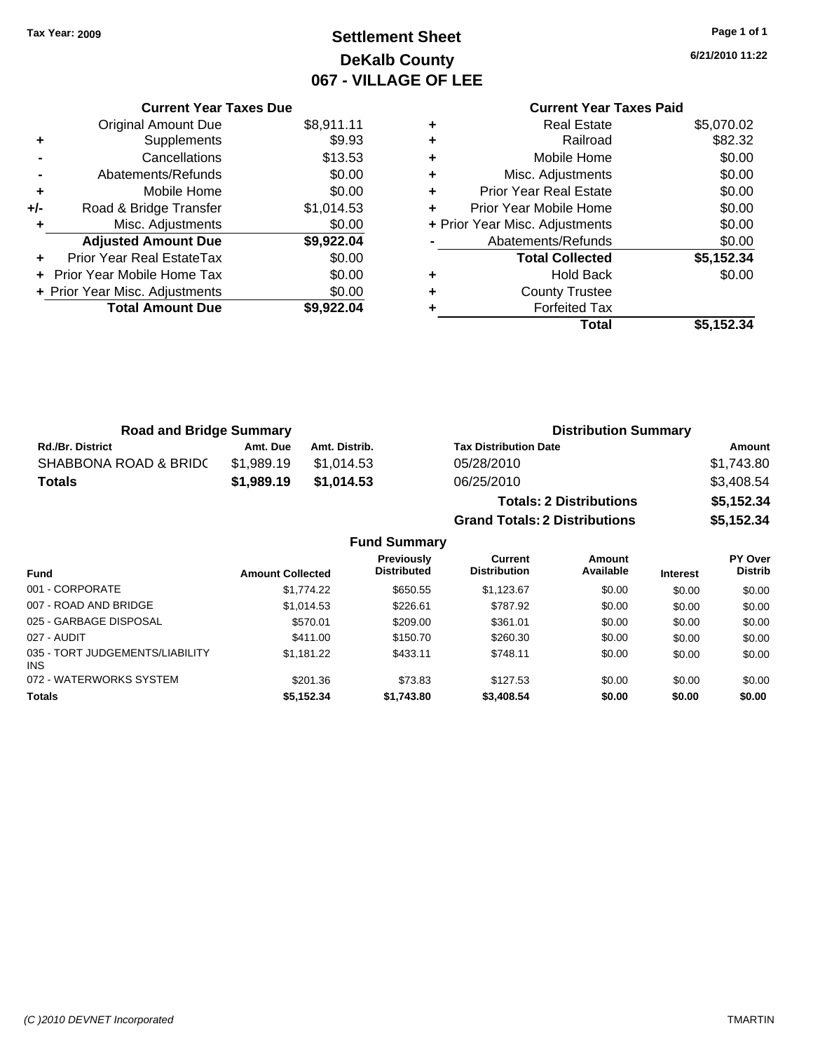Tax Year: 2009

# Settlement Sheet
## DeKalb County
## 067 - VILLAGE OF LEE

6/21/2010 11:22

### Current Year Taxes Due

| | | |
|---|---|---|
| | Original Amount Due | $8,911.11 |
| + | Supplements | $9.93 |
| - | Cancellations | $13.53 |
| - | Abatements/Refunds | $0.00 |
| + | Mobile Home | $0.00 |
| +/- | Road & Bridge Transfer | $1,014.53 |
| + | Misc. Adjustments | $0.00 |
| | **Adjusted Amount Due** | **$9,922.04** |
| + | Prior Year Real EstateTax | $0.00 |
| + | Prior Year Mobile Home Tax | $0.00 |
| + | Prior Year Misc. Adjustments | $0.00 |
| | **Total Amount Due** | **$9,922.04** |

### Current Year Taxes Paid

| | | |
|---|---|---|
| + | Real Estate | $5,070.02 |
| + | Railroad | $82.32 |
| + | Mobile Home | $0.00 |
| + | Misc. Adjustments | $0.00 |
| + | Prior Year Real Estate | $0.00 |
| + | Prior Year Mobile Home | $0.00 |
| + | Prior Year Misc. Adjustments | $0.00 |
| - | Abatements/Refunds | $0.00 |
| | **Total Collected** | **$5,152.34** |
| + | Hold Back | $0.00 |
| + | County Trustee | |
| + | Forfeited Tax | |
| | **Total** | **$5,152.34** |

### Road and Bridge Summary

| Rd./Br. District | Amt. Due | Amt. Distrib. |
|---|---|---|
| SHABBONA ROAD & BRIDC | $1,989.19 | $1,014.53 |
| **Totals** | **$1,989.19** | **$1,014.53** |

### Distribution Summary

| Tax Distribution Date | Amount |
|---|---|
| 05/28/2010 | $1,743.80 |
| 06/25/2010 | $3,408.54 |
| **Totals: 2 Distributions** | **$5,152.34** |
| **Grand Totals: 2 Distributions** | **$5,152.34** |

### Fund Summary

| Fund | Amount Collected | Previously Distributed | Current Distribution | Amount Available | Interest | PY Over Distrib |
|---|---|---|---|---|---|---|
| 001 - CORPORATE | $1,774.22 | $650.55 | $1,123.67 | $0.00 | $0.00 | $0.00 |
| 007 - ROAD AND BRIDGE | $1,014.53 | $226.61 | $787.92 | $0.00 | $0.00 | $0.00 |
| 025 - GARBAGE DISPOSAL | $570.01 | $209.00 | $361.01 | $0.00 | $0.00 | $0.00 |
| 027 - AUDIT | $411.00 | $150.70 | $260.30 | $0.00 | $0.00 | $0.00 |
| 035 - TORT JUDGEMENTS/LIABILITY INS | $1,181.22 | $433.11 | $748.11 | $0.00 | $0.00 | $0.00 |
| 072 - WATERWORKS SYSTEM | $201.36 | $73.83 | $127.53 | $0.00 | $0.00 | $0.00 |
| **Totals** | **$5,152.34** | **$1,743.80** | **$3,408.54** | **$0.00** | **$0.00** | **$0.00** |

(C )2010 DEVNET Incorporated TMARTIN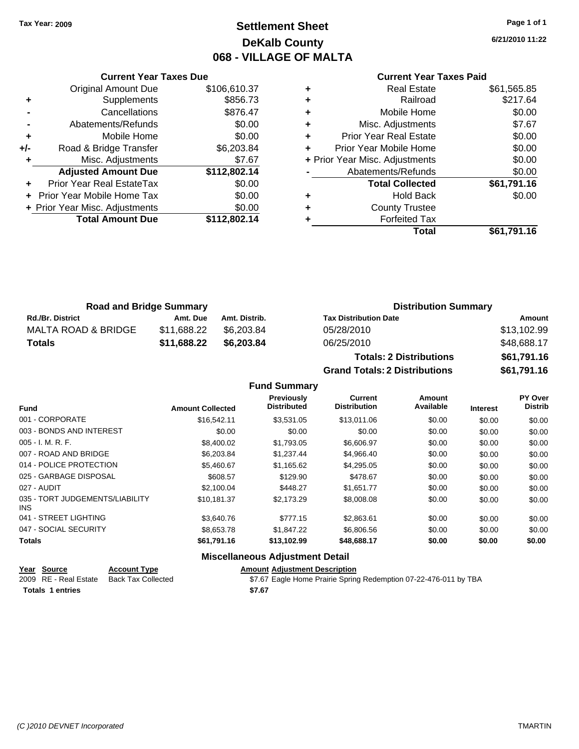Tax Year: 2009

# Settlement Sheet
## DeKalb County
## 068 - VILLAGE OF MALTA

6/21/2010 11:22

### Current Year Taxes Due

| | | |
|---|---|---|
| | Original Amount Due | $106,610.37 |
| + | Supplements | $856.73 |
| - | Cancellations | $876.47 |
| - | Abatements/Refunds | $0.00 |
| + | Mobile Home | $0.00 |
| +/- | Road & Bridge Transfer | $6,203.84 |
| + | Misc. Adjustments | $7.67 |
| | **Adjusted Amount Due** | **$112,802.14** |
| + | Prior Year Real EstateTax | $0.00 |
| + | Prior Year Mobile Home Tax | $0.00 |
| + | Prior Year Misc. Adjustments | $0.00 |
| | **Total Amount Due** | **$112,802.14** |

### Current Year Taxes Paid

| | | |
|---|---|---|
| + | Real Estate | $61,565.85 |
| + | Railroad | $217.64 |
| + | Mobile Home | $0.00 |
| + | Misc. Adjustments | $7.67 |
| + | Prior Year Real Estate | $0.00 |
| + | Prior Year Mobile Home | $0.00 |
| + | Prior Year Misc. Adjustments | $0.00 |
| - | Abatements/Refunds | $0.00 |
| | **Total Collected** | **$61,791.16** |
| + | Hold Back | $0.00 |
| + | County Trustee | |
| + | Forfeited Tax | |
| | **Total** | **$61,791.16** |

### Road and Bridge Summary

| Rd./Br. District | Amt. Due | Amt. Distrib. |
|---|---|---|
| MALTA ROAD & BRIDGE | $11,688.22 | $6,203.84 |
| **Totals** | **$11,688.22** | **$6,203.84** |

### Distribution Summary

| Tax Distribution Date | Amount |
|---|---|
| 05/28/2010 | $13,102.99 |
| 06/25/2010 | $48,688.17 |
| **Totals: 2 Distributions** | **$61,791.16** |
| **Grand Totals: 2 Distributions** | **$61,791.16** |

### Fund Summary

| Fund | Amount Collected | Previously Distributed | Current Distribution | Amount Available | Interest | PY Over Distrib |
|---|---|---|---|---|---|---|
| 001 - CORPORATE | $16,542.11 | $3,531.05 | $13,011.06 | $0.00 | $0.00 | $0.00 |
| 003 - BONDS AND INTEREST | $0.00 | $0.00 | $0.00 | $0.00 | $0.00 | $0.00 |
| 005 - I. M. R. F. | $8,400.02 | $1,793.05 | $6,606.97 | $0.00 | $0.00 | $0.00 |
| 007 - ROAD AND BRIDGE | $6,203.84 | $1,237.44 | $4,966.40 | $0.00 | $0.00 | $0.00 |
| 014 - POLICE PROTECTION | $5,460.67 | $1,165.62 | $4,295.05 | $0.00 | $0.00 | $0.00 |
| 025 - GARBAGE DISPOSAL | $608.57 | $129.90 | $478.67 | $0.00 | $0.00 | $0.00 |
| 027 - AUDIT | $2,100.04 | $448.27 | $1,651.77 | $0.00 | $0.00 | $0.00 |
| 035 - TORT JUDGEMENTS/LIABILITY INS | $10,181.37 | $2,173.29 | $8,008.08 | $0.00 | $0.00 | $0.00 |
| 041 - STREET LIGHTING | $3,640.76 | $777.15 | $2,863.61 | $0.00 | $0.00 | $0.00 |
| 047 - SOCIAL SECURITY | $8,653.78 | $1,847.22 | $6,806.56 | $0.00 | $0.00 | $0.00 |
| **Totals** | **$61,791.16** | **$13,102.99** | **$48,688.17** | **$0.00** | **$0.00** | **$0.00** |

### Miscellaneous Adjustment Detail

| Year | Source | Account Type | Amount | Adjustment Description |
|---|---|---|---|---|
| 2009 | RE - Real Estate | Back Tax Collected | $7.67 | Eagle Home Prairie Spring Redemption 07-22-476-011 by TBA |
| **Totals** | **1 entries** | | **$7.67** | |

(C )2010 DEVNET Incorporated TMARTIN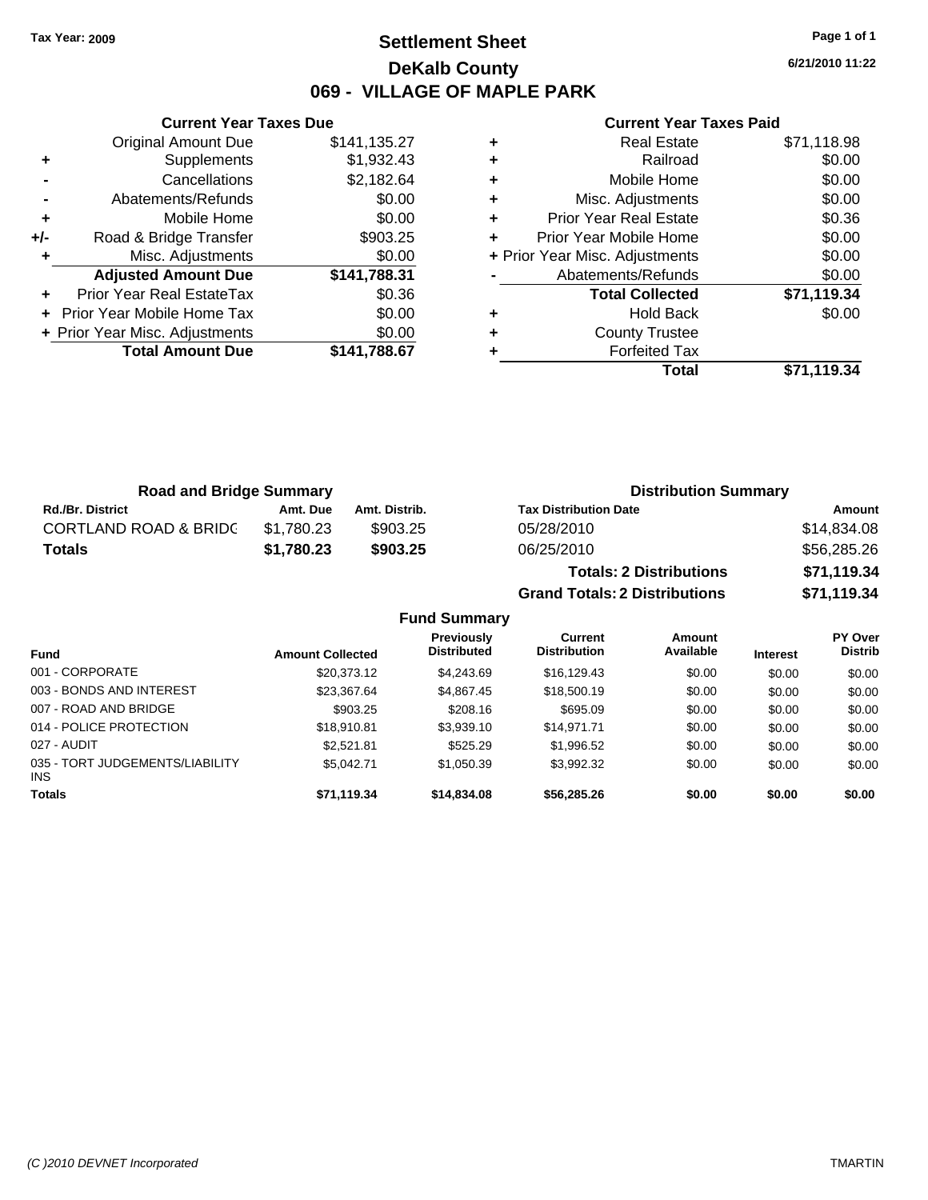Tax Year: 2009

# Settlement Sheet

## DeKalb County

## 069 - VILLAGE OF MAPLE PARK

6/21/2010 11:22

### Current Year Taxes Due

| | | |
|---|---|---|
| | Original Amount Due | $141,135.27 |
| + | Supplements | $1,932.43 |
| - | Cancellations | $2,182.64 |
| - | Abatements/Refunds | $0.00 |
| + | Mobile Home | $0.00 |
| +/- | Road & Bridge Transfer | $903.25 |
| + | Misc. Adjustments | $0.00 |
| | **Adjusted Amount Due** | **$141,788.31** |
| + | Prior Year Real EstateTax | $0.36 |
| + | Prior Year Mobile Home Tax | $0.00 |
| + | Prior Year Misc. Adjustments | $0.00 |
| | **Total Amount Due** | **$141,788.67** |

### Current Year Taxes Paid

| | | |
|---|---|---|
| + | Real Estate | $71,118.98 |
| + | Railroad | $0.00 |
| + | Mobile Home | $0.00 |
| + | Misc. Adjustments | $0.00 |
| + | Prior Year Real Estate | $0.36 |
| + | Prior Year Mobile Home | $0.00 |
| + | Prior Year Misc. Adjustments | $0.00 |
| - | Abatements/Refunds | $0.00 |
| | **Total Collected** | **$71,119.34** |
| + | Hold Back | $0.00 |
| + | County Trustee | |
| + | Forfeited Tax | |
| | **Total** | **$71,119.34** |

### Road and Bridge Summary

| Rd./Br. District | Amt. Due | Amt. Distrib. |
|---|---|---|
| CORTLAND ROAD & BRIDC | $1,780.23 | $903.25 |
| **Totals** | **$1,780.23** | **$903.25** |

### Distribution Summary

| Tax Distribution Date | Amount |
|---|---|
| 05/28/2010 | $14,834.08 |
| 06/25/2010 | $56,285.26 |
| **Totals: 2 Distributions** | **$71,119.34** |
| **Grand Totals: 2 Distributions** | **$71,119.34** |

### Fund Summary

| Fund | Amount Collected | Previously Distributed | Current Distribution | Amount Available | Interest | PY Over Distrib |
|---|---|---|---|---|---|---|
| 001 - CORPORATE | $20,373.12 | $4,243.69 | $16,129.43 | $0.00 | $0.00 | $0.00 |
| 003 - BONDS AND INTEREST | $23,367.64 | $4,867.45 | $18,500.19 | $0.00 | $0.00 | $0.00 |
| 007 - ROAD AND BRIDGE | $903.25 | $208.16 | $695.09 | $0.00 | $0.00 | $0.00 |
| 014 - POLICE PROTECTION | $18,910.81 | $3,939.10 | $14,971.71 | $0.00 | $0.00 | $0.00 |
| 027 - AUDIT | $2,521.81 | $525.29 | $1,996.52 | $0.00 | $0.00 | $0.00 |
| 035 - TORT JUDGEMENTS/LIABILITY INS | $5,042.71 | $1,050.39 | $3,992.32 | $0.00 | $0.00 | $0.00 |
| **Totals** | **$71,119.34** | **$14,834.08** | **$56,285.26** | **$0.00** | **$0.00** | **$0.00** |

(C )2010 DEVNET Incorporated TMARTIN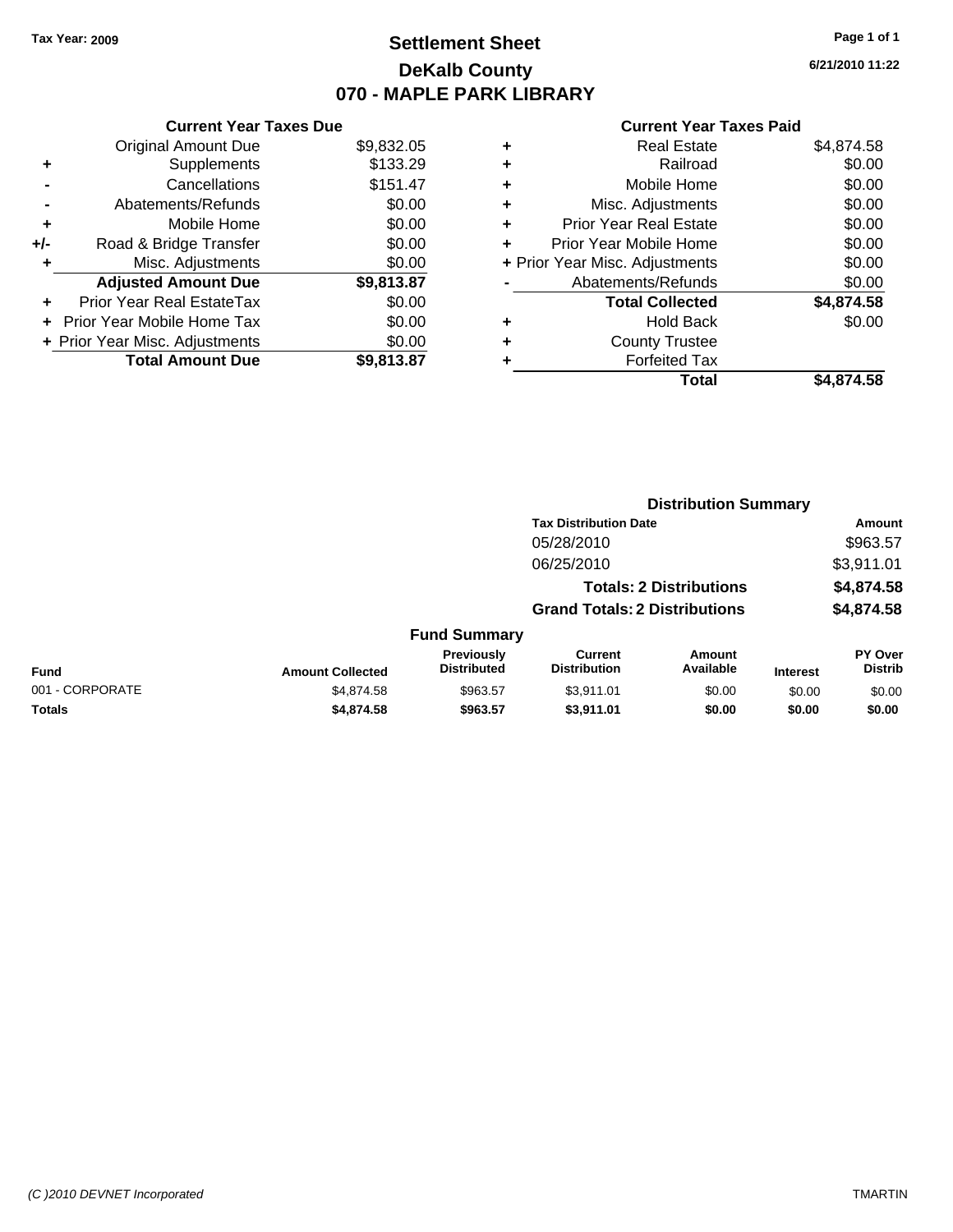Tax Year: 2009

# Settlement Sheet
## DeKalb County
## 070 - MAPLE PARK LIBRARY

6/21/2010 11:22

### Current Year Taxes Due

| | | |
|---|---|---|
| | Original Amount Due | $9,832.05 |
| + | Supplements | $133.29 |
| - | Cancellations | $151.47 |
| - | Abatements/Refunds | $0.00 |
| + | Mobile Home | $0.00 |
| +/- | Road & Bridge Transfer | $0.00 |
| + | Misc. Adjustments | $0.00 |
| | **Adjusted Amount Due** | **$9,813.87** |
| + | Prior Year Real EstateTax | $0.00 |
| + | Prior Year Mobile Home Tax | $0.00 |
| + | Prior Year Misc. Adjustments | $0.00 |
| | **Total Amount Due** | **$9,813.87** |

### Current Year Taxes Paid

| | | |
|---|---|---|
| + | Real Estate | $4,874.58 |
| + | Railroad | $0.00 |
| + | Mobile Home | $0.00 |
| + | Misc. Adjustments | $0.00 |
| + | Prior Year Real Estate | $0.00 |
| + | Prior Year Mobile Home | $0.00 |
| + | Prior Year Misc. Adjustments | $0.00 |
| - | Abatements/Refunds | $0.00 |
| | **Total Collected** | **$4,874.58** |
| + | Hold Back | $0.00 |
| + | County Trustee | |
| + | Forfeited Tax | |
| | **Total** | **$4,874.58** |

### Distribution Summary

| Tax Distribution Date | Amount |
|---|---|
| 05/28/2010 | $963.57 |
| 06/25/2010 | $3,911.01 |
| **Totals: 2 Distributions** | **$4,874.58** |
| **Grand Totals: 2 Distributions** | **$4,874.58** |

### Fund Summary

| Fund | Amount Collected | Previously Distributed | Current Distribution | Amount Available | Interest | PY Over Distrib |
|---|---|---|---|---|---|---|
| 001 - CORPORATE | $4,874.58 | $963.57 | $3,911.01 | $0.00 | $0.00 | $0.00 |
| **Totals** | **$4,874.58** | **$963.57** | **$3,911.01** | **$0.00** | **$0.00** | **$0.00** |

(C )2010 DEVNET Incorporated TMARTIN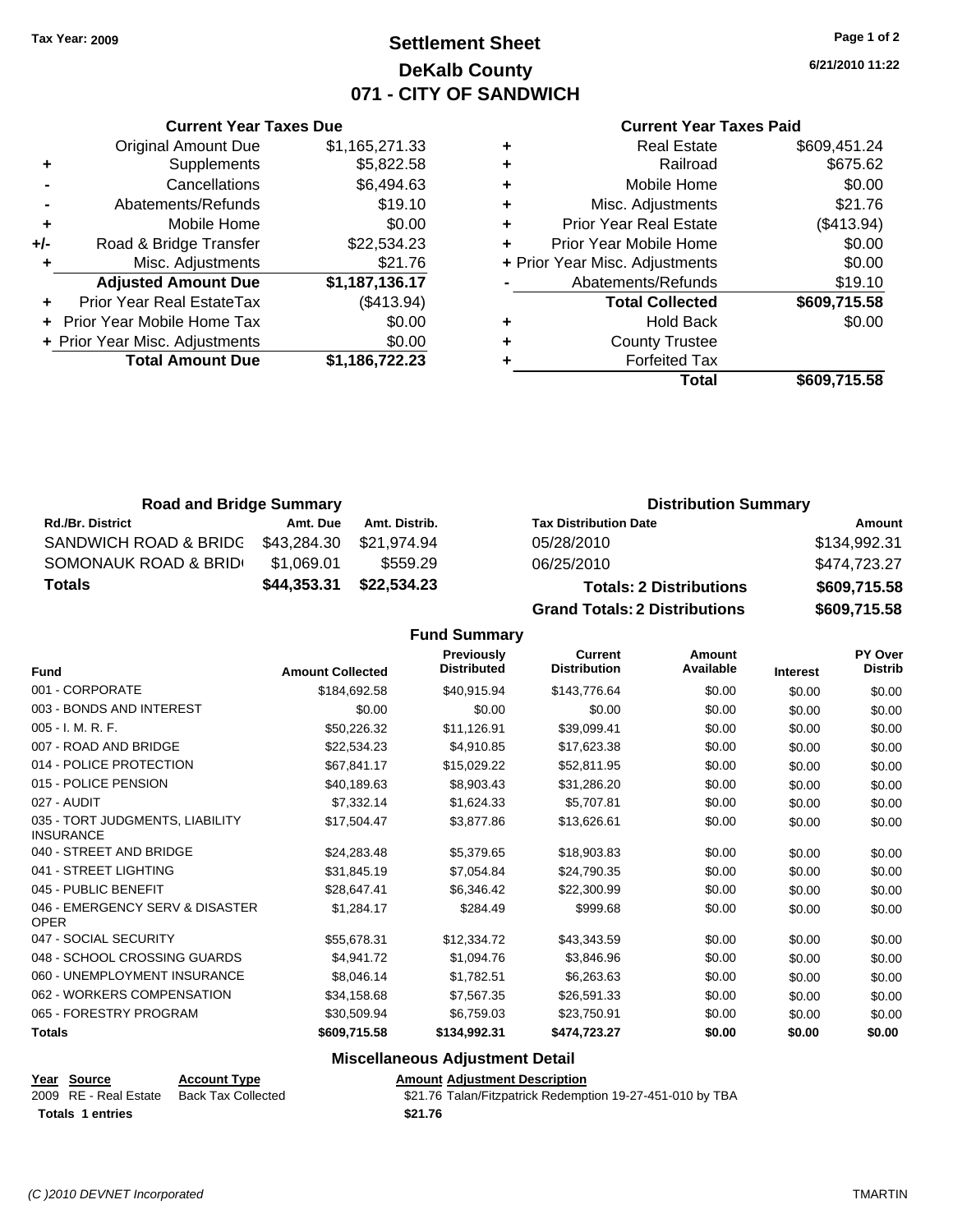**Tax Year: 2009**

# Settlement Sheet
## DeKalb County
## 071 - CITY OF SANDWICH

6/21/2010 11:22

### Current Year Taxes Due

| | | |
|---|---|---|
| | Original Amount Due | $1,165,271.33 |
| + | Supplements | $5,822.58 |
| - | Cancellations | $6,494.63 |
| - | Abatements/Refunds | $19.10 |
| + | Mobile Home | $0.00 |
| +/- | Road & Bridge Transfer | $22,534.23 |
| + | Misc. Adjustments | $21.76 |
| | **Adjusted Amount Due** | **$1,187,136.17** |
| + | Prior Year Real EstateTax | ($413.94) |
| + | Prior Year Mobile Home Tax | $0.00 |
| + | Prior Year Misc. Adjustments | $0.00 |
| | **Total Amount Due** | **$1,186,722.23** |

### Current Year Taxes Paid

| | | |
|---|---|---|
| + | Real Estate | $609,451.24 |
| + | Railroad | $675.62 |
| + | Mobile Home | $0.00 |
| + | Misc. Adjustments | $21.76 |
| + | Prior Year Real Estate | ($413.94) |
| + | Prior Year Mobile Home | $0.00 |
| + | Prior Year Misc. Adjustments | $0.00 |
| - | Abatements/Refunds | $19.10 |
| | **Total Collected** | **$609,715.58** |
| + | Hold Back | $0.00 |
| + | County Trustee | |
| + | Forfeited Tax | |
| | **Total** | **$609,715.58** |

### Road and Bridge Summary

| Rd./Br. District | Amt. Due | Amt. Distrib. |
|---|---|---|
| SANDWICH ROAD & BRIDG | $43,284.30 | $21,974.94 |
| SOMONAUK ROAD & BRID | $1,069.01 | $559.29 |
| **Totals** | **$44,353.31** | **$22,534.23** |

### Distribution Summary

| Tax Distribution Date | Amount |
|---|---|
| 05/28/2010 | $134,992.31 |
| 06/25/2010 | $474,723.27 |
| **Totals: 2 Distributions** | **$609,715.58** |
| **Grand Totals: 2 Distributions** | **$609,715.58** |

### Fund Summary

| Fund | Amount Collected | Previously Distributed | Current Distribution | Amount Available | Interest | PY Over Distrib |
|---|---|---|---|---|---|---|
| 001 - CORPORATE | $184,692.58 | $40,915.94 | $143,776.64 | $0.00 | $0.00 | $0.00 |
| 003 - BONDS AND INTEREST | $0.00 | $0.00 | $0.00 | $0.00 | $0.00 | $0.00 |
| 005 - I. M. R. F. | $50,226.32 | $11,126.91 | $39,099.41 | $0.00 | $0.00 | $0.00 |
| 007 - ROAD AND BRIDGE | $22,534.23 | $4,910.85 | $17,623.38 | $0.00 | $0.00 | $0.00 |
| 014 - POLICE PROTECTION | $67,841.17 | $15,029.22 | $52,811.95 | $0.00 | $0.00 | $0.00 |
| 015 - POLICE PENSION | $40,189.63 | $8,903.43 | $31,286.20 | $0.00 | $0.00 | $0.00 |
| 027 - AUDIT | $7,332.14 | $1,624.33 | $5,707.81 | $0.00 | $0.00 | $0.00 |
| 035 - TORT JUDGMENTS, LIABILITY INSURANCE | $17,504.47 | $3,877.86 | $13,626.61 | $0.00 | $0.00 | $0.00 |
| 040 - STREET AND BRIDGE | $24,283.48 | $5,379.65 | $18,903.83 | $0.00 | $0.00 | $0.00 |
| 041 - STREET LIGHTING | $31,845.19 | $7,054.84 | $24,790.35 | $0.00 | $0.00 | $0.00 |
| 045 - PUBLIC BENEFIT | $28,647.41 | $6,346.42 | $22,300.99 | $0.00 | $0.00 | $0.00 |
| 046 - EMERGENCY SERV & DISASTER OPER | $1,284.17 | $284.49 | $999.68 | $0.00 | $0.00 | $0.00 |
| 047 - SOCIAL SECURITY | $55,678.31 | $12,334.72 | $43,343.59 | $0.00 | $0.00 | $0.00 |
| 048 - SCHOOL CROSSING GUARDS | $4,941.72 | $1,094.76 | $3,846.96 | $0.00 | $0.00 | $0.00 |
| 060 - UNEMPLOYMENT INSURANCE | $8,046.14 | $1,782.51 | $6,263.63 | $0.00 | $0.00 | $0.00 |
| 062 - WORKERS COMPENSATION | $34,158.68 | $7,567.35 | $26,591.33 | $0.00 | $0.00 | $0.00 |
| 065 - FORESTRY PROGRAM | $30,509.94 | $6,759.03 | $23,750.91 | $0.00 | $0.00 | $0.00 |
| **Totals** | **$609,715.58** | **$134,992.31** | **$474,723.27** | **$0.00** | **$0.00** | **$0.00** |

### Miscellaneous Adjustment Detail

| Year | Source | Account Type | Amount | Adjustment Description |
|---|---|---|---|---|
| 2009 | RE - Real Estate | Back Tax Collected | $21.76 | Talan/Fitzpatrick Redemption 19-27-451-010 by TBA |
| **Totals** | **1 entries** | | **$21.76** | |

*(C )2010 DEVNET Incorporated* TMARTIN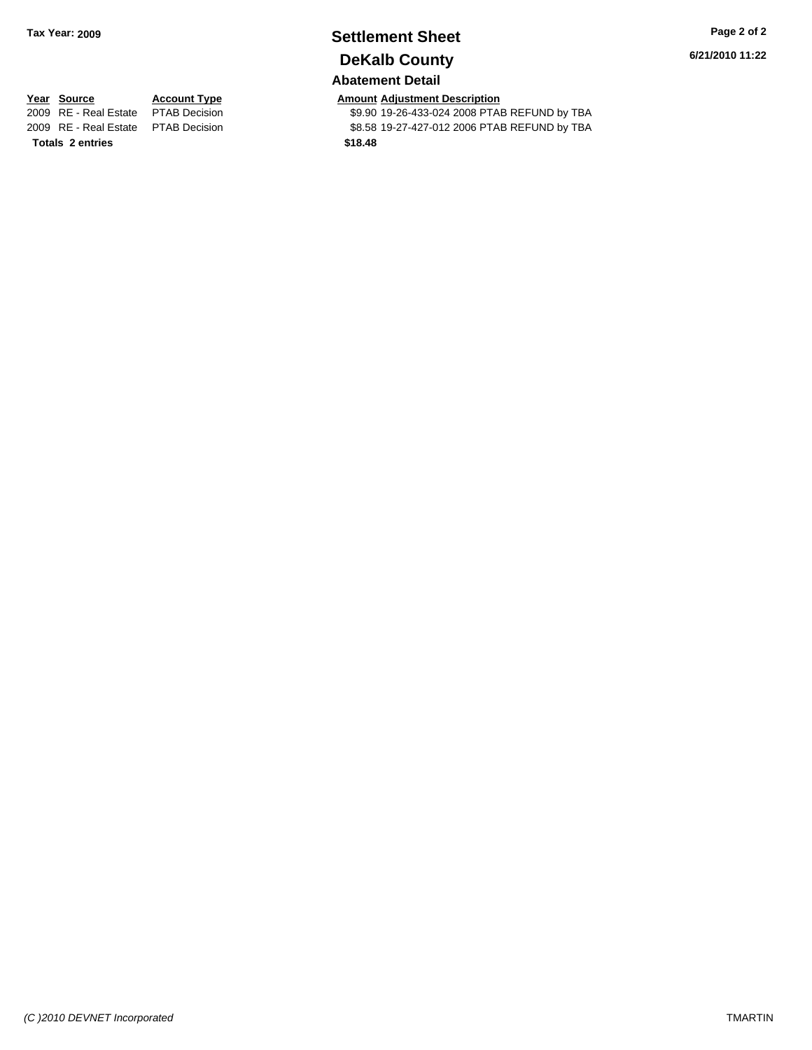**Tax Year: 2009**

# Settlement Sheet

## DeKalb County

**6/21/2010 11:22**

### Abatement Detail

| Year | Source | Account Type | Amount | Adjustment Description |
|---|---|---|---|---|
| 2009 | RE - Real Estate | PTAB Decision | $9.90 | 19-26-433-024 2008 PTAB REFUND by TBA |
| 2009 | RE - Real Estate | PTAB Decision | $8.58 | 19-27-427-012 2006 PTAB REFUND by TBA |
| **Totals** | **2 entries** | | **$18.48** | |

*(C )2010 DEVNET Incorporated*

TMARTIN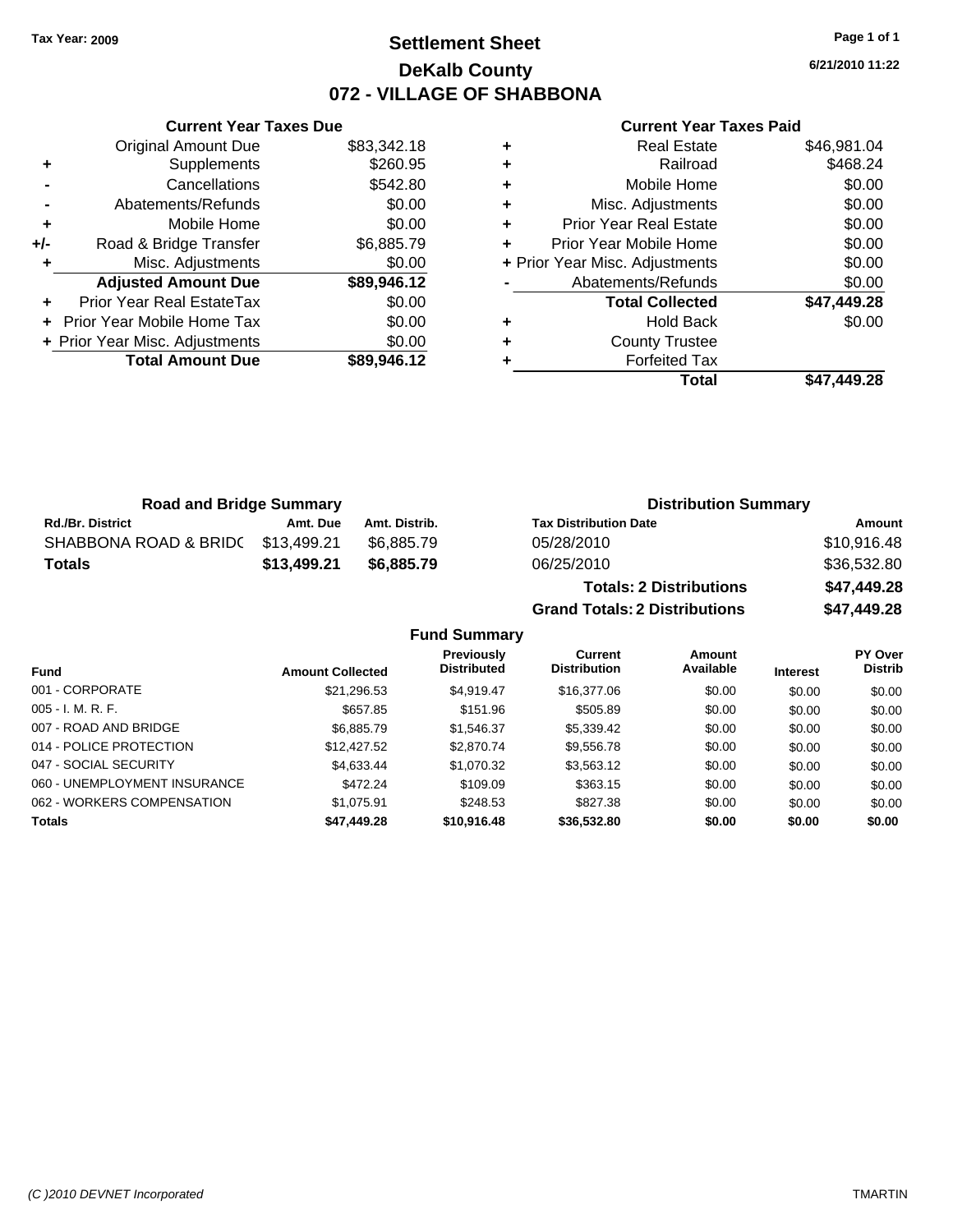Tax Year: 2009

# Settlement Sheet

## DeKalb County

## 072 - VILLAGE OF SHABBONA

6/21/2010 11:22

### Current Year Taxes Due

| | | |
|---|---|---|
| | Original Amount Due | $83,342.18 |
| + | Supplements | $260.95 |
| - | Cancellations | $542.80 |
| - | Abatements/Refunds | $0.00 |
| + | Mobile Home | $0.00 |
| +/- | Road & Bridge Transfer | $6,885.79 |
| + | Misc. Adjustments | $0.00 |
| | **Adjusted Amount Due** | **$89,946.12** |
| + | Prior Year Real EstateTax | $0.00 |
| + | Prior Year Mobile Home Tax | $0.00 |
| + | Prior Year Misc. Adjustments | $0.00 |
| | **Total Amount Due** | **$89,946.12** |

### Current Year Taxes Paid

| | | |
|---|---|---|
| + | Real Estate | $46,981.04 |
| + | Railroad | $468.24 |
| + | Mobile Home | $0.00 |
| + | Misc. Adjustments | $0.00 |
| + | Prior Year Real Estate | $0.00 |
| + | Prior Year Mobile Home | $0.00 |
| + | Prior Year Misc. Adjustments | $0.00 |
| - | Abatements/Refunds | $0.00 |
| | **Total Collected** | **$47,449.28** |
| + | Hold Back | $0.00 |
| + | County Trustee | |
| + | Forfeited Tax | |
| | **Total** | **$47,449.28** |

### Road and Bridge Summary

| Rd./Br. District | Amt. Due | Amt. Distrib. |
|---|---|---|
| SHABBONA ROAD & BRIDC | $13,499.21 | $6,885.79 |
| **Totals** | **$13,499.21** | **$6,885.79** |

### Distribution Summary

| Tax Distribution Date | Amount |
|---|---|
| 05/28/2010 | $10,916.48 |
| 06/25/2010 | $36,532.80 |
| **Totals: 2 Distributions** | **$47,449.28** |
| **Grand Totals: 2 Distributions** | **$47,449.28** |

### Fund Summary

| Fund | Amount Collected | Previously Distributed | Current Distribution | Amount Available | Interest | PY Over Distrib |
|---|---|---|---|---|---|---|
| 001 - CORPORATE | $21,296.53 | $4,919.47 | $16,377.06 | $0.00 | $0.00 | $0.00 |
| 005 - I. M. R. F. | $657.85 | $151.96 | $505.89 | $0.00 | $0.00 | $0.00 |
| 007 - ROAD AND BRIDGE | $6,885.79 | $1,546.37 | $5,339.42 | $0.00 | $0.00 | $0.00 |
| 014 - POLICE PROTECTION | $12,427.52 | $2,870.74 | $9,556.78 | $0.00 | $0.00 | $0.00 |
| 047 - SOCIAL SECURITY | $4,633.44 | $1,070.32 | $3,563.12 | $0.00 | $0.00 | $0.00 |
| 060 - UNEMPLOYMENT INSURANCE | $472.24 | $109.09 | $363.15 | $0.00 | $0.00 | $0.00 |
| 062 - WORKERS COMPENSATION | $1,075.91 | $248.53 | $827.38 | $0.00 | $0.00 | $0.00 |
| **Totals** | **$47,449.28** | **$10,916.48** | **$36,532.80** | **$0.00** | **$0.00** | **$0.00** |

(C )2010 DEVNET Incorporated TMARTIN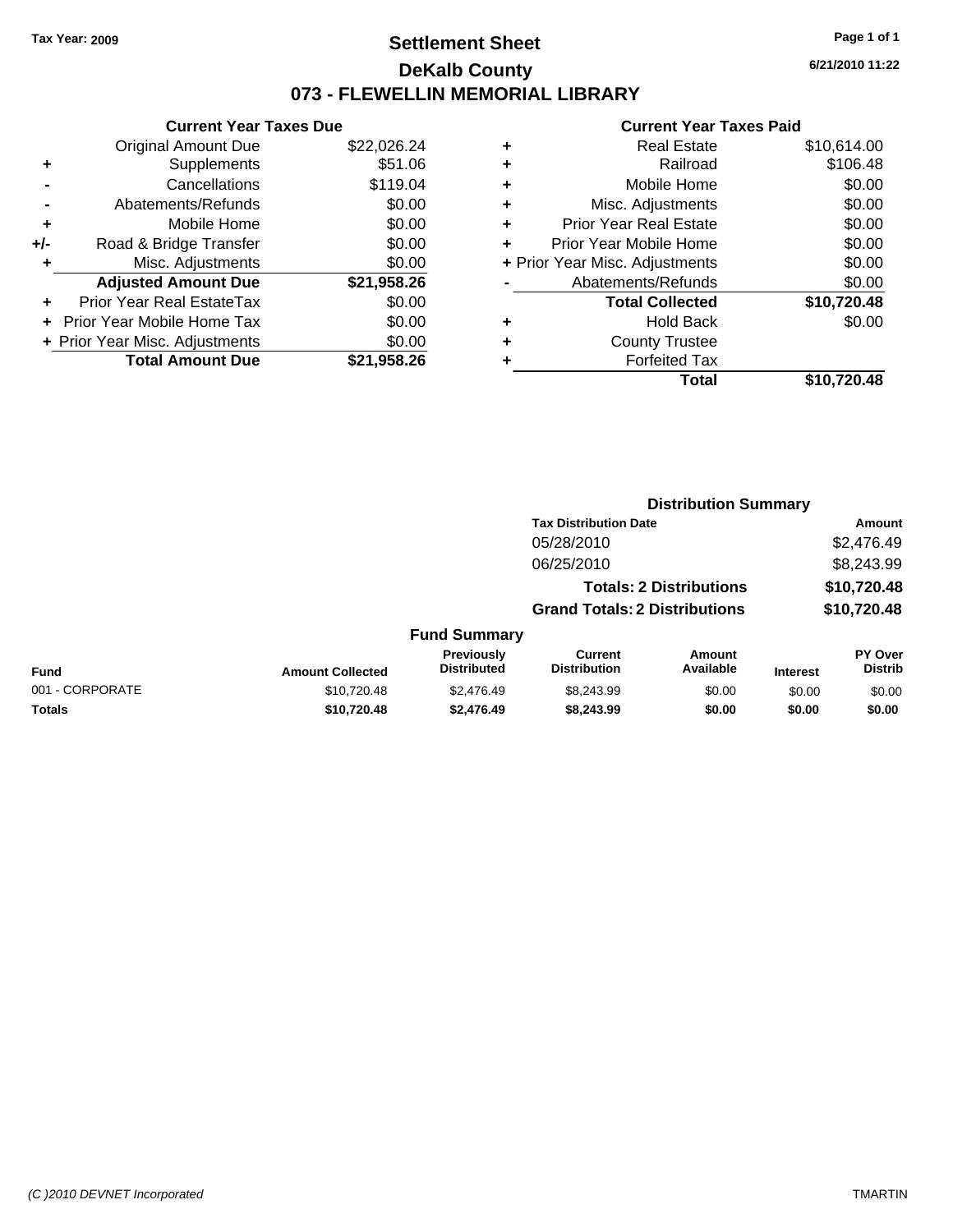Tax Year: 2009

# Settlement Sheet

## DeKalb County

## 073 - FLEWELLIN MEMORIAL LIBRARY

6/21/2010 11:22

### Current Year Taxes Due

| | | |
|---|---|---|
| | Original Amount Due | $22,026.24 |
| + | Supplements | $51.06 |
| - | Cancellations | $119.04 |
| - | Abatements/Refunds | $0.00 |
| + | Mobile Home | $0.00 |
| +/- | Road & Bridge Transfer | $0.00 |
| + | Misc. Adjustments | $0.00 |
| | **Adjusted Amount Due** | **$21,958.26** |
| + | Prior Year Real EstateTax | $0.00 |
| + | Prior Year Mobile Home Tax | $0.00 |
| + | Prior Year Misc. Adjustments | $0.00 |
| | **Total Amount Due** | **$21,958.26** |

### Current Year Taxes Paid

| | | |
|---|---|---|
| + | Real Estate | $10,614.00 |
| + | Railroad | $106.48 |
| + | Mobile Home | $0.00 |
| + | Misc. Adjustments | $0.00 |
| + | Prior Year Real Estate | $0.00 |
| + | Prior Year Mobile Home | $0.00 |
| + | Prior Year Misc. Adjustments | $0.00 |
| - | Abatements/Refunds | $0.00 |
| | **Total Collected** | **$10,720.48** |
| + | Hold Back | $0.00 |
| + | County Trustee | |
| + | Forfeited Tax | |
| | **Total** | **$10,720.48** |

### Distribution Summary

| Tax Distribution Date | Amount |
|---|---|
| 05/28/2010 | $2,476.49 |
| 06/25/2010 | $8,243.99 |
| **Totals: 2 Distributions** | **$10,720.48** |
| **Grand Totals: 2 Distributions** | **$10,720.48** |

### Fund Summary

| Fund | Amount Collected | Previously Distributed | Current Distribution | Amount Available | Interest | PY Over Distrib |
|---|---|---|---|---|---|---|
| 001 - CORPORATE | $10,720.48 | $2,476.49 | $8,243.99 | $0.00 | $0.00 | $0.00 |
| **Totals** | **$10,720.48** | **$2,476.49** | **$8,243.99** | **$0.00** | **$0.00** | **$0.00** |

(C )2010 DEVNET Incorporated TMARTIN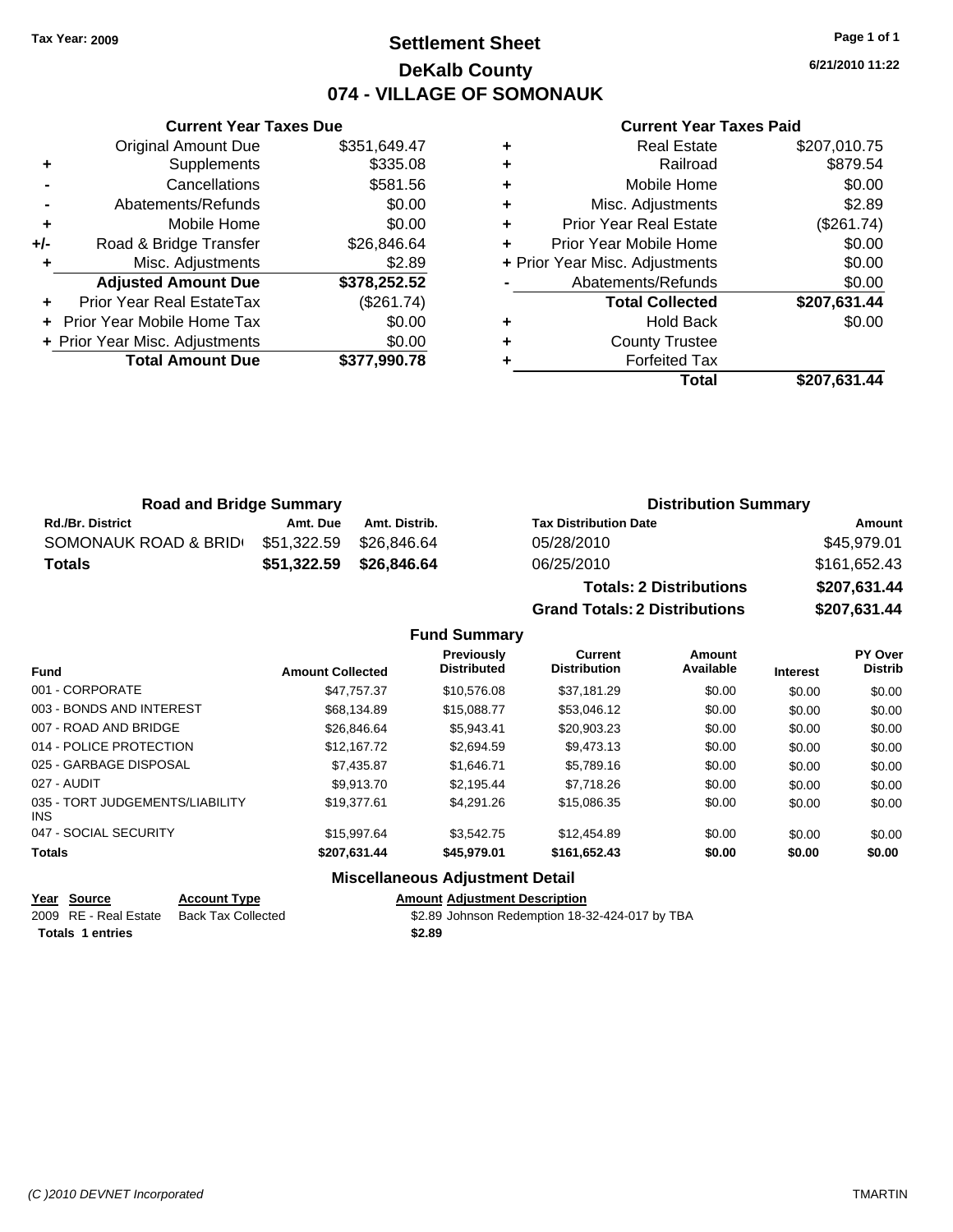Tax Year: 2009

# Settlement Sheet
## DeKalb County
## 074 - VILLAGE OF SOMONAUK

6/21/2010 11:22

### Current Year Taxes Due

| | | |
|---|---|---|
| | Original Amount Due | $351,649.47 |
| + | Supplements | $335.08 |
| - | Cancellations | $581.56 |
| - | Abatements/Refunds | $0.00 |
| + | Mobile Home | $0.00 |
| +/- | Road & Bridge Transfer | $26,846.64 |
| + | Misc. Adjustments | $2.89 |
| | **Adjusted Amount Due** | **$378,252.52** |
| + | Prior Year Real EstateTax | ($261.74) |
| + | Prior Year Mobile Home Tax | $0.00 |
| + | Prior Year Misc. Adjustments | $0.00 |
| | **Total Amount Due** | **$377,990.78** |

### Current Year Taxes Paid

| | | |
|---|---|---|
| + | Real Estate | $207,010.75 |
| + | Railroad | $879.54 |
| + | Mobile Home | $0.00 |
| + | Misc. Adjustments | $2.89 |
| + | Prior Year Real Estate | ($261.74) |
| + | Prior Year Mobile Home | $0.00 |
| + | Prior Year Misc. Adjustments | $0.00 |
| - | Abatements/Refunds | $0.00 |
| | **Total Collected** | **$207,631.44** |
| + | Hold Back | $0.00 |
| + | County Trustee | |
| + | Forfeited Tax | |
| | **Total** | **$207,631.44** |

### Road and Bridge Summary

| Rd./Br. District | Amt. Due | Amt. Distrib. |
|---|---|---|
| SOMONAUK ROAD & BRID | $51,322.59 | $26,846.64 |
| **Totals** | **$51,322.59** | **$26,846.64** |

### Distribution Summary

| Tax Distribution Date | Amount |
|---|---|
| 05/28/2010 | $45,979.01 |
| 06/25/2010 | $161,652.43 |
| **Totals: 2 Distributions** | **$207,631.44** |
| **Grand Totals: 2 Distributions** | **$207,631.44** |

### Fund Summary

| Fund | Amount Collected | Previously Distributed | Current Distribution | Amount Available | Interest | PY Over Distrib |
|---|---|---|---|---|---|---|
| 001 - CORPORATE | $47,757.37 | $10,576.08 | $37,181.29 | $0.00 | $0.00 | $0.00 |
| 003 - BONDS AND INTEREST | $68,134.89 | $15,088.77 | $53,046.12 | $0.00 | $0.00 | $0.00 |
| 007 - ROAD AND BRIDGE | $26,846.64 | $5,943.41 | $20,903.23 | $0.00 | $0.00 | $0.00 |
| 014 - POLICE PROTECTION | $12,167.72 | $2,694.59 | $9,473.13 | $0.00 | $0.00 | $0.00 |
| 025 - GARBAGE DISPOSAL | $7,435.87 | $1,646.71 | $5,789.16 | $0.00 | $0.00 | $0.00 |
| 027 - AUDIT | $9,913.70 | $2,195.44 | $7,718.26 | $0.00 | $0.00 | $0.00 |
| 035 - TORT JUDGEMENTS/LIABILITY INS | $19,377.61 | $4,291.26 | $15,086.35 | $0.00 | $0.00 | $0.00 |
| 047 - SOCIAL SECURITY | $15,997.64 | $3,542.75 | $12,454.89 | $0.00 | $0.00 | $0.00 |
| **Totals** | **$207,631.44** | **$45,979.01** | **$161,652.43** | **$0.00** | **$0.00** | **$0.00** |

### Miscellaneous Adjustment Detail

| Year | Source | Account Type | Amount | Adjustment Description |
|---|---|---|---|---|
| 2009 | RE - Real Estate | Back Tax Collected | $2.89 | Johnson Redemption 18-32-424-017 by TBA |
| **Totals** | **1 entries** | | **$2.89** | |

(C )2010 DEVNET Incorporated — TMARTIN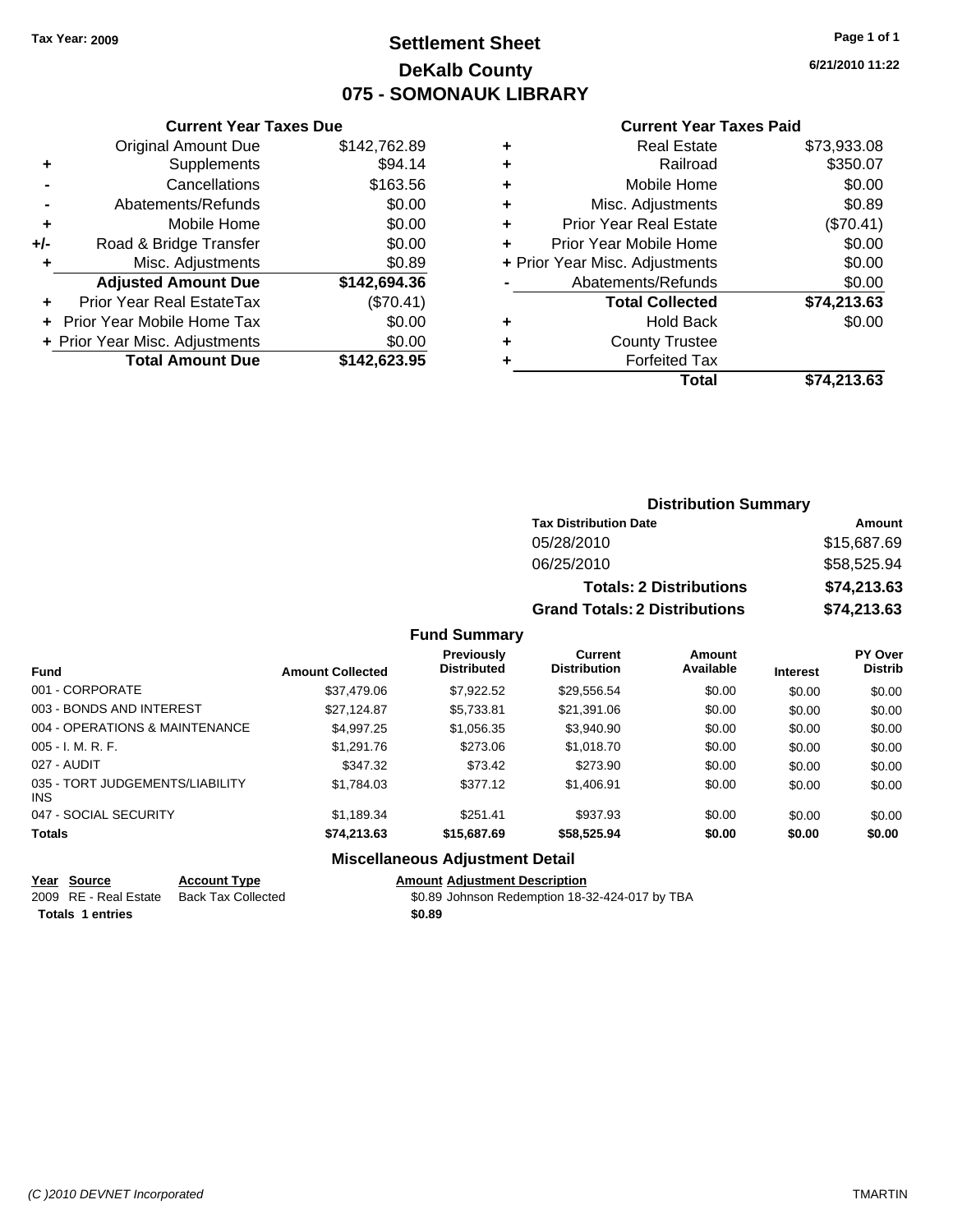Tax Year: 2009

# Settlement Sheet
## DeKalb County
## 075 - SOMONAUK LIBRARY

6/21/2010 11:22

**Current Year Taxes Due**

| | | |
|---|---|---|
| | Original Amount Due | $142,762.89 |
| + | Supplements | $94.14 |
| - | Cancellations | $163.56 |
| - | Abatements/Refunds | $0.00 |
| + | Mobile Home | $0.00 |
| +/- | Road & Bridge Transfer | $0.00 |
| + | Misc. Adjustments | $0.89 |
| | **Adjusted Amount Due** | **$142,694.36** |
| + | Prior Year Real EstateTax | ($70.41) |
| + | Prior Year Mobile Home Tax | $0.00 |
| + | Prior Year Misc. Adjustments | $0.00 |
| | **Total Amount Due** | **$142,623.95** |

**Current Year Taxes Paid**

| | | |
|---|---|---|
| + | Real Estate | $73,933.08 |
| + | Railroad | $350.07 |
| + | Mobile Home | $0.00 |
| + | Misc. Adjustments | $0.89 |
| + | Prior Year Real Estate | ($70.41) |
| + | Prior Year Mobile Home | $0.00 |
| + | Prior Year Misc. Adjustments | $0.00 |
| - | Abatements/Refunds | $0.00 |
| | **Total Collected** | **$74,213.63** |
| + | Hold Back | $0.00 |
| + | County Trustee | |
| + | Forfeited Tax | |
| | **Total** | **$74,213.63** |

**Distribution Summary**

| Tax Distribution Date | Amount |
|---|---|
| 05/28/2010 | $15,687.69 |
| 06/25/2010 | $58,525.94 |
| **Totals: 2 Distributions** | **$74,213.63** |
| **Grand Totals: 2 Distributions** | **$74,213.63** |

**Fund Summary**

| Fund | Amount Collected | Previously Distributed | Current Distribution | Amount Available | Interest | PY Over Distrib |
|---|---|---|---|---|---|---|
| 001 - CORPORATE | $37,479.06 | $7,922.52 | $29,556.54 | $0.00 | $0.00 | $0.00 |
| 003 - BONDS AND INTEREST | $27,124.87 | $5,733.81 | $21,391.06 | $0.00 | $0.00 | $0.00 |
| 004 - OPERATIONS & MAINTENANCE | $4,997.25 | $1,056.35 | $3,940.90 | $0.00 | $0.00 | $0.00 |
| 005 - I. M. R. F. | $1,291.76 | $273.06 | $1,018.70 | $0.00 | $0.00 | $0.00 |
| 027 - AUDIT | $347.32 | $73.42 | $273.90 | $0.00 | $0.00 | $0.00 |
| 035 - TORT JUDGEMENTS/LIABILITY INS | $1,784.03 | $377.12 | $1,406.91 | $0.00 | $0.00 | $0.00 |
| 047 - SOCIAL SECURITY | $1,189.34 | $251.41 | $937.93 | $0.00 | $0.00 | $0.00 |
| **Totals** | **$74,213.63** | **$15,687.69** | **$58,525.94** | **$0.00** | **$0.00** | **$0.00** |

**Miscellaneous Adjustment Detail**

| Year | Source | Account Type | Amount | Adjustment Description |
|---|---|---|---|---|
| 2009 | RE - Real Estate | Back Tax Collected | $0.89 | Johnson Redemption 18-32-424-017 by TBA |
| **Totals** | **1 entries** | | **$0.89** | |

(C )2010 DEVNET Incorporated TMARTIN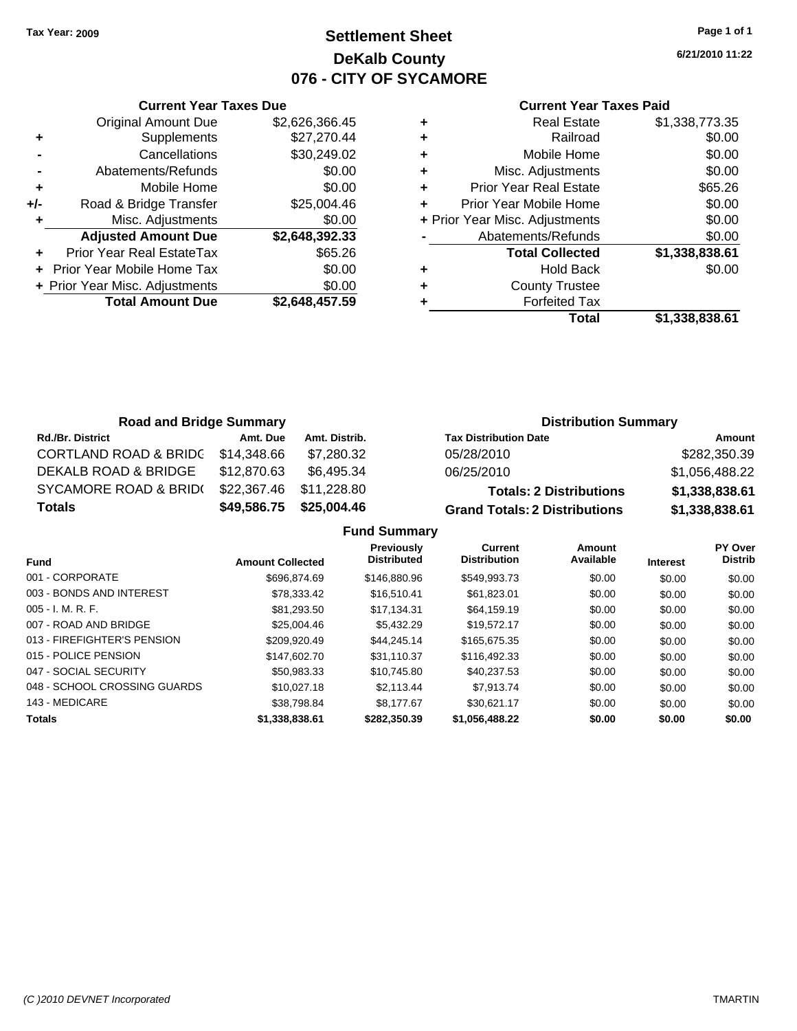**Tax Year: 2009**

# Settlement Sheet
## DeKalb County
## 076 - CITY OF SYCAMORE

**6/21/2010 11:22**

### Current Year Taxes Due

| | | |
|---|---|---|
| | Original Amount Due | $2,626,366.45 |
| + | Supplements | $27,270.44 |
| - | Cancellations | $30,249.02 |
| - | Abatements/Refunds | $0.00 |
| + | Mobile Home | $0.00 |
| +/- | Road & Bridge Transfer | $25,004.46 |
| + | Misc. Adjustments | $0.00 |
| | **Adjusted Amount Due** | **$2,648,392.33** |
| + | Prior Year Real EstateTax | $65.26 |
| + | Prior Year Mobile Home Tax | $0.00 |
| + | Prior Year Misc. Adjustments | $0.00 |
| | **Total Amount Due** | **$2,648,457.59** |

### Current Year Taxes Paid

| | | |
|---|---|---|
| + | Real Estate | $1,338,773.35 |
| + | Railroad | $0.00 |
| + | Mobile Home | $0.00 |
| + | Misc. Adjustments | $0.00 |
| + | Prior Year Real Estate | $65.26 |
| + | Prior Year Mobile Home | $0.00 |
| + | Prior Year Misc. Adjustments | $0.00 |
| - | Abatements/Refunds | $0.00 |
| | **Total Collected** | **$1,338,838.61** |
| + | Hold Back | $0.00 |
| + | County Trustee | |
| + | Forfeited Tax | |
| | **Total** | **$1,338,838.61** |

### Road and Bridge Summary

| Rd./Br. District | Amt. Due | Amt. Distrib. |
|---|---|---|
| CORTLAND ROAD & BRIDG | $14,348.66 | $7,280.32 |
| DEKALB ROAD & BRIDGE | $12,870.63 | $6,495.34 |
| SYCAMORE ROAD & BRID( | $22,367.46 | $11,228.80 |
| **Totals** | **$49,586.75** | **$25,004.46** |

### Distribution Summary

| Tax Distribution Date | Amount |
|---|---|
| 05/28/2010 | $282,350.39 |
| 06/25/2010 | $1,056,488.22 |
| **Totals: 2 Distributions** | **$1,338,838.61** |
| **Grand Totals: 2 Distributions** | **$1,338,838.61** |

### Fund Summary

| Fund | Amount Collected | Previously Distributed | Current Distribution | Amount Available | Interest | PY Over Distrib |
|---|---|---|---|---|---|---|
| 001 - CORPORATE | $696,874.69 | $146,880.96 | $549,993.73 | $0.00 | $0.00 | $0.00 |
| 003 - BONDS AND INTEREST | $78,333.42 | $16,510.41 | $61,823.01 | $0.00 | $0.00 | $0.00 |
| 005 - I. M. R. F. | $81,293.50 | $17,134.31 | $64,159.19 | $0.00 | $0.00 | $0.00 |
| 007 - ROAD AND BRIDGE | $25,004.46 | $5,432.29 | $19,572.17 | $0.00 | $0.00 | $0.00 |
| 013 - FIREFIGHTER'S PENSION | $209,920.49 | $44,245.14 | $165,675.35 | $0.00 | $0.00 | $0.00 |
| 015 - POLICE PENSION | $147,602.70 | $31,110.37 | $116,492.33 | $0.00 | $0.00 | $0.00 |
| 047 - SOCIAL SECURITY | $50,983.33 | $10,745.80 | $40,237.53 | $0.00 | $0.00 | $0.00 |
| 048 - SCHOOL CROSSING GUARDS | $10,027.18 | $2,113.44 | $7,913.74 | $0.00 | $0.00 | $0.00 |
| 143 - MEDICARE | $38,798.84 | $8,177.67 | $30,621.17 | $0.00 | $0.00 | $0.00 |
| **Totals** | **$1,338,838.61** | **$282,350.39** | **$1,056,488.22** | **$0.00** | **$0.00** | **$0.00** |

(C )2010 DEVNET Incorporated — TMARTIN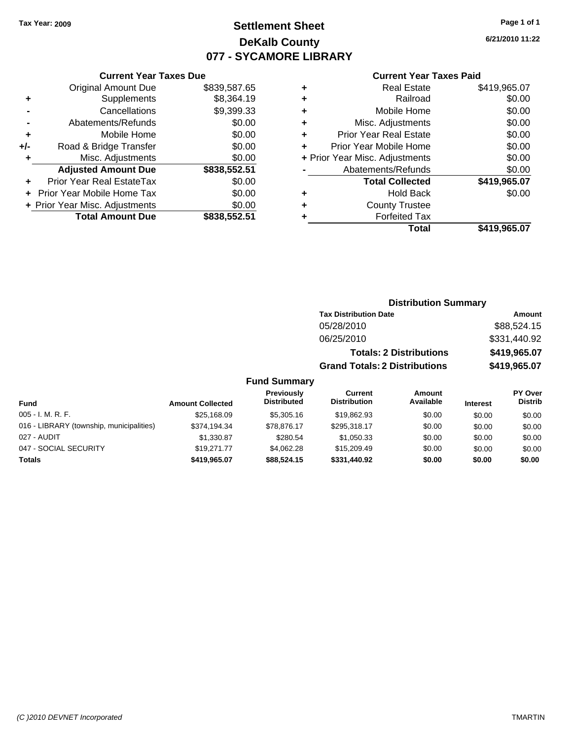**Tax Year: 2009**

# Settlement Sheet
## DeKalb County
## 077 - SYCAMORE LIBRARY

6/21/2010 11:22

### Current Year Taxes Due

| | | |
|---|---|---|
| | Original Amount Due | $839,587.65 |
| + | Supplements | $8,364.19 |
| - | Cancellations | $9,399.33 |
| - | Abatements/Refunds | $0.00 |
| + | Mobile Home | $0.00 |
| +/- | Road & Bridge Transfer | $0.00 |
| + | Misc. Adjustments | $0.00 |
| | **Adjusted Amount Due** | **$838,552.51** |
| + | Prior Year Real EstateTax | $0.00 |
| + | Prior Year Mobile Home Tax | $0.00 |
| + | Prior Year Misc. Adjustments | $0.00 |
| | **Total Amount Due** | **$838,552.51** |

### Current Year Taxes Paid

| | | |
|---|---|---|
| + | Real Estate | $419,965.07 |
| + | Railroad | $0.00 |
| + | Mobile Home | $0.00 |
| + | Misc. Adjustments | $0.00 |
| + | Prior Year Real Estate | $0.00 |
| + | Prior Year Mobile Home | $0.00 |
| + | Prior Year Misc. Adjustments | $0.00 |
| - | Abatements/Refunds | $0.00 |
| | **Total Collected** | **$419,965.07** |
| + | Hold Back | $0.00 |
| + | County Trustee | |
| + | Forfeited Tax | |
| | **Total** | **$419,965.07** |

### Distribution Summary

| Tax Distribution Date | Amount |
|---|---|
| 05/28/2010 | $88,524.15 |
| 06/25/2010 | $331,440.92 |
| **Totals: 2 Distributions** | **$419,965.07** |
| **Grand Totals: 2 Distributions** | **$419,965.07** |

### Fund Summary

| Fund | Amount Collected | Previously Distributed | Current Distribution | Amount Available | Interest | PY Over Distrib |
|---|---|---|---|---|---|---|
| 005 - I. M. R. F. | $25,168.09 | $5,305.16 | $19,862.93 | $0.00 | $0.00 | $0.00 |
| 016 - LIBRARY (township, municipalities) | $374,194.34 | $78,876.17 | $295,318.17 | $0.00 | $0.00 | $0.00 |
| 027 - AUDIT | $1,330.87 | $280.54 | $1,050.33 | $0.00 | $0.00 | $0.00 |
| 047 - SOCIAL SECURITY | $19,271.77 | $4,062.28 | $15,209.49 | $0.00 | $0.00 | $0.00 |
| **Totals** | **$419,965.07** | **$88,524.15** | **$331,440.92** | **$0.00** | **$0.00** | **$0.00** |

(C )2010 DEVNET Incorporated — TMARTIN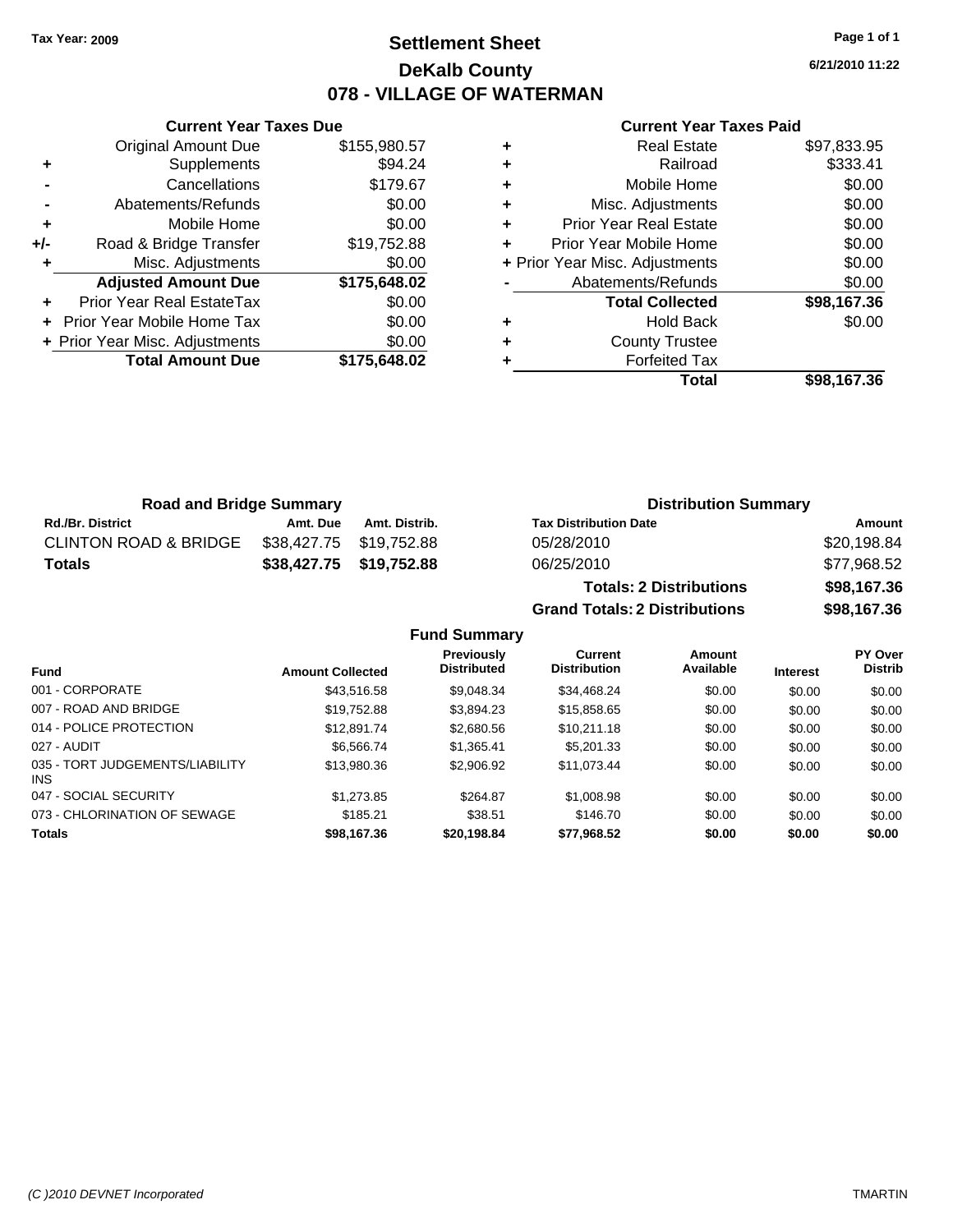**Tax Year: 2009**

# Settlement Sheet
## DeKalb County
## 078 - VILLAGE OF WATERMAN

6/21/2010 11:22

### Current Year Taxes Due

| | | |
|---|---|---|
| | Original Amount Due | $155,980.57 |
| + | Supplements | $94.24 |
| - | Cancellations | $179.67 |
| - | Abatements/Refunds | $0.00 |
| + | Mobile Home | $0.00 |
| +/- | Road & Bridge Transfer | $19,752.88 |
| + | Misc. Adjustments | $0.00 |
| | **Adjusted Amount Due** | **$175,648.02** |
| + | Prior Year Real EstateTax | $0.00 |
| + | Prior Year Mobile Home Tax | $0.00 |
| + | Prior Year Misc. Adjustments | $0.00 |
| | **Total Amount Due** | **$175,648.02** |

### Current Year Taxes Paid

| | | |
|---|---|---|
| + | Real Estate | $97,833.95 |
| + | Railroad | $333.41 |
| + | Mobile Home | $0.00 |
| + | Misc. Adjustments | $0.00 |
| + | Prior Year Real Estate | $0.00 |
| + | Prior Year Mobile Home | $0.00 |
| + | Prior Year Misc. Adjustments | $0.00 |
| - | Abatements/Refunds | $0.00 |
| | **Total Collected** | **$98,167.36** |
| + | Hold Back | $0.00 |
| + | County Trustee | |
| + | Forfeited Tax | |
| | **Total** | **$98,167.36** |

### Road and Bridge Summary

| Rd./Br. District | Amt. Due | Amt. Distrib. |
|---|---|---|
| CLINTON ROAD & BRIDGE | $38,427.75 | $19,752.88 |
| **Totals** | **$38,427.75** | **$19,752.88** |

### Distribution Summary

| Tax Distribution Date | Amount |
|---|---|
| 05/28/2010 | $20,198.84 |
| 06/25/2010 | $77,968.52 |
| **Totals: 2 Distributions** | **$98,167.36** |
| **Grand Totals: 2 Distributions** | **$98,167.36** |

### Fund Summary

| Fund | Amount Collected | Previously Distributed | Current Distribution | Amount Available | Interest | PY Over Distrib |
|---|---|---|---|---|---|---|
| 001 - CORPORATE | $43,516.58 | $9,048.34 | $34,468.24 | $0.00 | $0.00 | $0.00 |
| 007 - ROAD AND BRIDGE | $19,752.88 | $3,894.23 | $15,858.65 | $0.00 | $0.00 | $0.00 |
| 014 - POLICE PROTECTION | $12,891.74 | $2,680.56 | $10,211.18 | $0.00 | $0.00 | $0.00 |
| 027 - AUDIT | $6,566.74 | $1,365.41 | $5,201.33 | $0.00 | $0.00 | $0.00 |
| 035 - TORT JUDGEMENTS/LIABILITY INS | $13,980.36 | $2,906.92 | $11,073.44 | $0.00 | $0.00 | $0.00 |
| 047 - SOCIAL SECURITY | $1,273.85 | $264.87 | $1,008.98 | $0.00 | $0.00 | $0.00 |
| 073 - CHLORINATION OF SEWAGE | $185.21 | $38.51 | $146.70 | $0.00 | $0.00 | $0.00 |
| **Totals** | **$98,167.36** | **$20,198.84** | **$77,968.52** | **$0.00** | **$0.00** | **$0.00** |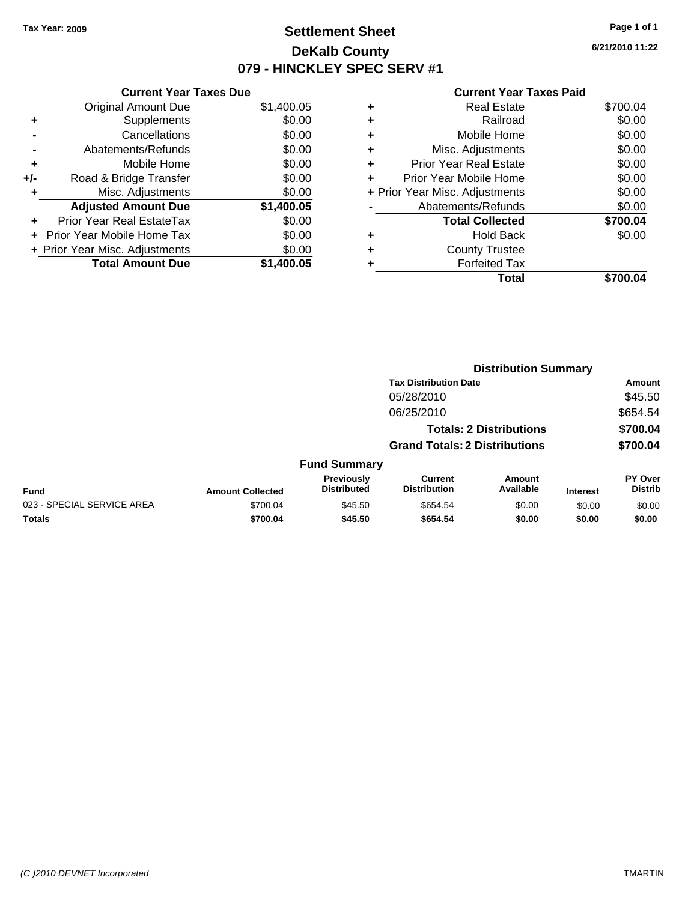Tax Year: 2009

# Settlement Sheet
## DeKalb County
## 079 - HINCKLEY SPEC SERV #1

6/21/2010 11:22

### Current Year Taxes Due

| | | |
|---|---|---|
| | Original Amount Due | $1,400.05 |
| + | Supplements | $0.00 |
| - | Cancellations | $0.00 |
| - | Abatements/Refunds | $0.00 |
| + | Mobile Home | $0.00 |
| +/- | Road & Bridge Transfer | $0.00 |
| + | Misc. Adjustments | $0.00 |
| | **Adjusted Amount Due** | **$1,400.05** |
| + | Prior Year Real EstateTax | $0.00 |
| + | Prior Year Mobile Home Tax | $0.00 |
| + | Prior Year Misc. Adjustments | $0.00 |
| | **Total Amount Due** | **$1,400.05** |

### Current Year Taxes Paid

| | | |
|---|---|---|
| + | Real Estate | $700.04 |
| + | Railroad | $0.00 |
| + | Mobile Home | $0.00 |
| + | Misc. Adjustments | $0.00 |
| + | Prior Year Real Estate | $0.00 |
| + | Prior Year Mobile Home | $0.00 |
| + | Prior Year Misc. Adjustments | $0.00 |
| - | Abatements/Refunds | $0.00 |
| | **Total Collected** | **$700.04** |
| + | Hold Back | $0.00 |
| + | County Trustee | |
| + | Forfeited Tax | |
| | **Total** | **$700.04** |

### Distribution Summary

| Tax Distribution Date | Amount |
|---|---|
| 05/28/2010 | $45.50 |
| 06/25/2010 | $654.54 |
| **Totals: 2 Distributions** | **$700.04** |
| **Grand Totals: 2 Distributions** | **$700.04** |

### Fund Summary

| Fund | Amount Collected | Previously Distributed | Current Distribution | Amount Available | Interest | PY Over Distrib |
|---|---|---|---|---|---|---|
| 023 - SPECIAL SERVICE AREA | $700.04 | $45.50 | $654.54 | $0.00 | $0.00 | $0.00 |
| **Totals** | **$700.04** | **$45.50** | **$654.54** | **$0.00** | **$0.00** | **$0.00** |

(C )2010 DEVNET Incorporated TMARTIN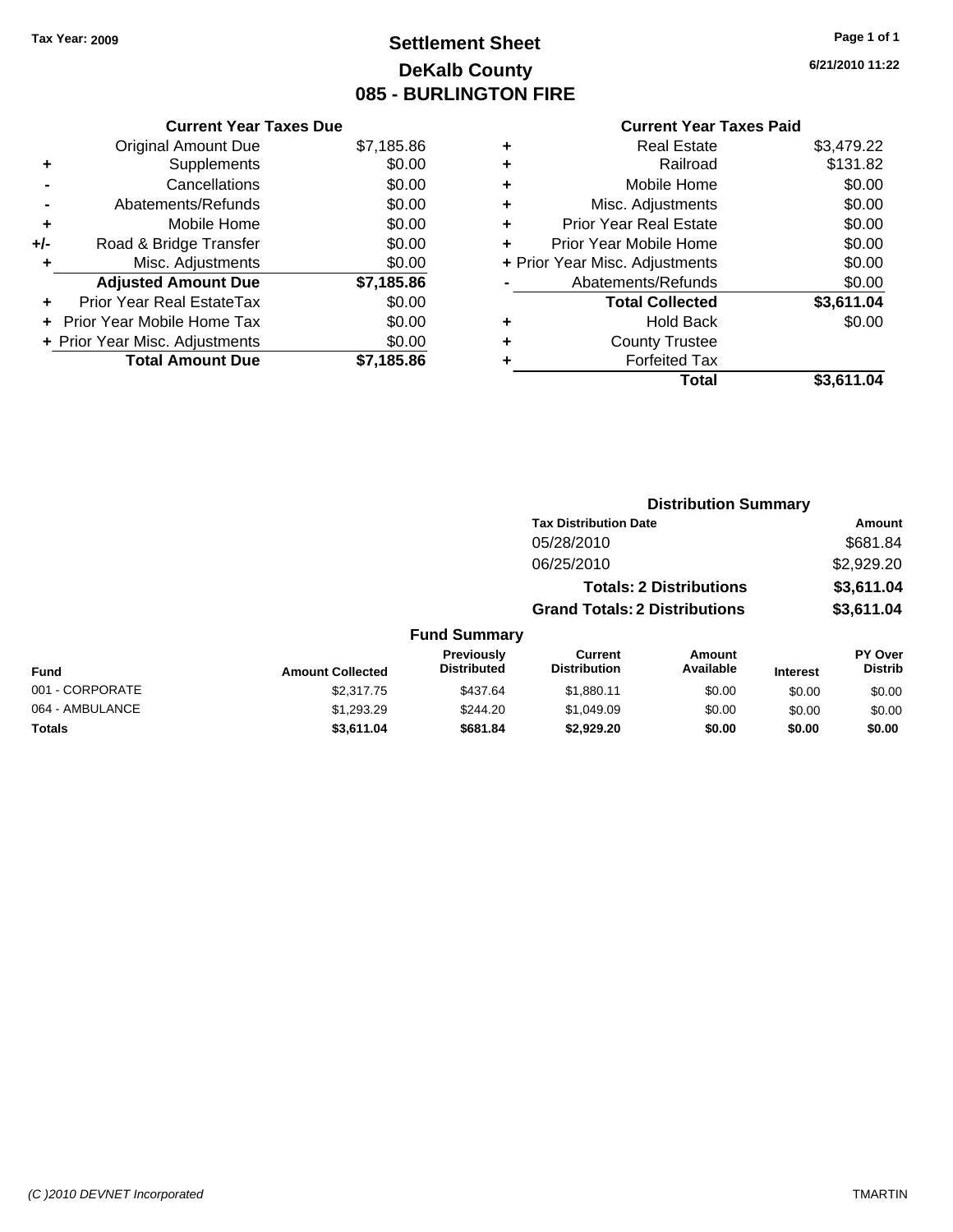Tax Year: 2009

# Settlement Sheet
## DeKalb County
## 085 - BURLINGTON FIRE

6/21/2010 11:22

### Current Year Taxes Due

| | | |
|---|---|---|
| | Original Amount Due | $7,185.86 |
| + | Supplements | $0.00 |
| - | Cancellations | $0.00 |
| - | Abatements/Refunds | $0.00 |
| + | Mobile Home | $0.00 |
| +/- | Road & Bridge Transfer | $0.00 |
| + | Misc. Adjustments | $0.00 |
| | **Adjusted Amount Due** | **$7,185.86** |
| + | Prior Year Real EstateTax | $0.00 |
| + | Prior Year Mobile Home Tax | $0.00 |
| + | Prior Year Misc. Adjustments | $0.00 |
| | **Total Amount Due** | **$7,185.86** |

### Current Year Taxes Paid

| | | |
|---|---|---|
| + | Real Estate | $3,479.22 |
| + | Railroad | $131.82 |
| + | Mobile Home | $0.00 |
| + | Misc. Adjustments | $0.00 |
| + | Prior Year Real Estate | $0.00 |
| + | Prior Year Mobile Home | $0.00 |
| + | Prior Year Misc. Adjustments | $0.00 |
| - | Abatements/Refunds | $0.00 |
| | **Total Collected** | **$3,611.04** |
| + | Hold Back | $0.00 |
| + | County Trustee | |
| + | Forfeited Tax | |
| | **Total** | **$3,611.04** |

### Distribution Summary

| Tax Distribution Date | Amount |
|---|---|
| 05/28/2010 | $681.84 |
| 06/25/2010 | $2,929.20 |
| **Totals: 2 Distributions** | **$3,611.04** |
| **Grand Totals: 2 Distributions** | **$3,611.04** |

### Fund Summary

| Fund | Amount Collected | Previously Distributed | Current Distribution | Amount Available | Interest | PY Over Distrib |
|---|---|---|---|---|---|---|
| 001 - CORPORATE | $2,317.75 | $437.64 | $1,880.11 | $0.00 | $0.00 | $0.00 |
| 064 - AMBULANCE | $1,293.29 | $244.20 | $1,049.09 | $0.00 | $0.00 | $0.00 |
| **Totals** | **$3,611.04** | **$681.84** | **$2,929.20** | **$0.00** | **$0.00** | **$0.00** |

(C )2010 DEVNET Incorporated TMARTIN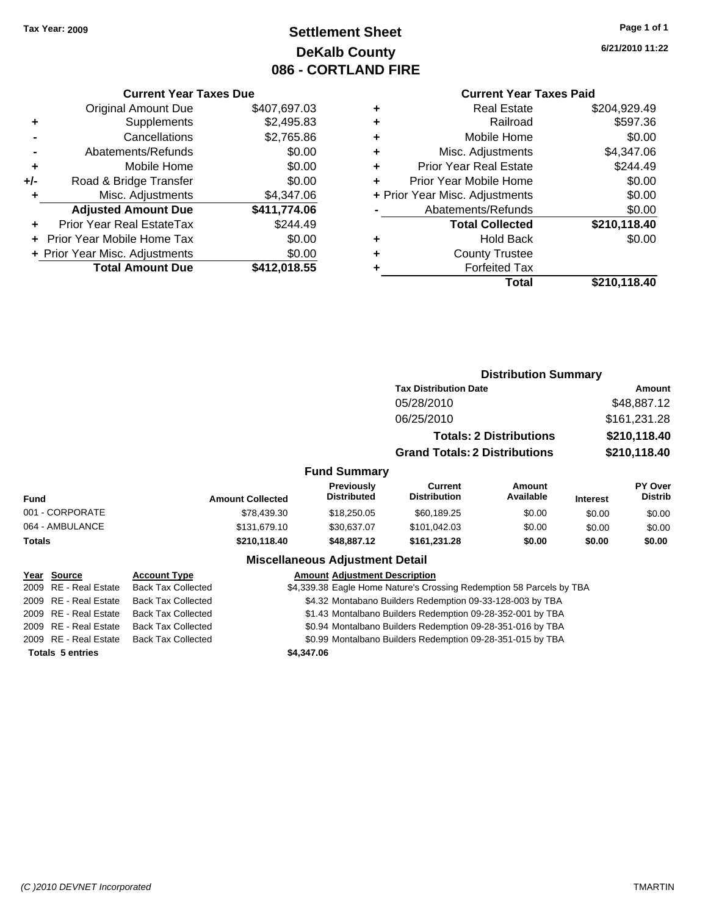Tax Year: 2009

# Settlement Sheet
## DeKalb County
## 086 - CORTLAND FIRE

6/21/2010 11:22

### Current Year Taxes Due

| | | |
|---|---|---|
| | Original Amount Due | $407,697.03 |
| + | Supplements | $2,495.83 |
| - | Cancellations | $2,765.86 |
| - | Abatements/Refunds | $0.00 |
| + | Mobile Home | $0.00 |
| +/- | Road & Bridge Transfer | $0.00 |
| + | Misc. Adjustments | $4,347.06 |
| | **Adjusted Amount Due** | **$411,774.06** |
| + | Prior Year Real EstateTax | $244.49 |
| + | Prior Year Mobile Home Tax | $0.00 |
| + | Prior Year Misc. Adjustments | $0.00 |
| | **Total Amount Due** | **$412,018.55** |

### Current Year Taxes Paid

| | | |
|---|---|---|
| + | Real Estate | $204,929.49 |
| + | Railroad | $597.36 |
| + | Mobile Home | $0.00 |
| + | Misc. Adjustments | $4,347.06 |
| + | Prior Year Real Estate | $244.49 |
| + | Prior Year Mobile Home | $0.00 |
| + | Prior Year Misc. Adjustments | $0.00 |
| - | Abatements/Refunds | $0.00 |
| | **Total Collected** | **$210,118.40** |
| + | Hold Back | $0.00 |
| + | County Trustee | |
| + | Forfeited Tax | |
| | **Total** | **$210,118.40** |

### Distribution Summary

| Tax Distribution Date | Amount |
|---|---|
| 05/28/2010 | $48,887.12 |
| 06/25/2010 | $161,231.28 |
| **Totals: 2 Distributions** | **$210,118.40** |
| **Grand Totals: 2 Distributions** | **$210,118.40** |

### Fund Summary

| Fund | Amount Collected | Previously Distributed | Current Distribution | Amount Available | Interest | PY Over Distrib |
|---|---|---|---|---|---|---|
| 001 - CORPORATE | $78,439.30 | $18,250.05 | $60,189.25 | $0.00 | $0.00 | $0.00 |
| 064 - AMBULANCE | $131,679.10 | $30,637.07 | $101,042.03 | $0.00 | $0.00 | $0.00 |
| **Totals** | **$210,118.40** | **$48,887.12** | **$161,231.28** | **$0.00** | **$0.00** | **$0.00** |

### Miscellaneous Adjustment Detail

| Year | Source | Account Type | Amount | Adjustment Description |
|---|---|---|---|---|
| 2009 | RE - Real Estate | Back Tax Collected | $4,339.38 | Eagle Home Nature's Crossing Redemption 58 Parcels by TBA |
| 2009 | RE - Real Estate | Back Tax Collected | $4.32 | Montabano Builders Redemption 09-33-128-003 by TBA |
| 2009 | RE - Real Estate | Back Tax Collected | $1.43 | Montalbano Builders Redemption 09-28-352-001 by TBA |
| 2009 | RE - Real Estate | Back Tax Collected | $0.94 | Montalbano Builders Redemption 09-28-351-016 by TBA |
| 2009 | RE - Real Estate | Back Tax Collected | $0.99 | Montalbano Builders Redemption 09-28-351-015 by TBA |
| **Totals 5 entries** | | | **$4,347.06** | |

(C )2010 DEVNET Incorporated — TMARTIN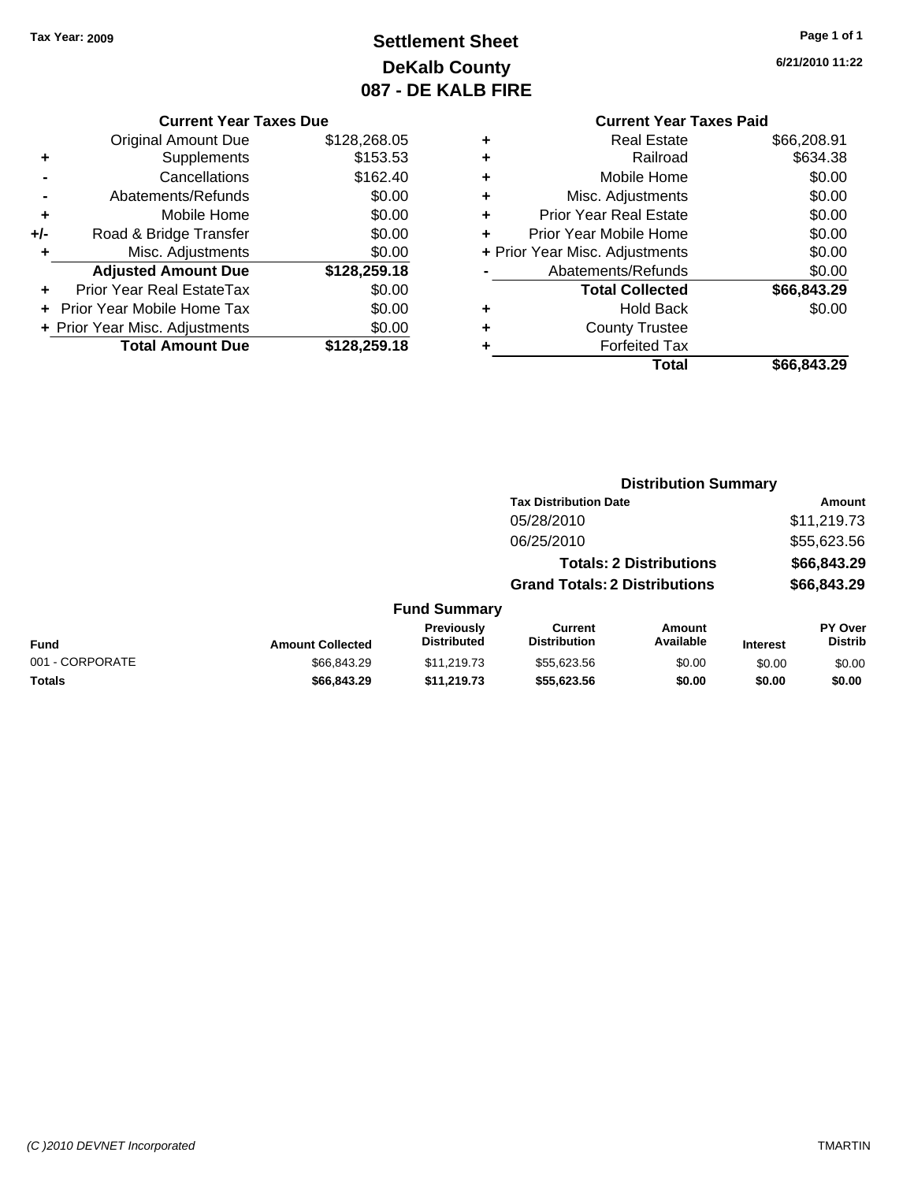Tax Year: 2009

# Settlement Sheet

## DeKalb County

## 087 - DE KALB FIRE

6/21/2010 11:22

### Current Year Taxes Due

| | | |
|---|---|---|
| | Original Amount Due | $128,268.05 |
| + | Supplements | $153.53 |
| - | Cancellations | $162.40 |
| - | Abatements/Refunds | $0.00 |
| + | Mobile Home | $0.00 |
| +/- | Road & Bridge Transfer | $0.00 |
| + | Misc. Adjustments | $0.00 |
| | **Adjusted Amount Due** | **$128,259.18** |
| + | Prior Year Real EstateTax | $0.00 |
| + | Prior Year Mobile Home Tax | $0.00 |
| + | Prior Year Misc. Adjustments | $0.00 |
| | **Total Amount Due** | **$128,259.18** |

### Current Year Taxes Paid

| | | |
|---|---|---|
| + | Real Estate | $66,208.91 |
| + | Railroad | $634.38 |
| + | Mobile Home | $0.00 |
| + | Misc. Adjustments | $0.00 |
| + | Prior Year Real Estate | $0.00 |
| + | Prior Year Mobile Home | $0.00 |
| + | Prior Year Misc. Adjustments | $0.00 |
| - | Abatements/Refunds | $0.00 |
| | **Total Collected** | **$66,843.29** |
| + | Hold Back | $0.00 |
| + | County Trustee | |
| + | Forfeited Tax | |
| | **Total** | **$66,843.29** |

### Distribution Summary

| Tax Distribution Date | Amount |
|---|---|
| 05/28/2010 | $11,219.73 |
| 06/25/2010 | $55,623.56 |
| **Totals: 2 Distributions** | **$66,843.29** |
| **Grand Totals: 2 Distributions** | **$66,843.29** |

### Fund Summary

| Fund | Amount Collected | Previously Distributed | Current Distribution | Amount Available | Interest | PY Over Distrib |
|---|---|---|---|---|---|---|
| 001 - CORPORATE | $66,843.29 | $11,219.73 | $55,623.56 | $0.00 | $0.00 | $0.00 |
| **Totals** | **$66,843.29** | **$11,219.73** | **$55,623.56** | **$0.00** | **$0.00** | **$0.00** |

(C )2010 DEVNET Incorporated TMARTIN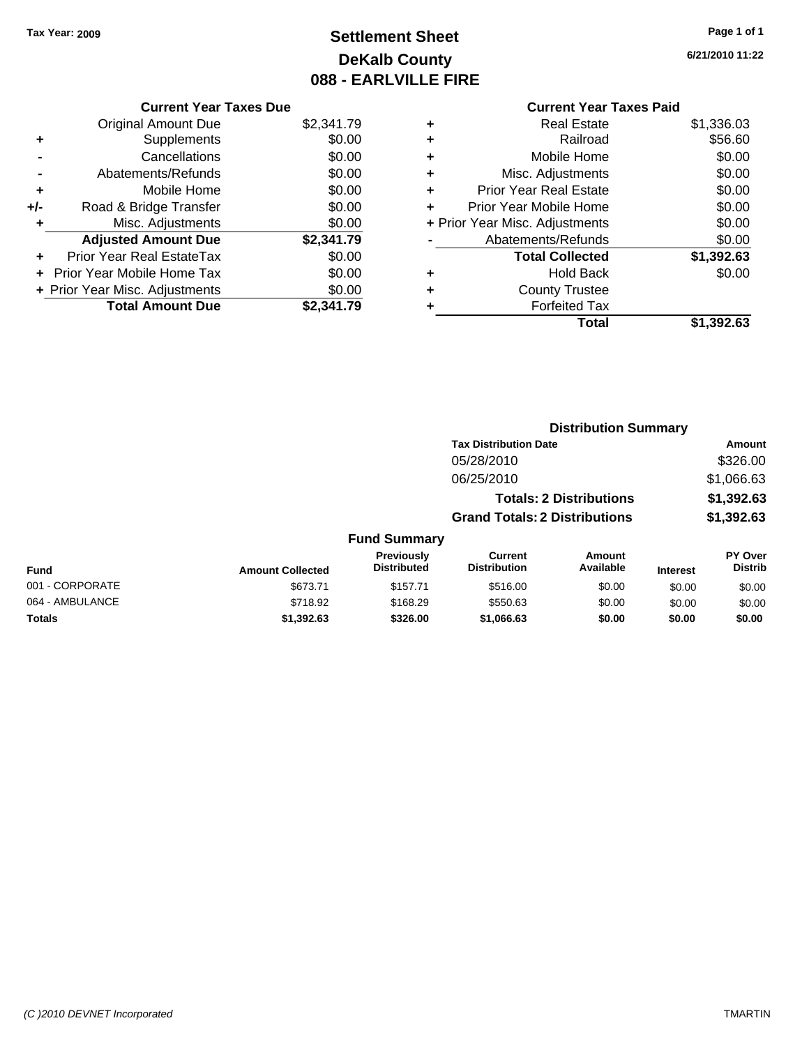Tax Year: 2009

# Settlement Sheet
## DeKalb County
## 088 - EARLVILLE FIRE

6/21/2010 11:22

### Current Year Taxes Due

| | | |
|---|---|---|
| | Original Amount Due | $2,341.79 |
| + | Supplements | $0.00 |
| - | Cancellations | $0.00 |
| - | Abatements/Refunds | $0.00 |
| + | Mobile Home | $0.00 |
| +/- | Road & Bridge Transfer | $0.00 |
| + | Misc. Adjustments | $0.00 |
| | **Adjusted Amount Due** | **$2,341.79** |
| + | Prior Year Real EstateTax | $0.00 |
| + | Prior Year Mobile Home Tax | $0.00 |
| + | Prior Year Misc. Adjustments | $0.00 |
| | **Total Amount Due** | **$2,341.79** |

### Current Year Taxes Paid

| | | |
|---|---|---|
| + | Real Estate | $1,336.03 |
| + | Railroad | $56.60 |
| + | Mobile Home | $0.00 |
| + | Misc. Adjustments | $0.00 |
| + | Prior Year Real Estate | $0.00 |
| + | Prior Year Mobile Home | $0.00 |
| + | Prior Year Misc. Adjustments | $0.00 |
| - | Abatements/Refunds | $0.00 |
| | **Total Collected** | **$1,392.63** |
| + | Hold Back | $0.00 |
| + | County Trustee | |
| + | Forfeited Tax | |
| | **Total** | **$1,392.63** |

### Distribution Summary

| Tax Distribution Date | Amount |
|---|---|
| 05/28/2010 | $326.00 |
| 06/25/2010 | $1,066.63 |
| **Totals: 2 Distributions** | **$1,392.63** |
| **Grand Totals: 2 Distributions** | **$1,392.63** |

### Fund Summary

| Fund | Amount Collected | Previously Distributed | Current Distribution | Amount Available | Interest | PY Over Distrib |
|---|---|---|---|---|---|---|
| 001 - CORPORATE | $673.71 | $157.71 | $516.00 | $0.00 | $0.00 | $0.00 |
| 064 - AMBULANCE | $718.92 | $168.29 | $550.63 | $0.00 | $0.00 | $0.00 |
| **Totals** | **$1,392.63** | **$326.00** | **$1,066.63** | **$0.00** | **$0.00** | **$0.00** |

(C )2010 DEVNET Incorporated TMARTIN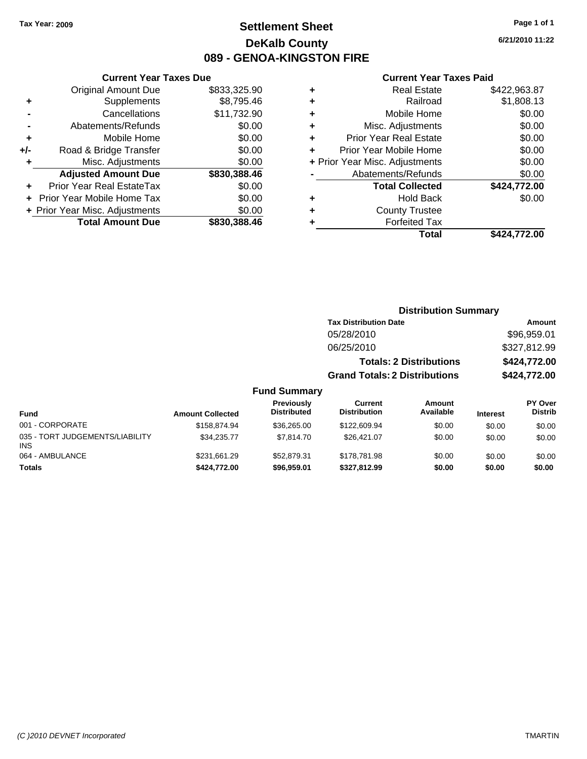Tax Year: 2009

# Settlement Sheet

## DeKalb County

## 089 - GENOA-KINGSTON FIRE

6/21/2010 11:22

### Current Year Taxes Due

| | | |
|---|---|---|
| | Original Amount Due | $833,325.90 |
| + | Supplements | $8,795.46 |
| - | Cancellations | $11,732.90 |
| - | Abatements/Refunds | $0.00 |
| + | Mobile Home | $0.00 |
| +/- | Road & Bridge Transfer | $0.00 |
| + | Misc. Adjustments | $0.00 |
| | **Adjusted Amount Due** | **$830,388.46** |
| + | Prior Year Real EstateTax | $0.00 |
| + | Prior Year Mobile Home Tax | $0.00 |
| + | Prior Year Misc. Adjustments | $0.00 |
| | **Total Amount Due** | **$830,388.46** |

### Current Year Taxes Paid

| | | |
|---|---|---|
| + | Real Estate | $422,963.87 |
| + | Railroad | $1,808.13 |
| + | Mobile Home | $0.00 |
| + | Misc. Adjustments | $0.00 |
| + | Prior Year Real Estate | $0.00 |
| + | Prior Year Mobile Home | $0.00 |
| + | Prior Year Misc. Adjustments | $0.00 |
| - | Abatements/Refunds | $0.00 |
| | **Total Collected** | **$424,772.00** |
| + | Hold Back | $0.00 |
| + | County Trustee | |
| + | Forfeited Tax | |
| | **Total** | **$424,772.00** |

### Distribution Summary

| Tax Distribution Date | Amount |
|---|---|
| 05/28/2010 | $96,959.01 |
| 06/25/2010 | $327,812.99 |
| **Totals: 2 Distributions** | **$424,772.00** |
| **Grand Totals: 2 Distributions** | **$424,772.00** |

### Fund Summary

| Fund | Amount Collected | Previously Distributed | Current Distribution | Amount Available | Interest | PY Over Distrib |
|---|---|---|---|---|---|---|
| 001 - CORPORATE | $158,874.94 | $36,265.00 | $122,609.94 | $0.00 | $0.00 | $0.00 |
| 035 - TORT JUDGEMENTS/LIABILITY INS | $34,235.77 | $7,814.70 | $26,421.07 | $0.00 | $0.00 | $0.00 |
| 064 - AMBULANCE | $231,661.29 | $52,879.31 | $178,781.98 | $0.00 | $0.00 | $0.00 |
| **Totals** | **$424,772.00** | **$96,959.01** | **$327,812.99** | **$0.00** | **$0.00** | **$0.00** |

(C )2010 DEVNET Incorporated

TMARTIN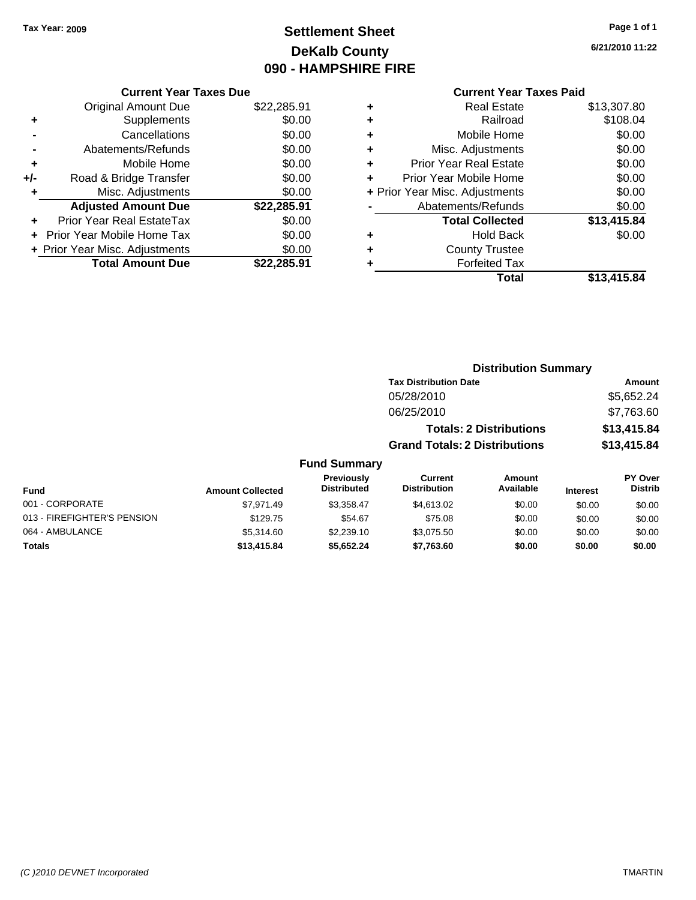Tax Year: 2009

# Settlement Sheet
## DeKalb County
## 090 - HAMPSHIRE FIRE

6/21/2010 11:22

### Current Year Taxes Due

| | | |
|---|---|---|
| | Original Amount Due | $22,285.91 |
| + | Supplements | $0.00 |
| - | Cancellations | $0.00 |
| - | Abatements/Refunds | $0.00 |
| + | Mobile Home | $0.00 |
| +/- | Road & Bridge Transfer | $0.00 |
| + | Misc. Adjustments | $0.00 |
| | **Adjusted Amount Due** | **$22,285.91** |
| + | Prior Year Real EstateTax | $0.00 |
| + | Prior Year Mobile Home Tax | $0.00 |
| + | Prior Year Misc. Adjustments | $0.00 |
| | **Total Amount Due** | **$22,285.91** |

### Current Year Taxes Paid

| | | |
|---|---|---|
| + | Real Estate | $13,307.80 |
| + | Railroad | $108.04 |
| + | Mobile Home | $0.00 |
| + | Misc. Adjustments | $0.00 |
| + | Prior Year Real Estate | $0.00 |
| + | Prior Year Mobile Home | $0.00 |
| + | Prior Year Misc. Adjustments | $0.00 |
| - | Abatements/Refunds | $0.00 |
| | **Total Collected** | **$13,415.84** |
| + | Hold Back | $0.00 |
| + | County Trustee | |
| + | Forfeited Tax | |
| | **Total** | **$13,415.84** |

### Distribution Summary

| Tax Distribution Date | Amount |
|---|---|
| 05/28/2010 | $5,652.24 |
| 06/25/2010 | $7,763.60 |
| **Totals: 2 Distributions** | **$13,415.84** |
| **Grand Totals: 2 Distributions** | **$13,415.84** |

### Fund Summary

| Fund | Amount Collected | Previously Distributed | Current Distribution | Amount Available | Interest | PY Over Distrib |
|---|---|---|---|---|---|---|
| 001 - CORPORATE | $7,971.49 | $3,358.47 | $4,613.02 | $0.00 | $0.00 | $0.00 |
| 013 - FIREFIGHTER'S PENSION | $129.75 | $54.67 | $75.08 | $0.00 | $0.00 | $0.00 |
| 064 - AMBULANCE | $5,314.60 | $2,239.10 | $3,075.50 | $0.00 | $0.00 | $0.00 |
| **Totals** | **$13,415.84** | **$5,652.24** | **$7,763.60** | **$0.00** | **$0.00** | **$0.00** |

(C )2010 DEVNET Incorporated TMARTIN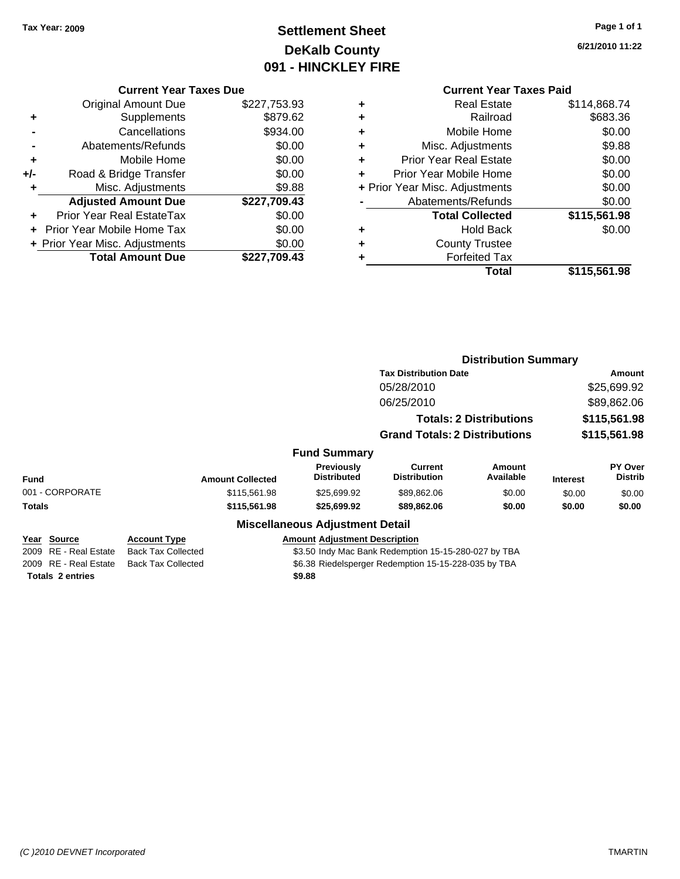**Tax Year: 2009**

# Settlement Sheet
## DeKalb County
## 091 - HINCKLEY FIRE

6/21/2010 11:22

### Current Year Taxes Due

| | | |
|---|---|---|
| | Original Amount Due | $227,753.93 |
| + | Supplements | $879.62 |
| - | Cancellations | $934.00 |
| - | Abatements/Refunds | $0.00 |
| + | Mobile Home | $0.00 |
| +/- | Road & Bridge Transfer | $0.00 |
| + | Misc. Adjustments | $9.88 |
| | **Adjusted Amount Due** | **$227,709.43** |
| + | Prior Year Real EstateTax | $0.00 |
| + | Prior Year Mobile Home Tax | $0.00 |
| + | Prior Year Misc. Adjustments | $0.00 |
| | **Total Amount Due** | **$227,709.43** |

### Current Year Taxes Paid

| | | |
|---|---|---|
| + | Real Estate | $114,868.74 |
| + | Railroad | $683.36 |
| + | Mobile Home | $0.00 |
| + | Misc. Adjustments | $9.88 |
| + | Prior Year Real Estate | $0.00 |
| + | Prior Year Mobile Home | $0.00 |
| + | Prior Year Misc. Adjustments | $0.00 |
| - | Abatements/Refunds | $0.00 |
| | **Total Collected** | **$115,561.98** |
| + | Hold Back | $0.00 |
| + | County Trustee | |
| + | Forfeited Tax | |
| | **Total** | **$115,561.98** |

### Distribution Summary

| Tax Distribution Date | Amount |
|---|---|
| 05/28/2010 | $25,699.92 |
| 06/25/2010 | $89,862.06 |
| **Totals: 2 Distributions** | **$115,561.98** |
| **Grand Totals: 2 Distributions** | **$115,561.98** |

### Fund Summary

| Fund | Amount Collected | Previously Distributed | Current Distribution | Amount Available | Interest | PY Over Distrib |
|---|---|---|---|---|---|---|
| 001 - CORPORATE | $115,561.98 | $25,699.92 | $89,862.06 | $0.00 | $0.00 | $0.00 |
| **Totals** | **$115,561.98** | **$25,699.92** | **$89,862.06** | **$0.00** | **$0.00** | **$0.00** |

### Miscellaneous Adjustment Detail

| Year | Source | Account Type | Amount | Adjustment Description |
|---|---|---|---|---|
| 2009 | RE - Real Estate | Back Tax Collected | $3.50 | Indy Mac Bank Redemption 15-15-280-027 by TBA |
| 2009 | RE - Real Estate | Back Tax Collected | $6.38 | Riedelsperger Redemption 15-15-228-035 by TBA |
| **Totals 2 entries** | | | **$9.88** | |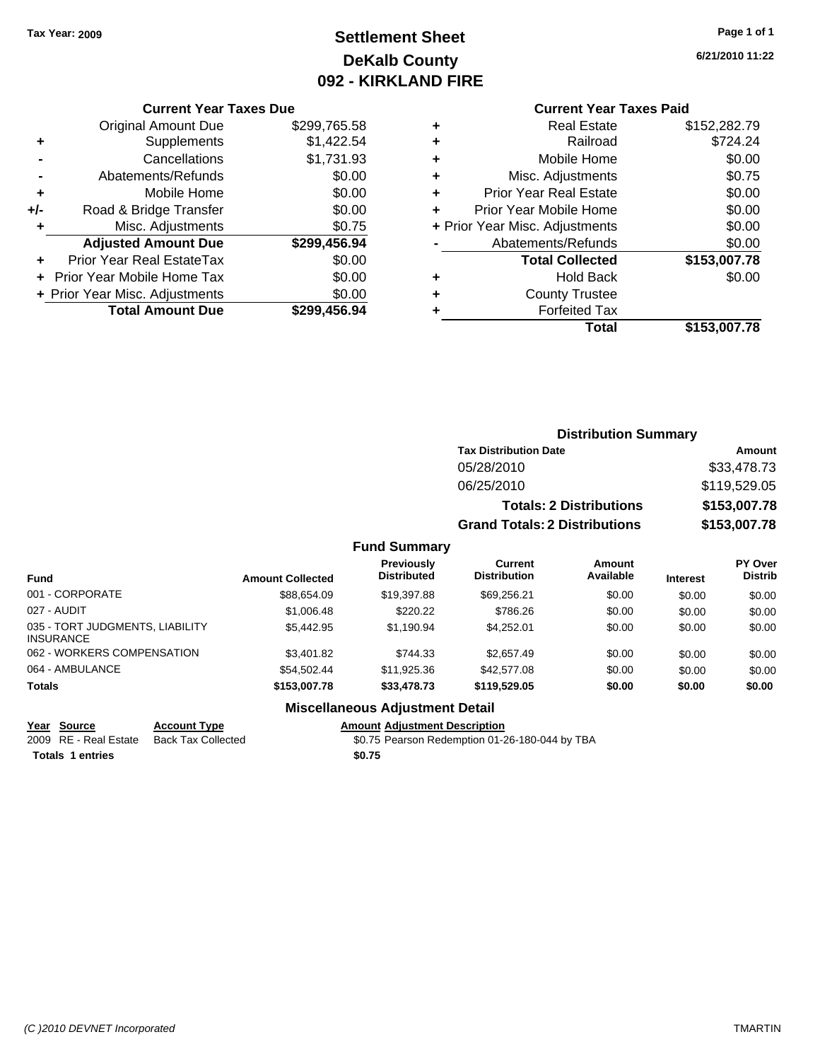Tax Year: 2009

# Settlement Sheet
## DeKalb County
## 092 - KIRKLAND FIRE

6/21/2010 11:22

### Current Year Taxes Due

| | | |
|---|---|---|
| | Original Amount Due | $299,765.58 |
| + | Supplements | $1,422.54 |
| - | Cancellations | $1,731.93 |
| - | Abatements/Refunds | $0.00 |
| + | Mobile Home | $0.00 |
| +/- | Road & Bridge Transfer | $0.00 |
| + | Misc. Adjustments | $0.75 |
| | **Adjusted Amount Due** | **$299,456.94** |
| + | Prior Year Real EstateTax | $0.00 |
| + | Prior Year Mobile Home Tax | $0.00 |
| + | Prior Year Misc. Adjustments | $0.00 |
| | **Total Amount Due** | **$299,456.94** |

### Current Year Taxes Paid

| | | |
|---|---|---|
| + | Real Estate | $152,282.79 |
| + | Railroad | $724.24 |
| + | Mobile Home | $0.00 |
| + | Misc. Adjustments | $0.75 |
| + | Prior Year Real Estate | $0.00 |
| + | Prior Year Mobile Home | $0.00 |
| + | Prior Year Misc. Adjustments | $0.00 |
| - | Abatements/Refunds | $0.00 |
| | **Total Collected** | **$153,007.78** |
| + | Hold Back | $0.00 |
| + | County Trustee | |
| + | Forfeited Tax | |
| | **Total** | **$153,007.78** |

### Distribution Summary

| Tax Distribution Date | Amount |
|---|---|
| 05/28/2010 | $33,478.73 |
| 06/25/2010 | $119,529.05 |
| **Totals: 2 Distributions** | **$153,007.78** |
| **Grand Totals: 2 Distributions** | **$153,007.78** |

### Fund Summary

| Fund | Amount Collected | Previously Distributed | Current Distribution | Amount Available | Interest | PY Over Distrib |
|---|---|---|---|---|---|---|
| 001 - CORPORATE | $88,654.09 | $19,397.88 | $69,256.21 | $0.00 | $0.00 | $0.00 |
| 027 - AUDIT | $1,006.48 | $220.22 | $786.26 | $0.00 | $0.00 | $0.00 |
| 035 - TORT JUDGMENTS, LIABILITY INSURANCE | $5,442.95 | $1,190.94 | $4,252.01 | $0.00 | $0.00 | $0.00 |
| 062 - WORKERS COMPENSATION | $3,401.82 | $744.33 | $2,657.49 | $0.00 | $0.00 | $0.00 |
| 064 - AMBULANCE | $54,502.44 | $11,925.36 | $42,577.08 | $0.00 | $0.00 | $0.00 |
| **Totals** | **$153,007.78** | **$33,478.73** | **$119,529.05** | **$0.00** | **$0.00** | **$0.00** |

### Miscellaneous Adjustment Detail

| Year | Source | Account Type | Amount | Adjustment Description |
|---|---|---|---|---|
| 2009 | RE - Real Estate | Back Tax Collected | $0.75 | Pearson Redemption 01-26-180-044 by TBA |
| **Totals** | **1 entries** | | **$0.75** | |

(C )2010 DEVNET Incorporated — TMARTIN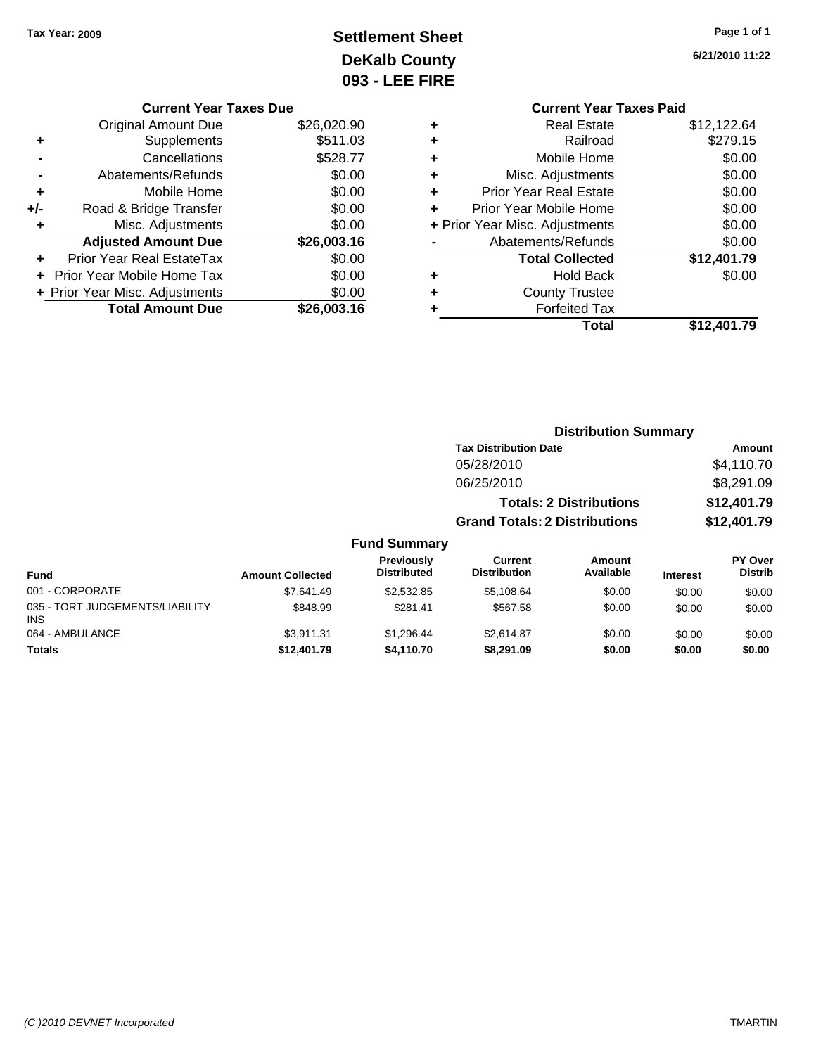Tax Year: 2009

# Settlement Sheet
## DeKalb County
## 093 - LEE FIRE

6/21/2010 11:22

### Current Year Taxes Due

| | | |
|---|---|---|
| | Original Amount Due | $26,020.90 |
| + | Supplements | $511.03 |
| - | Cancellations | $528.77 |
| - | Abatements/Refunds | $0.00 |
| + | Mobile Home | $0.00 |
| +/- | Road & Bridge Transfer | $0.00 |
| + | Misc. Adjustments | $0.00 |
| | **Adjusted Amount Due** | **$26,003.16** |
| + | Prior Year Real EstateTax | $0.00 |
| + | Prior Year Mobile Home Tax | $0.00 |
| + | Prior Year Misc. Adjustments | $0.00 |
| | **Total Amount Due** | **$26,003.16** |

### Current Year Taxes Paid

| | | |
|---|---|---|
| + | Real Estate | $12,122.64 |
| + | Railroad | $279.15 |
| + | Mobile Home | $0.00 |
| + | Misc. Adjustments | $0.00 |
| + | Prior Year Real Estate | $0.00 |
| + | Prior Year Mobile Home | $0.00 |
| + | Prior Year Misc. Adjustments | $0.00 |
| - | Abatements/Refunds | $0.00 |
| | **Total Collected** | **$12,401.79** |
| + | Hold Back | $0.00 |
| + | County Trustee | |
| + | Forfeited Tax | |
| | **Total** | **$12,401.79** |

### Distribution Summary

| Tax Distribution Date | Amount |
|---|---|
| 05/28/2010 | $4,110.70 |
| 06/25/2010 | $8,291.09 |
| **Totals: 2 Distributions** | **$12,401.79** |
| **Grand Totals: 2 Distributions** | **$12,401.79** |

### Fund Summary

| Fund | Amount Collected | Previously Distributed | Current Distribution | Amount Available | Interest | PY Over Distrib |
|---|---|---|---|---|---|---|
| 001 - CORPORATE | $7,641.49 | $2,532.85 | $5,108.64 | $0.00 | $0.00 | $0.00 |
| 035 - TORT JUDGEMENTS/LIABILITY INS | $848.99 | $281.41 | $567.58 | $0.00 | $0.00 | $0.00 |
| 064 - AMBULANCE | $3,911.31 | $1,296.44 | $2,614.87 | $0.00 | $0.00 | $0.00 |
| **Totals** | **$12,401.79** | **$4,110.70** | **$8,291.09** | **$0.00** | **$0.00** | **$0.00** |

(C )2010 DEVNET Incorporated TMARTIN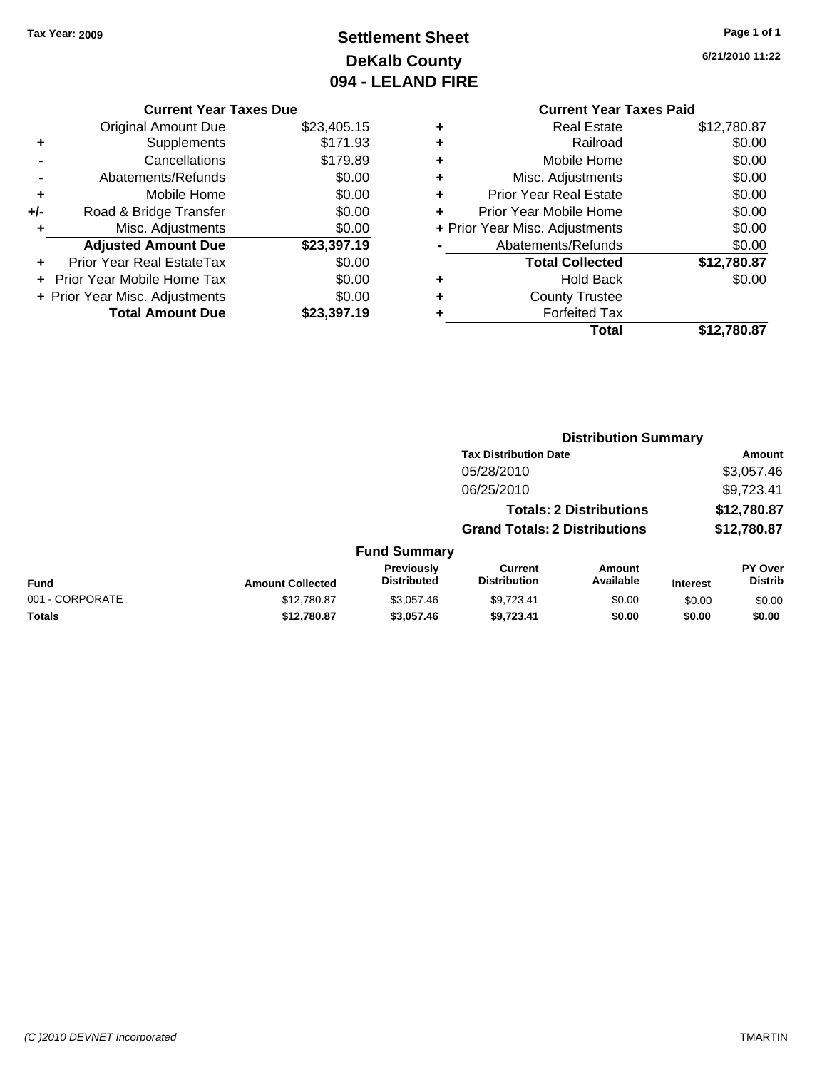Tax Year: 2009

# Settlement Sheet
## DeKalb County
## 094 - LELAND FIRE

6/21/2010 11:22

### Current Year Taxes Due

| | | |
|---|---|---|
| | Original Amount Due | $23,405.15 |
| + | Supplements | $171.93 |
| - | Cancellations | $179.89 |
| - | Abatements/Refunds | $0.00 |
| + | Mobile Home | $0.00 |
| +/- | Road & Bridge Transfer | $0.00 |
| + | Misc. Adjustments | $0.00 |
| | **Adjusted Amount Due** | **$23,397.19** |
| + | Prior Year Real EstateTax | $0.00 |
| + | Prior Year Mobile Home Tax | $0.00 |
| + | Prior Year Misc. Adjustments | $0.00 |
| | **Total Amount Due** | **$23,397.19** |

### Current Year Taxes Paid

| | | |
|---|---|---|
| + | Real Estate | $12,780.87 |
| + | Railroad | $0.00 |
| + | Mobile Home | $0.00 |
| + | Misc. Adjustments | $0.00 |
| + | Prior Year Real Estate | $0.00 |
| + | Prior Year Mobile Home | $0.00 |
| + | Prior Year Misc. Adjustments | $0.00 |
| - | Abatements/Refunds | $0.00 |
| | **Total Collected** | **$12,780.87** |
| + | Hold Back | $0.00 |
| + | County Trustee | |
| + | Forfeited Tax | |
| | **Total** | **$12,780.87** |

### Distribution Summary

| Tax Distribution Date | Amount |
|---|---|
| 05/28/2010 | $3,057.46 |
| 06/25/2010 | $9,723.41 |
| **Totals: 2 Distributions** | **$12,780.87** |
| **Grand Totals: 2 Distributions** | **$12,780.87** |

### Fund Summary

| Fund | Amount Collected | Previously Distributed | Current Distribution | Amount Available | Interest | PY Over Distrib |
|---|---|---|---|---|---|---|
| 001 - CORPORATE | $12,780.87 | $3,057.46 | $9,723.41 | $0.00 | $0.00 | $0.00 |
| **Totals** | **$12,780.87** | **$3,057.46** | **$9,723.41** | **$0.00** | **$0.00** | **$0.00** |

(C )2010 DEVNET Incorporated TMARTIN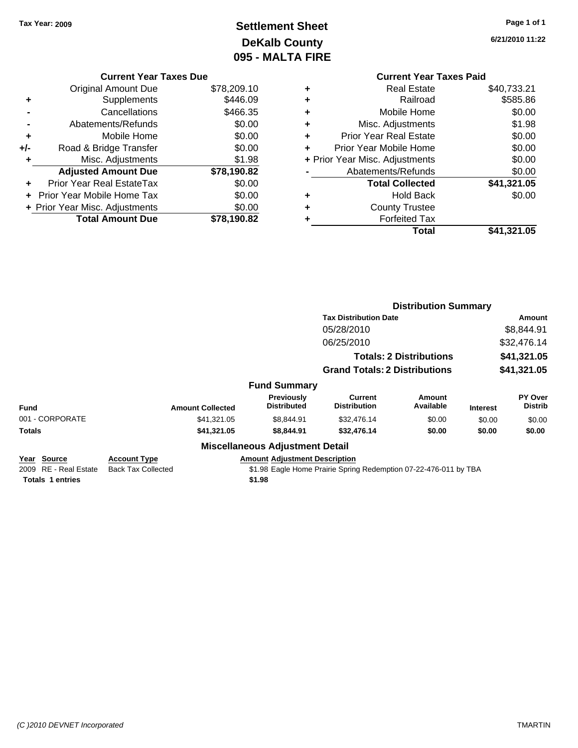**Tax Year: 2009**

# Settlement Sheet
## DeKalb County
## 095 - MALTA FIRE

6/21/2010 11:22

### Current Year Taxes Due

| | | |
|---|---|---|
| | Original Amount Due | $78,209.10 |
| + | Supplements | $446.09 |
| - | Cancellations | $466.35 |
| - | Abatements/Refunds | $0.00 |
| + | Mobile Home | $0.00 |
| +/- | Road & Bridge Transfer | $0.00 |
| + | Misc. Adjustments | $1.98 |
| | **Adjusted Amount Due** | **$78,190.82** |
| + | Prior Year Real EstateTax | $0.00 |
| + | Prior Year Mobile Home Tax | $0.00 |
| + | Prior Year Misc. Adjustments | $0.00 |
| | **Total Amount Due** | **$78,190.82** |

### Current Year Taxes Paid

| | | |
|---|---|---|
| + | Real Estate | $40,733.21 |
| + | Railroad | $585.86 |
| + | Mobile Home | $0.00 |
| + | Misc. Adjustments | $1.98 |
| + | Prior Year Real Estate | $0.00 |
| + | Prior Year Mobile Home | $0.00 |
| + | Prior Year Misc. Adjustments | $0.00 |
| - | Abatements/Refunds | $0.00 |
| | **Total Collected** | **$41,321.05** |
| + | Hold Back | $0.00 |
| + | County Trustee | |
| + | Forfeited Tax | |
| | **Total** | **$41,321.05** |

### Distribution Summary

| Tax Distribution Date | Amount |
|---|---|
| 05/28/2010 | $8,844.91 |
| 06/25/2010 | $32,476.14 |
| **Totals: 2 Distributions** | **$41,321.05** |
| **Grand Totals: 2 Distributions** | **$41,321.05** |

### Fund Summary

| Fund | Amount Collected | Previously Distributed | Current Distribution | Amount Available | Interest | PY Over Distrib |
|---|---|---|---|---|---|---|
| 001 - CORPORATE | $41,321.05 | $8,844.91 | $32,476.14 | $0.00 | $0.00 | $0.00 |
| **Totals** | **$41,321.05** | **$8,844.91** | **$32,476.14** | **$0.00** | **$0.00** | **$0.00** |

### Miscellaneous Adjustment Detail

| Year | Source | Account Type | Amount | Adjustment Description |
|---|---|---|---|---|
| 2009 | RE - Real Estate | Back Tax Collected | $1.98 | Eagle Home Prairie Spring Redemption 07-22-476-011 by TBA |
| **Totals** | **1 entries** | | **$1.98** | |

*(C )2010 DEVNET Incorporated* TMARTIN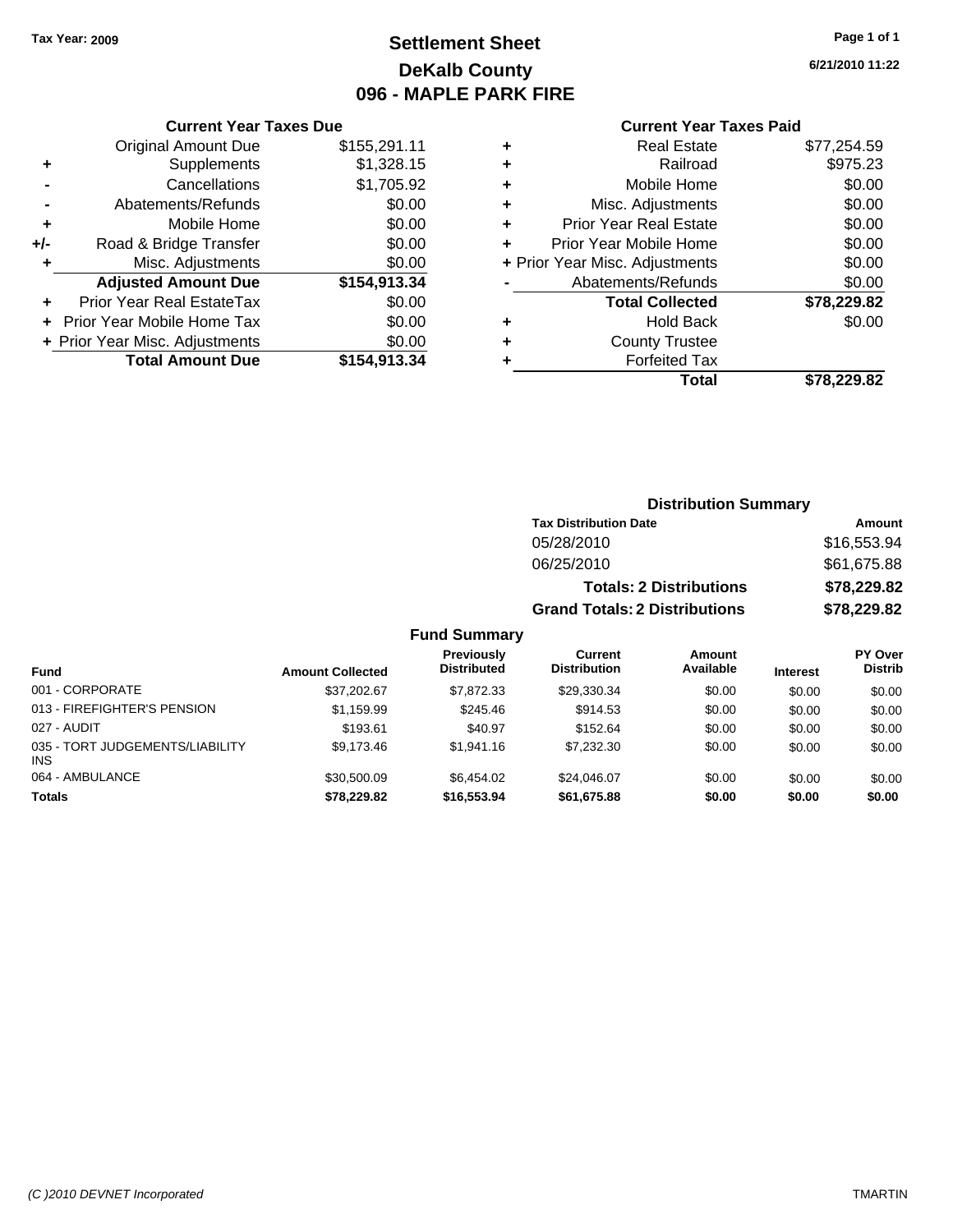**Tax Year: 2009**

# Settlement Sheet
## DeKalb County
## 096 - MAPLE PARK FIRE

6/21/2010 11:22

### Current Year Taxes Due

| | | |
|---|---|---|
| | Original Amount Due | $155,291.11 |
| + | Supplements | $1,328.15 |
| - | Cancellations | $1,705.92 |
| - | Abatements/Refunds | $0.00 |
| + | Mobile Home | $0.00 |
| +/- | Road & Bridge Transfer | $0.00 |
| + | Misc. Adjustments | $0.00 |
| | **Adjusted Amount Due** | **$154,913.34** |
| + | Prior Year Real EstateTax | $0.00 |
| + | Prior Year Mobile Home Tax | $0.00 |
| + | Prior Year Misc. Adjustments | $0.00 |
| | **Total Amount Due** | **$154,913.34** |

### Current Year Taxes Paid

| | | |
|---|---|---|
| + | Real Estate | $77,254.59 |
| + | Railroad | $975.23 |
| + | Mobile Home | $0.00 |
| + | Misc. Adjustments | $0.00 |
| + | Prior Year Real Estate | $0.00 |
| + | Prior Year Mobile Home | $0.00 |
| + | Prior Year Misc. Adjustments | $0.00 |
| - | Abatements/Refunds | $0.00 |
| | **Total Collected** | **$78,229.82** |
| + | Hold Back | $0.00 |
| + | County Trustee | |
| + | Forfeited Tax | |
| | **Total** | **$78,229.82** |

### Distribution Summary

| Tax Distribution Date | Amount |
|---|---|
| 05/28/2010 | $16,553.94 |
| 06/25/2010 | $61,675.88 |
| **Totals: 2 Distributions** | **$78,229.82** |
| **Grand Totals: 2 Distributions** | **$78,229.82** |

### Fund Summary

| Fund | Amount Collected | Previously Distributed | Current Distribution | Amount Available | Interest | PY Over Distrib |
|---|---|---|---|---|---|---|
| 001 - CORPORATE | $37,202.67 | $7,872.33 | $29,330.34 | $0.00 | $0.00 | $0.00 |
| 013 - FIREFIGHTER'S PENSION | $1,159.99 | $245.46 | $914.53 | $0.00 | $0.00 | $0.00 |
| 027 - AUDIT | $193.61 | $40.97 | $152.64 | $0.00 | $0.00 | $0.00 |
| 035 - TORT JUDGEMENTS/LIABILITY INS | $9,173.46 | $1,941.16 | $7,232.30 | $0.00 | $0.00 | $0.00 |
| 064 - AMBULANCE | $30,500.09 | $6,454.02 | $24,046.07 | $0.00 | $0.00 | $0.00 |
| **Totals** | **$78,229.82** | **$16,553.94** | **$61,675.88** | **$0.00** | **$0.00** | **$0.00** |

(C )2010 DEVNET Incorporated TMARTIN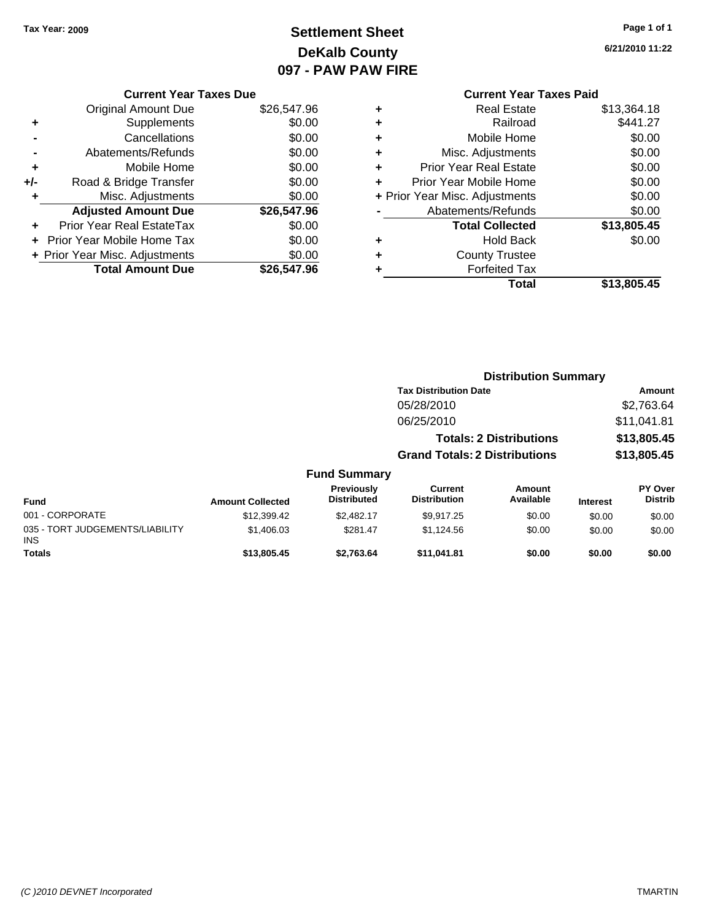Tax Year: 2009

# Settlement Sheet
## DeKalb County
## 097 - PAW PAW FIRE

6/21/2010 11:22

| | Current Year Taxes Due | |
|---|---|---|
| | Original Amount Due | $26,547.96 |
| + | Supplements | $0.00 |
| - | Cancellations | $0.00 |
| - | Abatements/Refunds | $0.00 |
| + | Mobile Home | $0.00 |
| +/- | Road & Bridge Transfer | $0.00 |
| + | Misc. Adjustments | $0.00 |
| | **Adjusted Amount Due** | **$26,547.96** |
| + | Prior Year Real EstateTax | $0.00 |
| + | Prior Year Mobile Home Tax | $0.00 |
| + | Prior Year Misc. Adjustments | $0.00 |
| | **Total Amount Due** | **$26,547.96** |

| | Current Year Taxes Paid | |
|---|---|---|
| + | Real Estate | $13,364.18 |
| + | Railroad | $441.27 |
| + | Mobile Home | $0.00 |
| + | Misc. Adjustments | $0.00 |
| + | Prior Year Real Estate | $0.00 |
| + | Prior Year Mobile Home | $0.00 |
| + | Prior Year Misc. Adjustments | $0.00 |
| - | Abatements/Refunds | $0.00 |
| | **Total Collected** | **$13,805.45** |
| + | Hold Back | $0.00 |
| + | County Trustee | |
| + | Forfeited Tax | |
| | **Total** | **$13,805.45** |

### Distribution Summary

| Tax Distribution Date | Amount |
|---|---|
| 05/28/2010 | $2,763.64 |
| 06/25/2010 | $11,041.81 |
| **Totals: 2 Distributions** | **$13,805.45** |
| **Grand Totals: 2 Distributions** | **$13,805.45** |

### Fund Summary

| Fund | Amount Collected | Previously Distributed | Current Distribution | Amount Available | Interest | PY Over Distrib |
|---|---|---|---|---|---|---|
| 001 - CORPORATE | $12,399.42 | $2,482.17 | $9,917.25 | $0.00 | $0.00 | $0.00 |
| 035 - TORT JUDGEMENTS/LIABILITY INS | $1,406.03 | $281.47 | $1,124.56 | $0.00 | $0.00 | $0.00 |
| **Totals** | **$13,805.45** | **$2,763.64** | **$11,041.81** | **$0.00** | **$0.00** | **$0.00** |

(C )2010 DEVNET Incorporated TMARTIN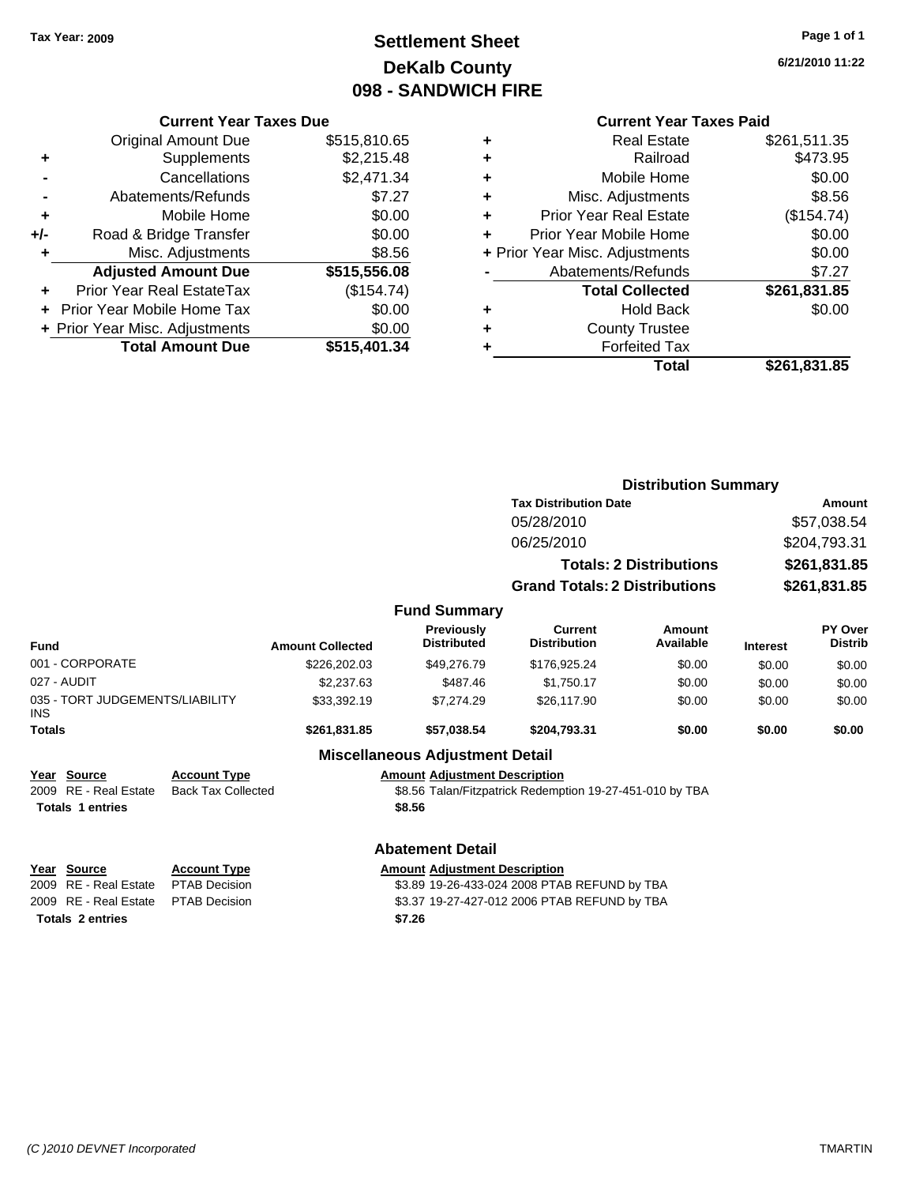Tax Year: 2009

# Settlement Sheet
## DeKalb County
## 098 - SANDWICH FIRE

6/21/2010 11:22

### Current Year Taxes Due

| | | |
|---|---|---|
| | Original Amount Due | $515,810.65 |
| + | Supplements | $2,215.48 |
| - | Cancellations | $2,471.34 |
| - | Abatements/Refunds | $7.27 |
| + | Mobile Home | $0.00 |
| +/- | Road & Bridge Transfer | $0.00 |
| + | Misc. Adjustments | $8.56 |
| | **Adjusted Amount Due** | **$515,556.08** |
| + | Prior Year Real EstateTax | ($154.74) |
| + | Prior Year Mobile Home Tax | $0.00 |
| + | Prior Year Misc. Adjustments | $0.00 |
| | **Total Amount Due** | **$515,401.34** |

### Current Year Taxes Paid

| | | |
|---|---|---|
| + | Real Estate | $261,511.35 |
| + | Railroad | $473.95 |
| + | Mobile Home | $0.00 |
| + | Misc. Adjustments | $8.56 |
| + | Prior Year Real Estate | ($154.74) |
| + | Prior Year Mobile Home | $0.00 |
| + | Prior Year Misc. Adjustments | $0.00 |
| - | Abatements/Refunds | $7.27 |
| | **Total Collected** | **$261,831.85** |
| + | Hold Back | $0.00 |
| + | County Trustee | |
| + | Forfeited Tax | |
| | **Total** | **$261,831.85** |

### Distribution Summary

| Tax Distribution Date | Amount |
|---|---|
| 05/28/2010 | $57,038.54 |
| 06/25/2010 | $204,793.31 |
| **Totals: 2 Distributions** | **$261,831.85** |
| **Grand Totals: 2 Distributions** | **$261,831.85** |

### Fund Summary

| Fund | Amount Collected | Previously Distributed | Current Distribution | Amount Available | Interest | PY Over Distrib |
|---|---|---|---|---|---|---|
| 001 - CORPORATE | $226,202.03 | $49,276.79 | $176,925.24 | $0.00 | $0.00 | $0.00 |
| 027 - AUDIT | $2,237.63 | $487.46 | $1,750.17 | $0.00 | $0.00 | $0.00 |
| 035 - TORT JUDGEMENTS/LIABILITY INS | $33,392.19 | $7,274.29 | $26,117.90 | $0.00 | $0.00 | $0.00 |
| **Totals** | **$261,831.85** | **$57,038.54** | **$204,793.31** | **$0.00** | **$0.00** | **$0.00** |

### Miscellaneous Adjustment Detail

| Year | Source | Account Type | Amount | Adjustment Description |
|---|---|---|---|---|
| 2009 | RE - Real Estate | Back Tax Collected | $8.56 | Talan/Fitzpatrick Redemption 19-27-451-010 by TBA |
| **Totals 1 entries** | | | **$8.56** | |

### Abatement Detail

| Year | Source | Account Type | Amount | Adjustment Description |
|---|---|---|---|---|
| 2009 | RE - Real Estate | PTAB Decision | $3.89 | 19-26-433-024 2008 PTAB REFUND by TBA |
| 2009 | RE - Real Estate | PTAB Decision | $3.37 | 19-27-427-012 2006 PTAB REFUND by TBA |
| **Totals 2 entries** | | | **$7.26** | |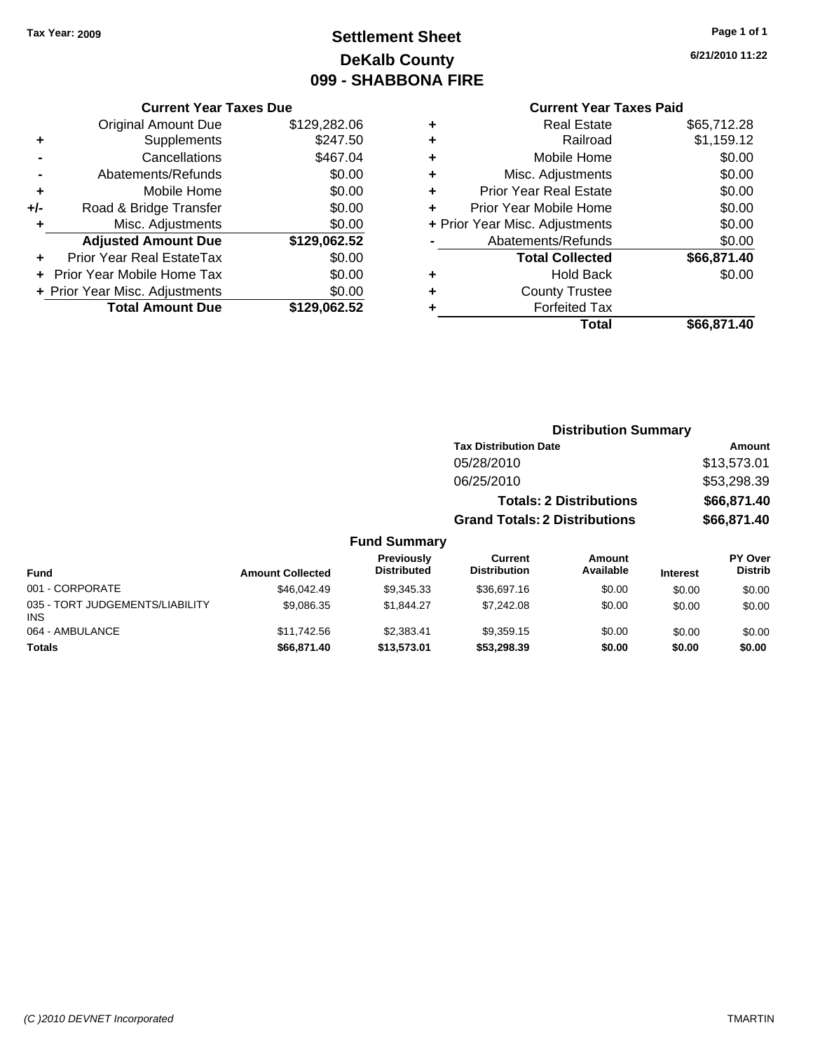**Tax Year: 2009**

# Settlement Sheet
## DeKalb County
## 099 - SHABBONA FIRE

6/21/2010 11:22

### Current Year Taxes Due

| | | |
|---|---|---|
| | Original Amount Due | $129,282.06 |
| + | Supplements | $247.50 |
| - | Cancellations | $467.04 |
| - | Abatements/Refunds | $0.00 |
| + | Mobile Home | $0.00 |
| +/- | Road & Bridge Transfer | $0.00 |
| + | Misc. Adjustments | $0.00 |
| | **Adjusted Amount Due** | **$129,062.52** |
| + | Prior Year Real EstateTax | $0.00 |
| + | Prior Year Mobile Home Tax | $0.00 |
| + | Prior Year Misc. Adjustments | $0.00 |
| | **Total Amount Due** | **$129,062.52** |

### Current Year Taxes Paid

| | | |
|---|---|---|
| + | Real Estate | $65,712.28 |
| + | Railroad | $1,159.12 |
| + | Mobile Home | $0.00 |
| + | Misc. Adjustments | $0.00 |
| + | Prior Year Real Estate | $0.00 |
| + | Prior Year Mobile Home | $0.00 |
| + | Prior Year Misc. Adjustments | $0.00 |
| - | Abatements/Refunds | $0.00 |
| | **Total Collected** | **$66,871.40** |
| + | Hold Back | $0.00 |
| + | County Trustee | |
| + | Forfeited Tax | |
| | **Total** | **$66,871.40** |

### Distribution Summary

| Tax Distribution Date | Amount |
|---|---|
| 05/28/2010 | $13,573.01 |
| 06/25/2010 | $53,298.39 |
| **Totals: 2 Distributions** | **$66,871.40** |
| **Grand Totals: 2 Distributions** | **$66,871.40** |

### Fund Summary

| Fund | Amount Collected | Previously Distributed | Current Distribution | Amount Available | Interest | PY Over Distrib |
|---|---|---|---|---|---|---|
| 001 - CORPORATE | $46,042.49 | $9,345.33 | $36,697.16 | $0.00 | $0.00 | $0.00 |
| 035 - TORT JUDGEMENTS/LIABILITY INS | $9,086.35 | $1,844.27 | $7,242.08 | $0.00 | $0.00 | $0.00 |
| 064 - AMBULANCE | $11,742.56 | $2,383.41 | $9,359.15 | $0.00 | $0.00 | $0.00 |
| **Totals** | **$66,871.40** | **$13,573.01** | **$53,298.39** | **$0.00** | **$0.00** | **$0.00** |

(C )2010 DEVNET Incorporated TMARTIN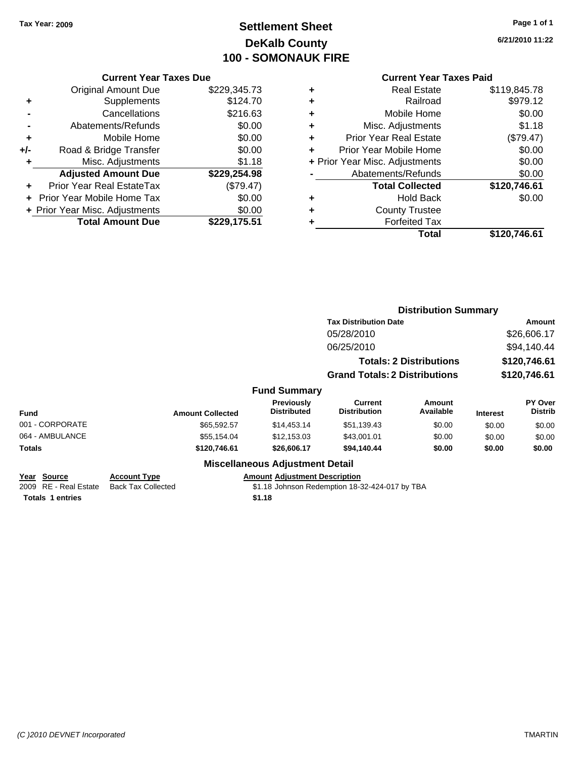Tax Year: 2009

# Settlement Sheet
## DeKalb County
## 100 - SOMONAUK FIRE

6/21/2010 11:22

### Current Year Taxes Due

| | | |
|---|---|---|
| | Original Amount Due | $229,345.73 |
| + | Supplements | $124.70 |
| - | Cancellations | $216.63 |
| - | Abatements/Refunds | $0.00 |
| + | Mobile Home | $0.00 |
| +/- | Road & Bridge Transfer | $0.00 |
| + | Misc. Adjustments | $1.18 |
| | **Adjusted Amount Due** | **$229,254.98** |
| + | Prior Year Real EstateTax | ($79.47) |
| + | Prior Year Mobile Home Tax | $0.00 |
| + | Prior Year Misc. Adjustments | $0.00 |
| | **Total Amount Due** | **$229,175.51** |

### Current Year Taxes Paid

| | | |
|---|---|---|
| + | Real Estate | $119,845.78 |
| + | Railroad | $979.12 |
| + | Mobile Home | $0.00 |
| + | Misc. Adjustments | $1.18 |
| + | Prior Year Real Estate | ($79.47) |
| + | Prior Year Mobile Home | $0.00 |
| + | Prior Year Misc. Adjustments | $0.00 |
| - | Abatements/Refunds | $0.00 |
| | **Total Collected** | **$120,746.61** |
| + | Hold Back | $0.00 |
| + | County Trustee | |
| + | Forfeited Tax | |
| | **Total** | **$120,746.61** |

### Distribution Summary

| Tax Distribution Date | Amount |
|---|---|
| 05/28/2010 | $26,606.17 |
| 06/25/2010 | $94,140.44 |
| **Totals: 2 Distributions** | **$120,746.61** |
| **Grand Totals: 2 Distributions** | **$120,746.61** |

### Fund Summary

| Fund | Amount Collected | Previously Distributed | Current Distribution | Amount Available | Interest | PY Over Distrib |
|---|---|---|---|---|---|---|
| 001 - CORPORATE | $65,592.57 | $14,453.14 | $51,139.43 | $0.00 | $0.00 | $0.00 |
| 064 - AMBULANCE | $55,154.04 | $12,153.03 | $43,001.01 | $0.00 | $0.00 | $0.00 |
| **Totals** | **$120,746.61** | **$26,606.17** | **$94,140.44** | **$0.00** | **$0.00** | **$0.00** |

### Miscellaneous Adjustment Detail

| Year | Source | Account Type | Amount | Adjustment Description |
|---|---|---|---|---|
| 2009 | RE - Real Estate | Back Tax Collected | $1.18 | Johnson Redemption 18-32-424-017 by TBA |
| **Totals** | **1 entries** | | **$1.18** | |

(C )2010 DEVNET Incorporated

TMARTIN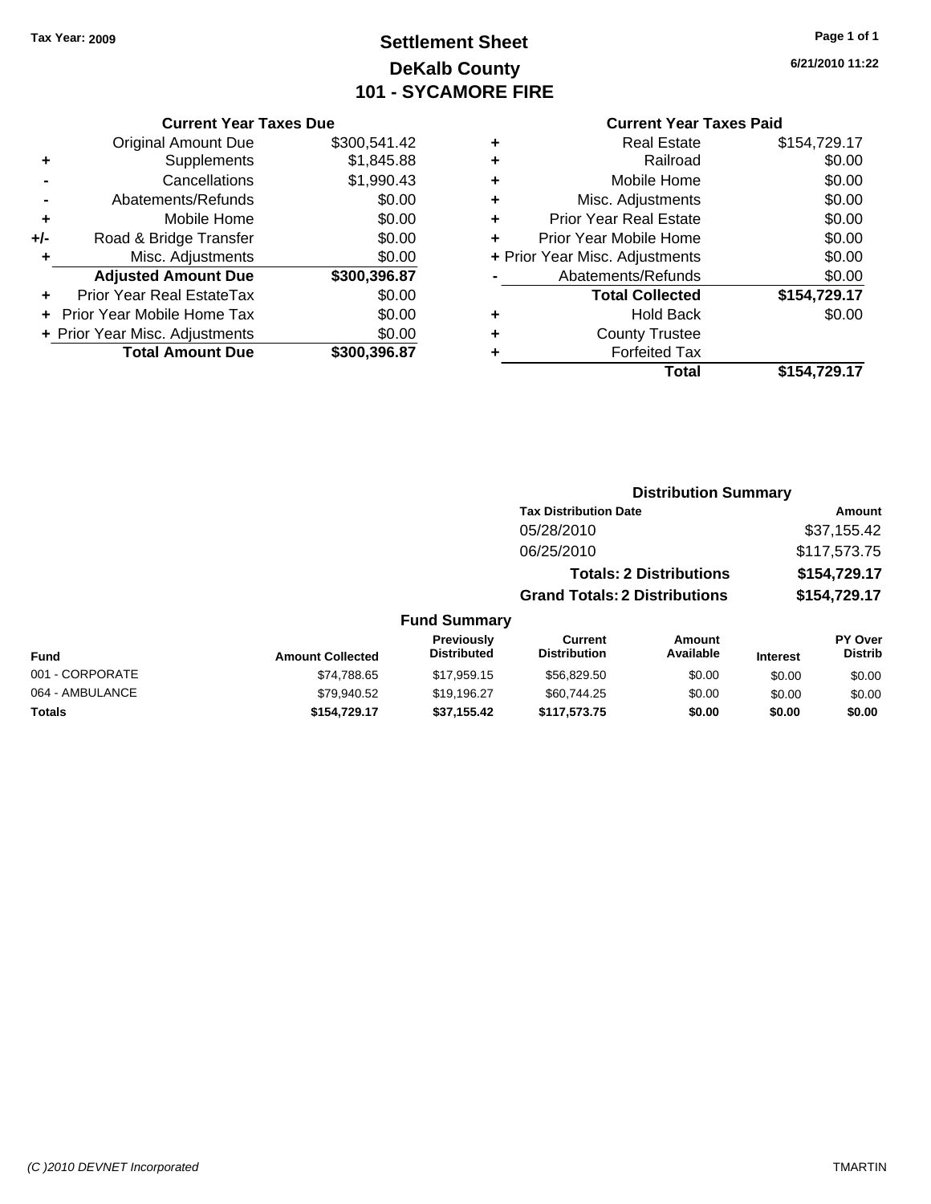Tax Year: 2009

# Settlement Sheet
## DeKalb County
## 101 - SYCAMORE FIRE

6/21/2010 11:22

### Current Year Taxes Due

| | | |
|---|---|---|
| | Original Amount Due | $300,541.42 |
| + | Supplements | $1,845.88 |
| - | Cancellations | $1,990.43 |
| - | Abatements/Refunds | $0.00 |
| + | Mobile Home | $0.00 |
| +/- | Road & Bridge Transfer | $0.00 |
| + | Misc. Adjustments | $0.00 |
| | **Adjusted Amount Due** | **$300,396.87** |
| + | Prior Year Real EstateTax | $0.00 |
| + | Prior Year Mobile Home Tax | $0.00 |
| + | Prior Year Misc. Adjustments | $0.00 |
| | **Total Amount Due** | **$300,396.87** |

### Current Year Taxes Paid

| | | |
|---|---|---|
| + | Real Estate | $154,729.17 |
| + | Railroad | $0.00 |
| + | Mobile Home | $0.00 |
| + | Misc. Adjustments | $0.00 |
| + | Prior Year Real Estate | $0.00 |
| + | Prior Year Mobile Home | $0.00 |
| + | Prior Year Misc. Adjustments | $0.00 |
| - | Abatements/Refunds | $0.00 |
| | **Total Collected** | **$154,729.17** |
| + | Hold Back | $0.00 |
| + | County Trustee | |
| + | Forfeited Tax | |
| | **Total** | **$154,729.17** |

### Distribution Summary

| Tax Distribution Date | Amount |
|---|---|
| 05/28/2010 | $37,155.42 |
| 06/25/2010 | $117,573.75 |
| **Totals: 2 Distributions** | **$154,729.17** |
| **Grand Totals: 2 Distributions** | **$154,729.17** |

### Fund Summary

| Fund | Amount Collected | Previously Distributed | Current Distribution | Amount Available | Interest | PY Over Distrib |
|---|---|---|---|---|---|---|
| 001 - CORPORATE | $74,788.65 | $17,959.15 | $56,829.50 | $0.00 | $0.00 | $0.00 |
| 064 - AMBULANCE | $79,940.52 | $19,196.27 | $60,744.25 | $0.00 | $0.00 | $0.00 |
| **Totals** | **$154,729.17** | **$37,155.42** | **$117,573.75** | **$0.00** | **$0.00** | **$0.00** |

(C )2010 DEVNET Incorporated TMARTIN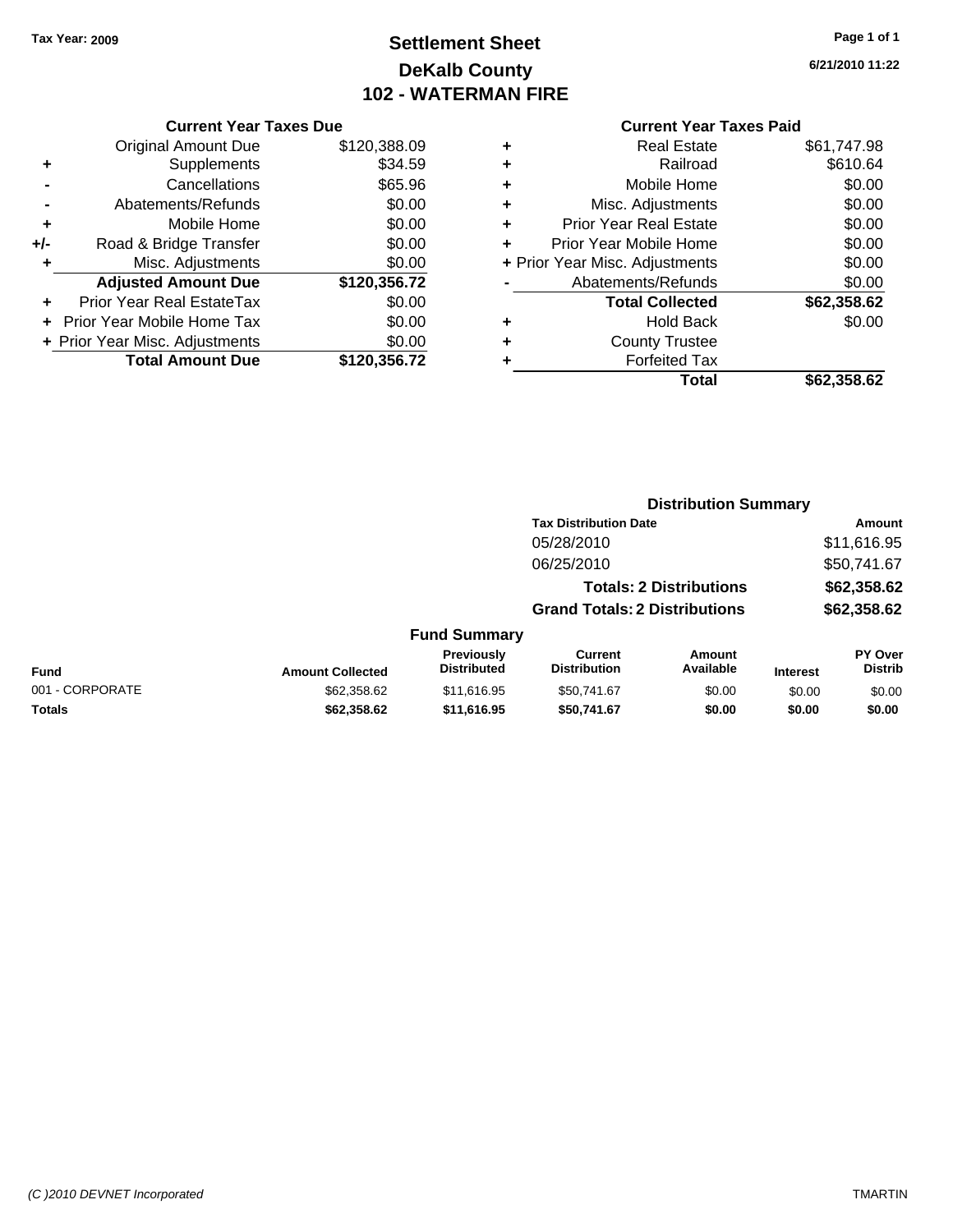Tax Year: 2009

# Settlement Sheet
## DeKalb County
## 102 - WATERMAN FIRE

6/21/2010 11:22

### Current Year Taxes Due

| | | |
|---|---|---|
| | Original Amount Due | $120,388.09 |
| + | Supplements | $34.59 |
| - | Cancellations | $65.96 |
| - | Abatements/Refunds | $0.00 |
| + | Mobile Home | $0.00 |
| +/- | Road & Bridge Transfer | $0.00 |
| + | Misc. Adjustments | $0.00 |
| | **Adjusted Amount Due** | **$120,356.72** |
| + | Prior Year Real EstateTax | $0.00 |
| + | Prior Year Mobile Home Tax | $0.00 |
| + | Prior Year Misc. Adjustments | $0.00 |
| | **Total Amount Due** | **$120,356.72** |

### Current Year Taxes Paid

| | | |
|---|---|---|
| + | Real Estate | $61,747.98 |
| + | Railroad | $610.64 |
| + | Mobile Home | $0.00 |
| + | Misc. Adjustments | $0.00 |
| + | Prior Year Real Estate | $0.00 |
| + | Prior Year Mobile Home | $0.00 |
| + | Prior Year Misc. Adjustments | $0.00 |
| - | Abatements/Refunds | $0.00 |
| | **Total Collected** | **$62,358.62** |
| + | Hold Back | $0.00 |
| + | County Trustee | |
| + | Forfeited Tax | |
| | **Total** | **$62,358.62** |

### Distribution Summary

| Tax Distribution Date | Amount |
|---|---|
| 05/28/2010 | $11,616.95 |
| 06/25/2010 | $50,741.67 |
| **Totals: 2 Distributions** | **$62,358.62** |
| **Grand Totals: 2 Distributions** | **$62,358.62** |

### Fund Summary

| Fund | Amount Collected | Previously Distributed | Current Distribution | Amount Available | Interest | PY Over Distrib |
|---|---|---|---|---|---|---|
| 001 - CORPORATE | $62,358.62 | $11,616.95 | $50,741.67 | $0.00 | $0.00 | $0.00 |
| **Totals** | **$62,358.62** | **$11,616.95** | **$50,741.67** | **$0.00** | **$0.00** | **$0.00** |

(C )2010 DEVNET Incorporated TMARTIN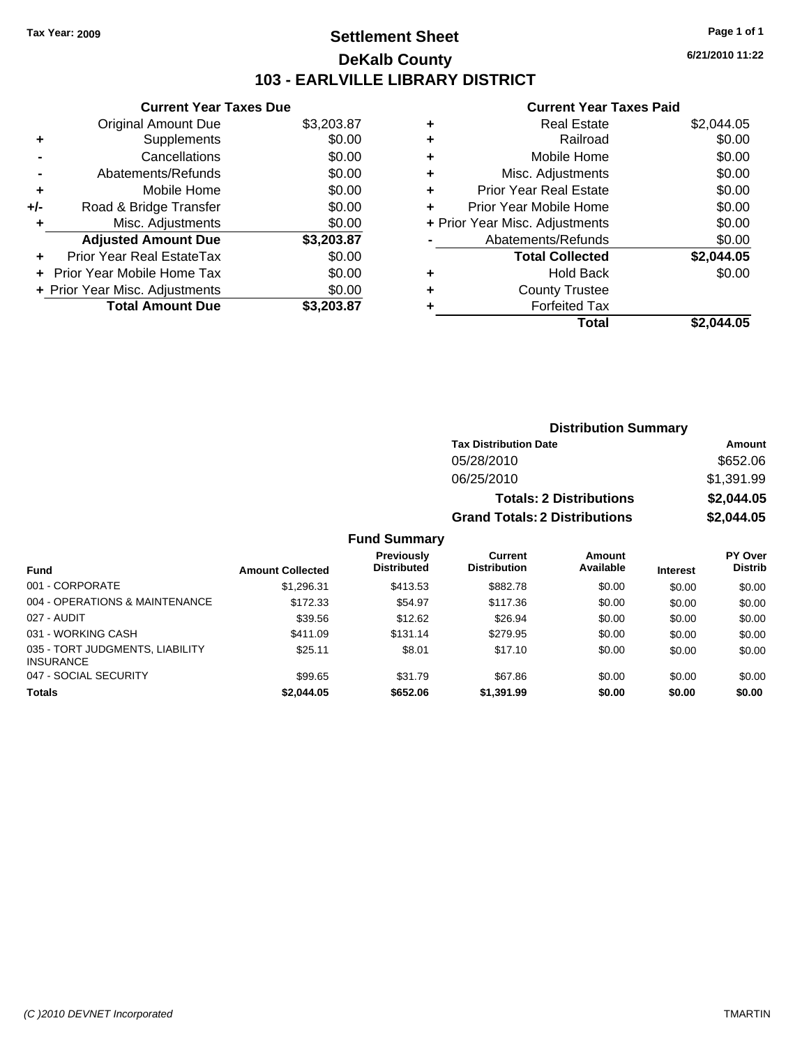Tax Year: 2009

# Settlement Sheet

## DeKalb County

## 103 - EARLVILLE LIBRARY DISTRICT

6/21/2010 11:22

### Current Year Taxes Due

| | | |
|---|---|---|
| | Original Amount Due | $3,203.87 |
| + | Supplements | $0.00 |
| - | Cancellations | $0.00 |
| - | Abatements/Refunds | $0.00 |
| + | Mobile Home | $0.00 |
| +/- | Road & Bridge Transfer | $0.00 |
| + | Misc. Adjustments | $0.00 |
| | **Adjusted Amount Due** | **$3,203.87** |
| + | Prior Year Real EstateTax | $0.00 |
| + | Prior Year Mobile Home Tax | $0.00 |
| + | Prior Year Misc. Adjustments | $0.00 |
| | **Total Amount Due** | **$3,203.87** |

### Current Year Taxes Paid

| | | |
|---|---|---|
| + | Real Estate | $2,044.05 |
| + | Railroad | $0.00 |
| + | Mobile Home | $0.00 |
| + | Misc. Adjustments | $0.00 |
| + | Prior Year Real Estate | $0.00 |
| + | Prior Year Mobile Home | $0.00 |
| + | Prior Year Misc. Adjustments | $0.00 |
| - | Abatements/Refunds | $0.00 |
| | **Total Collected** | **$2,044.05** |
| + | Hold Back | $0.00 |
| + | County Trustee | |
| + | Forfeited Tax | |
| | **Total** | **$2,044.05** |

### Distribution Summary

| Tax Distribution Date | Amount |
|---|---|
| 05/28/2010 | $652.06 |
| 06/25/2010 | $1,391.99 |
| **Totals: 2 Distributions** | **$2,044.05** |
| **Grand Totals: 2 Distributions** | **$2,044.05** |

### Fund Summary

| Fund | Amount Collected | Previously Distributed | Current Distribution | Amount Available | Interest | PY Over Distrib |
|---|---|---|---|---|---|---|
| 001 - CORPORATE | $1,296.31 | $413.53 | $882.78 | $0.00 | $0.00 | $0.00 |
| 004 - OPERATIONS & MAINTENANCE | $172.33 | $54.97 | $117.36 | $0.00 | $0.00 | $0.00 |
| 027 - AUDIT | $39.56 | $12.62 | $26.94 | $0.00 | $0.00 | $0.00 |
| 031 - WORKING CASH | $411.09 | $131.14 | $279.95 | $0.00 | $0.00 | $0.00 |
| 035 - TORT JUDGMENTS, LIABILITY INSURANCE | $25.11 | $8.01 | $17.10 | $0.00 | $0.00 | $0.00 |
| 047 - SOCIAL SECURITY | $99.65 | $31.79 | $67.86 | $0.00 | $0.00 | $0.00 |
| **Totals** | **$2,044.05** | **$652.06** | **$1,391.99** | **$0.00** | **$0.00** | **$0.00** |

(C )2010 DEVNET Incorporated TMARTIN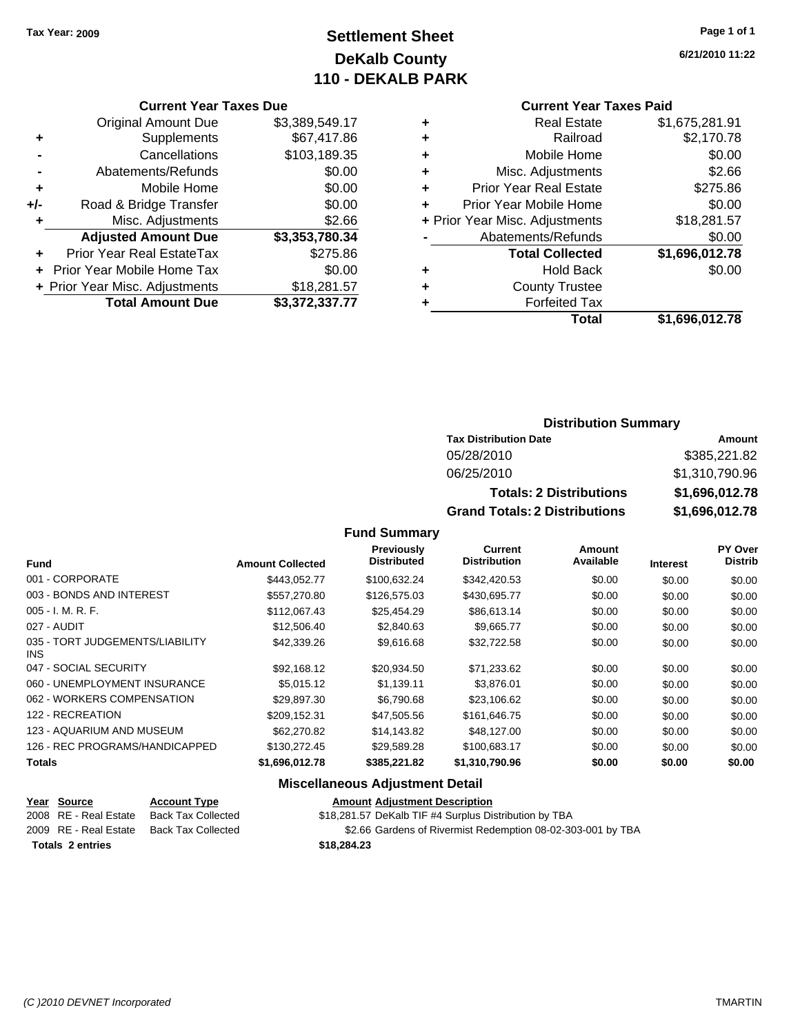Tax Year: 2009

# Settlement Sheet
## DeKalb County
## 110 - DEKALB PARK

6/21/2010 11:22

### Current Year Taxes Due

| | | |
|---|---|---|
| | Original Amount Due | $3,389,549.17 |
| + | Supplements | $67,417.86 |
| - | Cancellations | $103,189.35 |
| - | Abatements/Refunds | $0.00 |
| + | Mobile Home | $0.00 |
| +/- | Road & Bridge Transfer | $0.00 |
| + | Misc. Adjustments | $2.66 |
| | **Adjusted Amount Due** | **$3,353,780.34** |
| + | Prior Year Real EstateTax | $275.86 |
| + | Prior Year Mobile Home Tax | $0.00 |
| + | Prior Year Misc. Adjustments | $18,281.57 |
| | **Total Amount Due** | **$3,372,337.77** |

### Current Year Taxes Paid

| | | |
|---|---|---|
| + | Real Estate | $1,675,281.91 |
| + | Railroad | $2,170.78 |
| + | Mobile Home | $0.00 |
| + | Misc. Adjustments | $2.66 |
| + | Prior Year Real Estate | $275.86 |
| + | Prior Year Mobile Home | $0.00 |
| + | Prior Year Misc. Adjustments | $18,281.57 |
| - | Abatements/Refunds | $0.00 |
| | **Total Collected** | **$1,696,012.78** |
| + | Hold Back | $0.00 |
| + | County Trustee | |
| + | Forfeited Tax | |
| | **Total** | **$1,696,012.78** |

### Distribution Summary

| Tax Distribution Date | Amount |
|---|---|
| 05/28/2010 | $385,221.82 |
| 06/25/2010 | $1,310,790.96 |
| **Totals: 2 Distributions** | **$1,696,012.78** |
| **Grand Totals: 2 Distributions** | **$1,696,012.78** |

### Fund Summary

| Fund | Amount Collected | Previously Distributed | Current Distribution | Amount Available | Interest | PY Over Distrib |
|---|---|---|---|---|---|---|
| 001 - CORPORATE | $443,052.77 | $100,632.24 | $342,420.53 | $0.00 | $0.00 | $0.00 |
| 003 - BONDS AND INTEREST | $557,270.80 | $126,575.03 | $430,695.77 | $0.00 | $0.00 | $0.00 |
| 005 - I. M. R. F. | $112,067.43 | $25,454.29 | $86,613.14 | $0.00 | $0.00 | $0.00 |
| 027 - AUDIT | $12,506.40 | $2,840.63 | $9,665.77 | $0.00 | $0.00 | $0.00 |
| 035 - TORT JUDGEMENTS/LIABILITY INS | $42,339.26 | $9,616.68 | $32,722.58 | $0.00 | $0.00 | $0.00 |
| 047 - SOCIAL SECURITY | $92,168.12 | $20,934.50 | $71,233.62 | $0.00 | $0.00 | $0.00 |
| 060 - UNEMPLOYMENT INSURANCE | $5,015.12 | $1,139.11 | $3,876.01 | $0.00 | $0.00 | $0.00 |
| 062 - WORKERS COMPENSATION | $29,897.30 | $6,790.68 | $23,106.62 | $0.00 | $0.00 | $0.00 |
| 122 - RECREATION | $209,152.31 | $47,505.56 | $161,646.75 | $0.00 | $0.00 | $0.00 |
| 123 - AQUARIUM AND MUSEUM | $62,270.82 | $14,143.82 | $48,127.00 | $0.00 | $0.00 | $0.00 |
| 126 - REC PROGRAMS/HANDICAPPED | $130,272.45 | $29,589.28 | $100,683.17 | $0.00 | $0.00 | $0.00 |
| **Totals** | **$1,696,012.78** | **$385,221.82** | **$1,310,790.96** | **$0.00** | **$0.00** | **$0.00** |

### Miscellaneous Adjustment Detail

| Year | Source | Account Type | Amount | Adjustment Description |
|---|---|---|---|---|
| 2008 | RE - Real Estate | Back Tax Collected | $18,281.57 | DeKalb TIF #4 Surplus Distribution by TBA |
| 2009 | RE - Real Estate | Back Tax Collected | $2.66 | Gardens of Rivermist Redemption 08-02-303-001 by TBA |
| **Totals 2 entries** | | | **$18,284.23** | |

(C )2010 DEVNET Incorporated TMARTIN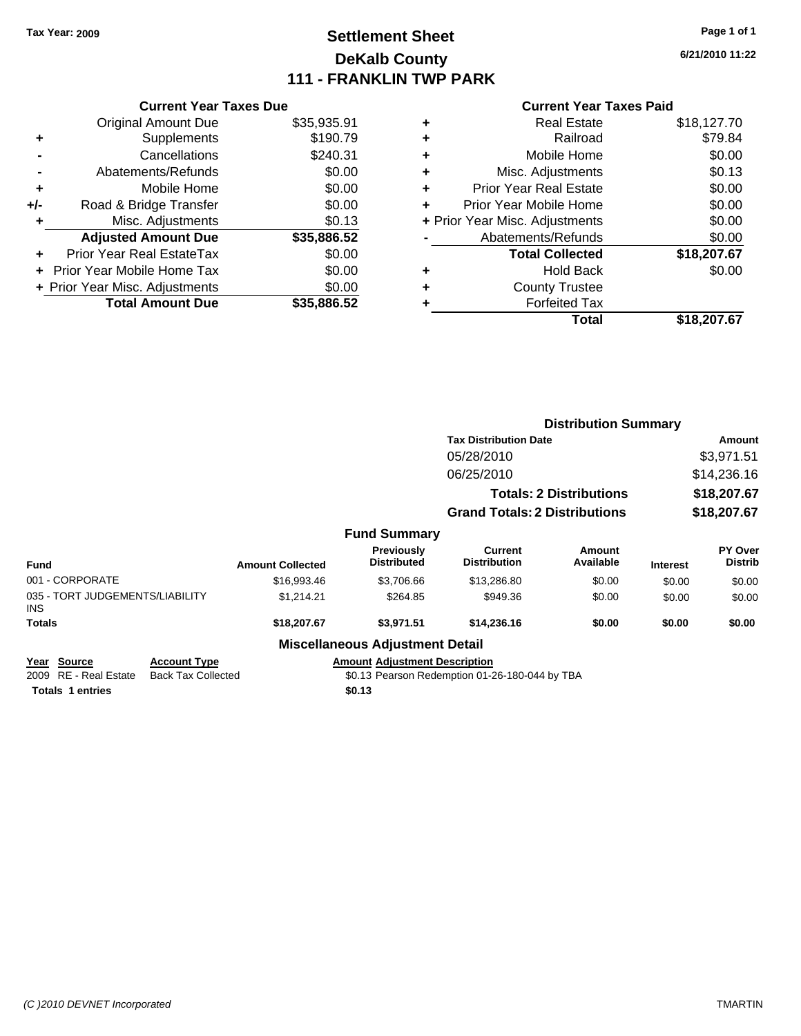Tax Year: 2009

# Settlement Sheet
## DeKalb County
## 111 - FRANKLIN TWP PARK

6/21/2010 11:22

### Current Year Taxes Due

| | | |
|---|---|---|
| | Original Amount Due | $35,935.91 |
| + | Supplements | $190.79 |
| - | Cancellations | $240.31 |
| - | Abatements/Refunds | $0.00 |
| + | Mobile Home | $0.00 |
| +/- | Road & Bridge Transfer | $0.00 |
| + | Misc. Adjustments | $0.13 |
| | **Adjusted Amount Due** | **$35,886.52** |
| + | Prior Year Real EstateTax | $0.00 |
| + | Prior Year Mobile Home Tax | $0.00 |
| + | Prior Year Misc. Adjustments | $0.00 |
| | **Total Amount Due** | **$35,886.52** |

### Current Year Taxes Paid

| | | |
|---|---|---|
| + | Real Estate | $18,127.70 |
| + | Railroad | $79.84 |
| + | Mobile Home | $0.00 |
| + | Misc. Adjustments | $0.13 |
| + | Prior Year Real Estate | $0.00 |
| + | Prior Year Mobile Home | $0.00 |
| + | Prior Year Misc. Adjustments | $0.00 |
| - | Abatements/Refunds | $0.00 |
| | **Total Collected** | **$18,207.67** |
| + | Hold Back | $0.00 |
| + | County Trustee | |
| + | Forfeited Tax | |
| | **Total** | **$18,207.67** |

### Distribution Summary

| Tax Distribution Date | Amount |
|---|---|
| 05/28/2010 | $3,971.51 |
| 06/25/2010 | $14,236.16 |
| **Totals: 2 Distributions** | **$18,207.67** |
| **Grand Totals: 2 Distributions** | **$18,207.67** |

### Fund Summary

| Fund | Amount Collected | Previously Distributed | Current Distribution | Amount Available | Interest | PY Over Distrib |
|---|---|---|---|---|---|---|
| 001 - CORPORATE | $16,993.46 | $3,706.66 | $13,286.80 | $0.00 | $0.00 | $0.00 |
| 035 - TORT JUDGEMENTS/LIABILITY INS | $1,214.21 | $264.85 | $949.36 | $0.00 | $0.00 | $0.00 |
| **Totals** | **$18,207.67** | **$3,971.51** | **$14,236.16** | **$0.00** | **$0.00** | **$0.00** |

### Miscellaneous Adjustment Detail

| Year | Source | Account Type | Amount | Adjustment Description |
|---|---|---|---|---|
| 2009 | RE - Real Estate | Back Tax Collected | $0.13 | Pearson Redemption 01-26-180-044 by TBA |
| **Totals** | **1 entries** | | **$0.13** | |

*(C )2010 DEVNET Incorporated* TMARTIN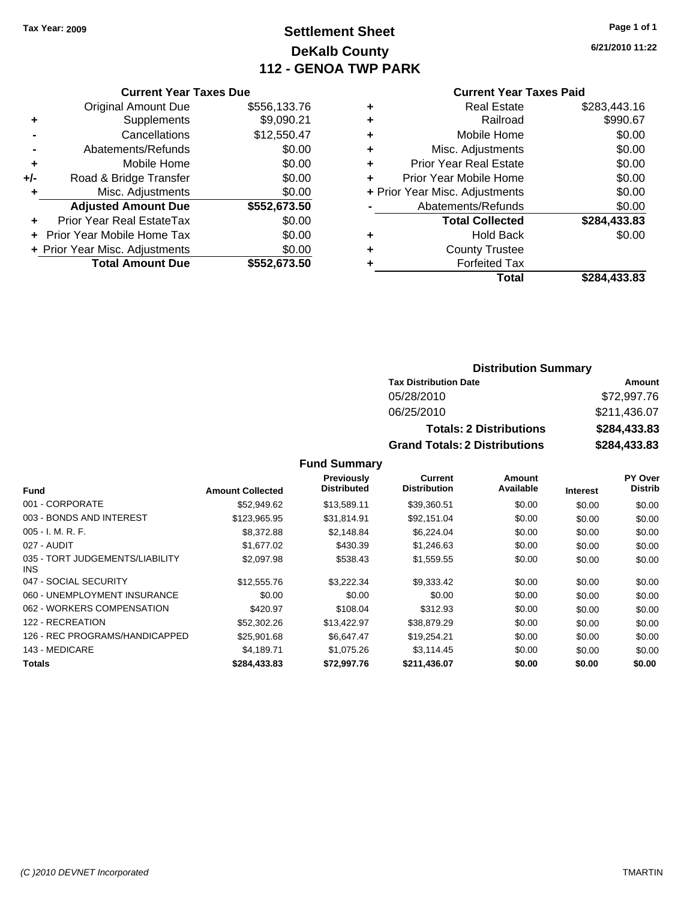Tax Year: 2009

# Settlement Sheet
## DeKalb County
## 112 - GENOA TWP PARK

6/21/2010 11:22

### Current Year Taxes Due

| | | |
|---|---|---|
| | Original Amount Due | $556,133.76 |
| + | Supplements | $9,090.21 |
| - | Cancellations | $12,550.47 |
| - | Abatements/Refunds | $0.00 |
| + | Mobile Home | $0.00 |
| +/- | Road & Bridge Transfer | $0.00 |
| + | Misc. Adjustments | $0.00 |
| | **Adjusted Amount Due** | **$552,673.50** |
| + | Prior Year Real EstateTax | $0.00 |
| + | Prior Year Mobile Home Tax | $0.00 |
| + | Prior Year Misc. Adjustments | $0.00 |
| | **Total Amount Due** | **$552,673.50** |

### Current Year Taxes Paid

| | | |
|---|---|---|
| + | Real Estate | $283,443.16 |
| + | Railroad | $990.67 |
| + | Mobile Home | $0.00 |
| + | Misc. Adjustments | $0.00 |
| + | Prior Year Real Estate | $0.00 |
| + | Prior Year Mobile Home | $0.00 |
| + | Prior Year Misc. Adjustments | $0.00 |
| - | Abatements/Refunds | $0.00 |
| | **Total Collected** | **$284,433.83** |
| + | Hold Back | $0.00 |
| + | County Trustee | |
| + | Forfeited Tax | |
| | **Total** | **$284,433.83** |

### Distribution Summary

| Tax Distribution Date | Amount |
|---|---|
| 05/28/2010 | $72,997.76 |
| 06/25/2010 | $211,436.07 |
| **Totals: 2 Distributions** | **$284,433.83** |
| **Grand Totals: 2 Distributions** | **$284,433.83** |

### Fund Summary

| Fund | Amount Collected | Previously Distributed | Current Distribution | Amount Available | Interest | PY Over Distrib |
|---|---|---|---|---|---|---|
| 001 - CORPORATE | $52,949.62 | $13,589.11 | $39,360.51 | $0.00 | $0.00 | $0.00 |
| 003 - BONDS AND INTEREST | $123,965.95 | $31,814.91 | $92,151.04 | $0.00 | $0.00 | $0.00 |
| 005 - I. M. R. F. | $8,372.88 | $2,148.84 | $6,224.04 | $0.00 | $0.00 | $0.00 |
| 027 - AUDIT | $1,677.02 | $430.39 | $1,246.63 | $0.00 | $0.00 | $0.00 |
| 035 - TORT JUDGEMENTS/LIABILITY INS | $2,097.98 | $538.43 | $1,559.55 | $0.00 | $0.00 | $0.00 |
| 047 - SOCIAL SECURITY | $12,555.76 | $3,222.34 | $9,333.42 | $0.00 | $0.00 | $0.00 |
| 060 - UNEMPLOYMENT INSURANCE | $0.00 | $0.00 | $0.00 | $0.00 | $0.00 | $0.00 |
| 062 - WORKERS COMPENSATION | $420.97 | $108.04 | $312.93 | $0.00 | $0.00 | $0.00 |
| 122 - RECREATION | $52,302.26 | $13,422.97 | $38,879.29 | $0.00 | $0.00 | $0.00 |
| 126 - REC PROGRAMS/HANDICAPPED | $25,901.68 | $6,647.47 | $19,254.21 | $0.00 | $0.00 | $0.00 |
| 143 - MEDICARE | $4,189.71 | $1,075.26 | $3,114.45 | $0.00 | $0.00 | $0.00 |
| **Totals** | **$284,433.83** | **$72,997.76** | **$211,436.07** | **$0.00** | **$0.00** | **$0.00** |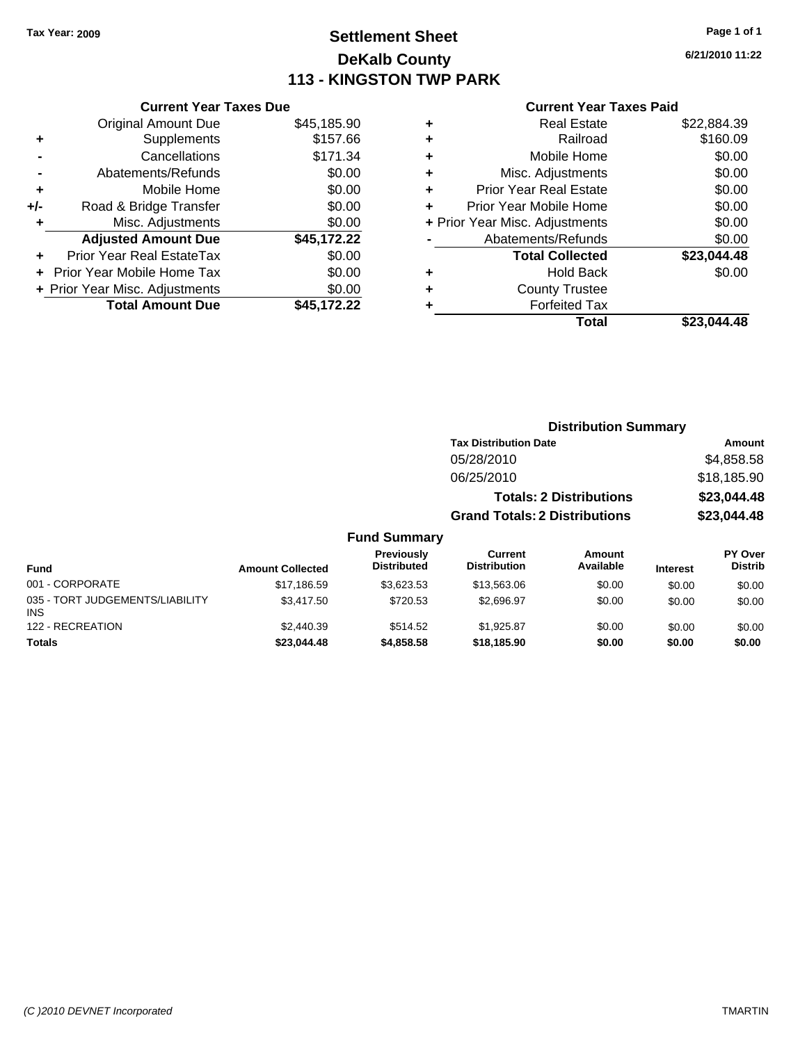Tax Year: 2009

# Settlement Sheet

## DeKalb County

## 113 - KINGSTON TWP PARK

6/21/2010 11:22

### Current Year Taxes Due

| | | |
|---|---|---|
| | Original Amount Due | $45,185.90 |
| + | Supplements | $157.66 |
| - | Cancellations | $171.34 |
| - | Abatements/Refunds | $0.00 |
| + | Mobile Home | $0.00 |
| +/- | Road & Bridge Transfer | $0.00 |
| + | Misc. Adjustments | $0.00 |
| | **Adjusted Amount Due** | **$45,172.22** |
| + | Prior Year Real EstateTax | $0.00 |
| + | Prior Year Mobile Home Tax | $0.00 |
| + | Prior Year Misc. Adjustments | $0.00 |
| | **Total Amount Due** | **$45,172.22** |

### Current Year Taxes Paid

| | | |
|---|---|---|
| + | Real Estate | $22,884.39 |
| + | Railroad | $160.09 |
| + | Mobile Home | $0.00 |
| + | Misc. Adjustments | $0.00 |
| + | Prior Year Real Estate | $0.00 |
| + | Prior Year Mobile Home | $0.00 |
| + | Prior Year Misc. Adjustments | $0.00 |
| - | Abatements/Refunds | $0.00 |
| | **Total Collected** | **$23,044.48** |
| + | Hold Back | $0.00 |
| + | County Trustee | |
| + | Forfeited Tax | |
| | **Total** | **$23,044.48** |

### Distribution Summary

| Tax Distribution Date | Amount |
|---|---|
| 05/28/2010 | $4,858.58 |
| 06/25/2010 | $18,185.90 |
| **Totals: 2 Distributions** | **$23,044.48** |
| **Grand Totals: 2 Distributions** | **$23,044.48** |

### Fund Summary

| Fund | Amount Collected | Previously Distributed | Current Distribution | Amount Available | Interest | PY Over Distrib |
|---|---|---|---|---|---|---|
| 001 - CORPORATE | $17,186.59 | $3,623.53 | $13,563.06 | $0.00 | $0.00 | $0.00 |
| 035 - TORT JUDGEMENTS/LIABILITY INS | $3,417.50 | $720.53 | $2,696.97 | $0.00 | $0.00 | $0.00 |
| 122 - RECREATION | $2,440.39 | $514.52 | $1,925.87 | $0.00 | $0.00 | $0.00 |
| **Totals** | **$23,044.48** | **$4,858.58** | **$18,185.90** | **$0.00** | **$0.00** | **$0.00** |

(C )2010 DEVNET Incorporated TMARTIN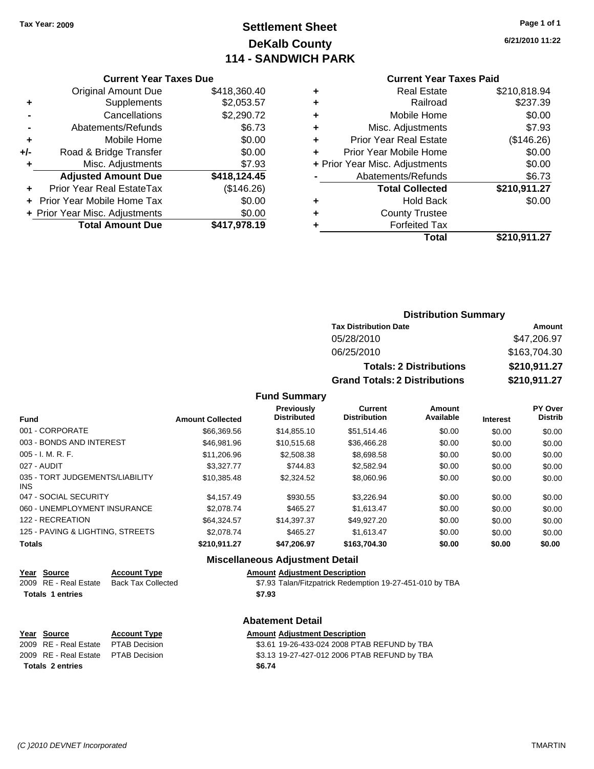Tax Year: 2009

# Settlement Sheet
## DeKalb County
## 114 - SANDWICH PARK

6/21/2010 11:22

### Current Year Taxes Due

| | | |
|---|---|---|
| | Original Amount Due | $418,360.40 |
| + | Supplements | $2,053.57 |
| - | Cancellations | $2,290.72 |
| - | Abatements/Refunds | $6.73 |
| + | Mobile Home | $0.00 |
| +/- | Road & Bridge Transfer | $0.00 |
| + | Misc. Adjustments | $7.93 |
| | **Adjusted Amount Due** | **$418,124.45** |
| + | Prior Year Real EstateTax | ($146.26) |
| + | Prior Year Mobile Home Tax | $0.00 |
| + | Prior Year Misc. Adjustments | $0.00 |
| | **Total Amount Due** | **$417,978.19** |

### Current Year Taxes Paid

| | | |
|---|---|---|
| + | Real Estate | $210,818.94 |
| + | Railroad | $237.39 |
| + | Mobile Home | $0.00 |
| + | Misc. Adjustments | $7.93 |
| + | Prior Year Real Estate | ($146.26) |
| + | Prior Year Mobile Home | $0.00 |
| + | Prior Year Misc. Adjustments | $0.00 |
| - | Abatements/Refunds | $6.73 |
| | **Total Collected** | **$210,911.27** |
| + | Hold Back | $0.00 |
| + | County Trustee | |
| + | Forfeited Tax | |
| | **Total** | **$210,911.27** |

### Distribution Summary

| Tax Distribution Date | Amount |
|---|---|
| 05/28/2010 | $47,206.97 |
| 06/25/2010 | $163,704.30 |
| **Totals: 2 Distributions** | **$210,911.27** |
| **Grand Totals: 2 Distributions** | **$210,911.27** |

### Fund Summary

| Fund | Amount Collected | Previously Distributed | Current Distribution | Amount Available | Interest | PY Over Distrib |
|---|---|---|---|---|---|---|
| 001 - CORPORATE | $66,369.56 | $14,855.10 | $51,514.46 | $0.00 | $0.00 | $0.00 |
| 003 - BONDS AND INTEREST | $46,981.96 | $10,515.68 | $36,466.28 | $0.00 | $0.00 | $0.00 |
| 005 - I. M. R. F. | $11,206.96 | $2,508.38 | $8,698.58 | $0.00 | $0.00 | $0.00 |
| 027 - AUDIT | $3,327.77 | $744.83 | $2,582.94 | $0.00 | $0.00 | $0.00 |
| 035 - TORT JUDGEMENTS/LIABILITY INS | $10,385.48 | $2,324.52 | $8,060.96 | $0.00 | $0.00 | $0.00 |
| 047 - SOCIAL SECURITY | $4,157.49 | $930.55 | $3,226.94 | $0.00 | $0.00 | $0.00 |
| 060 - UNEMPLOYMENT INSURANCE | $2,078.74 | $465.27 | $1,613.47 | $0.00 | $0.00 | $0.00 |
| 122 - RECREATION | $64,324.57 | $14,397.37 | $49,927.20 | $0.00 | $0.00 | $0.00 |
| 125 - PAVING & LIGHTING, STREETS | $2,078.74 | $465.27 | $1,613.47 | $0.00 | $0.00 | $0.00 |
| **Totals** | **$210,911.27** | **$47,206.97** | **$163,704.30** | **$0.00** | **$0.00** | **$0.00** |

### Miscellaneous Adjustment Detail

| Year | Source | Account Type | Amount | Adjustment Description |
|---|---|---|---|---|
| 2009 | RE - Real Estate | Back Tax Collected | $7.93 | Talan/Fitzpatrick Redemption 19-27-451-010 by TBA |
| **Totals 1 entries** | | | **$7.93** | |

### Abatement Detail

| Year | Source | Account Type | Amount | Adjustment Description |
|---|---|---|---|---|
| 2009 | RE - Real Estate | PTAB Decision | $3.61 | 19-26-433-024 2008 PTAB REFUND by TBA |
| 2009 | RE - Real Estate | PTAB Decision | $3.13 | 19-27-427-012 2006 PTAB REFUND by TBA |
| **Totals 2 entries** | | | **$6.74** | |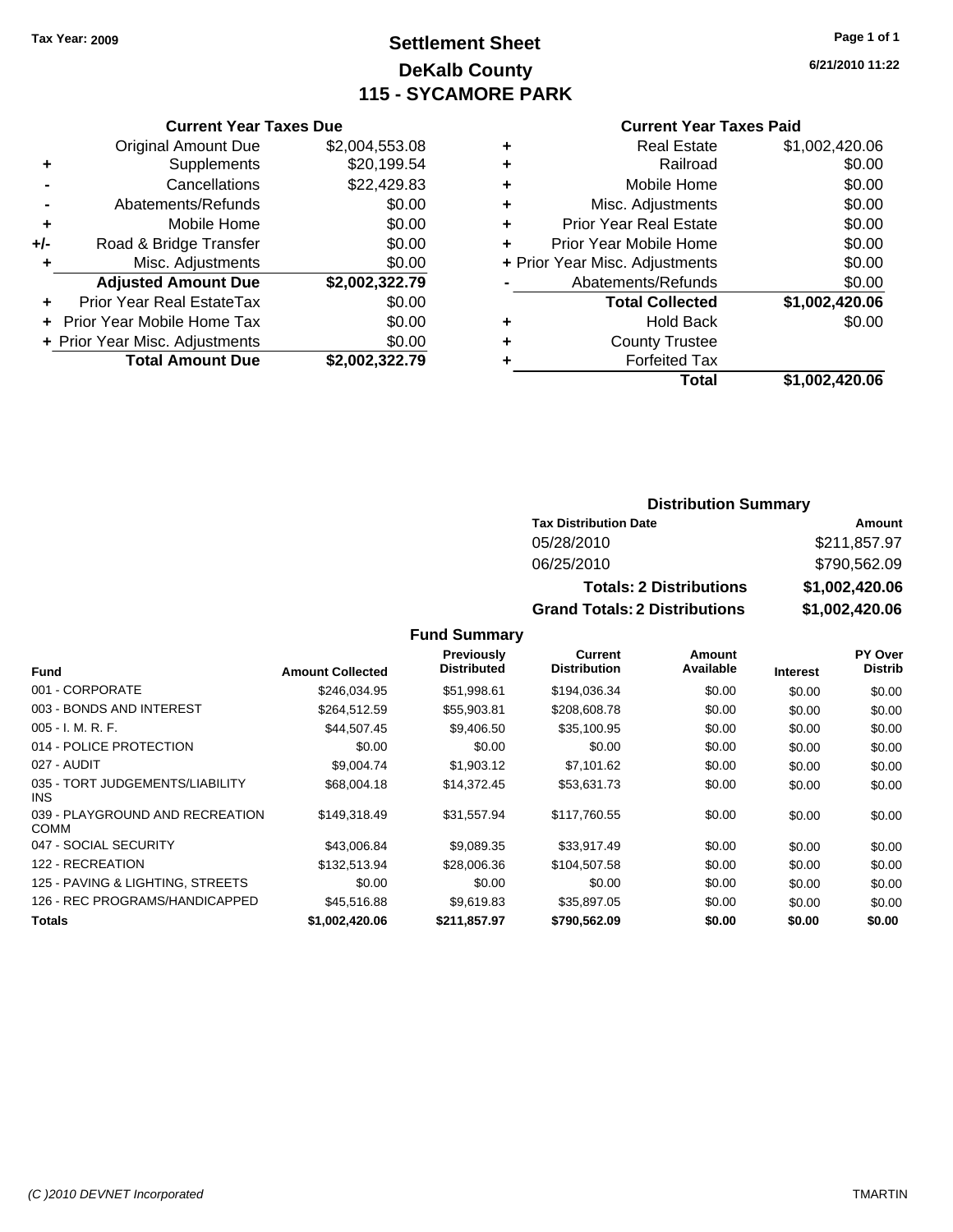Tax Year: 2009

# Settlement Sheet
## DeKalb County
## 115 - SYCAMORE PARK

6/21/2010 11:22

### Current Year Taxes Due

| | | |
|---|---|---|
| | Original Amount Due | $2,004,553.08 |
| + | Supplements | $20,199.54 |
| - | Cancellations | $22,429.83 |
| - | Abatements/Refunds | $0.00 |
| + | Mobile Home | $0.00 |
| +/- | Road & Bridge Transfer | $0.00 |
| + | Misc. Adjustments | $0.00 |
| | **Adjusted Amount Due** | **$2,002,322.79** |
| + | Prior Year Real EstateTax | $0.00 |
| + | Prior Year Mobile Home Tax | $0.00 |
| + | Prior Year Misc. Adjustments | $0.00 |
| | **Total Amount Due** | **$2,002,322.79** |

### Current Year Taxes Paid

| | | |
|---|---|---|
| + | Real Estate | $1,002,420.06 |
| + | Railroad | $0.00 |
| + | Mobile Home | $0.00 |
| + | Misc. Adjustments | $0.00 |
| + | Prior Year Real Estate | $0.00 |
| + | Prior Year Mobile Home | $0.00 |
| + | Prior Year Misc. Adjustments | $0.00 |
| - | Abatements/Refunds | $0.00 |
| | **Total Collected** | **$1,002,420.06** |
| + | Hold Back | $0.00 |
| + | County Trustee | |
| + | Forfeited Tax | |
| | **Total** | **$1,002,420.06** |

### Distribution Summary

| Tax Distribution Date | Amount |
|---|---|
| 05/28/2010 | $211,857.97 |
| 06/25/2010 | $790,562.09 |
| **Totals: 2 Distributions** | **$1,002,420.06** |
| **Grand Totals: 2 Distributions** | **$1,002,420.06** |

### Fund Summary

| Fund | Amount Collected | Previously Distributed | Current Distribution | Amount Available | Interest | PY Over Distrib |
|---|---|---|---|---|---|---|
| 001 - CORPORATE | $246,034.95 | $51,998.61 | $194,036.34 | $0.00 | $0.00 | $0.00 |
| 003 - BONDS AND INTEREST | $264,512.59 | $55,903.81 | $208,608.78 | $0.00 | $0.00 | $0.00 |
| 005 - I. M. R. F. | $44,507.45 | $9,406.50 | $35,100.95 | $0.00 | $0.00 | $0.00 |
| 014 - POLICE PROTECTION | $0.00 | $0.00 | $0.00 | $0.00 | $0.00 | $0.00 |
| 027 - AUDIT | $9,004.74 | $1,903.12 | $7,101.62 | $0.00 | $0.00 | $0.00 |
| 035 - TORT JUDGEMENTS/LIABILITY INS | $68,004.18 | $14,372.45 | $53,631.73 | $0.00 | $0.00 | $0.00 |
| 039 - PLAYGROUND AND RECREATION COMM | $149,318.49 | $31,557.94 | $117,760.55 | $0.00 | $0.00 | $0.00 |
| 047 - SOCIAL SECURITY | $43,006.84 | $9,089.35 | $33,917.49 | $0.00 | $0.00 | $0.00 |
| 122 - RECREATION | $132,513.94 | $28,006.36 | $104,507.58 | $0.00 | $0.00 | $0.00 |
| 125 - PAVING & LIGHTING, STREETS | $0.00 | $0.00 | $0.00 | $0.00 | $0.00 | $0.00 |
| 126 - REC PROGRAMS/HANDICAPPED | $45,516.88 | $9,619.83 | $35,897.05 | $0.00 | $0.00 | $0.00 |
| **Totals** | **$1,002,420.06** | **$211,857.97** | **$790,562.09** | **$0.00** | **$0.00** | **$0.00** |

(C )2010 DEVNET Incorporated — TMARTIN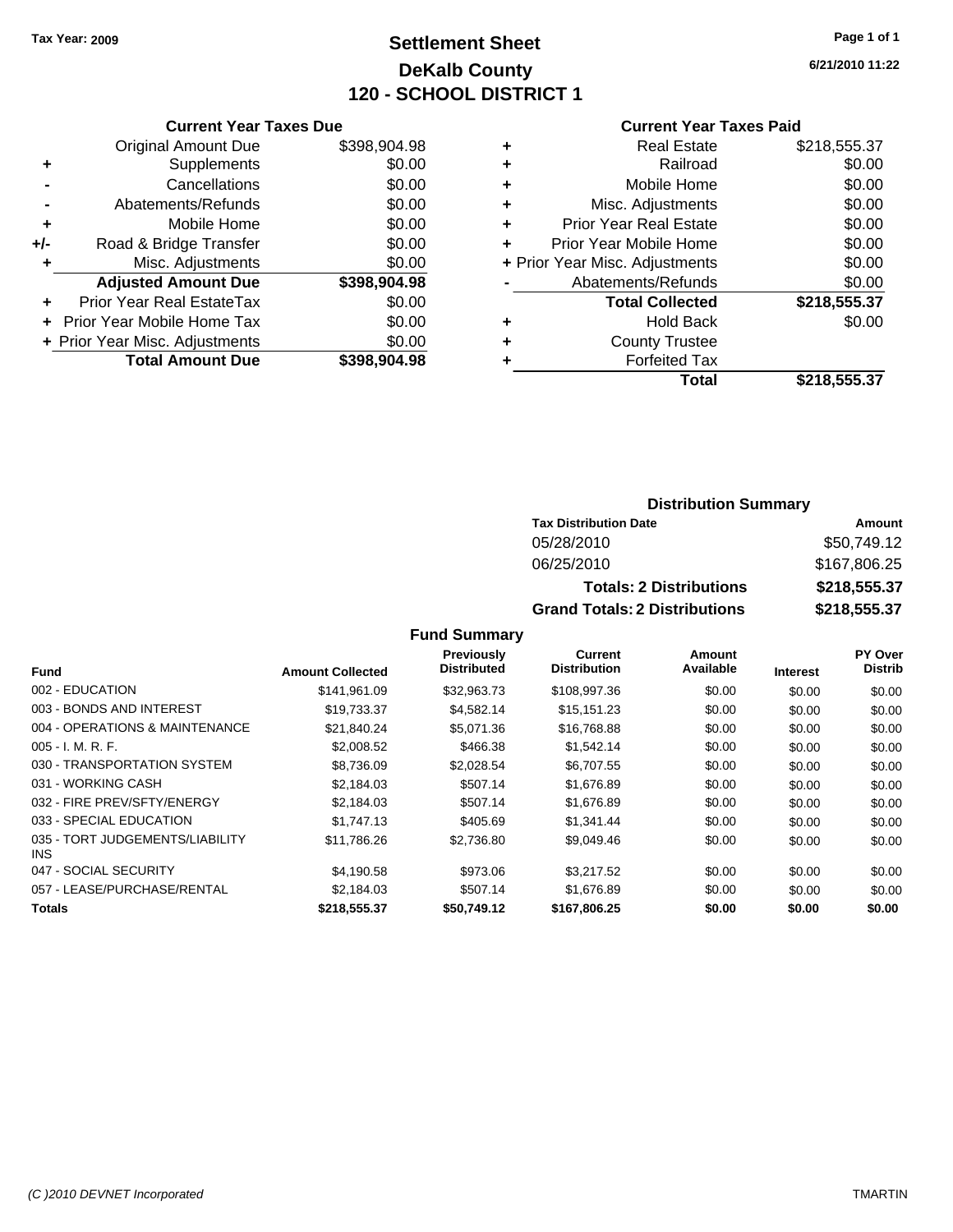Tax Year: 2009

# Settlement Sheet
## DeKalb County
## 120 - SCHOOL DISTRICT 1

6/21/2010 11:22

### Current Year Taxes Due

| | | |
|---|---|---|
| | Original Amount Due | $398,904.98 |
| + | Supplements | $0.00 |
| - | Cancellations | $0.00 |
| - | Abatements/Refunds | $0.00 |
| + | Mobile Home | $0.00 |
| +/- | Road & Bridge Transfer | $0.00 |
| + | Misc. Adjustments | $0.00 |
| | **Adjusted Amount Due** | **$398,904.98** |
| + | Prior Year Real EstateTax | $0.00 |
| + | Prior Year Mobile Home Tax | $0.00 |
| + | Prior Year Misc. Adjustments | $0.00 |
| | **Total Amount Due** | **$398,904.98** |

### Current Year Taxes Paid

| | | |
|---|---|---|
| + | Real Estate | $218,555.37 |
| + | Railroad | $0.00 |
| + | Mobile Home | $0.00 |
| + | Misc. Adjustments | $0.00 |
| + | Prior Year Real Estate | $0.00 |
| + | Prior Year Mobile Home | $0.00 |
| + | Prior Year Misc. Adjustments | $0.00 |
| - | Abatements/Refunds | $0.00 |
| | **Total Collected** | **$218,555.37** |
| + | Hold Back | $0.00 |
| + | County Trustee | |
| + | Forfeited Tax | |
| | **Total** | **$218,555.37** |

### Distribution Summary

| Tax Distribution Date | Amount |
|---|---|
| 05/28/2010 | $50,749.12 |
| 06/25/2010 | $167,806.25 |
| **Totals: 2 Distributions** | **$218,555.37** |
| **Grand Totals: 2 Distributions** | **$218,555.37** |

### Fund Summary

| Fund | Amount Collected | Previously Distributed | Current Distribution | Amount Available | Interest | PY Over Distrib |
|---|---|---|---|---|---|---|
| 002 - EDUCATION | $141,961.09 | $32,963.73 | $108,997.36 | $0.00 | $0.00 | $0.00 |
| 003 - BONDS AND INTEREST | $19,733.37 | $4,582.14 | $15,151.23 | $0.00 | $0.00 | $0.00 |
| 004 - OPERATIONS & MAINTENANCE | $21,840.24 | $5,071.36 | $16,768.88 | $0.00 | $0.00 | $0.00 |
| 005 - I. M. R. F. | $2,008.52 | $466.38 | $1,542.14 | $0.00 | $0.00 | $0.00 |
| 030 - TRANSPORTATION SYSTEM | $8,736.09 | $2,028.54 | $6,707.55 | $0.00 | $0.00 | $0.00 |
| 031 - WORKING CASH | $2,184.03 | $507.14 | $1,676.89 | $0.00 | $0.00 | $0.00 |
| 032 - FIRE PREV/SFTY/ENERGY | $2,184.03 | $507.14 | $1,676.89 | $0.00 | $0.00 | $0.00 |
| 033 - SPECIAL EDUCATION | $1,747.13 | $405.69 | $1,341.44 | $0.00 | $0.00 | $0.00 |
| 035 - TORT JUDGEMENTS/LIABILITY INS | $11,786.26 | $2,736.80 | $9,049.46 | $0.00 | $0.00 | $0.00 |
| 047 - SOCIAL SECURITY | $4,190.58 | $973.06 | $3,217.52 | $0.00 | $0.00 | $0.00 |
| 057 - LEASE/PURCHASE/RENTAL | $2,184.03 | $507.14 | $1,676.89 | $0.00 | $0.00 | $0.00 |
| **Totals** | **$218,555.37** | **$50,749.12** | **$167,806.25** | **$0.00** | **$0.00** | **$0.00** |

(C )2010 DEVNET Incorporated TMARTIN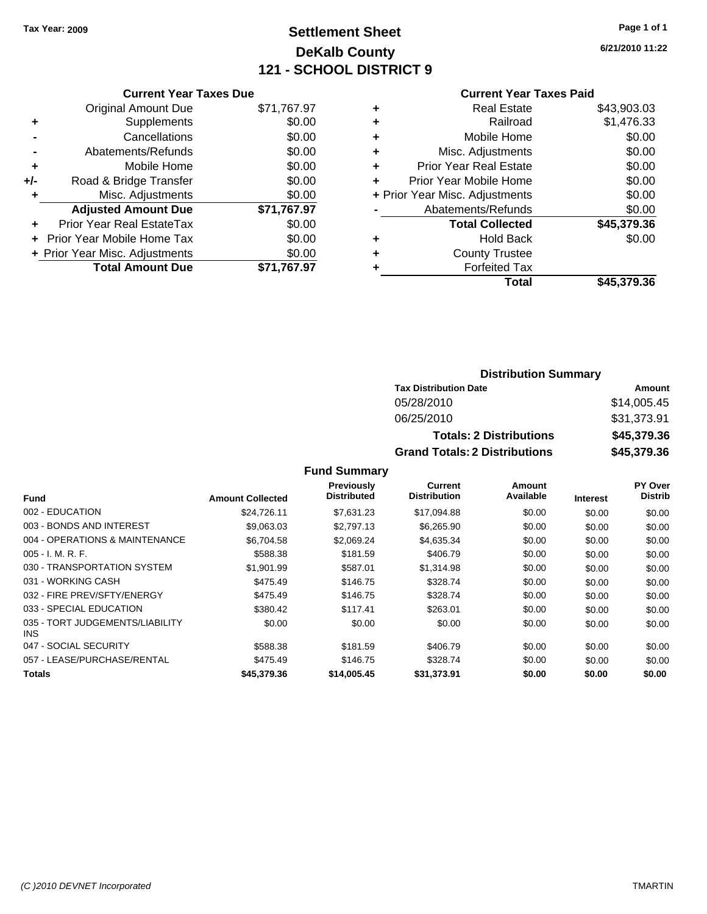Tax Year: 2009

# Settlement Sheet
## DeKalb County
## 121 - SCHOOL DISTRICT 9

6/21/2010 11:22

### Current Year Taxes Due

| | | |
|---|---|---|
| | Original Amount Due | $71,767.97 |
| + | Supplements | $0.00 |
| - | Cancellations | $0.00 |
| - | Abatements/Refunds | $0.00 |
| + | Mobile Home | $0.00 |
| +/- | Road & Bridge Transfer | $0.00 |
| + | Misc. Adjustments | $0.00 |
| | **Adjusted Amount Due** | **$71,767.97** |
| + | Prior Year Real EstateTax | $0.00 |
| + | Prior Year Mobile Home Tax | $0.00 |
| + | Prior Year Misc. Adjustments | $0.00 |
| | **Total Amount Due** | **$71,767.97** |

### Current Year Taxes Paid

| | | |
|---|---|---|
| + | Real Estate | $43,903.03 |
| + | Railroad | $1,476.33 |
| + | Mobile Home | $0.00 |
| + | Misc. Adjustments | $0.00 |
| + | Prior Year Real Estate | $0.00 |
| + | Prior Year Mobile Home | $0.00 |
| + | Prior Year Misc. Adjustments | $0.00 |
| - | Abatements/Refunds | $0.00 |
| | **Total Collected** | **$45,379.36** |
| + | Hold Back | $0.00 |
| + | County Trustee | |
| + | Forfeited Tax | |
| | **Total** | **$45,379.36** |

### Distribution Summary

| Tax Distribution Date | Amount |
|---|---|
| 05/28/2010 | $14,005.45 |
| 06/25/2010 | $31,373.91 |
| **Totals: 2 Distributions** | **$45,379.36** |
| **Grand Totals: 2 Distributions** | **$45,379.36** |

### Fund Summary

| Fund | Amount Collected | Previously Distributed | Current Distribution | Amount Available | Interest | PY Over Distrib |
|---|---|---|---|---|---|---|
| 002 - EDUCATION | $24,726.11 | $7,631.23 | $17,094.88 | $0.00 | $0.00 | $0.00 |
| 003 - BONDS AND INTEREST | $9,063.03 | $2,797.13 | $6,265.90 | $0.00 | $0.00 | $0.00 |
| 004 - OPERATIONS & MAINTENANCE | $6,704.58 | $2,069.24 | $4,635.34 | $0.00 | $0.00 | $0.00 |
| 005 - I. M. R. F. | $588.38 | $181.59 | $406.79 | $0.00 | $0.00 | $0.00 |
| 030 - TRANSPORTATION SYSTEM | $1,901.99 | $587.01 | $1,314.98 | $0.00 | $0.00 | $0.00 |
| 031 - WORKING CASH | $475.49 | $146.75 | $328.74 | $0.00 | $0.00 | $0.00 |
| 032 - FIRE PREV/SFTY/ENERGY | $475.49 | $146.75 | $328.74 | $0.00 | $0.00 | $0.00 |
| 033 - SPECIAL EDUCATION | $380.42 | $117.41 | $263.01 | $0.00 | $0.00 | $0.00 |
| 035 - TORT JUDGEMENTS/LIABILITY INS | $0.00 | $0.00 | $0.00 | $0.00 | $0.00 | $0.00 |
| 047 - SOCIAL SECURITY | $588.38 | $181.59 | $406.79 | $0.00 | $0.00 | $0.00 |
| 057 - LEASE/PURCHASE/RENTAL | $475.49 | $146.75 | $328.74 | $0.00 | $0.00 | $0.00 |
| **Totals** | **$45,379.36** | **$14,005.45** | **$31,373.91** | **$0.00** | **$0.00** | **$0.00** |

(C )2010 DEVNET Incorporated TMARTIN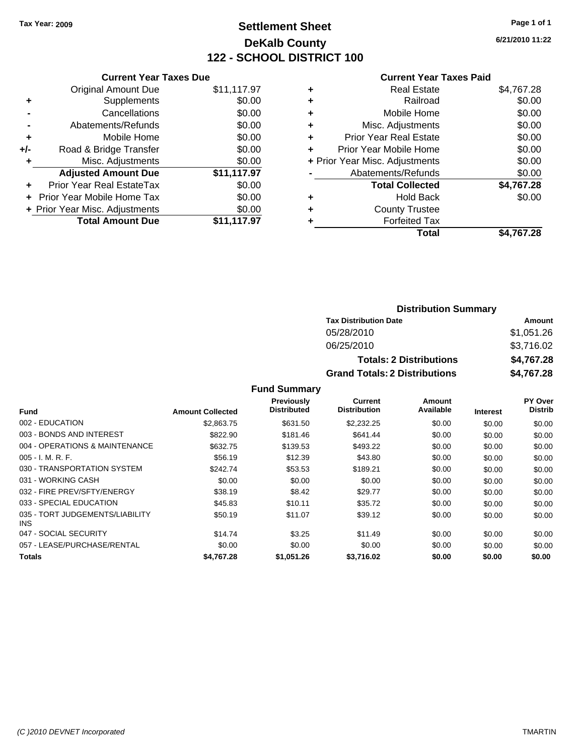**Tax Year: 2009**

# Settlement Sheet
## DeKalb County
## 122 - SCHOOL DISTRICT 100

6/21/2010 11:22

### Current Year Taxes Due

| | | |
|---|---|---|
| | Original Amount Due | $11,117.97 |
| + | Supplements | $0.00 |
| - | Cancellations | $0.00 |
| - | Abatements/Refunds | $0.00 |
| + | Mobile Home | $0.00 |
| +/- | Road & Bridge Transfer | $0.00 |
| + | Misc. Adjustments | $0.00 |
| | **Adjusted Amount Due** | **$11,117.97** |
| + | Prior Year Real EstateTax | $0.00 |
| + | Prior Year Mobile Home Tax | $0.00 |
| + | Prior Year Misc. Adjustments | $0.00 |
| | **Total Amount Due** | **$11,117.97** |

### Current Year Taxes Paid

| | | |
|---|---|---|
| + | Real Estate | $4,767.28 |
| + | Railroad | $0.00 |
| + | Mobile Home | $0.00 |
| + | Misc. Adjustments | $0.00 |
| + | Prior Year Real Estate | $0.00 |
| + | Prior Year Mobile Home | $0.00 |
| + | Prior Year Misc. Adjustments | $0.00 |
| - | Abatements/Refunds | $0.00 |
| | **Total Collected** | **$4,767.28** |
| + | Hold Back | $0.00 |
| + | County Trustee | |
| + | Forfeited Tax | |
| | **Total** | **$4,767.28** |

### Distribution Summary

| Tax Distribution Date | Amount |
|---|---|
| 05/28/2010 | $1,051.26 |
| 06/25/2010 | $3,716.02 |
| **Totals: 2 Distributions** | **$4,767.28** |
| **Grand Totals: 2 Distributions** | **$4,767.28** |

### Fund Summary

| Fund | Amount Collected | Previously Distributed | Current Distribution | Amount Available | Interest | PY Over Distrib |
|---|---|---|---|---|---|---|
| 002 - EDUCATION | $2,863.75 | $631.50 | $2,232.25 | $0.00 | $0.00 | $0.00 |
| 003 - BONDS AND INTEREST | $822.90 | $181.46 | $641.44 | $0.00 | $0.00 | $0.00 |
| 004 - OPERATIONS & MAINTENANCE | $632.75 | $139.53 | $493.22 | $0.00 | $0.00 | $0.00 |
| 005 - I. M. R. F. | $56.19 | $12.39 | $43.80 | $0.00 | $0.00 | $0.00 |
| 030 - TRANSPORTATION SYSTEM | $242.74 | $53.53 | $189.21 | $0.00 | $0.00 | $0.00 |
| 031 - WORKING CASH | $0.00 | $0.00 | $0.00 | $0.00 | $0.00 | $0.00 |
| 032 - FIRE PREV/SFTY/ENERGY | $38.19 | $8.42 | $29.77 | $0.00 | $0.00 | $0.00 |
| 033 - SPECIAL EDUCATION | $45.83 | $10.11 | $35.72 | $0.00 | $0.00 | $0.00 |
| 035 - TORT JUDGEMENTS/LIABILITY INS | $50.19 | $11.07 | $39.12 | $0.00 | $0.00 | $0.00 |
| 047 - SOCIAL SECURITY | $14.74 | $3.25 | $11.49 | $0.00 | $0.00 | $0.00 |
| 057 - LEASE/PURCHASE/RENTAL | $0.00 | $0.00 | $0.00 | $0.00 | $0.00 | $0.00 |
| **Totals** | **$4,767.28** | **$1,051.26** | **$3,716.02** | **$0.00** | **$0.00** | **$0.00** |

*(C )2010 DEVNET Incorporated* TMARTIN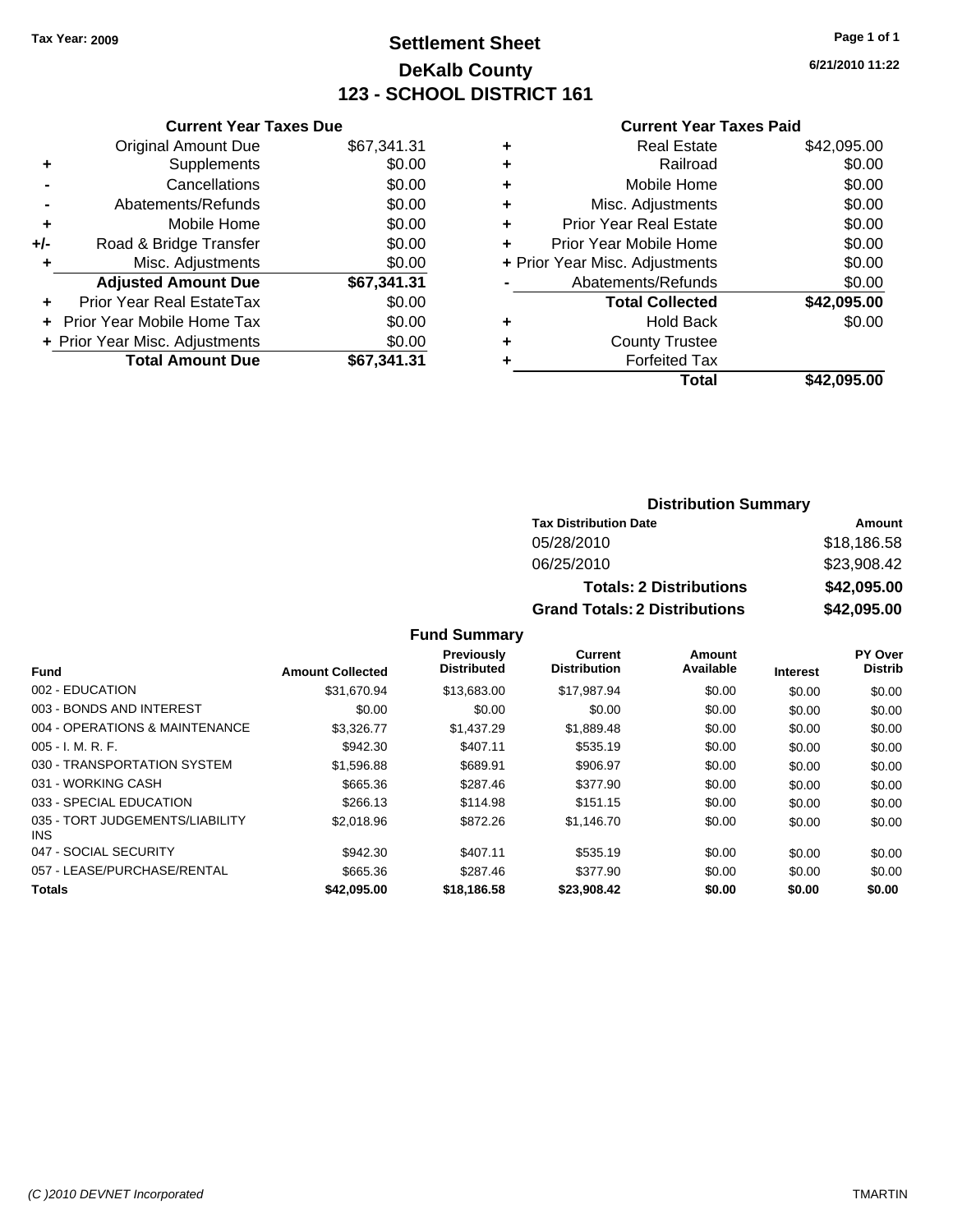Tax Year: 2009

# Settlement Sheet

## DeKalb County

## 123 - SCHOOL DISTRICT 161

6/21/2010 11:22

### Current Year Taxes Due

| | | |
|---|---|---|
| | Original Amount Due | $67,341.31 |
| + | Supplements | $0.00 |
| - | Cancellations | $0.00 |
| - | Abatements/Refunds | $0.00 |
| + | Mobile Home | $0.00 |
| +/- | Road & Bridge Transfer | $0.00 |
| + | Misc. Adjustments | $0.00 |
| | **Adjusted Amount Due** | **$67,341.31** |
| + | Prior Year Real EstateTax | $0.00 |
| + | Prior Year Mobile Home Tax | $0.00 |
| + | Prior Year Misc. Adjustments | $0.00 |
| | **Total Amount Due** | **$67,341.31** |

### Current Year Taxes Paid

| | | |
|---|---|---|
| + | Real Estate | $42,095.00 |
| + | Railroad | $0.00 |
| + | Mobile Home | $0.00 |
| + | Misc. Adjustments | $0.00 |
| + | Prior Year Real Estate | $0.00 |
| + | Prior Year Mobile Home | $0.00 |
| + | Prior Year Misc. Adjustments | $0.00 |
| - | Abatements/Refunds | $0.00 |
| | **Total Collected** | **$42,095.00** |
| + | Hold Back | $0.00 |
| + | County Trustee | |
| + | Forfeited Tax | |
| | **Total** | **$42,095.00** |

### Distribution Summary

| Tax Distribution Date | Amount |
|---|---|
| 05/28/2010 | $18,186.58 |
| 06/25/2010 | $23,908.42 |
| **Totals: 2 Distributions** | **$42,095.00** |
| **Grand Totals: 2 Distributions** | **$42,095.00** |

### Fund Summary

| Fund | Amount Collected | Previously Distributed | Current Distribution | Amount Available | Interest | PY Over Distrib |
|---|---|---|---|---|---|---|
| 002 - EDUCATION | $31,670.94 | $13,683.00 | $17,987.94 | $0.00 | $0.00 | $0.00 |
| 003 - BONDS AND INTEREST | $0.00 | $0.00 | $0.00 | $0.00 | $0.00 | $0.00 |
| 004 - OPERATIONS & MAINTENANCE | $3,326.77 | $1,437.29 | $1,889.48 | $0.00 | $0.00 | $0.00 |
| 005 - I. M. R. F. | $942.30 | $407.11 | $535.19 | $0.00 | $0.00 | $0.00 |
| 030 - TRANSPORTATION SYSTEM | $1,596.88 | $689.91 | $906.97 | $0.00 | $0.00 | $0.00 |
| 031 - WORKING CASH | $665.36 | $287.46 | $377.90 | $0.00 | $0.00 | $0.00 |
| 033 - SPECIAL EDUCATION | $266.13 | $114.98 | $151.15 | $0.00 | $0.00 | $0.00 |
| 035 - TORT JUDGEMENTS/LIABILITY INS | $2,018.96 | $872.26 | $1,146.70 | $0.00 | $0.00 | $0.00 |
| 047 - SOCIAL SECURITY | $942.30 | $407.11 | $535.19 | $0.00 | $0.00 | $0.00 |
| 057 - LEASE/PURCHASE/RENTAL | $665.36 | $287.46 | $377.90 | $0.00 | $0.00 | $0.00 |
| **Totals** | **$42,095.00** | **$18,186.58** | **$23,908.42** | **$0.00** | **$0.00** | **$0.00** |

(C )2010 DEVNET Incorporated TMARTIN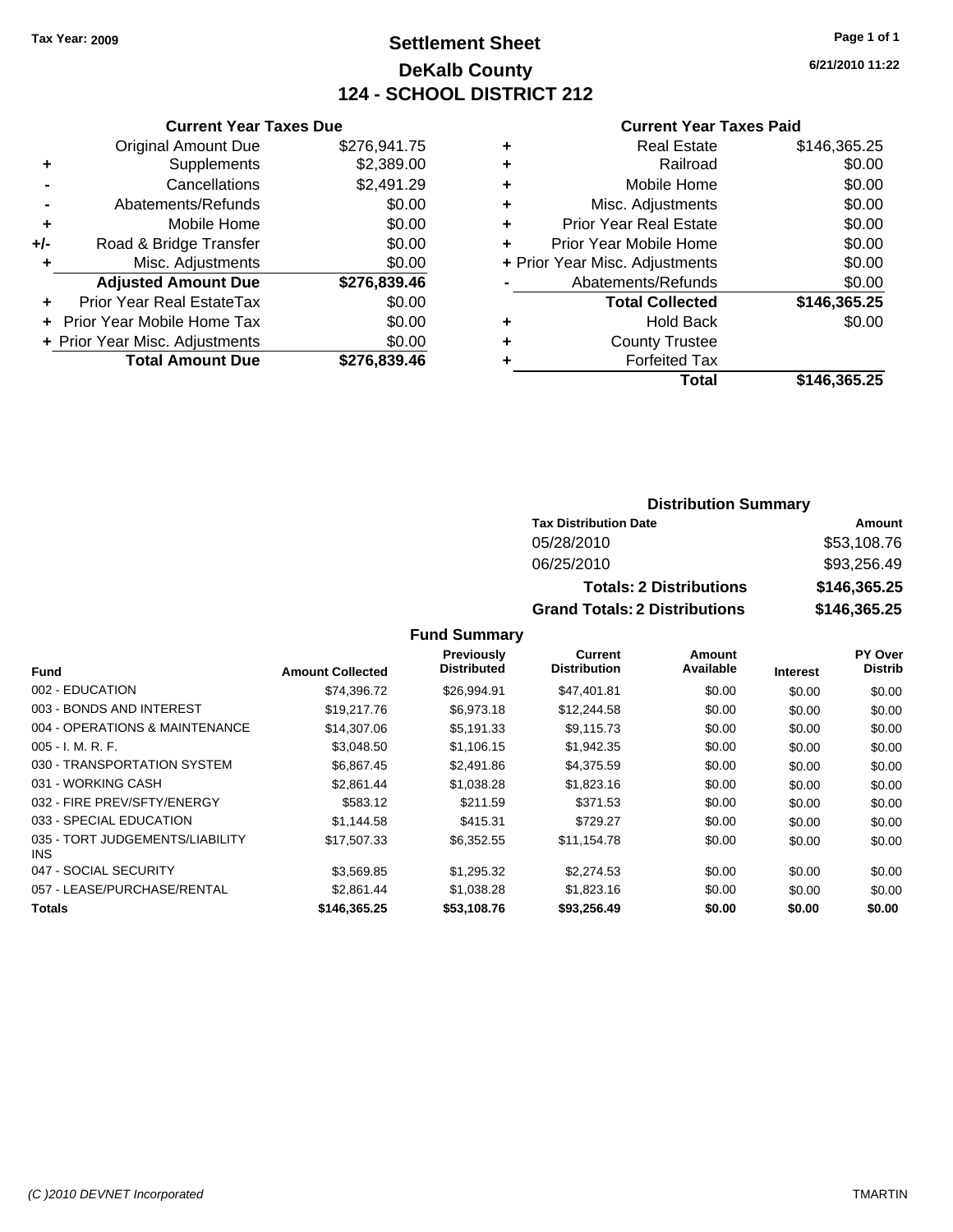Tax Year: 2009

# Settlement Sheet
## DeKalb County
## 124 - SCHOOL DISTRICT 212

6/21/2010 11:22

### Current Year Taxes Due

| | | |
|---|---|---|
| | Original Amount Due | $276,941.75 |
| + | Supplements | $2,389.00 |
| - | Cancellations | $2,491.29 |
| - | Abatements/Refunds | $0.00 |
| + | Mobile Home | $0.00 |
| +/- | Road & Bridge Transfer | $0.00 |
| + | Misc. Adjustments | $0.00 |
| | **Adjusted Amount Due** | **$276,839.46** |
| + | Prior Year Real EstateTax | $0.00 |
| + | Prior Year Mobile Home Tax | $0.00 |
| + | Prior Year Misc. Adjustments | $0.00 |
| | **Total Amount Due** | **$276,839.46** |

### Current Year Taxes Paid

| | | |
|---|---|---|
| + | Real Estate | $146,365.25 |
| + | Railroad | $0.00 |
| + | Mobile Home | $0.00 |
| + | Misc. Adjustments | $0.00 |
| + | Prior Year Real Estate | $0.00 |
| + | Prior Year Mobile Home | $0.00 |
| + | Prior Year Misc. Adjustments | $0.00 |
| - | Abatements/Refunds | $0.00 |
| | **Total Collected** | **$146,365.25** |
| + | Hold Back | $0.00 |
| + | County Trustee | |
| + | Forfeited Tax | |
| | **Total** | **$146,365.25** |

### Distribution Summary

| Tax Distribution Date | Amount |
|---|---|
| 05/28/2010 | $53,108.76 |
| 06/25/2010 | $93,256.49 |
| **Totals: 2 Distributions** | **$146,365.25** |
| **Grand Totals: 2 Distributions** | **$146,365.25** |

### Fund Summary

| Fund | Amount Collected | Previously Distributed | Current Distribution | Amount Available | Interest | PY Over Distrib |
|---|---|---|---|---|---|---|
| 002 - EDUCATION | $74,396.72 | $26,994.91 | $47,401.81 | $0.00 | $0.00 | $0.00 |
| 003 - BONDS AND INTEREST | $19,217.76 | $6,973.18 | $12,244.58 | $0.00 | $0.00 | $0.00 |
| 004 - OPERATIONS & MAINTENANCE | $14,307.06 | $5,191.33 | $9,115.73 | $0.00 | $0.00 | $0.00 |
| 005 - I. M. R. F. | $3,048.50 | $1,106.15 | $1,942.35 | $0.00 | $0.00 | $0.00 |
| 030 - TRANSPORTATION SYSTEM | $6,867.45 | $2,491.86 | $4,375.59 | $0.00 | $0.00 | $0.00 |
| 031 - WORKING CASH | $2,861.44 | $1,038.28 | $1,823.16 | $0.00 | $0.00 | $0.00 |
| 032 - FIRE PREV/SFTY/ENERGY | $583.12 | $211.59 | $371.53 | $0.00 | $0.00 | $0.00 |
| 033 - SPECIAL EDUCATION | $1,144.58 | $415.31 | $729.27 | $0.00 | $0.00 | $0.00 |
| 035 - TORT JUDGEMENTS/LIABILITY INS | $17,507.33 | $6,352.55 | $11,154.78 | $0.00 | $0.00 | $0.00 |
| 047 - SOCIAL SECURITY | $3,569.85 | $1,295.32 | $2,274.53 | $0.00 | $0.00 | $0.00 |
| 057 - LEASE/PURCHASE/RENTAL | $2,861.44 | $1,038.28 | $1,823.16 | $0.00 | $0.00 | $0.00 |
| **Totals** | **$146,365.25** | **$53,108.76** | **$93,256.49** | **$0.00** | **$0.00** | **$0.00** |

(C )2010 DEVNET Incorporated TMARTIN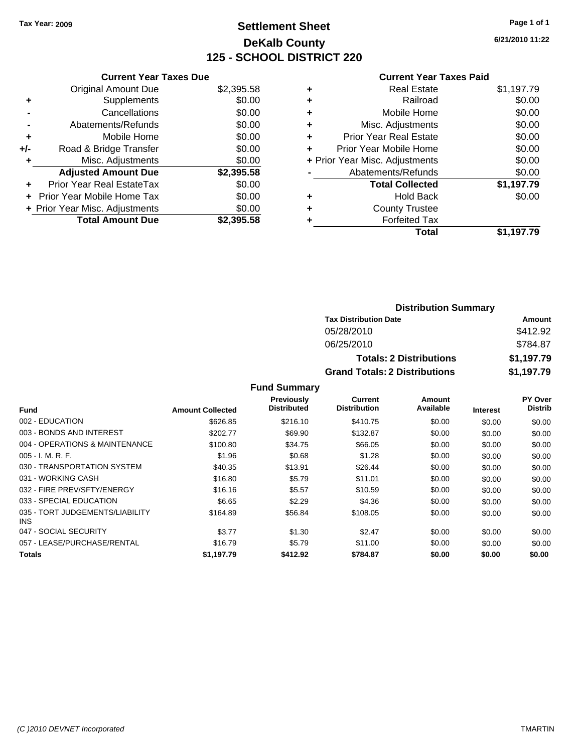**Tax Year: 2009**

# Settlement Sheet
## DeKalb County
## 125 - SCHOOL DISTRICT 220

6/21/2010 11:22

### Current Year Taxes Due

| | | |
|---|---|---|
| | Original Amount Due | $2,395.58 |
| + | Supplements | $0.00 |
| - | Cancellations | $0.00 |
| - | Abatements/Refunds | $0.00 |
| + | Mobile Home | $0.00 |
| +/- | Road & Bridge Transfer | $0.00 |
| + | Misc. Adjustments | $0.00 |
| | **Adjusted Amount Due** | **$2,395.58** |
| + | Prior Year Real EstateTax | $0.00 |
| + | Prior Year Mobile Home Tax | $0.00 |
| + | Prior Year Misc. Adjustments | $0.00 |
| | **Total Amount Due** | **$2,395.58** |

### Current Year Taxes Paid

| | | |
|---|---|---|
| + | Real Estate | $1,197.79 |
| + | Railroad | $0.00 |
| + | Mobile Home | $0.00 |
| + | Misc. Adjustments | $0.00 |
| + | Prior Year Real Estate | $0.00 |
| + | Prior Year Mobile Home | $0.00 |
| + | Prior Year Misc. Adjustments | $0.00 |
| - | Abatements/Refunds | $0.00 |
| | **Total Collected** | **$1,197.79** |
| + | Hold Back | $0.00 |
| + | County Trustee | |
| + | Forfeited Tax | |
| | **Total** | **$1,197.79** |

### Distribution Summary

| Tax Distribution Date | Amount |
|---|---|
| 05/28/2010 | $412.92 |
| 06/25/2010 | $784.87 |
| **Totals: 2 Distributions** | **$1,197.79** |
| **Grand Totals: 2 Distributions** | **$1,197.79** |

### Fund Summary

| Fund | Amount Collected | Previously Distributed | Current Distribution | Amount Available | Interest | PY Over Distrib |
|---|---|---|---|---|---|---|
| 002 - EDUCATION | $626.85 | $216.10 | $410.75 | $0.00 | $0.00 | $0.00 |
| 003 - BONDS AND INTEREST | $202.77 | $69.90 | $132.87 | $0.00 | $0.00 | $0.00 |
| 004 - OPERATIONS & MAINTENANCE | $100.80 | $34.75 | $66.05 | $0.00 | $0.00 | $0.00 |
| 005 - I. M. R. F. | $1.96 | $0.68 | $1.28 | $0.00 | $0.00 | $0.00 |
| 030 - TRANSPORTATION SYSTEM | $40.35 | $13.91 | $26.44 | $0.00 | $0.00 | $0.00 |
| 031 - WORKING CASH | $16.80 | $5.79 | $11.01 | $0.00 | $0.00 | $0.00 |
| 032 - FIRE PREV/SFTY/ENERGY | $16.16 | $5.57 | $10.59 | $0.00 | $0.00 | $0.00 |
| 033 - SPECIAL EDUCATION | $6.65 | $2.29 | $4.36 | $0.00 | $0.00 | $0.00 |
| 035 - TORT JUDGEMENTS/LIABILITY INS | $164.89 | $56.84 | $108.05 | $0.00 | $0.00 | $0.00 |
| 047 - SOCIAL SECURITY | $3.77 | $1.30 | $2.47 | $0.00 | $0.00 | $0.00 |
| 057 - LEASE/PURCHASE/RENTAL | $16.79 | $5.79 | $11.00 | $0.00 | $0.00 | $0.00 |
| **Totals** | **$1,197.79** | **$412.92** | **$784.87** | **$0.00** | **$0.00** | **$0.00** |

(C )2010 DEVNET Incorporated TMARTIN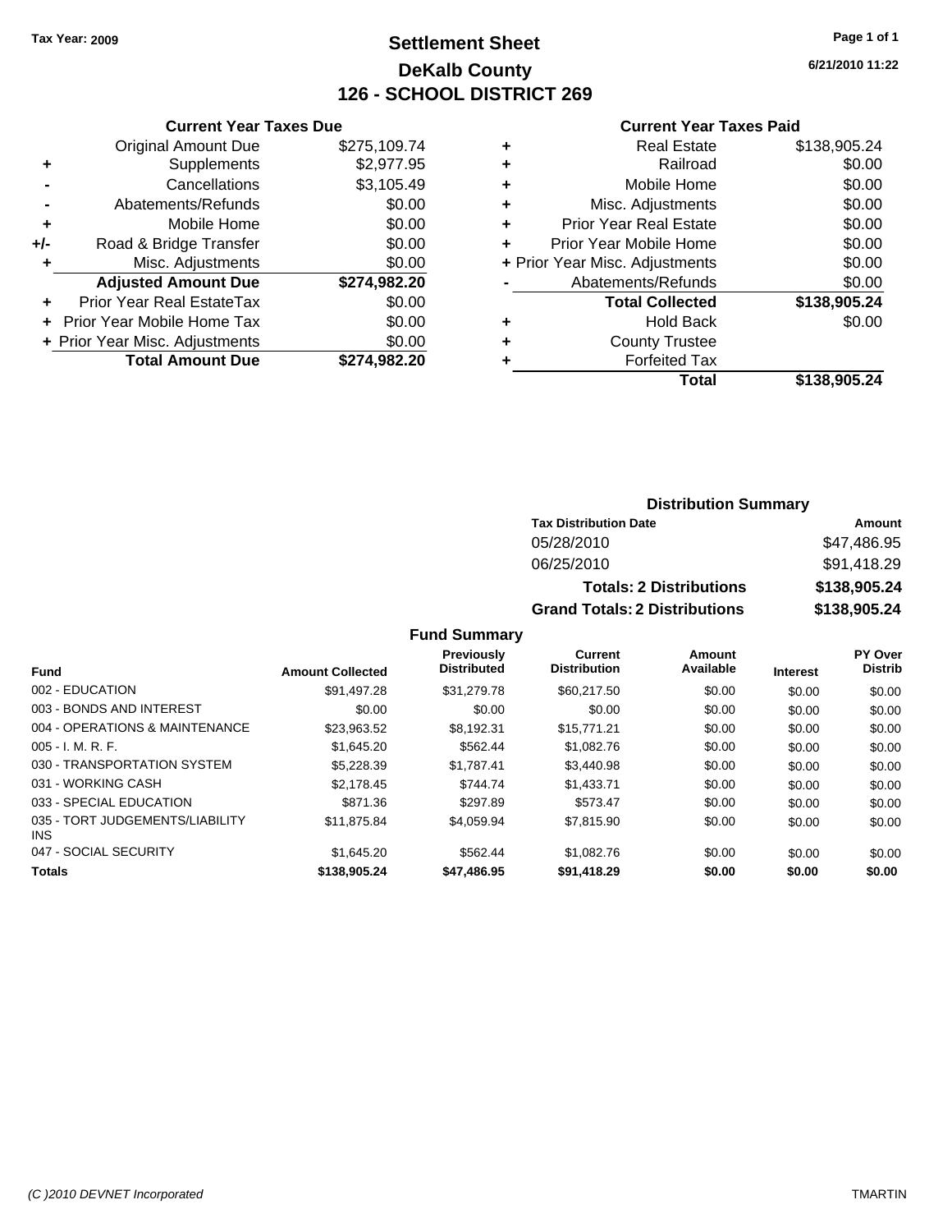Tax Year: 2009

# Settlement Sheet
## DeKalb County
## 126 - SCHOOL DISTRICT 269

6/21/2010 11:22

### Current Year Taxes Due

| | | |
|---|---|---|
| | Original Amount Due | $275,109.74 |
| + | Supplements | $2,977.95 |
| - | Cancellations | $3,105.49 |
| - | Abatements/Refunds | $0.00 |
| + | Mobile Home | $0.00 |
| +/- | Road & Bridge Transfer | $0.00 |
| + | Misc. Adjustments | $0.00 |
| | **Adjusted Amount Due** | **$274,982.20** |
| + | Prior Year Real EstateTax | $0.00 |
| + | Prior Year Mobile Home Tax | $0.00 |
| + | Prior Year Misc. Adjustments | $0.00 |
| | **Total Amount Due** | **$274,982.20** |

### Current Year Taxes Paid

| | | |
|---|---|---|
| + | Real Estate | $138,905.24 |
| + | Railroad | $0.00 |
| + | Mobile Home | $0.00 |
| + | Misc. Adjustments | $0.00 |
| + | Prior Year Real Estate | $0.00 |
| + | Prior Year Mobile Home | $0.00 |
| + | Prior Year Misc. Adjustments | $0.00 |
| - | Abatements/Refunds | $0.00 |
| | **Total Collected** | **$138,905.24** |
| + | Hold Back | $0.00 |
| + | County Trustee | |
| + | Forfeited Tax | |
| | **Total** | **$138,905.24** |

### Distribution Summary

| Tax Distribution Date | Amount |
|---|---|
| 05/28/2010 | $47,486.95 |
| 06/25/2010 | $91,418.29 |
| **Totals: 2 Distributions** | **$138,905.24** |
| **Grand Totals: 2 Distributions** | **$138,905.24** |

### Fund Summary

| Fund | Amount Collected | Previously Distributed | Current Distribution | Amount Available | Interest | PY Over Distrib |
|---|---|---|---|---|---|---|
| 002 - EDUCATION | $91,497.28 | $31,279.78 | $60,217.50 | $0.00 | $0.00 | $0.00 |
| 003 - BONDS AND INTEREST | $0.00 | $0.00 | $0.00 | $0.00 | $0.00 | $0.00 |
| 004 - OPERATIONS & MAINTENANCE | $23,963.52 | $8,192.31 | $15,771.21 | $0.00 | $0.00 | $0.00 |
| 005 - I. M. R. F. | $1,645.20 | $562.44 | $1,082.76 | $0.00 | $0.00 | $0.00 |
| 030 - TRANSPORTATION SYSTEM | $5,228.39 | $1,787.41 | $3,440.98 | $0.00 | $0.00 | $0.00 |
| 031 - WORKING CASH | $2,178.45 | $744.74 | $1,433.71 | $0.00 | $0.00 | $0.00 |
| 033 - SPECIAL EDUCATION | $871.36 | $297.89 | $573.47 | $0.00 | $0.00 | $0.00 |
| 035 - TORT JUDGEMENTS/LIABILITY INS | $11,875.84 | $4,059.94 | $7,815.90 | $0.00 | $0.00 | $0.00 |
| 047 - SOCIAL SECURITY | $1,645.20 | $562.44 | $1,082.76 | $0.00 | $0.00 | $0.00 |
| **Totals** | **$138,905.24** | **$47,486.95** | **$91,418.29** | **$0.00** | **$0.00** | **$0.00** |

(C )2010 DEVNET Incorporated TMARTIN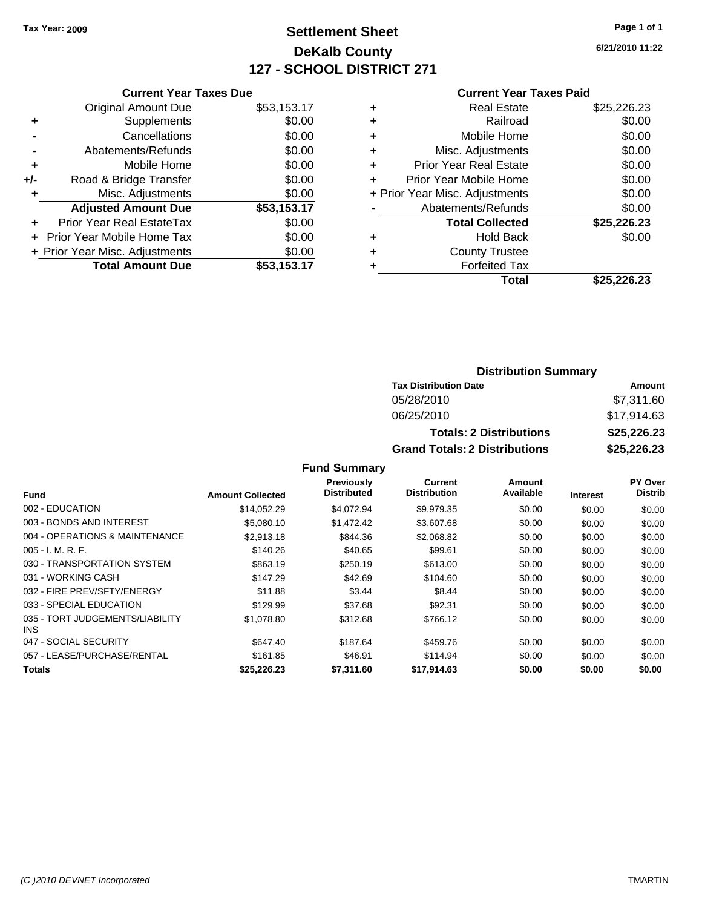Tax Year: 2009

# Settlement Sheet
## DeKalb County
## 127 - SCHOOL DISTRICT 271

6/21/2010 11:22

### Current Year Taxes Due

| | | |
|---|---|---|
| | Original Amount Due | $53,153.17 |
| + | Supplements | $0.00 |
| - | Cancellations | $0.00 |
| - | Abatements/Refunds | $0.00 |
| + | Mobile Home | $0.00 |
| +/- | Road & Bridge Transfer | $0.00 |
| + | Misc. Adjustments | $0.00 |
| | **Adjusted Amount Due** | **$53,153.17** |
| + | Prior Year Real EstateTax | $0.00 |
| + | Prior Year Mobile Home Tax | $0.00 |
| + | Prior Year Misc. Adjustments | $0.00 |
| | **Total Amount Due** | **$53,153.17** |

### Current Year Taxes Paid

| | | |
|---|---|---|
| + | Real Estate | $25,226.23 |
| + | Railroad | $0.00 |
| + | Mobile Home | $0.00 |
| + | Misc. Adjustments | $0.00 |
| + | Prior Year Real Estate | $0.00 |
| + | Prior Year Mobile Home | $0.00 |
| + | Prior Year Misc. Adjustments | $0.00 |
| - | Abatements/Refunds | $0.00 |
| | **Total Collected** | **$25,226.23** |
| + | Hold Back | $0.00 |
| + | County Trustee | |
| + | Forfeited Tax | |
| | **Total** | **$25,226.23** |

### Distribution Summary

| Tax Distribution Date | Amount |
|---|---|
| 05/28/2010 | $7,311.60 |
| 06/25/2010 | $17,914.63 |
| **Totals: 2 Distributions** | **$25,226.23** |
| **Grand Totals: 2 Distributions** | **$25,226.23** |

### Fund Summary

| Fund | Amount Collected | Previously Distributed | Current Distribution | Amount Available | Interest | PY Over Distrib |
|---|---|---|---|---|---|---|
| 002 - EDUCATION | $14,052.29 | $4,072.94 | $9,979.35 | $0.00 | $0.00 | $0.00 |
| 003 - BONDS AND INTEREST | $5,080.10 | $1,472.42 | $3,607.68 | $0.00 | $0.00 | $0.00 |
| 004 - OPERATIONS & MAINTENANCE | $2,913.18 | $844.36 | $2,068.82 | $0.00 | $0.00 | $0.00 |
| 005 - I. M. R. F. | $140.26 | $40.65 | $99.61 | $0.00 | $0.00 | $0.00 |
| 030 - TRANSPORTATION SYSTEM | $863.19 | $250.19 | $613.00 | $0.00 | $0.00 | $0.00 |
| 031 - WORKING CASH | $147.29 | $42.69 | $104.60 | $0.00 | $0.00 | $0.00 |
| 032 - FIRE PREV/SFTY/ENERGY | $11.88 | $3.44 | $8.44 | $0.00 | $0.00 | $0.00 |
| 033 - SPECIAL EDUCATION | $129.99 | $37.68 | $92.31 | $0.00 | $0.00 | $0.00 |
| 035 - TORT JUDGEMENTS/LIABILITY INS | $1,078.80 | $312.68 | $766.12 | $0.00 | $0.00 | $0.00 |
| 047 - SOCIAL SECURITY | $647.40 | $187.64 | $459.76 | $0.00 | $0.00 | $0.00 |
| 057 - LEASE/PURCHASE/RENTAL | $161.85 | $46.91 | $114.94 | $0.00 | $0.00 | $0.00 |
| **Totals** | **$25,226.23** | **$7,311.60** | **$17,914.63** | **$0.00** | **$0.00** | **$0.00** |

(C )2010 DEVNET Incorporated TMARTIN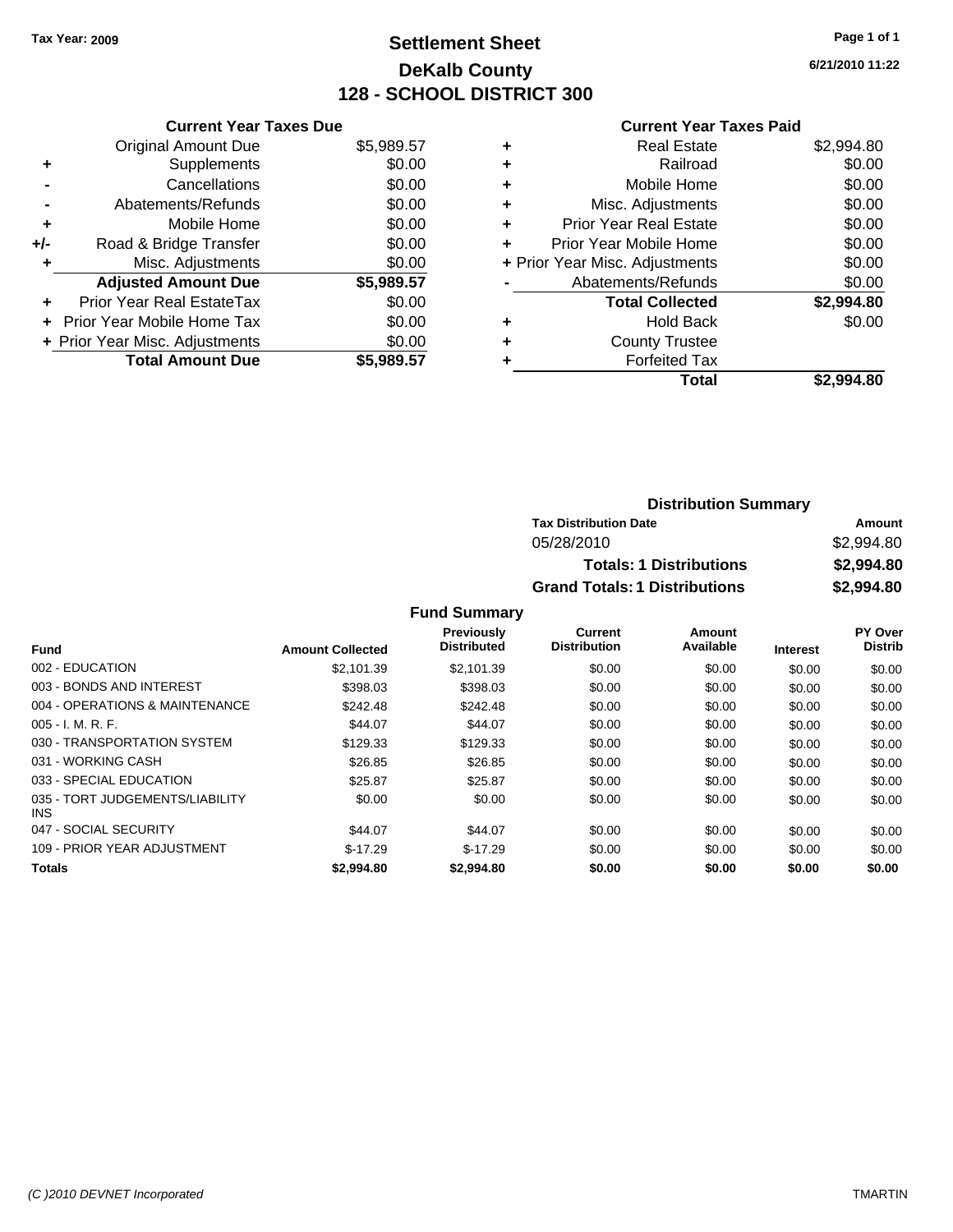**Tax Year: 2009**

# Settlement Sheet

## DeKalb County

## 128 - SCHOOL DISTRICT 300

6/21/2010 11:22

### Current Year Taxes Due

| | | |
|---|---|---|
| | Original Amount Due | $5,989.57 |
| + | Supplements | $0.00 |
| - | Cancellations | $0.00 |
| - | Abatements/Refunds | $0.00 |
| + | Mobile Home | $0.00 |
| +/- | Road & Bridge Transfer | $0.00 |
| + | Misc. Adjustments | $0.00 |
| | **Adjusted Amount Due** | **$5,989.57** |
| + | Prior Year Real EstateTax | $0.00 |
| + | Prior Year Mobile Home Tax | $0.00 |
| + | Prior Year Misc. Adjustments | $0.00 |
| | **Total Amount Due** | **$5,989.57** |

### Current Year Taxes Paid

| | | |
|---|---|---|
| + | Real Estate | $2,994.80 |
| + | Railroad | $0.00 |
| + | Mobile Home | $0.00 |
| + | Misc. Adjustments | $0.00 |
| + | Prior Year Real Estate | $0.00 |
| + | Prior Year Mobile Home | $0.00 |
| + | Prior Year Misc. Adjustments | $0.00 |
| - | Abatements/Refunds | $0.00 |
| | **Total Collected** | **$2,994.80** |
| + | Hold Back | $0.00 |
| + | County Trustee | |
| + | Forfeited Tax | |
| | **Total** | **$2,994.80** |

### Distribution Summary

| Tax Distribution Date | Amount |
|---|---|
| 05/28/2010 | $2,994.80 |
| **Totals: 1 Distributions** | **$2,994.80** |
| **Grand Totals: 1 Distributions** | **$2,994.80** |

### Fund Summary

| Fund | Amount Collected | Previously Distributed | Current Distribution | Amount Available | Interest | PY Over Distrib |
|---|---|---|---|---|---|---|
| 002 - EDUCATION | $2,101.39 | $2,101.39 | $0.00 | $0.00 | $0.00 | $0.00 |
| 003 - BONDS AND INTEREST | $398.03 | $398.03 | $0.00 | $0.00 | $0.00 | $0.00 |
| 004 - OPERATIONS & MAINTENANCE | $242.48 | $242.48 | $0.00 | $0.00 | $0.00 | $0.00 |
| 005 - I. M. R. F. | $44.07 | $44.07 | $0.00 | $0.00 | $0.00 | $0.00 |
| 030 - TRANSPORTATION SYSTEM | $129.33 | $129.33 | $0.00 | $0.00 | $0.00 | $0.00 |
| 031 - WORKING CASH | $26.85 | $26.85 | $0.00 | $0.00 | $0.00 | $0.00 |
| 033 - SPECIAL EDUCATION | $25.87 | $25.87 | $0.00 | $0.00 | $0.00 | $0.00 |
| 035 - TORT JUDGEMENTS/LIABILITY INS | $0.00 | $0.00 | $0.00 | $0.00 | $0.00 | $0.00 |
| 047 - SOCIAL SECURITY | $44.07 | $44.07 | $0.00 | $0.00 | $0.00 | $0.00 |
| 109 - PRIOR YEAR ADJUSTMENT | $-17.29 | $-17.29 | $0.00 | $0.00 | $0.00 | $0.00 |
| **Totals** | **$2,994.80** | **$2,994.80** | **$0.00** | **$0.00** | **$0.00** | **$0.00** |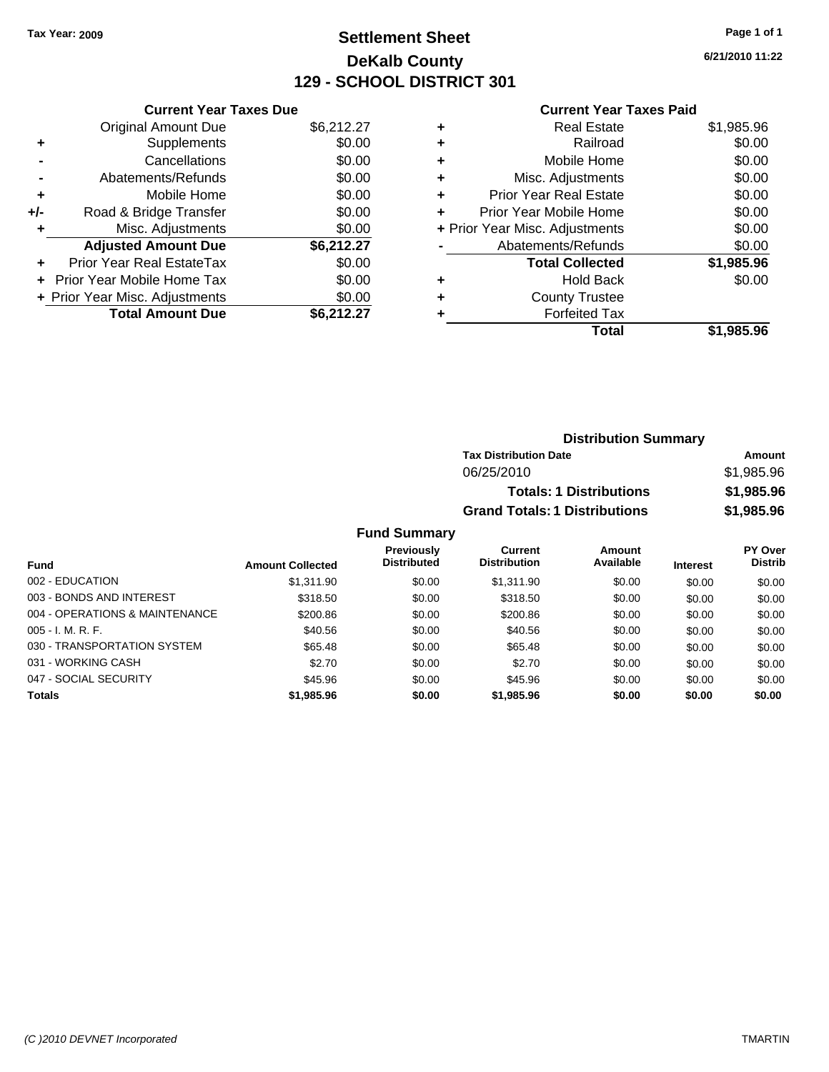**Tax Year: 2009**

# Settlement Sheet
## DeKalb County
## 129 - SCHOOL DISTRICT 301

6/21/2010 11:22

### Current Year Taxes Due

| | | |
|---|---|---|
| | Original Amount Due | $6,212.27 |
| + | Supplements | $0.00 |
| - | Cancellations | $0.00 |
| - | Abatements/Refunds | $0.00 |
| + | Mobile Home | $0.00 |
| +/- | Road & Bridge Transfer | $0.00 |
| + | Misc. Adjustments | $0.00 |
| | **Adjusted Amount Due** | **$6,212.27** |
| + | Prior Year Real EstateTax | $0.00 |
| + | Prior Year Mobile Home Tax | $0.00 |
| + | Prior Year Misc. Adjustments | $0.00 |
| | **Total Amount Due** | **$6,212.27** |

### Current Year Taxes Paid

| | | |
|---|---|---|
| + | Real Estate | $1,985.96 |
| + | Railroad | $0.00 |
| + | Mobile Home | $0.00 |
| + | Misc. Adjustments | $0.00 |
| + | Prior Year Real Estate | $0.00 |
| + | Prior Year Mobile Home | $0.00 |
| + | Prior Year Misc. Adjustments | $0.00 |
| - | Abatements/Refunds | $0.00 |
| | **Total Collected** | **$1,985.96** |
| + | Hold Back | $0.00 |
| + | County Trustee | |
| + | Forfeited Tax | |
| | **Total** | **$1,985.96** |

### Distribution Summary

| Tax Distribution Date | Amount |
|---|---|
| 06/25/2010 | $1,985.96 |
| **Totals: 1 Distributions** | **$1,985.96** |
| **Grand Totals: 1 Distributions** | **$1,985.96** |

### Fund Summary

| Fund | Amount Collected | Previously Distributed | Current Distribution | Amount Available | Interest | PY Over Distrib |
|---|---|---|---|---|---|---|
| 002 - EDUCATION | $1,311.90 | $0.00 | $1,311.90 | $0.00 | $0.00 | $0.00 |
| 003 - BONDS AND INTEREST | $318.50 | $0.00 | $318.50 | $0.00 | $0.00 | $0.00 |
| 004 - OPERATIONS & MAINTENANCE | $200.86 | $0.00 | $200.86 | $0.00 | $0.00 | $0.00 |
| 005 - I. M. R. F. | $40.56 | $0.00 | $40.56 | $0.00 | $0.00 | $0.00 |
| 030 - TRANSPORTATION SYSTEM | $65.48 | $0.00 | $65.48 | $0.00 | $0.00 | $0.00 |
| 031 - WORKING CASH | $2.70 | $0.00 | $2.70 | $0.00 | $0.00 | $0.00 |
| 047 - SOCIAL SECURITY | $45.96 | $0.00 | $45.96 | $0.00 | $0.00 | $0.00 |
| **Totals** | **$1,985.96** | **$0.00** | **$1,985.96** | **$0.00** | **$0.00** | **$0.00** |

(C )2010 DEVNET Incorporated — TMARTIN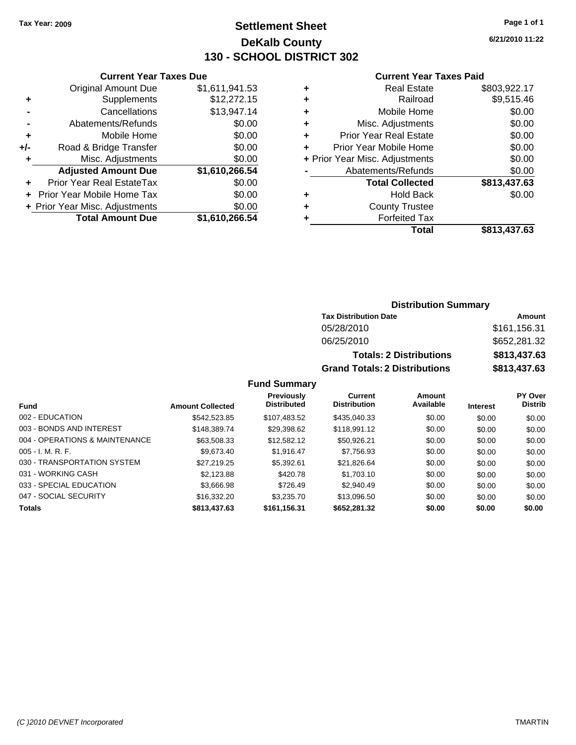Tax Year: 2009

# Settlement Sheet
## DeKalb County
## 130 - SCHOOL DISTRICT 302

6/21/2010 11:22

### Current Year Taxes Due

| | | |
|---|---|---|
| | Original Amount Due | $1,611,941.53 |
| + | Supplements | $12,272.15 |
| - | Cancellations | $13,947.14 |
| - | Abatements/Refunds | $0.00 |
| + | Mobile Home | $0.00 |
| +/- | Road & Bridge Transfer | $0.00 |
| + | Misc. Adjustments | $0.00 |
| | **Adjusted Amount Due** | **$1,610,266.54** |
| + | Prior Year Real EstateTax | $0.00 |
| + | Prior Year Mobile Home Tax | $0.00 |
| + | Prior Year Misc. Adjustments | $0.00 |
| | **Total Amount Due** | **$1,610,266.54** |

### Current Year Taxes Paid

| | | |
|---|---|---|
| + | Real Estate | $803,922.17 |
| + | Railroad | $9,515.46 |
| + | Mobile Home | $0.00 |
| + | Misc. Adjustments | $0.00 |
| + | Prior Year Real Estate | $0.00 |
| + | Prior Year Mobile Home | $0.00 |
| + | Prior Year Misc. Adjustments | $0.00 |
| - | Abatements/Refunds | $0.00 |
| | **Total Collected** | **$813,437.63** |
| + | Hold Back | $0.00 |
| + | County Trustee | |
| + | Forfeited Tax | |
| | **Total** | **$813,437.63** |

### Distribution Summary

| Tax Distribution Date | Amount |
|---|---|
| 05/28/2010 | $161,156.31 |
| 06/25/2010 | $652,281.32 |
| **Totals: 2 Distributions** | **$813,437.63** |
| **Grand Totals: 2 Distributions** | **$813,437.63** |

### Fund Summary

| Fund | Amount Collected | Previously Distributed | Current Distribution | Amount Available | Interest | PY Over Distrib |
|---|---|---|---|---|---|---|
| 002 - EDUCATION | $542,523.85 | $107,483.52 | $435,040.33 | $0.00 | $0.00 | $0.00 |
| 003 - BONDS AND INTEREST | $148,389.74 | $29,398.62 | $118,991.12 | $0.00 | $0.00 | $0.00 |
| 004 - OPERATIONS & MAINTENANCE | $63,508.33 | $12,582.12 | $50,926.21 | $0.00 | $0.00 | $0.00 |
| 005 - I. M. R. F. | $9,673.40 | $1,916.47 | $7,756.93 | $0.00 | $0.00 | $0.00 |
| 030 - TRANSPORTATION SYSTEM | $27,219.25 | $5,392.61 | $21,826.64 | $0.00 | $0.00 | $0.00 |
| 031 - WORKING CASH | $2,123.88 | $420.78 | $1,703.10 | $0.00 | $0.00 | $0.00 |
| 033 - SPECIAL EDUCATION | $3,666.98 | $726.49 | $2,940.49 | $0.00 | $0.00 | $0.00 |
| 047 - SOCIAL SECURITY | $16,332.20 | $3,235.70 | $13,096.50 | $0.00 | $0.00 | $0.00 |
| **Totals** | **$813,437.63** | **$161,156.31** | **$652,281.32** | **$0.00** | **$0.00** | **$0.00** |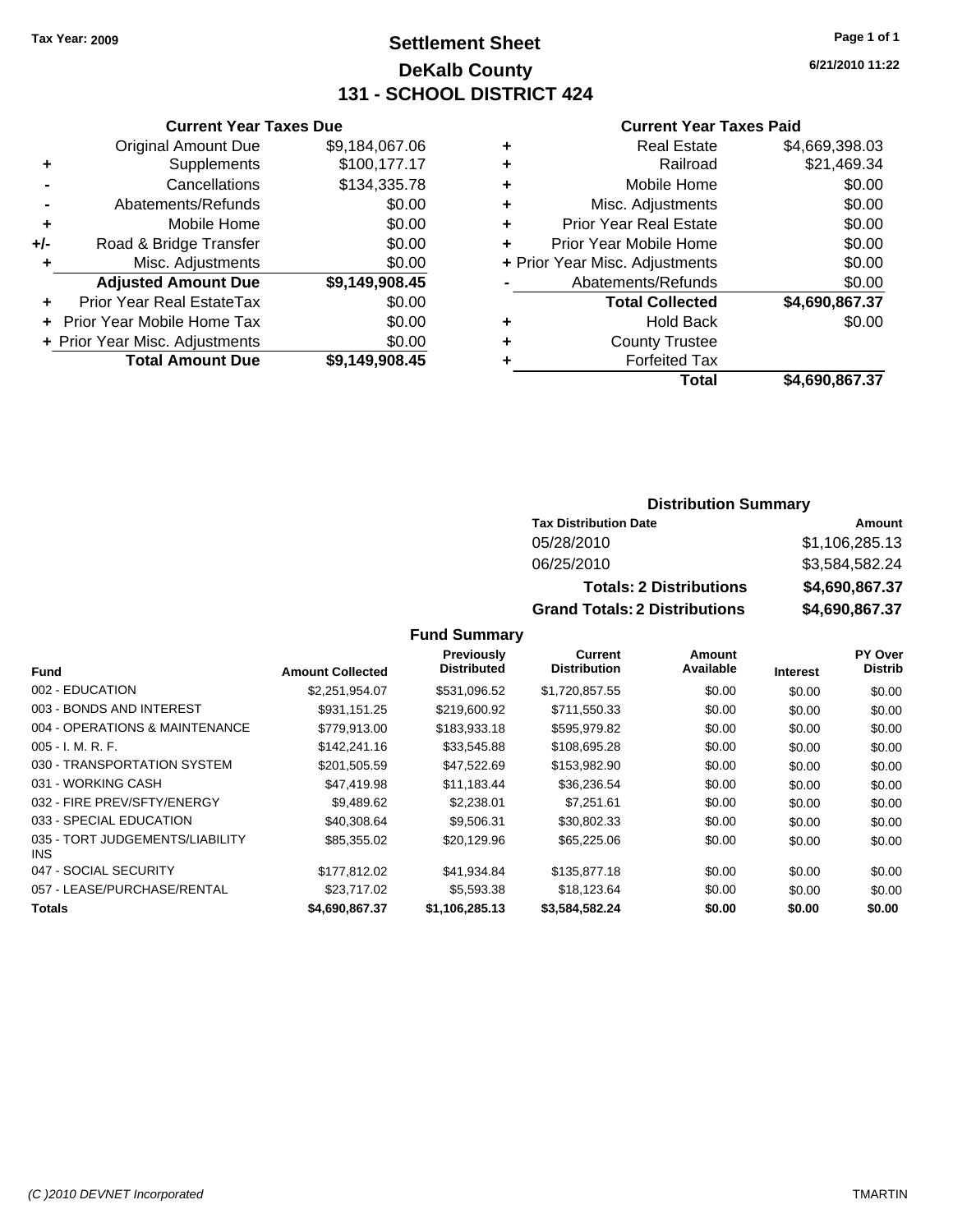Tax Year: 2009

# Settlement Sheet

## DeKalb County

## 131 - SCHOOL DISTRICT 424

6/21/2010 11:22

### Current Year Taxes Due

| | | |
|---|---|---|
| | Original Amount Due | $9,184,067.06 |
| + | Supplements | $100,177.17 |
| - | Cancellations | $134,335.78 |
| - | Abatements/Refunds | $0.00 |
| + | Mobile Home | $0.00 |
| +/- | Road & Bridge Transfer | $0.00 |
| + | Misc. Adjustments | $0.00 |
| | **Adjusted Amount Due** | **$9,149,908.45** |
| + | Prior Year Real EstateTax | $0.00 |
| + | Prior Year Mobile Home Tax | $0.00 |
| + | Prior Year Misc. Adjustments | $0.00 |
| | **Total Amount Due** | **$9,149,908.45** |

### Current Year Taxes Paid

| | | |
|---|---|---|
| + | Real Estate | $4,669,398.03 |
| + | Railroad | $21,469.34 |
| + | Mobile Home | $0.00 |
| + | Misc. Adjustments | $0.00 |
| + | Prior Year Real Estate | $0.00 |
| + | Prior Year Mobile Home | $0.00 |
| + | Prior Year Misc. Adjustments | $0.00 |
| - | Abatements/Refunds | $0.00 |
| | **Total Collected** | **$4,690,867.37** |
| + | Hold Back | $0.00 |
| + | County Trustee | |
| + | Forfeited Tax | |
| | **Total** | **$4,690,867.37** |

### Distribution Summary

| Tax Distribution Date | Amount |
|---|---|
| 05/28/2010 | $1,106,285.13 |
| 06/25/2010 | $3,584,582.24 |
| **Totals: 2 Distributions** | **$4,690,867.37** |
| **Grand Totals: 2 Distributions** | **$4,690,867.37** |

### Fund Summary

| Fund | Amount Collected | Previously Distributed | Current Distribution | Amount Available | Interest | PY Over Distrib |
|---|---|---|---|---|---|---|
| 002 - EDUCATION | $2,251,954.07 | $531,096.52 | $1,720,857.55 | $0.00 | $0.00 | $0.00 |
| 003 - BONDS AND INTEREST | $931,151.25 | $219,600.92 | $711,550.33 | $0.00 | $0.00 | $0.00 |
| 004 - OPERATIONS & MAINTENANCE | $779,913.00 | $183,933.18 | $595,979.82 | $0.00 | $0.00 | $0.00 |
| 005 - I. M. R. F. | $142,241.16 | $33,545.88 | $108,695.28 | $0.00 | $0.00 | $0.00 |
| 030 - TRANSPORTATION SYSTEM | $201,505.59 | $47,522.69 | $153,982.90 | $0.00 | $0.00 | $0.00 |
| 031 - WORKING CASH | $47,419.98 | $11,183.44 | $36,236.54 | $0.00 | $0.00 | $0.00 |
| 032 - FIRE PREV/SFTY/ENERGY | $9,489.62 | $2,238.01 | $7,251.61 | $0.00 | $0.00 | $0.00 |
| 033 - SPECIAL EDUCATION | $40,308.64 | $9,506.31 | $30,802.33 | $0.00 | $0.00 | $0.00 |
| 035 - TORT JUDGEMENTS/LIABILITY INS | $85,355.02 | $20,129.96 | $65,225.06 | $0.00 | $0.00 | $0.00 |
| 047 - SOCIAL SECURITY | $177,812.02 | $41,934.84 | $135,877.18 | $0.00 | $0.00 | $0.00 |
| 057 - LEASE/PURCHASE/RENTAL | $23,717.02 | $5,593.38 | $18,123.64 | $0.00 | $0.00 | $0.00 |
| **Totals** | **$4,690,867.37** | **$1,106,285.13** | **$3,584,582.24** | **$0.00** | **$0.00** | **$0.00** |

(C )2010 DEVNET Incorporated — TMARTIN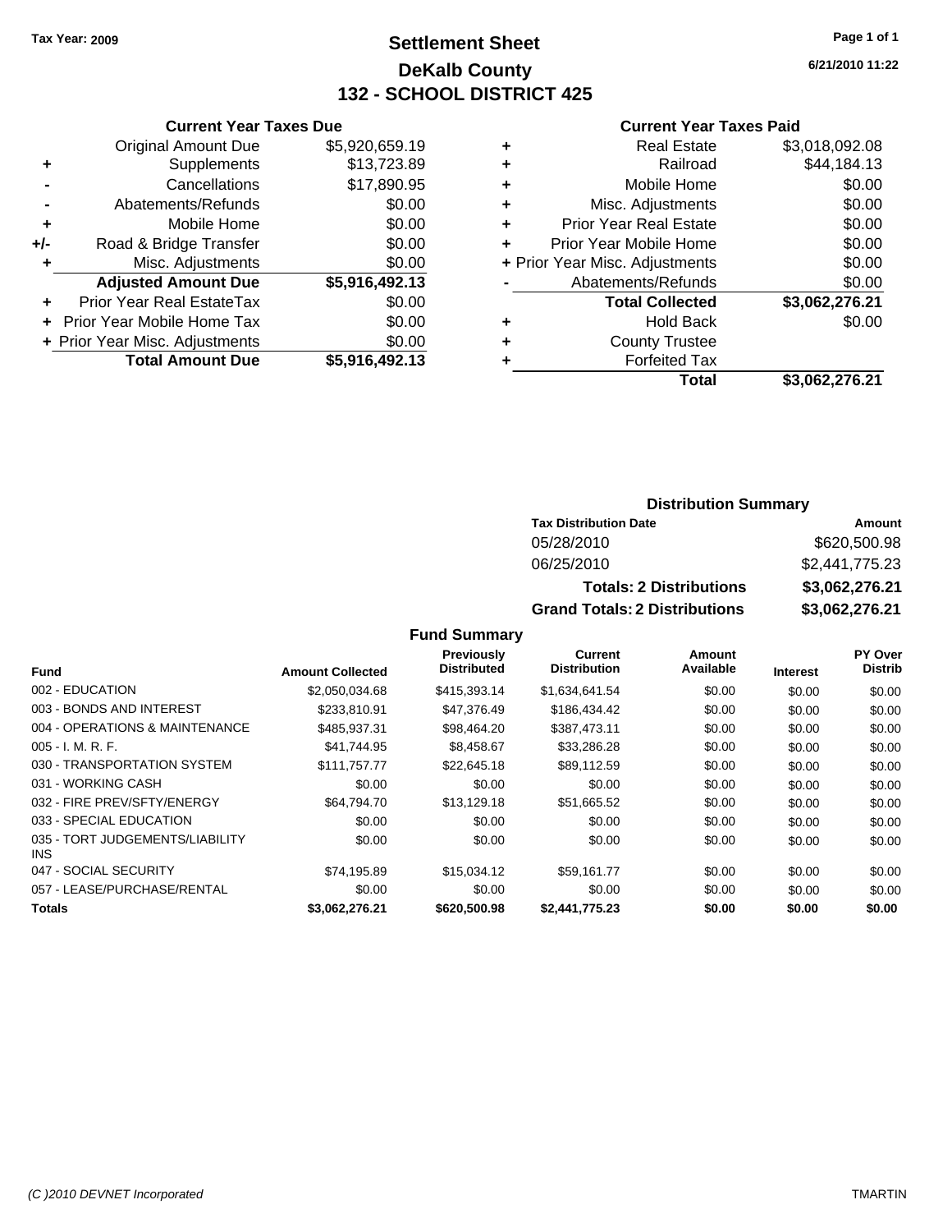Tax Year: 2009

# Settlement Sheet
## DeKalb County
## 132 - SCHOOL DISTRICT 425

6/21/2010 11:22

### Current Year Taxes Due

| | | |
|---|---|---|
| | Original Amount Due | $5,920,659.19 |
| + | Supplements | $13,723.89 |
| - | Cancellations | $17,890.95 |
| - | Abatements/Refunds | $0.00 |
| + | Mobile Home | $0.00 |
| +/- | Road & Bridge Transfer | $0.00 |
| + | Misc. Adjustments | $0.00 |
| | **Adjusted Amount Due** | **$5,916,492.13** |
| + | Prior Year Real EstateTax | $0.00 |
| + | Prior Year Mobile Home Tax | $0.00 |
| + | Prior Year Misc. Adjustments | $0.00 |
| | **Total Amount Due** | **$5,916,492.13** |

### Current Year Taxes Paid

| | | |
|---|---|---|
| + | Real Estate | $3,018,092.08 |
| + | Railroad | $44,184.13 |
| + | Mobile Home | $0.00 |
| + | Misc. Adjustments | $0.00 |
| + | Prior Year Real Estate | $0.00 |
| + | Prior Year Mobile Home | $0.00 |
| + | Prior Year Misc. Adjustments | $0.00 |
| - | Abatements/Refunds | $0.00 |
| | **Total Collected** | **$3,062,276.21** |
| + | Hold Back | $0.00 |
| + | County Trustee | |
| + | Forfeited Tax | |
| | **Total** | **$3,062,276.21** |

### Distribution Summary

| Tax Distribution Date | Amount |
|---|---|
| 05/28/2010 | $620,500.98 |
| 06/25/2010 | $2,441,775.23 |
| **Totals: 2 Distributions** | **$3,062,276.21** |
| **Grand Totals: 2 Distributions** | **$3,062,276.21** |

### Fund Summary

| Fund | Amount Collected | Previously Distributed | Current Distribution | Amount Available | Interest | PY Over Distrib |
|---|---|---|---|---|---|---|
| 002 - EDUCATION | $2,050,034.68 | $415,393.14 | $1,634,641.54 | $0.00 | $0.00 | $0.00 |
| 003 - BONDS AND INTEREST | $233,810.91 | $47,376.49 | $186,434.42 | $0.00 | $0.00 | $0.00 |
| 004 - OPERATIONS & MAINTENANCE | $485,937.31 | $98,464.20 | $387,473.11 | $0.00 | $0.00 | $0.00 |
| 005 - I. M. R. F. | $41,744.95 | $8,458.67 | $33,286.28 | $0.00 | $0.00 | $0.00 |
| 030 - TRANSPORTATION SYSTEM | $111,757.77 | $22,645.18 | $89,112.59 | $0.00 | $0.00 | $0.00 |
| 031 - WORKING CASH | $0.00 | $0.00 | $0.00 | $0.00 | $0.00 | $0.00 |
| 032 - FIRE PREV/SFTY/ENERGY | $64,794.70 | $13,129.18 | $51,665.52 | $0.00 | $0.00 | $0.00 |
| 033 - SPECIAL EDUCATION | $0.00 | $0.00 | $0.00 | $0.00 | $0.00 | $0.00 |
| 035 - TORT JUDGEMENTS/LIABILITY INS | $0.00 | $0.00 | $0.00 | $0.00 | $0.00 | $0.00 |
| 047 - SOCIAL SECURITY | $74,195.89 | $15,034.12 | $59,161.77 | $0.00 | $0.00 | $0.00 |
| 057 - LEASE/PURCHASE/RENTAL | $0.00 | $0.00 | $0.00 | $0.00 | $0.00 | $0.00 |
| **Totals** | **$3,062,276.21** | **$620,500.98** | **$2,441,775.23** | **$0.00** | **$0.00** | **$0.00** |

(C )2010 DEVNET Incorporated TMARTIN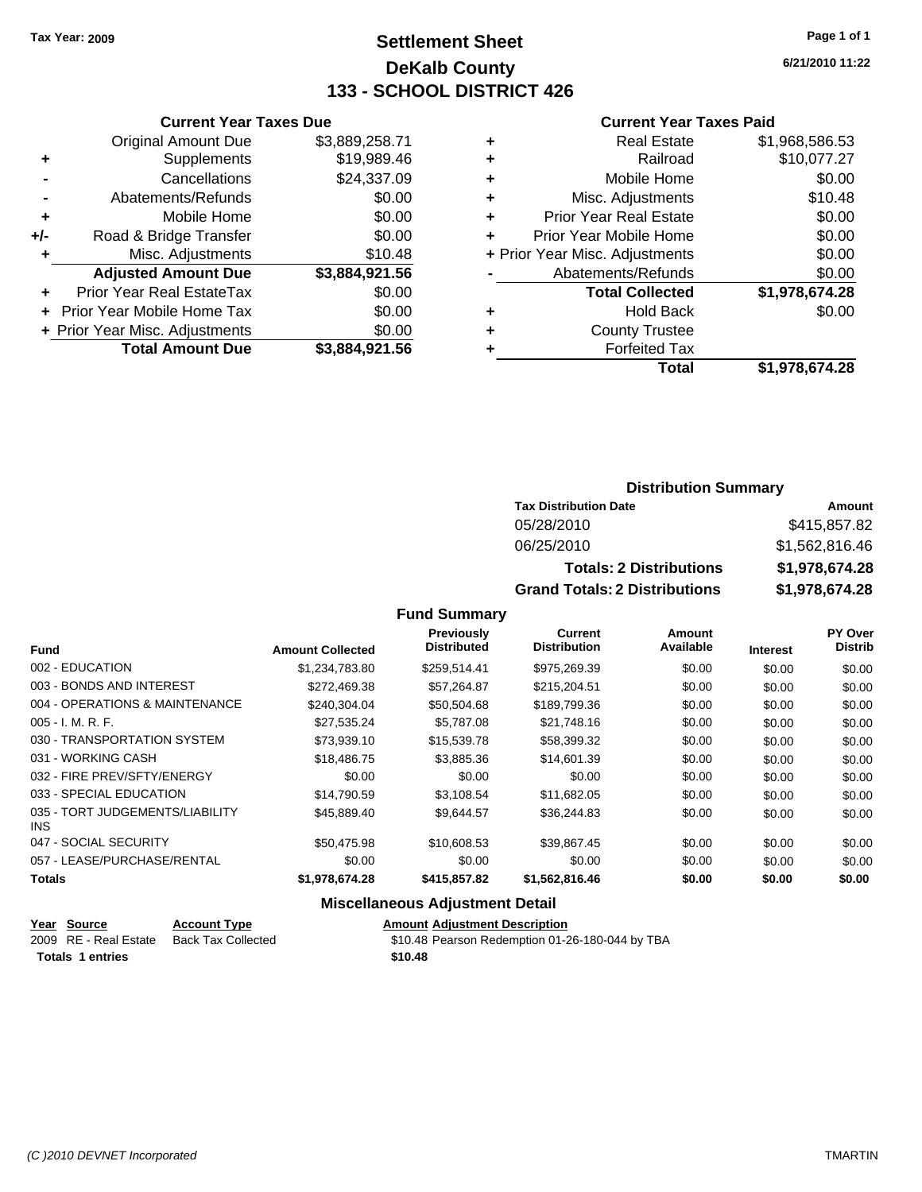**Tax Year: 2009**

# Settlement Sheet
## DeKalb County
## 133 - SCHOOL DISTRICT 426

**6/21/2010 11:22**

### Current Year Taxes Due

| | | |
|---|---|---|
| | Original Amount Due | $3,889,258.71 |
| + | Supplements | $19,989.46 |
| - | Cancellations | $24,337.09 |
| - | Abatements/Refunds | $0.00 |
| + | Mobile Home | $0.00 |
| +/- | Road & Bridge Transfer | $0.00 |
| + | Misc. Adjustments | $10.48 |
| | **Adjusted Amount Due** | **$3,884,921.56** |
| + | Prior Year Real EstateTax | $0.00 |
| + | Prior Year Mobile Home Tax | $0.00 |
| + | Prior Year Misc. Adjustments | $0.00 |
| | **Total Amount Due** | **$3,884,921.56** |

### Current Year Taxes Paid

| | | |
|---|---|---|
| + | Real Estate | $1,968,586.53 |
| + | Railroad | $10,077.27 |
| + | Mobile Home | $0.00 |
| + | Misc. Adjustments | $10.48 |
| + | Prior Year Real Estate | $0.00 |
| + | Prior Year Mobile Home | $0.00 |
| + | Prior Year Misc. Adjustments | $0.00 |
| - | Abatements/Refunds | $0.00 |
| | **Total Collected** | **$1,978,674.28** |
| + | Hold Back | $0.00 |
| + | County Trustee | |
| + | Forfeited Tax | |
| | **Total** | **$1,978,674.28** |

### Distribution Summary

| Tax Distribution Date | Amount |
|---|---|
| 05/28/2010 | $415,857.82 |
| 06/25/2010 | $1,562,816.46 |
| **Totals: 2 Distributions** | **$1,978,674.28** |
| **Grand Totals: 2 Distributions** | **$1,978,674.28** |

### Fund Summary

| Fund | Amount Collected | Previously Distributed | Current Distribution | Amount Available | Interest | PY Over Distrib |
|---|---|---|---|---|---|---|
| 002 - EDUCATION | $1,234,783.80 | $259,514.41 | $975,269.39 | $0.00 | $0.00 | $0.00 |
| 003 - BONDS AND INTEREST | $272,469.38 | $57,264.87 | $215,204.51 | $0.00 | $0.00 | $0.00 |
| 004 - OPERATIONS & MAINTENANCE | $240,304.04 | $50,504.68 | $189,799.36 | $0.00 | $0.00 | $0.00 |
| 005 - I. M. R. F. | $27,535.24 | $5,787.08 | $21,748.16 | $0.00 | $0.00 | $0.00 |
| 030 - TRANSPORTATION SYSTEM | $73,939.10 | $15,539.78 | $58,399.32 | $0.00 | $0.00 | $0.00 |
| 031 - WORKING CASH | $18,486.75 | $3,885.36 | $14,601.39 | $0.00 | $0.00 | $0.00 |
| 032 - FIRE PREV/SFTY/ENERGY | $0.00 | $0.00 | $0.00 | $0.00 | $0.00 | $0.00 |
| 033 - SPECIAL EDUCATION | $14,790.59 | $3,108.54 | $11,682.05 | $0.00 | $0.00 | $0.00 |
| 035 - TORT JUDGEMENTS/LIABILITY INS | $45,889.40 | $9,644.57 | $36,244.83 | $0.00 | $0.00 | $0.00 |
| 047 - SOCIAL SECURITY | $50,475.98 | $10,608.53 | $39,867.45 | $0.00 | $0.00 | $0.00 |
| 057 - LEASE/PURCHASE/RENTAL | $0.00 | $0.00 | $0.00 | $0.00 | $0.00 | $0.00 |
| **Totals** | **$1,978,674.28** | **$415,857.82** | **$1,562,816.46** | **$0.00** | **$0.00** | **$0.00** |

### Miscellaneous Adjustment Detail

| Year | Source | Account Type | Amount | Adjustment Description |
|---|---|---|---|---|
| 2009 | RE - Real Estate | Back Tax Collected | $10.48 | Pearson Redemption 01-26-180-044 by TBA |
| **Totals 1 entries** | | | **$10.48** | |

*(C )2010 DEVNET Incorporated* TMARTIN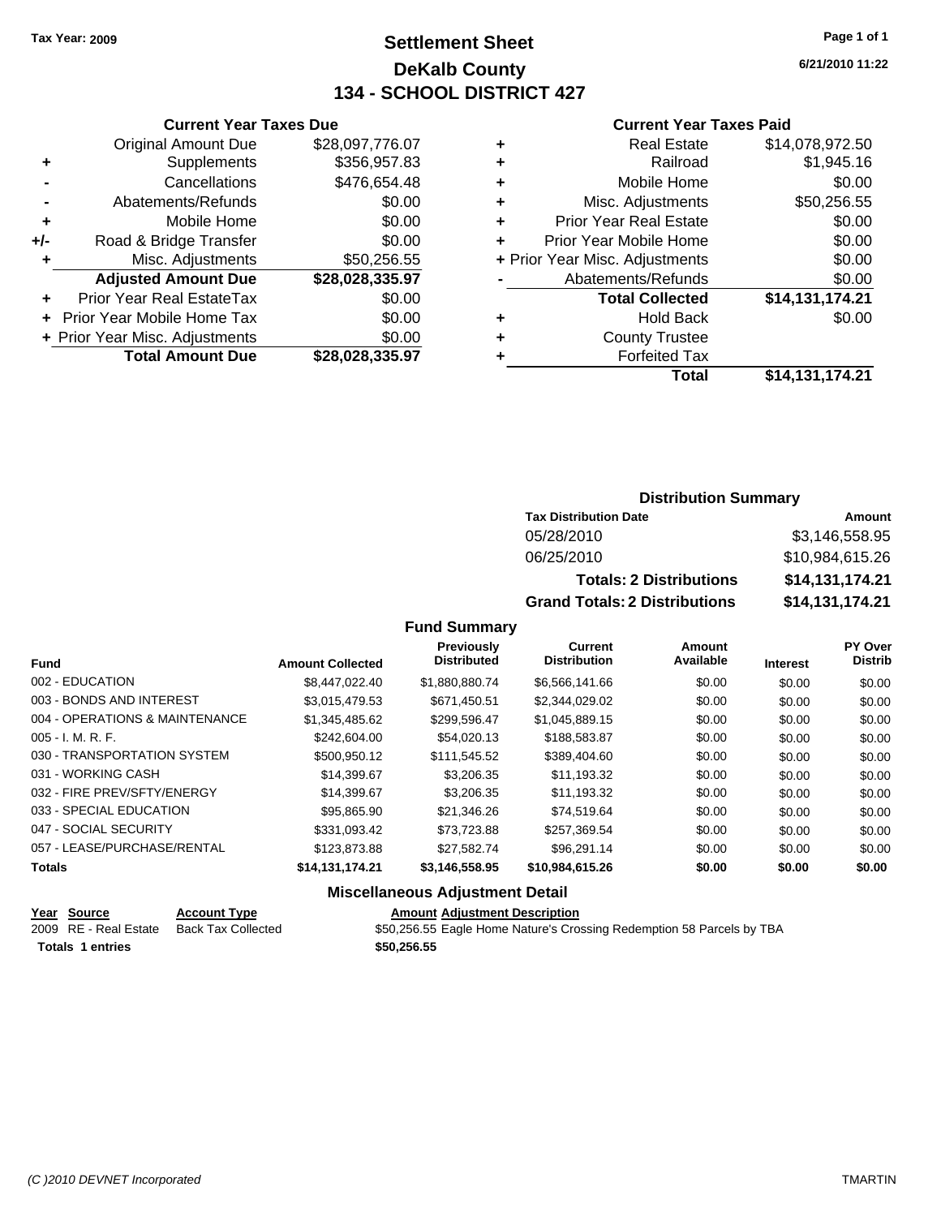Tax Year: 2009

# Settlement Sheet
## DeKalb County
## 134 - SCHOOL DISTRICT 427

6/21/2010 11:22

### Current Year Taxes Due

| | | |
|---|---|---|
| | Original Amount Due | $28,097,776.07 |
| + | Supplements | $356,957.83 |
| - | Cancellations | $476,654.48 |
| - | Abatements/Refunds | $0.00 |
| + | Mobile Home | $0.00 |
| +/- | Road & Bridge Transfer | $0.00 |
| + | Misc. Adjustments | $50,256.55 |
| | **Adjusted Amount Due** | **$28,028,335.97** |
| + | Prior Year Real EstateTax | $0.00 |
| + | Prior Year Mobile Home Tax | $0.00 |
| + | Prior Year Misc. Adjustments | $0.00 |
| | **Total Amount Due** | **$28,028,335.97** |

### Current Year Taxes Paid

| | | |
|---|---|---|
| + | Real Estate | $14,078,972.50 |
| + | Railroad | $1,945.16 |
| + | Mobile Home | $0.00 |
| + | Misc. Adjustments | $50,256.55 |
| + | Prior Year Real Estate | $0.00 |
| + | Prior Year Mobile Home | $0.00 |
| + | Prior Year Misc. Adjustments | $0.00 |
| - | Abatements/Refunds | $0.00 |
| | **Total Collected** | **$14,131,174.21** |
| + | Hold Back | $0.00 |
| + | County Trustee | |
| + | Forfeited Tax | |
| | **Total** | **$14,131,174.21** |

### Distribution Summary

| Tax Distribution Date | Amount |
|---|---|
| 05/28/2010 | $3,146,558.95 |
| 06/25/2010 | $10,984,615.26 |
| **Totals: 2 Distributions** | **$14,131,174.21** |
| **Grand Totals: 2 Distributions** | **$14,131,174.21** |

### Fund Summary

| Fund | Amount Collected | Previously Distributed | Current Distribution | Amount Available | Interest | PY Over Distrib |
|---|---|---|---|---|---|---|
| 002 - EDUCATION | $8,447,022.40 | $1,880,880.74 | $6,566,141.66 | $0.00 | $0.00 | $0.00 |
| 003 - BONDS AND INTEREST | $3,015,479.53 | $671,450.51 | $2,344,029.02 | $0.00 | $0.00 | $0.00 |
| 004 - OPERATIONS & MAINTENANCE | $1,345,485.62 | $299,596.47 | $1,045,889.15 | $0.00 | $0.00 | $0.00 |
| 005 - I. M. R. F. | $242,604.00 | $54,020.13 | $188,583.87 | $0.00 | $0.00 | $0.00 |
| 030 - TRANSPORTATION SYSTEM | $500,950.12 | $111,545.52 | $389,404.60 | $0.00 | $0.00 | $0.00 |
| 031 - WORKING CASH | $14,399.67 | $3,206.35 | $11,193.32 | $0.00 | $0.00 | $0.00 |
| 032 - FIRE PREV/SFTY/ENERGY | $14,399.67 | $3,206.35 | $11,193.32 | $0.00 | $0.00 | $0.00 |
| 033 - SPECIAL EDUCATION | $95,865.90 | $21,346.26 | $74,519.64 | $0.00 | $0.00 | $0.00 |
| 047 - SOCIAL SECURITY | $331,093.42 | $73,723.88 | $257,369.54 | $0.00 | $0.00 | $0.00 |
| 057 - LEASE/PURCHASE/RENTAL | $123,873.88 | $27,582.74 | $96,291.14 | $0.00 | $0.00 | $0.00 |
| **Totals** | **$14,131,174.21** | **$3,146,558.95** | **$10,984,615.26** | **$0.00** | **$0.00** | **$0.00** |

### Miscellaneous Adjustment Detail

| Year | Source | Account Type | Amount | Adjustment Description |
|---|---|---|---|---|
| 2009 | RE - Real Estate | Back Tax Collected | $50,256.55 | Eagle Home Nature's Crossing Redemption 58 Parcels by TBA |
| **Totals 1 entries** | | | **$50,256.55** | |

(C )2010 DEVNET Incorporated

TMARTIN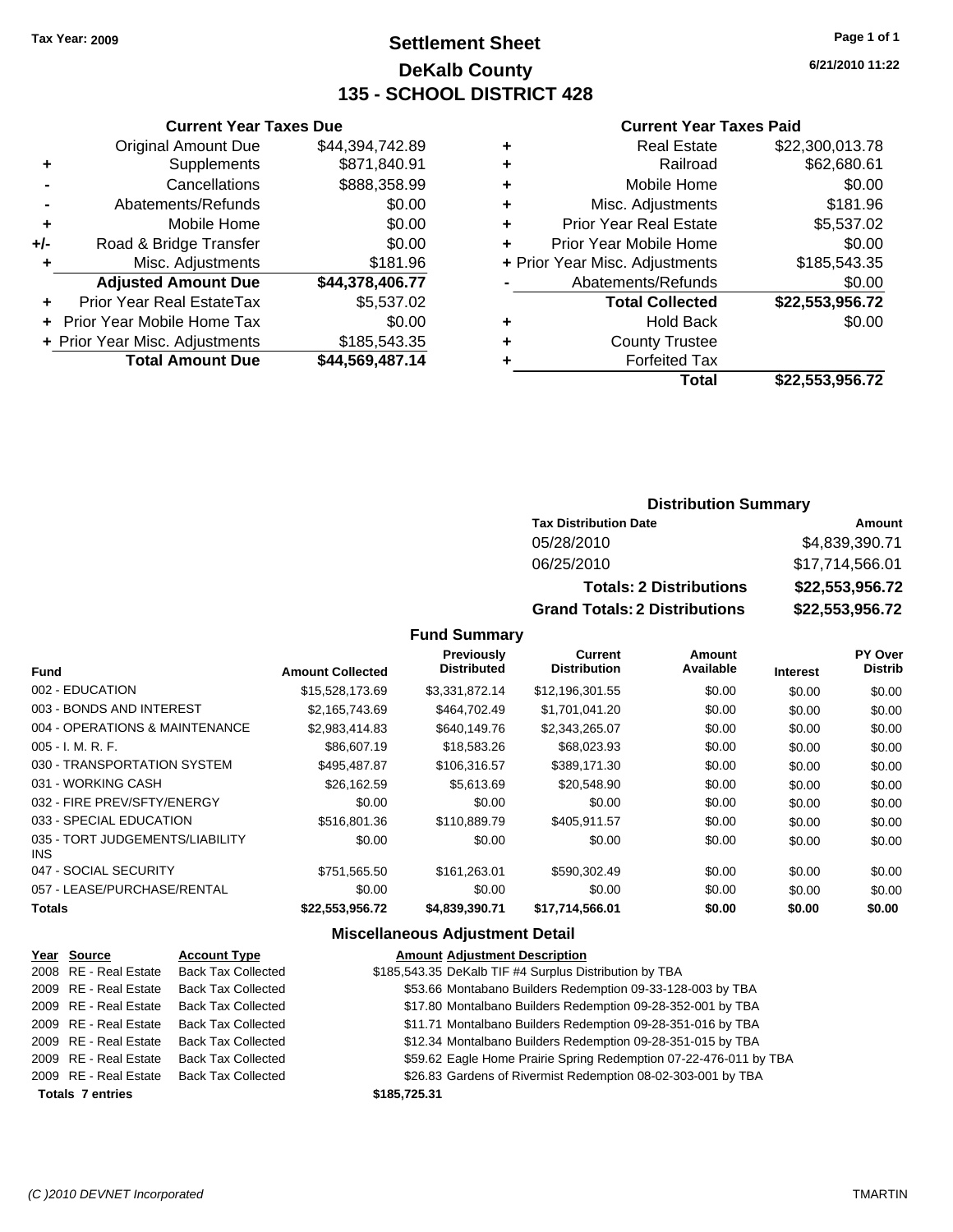Tax Year: 2009

# Settlement Sheet
## DeKalb County
## 135 - SCHOOL DISTRICT 428

6/21/2010 11:22

### Current Year Taxes Due

| | | |
|---|---|---|
| | Original Amount Due | $44,394,742.89 |
| + | Supplements | $871,840.91 |
| - | Cancellations | $888,358.99 |
| - | Abatements/Refunds | $0.00 |
| + | Mobile Home | $0.00 |
| +/- | Road & Bridge Transfer | $0.00 |
| + | Misc. Adjustments | $181.96 |
| | **Adjusted Amount Due** | **$44,378,406.77** |
| + | Prior Year Real EstateTax | $5,537.02 |
| + | Prior Year Mobile Home Tax | $0.00 |
| + | Prior Year Misc. Adjustments | $185,543.35 |
| | **Total Amount Due** | **$44,569,487.14** |

### Current Year Taxes Paid

| | | |
|---|---|---|
| + | Real Estate | $22,300,013.78 |
| + | Railroad | $62,680.61 |
| + | Mobile Home | $0.00 |
| + | Misc. Adjustments | $181.96 |
| + | Prior Year Real Estate | $5,537.02 |
| + | Prior Year Mobile Home | $0.00 |
| + | Prior Year Misc. Adjustments | $185,543.35 |
| - | Abatements/Refunds | $0.00 |
| | **Total Collected** | **$22,553,956.72** |
| + | Hold Back | $0.00 |
| + | County Trustee | |
| + | Forfeited Tax | |
| | **Total** | **$22,553,956.72** |

### Distribution Summary

| Tax Distribution Date | Amount |
|---|---|
| 05/28/2010 | $4,839,390.71 |
| 06/25/2010 | $17,714,566.01 |
| **Totals: 2 Distributions** | **$22,553,956.72** |
| **Grand Totals: 2 Distributions** | **$22,553,956.72** |

### Fund Summary

| Fund | Amount Collected | Previously Distributed | Current Distribution | Amount Available | Interest | PY Over Distrib |
|---|---|---|---|---|---|---|
| 002 - EDUCATION | $15,528,173.69 | $3,331,872.14 | $12,196,301.55 | $0.00 | $0.00 | $0.00 |
| 003 - BONDS AND INTEREST | $2,165,743.69 | $464,702.49 | $1,701,041.20 | $0.00 | $0.00 | $0.00 |
| 004 - OPERATIONS & MAINTENANCE | $2,983,414.83 | $640,149.76 | $2,343,265.07 | $0.00 | $0.00 | $0.00 |
| 005 - I. M. R. F. | $86,607.19 | $18,583.26 | $68,023.93 | $0.00 | $0.00 | $0.00 |
| 030 - TRANSPORTATION SYSTEM | $495,487.87 | $106,316.57 | $389,171.30 | $0.00 | $0.00 | $0.00 |
| 031 - WORKING CASH | $26,162.59 | $5,613.69 | $20,548.90 | $0.00 | $0.00 | $0.00 |
| 032 - FIRE PREV/SFTY/ENERGY | $0.00 | $0.00 | $0.00 | $0.00 | $0.00 | $0.00 |
| 033 - SPECIAL EDUCATION | $516,801.36 | $110,889.79 | $405,911.57 | $0.00 | $0.00 | $0.00 |
| 035 - TORT JUDGEMENTS/LIABILITY INS | $0.00 | $0.00 | $0.00 | $0.00 | $0.00 | $0.00 |
| 047 - SOCIAL SECURITY | $751,565.50 | $161,263.01 | $590,302.49 | $0.00 | $0.00 | $0.00 |
| 057 - LEASE/PURCHASE/RENTAL | $0.00 | $0.00 | $0.00 | $0.00 | $0.00 | $0.00 |
| **Totals** | **$22,553,956.72** | **$4,839,390.71** | **$17,714,566.01** | **$0.00** | **$0.00** | **$0.00** |

### Miscellaneous Adjustment Detail

| Year | Source | Account Type | Amount | Adjustment Description |
|---|---|---|---|---|
| 2008 | RE - Real Estate | Back Tax Collected | $185,543.35 | DeKalb TIF #4 Surplus Distribution by TBA |
| 2009 | RE - Real Estate | Back Tax Collected | $53.66 | Montabano Builders Redemption 09-33-128-003 by TBA |
| 2009 | RE - Real Estate | Back Tax Collected | $17.80 | Montalbano Builders Redemption 09-28-352-001 by TBA |
| 2009 | RE - Real Estate | Back Tax Collected | $11.71 | Montalbano Builders Redemption 09-28-351-016 by TBA |
| 2009 | RE - Real Estate | Back Tax Collected | $12.34 | Montalbano Builders Redemption 09-28-351-015 by TBA |
| 2009 | RE - Real Estate | Back Tax Collected | $59.62 | Eagle Home Prairie Spring Redemption 07-22-476-011 by TBA |
| 2009 | RE - Real Estate | Back Tax Collected | $26.83 | Gardens of Rivermist Redemption 08-02-303-001 by TBA |
| **Totals** | **7 entries** | | **$185,725.31** | |

(C )2010 DEVNET Incorporated TMARTIN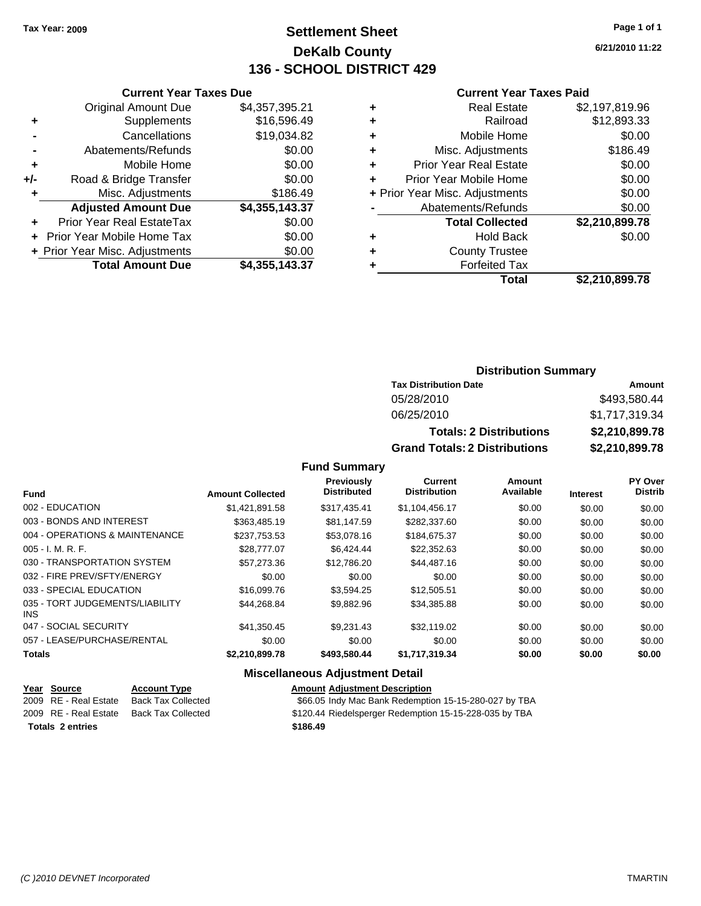Tax Year: 2009

# Settlement Sheet
## DeKalb County
## 136 - SCHOOL DISTRICT 429

6/21/2010 11:22

### Current Year Taxes Due

| | | |
|---|---|---|
| | Original Amount Due | $4,357,395.21 |
| + | Supplements | $16,596.49 |
| - | Cancellations | $19,034.82 |
| - | Abatements/Refunds | $0.00 |
| + | Mobile Home | $0.00 |
| +/- | Road & Bridge Transfer | $0.00 |
| + | Misc. Adjustments | $186.49 |
| | **Adjusted Amount Due** | **$4,355,143.37** |
| + | Prior Year Real EstateTax | $0.00 |
| + | Prior Year Mobile Home Tax | $0.00 |
| + | Prior Year Misc. Adjustments | $0.00 |
| | **Total Amount Due** | **$4,355,143.37** |

### Current Year Taxes Paid

| | | |
|---|---|---|
| + | Real Estate | $2,197,819.96 |
| + | Railroad | $12,893.33 |
| + | Mobile Home | $0.00 |
| + | Misc. Adjustments | $186.49 |
| + | Prior Year Real Estate | $0.00 |
| + | Prior Year Mobile Home | $0.00 |
| + | Prior Year Misc. Adjustments | $0.00 |
| - | Abatements/Refunds | $0.00 |
| | **Total Collected** | **$2,210,899.78** |
| + | Hold Back | $0.00 |
| + | County Trustee | |
| + | Forfeited Tax | |
| | **Total** | **$2,210,899.78** |

### Distribution Summary

| Tax Distribution Date | Amount |
|---|---|
| 05/28/2010 | $493,580.44 |
| 06/25/2010 | $1,717,319.34 |
| **Totals: 2 Distributions** | **$2,210,899.78** |
| **Grand Totals: 2 Distributions** | **$2,210,899.78** |

### Fund Summary

| Fund | Amount Collected | Previously Distributed | Current Distribution | Amount Available | Interest | PY Over Distrib |
|---|---|---|---|---|---|---|
| 002 - EDUCATION | $1,421,891.58 | $317,435.41 | $1,104,456.17 | $0.00 | $0.00 | $0.00 |
| 003 - BONDS AND INTEREST | $363,485.19 | $81,147.59 | $282,337.60 | $0.00 | $0.00 | $0.00 |
| 004 - OPERATIONS & MAINTENANCE | $237,753.53 | $53,078.16 | $184,675.37 | $0.00 | $0.00 | $0.00 |
| 005 - I. M. R. F. | $28,777.07 | $6,424.44 | $22,352.63 | $0.00 | $0.00 | $0.00 |
| 030 - TRANSPORTATION SYSTEM | $57,273.36 | $12,786.20 | $44,487.16 | $0.00 | $0.00 | $0.00 |
| 032 - FIRE PREV/SFTY/ENERGY | $0.00 | $0.00 | $0.00 | $0.00 | $0.00 | $0.00 |
| 033 - SPECIAL EDUCATION | $16,099.76 | $3,594.25 | $12,505.51 | $0.00 | $0.00 | $0.00 |
| 035 - TORT JUDGEMENTS/LIABILITY INS | $44,268.84 | $9,882.96 | $34,385.88 | $0.00 | $0.00 | $0.00 |
| 047 - SOCIAL SECURITY | $41,350.45 | $9,231.43 | $32,119.02 | $0.00 | $0.00 | $0.00 |
| 057 - LEASE/PURCHASE/RENTAL | $0.00 | $0.00 | $0.00 | $0.00 | $0.00 | $0.00 |
| **Totals** | **$2,210,899.78** | **$493,580.44** | **$1,717,319.34** | **$0.00** | **$0.00** | **$0.00** |

### Miscellaneous Adjustment Detail

| Year | Source | Account Type | Amount | Adjustment Description |
|---|---|---|---|---|
| 2009 | RE - Real Estate | Back Tax Collected | $66.05 | Indy Mac Bank Redemption 15-15-280-027 by TBA |
| 2009 | RE - Real Estate | Back Tax Collected | $120.44 | Riedelsperger Redemption 15-15-228-035 by TBA |
| **Totals 2 entries** | | | **$186.49** | |

(C )2010 DEVNET Incorporated — TMARTIN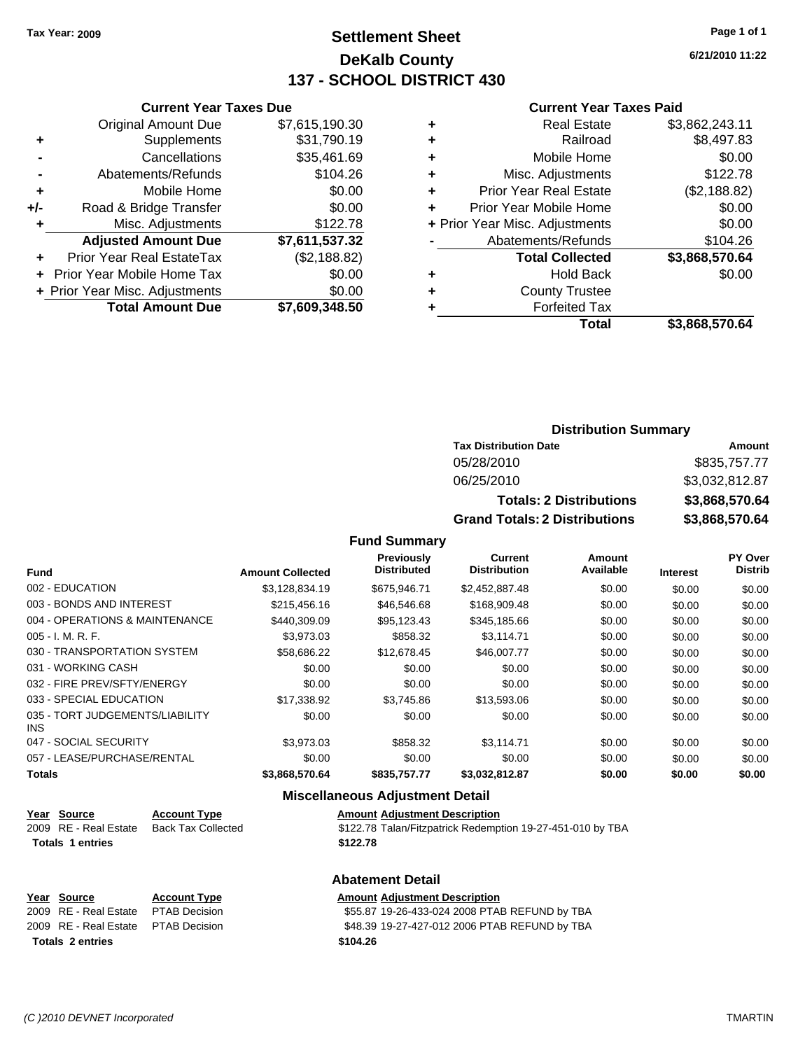Tax Year: 2009

# Settlement Sheet
## DeKalb County
## 137 - SCHOOL DISTRICT 430

6/21/2010 11:22

### Current Year Taxes Due

| | | |
|---|---|---|
| | Original Amount Due | $7,615,190.30 |
| + | Supplements | $31,790.19 |
| - | Cancellations | $35,461.69 |
| - | Abatements/Refunds | $104.26 |
| + | Mobile Home | $0.00 |
| +/- | Road & Bridge Transfer | $0.00 |
| + | Misc. Adjustments | $122.78 |
| | **Adjusted Amount Due** | **$7,611,537.32** |
| + | Prior Year Real EstateTax | ($2,188.82) |
| + | Prior Year Mobile Home Tax | $0.00 |
| + | Prior Year Misc. Adjustments | $0.00 |
| | **Total Amount Due** | **$7,609,348.50** |

### Current Year Taxes Paid

| | | |
|---|---|---|
| + | Real Estate | $3,862,243.11 |
| + | Railroad | $8,497.83 |
| + | Mobile Home | $0.00 |
| + | Misc. Adjustments | $122.78 |
| + | Prior Year Real Estate | ($2,188.82) |
| + | Prior Year Mobile Home | $0.00 |
| + | Prior Year Misc. Adjustments | $0.00 |
| - | Abatements/Refunds | $104.26 |
| | **Total Collected** | **$3,868,570.64** |
| + | Hold Back | $0.00 |
| + | County Trustee | |
| + | Forfeited Tax | |
| | **Total** | **$3,868,570.64** |

### Distribution Summary

| Tax Distribution Date | Amount |
|---|---|
| 05/28/2010 | $835,757.77 |
| 06/25/2010 | $3,032,812.87 |
| **Totals: 2 Distributions** | **$3,868,570.64** |
| **Grand Totals: 2 Distributions** | **$3,868,570.64** |

### Fund Summary

| Fund | Amount Collected | Previously Distributed | Current Distribution | Amount Available | Interest | PY Over Distrib |
|---|---|---|---|---|---|---|
| 002 - EDUCATION | $3,128,834.19 | $675,946.71 | $2,452,887.48 | $0.00 | $0.00 | $0.00 |
| 003 - BONDS AND INTEREST | $215,456.16 | $46,546.68 | $168,909.48 | $0.00 | $0.00 | $0.00 |
| 004 - OPERATIONS & MAINTENANCE | $440,309.09 | $95,123.43 | $345,185.66 | $0.00 | $0.00 | $0.00 |
| 005 - I. M. R. F. | $3,973.03 | $858.32 | $3,114.71 | $0.00 | $0.00 | $0.00 |
| 030 - TRANSPORTATION SYSTEM | $58,686.22 | $12,678.45 | $46,007.77 | $0.00 | $0.00 | $0.00 |
| 031 - WORKING CASH | $0.00 | $0.00 | $0.00 | $0.00 | $0.00 | $0.00 |
| 032 - FIRE PREV/SFTY/ENERGY | $0.00 | $0.00 | $0.00 | $0.00 | $0.00 | $0.00 |
| 033 - SPECIAL EDUCATION | $17,338.92 | $3,745.86 | $13,593.06 | $0.00 | $0.00 | $0.00 |
| 035 - TORT JUDGEMENTS/LIABILITY INS | $0.00 | $0.00 | $0.00 | $0.00 | $0.00 | $0.00 |
| 047 - SOCIAL SECURITY | $3,973.03 | $858.32 | $3,114.71 | $0.00 | $0.00 | $0.00 |
| 057 - LEASE/PURCHASE/RENTAL | $0.00 | $0.00 | $0.00 | $0.00 | $0.00 | $0.00 |
| **Totals** | **$3,868,570.64** | **$835,757.77** | **$3,032,812.87** | **$0.00** | **$0.00** | **$0.00** |

### Miscellaneous Adjustment Detail

| Year | Source | Account Type | Amount | Adjustment Description |
|---|---|---|---|---|
| 2009 | RE - Real Estate | Back Tax Collected | $122.78 | Talan/Fitzpatrick Redemption 19-27-451-010 by TBA |
| **Totals 1 entries** | | | **$122.78** | |

### Abatement Detail

| Year | Source | Account Type | Amount | Adjustment Description |
|---|---|---|---|---|
| 2009 | RE - Real Estate | PTAB Decision | $55.87 | 19-26-433-024 2008 PTAB REFUND by TBA |
| 2009 | RE - Real Estate | PTAB Decision | $48.39 | 19-27-427-012 2006 PTAB REFUND by TBA |
| **Totals 2 entries** | | | **$104.26** | |

(C )2010 DEVNET Incorporated — TMARTIN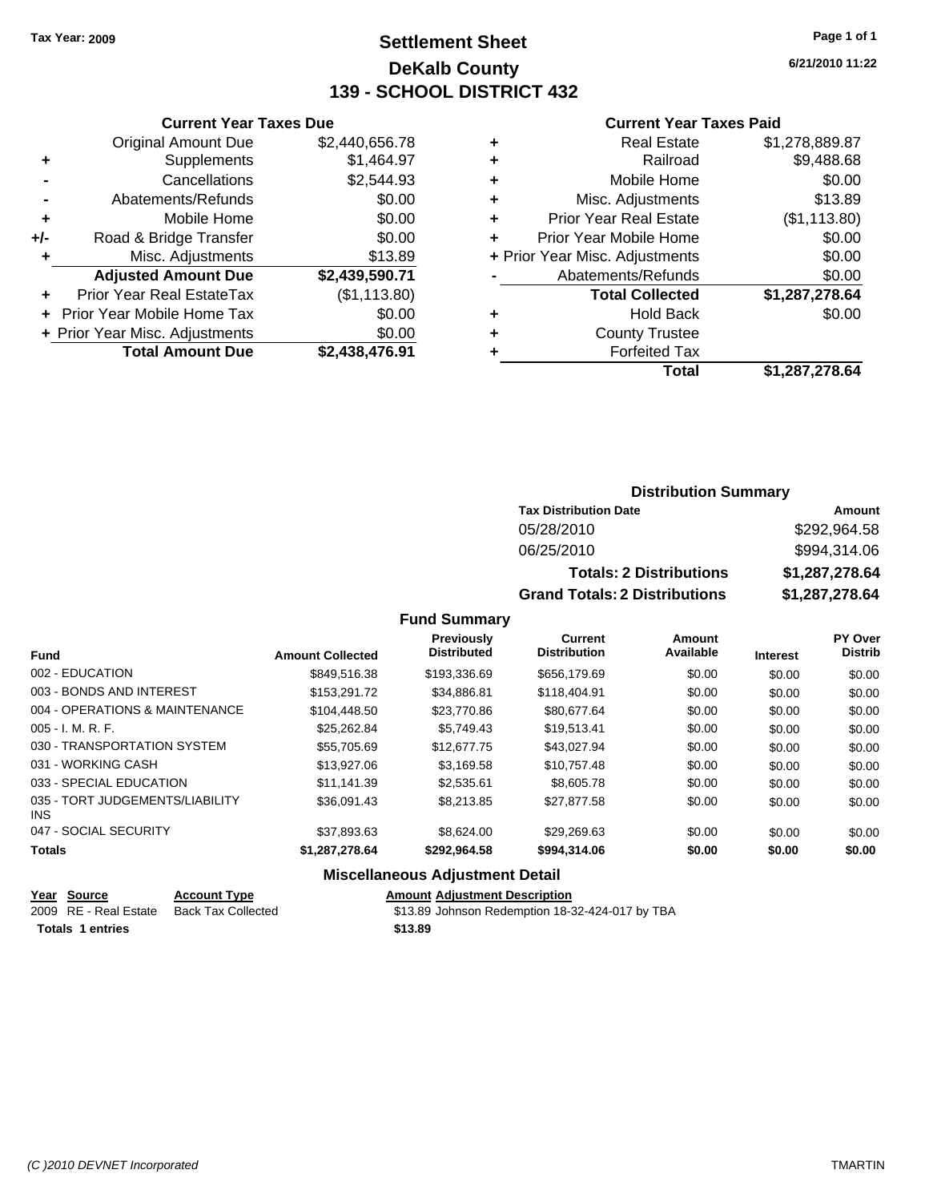Tax Year: 2009

# Settlement Sheet
## DeKalb County
## 139 - SCHOOL DISTRICT 432

6/21/2010 11:22

### Current Year Taxes Due

| | | |
|---|---|---|
| | Original Amount Due | $2,440,656.78 |
| + | Supplements | $1,464.97 |
| - | Cancellations | $2,544.93 |
| - | Abatements/Refunds | $0.00 |
| + | Mobile Home | $0.00 |
| +/- | Road & Bridge Transfer | $0.00 |
| + | Misc. Adjustments | $13.89 |
| | **Adjusted Amount Due** | **$2,439,590.71** |
| + | Prior Year Real EstateTax | ($1,113.80) |
| + | Prior Year Mobile Home Tax | $0.00 |
| + | Prior Year Misc. Adjustments | $0.00 |
| | **Total Amount Due** | **$2,438,476.91** |

### Current Year Taxes Paid

| | | |
|---|---|---|
| + | Real Estate | $1,278,889.87 |
| + | Railroad | $9,488.68 |
| + | Mobile Home | $0.00 |
| + | Misc. Adjustments | $13.89 |
| + | Prior Year Real Estate | ($1,113.80) |
| + | Prior Year Mobile Home | $0.00 |
| + | Prior Year Misc. Adjustments | $0.00 |
| - | Abatements/Refunds | $0.00 |
| | **Total Collected** | **$1,287,278.64** |
| + | Hold Back | $0.00 |
| + | County Trustee | |
| + | Forfeited Tax | |
| | **Total** | **$1,287,278.64** |

### Distribution Summary

| Tax Distribution Date | Amount |
|---|---|
| 05/28/2010 | $292,964.58 |
| 06/25/2010 | $994,314.06 |
| **Totals: 2 Distributions** | **$1,287,278.64** |
| **Grand Totals: 2 Distributions** | **$1,287,278.64** |

### Fund Summary

| Fund | Amount Collected | Previously Distributed | Current Distribution | Amount Available | Interest | PY Over Distrib |
|---|---|---|---|---|---|---|
| 002 - EDUCATION | $849,516.38 | $193,336.69 | $656,179.69 | $0.00 | $0.00 | $0.00 |
| 003 - BONDS AND INTEREST | $153,291.72 | $34,886.81 | $118,404.91 | $0.00 | $0.00 | $0.00 |
| 004 - OPERATIONS & MAINTENANCE | $104,448.50 | $23,770.86 | $80,677.64 | $0.00 | $0.00 | $0.00 |
| 005 - I. M. R. F. | $25,262.84 | $5,749.43 | $19,513.41 | $0.00 | $0.00 | $0.00 |
| 030 - TRANSPORTATION SYSTEM | $55,705.69 | $12,677.75 | $43,027.94 | $0.00 | $0.00 | $0.00 |
| 031 - WORKING CASH | $13,927.06 | $3,169.58 | $10,757.48 | $0.00 | $0.00 | $0.00 |
| 033 - SPECIAL EDUCATION | $11,141.39 | $2,535.61 | $8,605.78 | $0.00 | $0.00 | $0.00 |
| 035 - TORT JUDGEMENTS/LIABILITY INS | $36,091.43 | $8,213.85 | $27,877.58 | $0.00 | $0.00 | $0.00 |
| 047 - SOCIAL SECURITY | $37,893.63 | $8,624.00 | $29,269.63 | $0.00 | $0.00 | $0.00 |
| **Totals** | **$1,287,278.64** | **$292,964.58** | **$994,314.06** | **$0.00** | **$0.00** | **$0.00** |

### Miscellaneous Adjustment Detail

| Year | Source | Account Type | Amount | Adjustment Description |
|---|---|---|---|---|
| 2009 | RE - Real Estate | Back Tax Collected | $13.89 | Johnson Redemption 18-32-424-017 by TBA |
| **Totals 1 entries** | | | **$13.89** | |

(C )2010 DEVNET Incorporated TMARTIN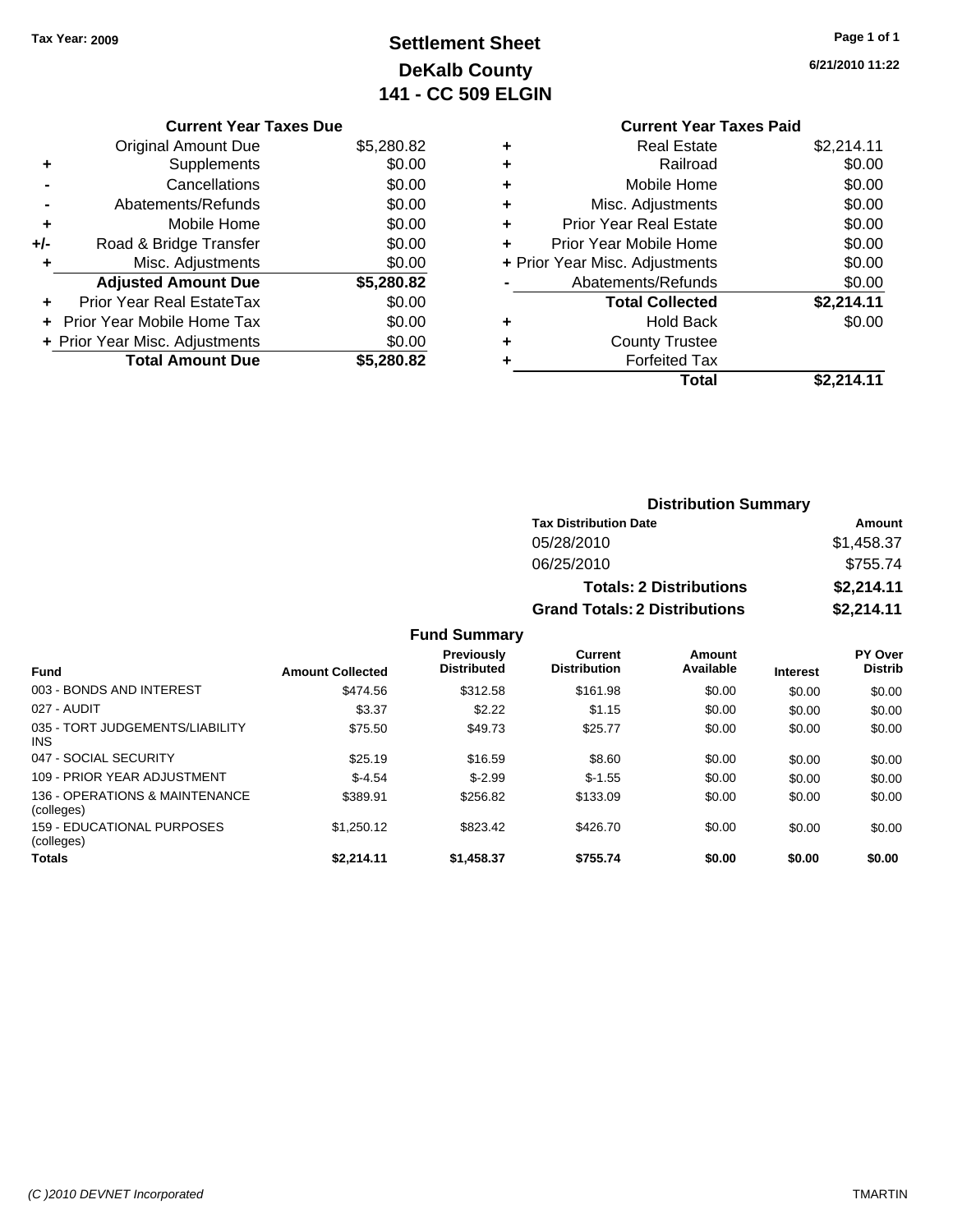Tax Year: 2009

# Settlement Sheet
## DeKalb County
## 141 - CC 509 ELGIN

6/21/2010 11:22

### Current Year Taxes Due

| | | |
|---|---|---|
| | Original Amount Due | $5,280.82 |
| + | Supplements | $0.00 |
| - | Cancellations | $0.00 |
| - | Abatements/Refunds | $0.00 |
| + | Mobile Home | $0.00 |
| +/- | Road & Bridge Transfer | $0.00 |
| + | Misc. Adjustments | $0.00 |
| | **Adjusted Amount Due** | **$5,280.82** |
| + | Prior Year Real EstateTax | $0.00 |
| + | Prior Year Mobile Home Tax | $0.00 |
| + | Prior Year Misc. Adjustments | $0.00 |
| | **Total Amount Due** | **$5,280.82** |

### Current Year Taxes Paid

| | | |
|---|---|---|
| + | Real Estate | $2,214.11 |
| + | Railroad | $0.00 |
| + | Mobile Home | $0.00 |
| + | Misc. Adjustments | $0.00 |
| + | Prior Year Real Estate | $0.00 |
| + | Prior Year Mobile Home | $0.00 |
| + | Prior Year Misc. Adjustments | $0.00 |
| - | Abatements/Refunds | $0.00 |
| | **Total Collected** | **$2,214.11** |
| + | Hold Back | $0.00 |
| + | County Trustee | |
| + | Forfeited Tax | |
| | **Total** | **$2,214.11** |

### Distribution Summary

| Tax Distribution Date | Amount |
|---|---|
| 05/28/2010 | $1,458.37 |
| 06/25/2010 | $755.74 |
| **Totals: 2 Distributions** | **$2,214.11** |
| **Grand Totals: 2 Distributions** | **$2,214.11** |

### Fund Summary

| Fund | Amount Collected | Previously Distributed | Current Distribution | Amount Available | Interest | PY Over Distrib |
|---|---|---|---|---|---|---|
| 003 - BONDS AND INTEREST | $474.56 | $312.58 | $161.98 | $0.00 | $0.00 | $0.00 |
| 027 - AUDIT | $3.37 | $2.22 | $1.15 | $0.00 | $0.00 | $0.00 |
| 035 - TORT JUDGEMENTS/LIABILITY INS | $75.50 | $49.73 | $25.77 | $0.00 | $0.00 | $0.00 |
| 047 - SOCIAL SECURITY | $25.19 | $16.59 | $8.60 | $0.00 | $0.00 | $0.00 |
| 109 - PRIOR YEAR ADJUSTMENT | $-4.54 | $-2.99 | $-1.55 | $0.00 | $0.00 | $0.00 |
| 136 - OPERATIONS & MAINTENANCE (colleges) | $389.91 | $256.82 | $133.09 | $0.00 | $0.00 | $0.00 |
| 159 - EDUCATIONAL PURPOSES (colleges) | $1,250.12 | $823.42 | $426.70 | $0.00 | $0.00 | $0.00 |
| **Totals** | **$2,214.11** | **$1,458.37** | **$755.74** | **$0.00** | **$0.00** | **$0.00** |

(C )2010 DEVNET Incorporated TMARTIN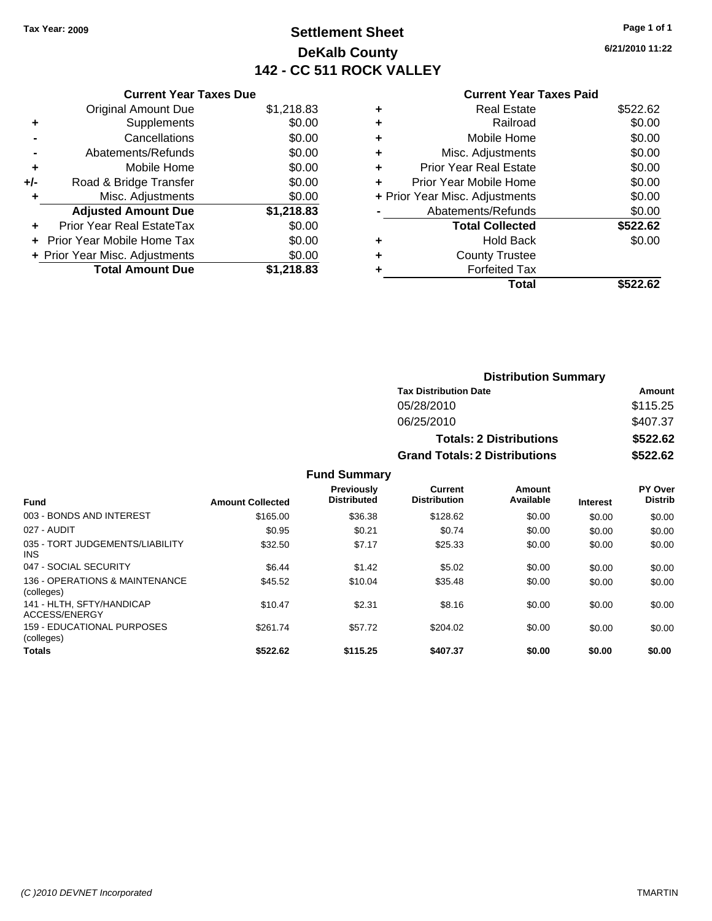**Tax Year: 2009**

# Settlement Sheet
## DeKalb County
## 142 - CC 511 ROCK VALLEY

**6/21/2010 11:22**

### Current Year Taxes Due

| | | |
|---|---|---|
| | Original Amount Due | $1,218.83 |
| + | Supplements | $0.00 |
| - | Cancellations | $0.00 |
| - | Abatements/Refunds | $0.00 |
| + | Mobile Home | $0.00 |
| +/- | Road & Bridge Transfer | $0.00 |
| + | Misc. Adjustments | $0.00 |
| | **Adjusted Amount Due** | **$1,218.83** |
| + | Prior Year Real EstateTax | $0.00 |
| + | Prior Year Mobile Home Tax | $0.00 |
| + | Prior Year Misc. Adjustments | $0.00 |
| | **Total Amount Due** | **$1,218.83** |

### Current Year Taxes Paid

| | | |
|---|---|---|
| + | Real Estate | $522.62 |
| + | Railroad | $0.00 |
| + | Mobile Home | $0.00 |
| + | Misc. Adjustments | $0.00 |
| + | Prior Year Real Estate | $0.00 |
| + | Prior Year Mobile Home | $0.00 |
| + | Prior Year Misc. Adjustments | $0.00 |
| - | Abatements/Refunds | $0.00 |
| | **Total Collected** | **$522.62** |
| + | Hold Back | $0.00 |
| + | County Trustee | |
| + | Forfeited Tax | |
| | **Total** | **$522.62** |

### Distribution Summary

| Tax Distribution Date | Amount |
|---|---|
| 05/28/2010 | $115.25 |
| 06/25/2010 | $407.37 |
| **Totals: 2 Distributions** | **$522.62** |
| **Grand Totals: 2 Distributions** | **$522.62** |

### Fund Summary

| Fund | Amount Collected | Previously Distributed | Current Distribution | Amount Available | Interest | PY Over Distrib |
|---|---|---|---|---|---|---|
| 003 - BONDS AND INTEREST | $165.00 | $36.38 | $128.62 | $0.00 | $0.00 | $0.00 |
| 027 - AUDIT | $0.95 | $0.21 | $0.74 | $0.00 | $0.00 | $0.00 |
| 035 - TORT JUDGEMENTS/LIABILITY INS | $32.50 | $7.17 | $25.33 | $0.00 | $0.00 | $0.00 |
| 047 - SOCIAL SECURITY | $6.44 | $1.42 | $5.02 | $0.00 | $0.00 | $0.00 |
| 136 - OPERATIONS & MAINTENANCE (colleges) | $45.52 | $10.04 | $35.48 | $0.00 | $0.00 | $0.00 |
| 141 - HLTH, SFTY/HANDICAP ACCESS/ENERGY | $10.47 | $2.31 | $8.16 | $0.00 | $0.00 | $0.00 |
| 159 - EDUCATIONAL PURPOSES (colleges) | $261.74 | $57.72 | $204.02 | $0.00 | $0.00 | $0.00 |
| **Totals** | **$522.62** | **$115.25** | **$407.37** | **$0.00** | **$0.00** | **$0.00** |

*(C )2010 DEVNET Incorporated* TMARTIN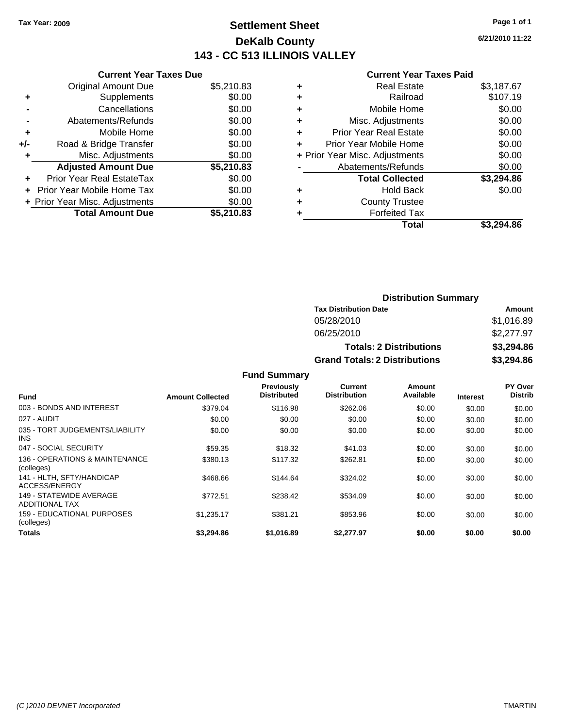Tax Year: 2009

# Settlement Sheet
## DeKalb County
## 143 - CC 513 ILLINOIS VALLEY

6/21/2010 11:22

### Current Year Taxes Due

| | | |
|---|---|---|
| | Original Amount Due | $5,210.83 |
| + | Supplements | $0.00 |
| - | Cancellations | $0.00 |
| - | Abatements/Refunds | $0.00 |
| + | Mobile Home | $0.00 |
| +/- | Road & Bridge Transfer | $0.00 |
| + | Misc. Adjustments | $0.00 |
| | **Adjusted Amount Due** | **$5,210.83** |
| + | Prior Year Real EstateTax | $0.00 |
| + | Prior Year Mobile Home Tax | $0.00 |
| + | Prior Year Misc. Adjustments | $0.00 |
| | **Total Amount Due** | **$5,210.83** |

### Current Year Taxes Paid

| | | |
|---|---|---|
| + | Real Estate | $3,187.67 |
| + | Railroad | $107.19 |
| + | Mobile Home | $0.00 |
| + | Misc. Adjustments | $0.00 |
| + | Prior Year Real Estate | $0.00 |
| + | Prior Year Mobile Home | $0.00 |
| + | Prior Year Misc. Adjustments | $0.00 |
| - | Abatements/Refunds | $0.00 |
| | **Total Collected** | **$3,294.86** |
| + | Hold Back | $0.00 |
| + | County Trustee | |
| + | Forfeited Tax | |
| | **Total** | **$3,294.86** |

### Distribution Summary

| Tax Distribution Date | Amount |
|---|---|
| 05/28/2010 | $1,016.89 |
| 06/25/2010 | $2,277.97 |
| **Totals: 2 Distributions** | **$3,294.86** |
| **Grand Totals: 2 Distributions** | **$3,294.86** |

### Fund Summary

| Fund | Amount Collected | Previously Distributed | Current Distribution | Amount Available | Interest | PY Over Distrib |
|---|---|---|---|---|---|---|
| 003 - BONDS AND INTEREST | $379.04 | $116.98 | $262.06 | $0.00 | $0.00 | $0.00 |
| 027 - AUDIT | $0.00 | $0.00 | $0.00 | $0.00 | $0.00 | $0.00 |
| 035 - TORT JUDGEMENTS/LIABILITY INS | $0.00 | $0.00 | $0.00 | $0.00 | $0.00 | $0.00 |
| 047 - SOCIAL SECURITY | $59.35 | $18.32 | $41.03 | $0.00 | $0.00 | $0.00 |
| 136 - OPERATIONS & MAINTENANCE (colleges) | $380.13 | $117.32 | $262.81 | $0.00 | $0.00 | $0.00 |
| 141 - HLTH, SFTY/HANDICAP ACCESS/ENERGY | $468.66 | $144.64 | $324.02 | $0.00 | $0.00 | $0.00 |
| 149 - STATEWIDE AVERAGE ADDITIONAL TAX | $772.51 | $238.42 | $534.09 | $0.00 | $0.00 | $0.00 |
| 159 - EDUCATIONAL PURPOSES (colleges) | $1,235.17 | $381.21 | $853.96 | $0.00 | $0.00 | $0.00 |
| **Totals** | **$3,294.86** | **$1,016.89** | **$2,277.97** | **$0.00** | **$0.00** | **$0.00** |

(C )2010 DEVNET Incorporated TMARTIN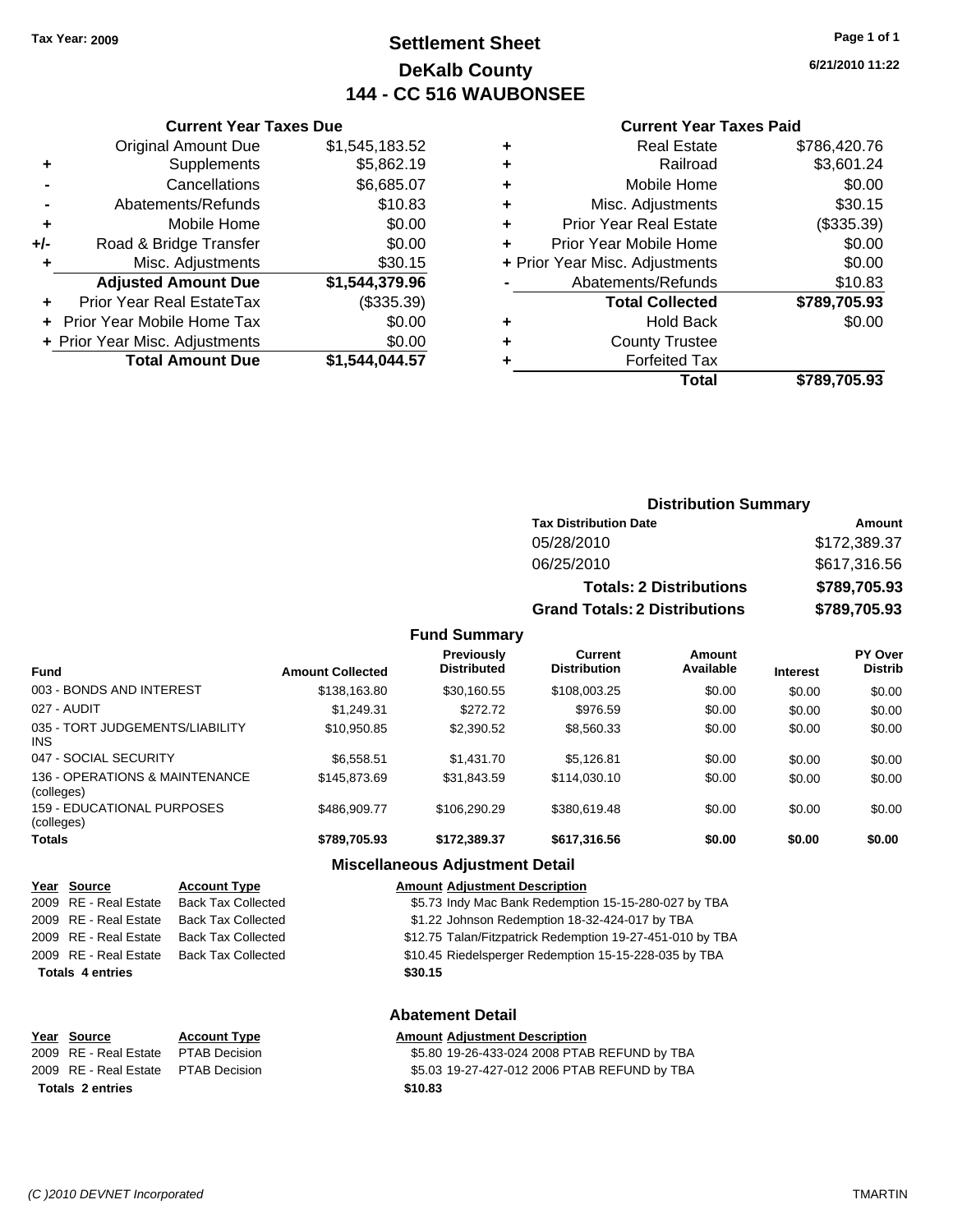Tax Year: 2009

# Settlement Sheet
## DeKalb County
## 144 - CC 516 WAUBONSEE

6/21/2010 11:22

### Current Year Taxes Due

| | | |
|---|---|---|
| | Original Amount Due | $1,545,183.52 |
| + | Supplements | $5,862.19 |
| - | Cancellations | $6,685.07 |
| - | Abatements/Refunds | $10.83 |
| + | Mobile Home | $0.00 |
| +/- | Road & Bridge Transfer | $0.00 |
| + | Misc. Adjustments | $30.15 |
| | **Adjusted Amount Due** | **$1,544,379.96** |
| + | Prior Year Real EstateTax | ($335.39) |
| + | Prior Year Mobile Home Tax | $0.00 |
| + | Prior Year Misc. Adjustments | $0.00 |
| | **Total Amount Due** | **$1,544,044.57** |

### Current Year Taxes Paid

| | | |
|---|---|---|
| + | Real Estate | $786,420.76 |
| + | Railroad | $3,601.24 |
| + | Mobile Home | $0.00 |
| + | Misc. Adjustments | $30.15 |
| + | Prior Year Real Estate | ($335.39) |
| + | Prior Year Mobile Home | $0.00 |
| + | Prior Year Misc. Adjustments | $0.00 |
| - | Abatements/Refunds | $10.83 |
| | **Total Collected** | **$789,705.93** |
| + | Hold Back | $0.00 |
| + | County Trustee | |
| + | Forfeited Tax | |
| | **Total** | **$789,705.93** |

### Distribution Summary

| Tax Distribution Date | Amount |
|---|---|
| 05/28/2010 | $172,389.37 |
| 06/25/2010 | $617,316.56 |
| **Totals: 2 Distributions** | **$789,705.93** |
| **Grand Totals: 2 Distributions** | **$789,705.93** |

### Fund Summary

| Fund | Amount Collected | Previously Distributed | Current Distribution | Amount Available | Interest | PY Over Distrib |
|---|---|---|---|---|---|---|
| 003 - BONDS AND INTEREST | $138,163.80 | $30,160.55 | $108,003.25 | $0.00 | $0.00 | $0.00 |
| 027 - AUDIT | $1,249.31 | $272.72 | $976.59 | $0.00 | $0.00 | $0.00 |
| 035 - TORT JUDGEMENTS/LIABILITY INS | $10,950.85 | $2,390.52 | $8,560.33 | $0.00 | $0.00 | $0.00 |
| 047 - SOCIAL SECURITY | $6,558.51 | $1,431.70 | $5,126.81 | $0.00 | $0.00 | $0.00 |
| 136 - OPERATIONS & MAINTENANCE (colleges) | $145,873.69 | $31,843.59 | $114,030.10 | $0.00 | $0.00 | $0.00 |
| 159 - EDUCATIONAL PURPOSES (colleges) | $486,909.77 | $106,290.29 | $380,619.48 | $0.00 | $0.00 | $0.00 |
| **Totals** | **$789,705.93** | **$172,389.37** | **$617,316.56** | **$0.00** | **$0.00** | **$0.00** |

### Miscellaneous Adjustment Detail

| Year | Source | Account Type | Amount | Adjustment Description |
|---|---|---|---|---|
| 2009 | RE - Real Estate | Back Tax Collected | $5.73 | Indy Mac Bank Redemption 15-15-280-027 by TBA |
| 2009 | RE - Real Estate | Back Tax Collected | $1.22 | Johnson Redemption 18-32-424-017 by TBA |
| 2009 | RE - Real Estate | Back Tax Collected | $12.75 | Talan/Fitzpatrick Redemption 19-27-451-010 by TBA |
| 2009 | RE - Real Estate | Back Tax Collected | $10.45 | Riedelsperger Redemption 15-15-228-035 by TBA |
| **Totals 4 entries** | | | **$30.15** | |

### Abatement Detail

| Year | Source | Account Type | Amount | Adjustment Description |
|---|---|---|---|---|
| 2009 | RE - Real Estate | PTAB Decision | $5.80 | 19-26-433-024 2008 PTAB REFUND by TBA |
| 2009 | RE - Real Estate | PTAB Decision | $5.03 | 19-27-427-012 2006 PTAB REFUND by TBA |
| **Totals 2 entries** | | | **$10.83** | |

(C )2010 DEVNET Incorporated TMARTIN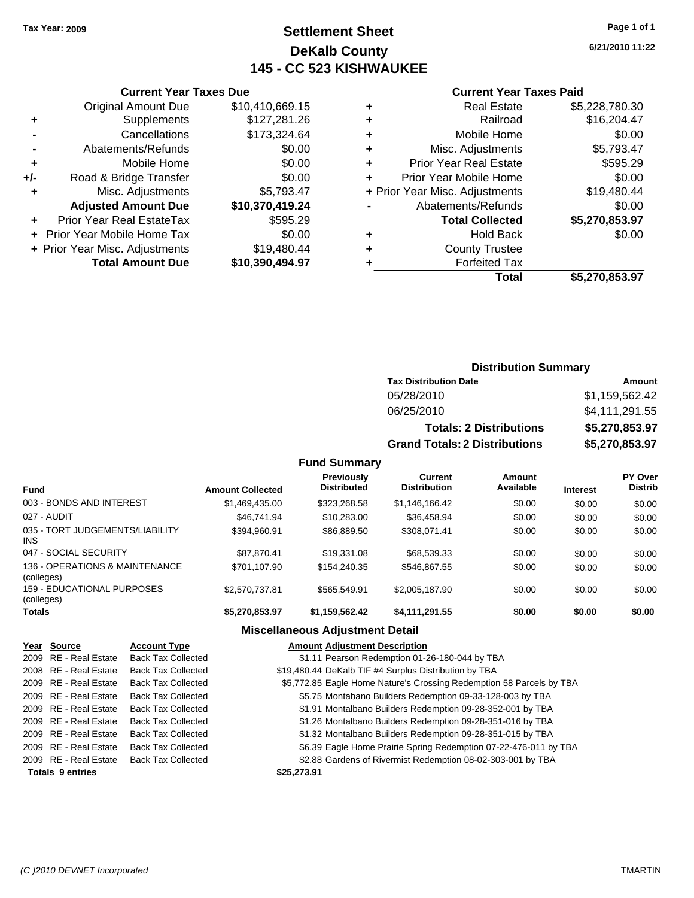Tax Year: 2009

# Settlement Sheet
## DeKalb County
## 145 - CC 523 KISHWAUKEE

6/21/2010 11:22

### Current Year Taxes Due

| | | |
|---|---|---|
| | Original Amount Due | $10,410,669.15 |
| + | Supplements | $127,281.26 |
| - | Cancellations | $173,324.64 |
| - | Abatements/Refunds | $0.00 |
| + | Mobile Home | $0.00 |
| +/- | Road & Bridge Transfer | $0.00 |
| + | Misc. Adjustments | $5,793.47 |
| | **Adjusted Amount Due** | **$10,370,419.24** |
| + | Prior Year Real EstateTax | $595.29 |
| + | Prior Year Mobile Home Tax | $0.00 |
| + | Prior Year Misc. Adjustments | $19,480.44 |
| | **Total Amount Due** | **$10,390,494.97** |

### Current Year Taxes Paid

| | | |
|---|---|---|
| + | Real Estate | $5,228,780.30 |
| + | Railroad | $16,204.47 |
| + | Mobile Home | $0.00 |
| + | Misc. Adjustments | $5,793.47 |
| + | Prior Year Real Estate | $595.29 |
| + | Prior Year Mobile Home | $0.00 |
| + | Prior Year Misc. Adjustments | $19,480.44 |
| - | Abatements/Refunds | $0.00 |
| | **Total Collected** | **$5,270,853.97** |
| + | Hold Back | $0.00 |
| + | County Trustee | |
| + | Forfeited Tax | |
| | **Total** | **$5,270,853.97** |

### Distribution Summary

| Tax Distribution Date | Amount |
|---|---|
| 05/28/2010 | $1,159,562.42 |
| 06/25/2010 | $4,111,291.55 |
| **Totals: 2 Distributions** | **$5,270,853.97** |
| **Grand Totals: 2 Distributions** | **$5,270,853.97** |

### Fund Summary

| Fund | Amount Collected | Previously Distributed | Current Distribution | Amount Available | Interest | PY Over Distrib |
|---|---|---|---|---|---|---|
| 003 - BONDS AND INTEREST | $1,469,435.00 | $323,268.58 | $1,146,166.42 | $0.00 | $0.00 | $0.00 |
| 027 - AUDIT | $46,741.94 | $10,283.00 | $36,458.94 | $0.00 | $0.00 | $0.00 |
| 035 - TORT JUDGEMENTS/LIABILITY INS | $394,960.91 | $86,889.50 | $308,071.41 | $0.00 | $0.00 | $0.00 |
| 047 - SOCIAL SECURITY | $87,870.41 | $19,331.08 | $68,539.33 | $0.00 | $0.00 | $0.00 |
| 136 - OPERATIONS & MAINTENANCE (colleges) | $701,107.90 | $154,240.35 | $546,867.55 | $0.00 | $0.00 | $0.00 |
| 159 - EDUCATIONAL PURPOSES (colleges) | $2,570,737.81 | $565,549.91 | $2,005,187.90 | $0.00 | $0.00 | $0.00 |
| **Totals** | **$5,270,853.97** | **$1,159,562.42** | **$4,111,291.55** | **$0.00** | **$0.00** | **$0.00** |

### Miscellaneous Adjustment Detail

| Year | Source | Account Type | Amount | Adjustment Description |
|---|---|---|---|---|
| 2009 | RE - Real Estate | Back Tax Collected | $1.11 | Pearson Redemption 01-26-180-044 by TBA |
| 2008 | RE - Real Estate | Back Tax Collected | $19,480.44 | DeKalb TIF #4 Surplus Distribution by TBA |
| 2009 | RE - Real Estate | Back Tax Collected | $5,772.85 | Eagle Home Nature's Crossing Redemption 58 Parcels by TBA |
| 2009 | RE - Real Estate | Back Tax Collected | $5.75 | Montabano Builders Redemption 09-33-128-003 by TBA |
| 2009 | RE - Real Estate | Back Tax Collected | $1.91 | Montalbano Builders Redemption 09-28-352-001 by TBA |
| 2009 | RE - Real Estate | Back Tax Collected | $1.26 | Montalbano Builders Redemption 09-28-351-016 by TBA |
| 2009 | RE - Real Estate | Back Tax Collected | $1.32 | Montalbano Builders Redemption 09-28-351-015 by TBA |
| 2009 | RE - Real Estate | Back Tax Collected | $6.39 | Eagle Home Prairie Spring Redemption 07-22-476-011 by TBA |
| 2009 | RE - Real Estate | Back Tax Collected | $2.88 | Gardens of Rivermist Redemption 08-02-303-001 by TBA |
| **Totals 9 entries** | | | **$25,273.91** | |

(C )2010 DEVNET Incorporated TMARTIN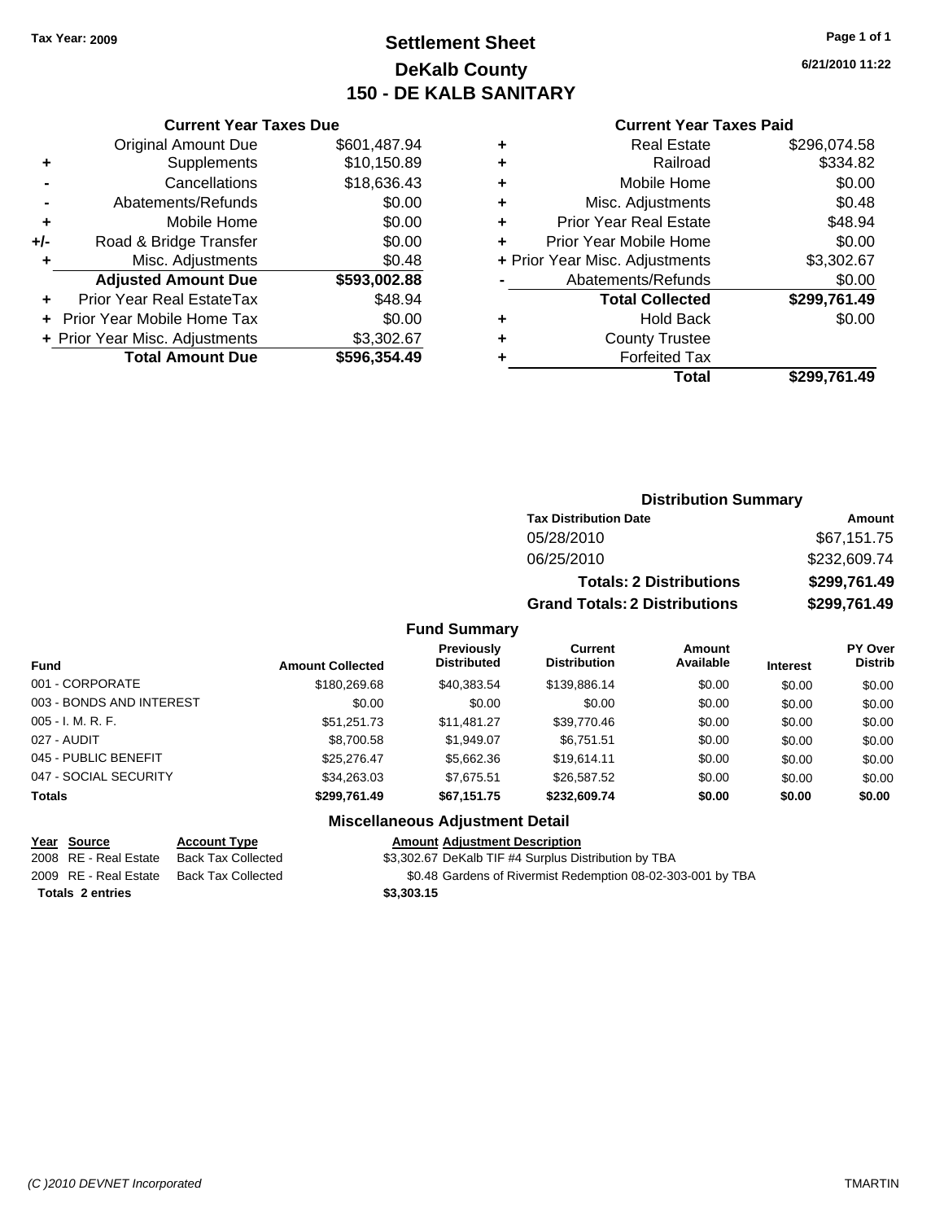Tax Year: 2009

# Settlement Sheet
## DeKalb County
## 150 - DE KALB SANITARY

6/21/2010 11:22

### Current Year Taxes Due

| | | |
|---|---|---|
| | Original Amount Due | $601,487.94 |
| + | Supplements | $10,150.89 |
| - | Cancellations | $18,636.43 |
| - | Abatements/Refunds | $0.00 |
| + | Mobile Home | $0.00 |
| +/- | Road & Bridge Transfer | $0.00 |
| + | Misc. Adjustments | $0.48 |
| | **Adjusted Amount Due** | **$593,002.88** |
| + | Prior Year Real EstateTax | $48.94 |
| + | Prior Year Mobile Home Tax | $0.00 |
| + | Prior Year Misc. Adjustments | $3,302.67 |
| | **Total Amount Due** | **$596,354.49** |

### Current Year Taxes Paid

| | | |
|---|---|---|
| + | Real Estate | $296,074.58 |
| + | Railroad | $334.82 |
| + | Mobile Home | $0.00 |
| + | Misc. Adjustments | $0.48 |
| + | Prior Year Real Estate | $48.94 |
| + | Prior Year Mobile Home | $0.00 |
| + | Prior Year Misc. Adjustments | $3,302.67 |
| - | Abatements/Refunds | $0.00 |
| | **Total Collected** | **$299,761.49** |
| + | Hold Back | $0.00 |
| + | County Trustee | |
| + | Forfeited Tax | |
| | **Total** | **$299,761.49** |

### Distribution Summary

| Tax Distribution Date | Amount |
|---|---|
| 05/28/2010 | $67,151.75 |
| 06/25/2010 | $232,609.74 |
| **Totals: 2 Distributions** | **$299,761.49** |
| **Grand Totals: 2 Distributions** | **$299,761.49** |

### Fund Summary

| Fund | Amount Collected | Previously Distributed | Current Distribution | Amount Available | Interest | PY Over Distrib |
|---|---|---|---|---|---|---|
| 001 - CORPORATE | $180,269.68 | $40,383.54 | $139,886.14 | $0.00 | $0.00 | $0.00 |
| 003 - BONDS AND INTEREST | $0.00 | $0.00 | $0.00 | $0.00 | $0.00 | $0.00 |
| 005 - I. M. R. F. | $51,251.73 | $11,481.27 | $39,770.46 | $0.00 | $0.00 | $0.00 |
| 027 - AUDIT | $8,700.58 | $1,949.07 | $6,751.51 | $0.00 | $0.00 | $0.00 |
| 045 - PUBLIC BENEFIT | $25,276.47 | $5,662.36 | $19,614.11 | $0.00 | $0.00 | $0.00 |
| 047 - SOCIAL SECURITY | $34,263.03 | $7,675.51 | $26,587.52 | $0.00 | $0.00 | $0.00 |
| **Totals** | **$299,761.49** | **$67,151.75** | **$232,609.74** | **$0.00** | **$0.00** | **$0.00** |

### Miscellaneous Adjustment Detail

| Year | Source | Account Type | Amount | Adjustment Description |
|---|---|---|---|---|
| 2008 | RE - Real Estate | Back Tax Collected | $3,302.67 | DeKalb TIF #4 Surplus Distribution by TBA |
| 2009 | RE - Real Estate | Back Tax Collected | $0.48 | Gardens of Rivermist Redemption 08-02-303-001 by TBA |
| **Totals 2 entries** | | | **$3,303.15** | |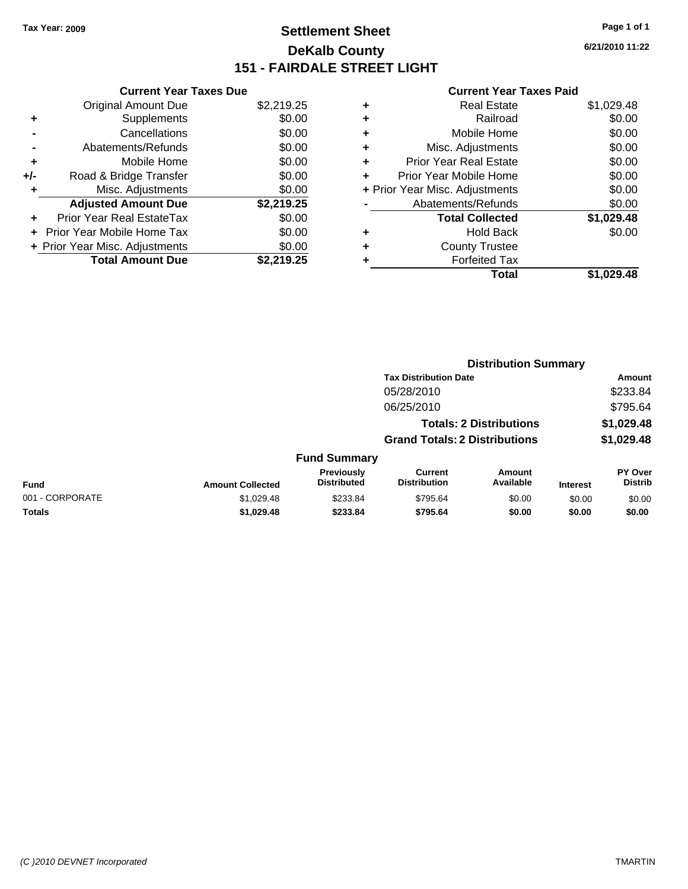Tax Year: 2009

# Settlement Sheet
## DeKalb County
## 151 - FAIRDALE STREET LIGHT

6/21/2010 11:22

### Current Year Taxes Due

| | | |
|---|---|---|
| | Original Amount Due | $2,219.25 |
| + | Supplements | $0.00 |
| - | Cancellations | $0.00 |
| - | Abatements/Refunds | $0.00 |
| + | Mobile Home | $0.00 |
| +/- | Road & Bridge Transfer | $0.00 |
| + | Misc. Adjustments | $0.00 |
| | **Adjusted Amount Due** | **$2,219.25** |
| + | Prior Year Real EstateTax | $0.00 |
| + | Prior Year Mobile Home Tax | $0.00 |
| + | Prior Year Misc. Adjustments | $0.00 |
| | **Total Amount Due** | **$2,219.25** |

### Current Year Taxes Paid

| | | |
|---|---|---|
| + | Real Estate | $1,029.48 |
| + | Railroad | $0.00 |
| + | Mobile Home | $0.00 |
| + | Misc. Adjustments | $0.00 |
| + | Prior Year Real Estate | $0.00 |
| + | Prior Year Mobile Home | $0.00 |
| + | Prior Year Misc. Adjustments | $0.00 |
| - | Abatements/Refunds | $0.00 |
| | **Total Collected** | **$1,029.48** |
| + | Hold Back | $0.00 |
| + | County Trustee | |
| + | Forfeited Tax | |
| | **Total** | **$1,029.48** |

### Distribution Summary

| Tax Distribution Date | Amount |
|---|---|
| 05/28/2010 | $233.84 |
| 06/25/2010 | $795.64 |
| **Totals: 2 Distributions** | **$1,029.48** |
| **Grand Totals: 2 Distributions** | **$1,029.48** |

### Fund Summary

| Fund | Amount Collected | Previously Distributed | Current Distribution | Amount Available | Interest | PY Over Distrib |
|---|---|---|---|---|---|---|
| 001 - CORPORATE | $1,029.48 | $233.84 | $795.64 | $0.00 | $0.00 | $0.00 |
| **Totals** | **$1,029.48** | **$233.84** | **$795.64** | **$0.00** | **$0.00** | **$0.00** |

(C )2010 DEVNET Incorporated TMARTIN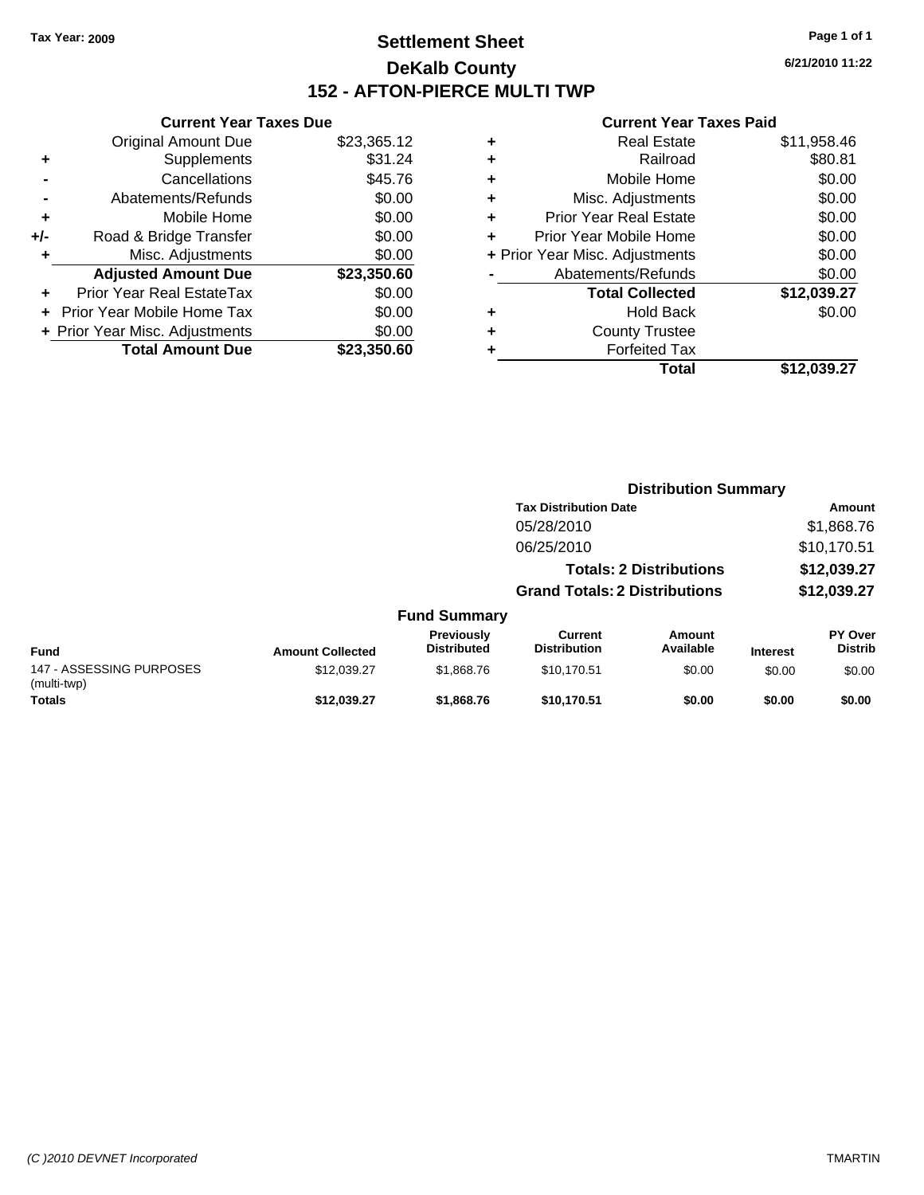Tax Year: 2009

# Settlement Sheet

## DeKalb County

## 152 - AFTON-PIERCE MULTI TWP

6/21/2010 11:22

### Current Year Taxes Due

| | | |
|---|---|---|
| | Original Amount Due | $23,365.12 |
| + | Supplements | $31.24 |
| - | Cancellations | $45.76 |
| - | Abatements/Refunds | $0.00 |
| + | Mobile Home | $0.00 |
| +/- | Road & Bridge Transfer | $0.00 |
| + | Misc. Adjustments | $0.00 |
| | **Adjusted Amount Due** | **$23,350.60** |
| + | Prior Year Real EstateTax | $0.00 |
| + | Prior Year Mobile Home Tax | $0.00 |
| + | Prior Year Misc. Adjustments | $0.00 |
| | **Total Amount Due** | **$23,350.60** |

### Current Year Taxes Paid

| | | |
|---|---|---|
| + | Real Estate | $11,958.46 |
| + | Railroad | $80.81 |
| + | Mobile Home | $0.00 |
| + | Misc. Adjustments | $0.00 |
| + | Prior Year Real Estate | $0.00 |
| + | Prior Year Mobile Home | $0.00 |
| + | Prior Year Misc. Adjustments | $0.00 |
| - | Abatements/Refunds | $0.00 |
| | **Total Collected** | **$12,039.27** |
| + | Hold Back | $0.00 |
| + | County Trustee | |
| + | Forfeited Tax | |
| | **Total** | **$12,039.27** |

### Distribution Summary

| Tax Distribution Date | Amount |
|---|---|
| 05/28/2010 | $1,868.76 |
| 06/25/2010 | $10,170.51 |
| **Totals: 2 Distributions** | **$12,039.27** |
| **Grand Totals: 2 Distributions** | **$12,039.27** |

### Fund Summary

| Fund | Amount Collected | Previously Distributed | Current Distribution | Amount Available | Interest | PY Over Distrib |
|---|---|---|---|---|---|---|
| 147 - ASSESSING PURPOSES (multi-twp) | $12,039.27 | $1,868.76 | $10,170.51 | $0.00 | $0.00 | $0.00 |
| **Totals** | **$12,039.27** | **$1,868.76** | **$10,170.51** | **$0.00** | **$0.00** | **$0.00** |

(C )2010 DEVNET Incorporated TMARTIN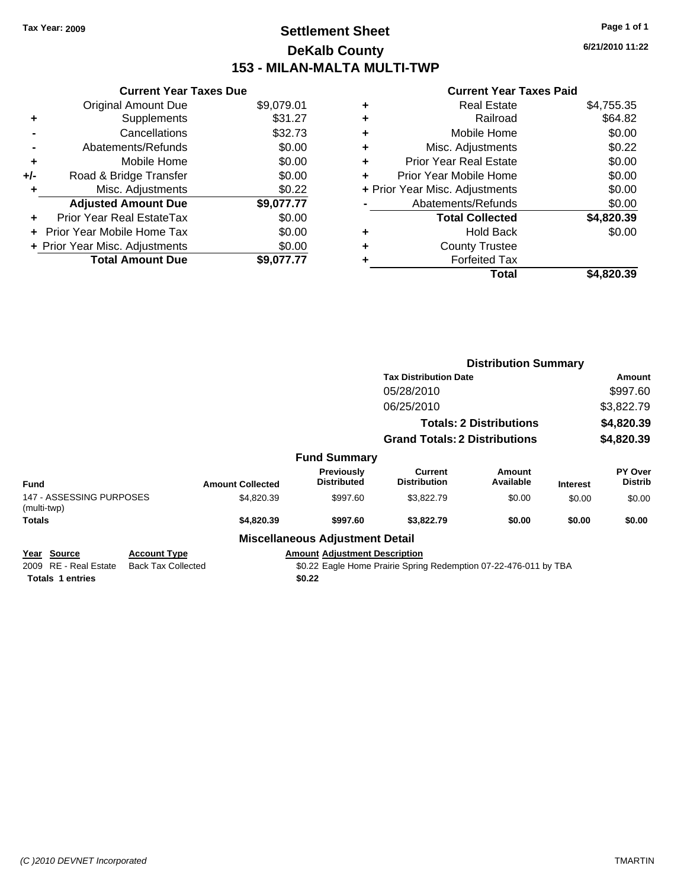Tax Year: 2009

# Settlement Sheet

## DeKalb County

## 153 - MILAN-MALTA MULTI-TWP

6/21/2010 11:22

### Current Year Taxes Due

| | | |
|---|---|---|
| | Original Amount Due | $9,079.01 |
| + | Supplements | $31.27 |
| - | Cancellations | $32.73 |
| - | Abatements/Refunds | $0.00 |
| + | Mobile Home | $0.00 |
| +/- | Road & Bridge Transfer | $0.00 |
| + | Misc. Adjustments | $0.22 |
| | **Adjusted Amount Due** | **$9,077.77** |
| + | Prior Year Real EstateTax | $0.00 |
| + | Prior Year Mobile Home Tax | $0.00 |
| + | Prior Year Misc. Adjustments | $0.00 |
| | **Total Amount Due** | **$9,077.77** |

### Current Year Taxes Paid

| | | |
|---|---|---|
| + | Real Estate | $4,755.35 |
| + | Railroad | $64.82 |
| + | Mobile Home | $0.00 |
| + | Misc. Adjustments | $0.22 |
| + | Prior Year Real Estate | $0.00 |
| + | Prior Year Mobile Home | $0.00 |
| + | Prior Year Misc. Adjustments | $0.00 |
| - | Abatements/Refunds | $0.00 |
| | **Total Collected** | **$4,820.39** |
| + | Hold Back | $0.00 |
| + | County Trustee | |
| + | Forfeited Tax | |
| | **Total** | **$4,820.39** |

### Distribution Summary

| Tax Distribution Date | Amount |
|---|---|
| 05/28/2010 | $997.60 |
| 06/25/2010 | $3,822.79 |
| **Totals: 2 Distributions** | **$4,820.39** |
| **Grand Totals: 2 Distributions** | **$4,820.39** |

### Fund Summary

| Fund | Amount Collected | Previously Distributed | Current Distribution | Amount Available | Interest | PY Over Distrib |
|---|---|---|---|---|---|---|
| 147 - ASSESSING PURPOSES (multi-twp) | $4,820.39 | $997.60 | $3,822.79 | $0.00 | $0.00 | $0.00 |
| **Totals** | **$4,820.39** | **$997.60** | **$3,822.79** | **$0.00** | **$0.00** | **$0.00** |

### Miscellaneous Adjustment Detail

| Year | Source | Account Type | Amount | Adjustment Description |
|---|---|---|---|---|
| 2009 | RE - Real Estate | Back Tax Collected | $0.22 | Eagle Home Prairie Spring Redemption 07-22-476-011 by TBA |
| **Totals** | **1 entries** | | **$0.22** | |

(C )2010 DEVNET Incorporated

TMARTIN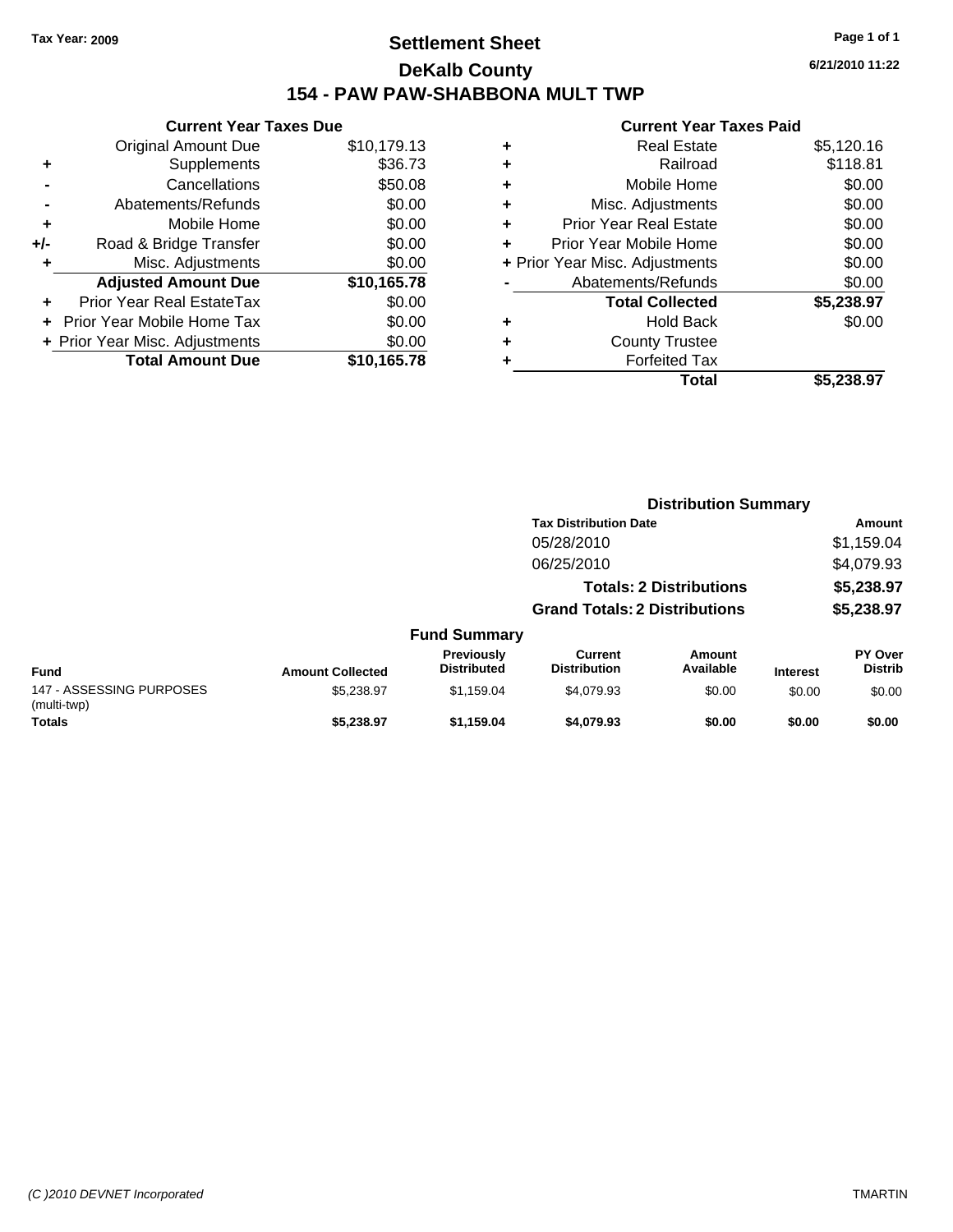Tax Year: 2009

# Settlement Sheet

## DeKalb County

## 154 - PAW PAW-SHABBONA MULT TWP

6/21/2010 11:22

### Current Year Taxes Due

| | | |
|---|---|---|
| | Original Amount Due | $10,179.13 |
| + | Supplements | $36.73 |
| - | Cancellations | $50.08 |
| - | Abatements/Refunds | $0.00 |
| + | Mobile Home | $0.00 |
| +/- | Road & Bridge Transfer | $0.00 |
| + | Misc. Adjustments | $0.00 |
| | **Adjusted Amount Due** | **$10,165.78** |
| + | Prior Year Real EstateTax | $0.00 |
| + | Prior Year Mobile Home Tax | $0.00 |
| + | Prior Year Misc. Adjustments | $0.00 |
| | **Total Amount Due** | **$10,165.78** |

### Current Year Taxes Paid

| | | |
|---|---|---|
| + | Real Estate | $5,120.16 |
| + | Railroad | $118.81 |
| + | Mobile Home | $0.00 |
| + | Misc. Adjustments | $0.00 |
| + | Prior Year Real Estate | $0.00 |
| + | Prior Year Mobile Home | $0.00 |
| + | Prior Year Misc. Adjustments | $0.00 |
| - | Abatements/Refunds | $0.00 |
| | **Total Collected** | **$5,238.97** |
| + | Hold Back | $0.00 |
| + | County Trustee | |
| + | Forfeited Tax | |
| | **Total** | **$5,238.97** |

### Distribution Summary

| Tax Distribution Date | Amount |
|---|---|
| 05/28/2010 | $1,159.04 |
| 06/25/2010 | $4,079.93 |
| **Totals: 2 Distributions** | **$5,238.97** |
| **Grand Totals: 2 Distributions** | **$5,238.97** |

### Fund Summary

| Fund | Amount Collected | Previously Distributed | Current Distribution | Amount Available | Interest | PY Over Distrib |
|---|---|---|---|---|---|---|
| 147 - ASSESSING PURPOSES (multi-twp) | $5,238.97 | $1,159.04 | $4,079.93 | $0.00 | $0.00 | $0.00 |
| **Totals** | **$5,238.97** | **$1,159.04** | **$4,079.93** | **$0.00** | **$0.00** | **$0.00** |

(C )2010 DEVNET Incorporated TMARTIN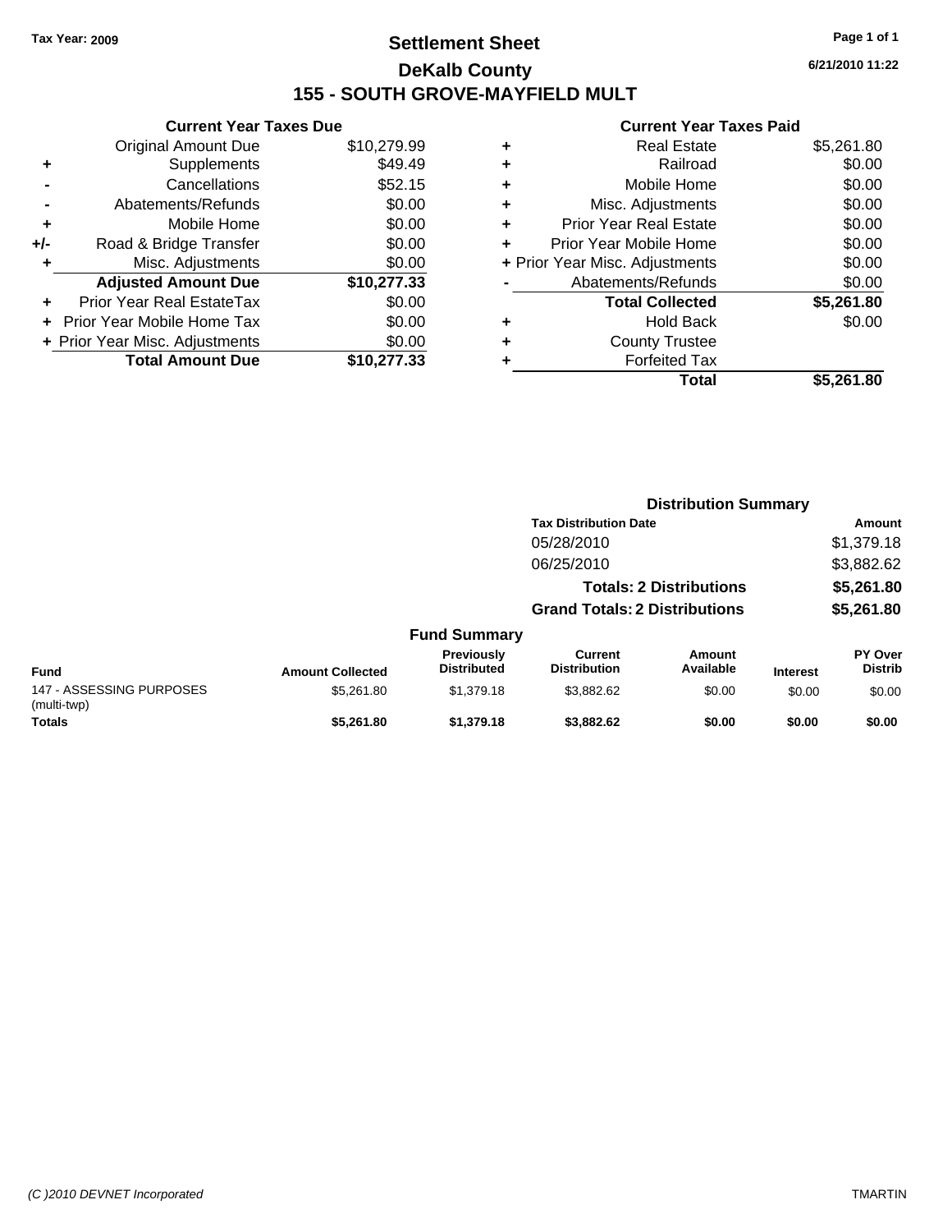Tax Year: 2009

# Settlement Sheet

## DeKalb County

## 155 - SOUTH GROVE-MAYFIELD MULT

6/21/2010 11:22

### Current Year Taxes Due

| | | |
|---|---|---|
| | Original Amount Due | $10,279.99 |
| + | Supplements | $49.49 |
| - | Cancellations | $52.15 |
| - | Abatements/Refunds | $0.00 |
| + | Mobile Home | $0.00 |
| +/- | Road & Bridge Transfer | $0.00 |
| + | Misc. Adjustments | $0.00 |
| | **Adjusted Amount Due** | **$10,277.33** |
| + | Prior Year Real EstateTax | $0.00 |
| + | Prior Year Mobile Home Tax | $0.00 |
| + | Prior Year Misc. Adjustments | $0.00 |
| | **Total Amount Due** | **$10,277.33** |

### Current Year Taxes Paid

| | | |
|---|---|---|
| + | Real Estate | $5,261.80 |
| + | Railroad | $0.00 |
| + | Mobile Home | $0.00 |
| + | Misc. Adjustments | $0.00 |
| + | Prior Year Real Estate | $0.00 |
| + | Prior Year Mobile Home | $0.00 |
| + | Prior Year Misc. Adjustments | $0.00 |
| - | Abatements/Refunds | $0.00 |
| | **Total Collected** | **$5,261.80** |
| + | Hold Back | $0.00 |
| + | County Trustee | |
| + | Forfeited Tax | |
| | **Total** | **$5,261.80** |

### Distribution Summary

| Tax Distribution Date | Amount |
|---|---|
| 05/28/2010 | $1,379.18 |
| 06/25/2010 | $3,882.62 |
| **Totals: 2 Distributions** | **$5,261.80** |
| **Grand Totals: 2 Distributions** | **$5,261.80** |

### Fund Summary

| Fund | Amount Collected | Previously Distributed | Current Distribution | Amount Available | Interest | PY Over Distrib |
|---|---|---|---|---|---|---|
| 147 - ASSESSING PURPOSES (multi-twp) | $5,261.80 | $1,379.18 | $3,882.62 | $0.00 | $0.00 | $0.00 |
| **Totals** | **$5,261.80** | **$1,379.18** | **$3,882.62** | **$0.00** | **$0.00** | **$0.00** |

(C )2010 DEVNET Incorporated TMARTIN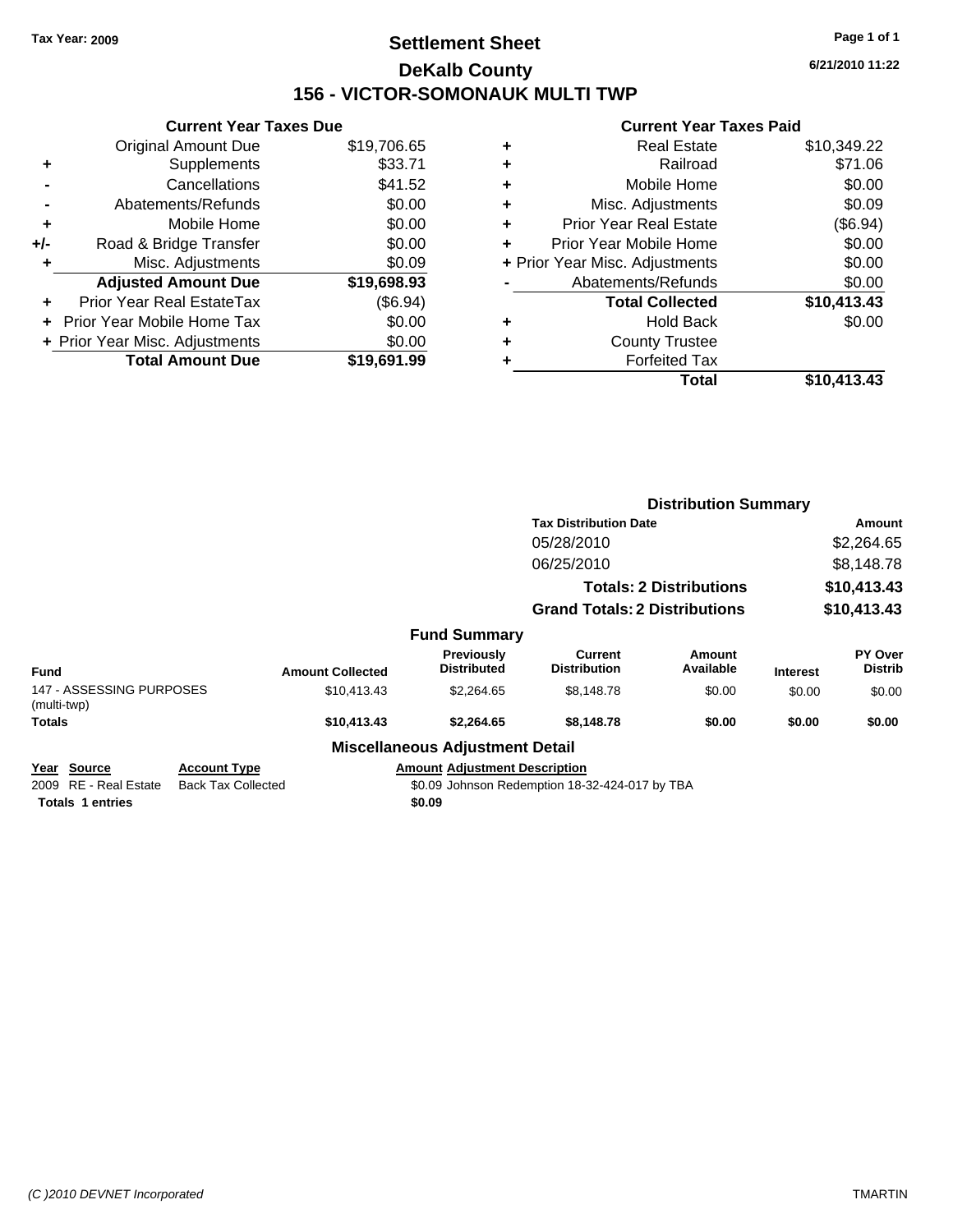**Tax Year: 2009**

# Settlement Sheet
## DeKalb County
## 156 - VICTOR-SOMONAUK MULTI TWP

6/21/2010 11:22

### Current Year Taxes Due

| | | |
|---|---|---|
| | Original Amount Due | $19,706.65 |
| + | Supplements | $33.71 |
| - | Cancellations | $41.52 |
| - | Abatements/Refunds | $0.00 |
| + | Mobile Home | $0.00 |
| +/- | Road & Bridge Transfer | $0.00 |
| + | Misc. Adjustments | $0.09 |
| | **Adjusted Amount Due** | **$19,698.93** |
| + | Prior Year Real EstateTax | ($6.94) |
| + | Prior Year Mobile Home Tax | $0.00 |
| + | Prior Year Misc. Adjustments | $0.00 |
| | **Total Amount Due** | **$19,691.99** |

### Current Year Taxes Paid

| | | |
|---|---|---|
| + | Real Estate | $10,349.22 |
| + | Railroad | $71.06 |
| + | Mobile Home | $0.00 |
| + | Misc. Adjustments | $0.09 |
| + | Prior Year Real Estate | ($6.94) |
| + | Prior Year Mobile Home | $0.00 |
| + | Prior Year Misc. Adjustments | $0.00 |
| - | Abatements/Refunds | $0.00 |
| | **Total Collected** | **$10,413.43** |
| + | Hold Back | $0.00 |
| + | County Trustee | |
| + | Forfeited Tax | |
| | **Total** | **$10,413.43** |

### Distribution Summary

| Tax Distribution Date | Amount |
|---|---|
| 05/28/2010 | $2,264.65 |
| 06/25/2010 | $8,148.78 |
| **Totals: 2 Distributions** | **$10,413.43** |
| **Grand Totals: 2 Distributions** | **$10,413.43** |

### Fund Summary

| Fund | Amount Collected | Previously Distributed | Current Distribution | Amount Available | Interest | PY Over Distrib |
|---|---|---|---|---|---|---|
| 147 - ASSESSING PURPOSES (multi-twp) | $10,413.43 | $2,264.65 | $8,148.78 | $0.00 | $0.00 | $0.00 |
| **Totals** | **$10,413.43** | **$2,264.65** | **$8,148.78** | **$0.00** | **$0.00** | **$0.00** |

### Miscellaneous Adjustment Detail

| Year | Source | Account Type | Amount | Adjustment Description |
|---|---|---|---|---|
| 2009 | RE - Real Estate | Back Tax Collected | $0.09 | Johnson Redemption 18-32-424-017 by TBA |
| **Totals** | **1 entries** | | **$0.09** | |

(C )2010 DEVNET Incorporated — TMARTIN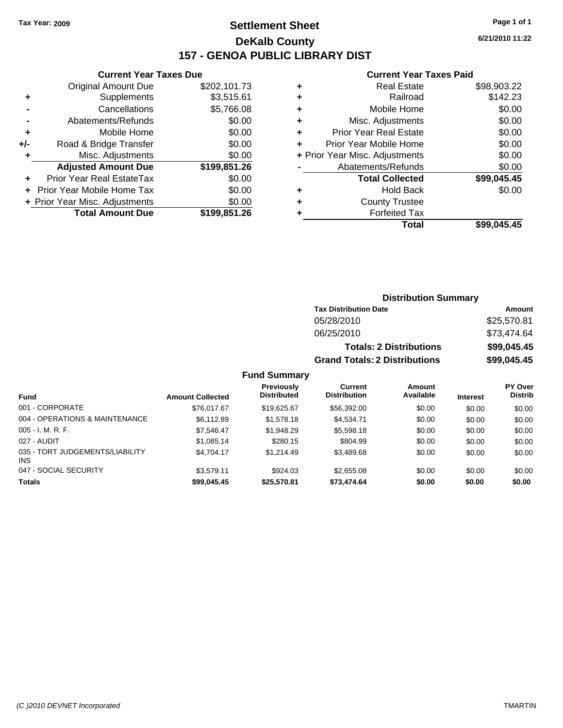Tax Year: 2009

# Settlement Sheet

## DeKalb County

## 157 - GENOA PUBLIC LIBRARY DIST

6/21/2010 11:22

### Current Year Taxes Due

| | | |
|---|---|---|
| | Original Amount Due | $202,101.73 |
| + | Supplements | $3,515.61 |
| - | Cancellations | $5,766.08 |
| - | Abatements/Refunds | $0.00 |
| + | Mobile Home | $0.00 |
| +/- | Road & Bridge Transfer | $0.00 |
| + | Misc. Adjustments | $0.00 |
| | **Adjusted Amount Due** | **$199,851.26** |
| + | Prior Year Real EstateTax | $0.00 |
| + | Prior Year Mobile Home Tax | $0.00 |
| + | Prior Year Misc. Adjustments | $0.00 |
| | **Total Amount Due** | **$199,851.26** |

### Current Year Taxes Paid

| | | |
|---|---|---|
| + | Real Estate | $98,903.22 |
| + | Railroad | $142.23 |
| + | Mobile Home | $0.00 |
| + | Misc. Adjustments | $0.00 |
| + | Prior Year Real Estate | $0.00 |
| + | Prior Year Mobile Home | $0.00 |
| + | Prior Year Misc. Adjustments | $0.00 |
| - | Abatements/Refunds | $0.00 |
| | **Total Collected** | **$99,045.45** |
| + | Hold Back | $0.00 |
| + | County Trustee | |
| + | Forfeited Tax | |
| | **Total** | **$99,045.45** |

### Distribution Summary

| Tax Distribution Date | Amount |
|---|---|
| 05/28/2010 | $25,570.81 |
| 06/25/2010 | $73,474.64 |
| **Totals: 2 Distributions** | **$99,045.45** |
| **Grand Totals: 2 Distributions** | **$99,045.45** |

### Fund Summary

| Fund | Amount Collected | Previously Distributed | Current Distribution | Amount Available | Interest | PY Over Distrib |
|---|---|---|---|---|---|---|
| 001 - CORPORATE | $76,017.67 | $19,625.67 | $56,392.00 | $0.00 | $0.00 | $0.00 |
| 004 - OPERATIONS & MAINTENANCE | $6,112.89 | $1,578.18 | $4,534.71 | $0.00 | $0.00 | $0.00 |
| 005 - I. M. R. F. | $7,546.47 | $1,948.29 | $5,598.18 | $0.00 | $0.00 | $0.00 |
| 027 - AUDIT | $1,085.14 | $280.15 | $804.99 | $0.00 | $0.00 | $0.00 |
| 035 - TORT JUDGEMENTS/LIABILITY INS | $4,704.17 | $1,214.49 | $3,489.68 | $0.00 | $0.00 | $0.00 |
| 047 - SOCIAL SECURITY | $3,579.11 | $924.03 | $2,655.08 | $0.00 | $0.00 | $0.00 |
| **Totals** | **$99,045.45** | **$25,570.81** | **$73,474.64** | **$0.00** | **$0.00** | **$0.00** |

(C )2010 DEVNET Incorporated TMARTIN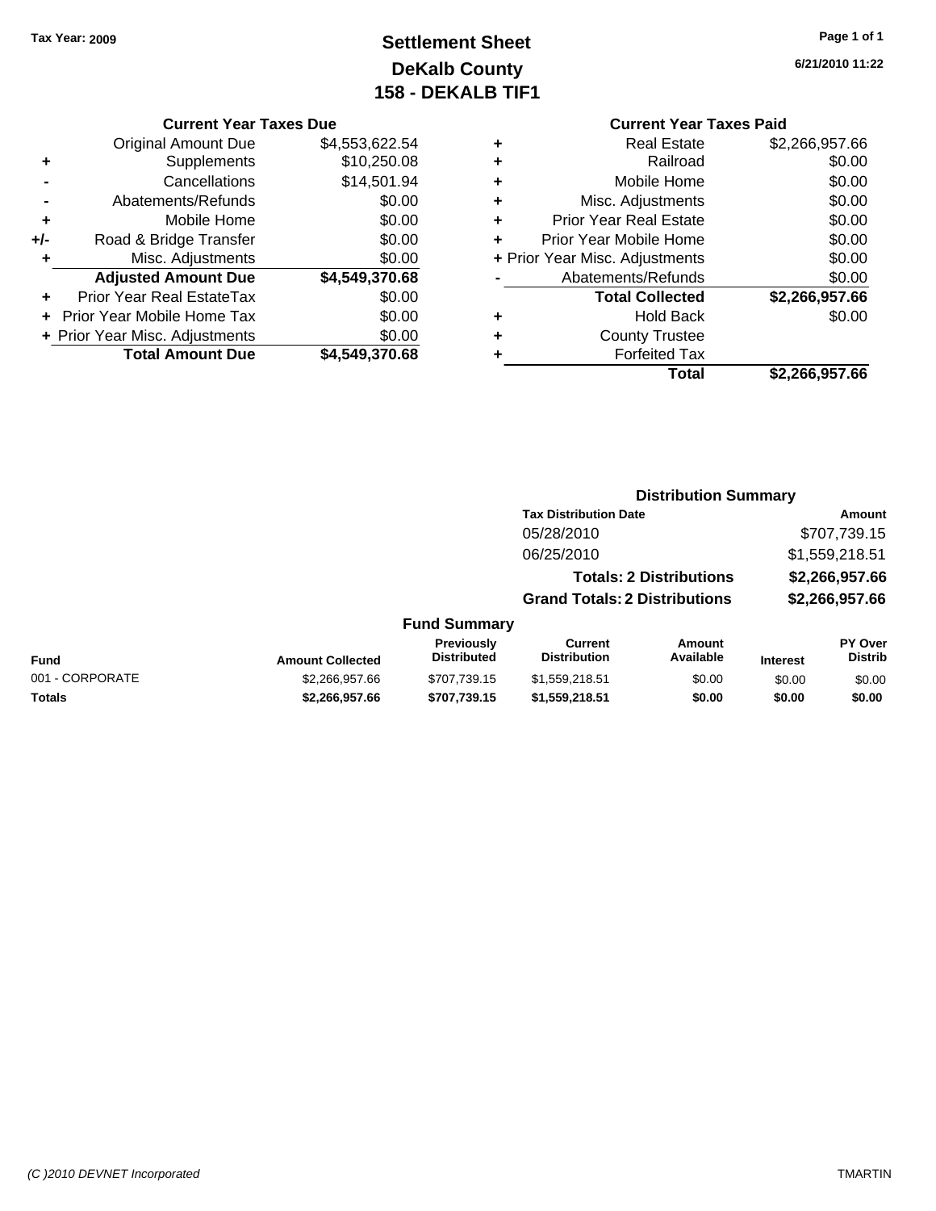Tax Year: 2009

# Settlement Sheet
## DeKalb County
## 158 - DEKALB TIF1

6/21/2010 11:22

### Current Year Taxes Due

| | | |
|---|---|---|
| | Original Amount Due | $4,553,622.54 |
| + | Supplements | $10,250.08 |
| - | Cancellations | $14,501.94 |
| - | Abatements/Refunds | $0.00 |
| + | Mobile Home | $0.00 |
| +/- | Road & Bridge Transfer | $0.00 |
| + | Misc. Adjustments | $0.00 |
| | **Adjusted Amount Due** | **$4,549,370.68** |
| + | Prior Year Real EstateTax | $0.00 |
| + | Prior Year Mobile Home Tax | $0.00 |
| + | Prior Year Misc. Adjustments | $0.00 |
| | **Total Amount Due** | **$4,549,370.68** |

### Current Year Taxes Paid

| | | |
|---|---|---|
| + | Real Estate | $2,266,957.66 |
| + | Railroad | $0.00 |
| + | Mobile Home | $0.00 |
| + | Misc. Adjustments | $0.00 |
| + | Prior Year Real Estate | $0.00 |
| + | Prior Year Mobile Home | $0.00 |
| + | Prior Year Misc. Adjustments | $0.00 |
| - | Abatements/Refunds | $0.00 |
| | **Total Collected** | **$2,266,957.66** |
| + | Hold Back | $0.00 |
| + | County Trustee | |
| + | Forfeited Tax | |
| | **Total** | **$2,266,957.66** |

### Distribution Summary

| Tax Distribution Date | Amount |
|---|---|
| 05/28/2010 | $707,739.15 |
| 06/25/2010 | $1,559,218.51 |
| **Totals: 2 Distributions** | **$2,266,957.66** |
| **Grand Totals: 2 Distributions** | **$2,266,957.66** |

### Fund Summary

| Fund | Amount Collected | Previously Distributed | Current Distribution | Amount Available | Interest | PY Over Distrib |
|---|---|---|---|---|---|---|
| 001 - CORPORATE | $2,266,957.66 | $707,739.15 | $1,559,218.51 | $0.00 | $0.00 | $0.00 |
| **Totals** | **$2,266,957.66** | **$707,739.15** | **$1,559,218.51** | **$0.00** | **$0.00** | **$0.00** |

(C )2010 DEVNET Incorporated TMARTIN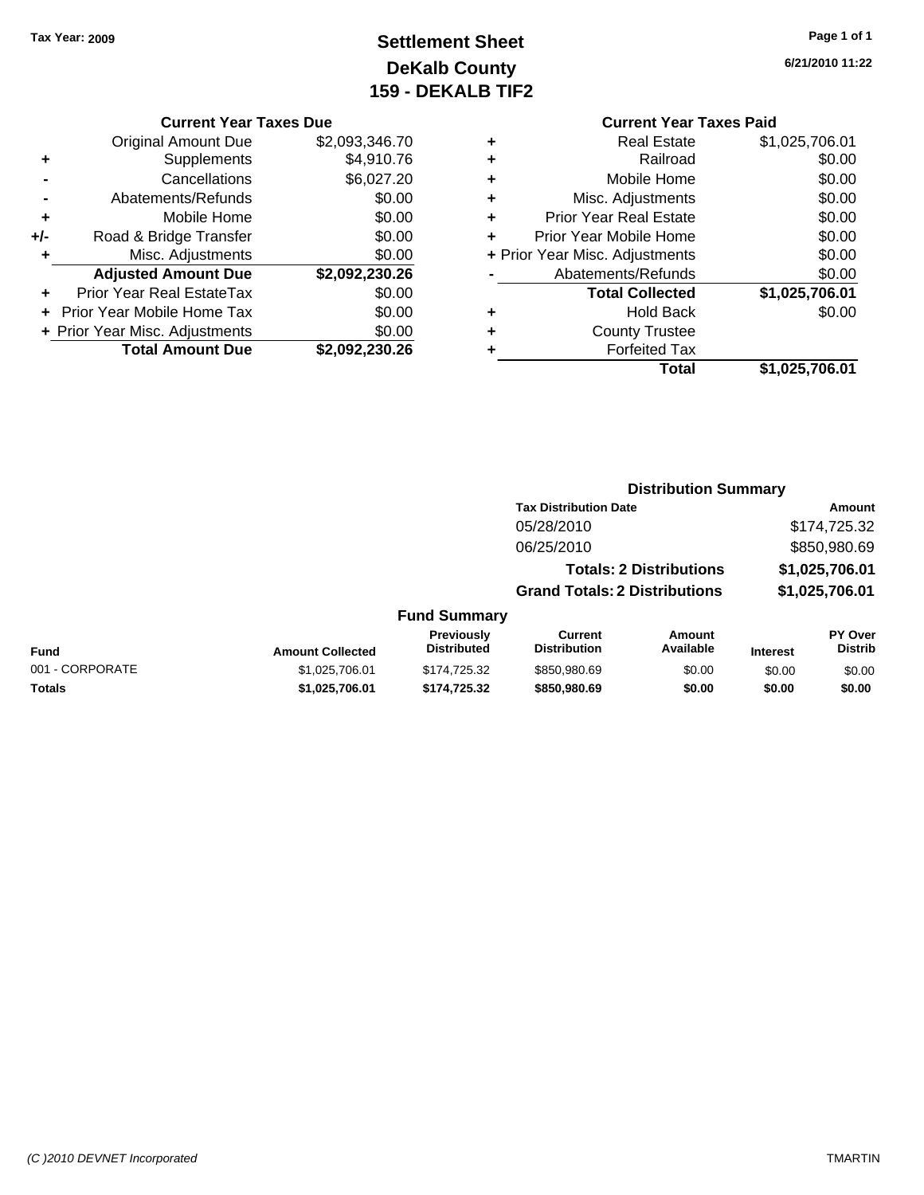Tax Year: 2009

# Settlement Sheet
## DeKalb County
## 159 - DEKALB TIF2

6/21/2010 11:22

### Current Year Taxes Due

| | | |
|---|---|---|
| | Original Amount Due | $2,093,346.70 |
| + | Supplements | $4,910.76 |
| - | Cancellations | $6,027.20 |
| - | Abatements/Refunds | $0.00 |
| + | Mobile Home | $0.00 |
| +/- | Road & Bridge Transfer | $0.00 |
| + | Misc. Adjustments | $0.00 |
| | **Adjusted Amount Due** | **$2,092,230.26** |
| + | Prior Year Real EstateTax | $0.00 |
| + | Prior Year Mobile Home Tax | $0.00 |
| + | Prior Year Misc. Adjustments | $0.00 |
| | **Total Amount Due** | **$2,092,230.26** |

### Current Year Taxes Paid

| | | |
|---|---|---|
| + | Real Estate | $1,025,706.01 |
| + | Railroad | $0.00 |
| + | Mobile Home | $0.00 |
| + | Misc. Adjustments | $0.00 |
| + | Prior Year Real Estate | $0.00 |
| + | Prior Year Mobile Home | $0.00 |
| + | Prior Year Misc. Adjustments | $0.00 |
| - | Abatements/Refunds | $0.00 |
| | **Total Collected** | **$1,025,706.01** |
| + | Hold Back | $0.00 |
| + | County Trustee | |
| + | Forfeited Tax | |
| | **Total** | **$1,025,706.01** |

### Distribution Summary

| Tax Distribution Date | Amount |
|---|---|
| 05/28/2010 | $174,725.32 |
| 06/25/2010 | $850,980.69 |
| **Totals: 2 Distributions** | **$1,025,706.01** |
| **Grand Totals: 2 Distributions** | **$1,025,706.01** |

### Fund Summary

| Fund | Amount Collected | Previously Distributed | Current Distribution | Amount Available | Interest | PY Over Distrib |
|---|---|---|---|---|---|---|
| 001 - CORPORATE | $1,025,706.01 | $174,725.32 | $850,980.69 | $0.00 | $0.00 | $0.00 |
| **Totals** | **$1,025,706.01** | **$174,725.32** | **$850,980.69** | **$0.00** | **$0.00** | **$0.00** |

(C )2010 DEVNET Incorporated TMARTIN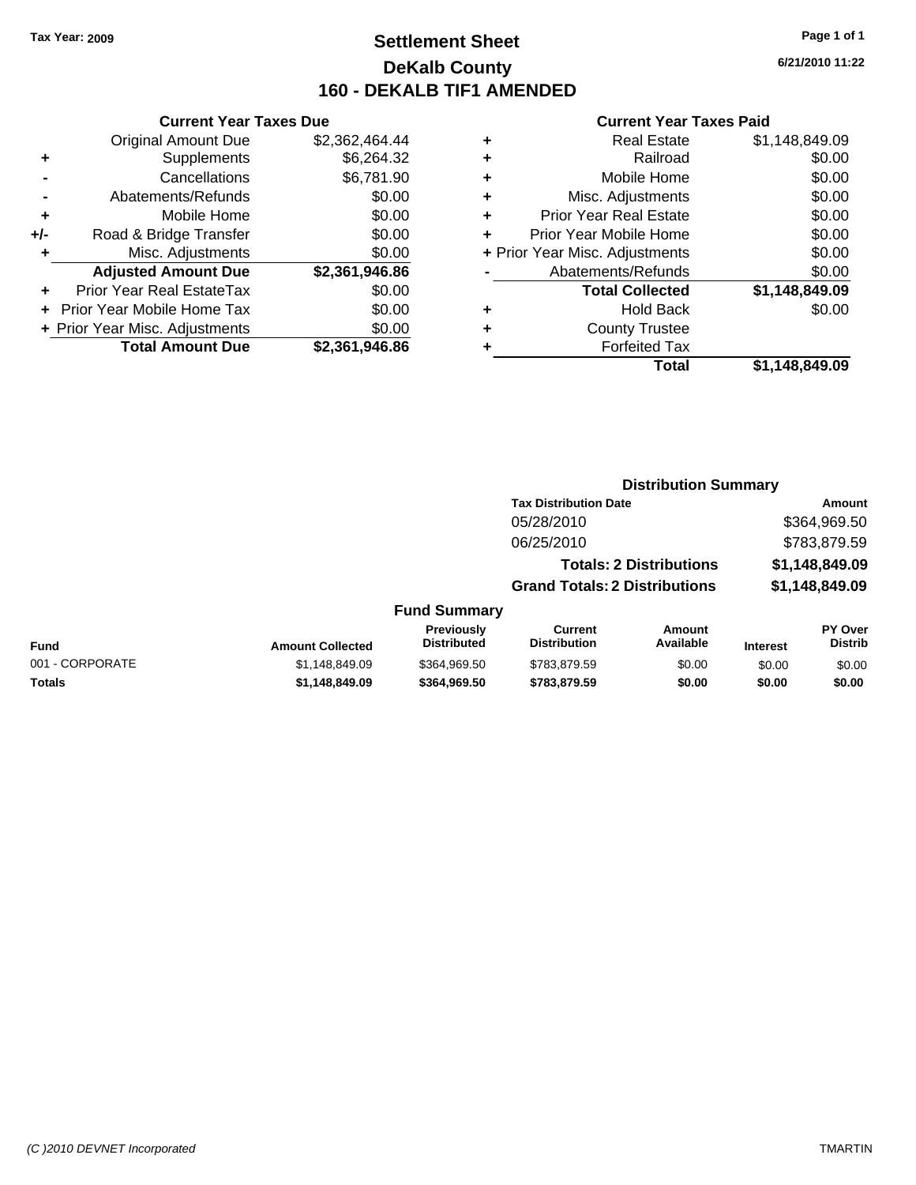Tax Year: 2009

# Settlement Sheet
## DeKalb County
## 160 - DEKALB TIF1 AMENDED

6/21/2010 11:22

### Current Year Taxes Due

| | | |
|---|---|---|
| | Original Amount Due | $2,362,464.44 |
| + | Supplements | $6,264.32 |
| - | Cancellations | $6,781.90 |
| - | Abatements/Refunds | $0.00 |
| + | Mobile Home | $0.00 |
| +/- | Road & Bridge Transfer | $0.00 |
| + | Misc. Adjustments | $0.00 |
| | **Adjusted Amount Due** | **$2,361,946.86** |
| + | Prior Year Real EstateTax | $0.00 |
| + | Prior Year Mobile Home Tax | $0.00 |
| + | Prior Year Misc. Adjustments | $0.00 |
| | **Total Amount Due** | **$2,361,946.86** |

### Current Year Taxes Paid

| | | |
|---|---|---|
| + | Real Estate | $1,148,849.09 |
| + | Railroad | $0.00 |
| + | Mobile Home | $0.00 |
| + | Misc. Adjustments | $0.00 |
| + | Prior Year Real Estate | $0.00 |
| + | Prior Year Mobile Home | $0.00 |
| + | Prior Year Misc. Adjustments | $0.00 |
| - | Abatements/Refunds | $0.00 |
| | **Total Collected** | **$1,148,849.09** |
| + | Hold Back | $0.00 |
| + | County Trustee | |
| + | Forfeited Tax | |
| | **Total** | **$1,148,849.09** |

### Distribution Summary

| Tax Distribution Date | Amount |
|---|---|
| 05/28/2010 | $364,969.50 |
| 06/25/2010 | $783,879.59 |
| **Totals: 2 Distributions** | **$1,148,849.09** |
| **Grand Totals: 2 Distributions** | **$1,148,849.09** |

### Fund Summary

| Fund | Amount Collected | Previously Distributed | Current Distribution | Amount Available | Interest | PY Over Distrib |
|---|---|---|---|---|---|---|
| 001 - CORPORATE | $1,148,849.09 | $364,969.50 | $783,879.59 | $0.00 | $0.00 | $0.00 |
| **Totals** | **$1,148,849.09** | **$364,969.50** | **$783,879.59** | **$0.00** | **$0.00** | **$0.00** |

(C )2010 DEVNET Incorporated    TMARTIN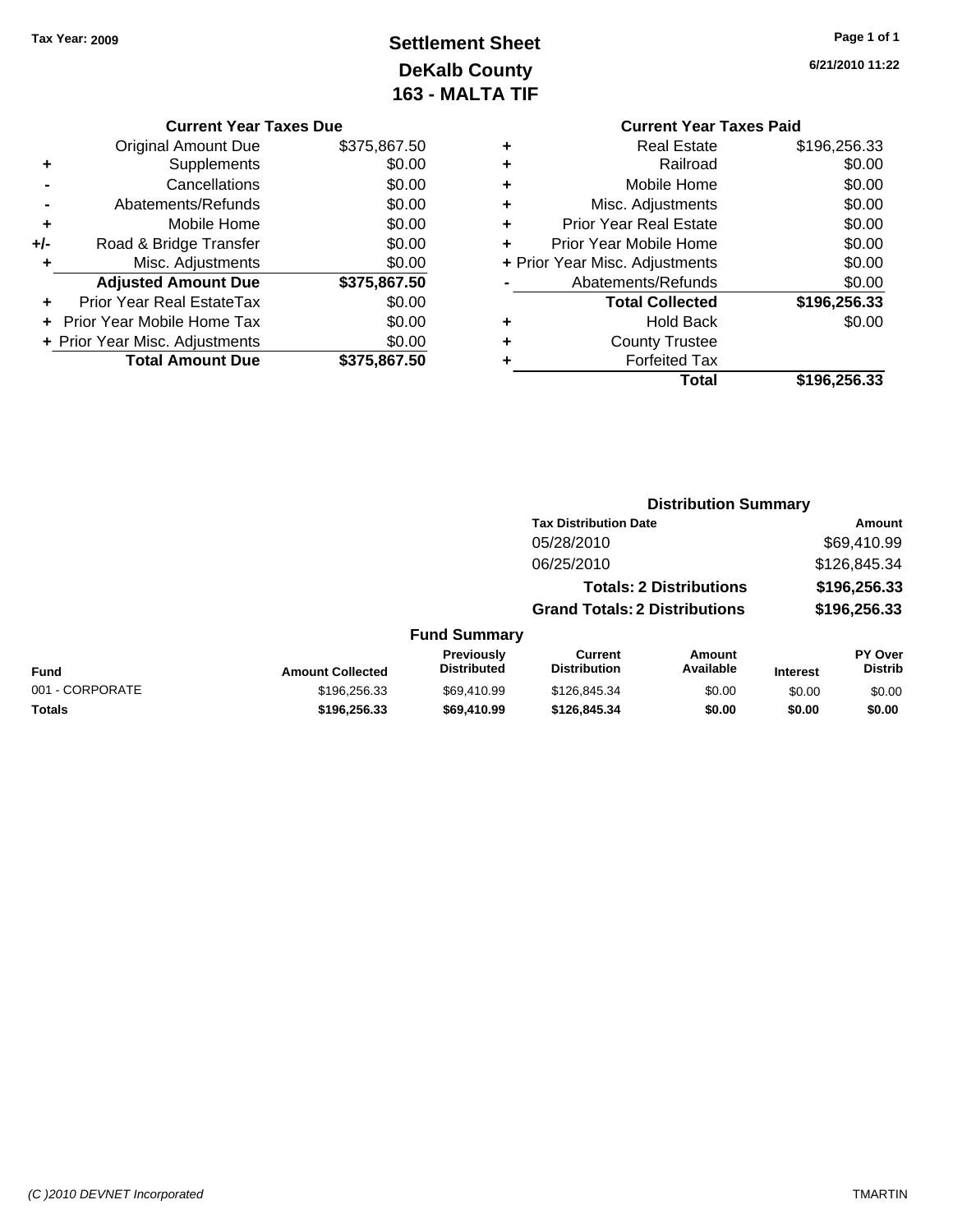**Tax Year: 2009**

# Settlement Sheet
## DeKalb County
## 163 - MALTA TIF

6/21/2010 11:22

### Current Year Taxes Due

| | | |
|---|---|---|
| | Original Amount Due | $375,867.50 |
| + | Supplements | $0.00 |
| - | Cancellations | $0.00 |
| - | Abatements/Refunds | $0.00 |
| + | Mobile Home | $0.00 |
| +/- | Road & Bridge Transfer | $0.00 |
| + | Misc. Adjustments | $0.00 |
| | **Adjusted Amount Due** | **$375,867.50** |
| + | Prior Year Real EstateTax | $0.00 |
| + | Prior Year Mobile Home Tax | $0.00 |
| + | Prior Year Misc. Adjustments | $0.00 |
| | **Total Amount Due** | **$375,867.50** |

### Current Year Taxes Paid

| | | |
|---|---|---|
| + | Real Estate | $196,256.33 |
| + | Railroad | $0.00 |
| + | Mobile Home | $0.00 |
| + | Misc. Adjustments | $0.00 |
| + | Prior Year Real Estate | $0.00 |
| + | Prior Year Mobile Home | $0.00 |
| + | Prior Year Misc. Adjustments | $0.00 |
| - | Abatements/Refunds | $0.00 |
| | **Total Collected** | **$196,256.33** |
| + | Hold Back | $0.00 |
| + | County Trustee | |
| + | Forfeited Tax | |
| | **Total** | **$196,256.33** |

### Distribution Summary

| Tax Distribution Date | Amount |
|---|---|
| 05/28/2010 | $69,410.99 |
| 06/25/2010 | $126,845.34 |
| **Totals: 2 Distributions** | **$196,256.33** |
| **Grand Totals: 2 Distributions** | **$196,256.33** |

### Fund Summary

| Fund | Amount Collected | Previously Distributed | Current Distribution | Amount Available | Interest | PY Over Distrib |
|---|---|---|---|---|---|---|
| 001 - CORPORATE | $196,256.33 | $69,410.99 | $126,845.34 | $0.00 | $0.00 | $0.00 |
| **Totals** | **$196,256.33** | **$69,410.99** | **$126,845.34** | **$0.00** | **$0.00** | **$0.00** |

*(C )2010 DEVNET Incorporated* TMARTIN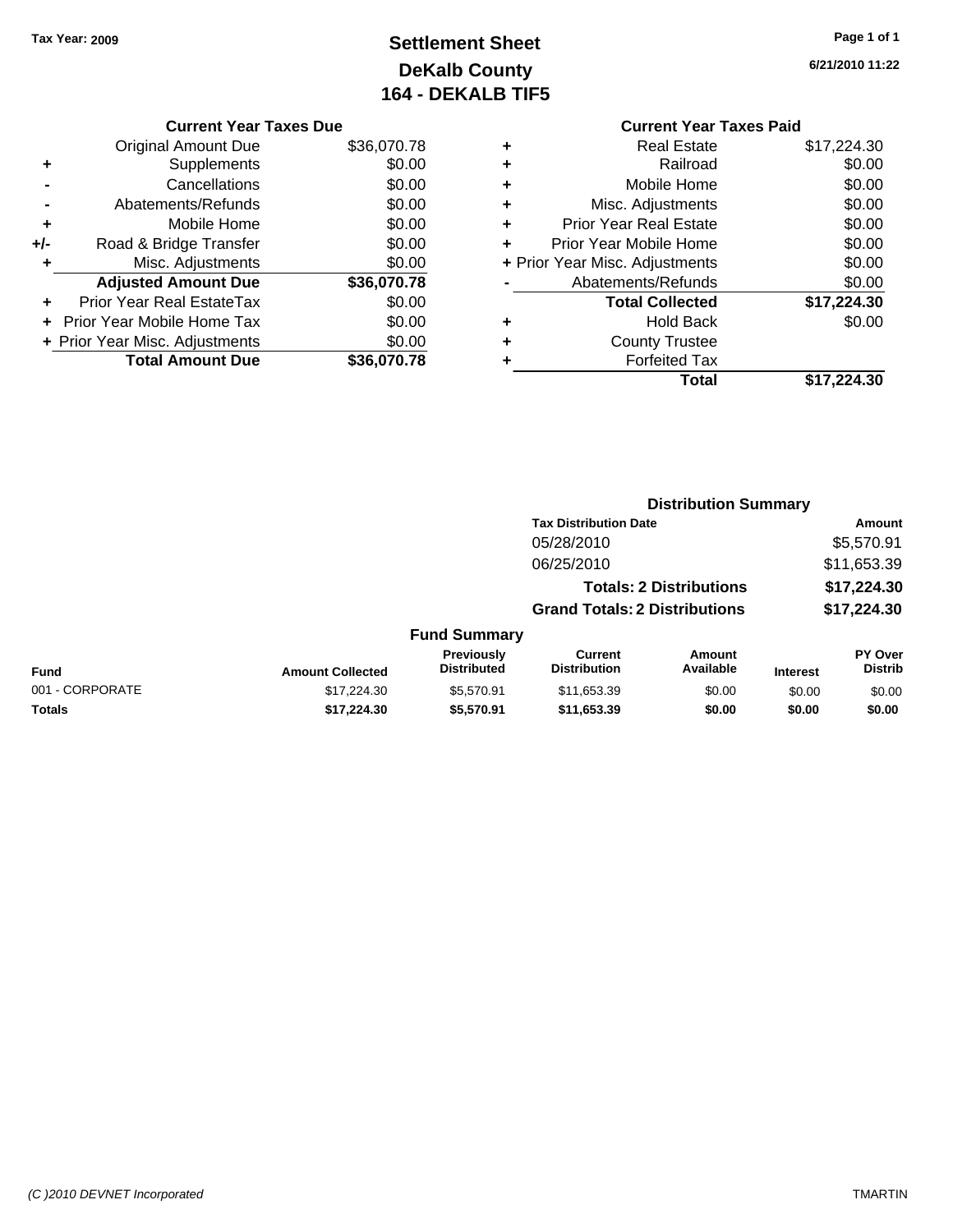Tax Year: 2009

# Settlement Sheet
## DeKalb County
## 164 - DEKALB TIF5

6/21/2010 11:22

### Current Year Taxes Due

| | | |
|---|---|---|
| | Original Amount Due | $36,070.78 |
| + | Supplements | $0.00 |
| - | Cancellations | $0.00 |
| - | Abatements/Refunds | $0.00 |
| + | Mobile Home | $0.00 |
| +/- | Road & Bridge Transfer | $0.00 |
| + | Misc. Adjustments | $0.00 |
| | **Adjusted Amount Due** | **$36,070.78** |
| + | Prior Year Real EstateTax | $0.00 |
| + | Prior Year Mobile Home Tax | $0.00 |
| + | Prior Year Misc. Adjustments | $0.00 |
| | **Total Amount Due** | **$36,070.78** |

### Current Year Taxes Paid

| | | |
|---|---|---|
| + | Real Estate | $17,224.30 |
| + | Railroad | $0.00 |
| + | Mobile Home | $0.00 |
| + | Misc. Adjustments | $0.00 |
| + | Prior Year Real Estate | $0.00 |
| + | Prior Year Mobile Home | $0.00 |
| + | Prior Year Misc. Adjustments | $0.00 |
| - | Abatements/Refunds | $0.00 |
| | **Total Collected** | **$17,224.30** |
| + | Hold Back | $0.00 |
| + | County Trustee | |
| + | Forfeited Tax | |
| | **Total** | **$17,224.30** |

### Distribution Summary

| Tax Distribution Date | Amount |
|---|---|
| 05/28/2010 | $5,570.91 |
| 06/25/2010 | $11,653.39 |
| **Totals: 2 Distributions** | **$17,224.30** |
| **Grand Totals: 2 Distributions** | **$17,224.30** |

### Fund Summary

| Fund | Amount Collected | Previously Distributed | Current Distribution | Amount Available | Interest | PY Over Distrib |
|---|---|---|---|---|---|---|
| 001 - CORPORATE | $17,224.30 | $5,570.91 | $11,653.39 | $0.00 | $0.00 | $0.00 |
| **Totals** | **$17,224.30** | **$5,570.91** | **$11,653.39** | **$0.00** | **$0.00** | **$0.00** |

(C )2010 DEVNET Incorporated TMARTIN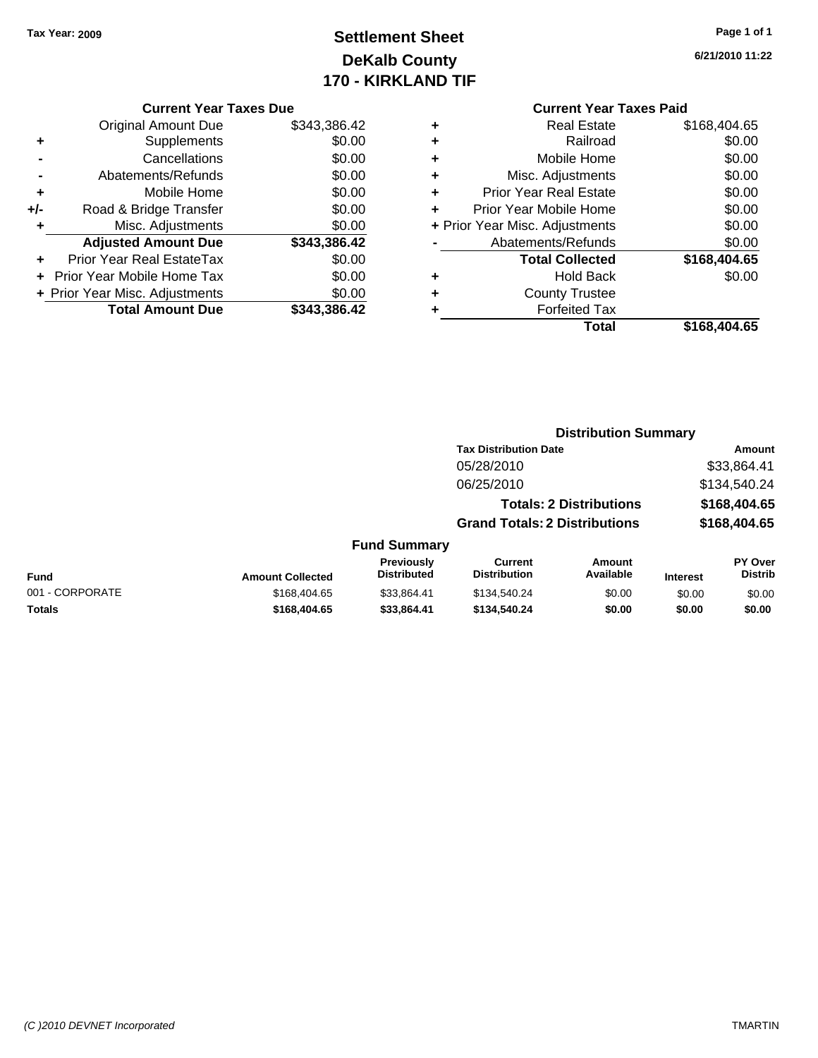Tax Year: 2009

# Settlement Sheet
## DeKalb County
## 170 - KIRKLAND TIF

6/21/2010 11:22

### Current Year Taxes Due

| | | |
|---|---|---|
| | Original Amount Due | $343,386.42 |
| + | Supplements | $0.00 |
| - | Cancellations | $0.00 |
| - | Abatements/Refunds | $0.00 |
| + | Mobile Home | $0.00 |
| +/- | Road & Bridge Transfer | $0.00 |
| + | Misc. Adjustments | $0.00 |
| | **Adjusted Amount Due** | **$343,386.42** |
| + | Prior Year Real EstateTax | $0.00 |
| + | Prior Year Mobile Home Tax | $0.00 |
| + | Prior Year Misc. Adjustments | $0.00 |
| | **Total Amount Due** | **$343,386.42** |

### Current Year Taxes Paid

| | | |
|---|---|---|
| + | Real Estate | $168,404.65 |
| + | Railroad | $0.00 |
| + | Mobile Home | $0.00 |
| + | Misc. Adjustments | $0.00 |
| + | Prior Year Real Estate | $0.00 |
| + | Prior Year Mobile Home | $0.00 |
| + | Prior Year Misc. Adjustments | $0.00 |
| - | Abatements/Refunds | $0.00 |
| | **Total Collected** | **$168,404.65** |
| + | Hold Back | $0.00 |
| + | County Trustee | |
| + | Forfeited Tax | |
| | **Total** | **$168,404.65** |

### Distribution Summary

| Tax Distribution Date | Amount |
|---|---|
| 05/28/2010 | $33,864.41 |
| 06/25/2010 | $134,540.24 |
| **Totals: 2 Distributions** | **$168,404.65** |
| **Grand Totals: 2 Distributions** | **$168,404.65** |

### Fund Summary

| Fund | Amount Collected | Previously Distributed | Current Distribution | Amount Available | Interest | PY Over Distrib |
|---|---|---|---|---|---|---|
| 001 - CORPORATE | $168,404.65 | $33,864.41 | $134,540.24 | $0.00 | $0.00 | $0.00 |
| **Totals** | **$168,404.65** | **$33,864.41** | **$134,540.24** | **$0.00** | **$0.00** | **$0.00** |

(C )2010 DEVNET Incorporated TMARTIN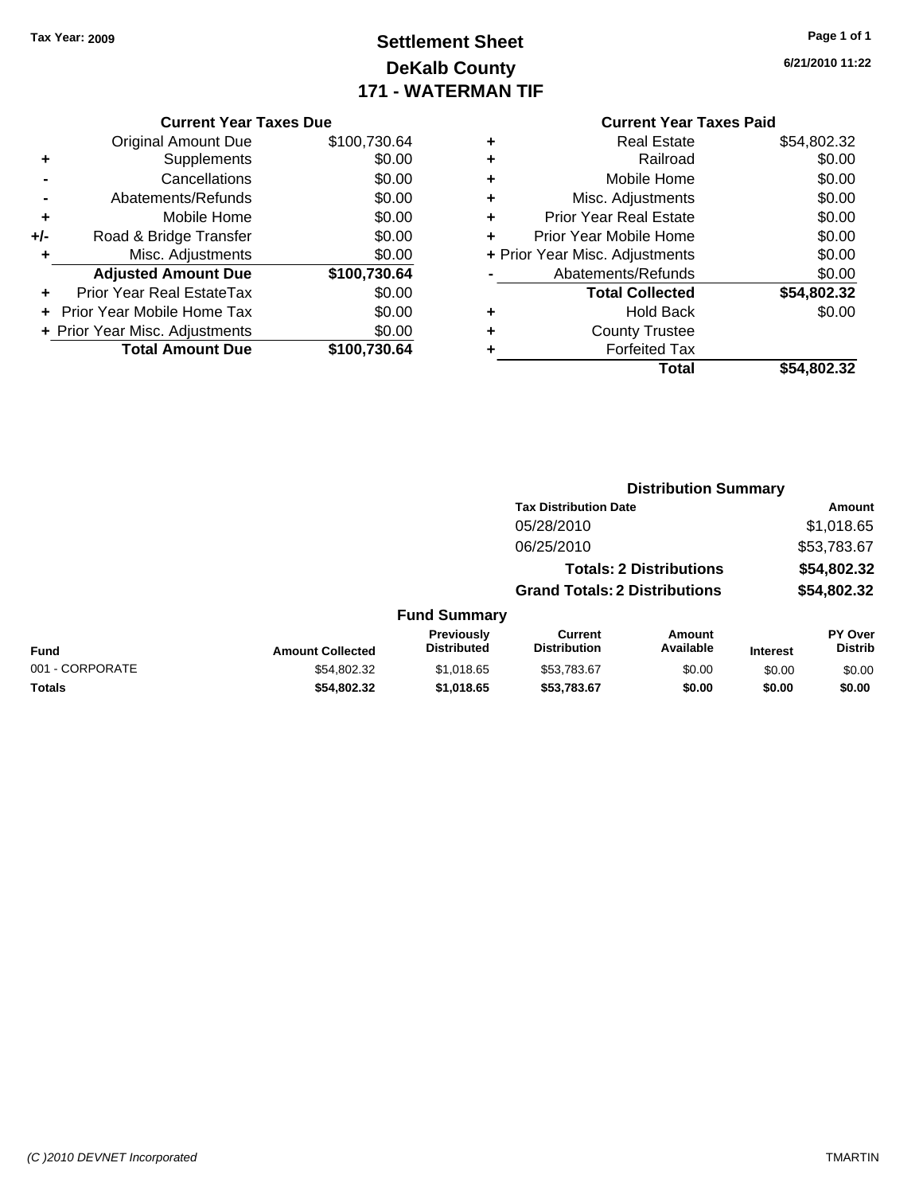Tax Year: 2009

# Settlement Sheet
## DeKalb County
## 171 - WATERMAN TIF

6/21/2010 11:22

### Current Year Taxes Due

| | | |
|---|---|---|
| | Original Amount Due | $100,730.64 |
| + | Supplements | $0.00 |
| - | Cancellations | $0.00 |
| - | Abatements/Refunds | $0.00 |
| + | Mobile Home | $0.00 |
| +/- | Road & Bridge Transfer | $0.00 |
| + | Misc. Adjustments | $0.00 |
| | **Adjusted Amount Due** | **$100,730.64** |
| + | Prior Year Real EstateTax | $0.00 |
| + | Prior Year Mobile Home Tax | $0.00 |
| + | Prior Year Misc. Adjustments | $0.00 |
| | **Total Amount Due** | **$100,730.64** |

### Current Year Taxes Paid

| | | |
|---|---|---|
| + | Real Estate | $54,802.32 |
| + | Railroad | $0.00 |
| + | Mobile Home | $0.00 |
| + | Misc. Adjustments | $0.00 |
| + | Prior Year Real Estate | $0.00 |
| + | Prior Year Mobile Home | $0.00 |
| + | Prior Year Misc. Adjustments | $0.00 |
| - | Abatements/Refunds | $0.00 |
| | **Total Collected** | **$54,802.32** |
| + | Hold Back | $0.00 |
| + | County Trustee | |
| + | Forfeited Tax | |
| | **Total** | **$54,802.32** |

### Distribution Summary

| Tax Distribution Date | Amount |
|---|---|
| 05/28/2010 | $1,018.65 |
| 06/25/2010 | $53,783.67 |
| **Totals: 2 Distributions** | **$54,802.32** |
| **Grand Totals: 2 Distributions** | **$54,802.32** |

### Fund Summary

| Fund | Amount Collected | Previously Distributed | Current Distribution | Amount Available | Interest | PY Over Distrib |
|---|---|---|---|---|---|---|
| 001 - CORPORATE | $54,802.32 | $1,018.65 | $53,783.67 | $0.00 | $0.00 | $0.00 |
| **Totals** | **$54,802.32** | **$1,018.65** | **$53,783.67** | **$0.00** | **$0.00** | **$0.00** |

(C )2010 DEVNET Incorporated

TMARTIN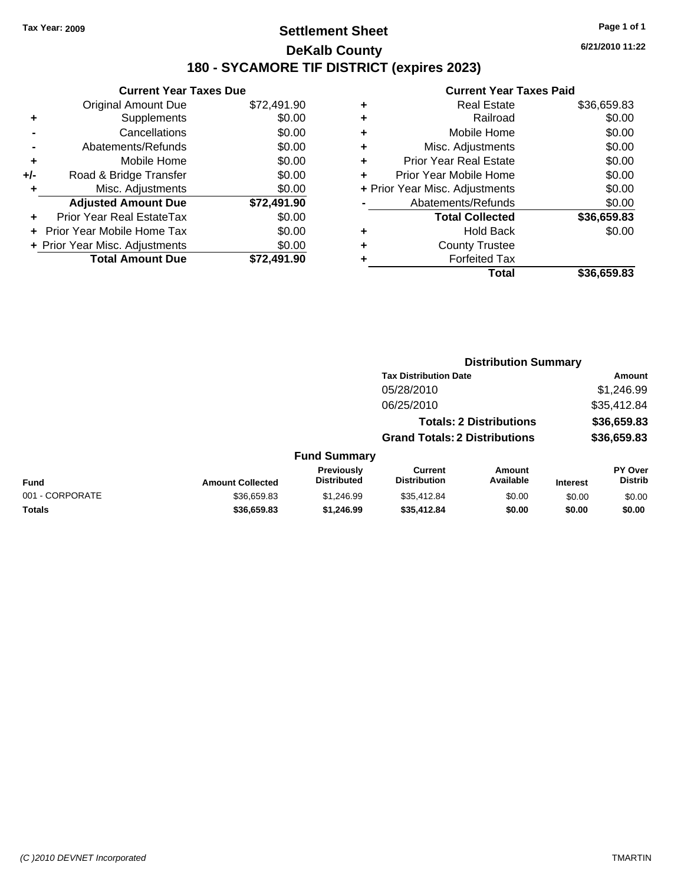Tax Year: 2009

# Settlement Sheet

## DeKalb County

## 180 - SYCAMORE TIF DISTRICT (expires 2023)

6/21/2010 11:22

### Current Year Taxes Due

| | | |
|---|---|---|
| | Original Amount Due | $72,491.90 |
| + | Supplements | $0.00 |
| - | Cancellations | $0.00 |
| - | Abatements/Refunds | $0.00 |
| + | Mobile Home | $0.00 |
| +/- | Road & Bridge Transfer | $0.00 |
| + | Misc. Adjustments | $0.00 |
| | **Adjusted Amount Due** | **$72,491.90** |
| + | Prior Year Real EstateTax | $0.00 |
| + | Prior Year Mobile Home Tax | $0.00 |
| + | Prior Year Misc. Adjustments | $0.00 |
| | **Total Amount Due** | **$72,491.90** |

### Current Year Taxes Paid

| | | |
|---|---|---|
| + | Real Estate | $36,659.83 |
| + | Railroad | $0.00 |
| + | Mobile Home | $0.00 |
| + | Misc. Adjustments | $0.00 |
| + | Prior Year Real Estate | $0.00 |
| + | Prior Year Mobile Home | $0.00 |
| + | Prior Year Misc. Adjustments | $0.00 |
| - | Abatements/Refunds | $0.00 |
| | **Total Collected** | **$36,659.83** |
| + | Hold Back | $0.00 |
| + | County Trustee | |
| + | Forfeited Tax | |
| | **Total** | **$36,659.83** |

### Distribution Summary

| Tax Distribution Date | Amount |
|---|---|
| 05/28/2010 | $1,246.99 |
| 06/25/2010 | $35,412.84 |
| **Totals: 2 Distributions** | **$36,659.83** |
| **Grand Totals: 2 Distributions** | **$36,659.83** |

### Fund Summary

| Fund | Amount Collected | Previously Distributed | Current Distribution | Amount Available | Interest | PY Over Distrib |
|---|---|---|---|---|---|---|
| 001 - CORPORATE | $36,659.83 | $1,246.99 | $35,412.84 | $0.00 | $0.00 | $0.00 |
| **Totals** | **$36,659.83** | **$1,246.99** | **$35,412.84** | **$0.00** | **$0.00** | **$0.00** |

(C )2010 DEVNET Incorporated TMARTIN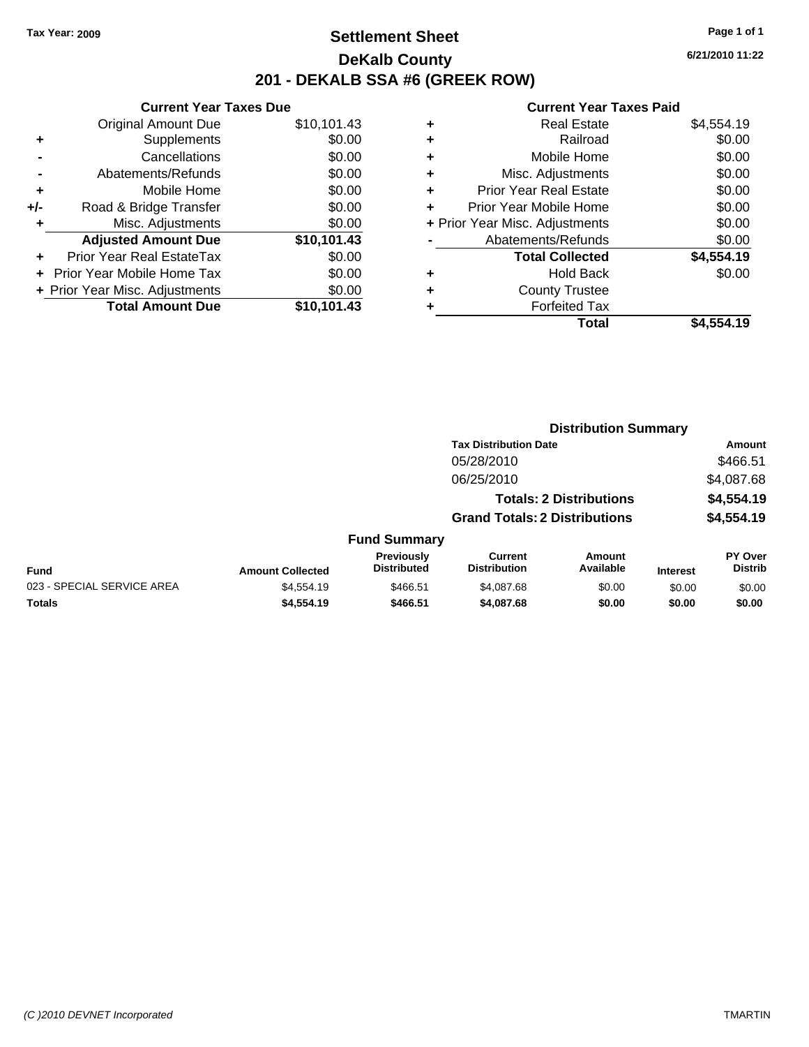Tax Year: 2009

# Settlement Sheet

## DeKalb County

## 201 - DEKALB SSA #6 (GREEK ROW)

6/21/2010 11:22

### Current Year Taxes Due

| | | |
|---|---|---|
| | Original Amount Due | $10,101.43 |
| + | Supplements | $0.00 |
| - | Cancellations | $0.00 |
| - | Abatements/Refunds | $0.00 |
| + | Mobile Home | $0.00 |
| +/- | Road & Bridge Transfer | $0.00 |
| + | Misc. Adjustments | $0.00 |
| | **Adjusted Amount Due** | **$10,101.43** |
| + | Prior Year Real EstateTax | $0.00 |
| + | Prior Year Mobile Home Tax | $0.00 |
| + | Prior Year Misc. Adjustments | $0.00 |
| | **Total Amount Due** | **$10,101.43** |

### Current Year Taxes Paid

| | | |
|---|---|---|
| + | Real Estate | $4,554.19 |
| + | Railroad | $0.00 |
| + | Mobile Home | $0.00 |
| + | Misc. Adjustments | $0.00 |
| + | Prior Year Real Estate | $0.00 |
| + | Prior Year Mobile Home | $0.00 |
| + | Prior Year Misc. Adjustments | $0.00 |
| - | Abatements/Refunds | $0.00 |
| | **Total Collected** | **$4,554.19** |
| + | Hold Back | $0.00 |
| + | County Trustee | |
| + | Forfeited Tax | |
| | **Total** | **$4,554.19** |

### Distribution Summary

| Tax Distribution Date | Amount |
|---|---|
| 05/28/2010 | $466.51 |
| 06/25/2010 | $4,087.68 |
| **Totals: 2 Distributions** | **$4,554.19** |
| **Grand Totals: 2 Distributions** | **$4,554.19** |

### Fund Summary

| Fund | Amount Collected | Previously Distributed | Current Distribution | Amount Available | Interest | PY Over Distrib |
|---|---|---|---|---|---|---|
| 023 - SPECIAL SERVICE AREA | $4,554.19 | $466.51 | $4,087.68 | $0.00 | $0.00 | $0.00 |
| **Totals** | **$4,554.19** | **$466.51** | **$4,087.68** | **$0.00** | **$0.00** | **$0.00** |

(C )2010 DEVNET Incorporated    TMARTIN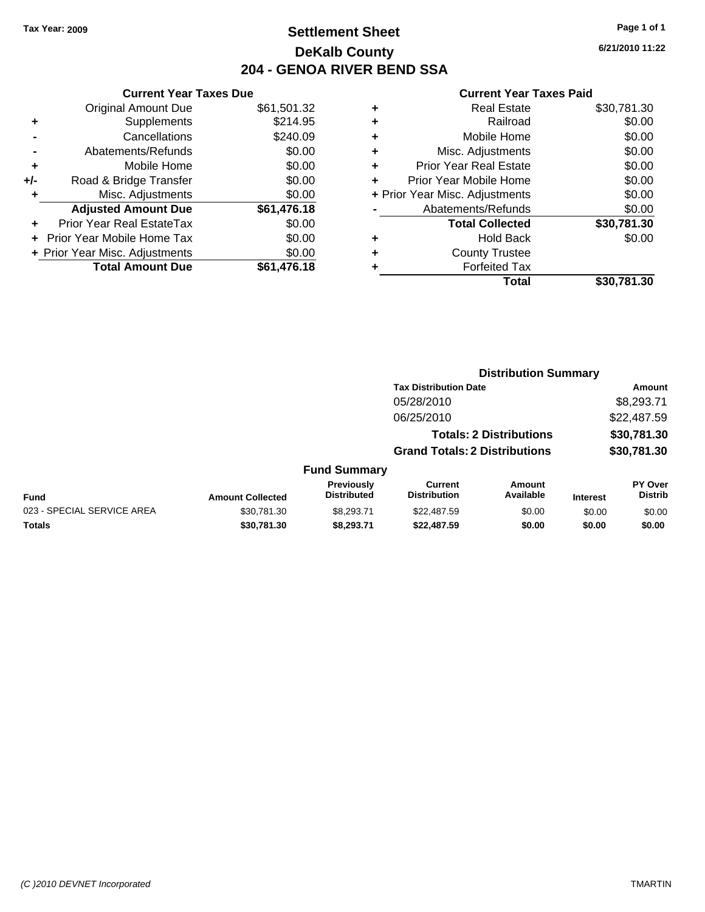Tax Year: 2009

# Settlement Sheet

## DeKalb County

## 204 - GENOA RIVER BEND SSA

6/21/2010 11:22

### Current Year Taxes Due

| | | |
|---|---|---|
| | Original Amount Due | $61,501.32 |
| + | Supplements | $214.95 |
| - | Cancellations | $240.09 |
| - | Abatements/Refunds | $0.00 |
| + | Mobile Home | $0.00 |
| +/- | Road & Bridge Transfer | $0.00 |
| + | Misc. Adjustments | $0.00 |
| | **Adjusted Amount Due** | **$61,476.18** |
| + | Prior Year Real EstateTax | $0.00 |
| + | Prior Year Mobile Home Tax | $0.00 |
| + | Prior Year Misc. Adjustments | $0.00 |
| | **Total Amount Due** | **$61,476.18** |

### Current Year Taxes Paid

| | | |
|---|---|---|
| + | Real Estate | $30,781.30 |
| + | Railroad | $0.00 |
| + | Mobile Home | $0.00 |
| + | Misc. Adjustments | $0.00 |
| + | Prior Year Real Estate | $0.00 |
| + | Prior Year Mobile Home | $0.00 |
| + | Prior Year Misc. Adjustments | $0.00 |
| - | Abatements/Refunds | $0.00 |
| | **Total Collected** | **$30,781.30** |
| + | Hold Back | $0.00 |
| + | County Trustee | |
| + | Forfeited Tax | |
| | **Total** | **$30,781.30** |

### Distribution Summary

| Tax Distribution Date | Amount |
|---|---|
| 05/28/2010 | $8,293.71 |
| 06/25/2010 | $22,487.59 |
| **Totals: 2 Distributions** | **$30,781.30** |
| **Grand Totals: 2 Distributions** | **$30,781.30** |

### Fund Summary

| Fund | Amount Collected | Previously Distributed | Current Distribution | Amount Available | Interest | PY Over Distrib |
|---|---|---|---|---|---|---|
| 023 - SPECIAL SERVICE AREA | $30,781.30 | $8,293.71 | $22,487.59 | $0.00 | $0.00 | $0.00 |
| **Totals** | **$30,781.30** | **$8,293.71** | **$22,487.59** | **$0.00** | **$0.00** | **$0.00** |

(C )2010 DEVNET Incorporated TMARTIN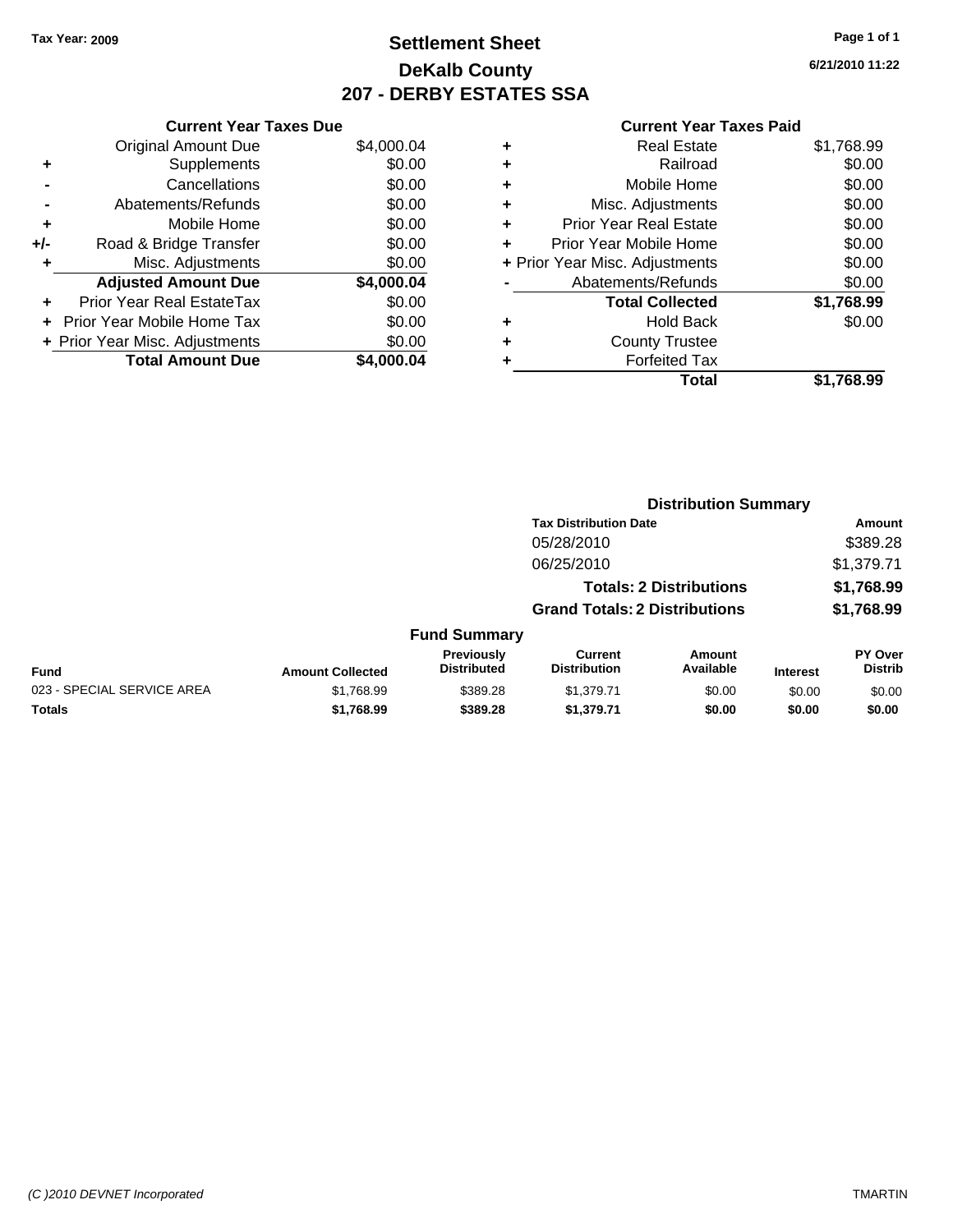**Tax Year: 2009**

# Settlement Sheet
## DeKalb County
## 207 - DERBY ESTATES SSA

6/21/2010 11:22

### Current Year Taxes Due

| | | |
|---|---|---|
| | Original Amount Due | $4,000.04 |
| + | Supplements | $0.00 |
| - | Cancellations | $0.00 |
| - | Abatements/Refunds | $0.00 |
| + | Mobile Home | $0.00 |
| +/- | Road & Bridge Transfer | $0.00 |
| + | Misc. Adjustments | $0.00 |
| | **Adjusted Amount Due** | **$4,000.04** |
| + | Prior Year Real EstateTax | $0.00 |
| + | Prior Year Mobile Home Tax | $0.00 |
| + | Prior Year Misc. Adjustments | $0.00 |
| | **Total Amount Due** | **$4,000.04** |

### Current Year Taxes Paid

| | | |
|---|---|---|
| + | Real Estate | $1,768.99 |
| + | Railroad | $0.00 |
| + | Mobile Home | $0.00 |
| + | Misc. Adjustments | $0.00 |
| + | Prior Year Real Estate | $0.00 |
| + | Prior Year Mobile Home | $0.00 |
| + | Prior Year Misc. Adjustments | $0.00 |
| - | Abatements/Refunds | $0.00 |
| | **Total Collected** | **$1,768.99** |
| + | Hold Back | $0.00 |
| + | County Trustee | |
| + | Forfeited Tax | |
| | **Total** | **$1,768.99** |

### Distribution Summary

| Tax Distribution Date | Amount |
|---|---|
| 05/28/2010 | $389.28 |
| 06/25/2010 | $1,379.71 |
| **Totals: 2 Distributions** | **$1,768.99** |
| **Grand Totals: 2 Distributions** | **$1,768.99** |

### Fund Summary

| Fund | Amount Collected | Previously Distributed | Current Distribution | Amount Available | Interest | PY Over Distrib |
|---|---|---|---|---|---|---|
| 023 - SPECIAL SERVICE AREA | $1,768.99 | $389.28 | $1,379.71 | $0.00 | $0.00 | $0.00 |
| **Totals** | **$1,768.99** | **$389.28** | **$1,379.71** | **$0.00** | **$0.00** | **$0.00** |

(C )2010 DEVNET Incorporated — TMARTIN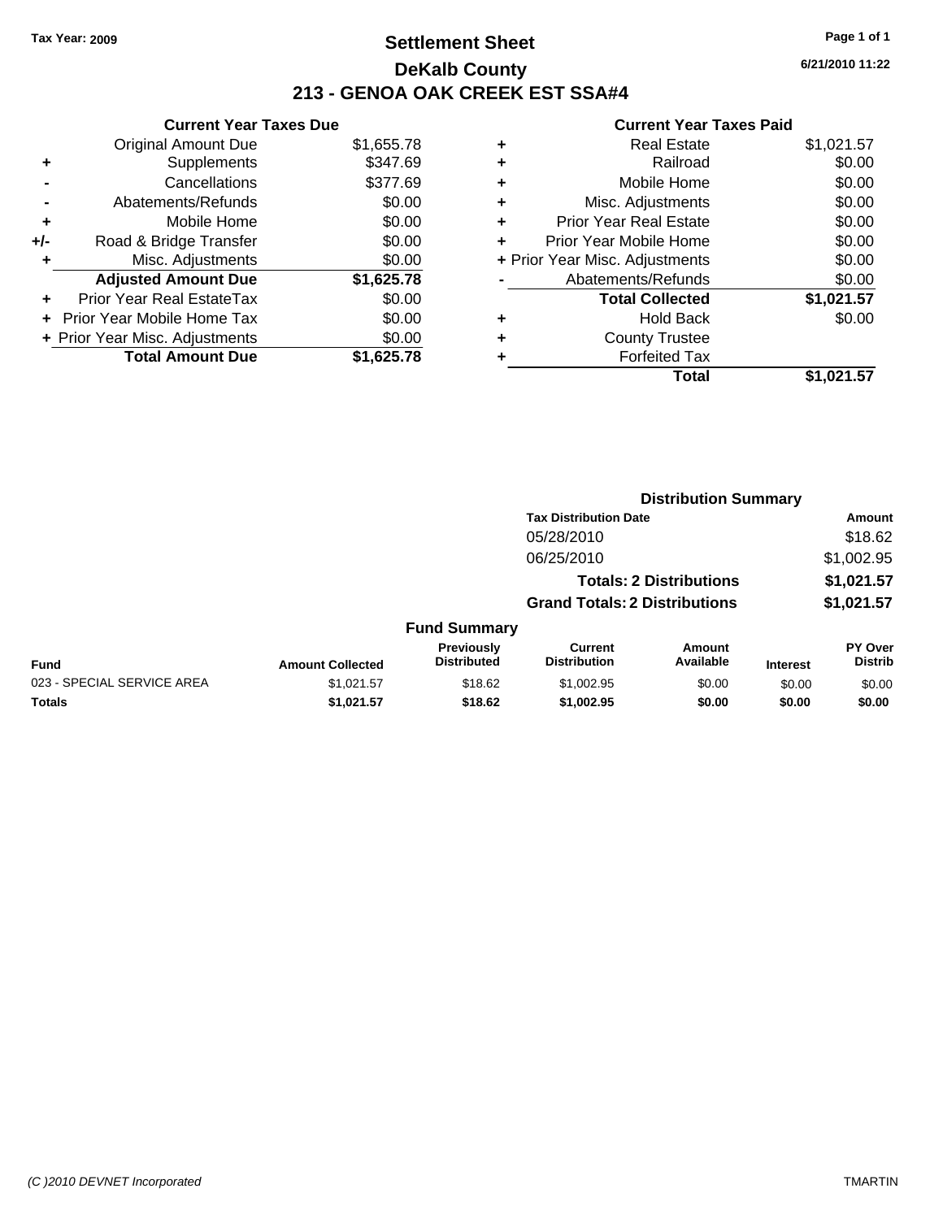Tax Year: 2009

# Settlement Sheet
## DeKalb County
## 213 - GENOA OAK CREEK EST SSA#4

6/21/2010 11:22

### Current Year Taxes Due

| | | |
|---|---|---|
| | Original Amount Due | $1,655.78 |
| + | Supplements | $347.69 |
| - | Cancellations | $377.69 |
| - | Abatements/Refunds | $0.00 |
| + | Mobile Home | $0.00 |
| +/- | Road & Bridge Transfer | $0.00 |
| + | Misc. Adjustments | $0.00 |
| | **Adjusted Amount Due** | **$1,625.78** |
| + | Prior Year Real EstateTax | $0.00 |
| + | Prior Year Mobile Home Tax | $0.00 |
| + | Prior Year Misc. Adjustments | $0.00 |
| | **Total Amount Due** | **$1,625.78** |

### Current Year Taxes Paid

| | | |
|---|---|---|
| + | Real Estate | $1,021.57 |
| + | Railroad | $0.00 |
| + | Mobile Home | $0.00 |
| + | Misc. Adjustments | $0.00 |
| + | Prior Year Real Estate | $0.00 |
| + | Prior Year Mobile Home | $0.00 |
| + | Prior Year Misc. Adjustments | $0.00 |
| - | Abatements/Refunds | $0.00 |
| | **Total Collected** | **$1,021.57** |
| + | Hold Back | $0.00 |
| + | County Trustee | |
| + | Forfeited Tax | |
| | **Total** | **$1,021.57** |

### Distribution Summary

| Tax Distribution Date | Amount |
|---|---|
| 05/28/2010 | $18.62 |
| 06/25/2010 | $1,002.95 |
| **Totals: 2 Distributions** | **$1,021.57** |
| **Grand Totals: 2 Distributions** | **$1,021.57** |

### Fund Summary

| Fund | Amount Collected | Previously Distributed | Current Distribution | Amount Available | Interest | PY Over Distrib |
|---|---|---|---|---|---|---|
| 023 - SPECIAL SERVICE AREA | $1,021.57 | $18.62 | $1,002.95 | $0.00 | $0.00 | $0.00 |
| **Totals** | **$1,021.57** | **$18.62** | **$1,002.95** | **$0.00** | **$0.00** | **$0.00** |

(C )2010 DEVNET Incorporated — TMARTIN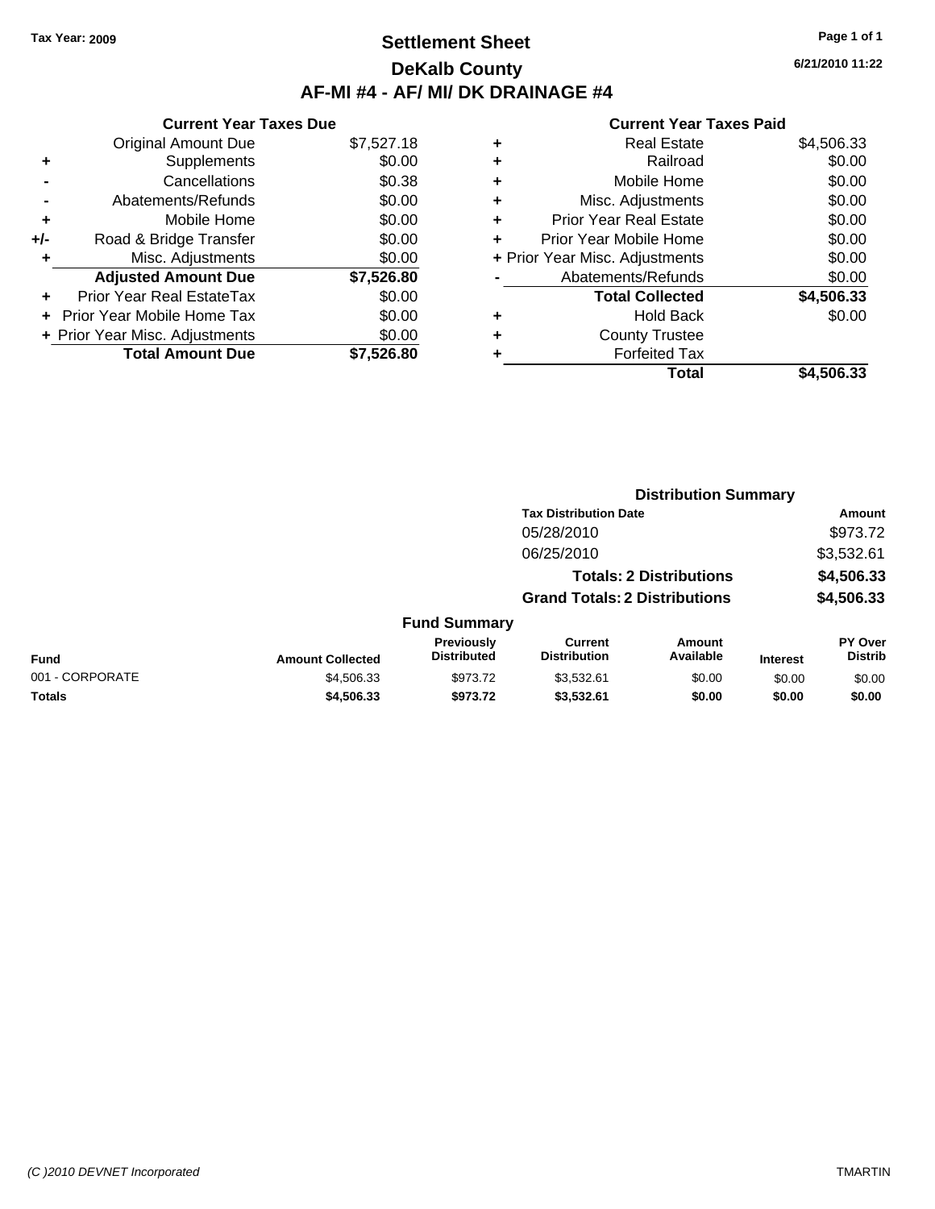Tax Year: 2009

# Settlement Sheet

## DeKalb County

## AF-MI #4 - AF/ MI/ DK DRAINAGE #4

6/21/2010 11:22

### Current Year Taxes Due

| | | |
|---|---|---|
| | Original Amount Due | $7,527.18 |
| + | Supplements | $0.00 |
| - | Cancellations | $0.38 |
| - | Abatements/Refunds | $0.00 |
| + | Mobile Home | $0.00 |
| +/- | Road & Bridge Transfer | $0.00 |
| + | Misc. Adjustments | $0.00 |
| | **Adjusted Amount Due** | **$7,526.80** |
| + | Prior Year Real EstateTax | $0.00 |
| + | Prior Year Mobile Home Tax | $0.00 |
| + | Prior Year Misc. Adjustments | $0.00 |
| | **Total Amount Due** | **$7,526.80** |

### Current Year Taxes Paid

| | | |
|---|---|---|
| + | Real Estate | $4,506.33 |
| + | Railroad | $0.00 |
| + | Mobile Home | $0.00 |
| + | Misc. Adjustments | $0.00 |
| + | Prior Year Real Estate | $0.00 |
| + | Prior Year Mobile Home | $0.00 |
| + | Prior Year Misc. Adjustments | $0.00 |
| - | Abatements/Refunds | $0.00 |
| | **Total Collected** | **$4,506.33** |
| + | Hold Back | $0.00 |
| + | County Trustee | |
| + | Forfeited Tax | |
| | **Total** | **$4,506.33** |

### Distribution Summary

| Tax Distribution Date | Amount |
|---|---|
| 05/28/2010 | $973.72 |
| 06/25/2010 | $3,532.61 |
| **Totals: 2 Distributions** | **$4,506.33** |
| **Grand Totals: 2 Distributions** | **$4,506.33** |

### Fund Summary

| Fund | Amount Collected | Previously Distributed | Current Distribution | Amount Available | Interest | PY Over Distrib |
|---|---|---|---|---|---|---|
| 001 - CORPORATE | $4,506.33 | $973.72 | $3,532.61 | $0.00 | $0.00 | $0.00 |
| **Totals** | **$4,506.33** | **$973.72** | **$3,532.61** | **$0.00** | **$0.00** | **$0.00** |

(C )2010 DEVNET Incorporated TMARTIN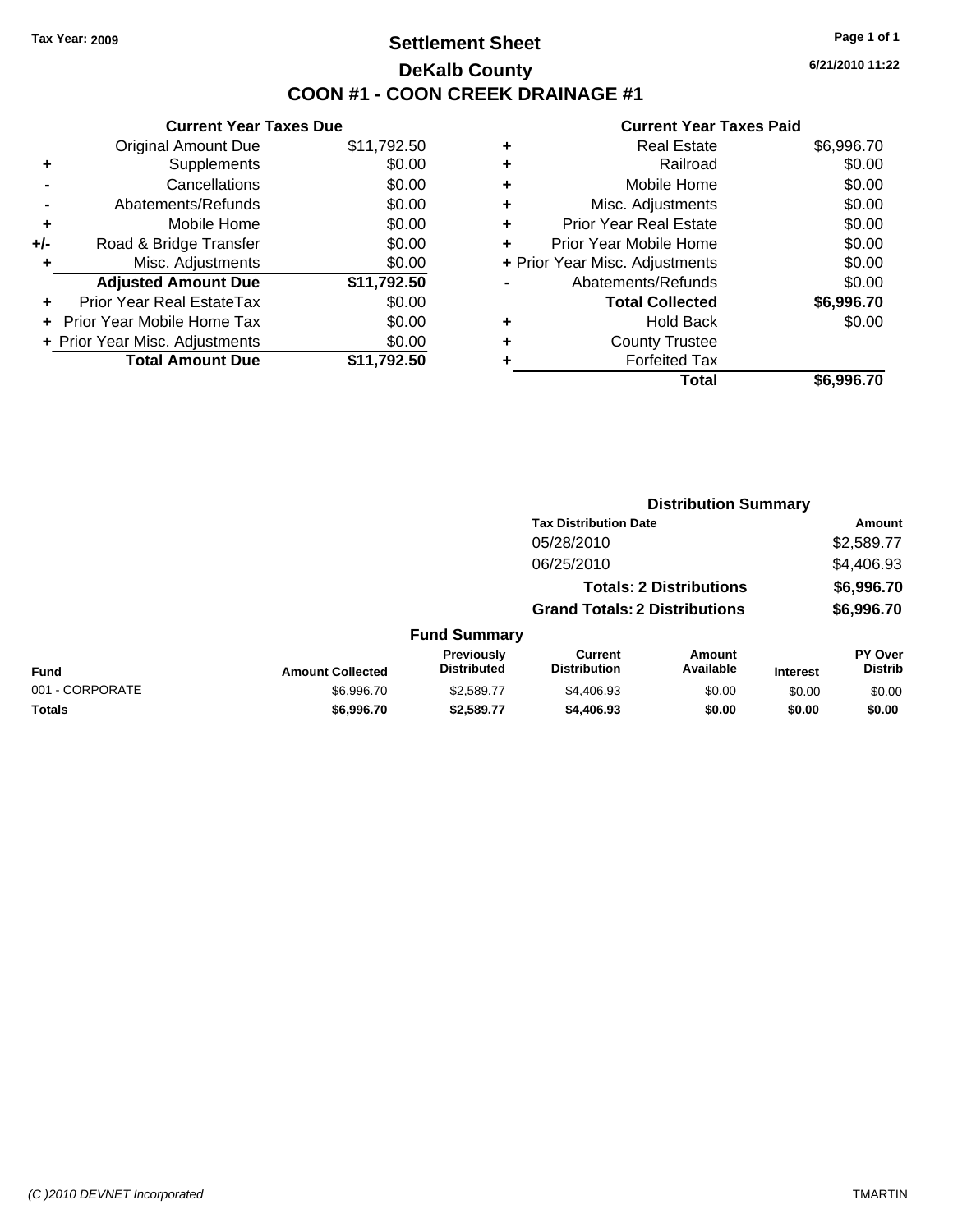Tax Year: 2009

# Settlement Sheet

## DeKalb County

## COON #1 - COON CREEK DRAINAGE #1

6/21/2010 11:22

### Current Year Taxes Due

| | | |
|---|---|---|
| | Original Amount Due | $11,792.50 |
| + | Supplements | $0.00 |
| - | Cancellations | $0.00 |
| - | Abatements/Refunds | $0.00 |
| + | Mobile Home | $0.00 |
| +/- | Road & Bridge Transfer | $0.00 |
| + | Misc. Adjustments | $0.00 |
| | **Adjusted Amount Due** | **$11,792.50** |
| + | Prior Year Real EstateTax | $0.00 |
| + | Prior Year Mobile Home Tax | $0.00 |
| + | Prior Year Misc. Adjustments | $0.00 |
| | **Total Amount Due** | **$11,792.50** |

### Current Year Taxes Paid

| | | |
|---|---|---|
| + | Real Estate | $6,996.70 |
| + | Railroad | $0.00 |
| + | Mobile Home | $0.00 |
| + | Misc. Adjustments | $0.00 |
| + | Prior Year Real Estate | $0.00 |
| + | Prior Year Mobile Home | $0.00 |
| + | Prior Year Misc. Adjustments | $0.00 |
| - | Abatements/Refunds | $0.00 |
| | **Total Collected** | **$6,996.70** |
| + | Hold Back | $0.00 |
| + | County Trustee | |
| + | Forfeited Tax | |
| | **Total** | **$6,996.70** |

### Distribution Summary

| Tax Distribution Date | Amount |
|---|---|
| 05/28/2010 | $2,589.77 |
| 06/25/2010 | $4,406.93 |
| **Totals: 2 Distributions** | **$6,996.70** |
| **Grand Totals: 2 Distributions** | **$6,996.70** |

### Fund Summary

| Fund | Amount Collected | Previously Distributed | Current Distribution | Amount Available | Interest | PY Over Distrib |
|---|---|---|---|---|---|---|
| 001 - CORPORATE | $6,996.70 | $2,589.77 | $4,406.93 | $0.00 | $0.00 | $0.00 |
| **Totals** | **$6,996.70** | **$2,589.77** | **$4,406.93** | **$0.00** | **$0.00** | **$0.00** |

(C )2010 DEVNET Incorporated TMARTIN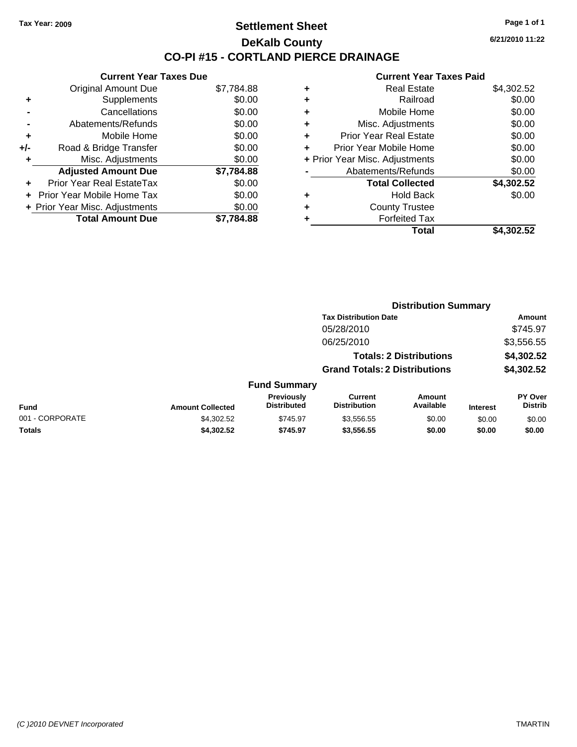Tax Year: 2009

# Settlement Sheet

## DeKalb County

## CO-PI #15 - CORTLAND PIERCE DRAINAGE

6/21/2010 11:22

### Current Year Taxes Due

| | | |
|---|---|---|
| | Original Amount Due | $7,784.88 |
| + | Supplements | $0.00 |
| - | Cancellations | $0.00 |
| - | Abatements/Refunds | $0.00 |
| + | Mobile Home | $0.00 |
| +/- | Road & Bridge Transfer | $0.00 |
| + | Misc. Adjustments | $0.00 |
| | **Adjusted Amount Due** | **$7,784.88** |
| + | Prior Year Real EstateTax | $0.00 |
| + | Prior Year Mobile Home Tax | $0.00 |
| + | Prior Year Misc. Adjustments | $0.00 |
| | **Total Amount Due** | **$7,784.88** |

### Current Year Taxes Paid

| | | |
|---|---|---|
| + | Real Estate | $4,302.52 |
| + | Railroad | $0.00 |
| + | Mobile Home | $0.00 |
| + | Misc. Adjustments | $0.00 |
| + | Prior Year Real Estate | $0.00 |
| + | Prior Year Mobile Home | $0.00 |
| + | Prior Year Misc. Adjustments | $0.00 |
| - | Abatements/Refunds | $0.00 |
| | **Total Collected** | **$4,302.52** |
| + | Hold Back | $0.00 |
| + | County Trustee | |
| + | Forfeited Tax | |
| | **Total** | **$4,302.52** |

### Distribution Summary

| Tax Distribution Date | Amount |
|---|---|
| 05/28/2010 | $745.97 |
| 06/25/2010 | $3,556.55 |
| **Totals: 2 Distributions** | **$4,302.52** |
| **Grand Totals: 2 Distributions** | **$4,302.52** |

### Fund Summary

| Fund | Amount Collected | Previously Distributed | Current Distribution | Amount Available | Interest | PY Over Distrib |
|---|---|---|---|---|---|---|
| 001 - CORPORATE | $4,302.52 | $745.97 | $3,556.55 | $0.00 | $0.00 | $0.00 |
| **Totals** | **$4,302.52** | **$745.97** | **$3,556.55** | **$0.00** | **$0.00** | **$0.00** |

(C )2010 DEVNET Incorporated TMARTIN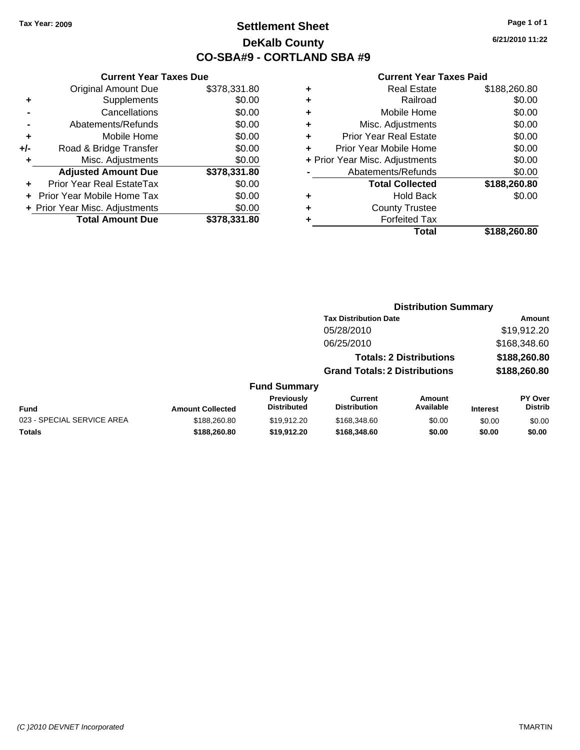**Tax Year: 2009**

# Settlement Sheet
## DeKalb County
## CO-SBA#9 - CORTLAND SBA #9

6/21/2010 11:22

### Current Year Taxes Due

| | | |
|---|---|---|
| | Original Amount Due | $378,331.80 |
| + | Supplements | $0.00 |
| - | Cancellations | $0.00 |
| - | Abatements/Refunds | $0.00 |
| + | Mobile Home | $0.00 |
| +/- | Road & Bridge Transfer | $0.00 |
| + | Misc. Adjustments | $0.00 |
| | **Adjusted Amount Due** | **$378,331.80** |
| + | Prior Year Real EstateTax | $0.00 |
| + | Prior Year Mobile Home Tax | $0.00 |
| + | Prior Year Misc. Adjustments | $0.00 |
| | **Total Amount Due** | **$378,331.80** |

### Current Year Taxes Paid

| | | |
|---|---|---|
| + | Real Estate | $188,260.80 |
| + | Railroad | $0.00 |
| + | Mobile Home | $0.00 |
| + | Misc. Adjustments | $0.00 |
| + | Prior Year Real Estate | $0.00 |
| + | Prior Year Mobile Home | $0.00 |
| + | Prior Year Misc. Adjustments | $0.00 |
| - | Abatements/Refunds | $0.00 |
| | **Total Collected** | **$188,260.80** |
| + | Hold Back | $0.00 |
| + | County Trustee | |
| + | Forfeited Tax | |
| | **Total** | **$188,260.80** |

### Distribution Summary

| Tax Distribution Date | Amount |
|---|---|
| 05/28/2010 | $19,912.20 |
| 06/25/2010 | $168,348.60 |
| **Totals: 2 Distributions** | **$188,260.80** |
| **Grand Totals: 2 Distributions** | **$188,260.80** |

### Fund Summary

| Fund | Amount Collected | Previously Distributed | Current Distribution | Amount Available | Interest | PY Over Distrib |
|---|---|---|---|---|---|---|
| 023 - SPECIAL SERVICE AREA | $188,260.80 | $19,912.20 | $168,348.60 | $0.00 | $0.00 | $0.00 |
| **Totals** | **$188,260.80** | **$19,912.20** | **$168,348.60** | **$0.00** | **$0.00** | **$0.00** |

*(C )2010 DEVNET Incorporated* TMARTIN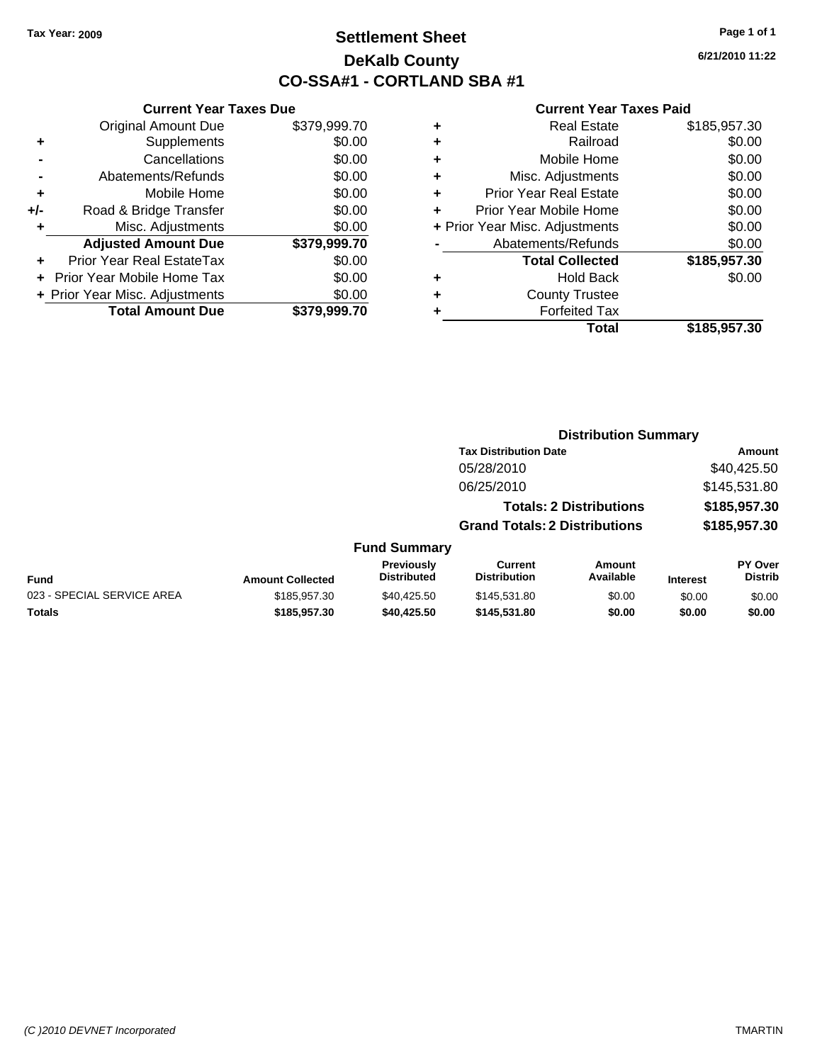Tax Year: 2009

# Settlement Sheet
## DeKalb County
## CO-SSA#1 - CORTLAND SBA #1

6/21/2010 11:22

### Current Year Taxes Due

| | | |
|---|---|---|
| | Original Amount Due | $379,999.70 |
| + | Supplements | $0.00 |
| - | Cancellations | $0.00 |
| - | Abatements/Refunds | $0.00 |
| + | Mobile Home | $0.00 |
| +/- | Road & Bridge Transfer | $0.00 |
| + | Misc. Adjustments | $0.00 |
| | **Adjusted Amount Due** | **$379,999.70** |
| + | Prior Year Real EstateTax | $0.00 |
| + | Prior Year Mobile Home Tax | $0.00 |
| + | Prior Year Misc. Adjustments | $0.00 |
| | **Total Amount Due** | **$379,999.70** |

### Current Year Taxes Paid

| | | |
|---|---|---|
| + | Real Estate | $185,957.30 |
| + | Railroad | $0.00 |
| + | Mobile Home | $0.00 |
| + | Misc. Adjustments | $0.00 |
| + | Prior Year Real Estate | $0.00 |
| + | Prior Year Mobile Home | $0.00 |
| + | Prior Year Misc. Adjustments | $0.00 |
| - | Abatements/Refunds | $0.00 |
| | **Total Collected** | **$185,957.30** |
| + | Hold Back | $0.00 |
| + | County Trustee | |
| + | Forfeited Tax | |
| | **Total** | **$185,957.30** |

### Distribution Summary

| Tax Distribution Date | Amount |
|---|---|
| 05/28/2010 | $40,425.50 |
| 06/25/2010 | $145,531.80 |
| **Totals: 2 Distributions** | **$185,957.30** |
| **Grand Totals: 2 Distributions** | **$185,957.30** |

### Fund Summary

| Fund | Amount Collected | Previously Distributed | Current Distribution | Amount Available | Interest | PY Over Distrib |
|---|---|---|---|---|---|---|
| 023 - SPECIAL SERVICE AREA | $185,957.30 | $40,425.50 | $145,531.80 | $0.00 | $0.00 | $0.00 |
| **Totals** | **$185,957.30** | **$40,425.50** | **$145,531.80** | **$0.00** | **$0.00** | **$0.00** |

(C )2010 DEVNET Incorporated TMARTIN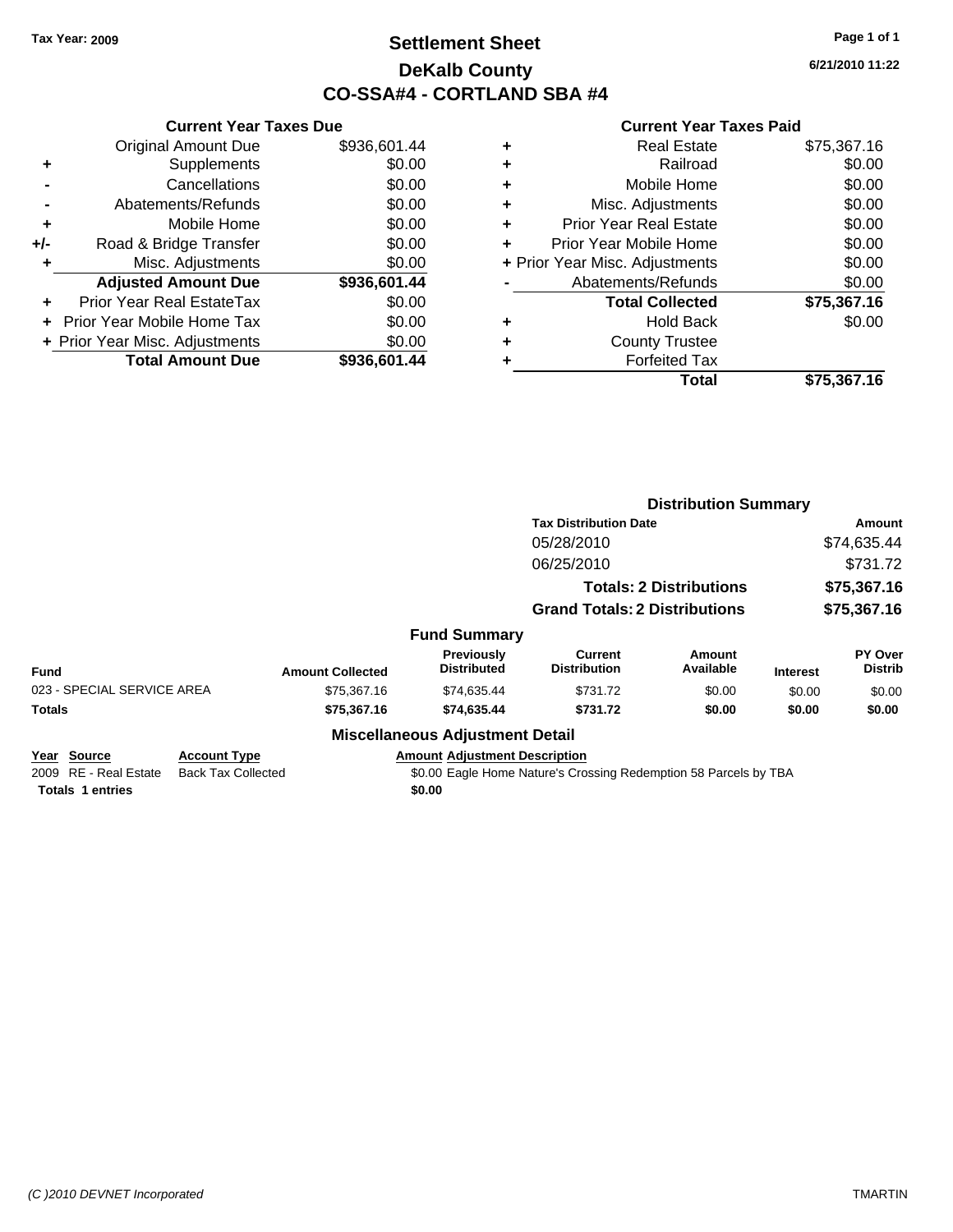Tax Year: 2009

# Settlement Sheet
## DeKalb County
## CO-SSA#4 - CORTLAND SBA #4

6/21/2010 11:22

### Current Year Taxes Due

| | | |
|---|---|---|
| | Original Amount Due | $936,601.44 |
| + | Supplements | $0.00 |
| - | Cancellations | $0.00 |
| - | Abatements/Refunds | $0.00 |
| + | Mobile Home | $0.00 |
| +/- | Road & Bridge Transfer | $0.00 |
| + | Misc. Adjustments | $0.00 |
| | **Adjusted Amount Due** | **$936,601.44** |
| + | Prior Year Real EstateTax | $0.00 |
| + | Prior Year Mobile Home Tax | $0.00 |
| + | Prior Year Misc. Adjustments | $0.00 |
| | **Total Amount Due** | **$936,601.44** |

### Current Year Taxes Paid

| | | |
|---|---|---|
| + | Real Estate | $75,367.16 |
| + | Railroad | $0.00 |
| + | Mobile Home | $0.00 |
| + | Misc. Adjustments | $0.00 |
| + | Prior Year Real Estate | $0.00 |
| + | Prior Year Mobile Home | $0.00 |
| + | Prior Year Misc. Adjustments | $0.00 |
| - | Abatements/Refunds | $0.00 |
| | **Total Collected** | **$75,367.16** |
| + | Hold Back | $0.00 |
| + | County Trustee | |
| + | Forfeited Tax | |
| | **Total** | **$75,367.16** |

### Distribution Summary

| Tax Distribution Date | Amount |
|---|---|
| 05/28/2010 | $74,635.44 |
| 06/25/2010 | $731.72 |
| **Totals: 2 Distributions** | **$75,367.16** |
| **Grand Totals: 2 Distributions** | **$75,367.16** |

### Fund Summary

| Fund | Amount Collected | Previously Distributed | Current Distribution | Amount Available | Interest | PY Over Distrib |
|---|---|---|---|---|---|---|
| 023 - SPECIAL SERVICE AREA | $75,367.16 | $74,635.44 | $731.72 | $0.00 | $0.00 | $0.00 |
| **Totals** | **$75,367.16** | **$74,635.44** | **$731.72** | **$0.00** | **$0.00** | **$0.00** |

### Miscellaneous Adjustment Detail

| Year | Source | Account Type | Amount | Adjustment Description |
|---|---|---|---|---|
| 2009 | RE - Real Estate | Back Tax Collected | $0.00 | Eagle Home Nature's Crossing Redemption 58 Parcels by TBA |
| **Totals** | **1 entries** | | **$0.00** | |

*(C )2010 DEVNET Incorporated* TMARTIN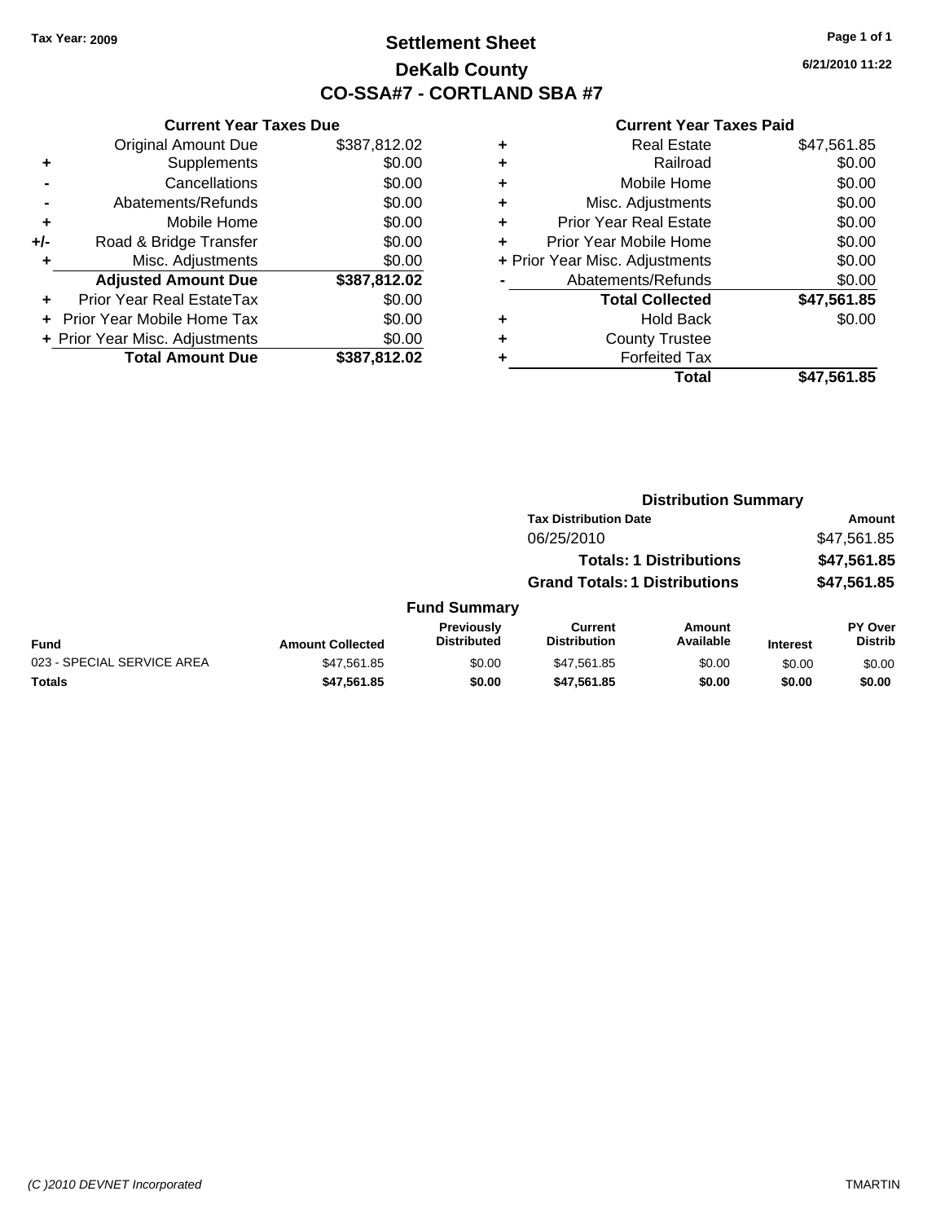Tax Year: 2009

# Settlement Sheet

## DeKalb County

## CO-SSA#7 - CORTLAND SBA #7

6/21/2010 11:22

### Current Year Taxes Due

| | | |
|---|---|---|
| | Original Amount Due | $387,812.02 |
| + | Supplements | $0.00 |
| - | Cancellations | $0.00 |
| - | Abatements/Refunds | $0.00 |
| + | Mobile Home | $0.00 |
| +/- | Road & Bridge Transfer | $0.00 |
| + | Misc. Adjustments | $0.00 |
| | **Adjusted Amount Due** | **$387,812.02** |
| + | Prior Year Real EstateTax | $0.00 |
| + | Prior Year Mobile Home Tax | $0.00 |
| + | Prior Year Misc. Adjustments | $0.00 |
| | **Total Amount Due** | **$387,812.02** |

### Current Year Taxes Paid

| | | |
|---|---|---|
| + | Real Estate | $47,561.85 |
| + | Railroad | $0.00 |
| + | Mobile Home | $0.00 |
| + | Misc. Adjustments | $0.00 |
| + | Prior Year Real Estate | $0.00 |
| + | Prior Year Mobile Home | $0.00 |
| + | Prior Year Misc. Adjustments | $0.00 |
| - | Abatements/Refunds | $0.00 |
| | **Total Collected** | **$47,561.85** |
| + | Hold Back | $0.00 |
| + | County Trustee | |
| + | Forfeited Tax | |
| | **Total** | **$47,561.85** |

### Distribution Summary

| Tax Distribution Date | Amount |
|---|---|
| 06/25/2010 | $47,561.85 |
| **Totals: 1 Distributions** | **$47,561.85** |
| **Grand Totals: 1 Distributions** | **$47,561.85** |

### Fund Summary

| Fund | Amount Collected | Previously Distributed | Current Distribution | Amount Available | Interest | PY Over Distrib |
|---|---|---|---|---|---|---|
| 023 - SPECIAL SERVICE AREA | $47,561.85 | $0.00 | $47,561.85 | $0.00 | $0.00 | $0.00 |
| **Totals** | **$47,561.85** | **$0.00** | **$47,561.85** | **$0.00** | **$0.00** | **$0.00** |

(C )2010 DEVNET Incorporated TMARTIN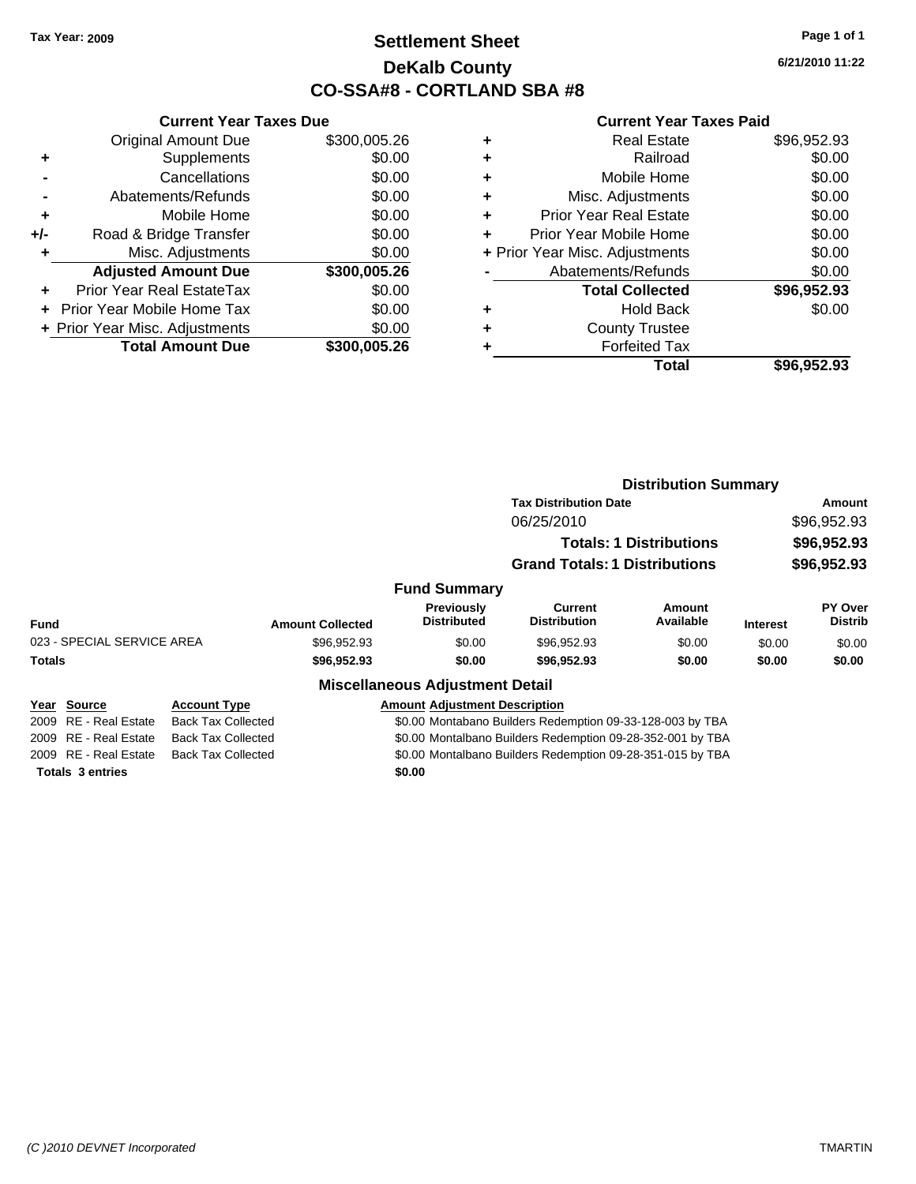**Tax Year: 2009**

# Settlement Sheet
## DeKalb County
## CO-SSA#8 - CORTLAND SBA #8

6/21/2010 11:22

### Current Year Taxes Due

| | | |
|---|---|---|
| | Original Amount Due | $300,005.26 |
| + | Supplements | $0.00 |
| - | Cancellations | $0.00 |
| - | Abatements/Refunds | $0.00 |
| + | Mobile Home | $0.00 |
| +/- | Road & Bridge Transfer | $0.00 |
| + | Misc. Adjustments | $0.00 |
| | **Adjusted Amount Due** | **$300,005.26** |
| + | Prior Year Real EstateTax | $0.00 |
| + | Prior Year Mobile Home Tax | $0.00 |
| + | Prior Year Misc. Adjustments | $0.00 |
| | **Total Amount Due** | **$300,005.26** |

### Current Year Taxes Paid

| | | |
|---|---|---|
| + | Real Estate | $96,952.93 |
| + | Railroad | $0.00 |
| + | Mobile Home | $0.00 |
| + | Misc. Adjustments | $0.00 |
| + | Prior Year Real Estate | $0.00 |
| + | Prior Year Mobile Home | $0.00 |
| + | Prior Year Misc. Adjustments | $0.00 |
| - | Abatements/Refunds | $0.00 |
| | **Total Collected** | **$96,952.93** |
| + | Hold Back | $0.00 |
| + | County Trustee | |
| + | Forfeited Tax | |
| | **Total** | **$96,952.93** |

### Distribution Summary

| Tax Distribution Date | Amount |
|---|---|
| 06/25/2010 | $96,952.93 |
| **Totals: 1 Distributions** | **$96,952.93** |
| **Grand Totals: 1 Distributions** | **$96,952.93** |

### Fund Summary

| Fund | Amount Collected | Previously Distributed | Current Distribution | Amount Available | Interest | PY Over Distrib |
|---|---|---|---|---|---|---|
| 023 - SPECIAL SERVICE AREA | $96,952.93 | $0.00 | $96,952.93 | $0.00 | $0.00 | $0.00 |
| **Totals** | **$96,952.93** | **$0.00** | **$96,952.93** | **$0.00** | **$0.00** | **$0.00** |

### Miscellaneous Adjustment Detail

| Year | Source | Account Type | Amount | Adjustment Description |
|---|---|---|---|---|
| 2009 | RE - Real Estate | Back Tax Collected | $0.00 | Montabano Builders Redemption 09-33-128-003 by TBA |
| 2009 | RE - Real Estate | Back Tax Collected | $0.00 | Montalbano Builders Redemption 09-28-352-001 by TBA |
| 2009 | RE - Real Estate | Back Tax Collected | $0.00 | Montalbano Builders Redemption 09-28-351-015 by TBA |
| **Totals 3 entries** | | | **$0.00** | |

*(C )2010 DEVNET Incorporated* TMARTIN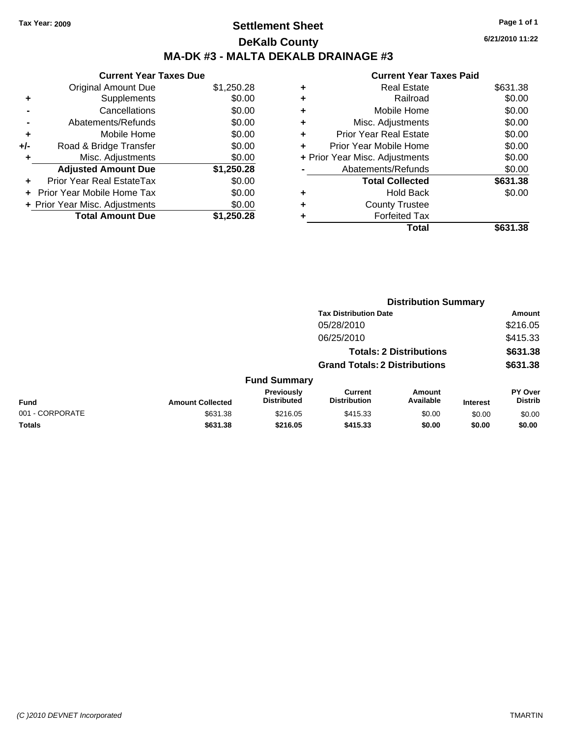Tax Year: 2009

# Settlement Sheet

## DeKalb County

## MA-DK #3 - MALTA DEKALB DRAINAGE #3

6/21/2010 11:22

| | Current Year Taxes Due | |
|---|---|---|
| | Original Amount Due | $1,250.28 |
| + | Supplements | $0.00 |
| - | Cancellations | $0.00 |
| - | Abatements/Refunds | $0.00 |
| + | Mobile Home | $0.00 |
| +/- | Road & Bridge Transfer | $0.00 |
| + | Misc. Adjustments | $0.00 |
| | **Adjusted Amount Due** | **$1,250.28** |
| + | Prior Year Real EstateTax | $0.00 |
| + | Prior Year Mobile Home Tax | $0.00 |
| + | Prior Year Misc. Adjustments | $0.00 |
| | **Total Amount Due** | **$1,250.28** |

| | Current Year Taxes Paid | |
|---|---|---|
| + | Real Estate | $631.38 |
| + | Railroad | $0.00 |
| + | Mobile Home | $0.00 |
| + | Misc. Adjustments | $0.00 |
| + | Prior Year Real Estate | $0.00 |
| + | Prior Year Mobile Home | $0.00 |
| + | Prior Year Misc. Adjustments | $0.00 |
| - | Abatements/Refunds | $0.00 |
| | **Total Collected** | **$631.38** |
| + | Hold Back | $0.00 |
| + | County Trustee | |
| + | Forfeited Tax | |
| | **Total** | **$631.38** |

### Distribution Summary

| Tax Distribution Date | Amount |
|---|---|
| 05/28/2010 | $216.05 |
| 06/25/2010 | $415.33 |
| **Totals: 2 Distributions** | **$631.38** |
| **Grand Totals: 2 Distributions** | **$631.38** |

### Fund Summary

| Fund | Amount Collected | Previously Distributed | Current Distribution | Amount Available | Interest | PY Over Distrib |
|---|---|---|---|---|---|---|
| 001 - CORPORATE | $631.38 | $216.05 | $415.33 | $0.00 | $0.00 | $0.00 |
| **Totals** | **$631.38** | **$216.05** | **$415.33** | **$0.00** | **$0.00** | **$0.00** |

(C )2010 DEVNET Incorporated TMARTIN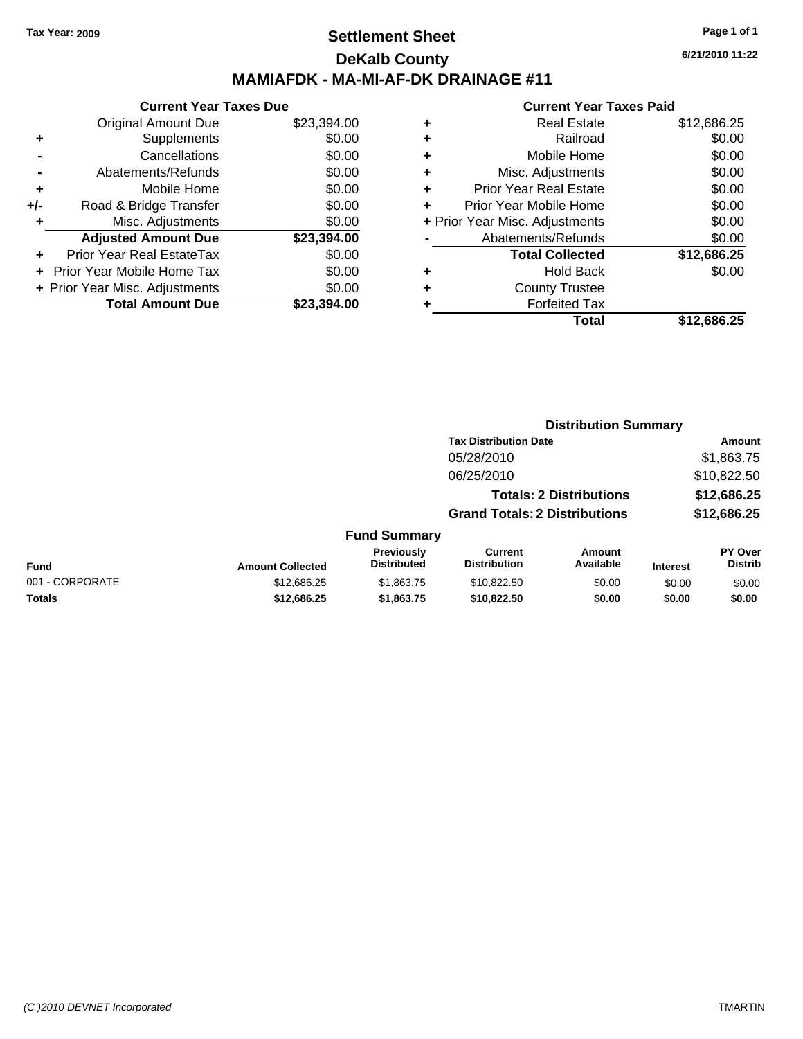Tax Year: 2009

# Settlement Sheet

## DeKalb County

## MAMIAFDK - MA-MI-AF-DK DRAINAGE #11

6/21/2010 11:22

### Current Year Taxes Due

| | | |
|---|---|---|
| | Original Amount Due | $23,394.00 |
| + | Supplements | $0.00 |
| - | Cancellations | $0.00 |
| - | Abatements/Refunds | $0.00 |
| + | Mobile Home | $0.00 |
| +/- | Road & Bridge Transfer | $0.00 |
| + | Misc. Adjustments | $0.00 |
| | **Adjusted Amount Due** | **$23,394.00** |
| + | Prior Year Real EstateTax | $0.00 |
| + | Prior Year Mobile Home Tax | $0.00 |
| + | Prior Year Misc. Adjustments | $0.00 |
| | **Total Amount Due** | **$23,394.00** |

### Current Year Taxes Paid

| | | |
|---|---|---|
| + | Real Estate | $12,686.25 |
| + | Railroad | $0.00 |
| + | Mobile Home | $0.00 |
| + | Misc. Adjustments | $0.00 |
| + | Prior Year Real Estate | $0.00 |
| + | Prior Year Mobile Home | $0.00 |
| + | Prior Year Misc. Adjustments | $0.00 |
| - | Abatements/Refunds | $0.00 |
| | **Total Collected** | **$12,686.25** |
| + | Hold Back | $0.00 |
| + | County Trustee | |
| + | Forfeited Tax | |
| | **Total** | **$12,686.25** |

### Distribution Summary

| Tax Distribution Date | Amount |
|---|---|
| 05/28/2010 | $1,863.75 |
| 06/25/2010 | $10,822.50 |
| **Totals: 2 Distributions** | **$12,686.25** |
| **Grand Totals: 2 Distributions** | **$12,686.25** |

### Fund Summary

| Fund | Amount Collected | Previously Distributed | Current Distribution | Amount Available | Interest | PY Over Distrib |
|---|---|---|---|---|---|---|
| 001 - CORPORATE | $12,686.25 | $1,863.75 | $10,822.50 | $0.00 | $0.00 | $0.00 |
| **Totals** | **$12,686.25** | **$1,863.75** | **$10,822.50** | **$0.00** | **$0.00** | **$0.00** |

*(C )2010 DEVNET Incorporated* TMARTIN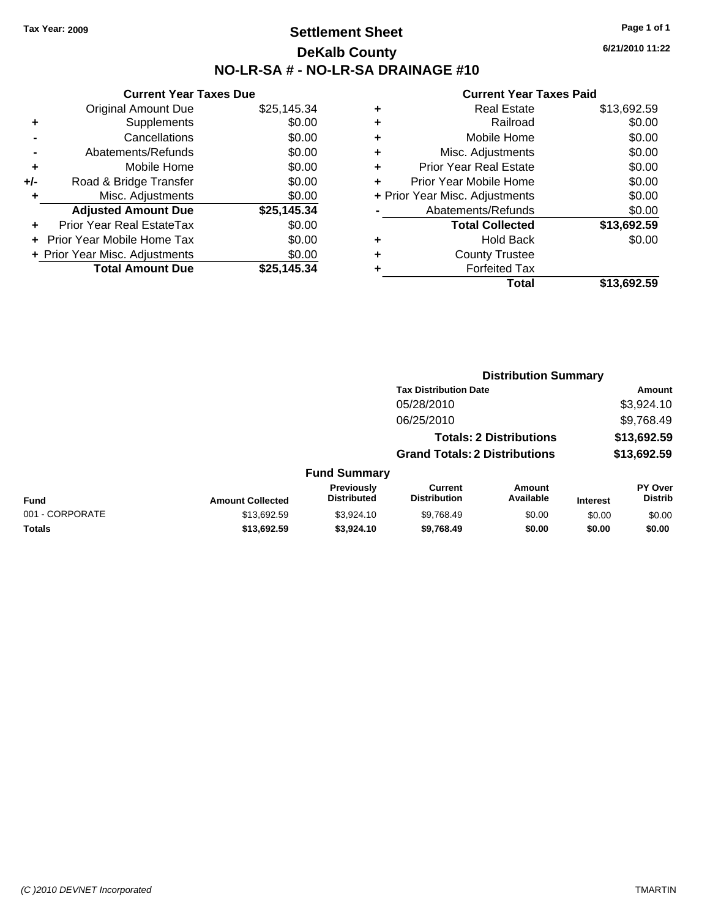Tax Year: 2009

# Settlement Sheet

## DeKalb County

## NO-LR-SA # - NO-LR-SA DRAINAGE #10

6/21/2010 11:22

### Current Year Taxes Due

| | | |
|---|---|---|
| | Original Amount Due | $25,145.34 |
| + | Supplements | $0.00 |
| - | Cancellations | $0.00 |
| - | Abatements/Refunds | $0.00 |
| + | Mobile Home | $0.00 |
| +/- | Road & Bridge Transfer | $0.00 |
| + | Misc. Adjustments | $0.00 |
| | **Adjusted Amount Due** | **$25,145.34** |
| + | Prior Year Real EstateTax | $0.00 |
| + | Prior Year Mobile Home Tax | $0.00 |
| + | Prior Year Misc. Adjustments | $0.00 |
| | **Total Amount Due** | **$25,145.34** |

### Current Year Taxes Paid

| | | |
|---|---|---|
| + | Real Estate | $13,692.59 |
| + | Railroad | $0.00 |
| + | Mobile Home | $0.00 |
| + | Misc. Adjustments | $0.00 |
| + | Prior Year Real Estate | $0.00 |
| + | Prior Year Mobile Home | $0.00 |
| + | Prior Year Misc. Adjustments | $0.00 |
| - | Abatements/Refunds | $0.00 |
| | **Total Collected** | **$13,692.59** |
| + | Hold Back | $0.00 |
| + | County Trustee | |
| + | Forfeited Tax | |
| | **Total** | **$13,692.59** |

### Distribution Summary

| Tax Distribution Date | Amount |
|---|---|
| 05/28/2010 | $3,924.10 |
| 06/25/2010 | $9,768.49 |
| **Totals: 2 Distributions** | **$13,692.59** |
| **Grand Totals: 2 Distributions** | **$13,692.59** |

### Fund Summary

| Fund | Amount Collected | Previously Distributed | Current Distribution | Amount Available | Interest | PY Over Distrib |
|---|---|---|---|---|---|---|
| 001 - CORPORATE | $13,692.59 | $3,924.10 | $9,768.49 | $0.00 | $0.00 | $0.00 |
| **Totals** | **$13,692.59** | **$3,924.10** | **$9,768.49** | **$0.00** | **$0.00** | **$0.00** |

(C )2010 DEVNET Incorporated TMARTIN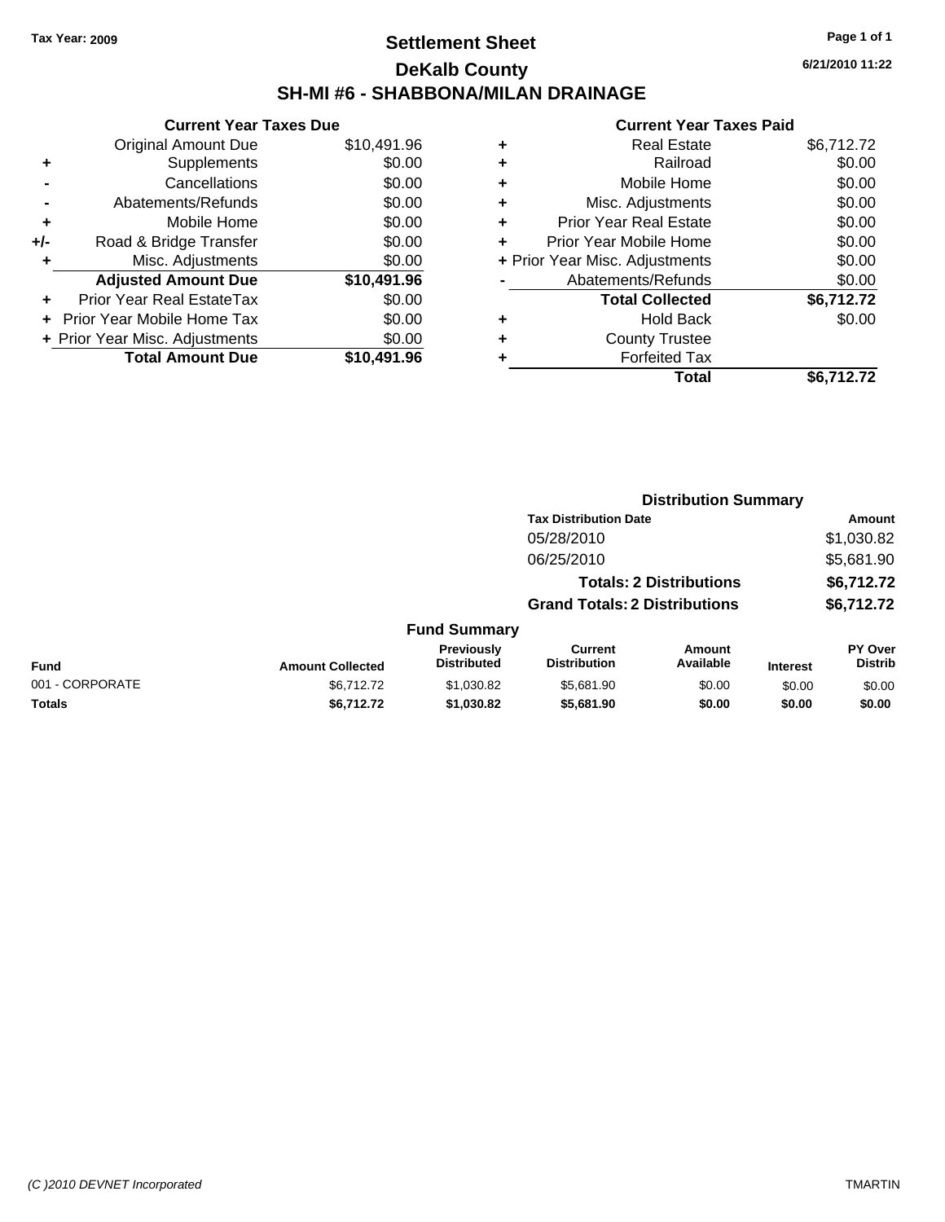**Tax Year: 2009**

# Settlement Sheet

## DeKalb County

## SH-MI #6 - SHABBONA/MILAN DRAINAGE

6/21/2010 11:22

| | Current Year Taxes Due | |
|---|---|---|
| | Original Amount Due | $10,491.96 |
| + | Supplements | $0.00 |
| - | Cancellations | $0.00 |
| - | Abatements/Refunds | $0.00 |
| + | Mobile Home | $0.00 |
| +/- | Road & Bridge Transfer | $0.00 |
| + | Misc. Adjustments | $0.00 |
| | **Adjusted Amount Due** | **$10,491.96** |
| + | Prior Year Real EstateTax | $0.00 |
| + | Prior Year Mobile Home Tax | $0.00 |
| + | Prior Year Misc. Adjustments | $0.00 |
| | **Total Amount Due** | **$10,491.96** |

| | Current Year Taxes Paid | |
|---|---|---|
| + | Real Estate | $6,712.72 |
| + | Railroad | $0.00 |
| + | Mobile Home | $0.00 |
| + | Misc. Adjustments | $0.00 |
| + | Prior Year Real Estate | $0.00 |
| + | Prior Year Mobile Home | $0.00 |
| + | Prior Year Misc. Adjustments | $0.00 |
| - | Abatements/Refunds | $0.00 |
| | **Total Collected** | **$6,712.72** |
| + | Hold Back | $0.00 |
| + | County Trustee | |
| + | Forfeited Tax | |
| | **Total** | **$6,712.72** |

### Distribution Summary

| Tax Distribution Date | Amount |
|---|---|
| 05/28/2010 | $1,030.82 |
| 06/25/2010 | $5,681.90 |
| **Totals: 2 Distributions** | **$6,712.72** |
| **Grand Totals: 2 Distributions** | **$6,712.72** |

### Fund Summary

| Fund | Amount Collected | Previously Distributed | Current Distribution | Amount Available | Interest | PY Over Distrib |
|---|---|---|---|---|---|---|
| 001 - CORPORATE | $6,712.72 | $1,030.82 | $5,681.90 | $0.00 | $0.00 | $0.00 |
| **Totals** | **$6,712.72** | **$1,030.82** | **$5,681.90** | **$0.00** | **$0.00** | **$0.00** |

*(C )2010 DEVNET Incorporated* TMARTIN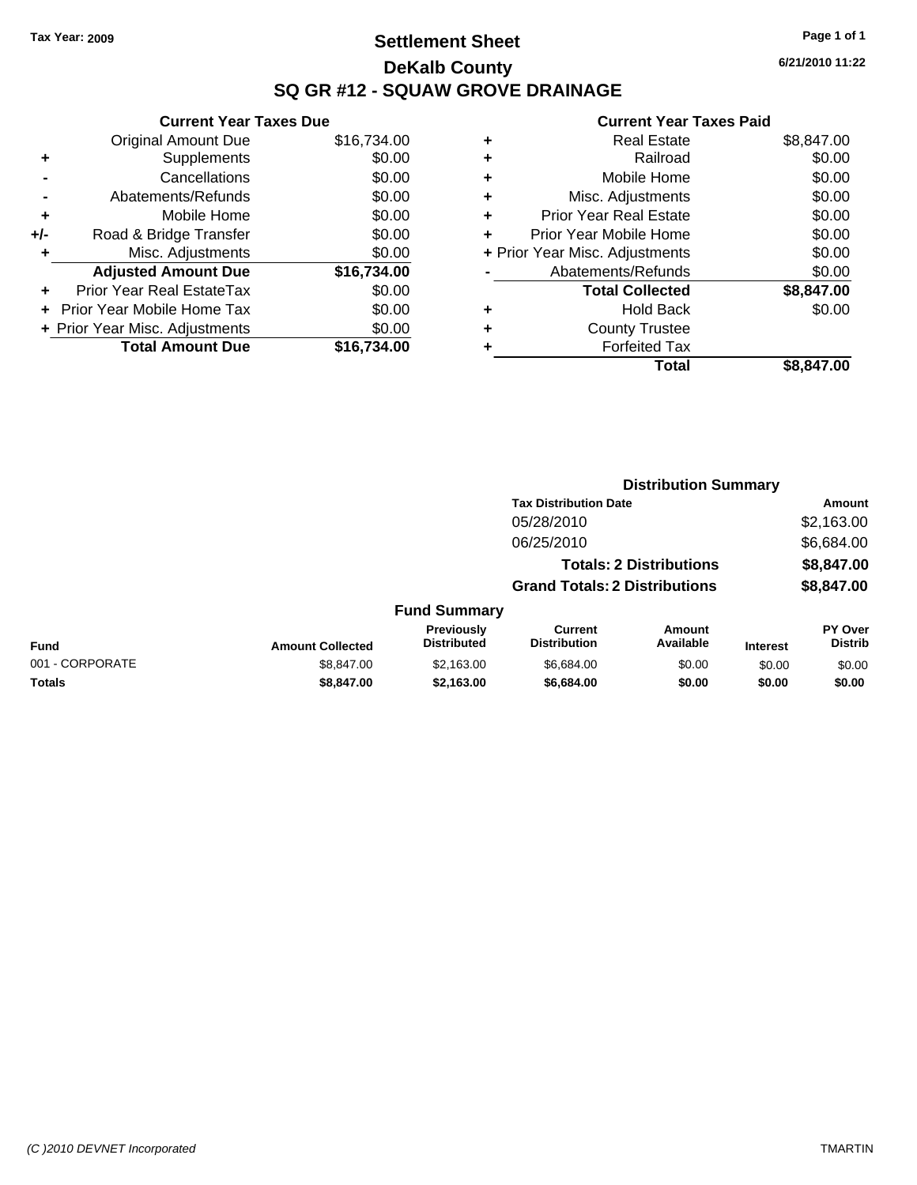Tax Year: 2009

# Settlement Sheet

## DeKalb County

## SQ GR #12 - SQUAW GROVE DRAINAGE

6/21/2010 11:22

### Current Year Taxes Due

| | | |
|---|---|---|
| | Original Amount Due | $16,734.00 |
| + | Supplements | $0.00 |
| - | Cancellations | $0.00 |
| - | Abatements/Refunds | $0.00 |
| + | Mobile Home | $0.00 |
| +/- | Road & Bridge Transfer | $0.00 |
| + | Misc. Adjustments | $0.00 |
| | **Adjusted Amount Due** | **$16,734.00** |
| + | Prior Year Real EstateTax | $0.00 |
| + | Prior Year Mobile Home Tax | $0.00 |
| + | Prior Year Misc. Adjustments | $0.00 |
| | **Total Amount Due** | **$16,734.00** |

### Current Year Taxes Paid

| | | |
|---|---|---|
| + | Real Estate | $8,847.00 |
| + | Railroad | $0.00 |
| + | Mobile Home | $0.00 |
| + | Misc. Adjustments | $0.00 |
| + | Prior Year Real Estate | $0.00 |
| + | Prior Year Mobile Home | $0.00 |
| + | Prior Year Misc. Adjustments | $0.00 |
| - | Abatements/Refunds | $0.00 |
| | **Total Collected** | **$8,847.00** |
| + | Hold Back | $0.00 |
| + | County Trustee | |
| + | Forfeited Tax | |
| | **Total** | **$8,847.00** |

### Distribution Summary

| Tax Distribution Date | Amount |
|---|---|
| 05/28/2010 | $2,163.00 |
| 06/25/2010 | $6,684.00 |
| **Totals: 2 Distributions** | **$8,847.00** |
| **Grand Totals: 2 Distributions** | **$8,847.00** |

### Fund Summary

| Fund | Amount Collected | Previously Distributed | Current Distribution | Amount Available | Interest | PY Over Distrib |
|---|---|---|---|---|---|---|
| 001 - CORPORATE | $8,847.00 | $2,163.00 | $6,684.00 | $0.00 | $0.00 | $0.00 |
| **Totals** | **$8,847.00** | **$2,163.00** | **$6,684.00** | **$0.00** | **$0.00** | **$0.00** |

(C )2010 DEVNET Incorporated TMARTIN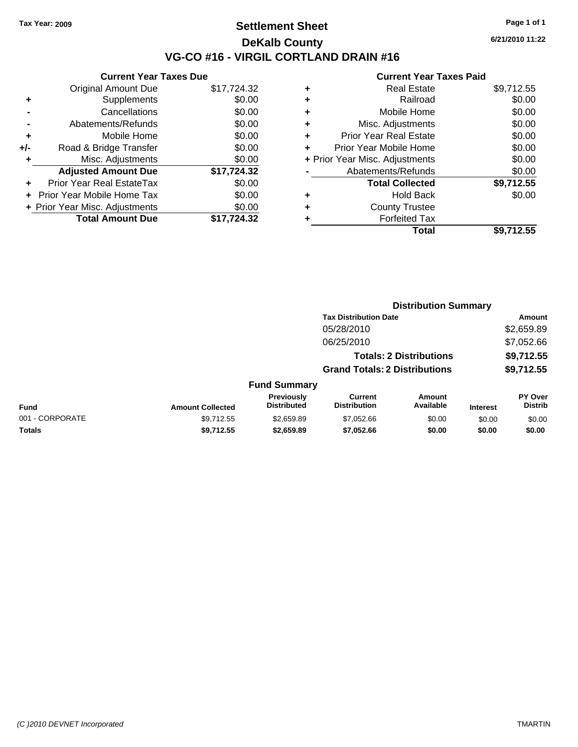Tax Year: 2009

# Settlement Sheet

## DeKalb County

## VG-CO #16 - VIRGIL CORTLAND DRAIN #16

6/21/2010 11:22

### Current Year Taxes Due

| | | |
|---|---|---|
| | Original Amount Due | $17,724.32 |
| + | Supplements | $0.00 |
| - | Cancellations | $0.00 |
| - | Abatements/Refunds | $0.00 |
| + | Mobile Home | $0.00 |
| +/- | Road & Bridge Transfer | $0.00 |
| + | Misc. Adjustments | $0.00 |
| | **Adjusted Amount Due** | **$17,724.32** |
| + | Prior Year Real EstateTax | $0.00 |
| + | Prior Year Mobile Home Tax | $0.00 |
| + | Prior Year Misc. Adjustments | $0.00 |
| | **Total Amount Due** | **$17,724.32** |

### Current Year Taxes Paid

| | | |
|---|---|---|
| + | Real Estate | $9,712.55 |
| + | Railroad | $0.00 |
| + | Mobile Home | $0.00 |
| + | Misc. Adjustments | $0.00 |
| + | Prior Year Real Estate | $0.00 |
| + | Prior Year Mobile Home | $0.00 |
| + | Prior Year Misc. Adjustments | $0.00 |
| - | Abatements/Refunds | $0.00 |
| | **Total Collected** | **$9,712.55** |
| + | Hold Back | $0.00 |
| + | County Trustee | |
| + | Forfeited Tax | |
| | **Total** | **$9,712.55** |

### Distribution Summary

| Tax Distribution Date | Amount |
|---|---|
| 05/28/2010 | $2,659.89 |
| 06/25/2010 | $7,052.66 |
| **Totals: 2 Distributions** | **$9,712.55** |
| **Grand Totals: 2 Distributions** | **$9,712.55** |

### Fund Summary

| Fund | Amount Collected | Previously Distributed | Current Distribution | Amount Available | Interest | PY Over Distrib |
|---|---|---|---|---|---|---|
| 001 - CORPORATE | $9,712.55 | $2,659.89 | $7,052.66 | $0.00 | $0.00 | $0.00 |
| **Totals** | **$9,712.55** | **$2,659.89** | **$7,052.66** | **$0.00** | **$0.00** | **$0.00** |

(C )2010 DEVNET Incorporated TMARTIN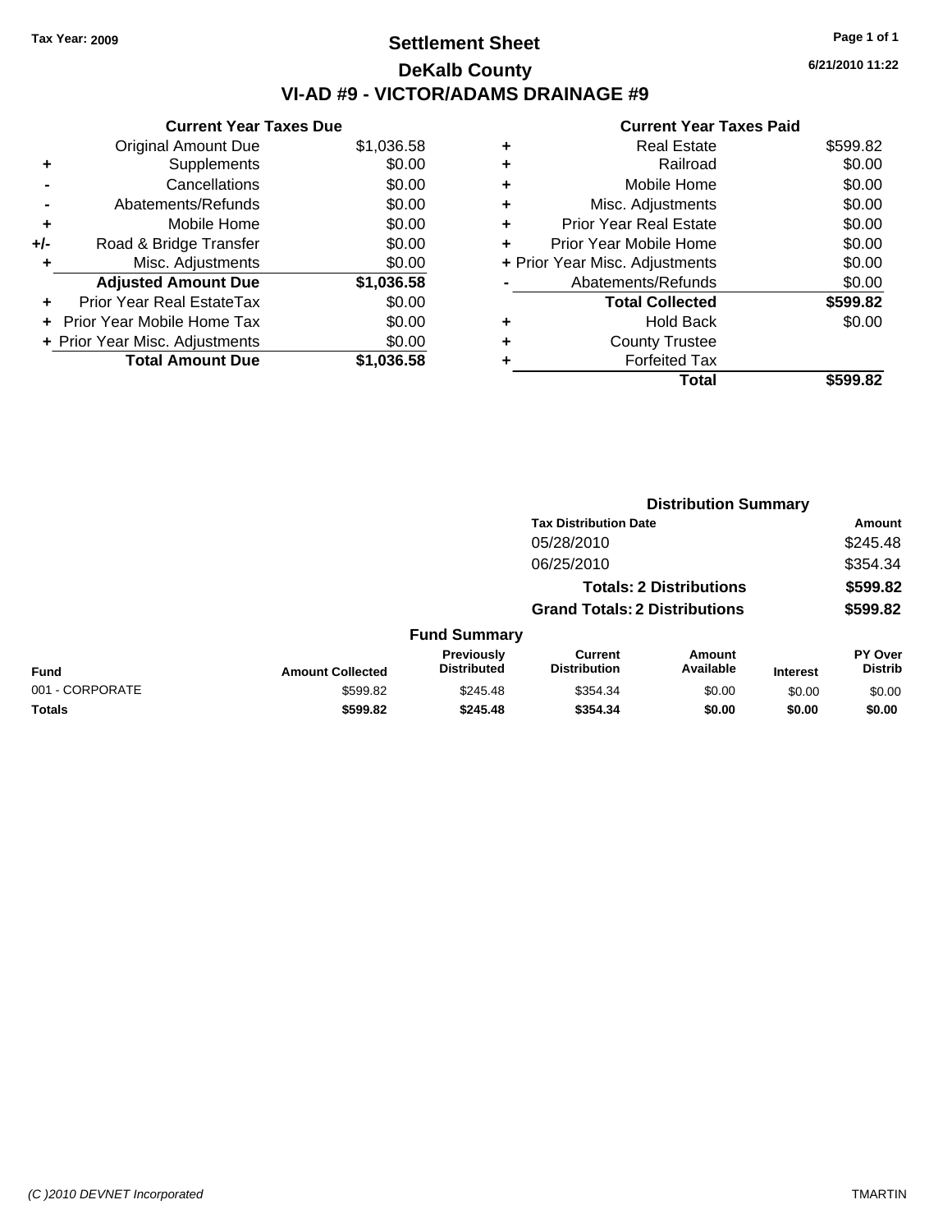Tax Year: 2009

# Settlement Sheet

## DeKalb County

## VI-AD #9 - VICTOR/ADAMS DRAINAGE #9

6/21/2010 11:22

### Current Year Taxes Due

| | | |
|---|---|---|
| | Original Amount Due | $1,036.58 |
| + | Supplements | $0.00 |
| - | Cancellations | $0.00 |
| - | Abatements/Refunds | $0.00 |
| + | Mobile Home | $0.00 |
| +/- | Road & Bridge Transfer | $0.00 |
| + | Misc. Adjustments | $0.00 |
| | **Adjusted Amount Due** | **$1,036.58** |
| + | Prior Year Real EstateTax | $0.00 |
| + | Prior Year Mobile Home Tax | $0.00 |
| + | Prior Year Misc. Adjustments | $0.00 |
| | **Total Amount Due** | **$1,036.58** |

### Current Year Taxes Paid

| | | |
|---|---|---|
| + | Real Estate | $599.82 |
| + | Railroad | $0.00 |
| + | Mobile Home | $0.00 |
| + | Misc. Adjustments | $0.00 |
| + | Prior Year Real Estate | $0.00 |
| + | Prior Year Mobile Home | $0.00 |
| + | Prior Year Misc. Adjustments | $0.00 |
| - | Abatements/Refunds | $0.00 |
| | **Total Collected** | **$599.82** |
| + | Hold Back | $0.00 |
| + | County Trustee | |
| + | Forfeited Tax | |
| | **Total** | **$599.82** |

### Distribution Summary

| Tax Distribution Date | Amount |
|---|---|
| 05/28/2010 | $245.48 |
| 06/25/2010 | $354.34 |
| **Totals: 2 Distributions** | **$599.82** |
| **Grand Totals: 2 Distributions** | **$599.82** |

### Fund Summary

| Fund | Amount Collected | Previously Distributed | Current Distribution | Amount Available | Interest | PY Over Distrib |
|---|---|---|---|---|---|---|
| 001 - CORPORATE | $599.82 | $245.48 | $354.34 | $0.00 | $0.00 | $0.00 |
| **Totals** | **$599.82** | **$245.48** | **$354.34** | **$0.00** | **$0.00** | **$0.00** |

(C )2010 DEVNET Incorporated TMARTIN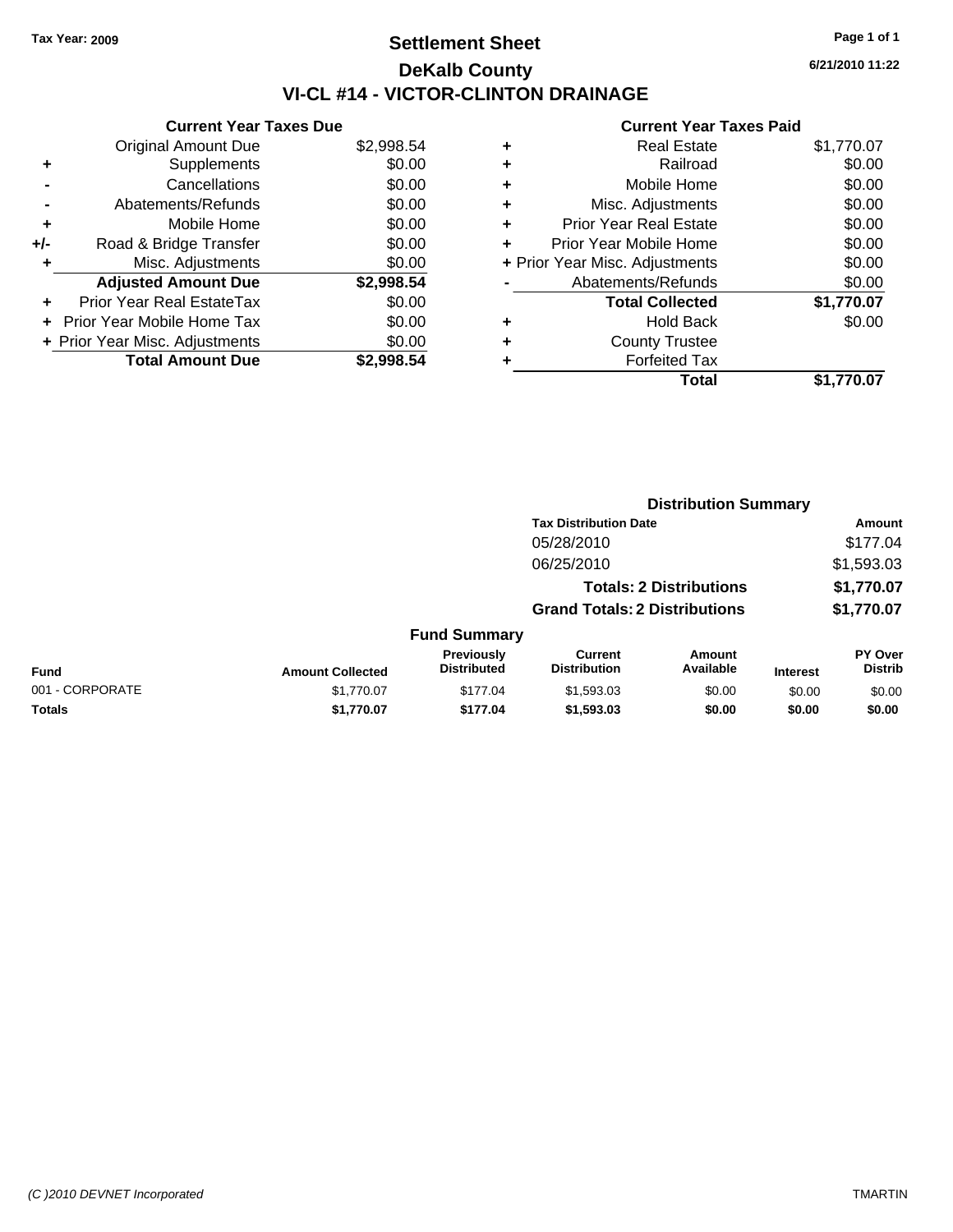Tax Year: 2009

# Settlement Sheet

## DeKalb County

## VI-CL #14 - VICTOR-CLINTON DRAINAGE

6/21/2010 11:22

### Current Year Taxes Due

| | | |
|---|---|---|
| | Original Amount Due | $2,998.54 |
| + | Supplements | $0.00 |
| - | Cancellations | $0.00 |
| - | Abatements/Refunds | $0.00 |
| + | Mobile Home | $0.00 |
| +/- | Road & Bridge Transfer | $0.00 |
| + | Misc. Adjustments | $0.00 |
| | **Adjusted Amount Due** | **$2,998.54** |
| + | Prior Year Real EstateTax | $0.00 |
| + | Prior Year Mobile Home Tax | $0.00 |
| + | Prior Year Misc. Adjustments | $0.00 |
| | **Total Amount Due** | **$2,998.54** |

### Current Year Taxes Paid

| | | |
|---|---|---|
| + | Real Estate | $1,770.07 |
| + | Railroad | $0.00 |
| + | Mobile Home | $0.00 |
| + | Misc. Adjustments | $0.00 |
| + | Prior Year Real Estate | $0.00 |
| + | Prior Year Mobile Home | $0.00 |
| + | Prior Year Misc. Adjustments | $0.00 |
| - | Abatements/Refunds | $0.00 |
| | **Total Collected** | **$1,770.07** |
| + | Hold Back | $0.00 |
| + | County Trustee | |
| + | Forfeited Tax | |
| | **Total** | **$1,770.07** |

### Distribution Summary

| Tax Distribution Date | Amount |
|---|---|
| 05/28/2010 | $177.04 |
| 06/25/2010 | $1,593.03 |
| **Totals: 2 Distributions** | **$1,770.07** |
| **Grand Totals: 2 Distributions** | **$1,770.07** |

### Fund Summary

| Fund | Amount Collected | Previously Distributed | Current Distribution | Amount Available | Interest | PY Over Distrib |
|---|---|---|---|---|---|---|
| 001 - CORPORATE | $1,770.07 | $177.04 | $1,593.03 | $0.00 | $0.00 | $0.00 |
| **Totals** | **$1,770.07** | **$177.04** | **$1,593.03** | **$0.00** | **$0.00** | **$0.00** |

(C )2010 DEVNET Incorporated

TMARTIN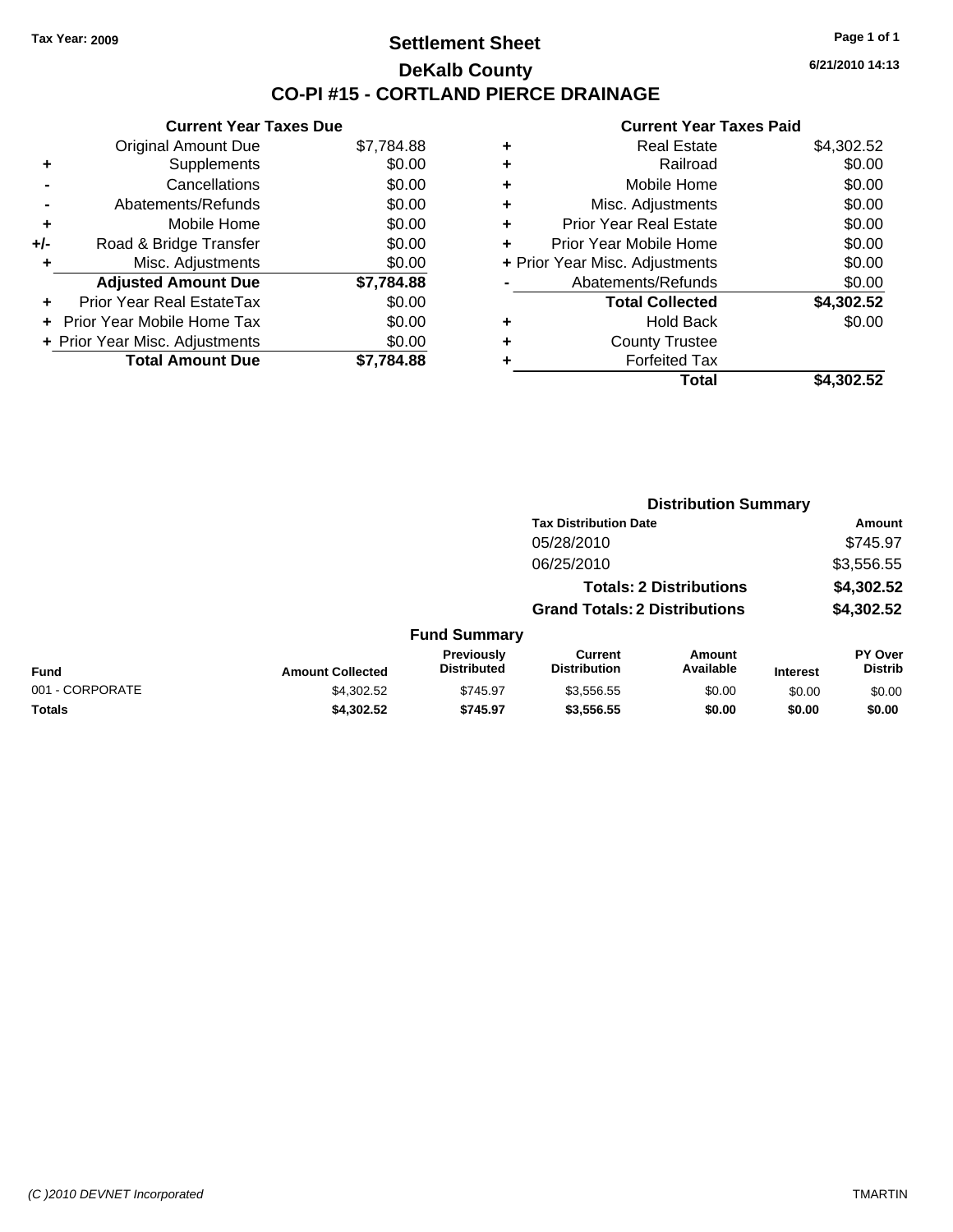Tax Year: 2009

# Settlement Sheet

## DeKalb County

## CO-PI #15 - CORTLAND PIERCE DRAINAGE

6/21/2010 14:13

| | Current Year Taxes Due | |
|---|---|---|
| | Original Amount Due | $7,784.88 |
| + | Supplements | $0.00 |
| - | Cancellations | $0.00 |
| - | Abatements/Refunds | $0.00 |
| + | Mobile Home | $0.00 |
| +/- | Road & Bridge Transfer | $0.00 |
| + | Misc. Adjustments | $0.00 |
| | **Adjusted Amount Due** | **$7,784.88** |
| + | Prior Year Real EstateTax | $0.00 |
| + | Prior Year Mobile Home Tax | $0.00 |
| + | Prior Year Misc. Adjustments | $0.00 |
| | **Total Amount Due** | **$7,784.88** |

| | Current Year Taxes Paid | |
|---|---|---|
| + | Real Estate | $4,302.52 |
| + | Railroad | $0.00 |
| + | Mobile Home | $0.00 |
| + | Misc. Adjustments | $0.00 |
| + | Prior Year Real Estate | $0.00 |
| + | Prior Year Mobile Home | $0.00 |
| + | Prior Year Misc. Adjustments | $0.00 |
| - | Abatements/Refunds | $0.00 |
| | **Total Collected** | **$4,302.52** |
| + | Hold Back | $0.00 |
| + | County Trustee | |
| + | Forfeited Tax | |
| | **Total** | **$4,302.52** |

### Distribution Summary

| Tax Distribution Date | Amount |
|---|---|
| 05/28/2010 | $745.97 |
| 06/25/2010 | $3,556.55 |
| **Totals: 2 Distributions** | **$4,302.52** |
| **Grand Totals: 2 Distributions** | **$4,302.52** |

### Fund Summary

| Fund | Amount Collected | Previously Distributed | Current Distribution | Amount Available | Interest | PY Over Distrib |
|---|---|---|---|---|---|---|
| 001 - CORPORATE | $4,302.52 | $745.97 | $3,556.55 | $0.00 | $0.00 | $0.00 |
| **Totals** | **$4,302.52** | **$745.97** | **$3,556.55** | **$0.00** | **$0.00** | **$0.00** |

(C )2010 DEVNET Incorporated

TMARTIN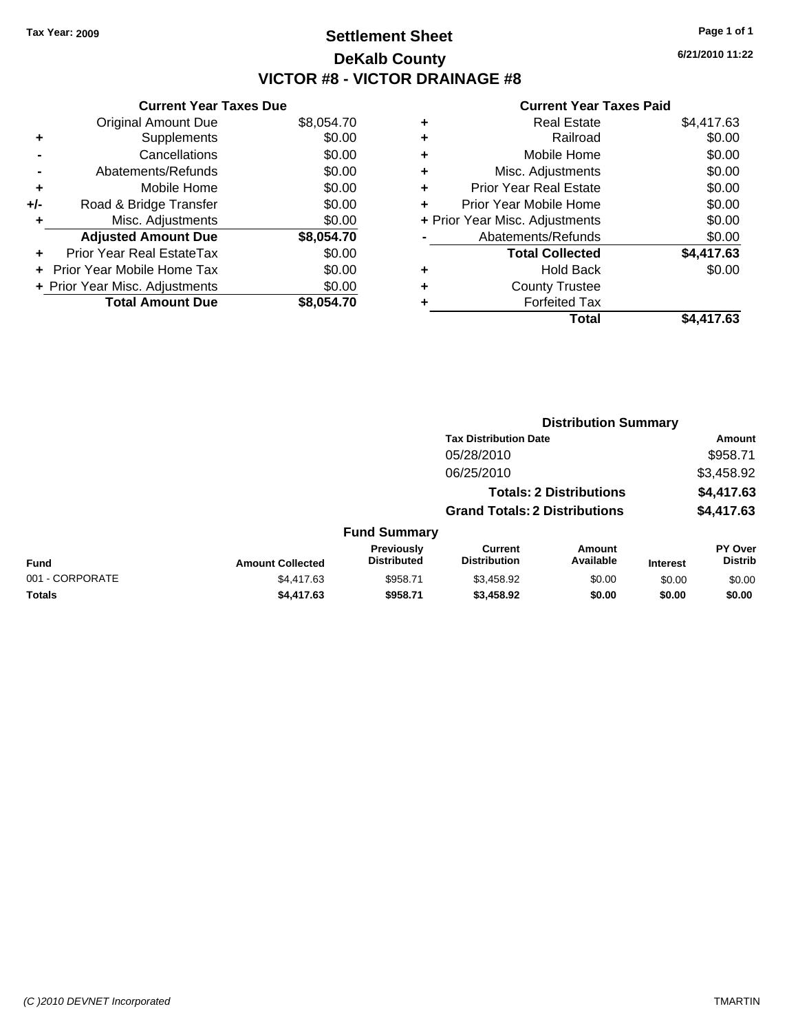Tax Year: 2009

# Settlement Sheet
## DeKalb County
## VICTOR #8 - VICTOR DRAINAGE #8

6/21/2010 11:22

**Current Year Taxes Due**

| | | |
|---|---|---|
| | Original Amount Due | $8,054.70 |
| + | Supplements | $0.00 |
| - | Cancellations | $0.00 |
| - | Abatements/Refunds | $0.00 |
| + | Mobile Home | $0.00 |
| +/- | Road & Bridge Transfer | $0.00 |
| + | Misc. Adjustments | $0.00 |
| | **Adjusted Amount Due** | **$8,054.70** |
| + | Prior Year Real EstateTax | $0.00 |
| + | Prior Year Mobile Home Tax | $0.00 |
| + | Prior Year Misc. Adjustments | $0.00 |
| | **Total Amount Due** | **$8,054.70** |

**Current Year Taxes Paid**

| | | |
|---|---|---|
| + | Real Estate | $4,417.63 |
| + | Railroad | $0.00 |
| + | Mobile Home | $0.00 |
| + | Misc. Adjustments | $0.00 |
| + | Prior Year Real Estate | $0.00 |
| + | Prior Year Mobile Home | $0.00 |
| + | Prior Year Misc. Adjustments | $0.00 |
| - | Abatements/Refunds | $0.00 |
| | **Total Collected** | **$4,417.63** |
| + | Hold Back | $0.00 |
| + | County Trustee | |
| + | Forfeited Tax | |
| | **Total** | **$4,417.63** |

**Distribution Summary**

| Tax Distribution Date | Amount |
|---|---|
| 05/28/2010 | $958.71 |
| 06/25/2010 | $3,458.92 |
| **Totals: 2 Distributions** | **$4,417.63** |
| **Grand Totals: 2 Distributions** | **$4,417.63** |

**Fund Summary**

| Fund | Amount Collected | Previously Distributed | Current Distribution | Amount Available | Interest | PY Over Distrib |
|---|---|---|---|---|---|---|
| 001 - CORPORATE | $4,417.63 | $958.71 | $3,458.92 | $0.00 | $0.00 | $0.00 |
| **Totals** | **$4,417.63** | **$958.71** | **$3,458.92** | **$0.00** | **$0.00** | **$0.00** |

(C )2010 DEVNET Incorporated — TMARTIN